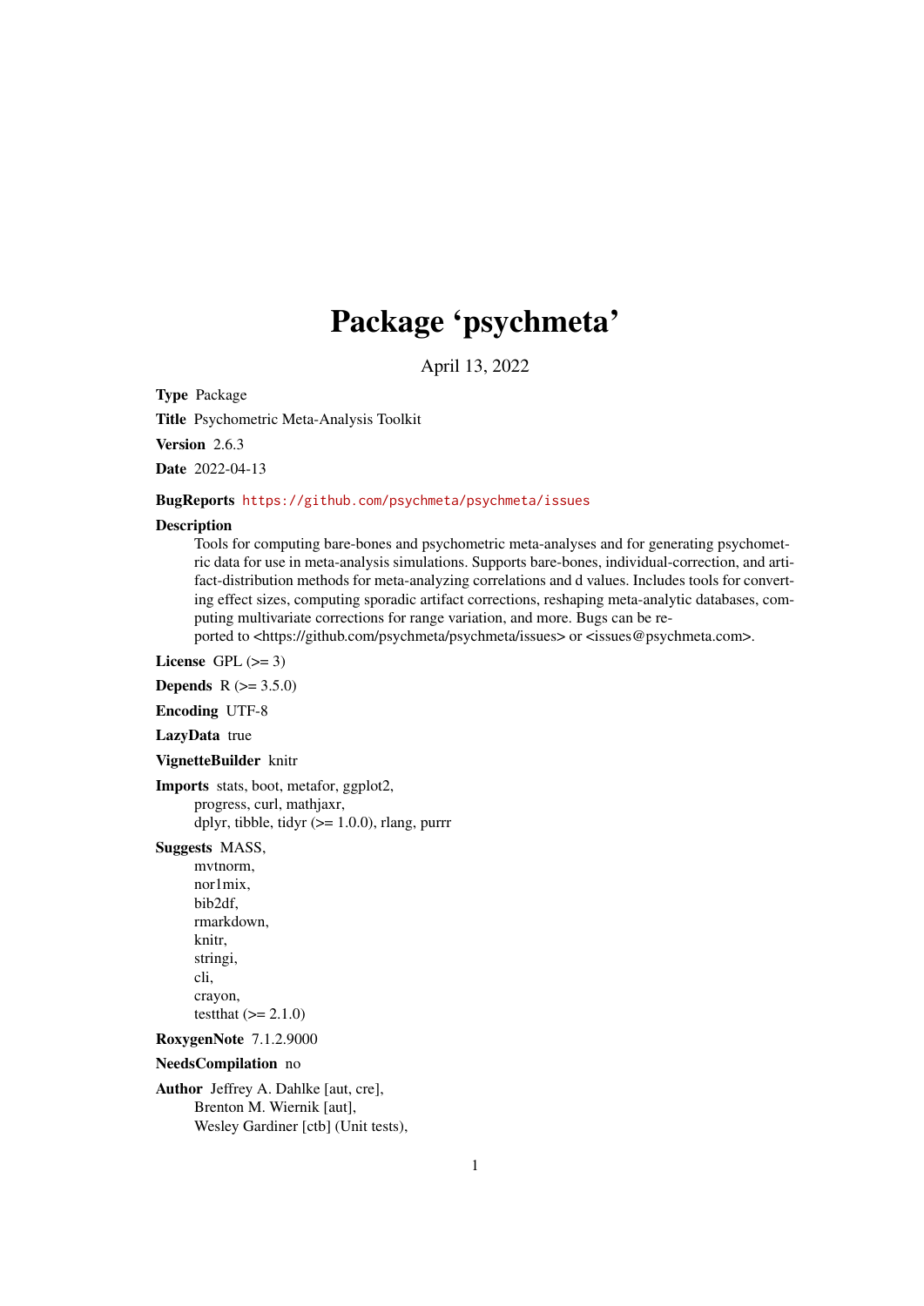# Package 'psychmeta'

April 13, 2022

**Type** Package

**Title** Psychometric Meta-Analysis Toolkit

**Version** 2.6.3

**Date** 2022-04-13

**BugReports** https://github.com/psychmeta/psychmeta/issues

**Description**
Tools for computing bare-bones and psychometric meta-analyses and for generating psychometric data for use in meta-analysis simulations. Supports bare-bones, individual-correction, and artifact-distribution methods for meta-analyzing correlations and d values. Includes tools for converting effect sizes, computing sporadic artifact corrections, reshaping meta-analytic databases, computing multivariate corrections for range variation, and more. Bugs can be reported to <https://github.com/psychmeta/psychmeta/issues> or <issues@psychmeta.com>.

**License** GPL (>= 3)

**Depends** R (>= 3.5.0)

**Encoding** UTF-8

**LazyData** true

**VignetteBuilder** knitr

**Imports** stats, boot, metafor, ggplot2,
progress, curl, mathjaxr,
dplyr, tibble, tidyr (>= 1.0.0), rlang, purrr

**Suggests** MASS,
mvtnorm,
nor1mix,
bib2df,
rmarkdown,
knitr,
stringi,
cli,
crayon,
testthat (>= 2.1.0)

**RoxygenNote** 7.1.2.9000

**NeedsCompilation** no

**Author** Jeffrey A. Dahlke [aut, cre],
Brenton M. Wiernik [aut],
Wesley Gardiner [ctb] (Unit tests),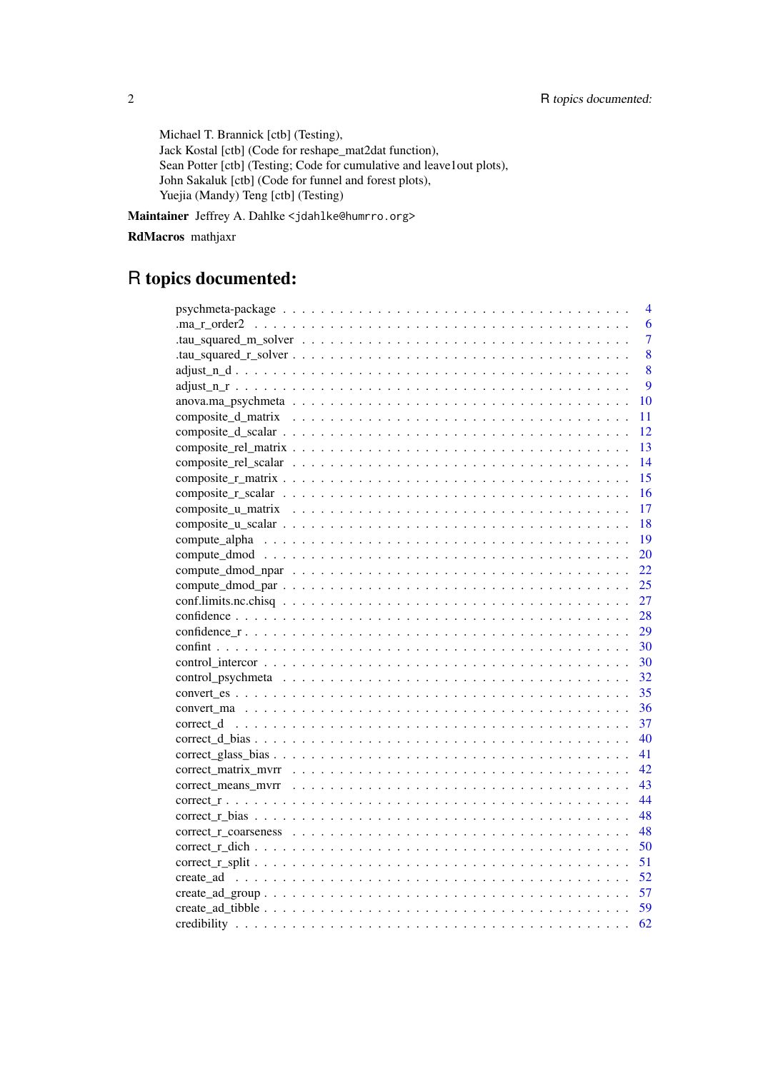Michael T. Brannick [ctb] (Testing),
Jack Kostal [ctb] (Code for reshape_mat2dat function),
Sean Potter [ctb] (Testing; Code for cumulative and leave1out plots),
John Sakaluk [ctb] (Code for funnel and forest plots),
Yuejia (Mandy) Teng [ctb] (Testing)

**Maintainer** Jeffrey A. Dahlke <jdahlke@humrro.org>

**RdMacros** mathjaxr

# R topics documented:

psychmeta-package . . . . . . . . . . . . . . . . . . . . . . . . . . . . . . . . . . 4
.ma_r_order2 . . . . . . . . . . . . . . . . . . . . . . . . . . . . . . . . . . 6
.tau_squared_m_solver . . . . . . . . . . . . . . . . . . . . . . . . . . . . . . . . . . 7
.tau_squared_r_solver . . . . . . . . . . . . . . . . . . . . . . . . . . . . . . . . . . 8
adjust_n_d . . . . . . . . . . . . . . . . . . . . . . . . . . . . . . . . . . 8
adjust_n_r . . . . . . . . . . . . . . . . . . . . . . . . . . . . . . . . . . 9
anova.ma_psychmeta . . . . . . . . . . . . . . . . . . . . . . . . . . . . . . . . . . 10
composite_d_matrix . . . . . . . . . . . . . . . . . . . . . . . . . . . . . . . . . . 11
composite_d_scalar . . . . . . . . . . . . . . . . . . . . . . . . . . . . . . . . . . 12
composite_rel_matrix . . . . . . . . . . . . . . . . . . . . . . . . . . . . . . . . . . 13
composite_rel_scalar . . . . . . . . . . . . . . . . . . . . . . . . . . . . . . . . . . 14
composite_r_matrix . . . . . . . . . . . . . . . . . . . . . . . . . . . . . . . . . . 15
composite_r_scalar . . . . . . . . . . . . . . . . . . . . . . . . . . . . . . . . . . 16
composite_u_matrix . . . . . . . . . . . . . . . . . . . . . . . . . . . . . . . . . . 17
composite_u_scalar . . . . . . . . . . . . . . . . . . . . . . . . . . . . . . . . . . 18
compute_alpha . . . . . . . . . . . . . . . . . . . . . . . . . . . . . . . . . . 19
compute_dmod . . . . . . . . . . . . . . . . . . . . . . . . . . . . . . . . . . 20
compute_dmod_npar . . . . . . . . . . . . . . . . . . . . . . . . . . . . . . . . . . 22
compute_dmod_par . . . . . . . . . . . . . . . . . . . . . . . . . . . . . . . . . . 25
conf.limits.nc.chisq . . . . . . . . . . . . . . . . . . . . . . . . . . . . . . . . . . 27
confidence . . . . . . . . . . . . . . . . . . . . . . . . . . . . . . . . . . 28
confidence_r . . . . . . . . . . . . . . . . . . . . . . . . . . . . . . . . . . 29
confint . . . . . . . . . . . . . . . . . . . . . . . . . . . . . . . . . . 30
control_intercor . . . . . . . . . . . . . . . . . . . . . . . . . . . . . . . . . . 30
control_psychmeta . . . . . . . . . . . . . . . . . . . . . . . . . . . . . . . . . . 32
convert_es . . . . . . . . . . . . . . . . . . . . . . . . . . . . . . . . . . 35
convert_ma . . . . . . . . . . . . . . . . . . . . . . . . . . . . . . . . . . 36
correct_d . . . . . . . . . . . . . . . . . . . . . . . . . . . . . . . . . . 37
correct_d_bias . . . . . . . . . . . . . . . . . . . . . . . . . . . . . . . . . . 40
correct_glass_bias . . . . . . . . . . . . . . . . . . . . . . . . . . . . . . . . . . 41
correct_matrix_mvrr . . . . . . . . . . . . . . . . . . . . . . . . . . . . . . . . . . 42
correct_means_mvrr . . . . . . . . . . . . . . . . . . . . . . . . . . . . . . . . . . 43
correct_r . . . . . . . . . . . . . . . . . . . . . . . . . . . . . . . . . . 44
correct_r_bias . . . . . . . . . . . . . . . . . . . . . . . . . . . . . . . . . . 48
correct_r_coarseness . . . . . . . . . . . . . . . . . . . . . . . . . . . . . . . . . . 48
correct_r_dich . . . . . . . . . . . . . . . . . . . . . . . . . . . . . . . . . . 50
correct_r_split . . . . . . . . . . . . . . . . . . . . . . . . . . . . . . . . . . 51
create_ad . . . . . . . . . . . . . . . . . . . . . . . . . . . . . . . . . . 52
create_ad_group . . . . . . . . . . . . . . . . . . . . . . . . . . . . . . . . . . 57
create_ad_tibble . . . . . . . . . . . . . . . . . . . . . . . . . . . . . . . . . . 59
credibility . . . . . . . . . . . . . . . . . . . . . . . . . . . . . . . . . . 62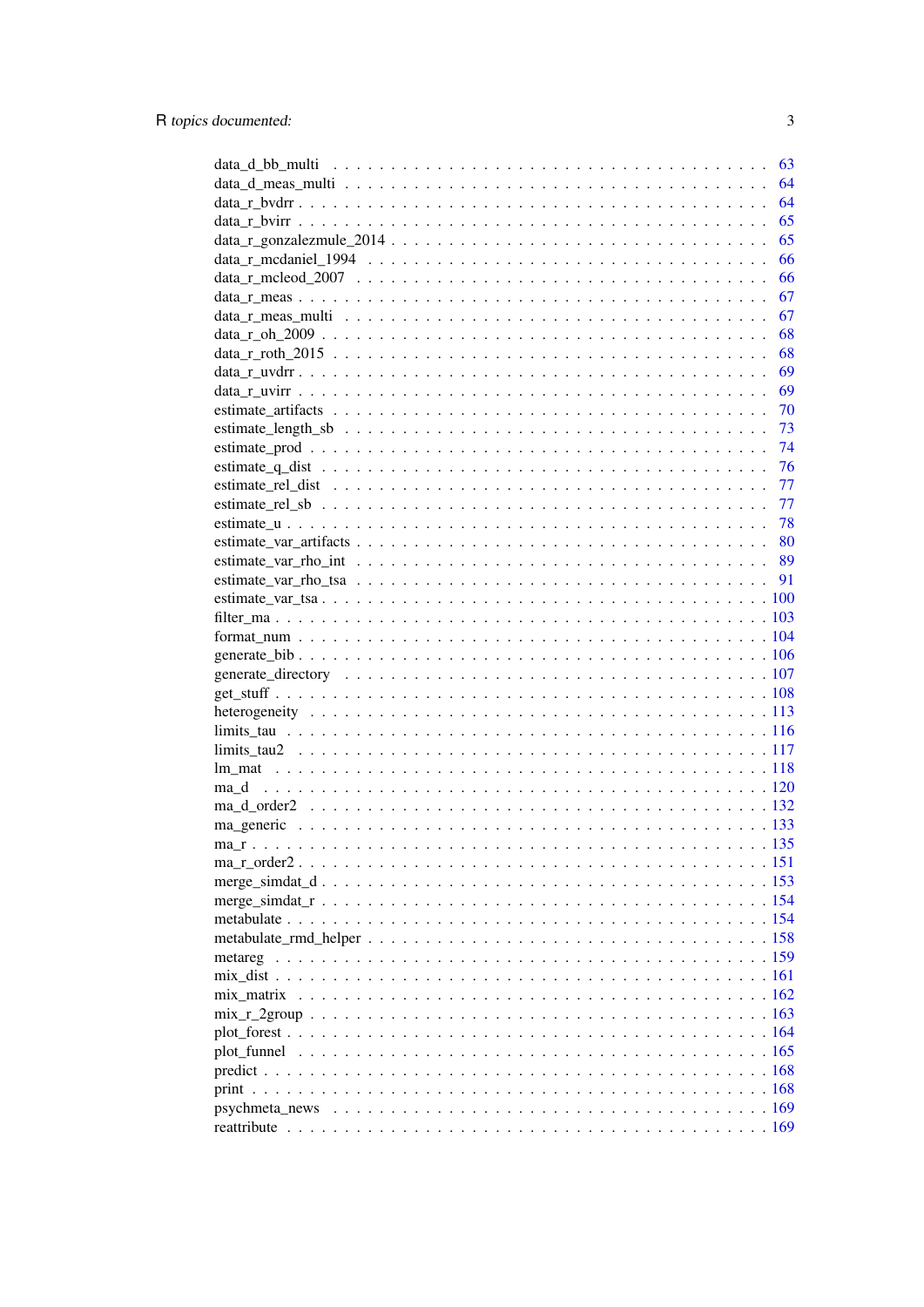data_d_bb_multi . . . . . . . . . . . . . . . . . . . . . . . . . . . . . . . . . . . . . . 63
data_d_meas_multi . . . . . . . . . . . . . . . . . . . . . . . . . . . . . . . . . . . . 64
data_r_bvdrr . . . . . . . . . . . . . . . . . . . . . . . . . . . . . . . . . . . . . . . . 64
data_r_bvirr . . . . . . . . . . . . . . . . . . . . . . . . . . . . . . . . . . . . . . . . 65
data_r_gonzalezmule_2014 . . . . . . . . . . . . . . . . . . . . . . . . . . . . . . . . 65
data_r_mcdaniel_1994 . . . . . . . . . . . . . . . . . . . . . . . . . . . . . . . . . . 66
data_r_mcleod_2007 . . . . . . . . . . . . . . . . . . . . . . . . . . . . . . . . . . . 66
data_r_meas . . . . . . . . . . . . . . . . . . . . . . . . . . . . . . . . . . . . . . . . 67
data_r_meas_multi . . . . . . . . . . . . . . . . . . . . . . . . . . . . . . . . . . . . 67
data_r_oh_2009 . . . . . . . . . . . . . . . . . . . . . . . . . . . . . . . . . . . . . . 68
data_r_roth_2015 . . . . . . . . . . . . . . . . . . . . . . . . . . . . . . . . . . . . . 68
data_r_uvdrr . . . . . . . . . . . . . . . . . . . . . . . . . . . . . . . . . . . . . . . . 69
data_r_uvirr . . . . . . . . . . . . . . . . . . . . . . . . . . . . . . . . . . . . . . . . 69
estimate_artifacts . . . . . . . . . . . . . . . . . . . . . . . . . . . . . . . . . . . . 70
estimate_length_sb . . . . . . . . . . . . . . . . . . . . . . . . . . . . . . . . . . . . 73
estimate_prod . . . . . . . . . . . . . . . . . . . . . . . . . . . . . . . . . . . . . . . 74
estimate_q_dist . . . . . . . . . . . . . . . . . . . . . . . . . . . . . . . . . . . . . . 76
estimate_rel_dist . . . . . . . . . . . . . . . . . . . . . . . . . . . . . . . . . . . . . 77
estimate_rel_sb . . . . . . . . . . . . . . . . . . . . . . . . . . . . . . . . . . . . . . 77
estimate_u . . . . . . . . . . . . . . . . . . . . . . . . . . . . . . . . . . . . . . . . . 78
estimate_var_artifacts . . . . . . . . . . . . . . . . . . . . . . . . . . . . . . . . . . 80
estimate_var_rho_int . . . . . . . . . . . . . . . . . . . . . . . . . . . . . . . . . . . 89
estimate_var_rho_tsa . . . . . . . . . . . . . . . . . . . . . . . . . . . . . . . . . . . 91
estimate_var_tsa . . . . . . . . . . . . . . . . . . . . . . . . . . . . . . . . . . . . . 100
filter_ma . . . . . . . . . . . . . . . . . . . . . . . . . . . . . . . . . . . . . . . . . 103
format_num . . . . . . . . . . . . . . . . . . . . . . . . . . . . . . . . . . . . . . . . 104
generate_bib . . . . . . . . . . . . . . . . . . . . . . . . . . . . . . . . . . . . . . . 106
generate_directory . . . . . . . . . . . . . . . . . . . . . . . . . . . . . . . . . . . . 107
get_stuff . . . . . . . . . . . . . . . . . . . . . . . . . . . . . . . . . . . . . . . . . 108
heterogeneity . . . . . . . . . . . . . . . . . . . . . . . . . . . . . . . . . . . . . . . 113
limits_tau . . . . . . . . . . . . . . . . . . . . . . . . . . . . . . . . . . . . . . . . . 116
limits_tau2 . . . . . . . . . . . . . . . . . . . . . . . . . . . . . . . . . . . . . . . . 117
lm_mat . . . . . . . . . . . . . . . . . . . . . . . . . . . . . . . . . . . . . . . . . . 118
ma_d . . . . . . . . . . . . . . . . . . . . . . . . . . . . . . . . . . . . . . . . . . . 120
ma_d_order2 . . . . . . . . . . . . . . . . . . . . . . . . . . . . . . . . . . . . . . . 132
ma_generic . . . . . . . . . . . . . . . . . . . . . . . . . . . . . . . . . . . . . . . . 133
ma_r . . . . . . . . . . . . . . . . . . . . . . . . . . . . . . . . . . . . . . . . . . . 135
ma_r_order2 . . . . . . . . . . . . . . . . . . . . . . . . . . . . . . . . . . . . . . . 151
merge_simdat_d . . . . . . . . . . . . . . . . . . . . . . . . . . . . . . . . . . . . . 153
merge_simdat_r . . . . . . . . . . . . . . . . . . . . . . . . . . . . . . . . . . . . . . 154
metabulate . . . . . . . . . . . . . . . . . . . . . . . . . . . . . . . . . . . . . . . . 154
metabulate_rmd_helper . . . . . . . . . . . . . . . . . . . . . . . . . . . . . . . . . 158
metareg . . . . . . . . . . . . . . . . . . . . . . . . . . . . . . . . . . . . . . . . . . 159
mix_dist . . . . . . . . . . . . . . . . . . . . . . . . . . . . . . . . . . . . . . . . . 161
mix_matrix . . . . . . . . . . . . . . . . . . . . . . . . . . . . . . . . . . . . . . . . 162
mix_r_2group . . . . . . . . . . . . . . . . . . . . . . . . . . . . . . . . . . . . . . . 163
plot_forest . . . . . . . . . . . . . . . . . . . . . . . . . . . . . . . . . . . . . . . . 164
plot_funnel . . . . . . . . . . . . . . . . . . . . . . . . . . . . . . . . . . . . . . . . 165
predict . . . . . . . . . . . . . . . . . . . . . . . . . . . . . . . . . . . . . . . . . . . 168
print . . . . . . . . . . . . . . . . . . . . . . . . . . . . . . . . . . . . . . . . . . . . 168
psychmeta_news . . . . . . . . . . . . . . . . . . . . . . . . . . . . . . . . . . . . . . 169
reattribute . . . . . . . . . . . . . . . . . . . . . . . . . . . . . . . . . . . . . . . . 169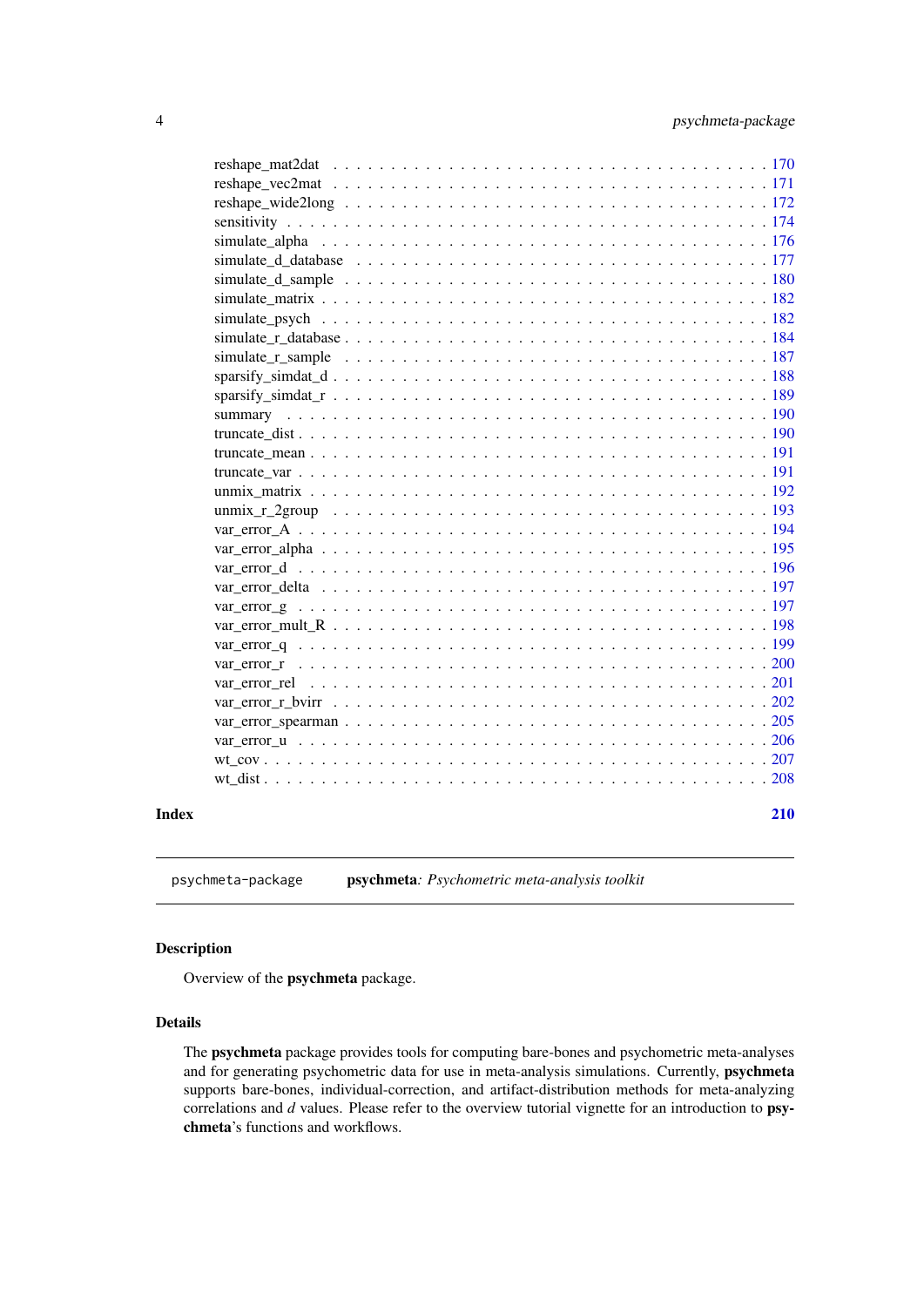reshape_mat2dat . . . . . . . . . . . . . . . . . . . . . . . . . . . . . . . . . . . 170
reshape_vec2mat . . . . . . . . . . . . . . . . . . . . . . . . . . . . . . . . . . . 171
reshape_wide2long . . . . . . . . . . . . . . . . . . . . . . . . . . . . . . . . . . 172
sensitivity . . . . . . . . . . . . . . . . . . . . . . . . . . . . . . . . . . . . . . 174
simulate_alpha . . . . . . . . . . . . . . . . . . . . . . . . . . . . . . . . . . . . 176
simulate_d_database . . . . . . . . . . . . . . . . . . . . . . . . . . . . . . . . . 177
simulate_d_sample . . . . . . . . . . . . . . . . . . . . . . . . . . . . . . . . . . 180
simulate_matrix . . . . . . . . . . . . . . . . . . . . . . . . . . . . . . . . . . . . 182
simulate_psych . . . . . . . . . . . . . . . . . . . . . . . . . . . . . . . . . . . . 182
simulate_r_database . . . . . . . . . . . . . . . . . . . . . . . . . . . . . . . . . 184
simulate_r_sample . . . . . . . . . . . . . . . . . . . . . . . . . . . . . . . . . . 187
sparsify_simdat_d . . . . . . . . . . . . . . . . . . . . . . . . . . . . . . . . . . 188
sparsify_simdat_r . . . . . . . . . . . . . . . . . . . . . . . . . . . . . . . . . . 189
summary . . . . . . . . . . . . . . . . . . . . . . . . . . . . . . . . . . . . . . . 190
truncate_dist . . . . . . . . . . . . . . . . . . . . . . . . . . . . . . . . . . . . . 190
truncate_mean . . . . . . . . . . . . . . . . . . . . . . . . . . . . . . . . . . . . 191
truncate_var . . . . . . . . . . . . . . . . . . . . . . . . . . . . . . . . . . . . . 191
unmix_matrix . . . . . . . . . . . . . . . . . . . . . . . . . . . . . . . . . . . . . 192
unmix_r_2group . . . . . . . . . . . . . . . . . . . . . . . . . . . . . . . . . . . 193
var_error_A . . . . . . . . . . . . . . . . . . . . . . . . . . . . . . . . . . . . . . 194
var_error_alpha . . . . . . . . . . . . . . . . . . . . . . . . . . . . . . . . . . . . 195
var_error_d . . . . . . . . . . . . . . . . . . . . . . . . . . . . . . . . . . . . . . 196
var_error_delta . . . . . . . . . . . . . . . . . . . . . . . . . . . . . . . . . . . . 197
var_error_g . . . . . . . . . . . . . . . . . . . . . . . . . . . . . . . . . . . . . . 197
var_error_mult_R . . . . . . . . . . . . . . . . . . . . . . . . . . . . . . . . . . . 198
var_error_q . . . . . . . . . . . . . . . . . . . . . . . . . . . . . . . . . . . . . . 199
var_error_r . . . . . . . . . . . . . . . . . . . . . . . . . . . . . . . . . . . . . . 200
var_error_rel . . . . . . . . . . . . . . . . . . . . . . . . . . . . . . . . . . . . . 201
var_error_r_bvirr . . . . . . . . . . . . . . . . . . . . . . . . . . . . . . . . . . . 202
var_error_spearman . . . . . . . . . . . . . . . . . . . . . . . . . . . . . . . . . . 205
var_error_u . . . . . . . . . . . . . . . . . . . . . . . . . . . . . . . . . . . . . . 206
wt_cov . . . . . . . . . . . . . . . . . . . . . . . . . . . . . . . . . . . . . . . . 207
wt_dist . . . . . . . . . . . . . . . . . . . . . . . . . . . . . . . . . . . . . . . . 208

**Index** **210**

---

`psychmeta-package` **psychmeta**: *Psychometric meta-analysis toolkit*

---

## Description

Overview of the **psychmeta** package.

## Details

The **psychmeta** package provides tools for computing bare-bones and psychometric meta-analyses and for generating psychometric data for use in meta-analysis simulations. Currently, **psychmeta** supports bare-bones, individual-correction, and artifact-distribution methods for meta-analyzing correlations and *d* values. Please refer to the overview tutorial vignette for an introduction to **psychmeta**'s functions and workflows.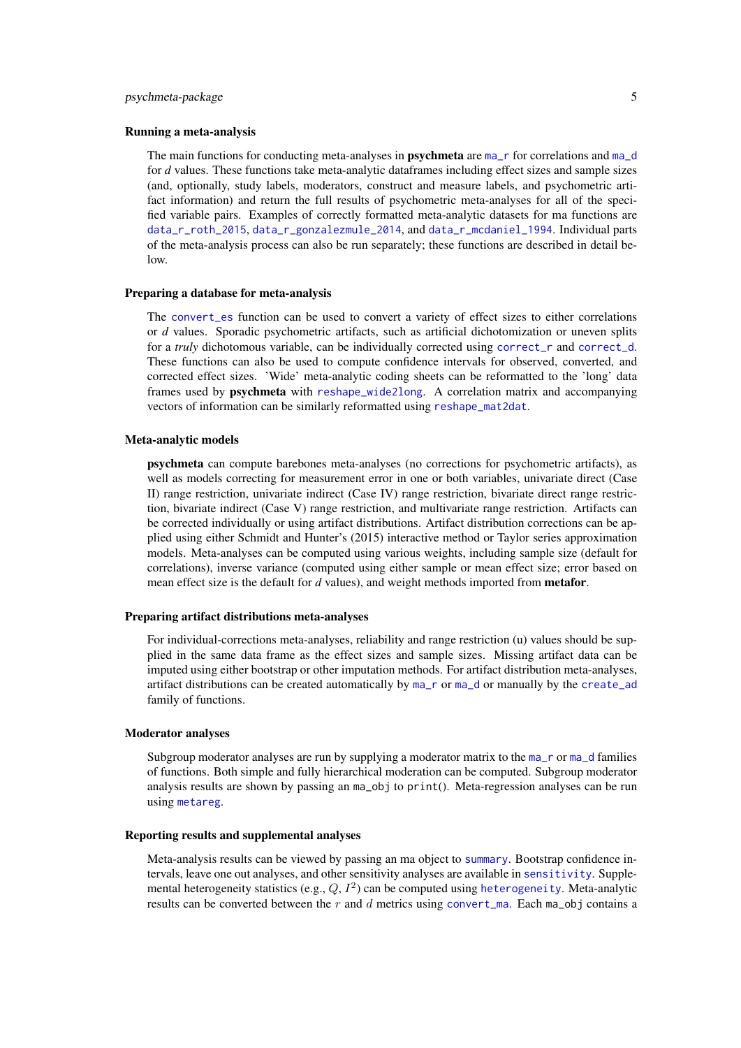### Running a meta-analysis

The main functions for conducting meta-analyses in **psychmeta** are `ma_r` for correlations and `ma_d` for *d* values. These functions take meta-analytic dataframes including effect sizes and sample sizes (and, optionally, study labels, moderators, construct and measure labels, and psychometric artifact information) and return the full results of psychometric meta-analyses for all of the specified variable pairs. Examples of correctly formatted meta-analytic datasets for ma functions are `data_r_roth_2015`, `data_r_gonzalezmule_2014`, and `data_r_mcdaniel_1994`. Individual parts of the meta-analysis process can also be run separately; these functions are described in detail below.

### Preparing a database for meta-analysis

The `convert_es` function can be used to convert a variety of effect sizes to either correlations or *d* values. Sporadic psychometric artifacts, such as artificial dichotomization or uneven splits for a *truly* dichotomous variable, can be individually corrected using `correct_r` and `correct_d`. These functions can also be used to compute confidence intervals for observed, converted, and corrected effect sizes. 'Wide' meta-analytic coding sheets can be reformatted to the 'long' data frames used by **psychmeta** with `reshape_wide2long`. A correlation matrix and accompanying vectors of information can be similarly reformatted using `reshape_mat2dat`.

### Meta-analytic models

**psychmeta** can compute barebones meta-analyses (no corrections for psychometric artifacts), as well as models correcting for measurement error in one or both variables, univariate direct (Case II) range restriction, univariate indirect (Case IV) range restriction, bivariate direct range restriction, bivariate indirect (Case V) range restriction, and multivariate range restriction. Artifacts can be corrected individually or using artifact distributions. Artifact distribution corrections can be applied using either Schmidt and Hunter's (2015) interactive method or Taylor series approximation models. Meta-analyses can be computed using various weights, including sample size (default for correlations), inverse variance (computed using either sample or mean effect size; error based on mean effect size is the default for *d* values), and weight methods imported from **metafor**.

### Preparing artifact distributions meta-analyses

For individual-corrections meta-analyses, reliability and range restriction (u) values should be supplied in the same data frame as the effect sizes and sample sizes. Missing artifact data can be imputed using either bootstrap or other imputation methods. For artifact distribution meta-analyses, artifact distributions can be created automatically by `ma_r` or `ma_d` or manually by the `create_ad` family of functions.

### Moderator analyses

Subgroup moderator analyses are run by supplying a moderator matrix to the `ma_r` or `ma_d` families of functions. Both simple and fully hierarchical moderation can be computed. Subgroup moderator analysis results are shown by passing an `ma_obj` to `print()`. Meta-regression analyses can be run using `metareg`.

### Reporting results and supplemental analyses

Meta-analysis results can be viewed by passing an ma object to `summary`. Bootstrap confidence intervals, leave one out analyses, and other sensitivity analyses are available in `sensitivity`. Supplemental heterogeneity statistics (e.g., $Q$, $I^2$) can be computed using `heterogeneity`. Meta-analytic results can be converted between the $r$ and $d$ metrics using `convert_ma`. Each `ma_obj` contains a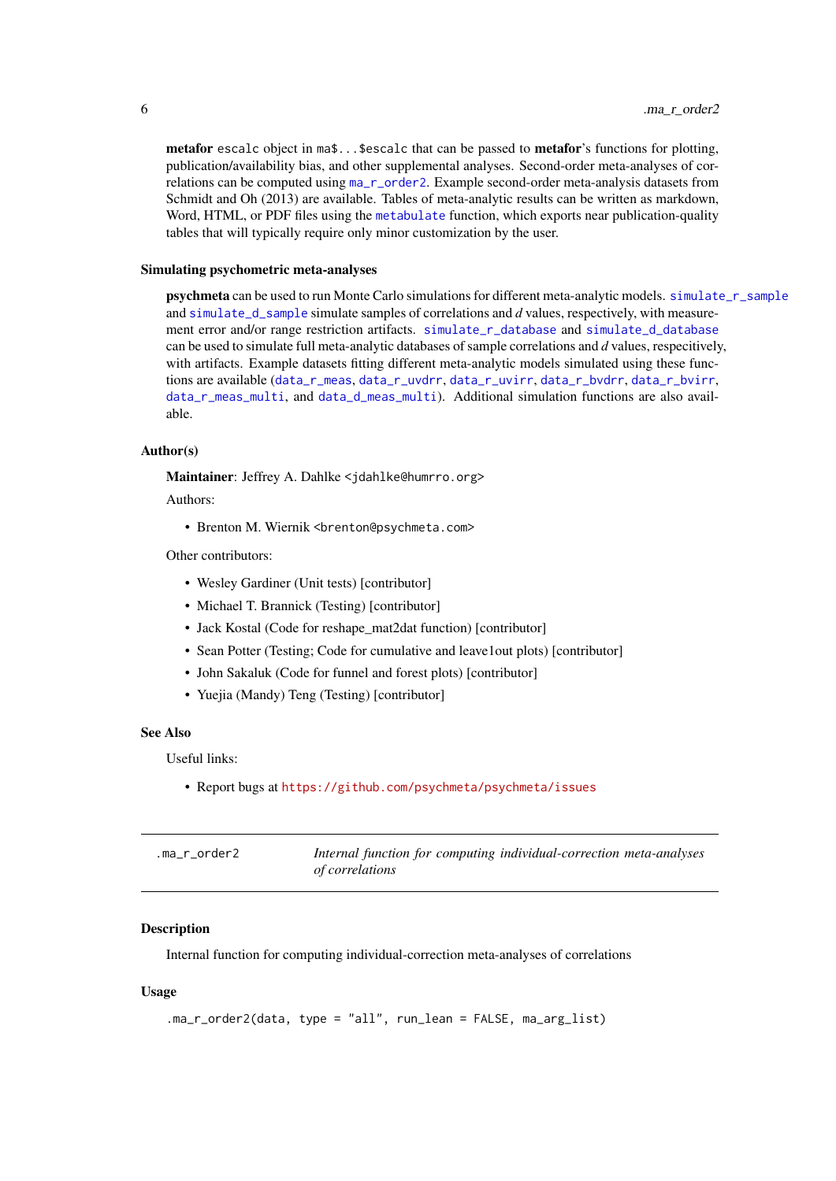**metafor** `escalc` object in `ma$...$escalc` that can be passed to **metafor**'s functions for plotting, publication/availability bias, and other supplemental analyses. Second-order meta-analyses of correlations can be computed using `ma_r_order2`. Example second-order meta-analysis datasets from Schmidt and Oh (2013) are available. Tables of meta-analytic results can be written as markdown, Word, HTML, or PDF files using the `metabulate` function, which exports near publication-quality tables that will typically require only minor customization by the user.

### Simulating psychometric meta-analyses

**psychmeta** can be used to run Monte Carlo simulations for different meta-analytic models. `simulate_r_sample` and `simulate_d_sample` simulate samples of correlations and *d* values, respectively, with measurement error and/or range restriction artifacts. `simulate_r_database` and `simulate_d_database` can be used to simulate full meta-analytic databases of sample correlations and *d* values, respecitively, with artifacts. Example datasets fitting different meta-analytic models simulated using these functions are available (`data_r_meas`, `data_r_uvdrr`, `data_r_uvirr`, `data_r_bvdrr`, `data_r_bvirr`, `data_r_meas_multi`, and `data_d_meas_multi`). Additional simulation functions are also available.

### Author(s)

**Maintainer**: Jeffrey A. Dahlke <jdahlke@humrro.org>

Authors:

- Brenton M. Wiernik <brenton@psychmeta.com>

Other contributors:

- Wesley Gardiner (Unit tests) [contributor]
- Michael T. Brannick (Testing) [contributor]
- Jack Kostal (Code for reshape_mat2dat function) [contributor]
- Sean Potter (Testing; Code for cumulative and leave1out plots) [contributor]
- John Sakaluk (Code for funnel and forest plots) [contributor]
- Yuejia (Mandy) Teng (Testing) [contributor]

### See Also

Useful links:

- Report bugs at https://github.com/psychmeta/psychmeta/issues

---

## .ma_r_order2 — *Internal function for computing individual-correction meta-analyses of correlations*

---

### Description

Internal function for computing individual-correction meta-analyses of correlations

### Usage

```
.ma_r_order2(data, type = "all", run_lean = FALSE, ma_arg_list)
```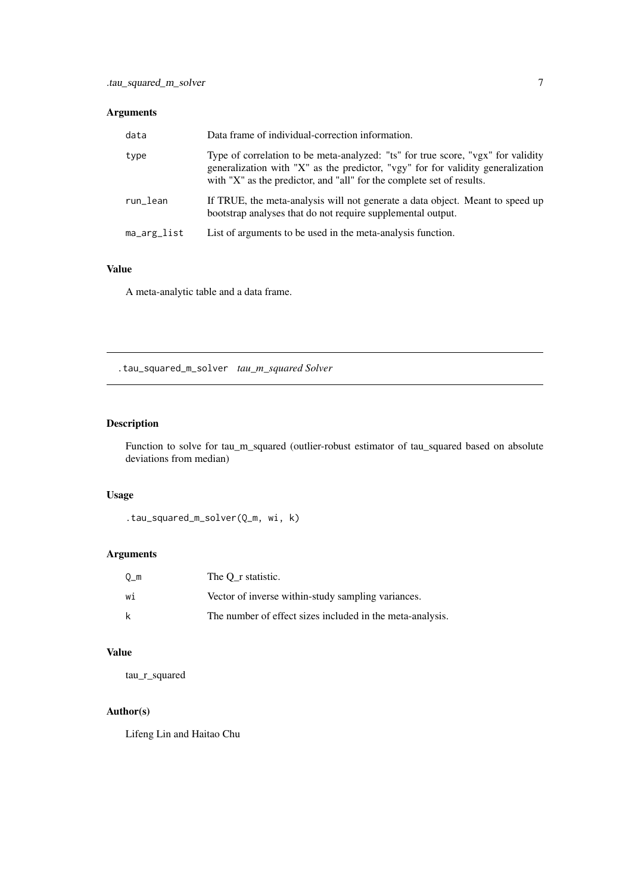### Arguments

| | |
|---|---|
| `data` | Data frame of individual-correction information. |
| `type` | Type of correlation to be meta-analyzed: "ts" for true score, "vgx" for validity generalization with "X" as the predictor, "vgy" for for validity generalization with "X" as the predictor, and "all" for the complete set of results. |
| `run_lean` | If TRUE, the meta-analysis will not generate a data object. Meant to speed up bootstrap analyses that do not require supplemental output. |
| `ma_arg_list` | List of arguments to be used in the meta-analysis function. |

### Value

A meta-analytic table and a data frame.

---

## `.tau_squared_m_solver` *tau_m_squared Solver*

---

### Description

Function to solve for tau_m_squared (outlier-robust estimator of tau_squared based on absolute deviations from median)

### Usage

```
.tau_squared_m_solver(Q_m, wi, k)
```

### Arguments

| | |
|---|---|
| `Q_m` | The Q_r statistic. |
| `wi` | Vector of inverse within-study sampling variances. |
| `k` | The number of effect sizes included in the meta-analysis. |

### Value

tau_r_squared

### Author(s)

Lifeng Lin and Haitao Chu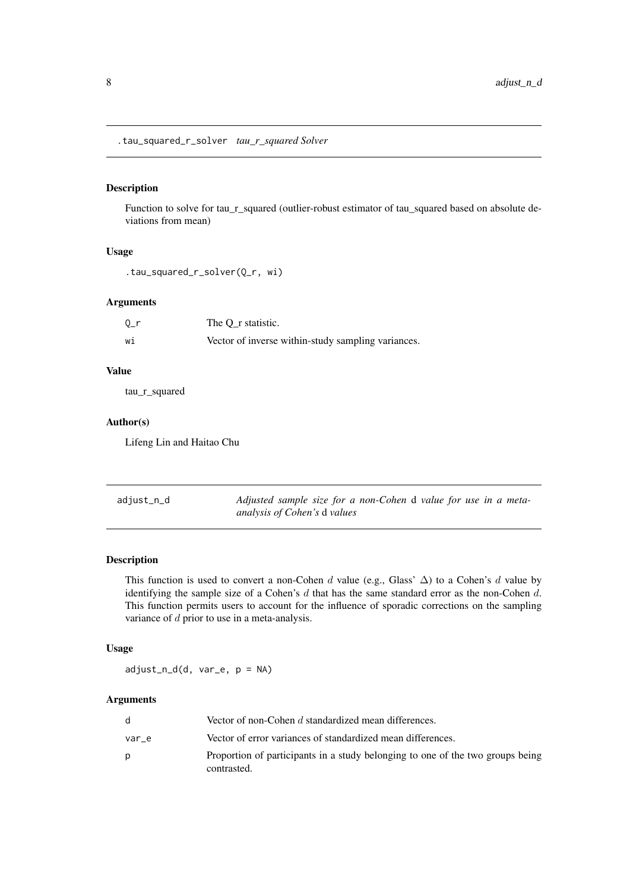## .tau_squared_r_solver *tau_r_squared Solver*

### Description

Function to solve for tau_r_squared (outlier-robust estimator of tau_squared based on absolute deviations from mean)

### Usage

```
.tau_squared_r_solver(Q_r, wi)
```

### Arguments

| | |
|---|---|
| Q_r | The Q_r statistic. |
| wi | Vector of inverse within-study sampling variances. |

### Value

tau_r_squared

### Author(s)

Lifeng Lin and Haitao Chu

## adjust_n_d *Adjusted sample size for a non-Cohen* d *value for use in a meta-analysis of Cohen's* d *values*

### Description

This function is used to convert a non-Cohen $d$ value (e.g., Glass' $\Delta$) to a Cohen's $d$ value by identifying the sample size of a Cohen's $d$ that has the same standard error as the non-Cohen $d$. This function permits users to account for the influence of sporadic corrections on the sampling variance of $d$ prior to use in a meta-analysis.

### Usage

```
adjust_n_d(d, var_e, p = NA)
```

### Arguments

| | |
|---|---|
| d | Vector of non-Cohen $d$ standardized mean differences. |
| var_e | Vector of error variances of standardized mean differences. |
| p | Proportion of participants in a study belonging to one of the two groups being contrasted. |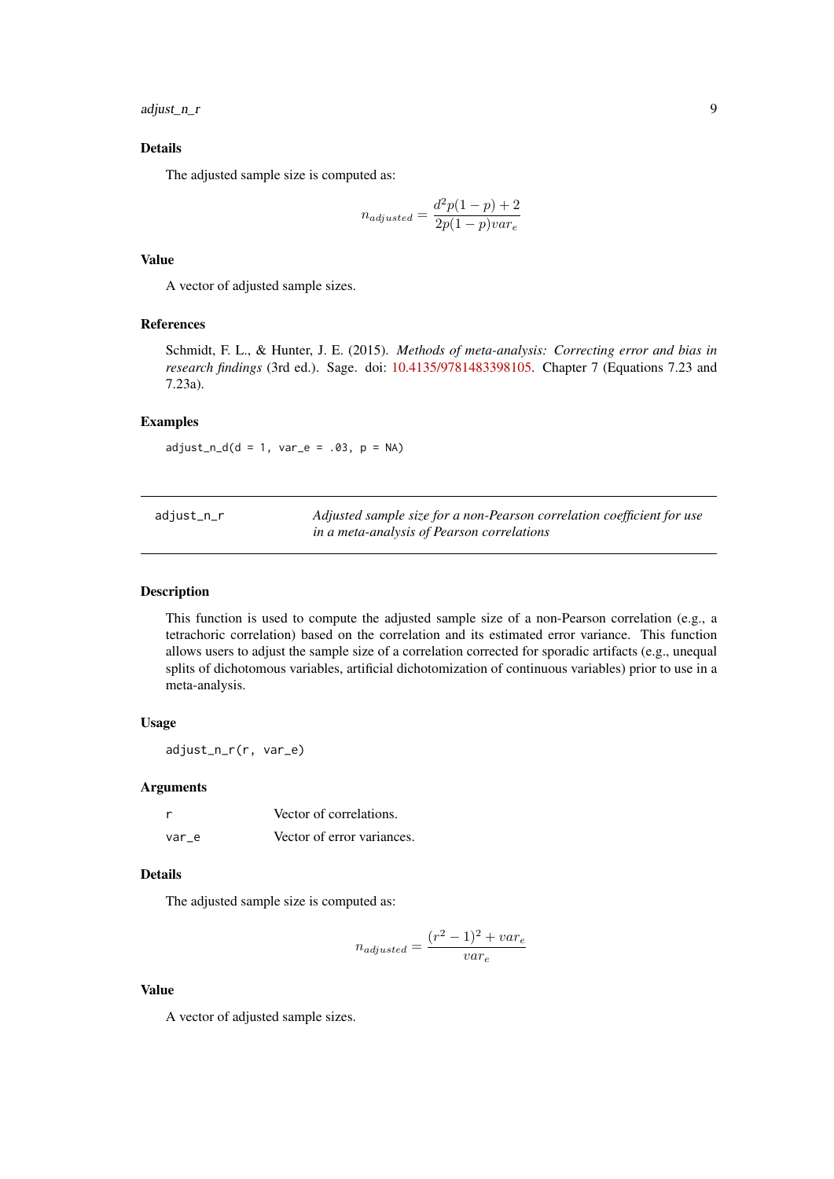### Details

The adjusted sample size is computed as:

$$n_{adjusted} = \frac{d^2p(1-p) + 2}{2p(1-p)var_e}$$

### Value

A vector of adjusted sample sizes.

### References

Schmidt, F. L., & Hunter, J. E. (2015). *Methods of meta-analysis: Correcting error and bias in research findings* (3rd ed.). Sage. doi: 10.4135/9781483398105. Chapter 7 (Equations 7.23 and 7.23a).

### Examples

```
adjust_n_d(d = 1, var_e = .03, p = NA)
```

---

## adjust_n_r

*Adjusted sample size for a non-Pearson correlation coefficient for use in a meta-analysis of Pearson correlations*

---

### Description

This function is used to compute the adjusted sample size of a non-Pearson correlation (e.g., a tetrachoric correlation) based on the correlation and its estimated error variance. This function allows users to adjust the sample size of a correlation corrected for sporadic artifacts (e.g., unequal splits of dichotomous variables, artificial dichotomization of continuous variables) prior to use in a meta-analysis.

### Usage

```
adjust_n_r(r, var_e)
```

### Arguments

| | |
|---|---|
| r | Vector of correlations. |
| var_e | Vector of error variances. |

### Details

The adjusted sample size is computed as:

$$n_{adjusted} = \frac{(r^2 - 1)^2 + var_e}{var_e}$$

### Value

A vector of adjusted sample sizes.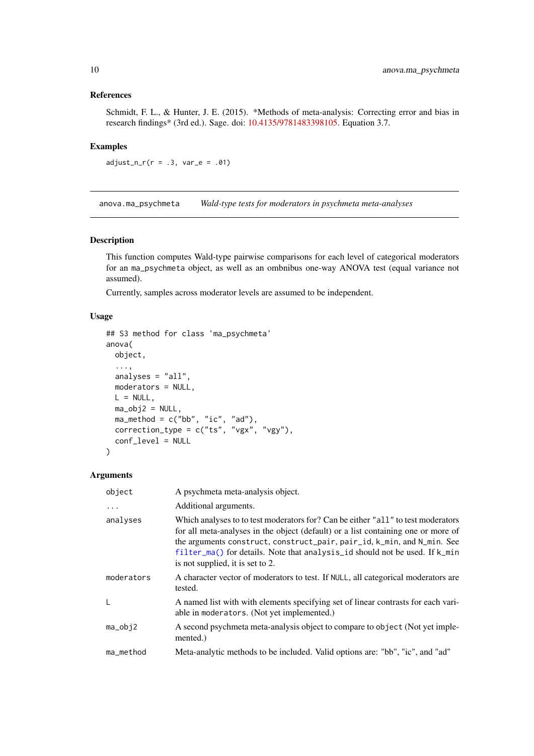### References

Schmidt, F. L., & Hunter, J. E. (2015). *Methods of meta-analysis: Correcting error and bias in research findings* (3rd ed.). Sage. doi: 10.4135/9781483398105. Equation 3.7.

### Examples

```
adjust_n_r(r = .3, var_e = .01)
```

---

## anova.ma_psychmeta — *Wald-type tests for moderators in psychmeta meta-analyses*

---

### Description

This function computes Wald-type pairwise comparisons for each level of categorical moderators for an `ma_psychmeta` object, as well as an omnibus one-way ANOVA test (equal variance not assumed).

Currently, samples across moderator levels are assumed to be independent.

### Usage

```
## S3 method for class 'ma_psychmeta'
anova(
  object,
  ...,
  analyses = "all",
  moderators = NULL,
  L = NULL,
  ma_obj2 = NULL,
  ma_method = c("bb", "ic", "ad"),
  correction_type = c("ts", "vgx", "vgy"),
  conf_level = NULL
)
```

### Arguments

| | |
|---|---|
| `object` | A psychmeta meta-analysis object. |
| `...` | Additional arguments. |
| `analyses` | Which analyses to to test moderators for? Can be either `"all"` to test moderators for all meta-analyses in the object (default) or a list containing one or more of the arguments `construct`, `construct_pair`, `pair_id`, `k_min`, and `N_min`. See `filter_ma()` for details. Note that `analysis_id` should not be used. If `k_min` is not supplied, it is set to 2. |
| `moderators` | A character vector of moderators to test. If `NULL`, all categorical moderators are tested. |
| `L` | A named list with with elements specifying set of linear contrasts for each variable in `moderators`. (Not yet implemented.) |
| `ma_obj2` | A second psychmeta meta-analysis object to compare to `object` (Not yet implemented.) |
| `ma_method` | Meta-analytic methods to be included. Valid options are: "bb", "ic", and "ad" |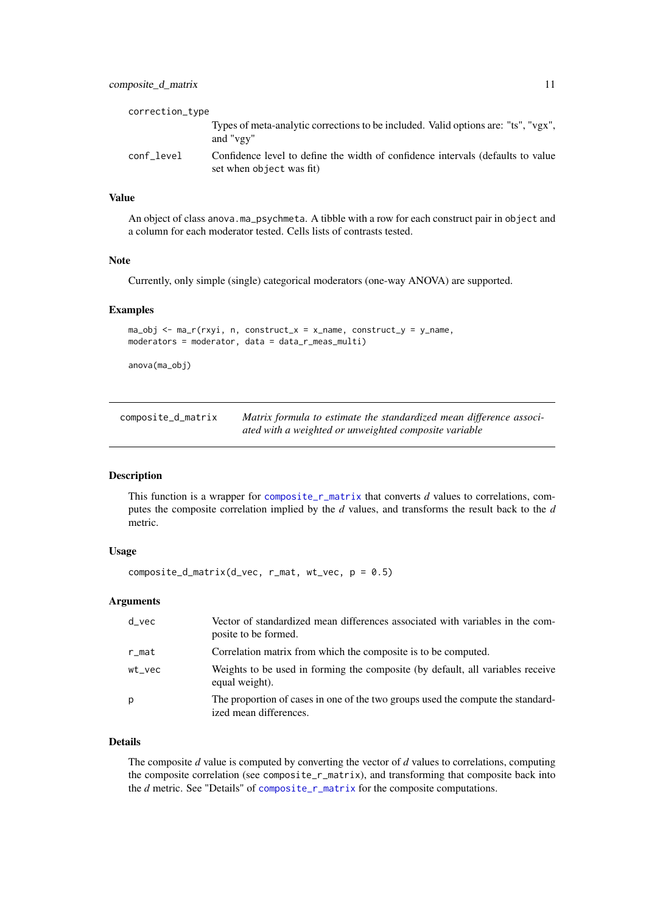correction_type
: Types of meta-analytic corrections to be included. Valid options are: "ts", "vgx", and "vgy"

conf_level
: Confidence level to define the width of confidence intervals (defaults to value set when object was fit)

### Value

An object of class anova.ma_psychmeta. A tibble with a row for each construct pair in object and a column for each moderator tested. Cells lists of contrasts tested.

### Note

Currently, only simple (single) categorical moderators (one-way ANOVA) are supported.

### Examples

```
ma_obj <- ma_r(rxyi, n, construct_x = x_name, construct_y = y_name,
moderators = moderator, data = data_r_meas_multi)

anova(ma_obj)
```

---

## composite_d_matrix

*Matrix formula to estimate the standardized mean difference associated with a weighted or unweighted composite variable*

---

### Description

This function is a wrapper for composite_r_matrix that converts *d* values to correlations, computes the composite correlation implied by the *d* values, and transforms the result back to the *d* metric.

### Usage

```
composite_d_matrix(d_vec, r_mat, wt_vec, p = 0.5)
```

### Arguments

d_vec
: Vector of standardized mean differences associated with variables in the composite to be formed.

r_mat
: Correlation matrix from which the composite is to be computed.

wt_vec
: Weights to be used in forming the composite (by default, all variables receive equal weight).

p
: The proportion of cases in one of the two groups used the compute the standardized mean differences.

### Details

The composite *d* value is computed by converting the vector of *d* values to correlations, computing the composite correlation (see composite_r_matrix), and transforming that composite back into the *d* metric. See "Details" of composite_r_matrix for the composite computations.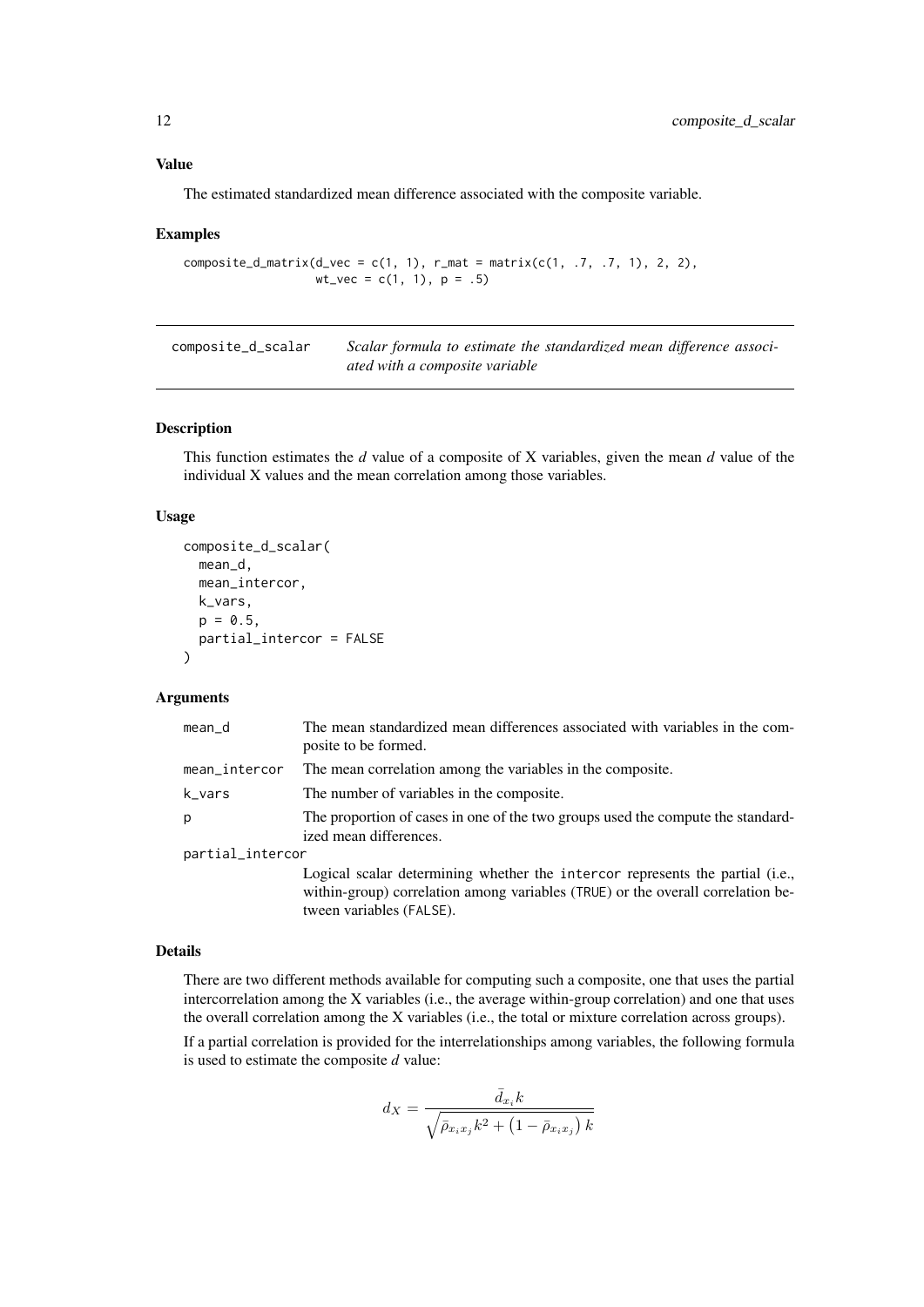### Value

The estimated standardized mean difference associated with the composite variable.

### Examples

```
composite_d_matrix(d_vec = c(1, 1), r_mat = matrix(c(1, .7, .7, 1), 2, 2),
                   wt_vec = c(1, 1), p = .5)
```

---

## composite_d_scalar    *Scalar formula to estimate the standardized mean difference associated with a composite variable*

---

### Description

This function estimates the *d* value of a composite of X variables, given the mean *d* value of the individual X values and the mean correlation among those variables.

### Usage

```
composite_d_scalar(
  mean_d,
  mean_intercor,
  k_vars,
  p = 0.5,
  partial_intercor = FALSE
)
```

### Arguments

| | |
|---|---|
| mean_d | The mean standardized mean differences associated with variables in the composite to be formed. |
| mean_intercor | The mean correlation among the variables in the composite. |
| k_vars | The number of variables in the composite. |
| p | The proportion of cases in one of the two groups used the compute the standardized mean differences. |
| partial_intercor | Logical scalar determining whether the intercor represents the partial (i.e., within-group) correlation among variables (TRUE) or the overall correlation between variables (FALSE). |

### Details

There are two different methods available for computing such a composite, one that uses the partial intercorrelation among the X variables (i.e., the average within-group correlation) and one that uses the overall correlation among the X variables (i.e., the total or mixture correlation across groups).

If a partial correlation is provided for the interrelationships among variables, the following formula is used to estimate the composite *d* value:

$$d_X = \frac{\bar{d}_{x_i} k}{\sqrt{\bar{\rho}_{x_i x_j} k^2 + \left(1 - \bar{\rho}_{x_i x_j}\right) k}}$$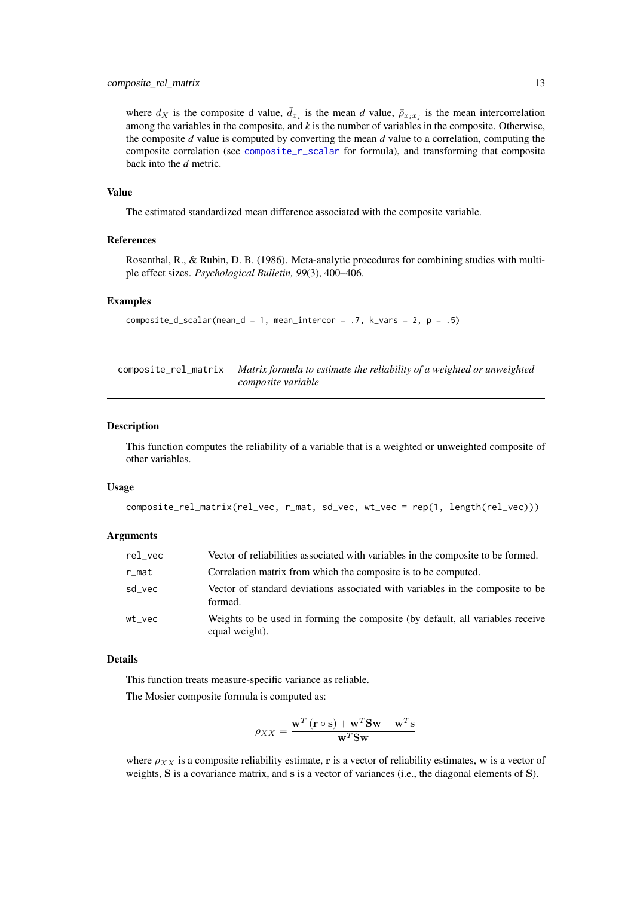where $d_X$ is the composite d value, $\bar{d}_{x_i}$ is the mean *d* value, $\bar{\rho}_{x_i x_j}$ is the mean intercorrelation among the variables in the composite, and *k* is the number of variables in the composite. Otherwise, the composite *d* value is computed by converting the mean *d* value to a correlation, computing the composite correlation (see composite_r_scalar for formula), and transforming that composite back into the *d* metric.

### Value

The estimated standardized mean difference associated with the composite variable.

### References

Rosenthal, R., & Rubin, D. B. (1986). Meta-analytic procedures for combining studies with multiple effect sizes. *Psychological Bulletin, 99*(3), 400–406.

### Examples

```
composite_d_scalar(mean_d = 1, mean_intercor = .7, k_vars = 2, p = .5)
```

---

## composite_rel_matrix *Matrix formula to estimate the reliability of a weighted or unweighted composite variable*

---

### Description

This function computes the reliability of a variable that is a weighted or unweighted composite of other variables.

### Usage

```
composite_rel_matrix(rel_vec, r_mat, sd_vec, wt_vec = rep(1, length(rel_vec)))
```

### Arguments

| | |
|---|---|
| rel_vec | Vector of reliabilities associated with variables in the composite to be formed. |
| r_mat | Correlation matrix from which the composite is to be computed. |
| sd_vec | Vector of standard deviations associated with variables in the composite to be formed. |
| wt_vec | Weights to be used in forming the composite (by default, all variables receive equal weight). |

### Details

This function treats measure-specific variance as reliable.

The Mosier composite formula is computed as:

$$\rho_{XX} = \frac{\mathbf{w}^T (\mathbf{r} \circ \mathbf{s}) + \mathbf{w}^T \mathbf{S} \mathbf{w} - \mathbf{w}^T \mathbf{s}}{\mathbf{w}^T \mathbf{S} \mathbf{w}}$$

where $\rho_{XX}$ is a composite reliability estimate, $\mathbf{r}$ is a vector of reliability estimates, $\mathbf{w}$ is a vector of weights, $\mathbf{S}$ is a covariance matrix, and $\mathbf{s}$ is a vector of variances (i.e., the diagonal elements of $\mathbf{S}$).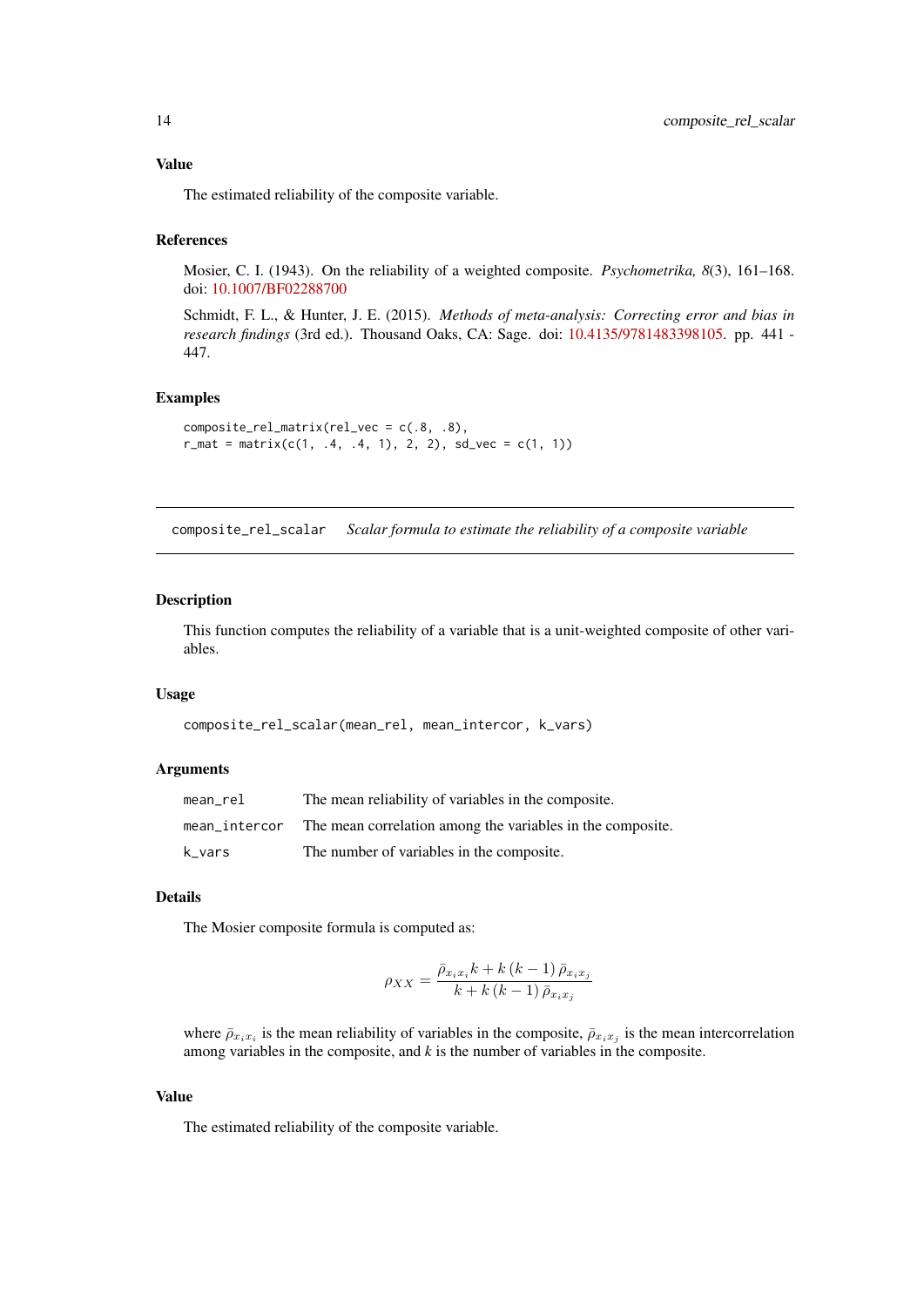### Value

The estimated reliability of the composite variable.

### References

Mosier, C. I. (1943). On the reliability of a weighted composite. *Psychometrika, 8*(3), 161–168. doi: 10.1007/BF02288700

Schmidt, F. L., & Hunter, J. E. (2015). *Methods of meta-analysis: Correcting error and bias in research findings* (3rd ed.). Thousand Oaks, CA: Sage. doi: 10.4135/9781483398105. pp. 441 - 447.

### Examples

```
composite_rel_matrix(rel_vec = c(.8, .8),
r_mat = matrix(c(1, .4, .4, 1), 2, 2), sd_vec = c(1, 1))
```

---

## composite_rel_scalar    *Scalar formula to estimate the reliability of a composite variable*

---

### Description

This function computes the reliability of a variable that is a unit-weighted composite of other variables.

### Usage

```
composite_rel_scalar(mean_rel, mean_intercor, k_vars)
```

### Arguments

| | |
|---|---|
| mean_rel | The mean reliability of variables in the composite. |
| mean_intercor | The mean correlation among the variables in the composite. |
| k_vars | The number of variables in the composite. |

### Details

The Mosier composite formula is computed as:

$$\rho_{XX} = \frac{\bar{\rho}_{x_i x_i} k + k\left(k-1\right)\bar{\rho}_{x_i x_j}}{k + k\left(k-1\right)\bar{\rho}_{x_i x_j}}$$

where $\bar{\rho}_{x_i x_i}$ is the mean reliability of variables in the composite, $\bar{\rho}_{x_i x_j}$ is the mean intercorrelation among variables in the composite, and $k$ is the number of variables in the composite.

### Value

The estimated reliability of the composite variable.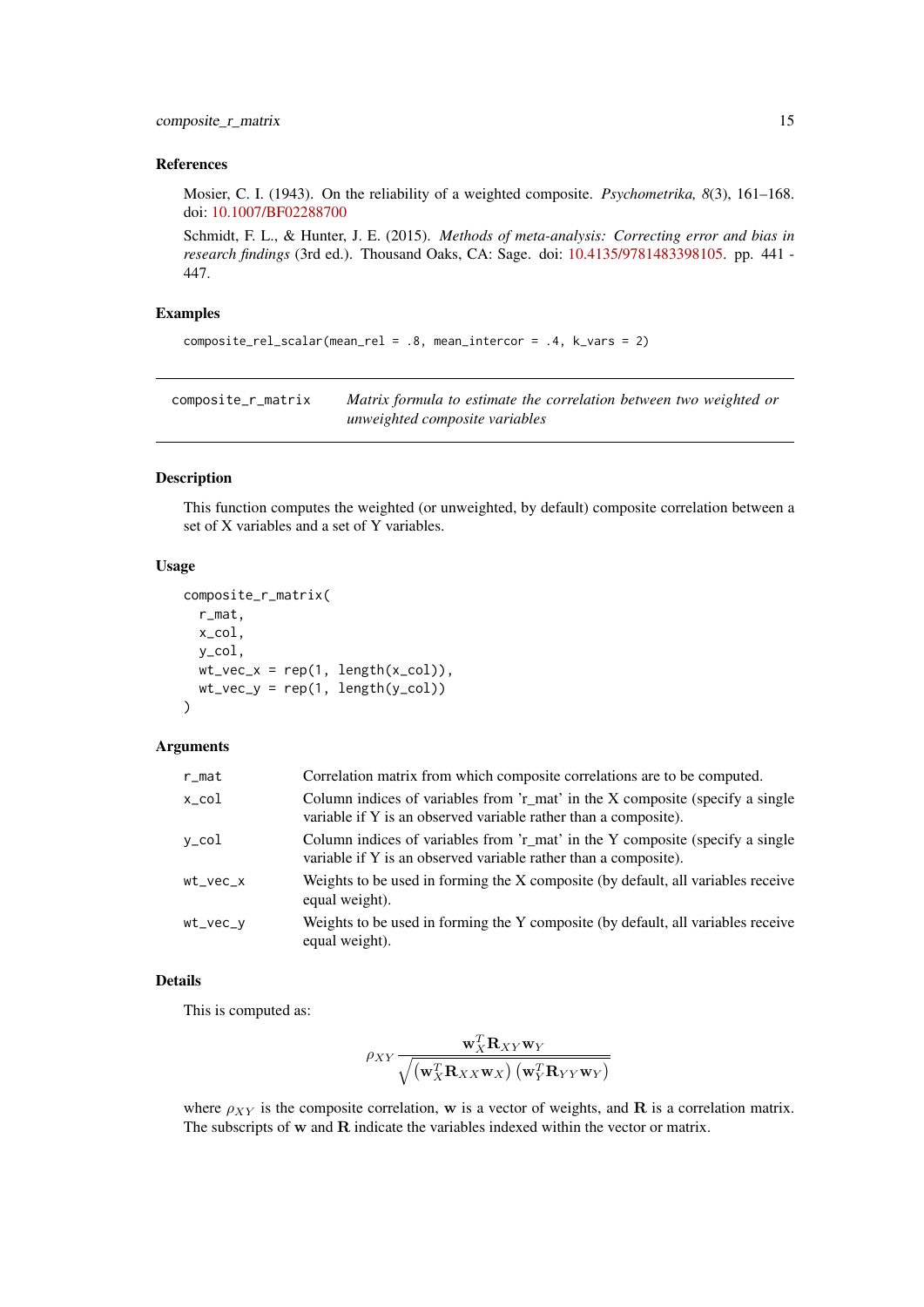### References

Mosier, C. I. (1943). On the reliability of a weighted composite. *Psychometrika, 8*(3), 161–168. doi: 10.1007/BF02288700

Schmidt, F. L., & Hunter, J. E. (2015). *Methods of meta-analysis: Correcting error and bias in research findings* (3rd ed.). Thousand Oaks, CA: Sage. doi: 10.4135/9781483398105. pp. 441 - 447.

### Examples

```
composite_rel_scalar(mean_rel = .8, mean_intercor = .4, k_vars = 2)
```

---

## composite_r_matrix — *Matrix formula to estimate the correlation between two weighted or unweighted composite variables*

---

### Description

This function computes the weighted (or unweighted, by default) composite correlation between a set of X variables and a set of Y variables.

### Usage

```
composite_r_matrix(
  r_mat,
  x_col,
  y_col,
  wt_vec_x = rep(1, length(x_col)),
  wt_vec_y = rep(1, length(y_col))
)
```

### Arguments

| | |
|---|---|
| r_mat | Correlation matrix from which composite correlations are to be computed. |
| x_col | Column indices of variables from 'r_mat' in the X composite (specify a single variable if Y is an observed variable rather than a composite). |
| y_col | Column indices of variables from 'r_mat' in the Y composite (specify a single variable if Y is an observed variable rather than a composite). |
| wt_vec_x | Weights to be used in forming the X composite (by default, all variables receive equal weight). |
| wt_vec_y | Weights to be used in forming the Y composite (by default, all variables receive equal weight). |

### Details

This is computed as:

$$\rho_{XY} \frac{\mathbf{w}_X^T \mathbf{R}_{XY} \mathbf{w}_Y}{\sqrt{\left(\mathbf{w}_X^T \mathbf{R}_{XX} \mathbf{w}_X\right)\left(\mathbf{w}_Y^T \mathbf{R}_{YY} \mathbf{w}_Y\right)}}$$

where $\rho_{XY}$ is the composite correlation, $\mathbf{w}$ is a vector of weights, and $\mathbf{R}$ is a correlation matrix. The subscripts of $\mathbf{w}$ and $\mathbf{R}$ indicate the variables indexed within the vector or matrix.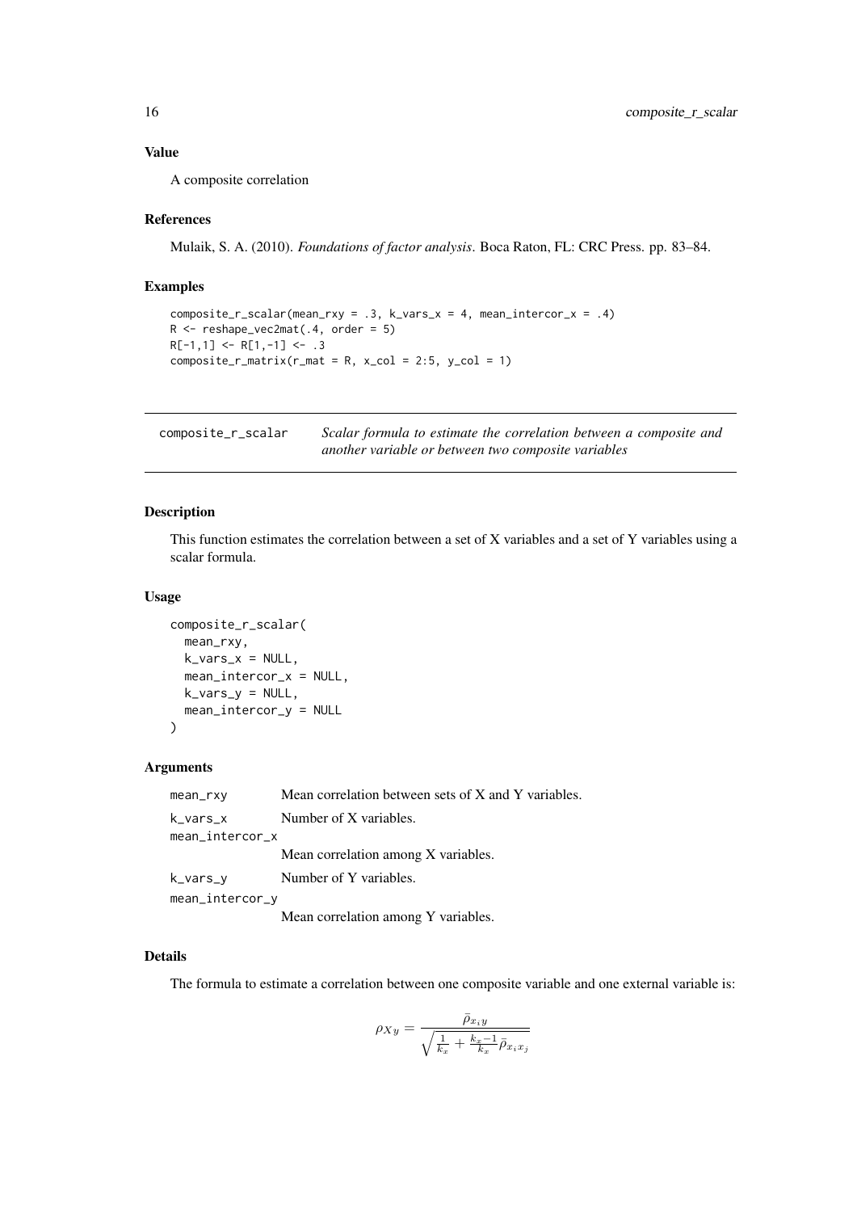## Value

A composite correlation

## References

Mulaik, S. A. (2010). *Foundations of factor analysis*. Boca Raton, FL: CRC Press. pp. 83–84.

## Examples

```
composite_r_scalar(mean_rxy = .3, k_vars_x = 4, mean_intercor_x = .4)
R <- reshape_vec2mat(.4, order = 5)
R[-1,1] <- R[1,-1] <- .3
composite_r_matrix(r_mat = R, x_col = 2:5, y_col = 1)
```

---

# composite_r_scalar

*Scalar formula to estimate the correlation between a composite and another variable or between two composite variables*

## Description

This function estimates the correlation between a set of X variables and a set of Y variables using a scalar formula.

## Usage

```
composite_r_scalar(
  mean_rxy,
  k_vars_x = NULL,
  mean_intercor_x = NULL,
  k_vars_y = NULL,
  mean_intercor_y = NULL
)
```

## Arguments

| Argument | Description |
| --- | --- |
| mean_rxy | Mean correlation between sets of X and Y variables. |
| k_vars_x | Number of X variables. |
| mean_intercor_x | Mean correlation among X variables. |
| k_vars_y | Number of Y variables. |
| mean_intercor_y | Mean correlation among Y variables. |

## Details

The formula to estimate a correlation between one composite variable and one external variable is:

$$\rho_{Xy} = \frac{\bar{\rho}_{x_i y}}{\sqrt{\frac{1}{k_x} + \frac{k_x - 1}{k_x} \bar{\rho}_{x_i x_j}}}$$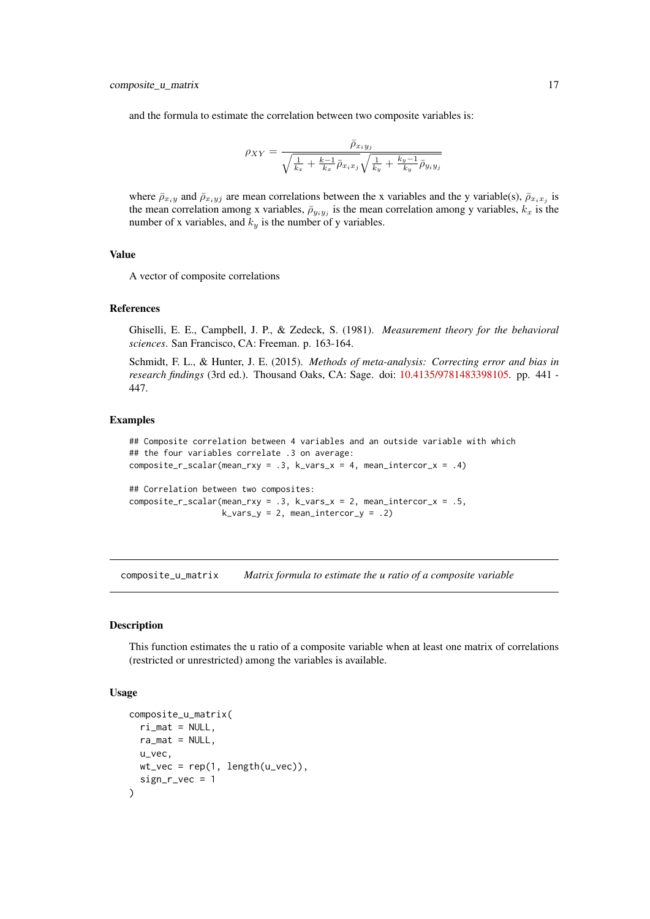and the formula to estimate the correlation between two composite variables is:

$$\rho_{XY} = \frac{\bar{\rho}_{x_i y_j}}{\sqrt{\frac{1}{k_x} + \frac{k-1}{k_x}\bar{\rho}_{x_i x_j}}\sqrt{\frac{1}{k_y} + \frac{k_y-1}{k_y}\bar{\rho}_{y_i y_j}}}$$

where $\bar{\rho}_{x_i y}$ and $\bar{\rho}_{x_i yj}$ are mean correlations between the x variables and the y variable(s), $\bar{\rho}_{x_i x_j}$ is the mean correlation among x variables, $\bar{\rho}_{y_i y_j}$ is the mean correlation among y variables, $k_x$ is the number of x variables, and $k_y$ is the number of y variables.

### Value

A vector of composite correlations

### References

Ghiselli, E. E., Campbell, J. P., & Zedeck, S. (1981). *Measurement theory for the behavioral sciences*. San Francisco, CA: Freeman. p. 163-164.

Schmidt, F. L., & Hunter, J. E. (2015). *Methods of meta-analysis: Correcting error and bias in research findings* (3rd ed.). Thousand Oaks, CA: Sage. doi: 10.4135/9781483398105. pp. 441 - 447.

### Examples

```
## Composite correlation between 4 variables and an outside variable with which
## the four variables correlate .3 on average:
composite_r_scalar(mean_rxy = .3, k_vars_x = 4, mean_intercor_x = .4)

## Correlation between two composites:
composite_r_scalar(mean_rxy = .3, k_vars_x = 2, mean_intercor_x = .5,
                   k_vars_y = 2, mean_intercor_y = .2)
```

---

## composite_u_matrix    *Matrix formula to estimate the u ratio of a composite variable*

### Description

This function estimates the u ratio of a composite variable when at least one matrix of correlations (restricted or unrestricted) among the variables is available.

### Usage

```
composite_u_matrix(
  ri_mat = NULL,
  ra_mat = NULL,
  u_vec,
  wt_vec = rep(1, length(u_vec)),
  sign_r_vec = 1
)
```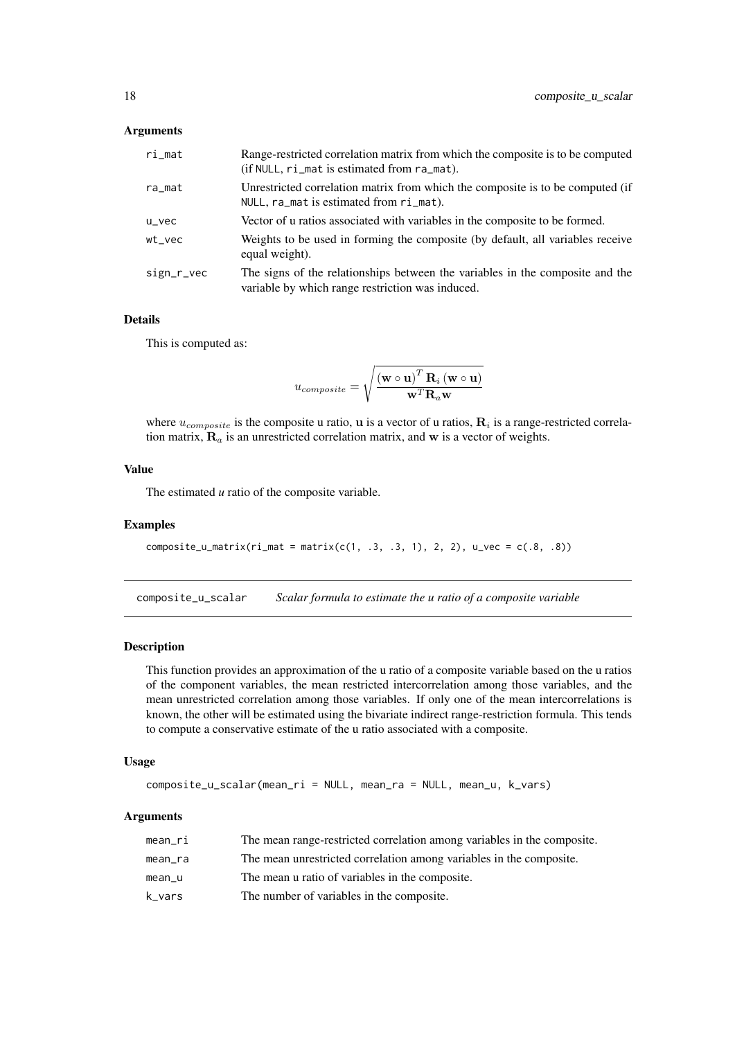### Arguments

| | |
|---|---|
| ri_mat | Range-restricted correlation matrix from which the composite is to be computed (if NULL, ri_mat is estimated from ra_mat). |
| ra_mat | Unrestricted correlation matrix from which the composite is to be computed (if NULL, ra_mat is estimated from ri_mat). |
| u_vec | Vector of u ratios associated with variables in the composite to be formed. |
| wt_vec | Weights to be used in forming the composite (by default, all variables receive equal weight). |
| sign_r_vec | The signs of the relationships between the variables in the composite and the variable by which range restriction was induced. |

### Details

This is computed as:

$$u_{composite} = \sqrt{\frac{(\mathbf{w} \circ \mathbf{u})^T \mathbf{R}_i (\mathbf{w} \circ \mathbf{u})}{\mathbf{w}^T \mathbf{R}_a \mathbf{w}}}$$

where $u_{composite}$ is the composite u ratio, $\mathbf{u}$ is a vector of u ratios, $\mathbf{R}_i$ is a range-restricted correlation matrix, $\mathbf{R}_a$ is an unrestricted correlation matrix, and $\mathbf{w}$ is a vector of weights.

### Value

The estimated *u* ratio of the composite variable.

### Examples

```
composite_u_matrix(ri_mat = matrix(c(1, .3, .3, 1), 2, 2), u_vec = c(.8, .8))
```

---

## composite_u_scalar — *Scalar formula to estimate the u ratio of a composite variable*

### Description

This function provides an approximation of the u ratio of a composite variable based on the u ratios of the component variables, the mean restricted intercorrelation among those variables, and the mean unrestricted correlation among those variables. If only one of the mean intercorrelations is known, the other will be estimated using the bivariate indirect range-restriction formula. This tends to compute a conservative estimate of the u ratio associated with a composite.

### Usage

```
composite_u_scalar(mean_ri = NULL, mean_ra = NULL, mean_u, k_vars)
```

### Arguments

| | |
|---|---|
| mean_ri | The mean range-restricted correlation among variables in the composite. |
| mean_ra | The mean unrestricted correlation among variables in the composite. |
| mean_u | The mean u ratio of variables in the composite. |
| k_vars | The number of variables in the composite. |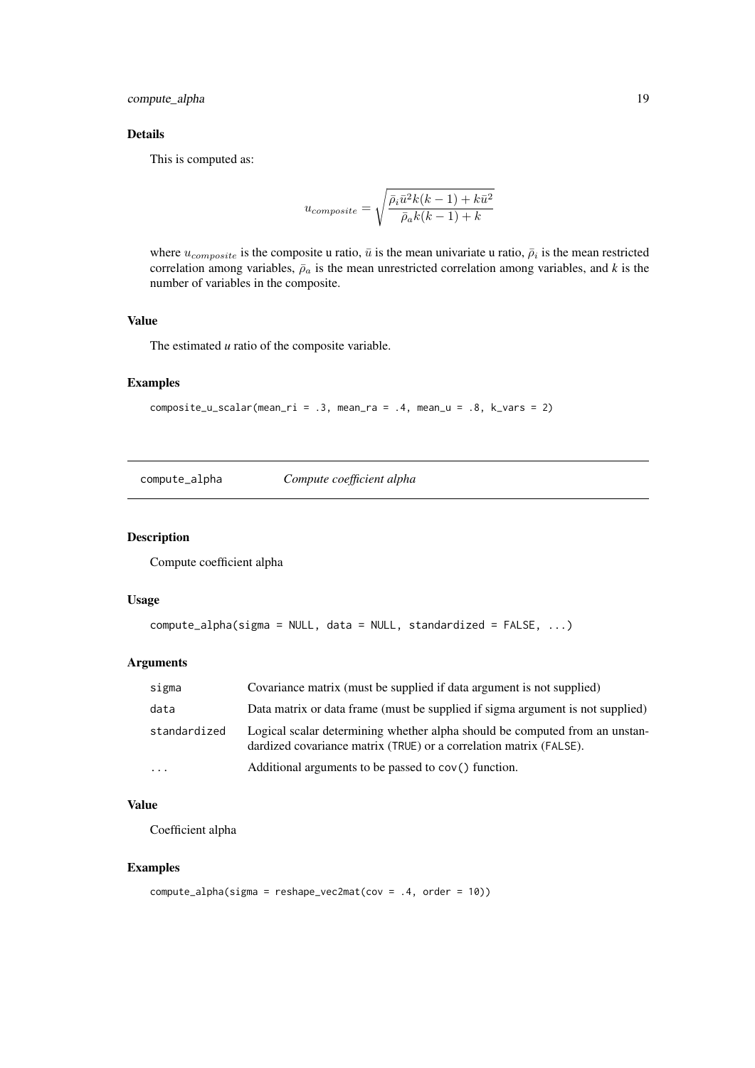### Details

This is computed as:

$$u_{composite} = \sqrt{\frac{\bar{\rho}_i \bar{u}^2 k(k-1) + k\bar{u}^2}{\bar{\rho}_a k(k-1) + k}}$$

where $u_{composite}$ is the composite u ratio, $\bar{u}$ is the mean univariate u ratio, $\bar{\rho}_i$ is the mean restricted correlation among variables, $\bar{\rho}_a$ is the mean unrestricted correlation among variables, and $k$ is the number of variables in the composite.

### Value

The estimated *u* ratio of the composite variable.

### Examples

```
composite_u_scalar(mean_ri = .3, mean_ra = .4, mean_u = .8, k_vars = 2)
```

---

## compute_alpha — *Compute coefficient alpha*

### Description

Compute coefficient alpha

### Usage

```
compute_alpha(sigma = NULL, data = NULL, standardized = FALSE, ...)
```

### Arguments

| | |
|---|---|
| sigma | Covariance matrix (must be supplied if data argument is not supplied) |
| data | Data matrix or data frame (must be supplied if sigma argument is not supplied) |
| standardized | Logical scalar determining whether alpha should be computed from an unstandardized covariance matrix (TRUE) or a correlation matrix (FALSE). |
| ... | Additional arguments to be passed to cov() function. |

### Value

Coefficient alpha

### Examples

```
compute_alpha(sigma = reshape_vec2mat(cov = .4, order = 10))
```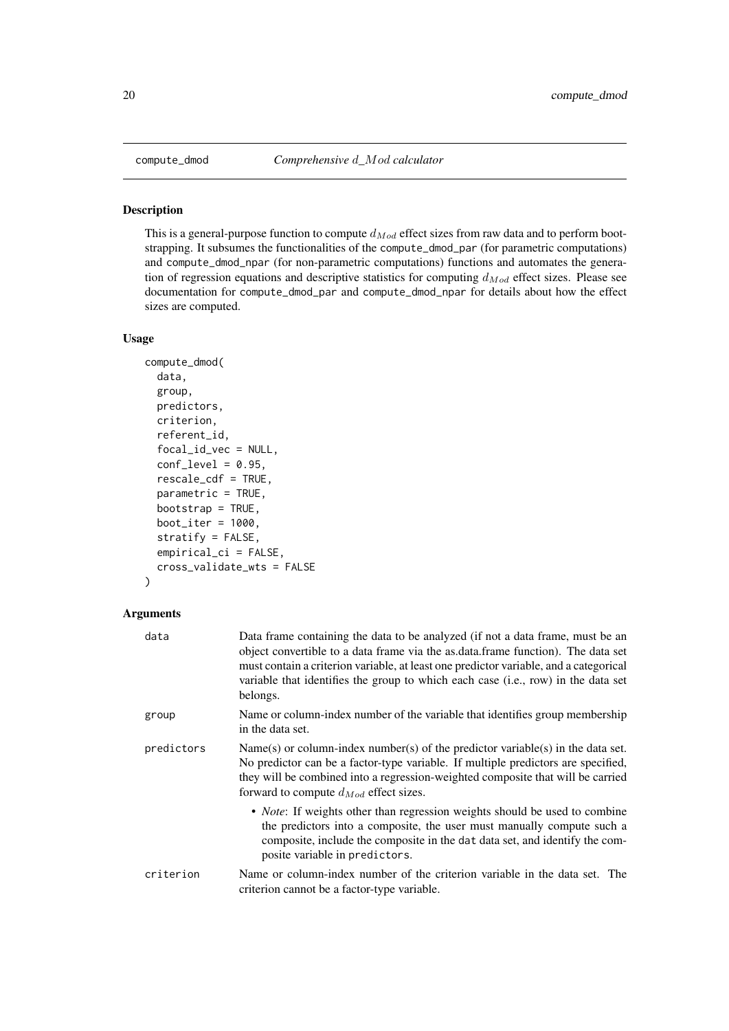compute_dmod *Comprehensive $d\_Mod$ calculator*

## Description

This is a general-purpose function to compute $d_{Mod}$ effect sizes from raw data and to perform bootstrapping. It subsumes the functionalities of the compute_dmod_par (for parametric computations) and compute_dmod_npar (for non-parametric computations) functions and automates the generation of regression equations and descriptive statistics for computing $d_{Mod}$ effect sizes. Please see documentation for compute_dmod_par and compute_dmod_npar for details about how the effect sizes are computed.

## Usage

```
compute_dmod(
  data,
  group,
  predictors,
  criterion,
  referent_id,
  focal_id_vec = NULL,
  conf_level = 0.95,
  rescale_cdf = TRUE,
  parametric = TRUE,
  bootstrap = TRUE,
  boot_iter = 1000,
  stratify = FALSE,
  empirical_ci = FALSE,
  cross_validate_wts = FALSE
)
```

## Arguments

| | |
|---|---|
| data | Data frame containing the data to be analyzed (if not a data frame, must be an object convertible to a data frame via the as.data.frame function). The data set must contain a criterion variable, at least one predictor variable, and a categorical variable that identifies the group to which each case (i.e., row) in the data set belongs. |
| group | Name or column-index number of the variable that identifies group membership in the data set. |
| predictors | Name(s) or column-index number(s) of the predictor variable(s) in the data set. No predictor can be a factor-type variable. If multiple predictors are specified, they will be combined into a regression-weighted composite that will be carried forward to compute $d_{Mod}$ effect sizes. <br> • *Note*: If weights other than regression weights should be used to combine the predictors into a composite, the user must manually compute such a composite, include the composite in the dat data set, and identify the composite variable in predictors. |
| criterion | Name or column-index number of the criterion variable in the data set. The criterion cannot be a factor-type variable. |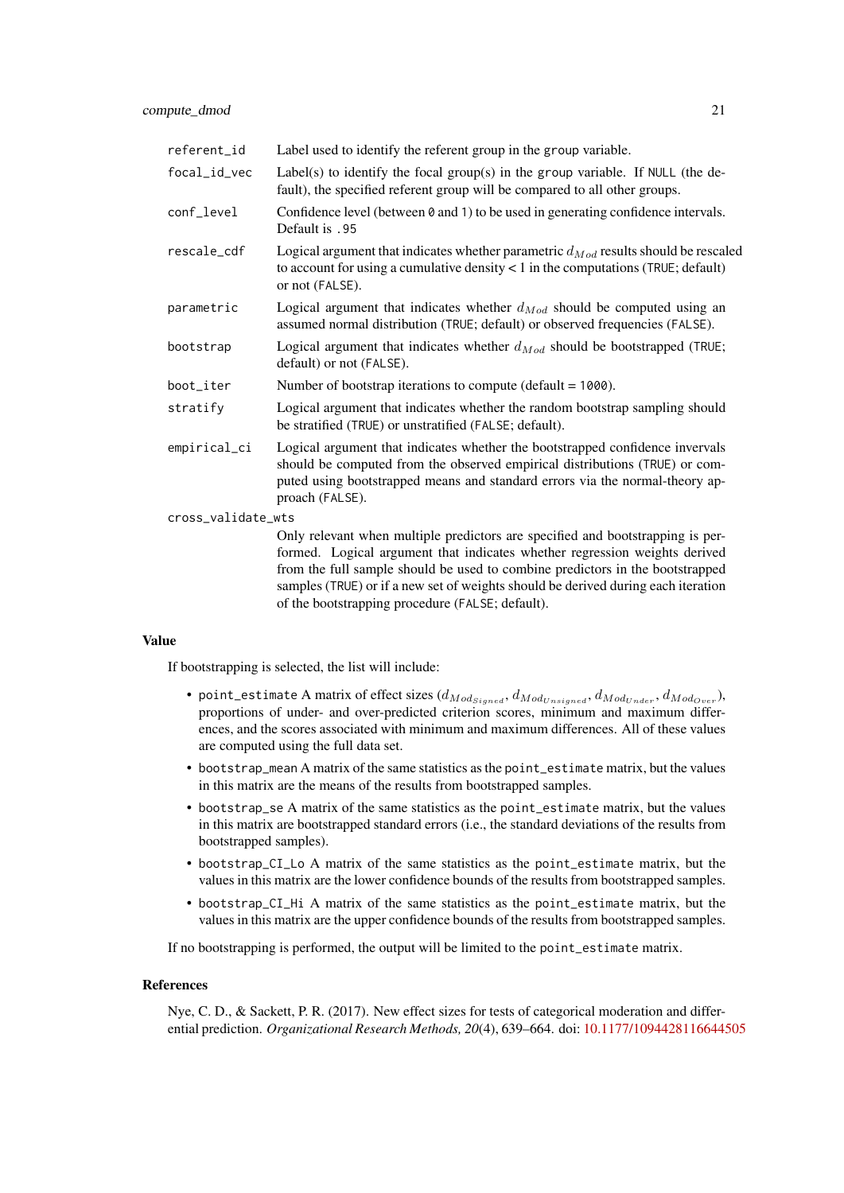| | |
|---|---|
| `referent_id` | Label used to identify the referent group in the `group` variable. |
| `focal_id_vec` | Label(s) to identify the focal group(s) in the `group` variable. If `NULL` (the default), the specified referent group will be compared to all other groups. |
| `conf_level` | Confidence level (between `0` and `1`) to be used in generating confidence intervals. Default is `.95` |
| `rescale_cdf` | Logical argument that indicates whether parametric $d_{Mod}$ results should be rescaled to account for using a cumulative density < 1 in the computations (`TRUE`; default) or not (`FALSE`). |
| `parametric` | Logical argument that indicates whether $d_{Mod}$ should be computed using an assumed normal distribution (`TRUE`; default) or observed frequencies (`FALSE`). |
| `bootstrap` | Logical argument that indicates whether $d_{Mod}$ should be bootstrapped (`TRUE`; default) or not (`FALSE`). |
| `boot_iter` | Number of bootstrap iterations to compute (default = `1000`). |
| `stratify` | Logical argument that indicates whether the random bootstrap sampling should be stratified (`TRUE`) or unstratified (`FALSE`; default). |
| `empirical_ci` | Logical argument that indicates whether the bootstrapped confidence invervals should be computed from the observed empirical distributions (`TRUE`) or computed using bootstrapped means and standard errors via the normal-theory approach (`FALSE`). |
| `cross_validate_wts` | Only relevant when multiple predictors are specified and bootstrapping is performed. Logical argument that indicates whether regression weights derived from the full sample should be used to combine predictors in the bootstrapped samples (`TRUE`) or if a new set of weights should be derived during each iteration of the bootstrapping procedure (`FALSE`; default). |

## Value

If bootstrapping is selected, the list will include:

- `point_estimate` A matrix of effect sizes ($d_{Mod_{Signed}}$, $d_{Mod_{Unsigned}}$, $d_{Mod_{Under}}$, $d_{Mod_{Over}}$), proportions of under- and over-predicted criterion scores, minimum and maximum differences, and the scores associated with minimum and maximum differences. All of these values are computed using the full data set.
- `bootstrap_mean` A matrix of the same statistics as the `point_estimate` matrix, but the values in this matrix are the means of the results from bootstrapped samples.
- `bootstrap_se` A matrix of the same statistics as the `point_estimate` matrix, but the values in this matrix are bootstrapped standard errors (i.e., the standard deviations of the results from bootstrapped samples).
- `bootstrap_CI_Lo` A matrix of the same statistics as the `point_estimate` matrix, but the values in this matrix are the lower confidence bounds of the results from bootstrapped samples.
- `bootstrap_CI_Hi` A matrix of the same statistics as the `point_estimate` matrix, but the values in this matrix are the upper confidence bounds of the results from bootstrapped samples.

If no bootstrapping is performed, the output will be limited to the `point_estimate` matrix.

## References

Nye, C. D., & Sackett, P. R. (2017). New effect sizes for tests of categorical moderation and differential prediction. *Organizational Research Methods, 20*(4), 639–664. doi: 10.1177/1094428116644505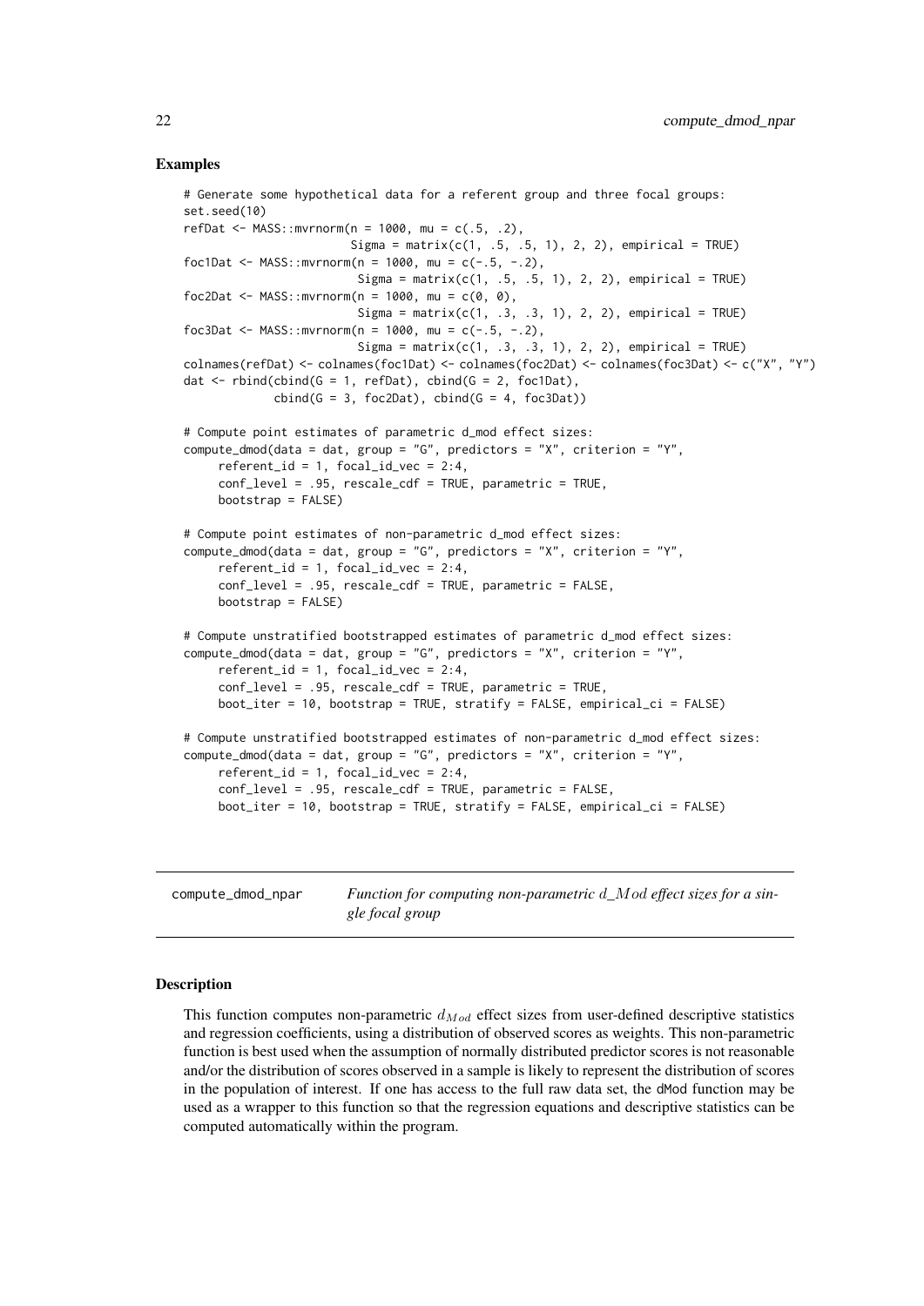### Examples

```
# Generate some hypothetical data for a referent group and three focal groups:
set.seed(10)
refDat <- MASS::mvrnorm(n = 1000, mu = c(.5, .2),
                        Sigma = matrix(c(1, .5, .5, 1), 2, 2), empirical = TRUE)
foc1Dat <- MASS::mvrnorm(n = 1000, mu = c(-.5, -.2),
                         Sigma = matrix(c(1, .5, .5, 1), 2, 2), empirical = TRUE)
foc2Dat <- MASS::mvrnorm(n = 1000, mu = c(0, 0),
                         Sigma = matrix(c(1, .3, .3, 1), 2, 2), empirical = TRUE)
foc3Dat <- MASS::mvrnorm(n = 1000, mu = c(-.5, -.2),
                         Sigma = matrix(c(1, .3, .3, 1), 2, 2), empirical = TRUE)
colnames(refDat) <- colnames(foc1Dat) <- colnames(foc2Dat) <- colnames(foc3Dat) <- c("X", "Y")
dat <- rbind(cbind(G = 1, refDat), cbind(G = 2, foc1Dat),
             cbind(G = 3, foc2Dat), cbind(G = 4, foc3Dat))

# Compute point estimates of parametric d_mod effect sizes:
compute_dmod(data = dat, group = "G", predictors = "X", criterion = "Y",
     referent_id = 1, focal_id_vec = 2:4,
     conf_level = .95, rescale_cdf = TRUE, parametric = TRUE,
     bootstrap = FALSE)

# Compute point estimates of non-parametric d_mod effect sizes:
compute_dmod(data = dat, group = "G", predictors = "X", criterion = "Y",
     referent_id = 1, focal_id_vec = 2:4,
     conf_level = .95, rescale_cdf = TRUE, parametric = FALSE,
     bootstrap = FALSE)

# Compute unstratified bootstrapped estimates of parametric d_mod effect sizes:
compute_dmod(data = dat, group = "G", predictors = "X", criterion = "Y",
     referent_id = 1, focal_id_vec = 2:4,
     conf_level = .95, rescale_cdf = TRUE, parametric = TRUE,
     boot_iter = 10, bootstrap = TRUE, stratify = FALSE, empirical_ci = FALSE)

# Compute unstratified bootstrapped estimates of non-parametric d_mod effect sizes:
compute_dmod(data = dat, group = "G", predictors = "X", criterion = "Y",
     referent_id = 1, focal_id_vec = 2:4,
     conf_level = .95, rescale_cdf = TRUE, parametric = FALSE,
     boot_iter = 10, bootstrap = TRUE, stratify = FALSE, empirical_ci = FALSE)
```

---

## compute_dmod_npar — *Function for computing non-parametric $d\_Mod$ effect sizes for a single focal group*

---

### Description

This function computes non-parametric $d_{Mod}$ effect sizes from user-defined descriptive statistics and regression coefficients, using a distribution of observed scores as weights. This non-parametric function is best used when the assumption of normally distributed predictor scores is not reasonable and/or the distribution of scores observed in a sample is likely to represent the distribution of scores in the population of interest. If one has access to the full raw data set, the dMod function may be used as a wrapper to this function so that the regression equations and descriptive statistics can be computed automatically within the program.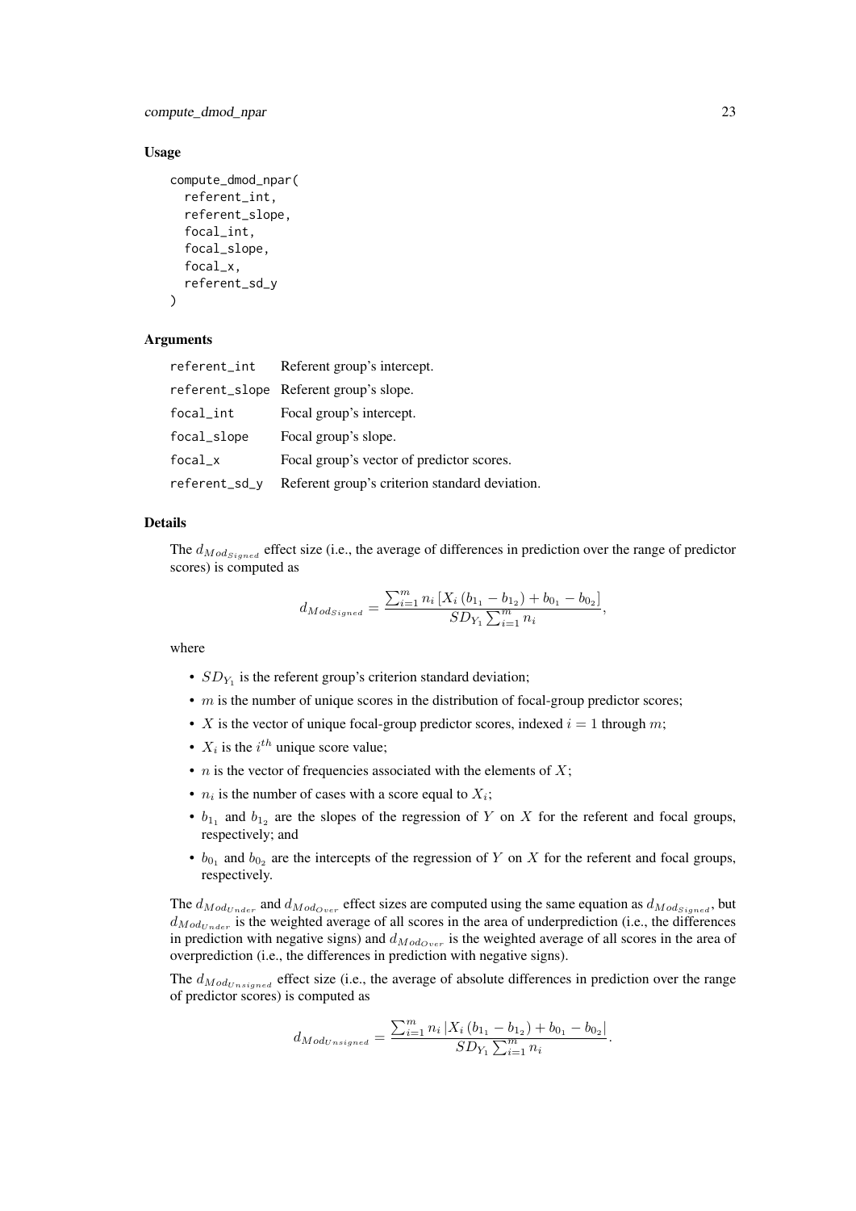### Usage

```
compute_dmod_npar(
  referent_int,
  referent_slope,
  focal_int,
  focal_slope,
  focal_x,
  referent_sd_y
)
```

### Arguments

| | |
|---|---|
| referent_int | Referent group's intercept. |
| referent_slope | Referent group's slope. |
| focal_int | Focal group's intercept. |
| focal_slope | Focal group's slope. |
| focal_x | Focal group's vector of predictor scores. |
| referent_sd_y | Referent group's criterion standard deviation. |

### Details

The $d_{Mod_{Signed}}$ effect size (i.e., the average of differences in prediction over the range of predictor scores) is computed as

$$d_{Mod_{Signed}} = \frac{\sum_{i=1}^{m} n_i \left[ X_i \left( b_{1_1} - b_{1_2} \right) + b_{0_1} - b_{0_2} \right]}{SD_{Y_1} \sum_{i=1}^{m} n_i},$$

where

- $SD_{Y_1}$ is the referent group's criterion standard deviation;
- $m$ is the number of unique scores in the distribution of focal-group predictor scores;
- $X$ is the vector of unique focal-group predictor scores, indexed $i = 1$ through $m$;
- $X_i$ is the $i^{th}$ unique score value;
- $n$ is the vector of frequencies associated with the elements of $X$;
- $n_i$ is the number of cases with a score equal to $X_i$;
- $b_{1_1}$ and $b_{1_2}$ are the slopes of the regression of $Y$ on $X$ for the referent and focal groups, respectively; and
- $b_{0_1}$ and $b_{0_2}$ are the intercepts of the regression of $Y$ on $X$ for the referent and focal groups, respectively.

The $d_{Mod_{Under}}$ and $d_{Mod_{Over}}$ effect sizes are computed using the same equation as $d_{Mod_{Signed}}$, but $d_{Mod_{Under}}$ is the weighted average of all scores in the area of underprediction (i.e., the differences in prediction with negative signs) and $d_{Mod_{Over}}$ is the weighted average of all scores in the area of overprediction (i.e., the differences in prediction with negative signs).

The $d_{Mod_{Unsigned}}$ effect size (i.e., the average of absolute differences in prediction over the range of predictor scores) is computed as

$$d_{Mod_{Unsigned}} = \frac{\sum_{i=1}^{m} n_i \left| X_i \left( b_{1_1} - b_{1_2} \right) + b_{0_1} - b_{0_2} \right|}{SD_{Y_1} \sum_{i=1}^{m} n_i}.$$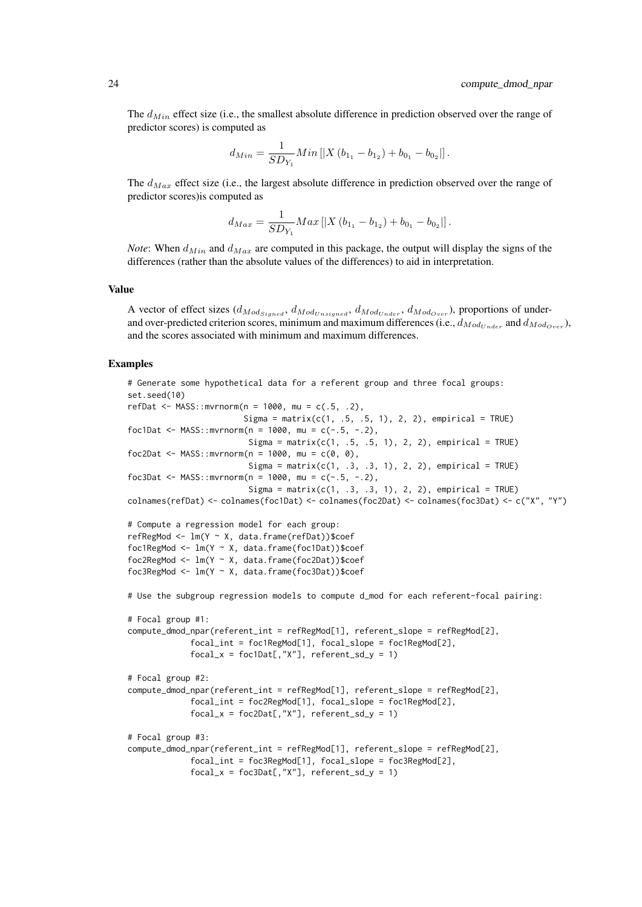The $d_{Min}$ effect size (i.e., the smallest absolute difference in prediction observed over the range of predictor scores) is computed as

$$d_{Min} = \frac{1}{SD_{Y_1}} Min \left[ \left| X \left( b_{1_1} - b_{1_2} \right) + b_{0_1} - b_{0_2} \right| \right].$$

The $d_{Max}$ effect size (i.e., the largest absolute difference in prediction observed over the range of predictor scores)is computed as

$$d_{Max} = \frac{1}{SD_{Y_1}} Max \left[ \left| X \left( b_{1_1} - b_{1_2} \right) + b_{0_1} - b_{0_2} \right| \right].$$

*Note*: When $d_{Min}$ and $d_{Max}$ are computed in this package, the output will display the signs of the differences (rather than the absolute values of the differences) to aid in interpretation.

### Value

A vector of effect sizes ($d_{Mod_{Signed}}$, $d_{Mod_{Unsigned}}$, $d_{Mod_{Under}}$, $d_{Mod_{Over}}$), proportions of under- and over-predicted criterion scores, minimum and maximum differences (i.e., $d_{Mod_{Under}}$ and $d_{Mod_{Over}}$), and the scores associated with minimum and maximum differences.

### Examples

```
# Generate some hypothetical data for a referent group and three focal groups:
set.seed(10)
refDat <- MASS::mvrnorm(n = 1000, mu = c(.5, .2),
                        Sigma = matrix(c(1, .5, .5, 1), 2, 2), empirical = TRUE)
foc1Dat <- MASS::mvrnorm(n = 1000, mu = c(-.5, -.2),
                         Sigma = matrix(c(1, .5, .5, 1), 2, 2), empirical = TRUE)
foc2Dat <- MASS::mvrnorm(n = 1000, mu = c(0, 0),
                         Sigma = matrix(c(1, .3, .3, 1), 2, 2), empirical = TRUE)
foc3Dat <- MASS::mvrnorm(n = 1000, mu = c(-.5, -.2),
                         Sigma = matrix(c(1, .3, .3, 1), 2, 2), empirical = TRUE)
colnames(refDat) <- colnames(foc1Dat) <- colnames(foc2Dat) <- colnames(foc3Dat) <- c("X", "Y")

# Compute a regression model for each group:
refRegMod <- lm(Y ~ X, data.frame(refDat))$coef
foc1RegMod <- lm(Y ~ X, data.frame(foc1Dat))$coef
foc2RegMod <- lm(Y ~ X, data.frame(foc2Dat))$coef
foc3RegMod <- lm(Y ~ X, data.frame(foc3Dat))$coef

# Use the subgroup regression models to compute d_mod for each referent-focal pairing:

# Focal group #1:
compute_dmod_npar(referent_int = refRegMod[1], referent_slope = refRegMod[2],
             focal_int = foc1RegMod[1], focal_slope = foc1RegMod[2],
             focal_x = foc1Dat[,"X"], referent_sd_y = 1)

# Focal group #2:
compute_dmod_npar(referent_int = refRegMod[1], referent_slope = refRegMod[2],
             focal_int = foc2RegMod[1], focal_slope = foc1RegMod[2],
             focal_x = foc2Dat[,"X"], referent_sd_y = 1)

# Focal group #3:
compute_dmod_npar(referent_int = refRegMod[1], referent_slope = refRegMod[2],
             focal_int = foc3RegMod[1], focal_slope = foc3RegMod[2],
             focal_x = foc3Dat[,"X"], referent_sd_y = 1)
```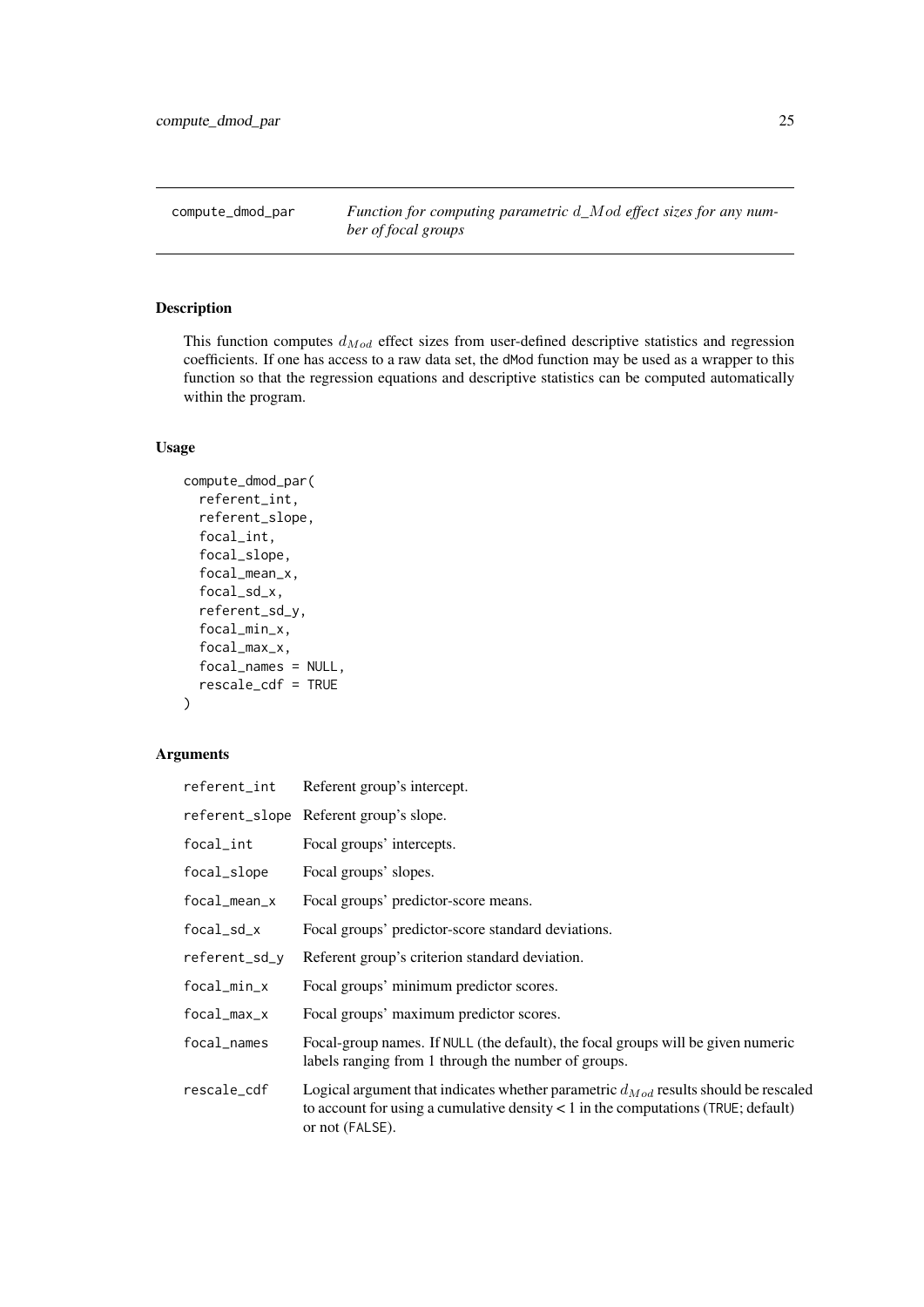# compute_dmod_par

*Function for computing parametric $d\_Mod$ effect sizes for any number of focal groups*

## Description

This function computes $d_{Mod}$ effect sizes from user-defined descriptive statistics and regression coefficients. If one has access to a raw data set, the dMod function may be used as a wrapper to this function so that the regression equations and descriptive statistics can be computed automatically within the program.

## Usage

```
compute_dmod_par(
  referent_int,
  referent_slope,
  focal_int,
  focal_slope,
  focal_mean_x,
  focal_sd_x,
  referent_sd_y,
  focal_min_x,
  focal_max_x,
  focal_names = NULL,
  rescale_cdf = TRUE
)
```

## Arguments

| Argument | Description |
|---|---|
| referent_int | Referent group's intercept. |
| referent_slope | Referent group's slope. |
| focal_int | Focal groups' intercepts. |
| focal_slope | Focal groups' slopes. |
| focal_mean_x | Focal groups' predictor-score means. |
| focal_sd_x | Focal groups' predictor-score standard deviations. |
| referent_sd_y | Referent group's criterion standard deviation. |
| focal_min_x | Focal groups' minimum predictor scores. |
| focal_max_x | Focal groups' maximum predictor scores. |
| focal_names | Focal-group names. If NULL (the default), the focal groups will be given numeric labels ranging from 1 through the number of groups. |
| rescale_cdf | Logical argument that indicates whether parametric $d_{Mod}$ results should be rescaled to account for using a cumulative density < 1 in the computations (TRUE; default) or not (FALSE). |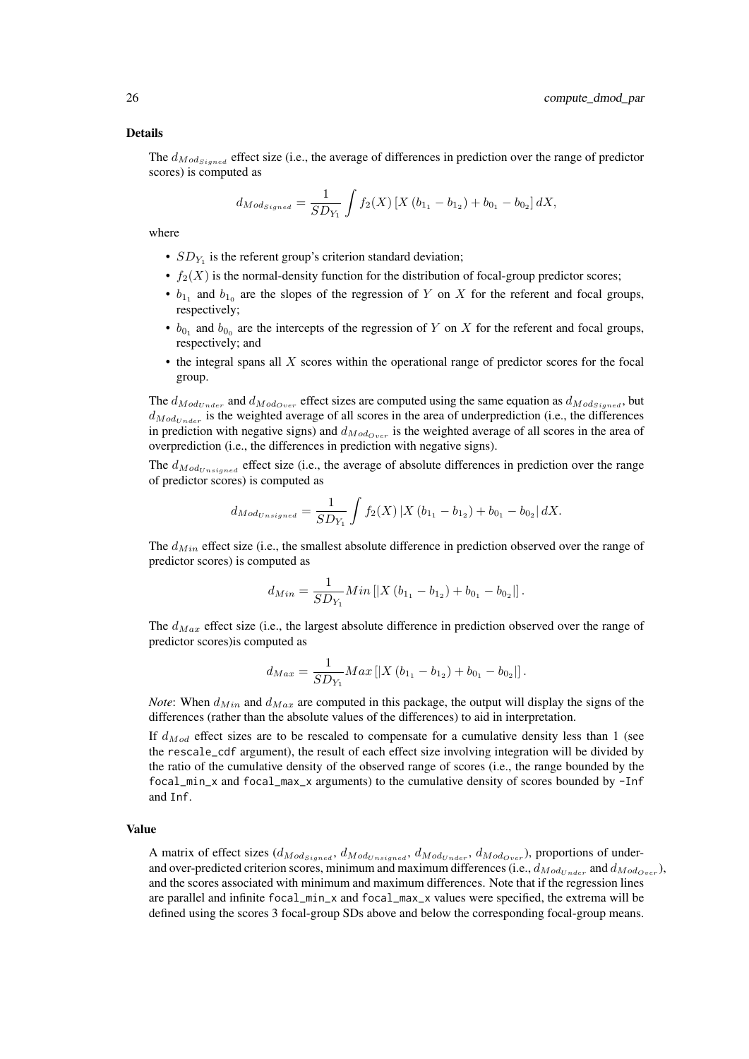## Details

The $d_{Mod_{Signed}}$ effect size (i.e., the average of differences in prediction over the range of predictor scores) is computed as

$$d_{Mod_{Signed}} = \frac{1}{SD_{Y_1}} \int f_2(X) \left[X \left(b_{1_1} - b_{1_2}\right) + b_{0_1} - b_{0_2}\right] dX,$$

where

- $SD_{Y_1}$ is the referent group's criterion standard deviation;
- $f_2(X)$ is the normal-density function for the distribution of focal-group predictor scores;
- $b_{1_1}$ and $b_{1_0}$ are the slopes of the regression of $Y$ on $X$ for the referent and focal groups, respectively;
- $b_{0_1}$ and $b_{0_0}$ are the intercepts of the regression of $Y$ on $X$ for the referent and focal groups, respectively; and
- the integral spans all $X$ scores within the operational range of predictor scores for the focal group.

The $d_{Mod_{Under}}$ and $d_{Mod_{Over}}$ effect sizes are computed using the same equation as $d_{Mod_{Signed}}$, but $d_{Mod_{Under}}$ is the weighted average of all scores in the area of underprediction (i.e., the differences in prediction with negative signs) and $d_{Mod_{Over}}$ is the weighted average of all scores in the area of overprediction (i.e., the differences in prediction with negative signs).

The $d_{Mod_{Unsigned}}$ effect size (i.e., the average of absolute differences in prediction over the range of predictor scores) is computed as

$$d_{Mod_{Unsigned}} = \frac{1}{SD_{Y_1}} \int f_2(X) \left|X \left(b_{1_1} - b_{1_2}\right) + b_{0_1} - b_{0_2}\right| dX.$$

The $d_{Min}$ effect size (i.e., the smallest absolute difference in prediction observed over the range of predictor scores) is computed as

$$d_{Min} = \frac{1}{SD_{Y_1}} Min \left[\left|X \left(b_{1_1} - b_{1_2}\right) + b_{0_1} - b_{0_2}\right|\right].$$

The $d_{Max}$ effect size (i.e., the largest absolute difference in prediction observed over the range of predictor scores)is computed as

$$d_{Max} = \frac{1}{SD_{Y_1}} Max \left[\left|X \left(b_{1_1} - b_{1_2}\right) + b_{0_1} - b_{0_2}\right|\right].$$

*Note*: When $d_{Min}$ and $d_{Max}$ are computed in this package, the output will display the signs of the differences (rather than the absolute values of the differences) to aid in interpretation.

If $d_{Mod}$ effect sizes are to be rescaled to compensate for a cumulative density less than 1 (see the `rescale_cdf` argument), the result of each effect size involving integration will be divided by the ratio of the cumulative density of the observed range of scores (i.e., the range bounded by the `focal_min_x` and `focal_max_x` arguments) to the cumulative density of scores bounded by `-Inf` and `Inf`.

## Value

A matrix of effect sizes ($d_{Mod_{Signed}}$, $d_{Mod_{Unsigned}}$, $d_{Mod_{Under}}$, $d_{Mod_{Over}}$), proportions of under- and over-predicted criterion scores, minimum and maximum differences (i.e., $d_{Mod_{Under}}$ and $d_{Mod_{Over}}$), and the scores associated with minimum and maximum differences. Note that if the regression lines are parallel and infinite `focal_min_x` and `focal_max_x` values were specified, the extrema will be defined using the scores 3 focal-group SDs above and below the corresponding focal-group means.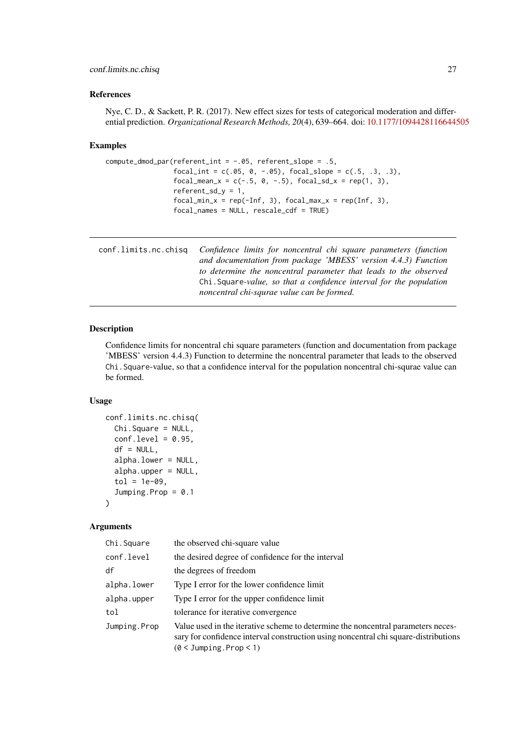## References

Nye, C. D., & Sackett, P. R. (2017). New effect sizes for tests of categorical moderation and differential prediction. *Organizational Research Methods, 20*(4), 639–664. doi: 10.1177/1094428116644505

## Examples

```
compute_dmod_par(referent_int = -.05, referent_slope = .5,
                focal_int = c(.05, 0, -.05), focal_slope = c(.5, .3, .3),
                focal_mean_x = c(-.5, 0, -.5), focal_sd_x = rep(1, 3),
                referent_sd_y = 1,
                focal_min_x = rep(-Inf, 3), focal_max_x = rep(Inf, 3),
                focal_names = NULL, rescale_cdf = TRUE)
```

---

# conf.limits.nc.chisq

*Confidence limits for noncentral chi square parameters (function and documentation from package 'MBESS' version 4.4.3) Function to determine the noncentral parameter that leads to the observed* `Chi.Square`*-value, so that a confidence interval for the population noncentral chi-squrae value can be formed.*

---

## Description

Confidence limits for noncentral chi square parameters (function and documentation from package 'MBESS' version 4.4.3) Function to determine the noncentral parameter that leads to the observed `Chi.Square`-value, so that a confidence interval for the population noncentral chi-squrae value can be formed.

## Usage

```
conf.limits.nc.chisq(
  Chi.Square = NULL,
  conf.level = 0.95,
  df = NULL,
  alpha.lower = NULL,
  alpha.upper = NULL,
  tol = 1e-09,
  Jumping.Prop = 0.1
)
```

## Arguments

| | |
|---|---|
| `Chi.Square` | the observed chi-square value |
| `conf.level` | the desired degree of confidence for the interval |
| `df` | the degrees of freedom |
| `alpha.lower` | Type I error for the lower confidence limit |
| `alpha.upper` | Type I error for the upper confidence limit |
| `tol` | tolerance for iterative convergence |
| `Jumping.Prop` | Value used in the iterative scheme to determine the noncentral parameters necessary for confidence interval construction using noncentral chi square-distributions (`0 < Jumping.Prop < 1`) |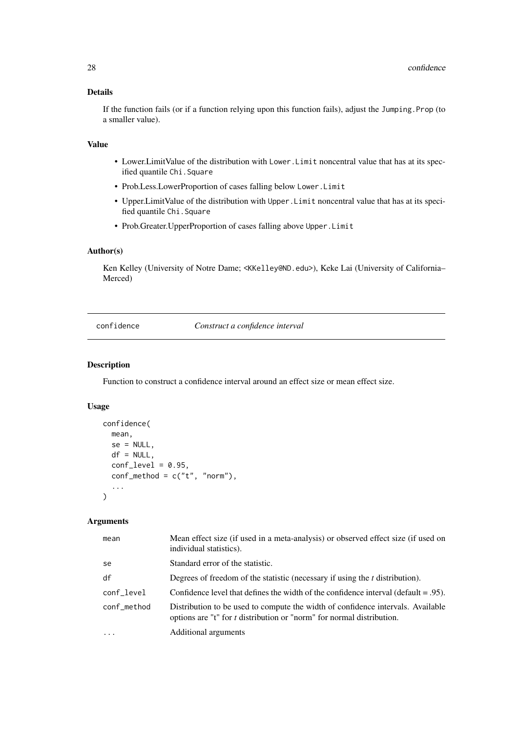### Details

If the function fails (or if a function relying upon this function fails), adjust the `Jumping.Prop` (to a smaller value).

### Value

- Lower.LimitValue of the distribution with `Lower.Limit` noncentral value that has at its specified quantile `Chi.Square`
- Prob.Less.LowerProportion of cases falling below `Lower.Limit`
- Upper.LimitValue of the distribution with `Upper.Limit` noncentral value that has at its specified quantile `Chi.Square`
- Prob.Greater.UpperProportion of cases falling above `Upper.Limit`

### Author(s)

Ken Kelley (University of Notre Dame; <KKelley@ND.edu>), Keke Lai (University of California–Merced)

---

## confidence    *Construct a confidence interval*

---

### Description

Function to construct a confidence interval around an effect size or mean effect size.

### Usage

```
confidence(
  mean,
  se = NULL,
  df = NULL,
  conf_level = 0.95,
  conf_method = c("t", "norm"),
  ...
)
```

### Arguments

| | |
|---|---|
| `mean` | Mean effect size (if used in a meta-analysis) or observed effect size (if used on individual statistics). |
| `se` | Standard error of the statistic. |
| `df` | Degrees of freedom of the statistic (necessary if using the *t* distribution). |
| `conf_level` | Confidence level that defines the width of the confidence interval (default = .95). |
| `conf_method` | Distribution to be used to compute the width of confidence intervals. Available options are "t" for *t* distribution or "norm" for normal distribution. |
| `...` | Additional arguments |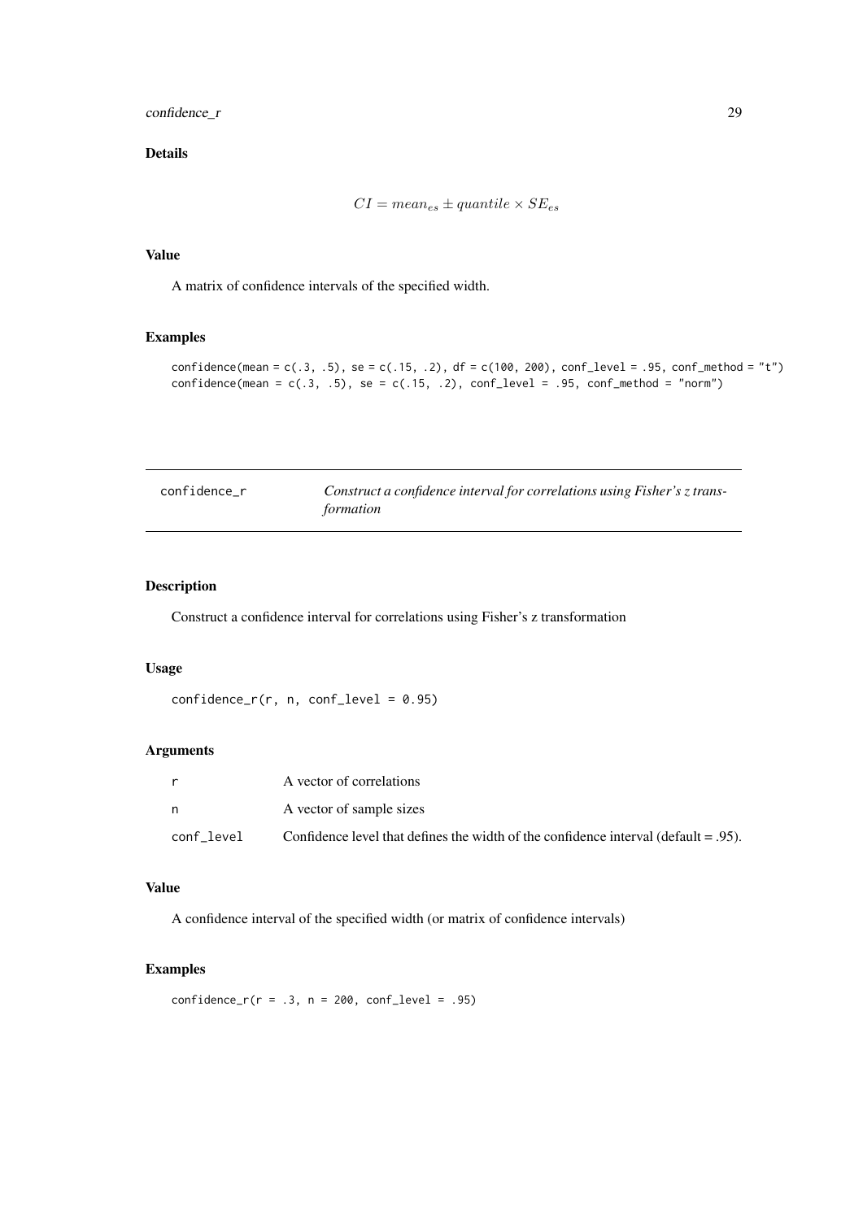## Details

$$CI = mean_{es} \pm quantile \times SE_{es}$$

## Value

A matrix of confidence intervals of the specified width.

## Examples

```
confidence(mean = c(.3, .5), se = c(.15, .2), df = c(100, 200), conf_level = .95, conf_method = "t")
confidence(mean = c(.3, .5), se = c(.15, .2), conf_level = .95, conf_method = "norm")
```

---

| confidence_r | *Construct a confidence interval for correlations using Fisher's z transformation* |
|---|---|

## Description

Construct a confidence interval for correlations using Fisher's z transformation

## Usage

```
confidence_r(r, n, conf_level = 0.95)
```

## Arguments

| | |
|---|---|
| r | A vector of correlations |
| n | A vector of sample sizes |
| conf_level | Confidence level that defines the width of the confidence interval (default = .95). |

## Value

A confidence interval of the specified width (or matrix of confidence intervals)

## Examples

```
confidence_r(r = .3, n = 200, conf_level = .95)
```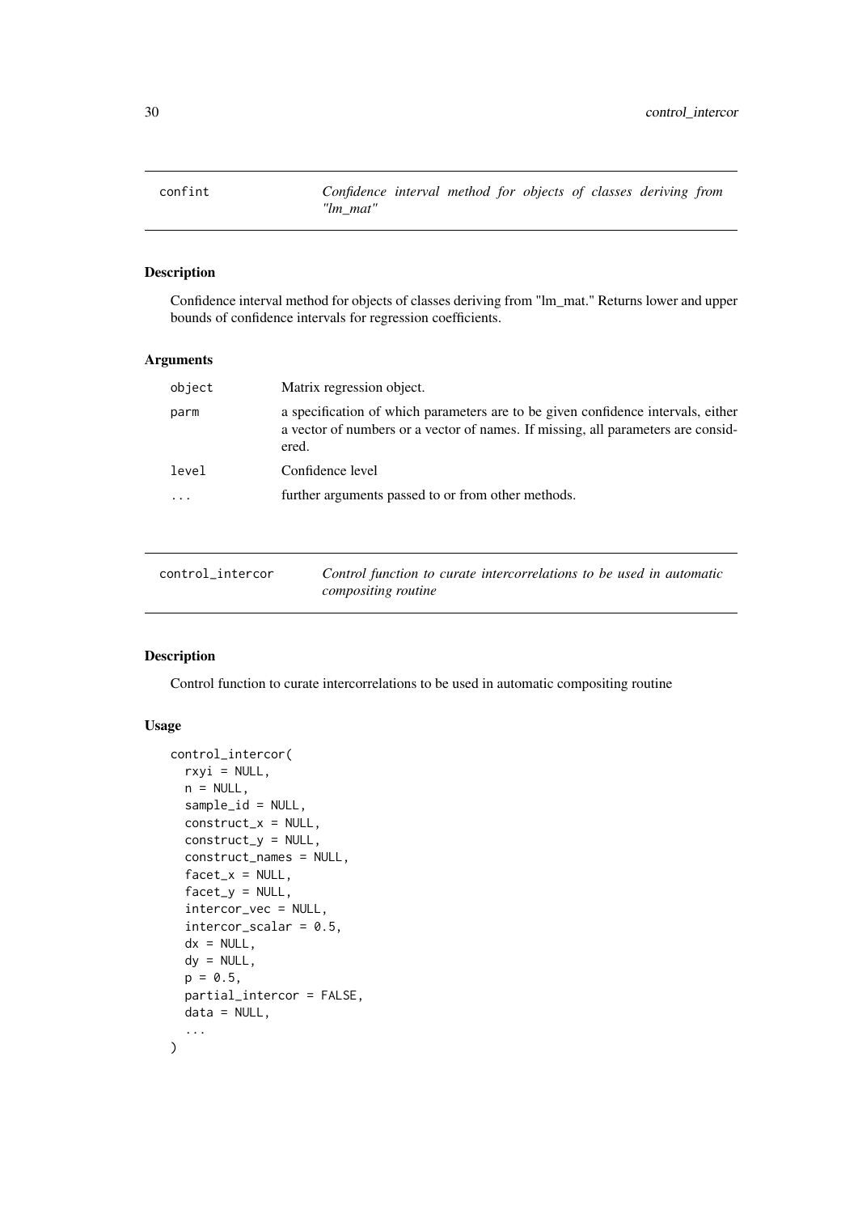## confint — *Confidence interval method for objects of classes deriving from "lm_mat"*

### Description

Confidence interval method for objects of classes deriving from "lm_mat." Returns lower and upper bounds of confidence intervals for regression coefficients.

### Arguments

| | |
|---|---|
| `object` | Matrix regression object. |
| `parm` | a specification of which parameters are to be given confidence intervals, either a vector of numbers or a vector of names. If missing, all parameters are considered. |
| `level` | Confidence level |
| `...` | further arguments passed to or from other methods. |

## control_intercor — *Control function to curate intercorrelations to be used in automatic compositing routine*

### Description

Control function to curate intercorrelations to be used in automatic compositing routine

### Usage

```
control_intercor(
  rxyi = NULL,
  n = NULL,
  sample_id = NULL,
  construct_x = NULL,
  construct_y = NULL,
  construct_names = NULL,
  facet_x = NULL,
  facet_y = NULL,
  intercor_vec = NULL,
  intercor_scalar = 0.5,
  dx = NULL,
  dy = NULL,
  p = 0.5,
  partial_intercor = FALSE,
  data = NULL,
  ...
)
```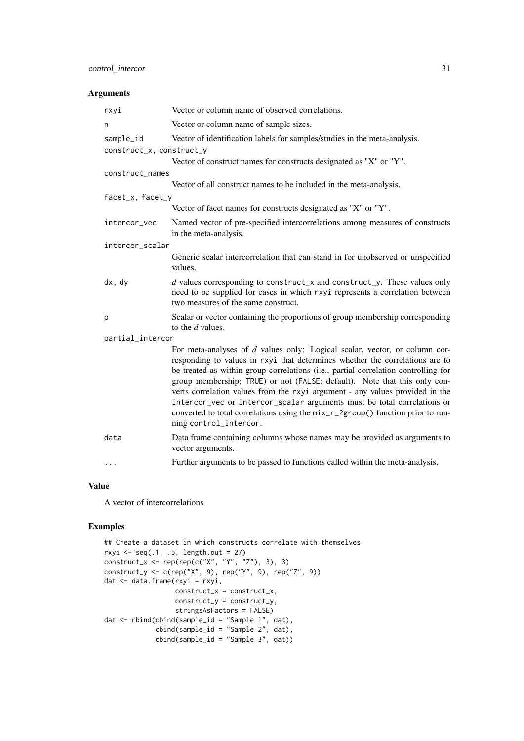## Arguments

| Argument | Description |
| --- | --- |
| rxyi | Vector or column name of observed correlations. |
| n | Vector or column name of sample sizes. |
| sample_id | Vector of identification labels for samples/studies in the meta-analysis. |
| construct_x, construct_y | Vector of construct names for constructs designated as "X" or "Y". |
| construct_names | Vector of all construct names to be included in the meta-analysis. |
| facet_x, facet_y | Vector of facet names for constructs designated as "X" or "Y". |
| intercor_vec | Named vector of pre-specified intercorrelations among measures of constructs in the meta-analysis. |
| intercor_scalar | Generic scalar intercorrelation that can stand in for unobserved or unspecified values. |
| dx, dy | *d* values corresponding to construct_x and construct_y. These values only need to be supplied for cases in which rxyi represents a correlation between two measures of the same construct. |
| p | Scalar or vector containing the proportions of group membership corresponding to the *d* values. |
| partial_intercor | For meta-analyses of *d* values only: Logical scalar, vector, or column corresponding to values in rxyi that determines whether the correlations are to be treated as within-group correlations (i.e., partial correlation controlling for group membership; TRUE) or not (FALSE; default). Note that this only converts correlation values from the rxyi argument - any values provided in the intercor_vec or intercor_scalar arguments must be total correlations or converted to total correlations using the mix_r_2group() function prior to running control_intercor. |
| data | Data frame containing columns whose names may be provided as arguments to vector arguments. |
| ... | Further arguments to be passed to functions called within the meta-analysis. |

## Value

A vector of intercorrelations

## Examples

```
## Create a dataset in which constructs correlate with themselves
rxyi <- seq(.1, .5, length.out = 27)
construct_x <- rep(rep(c("X", "Y", "Z"), 3), 3)
construct_y <- c(rep("X", 9), rep("Y", 9), rep("Z", 9))
dat <- data.frame(rxyi = rxyi,
                  construct_x = construct_x,
                  construct_y = construct_y,
                  stringsAsFactors = FALSE)
dat <- rbind(cbind(sample_id = "Sample 1", dat),
             cbind(sample_id = "Sample 2", dat),
             cbind(sample_id = "Sample 3", dat))
```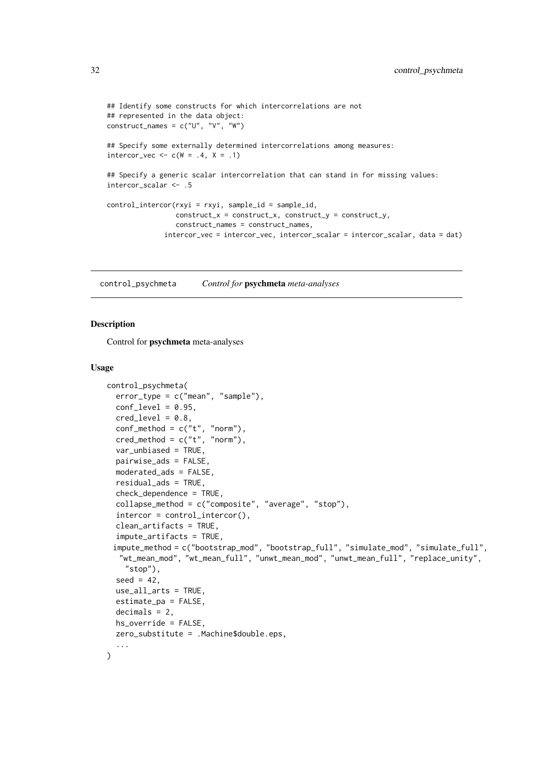```
## Identify some constructs for which intercorrelations are not
## represented in the data object:
construct_names = c("U", "V", "W")

## Specify some externally determined intercorrelations among measures:
intercor_vec <- c(W = .4, X = .1)

## Specify a generic scalar intercorrelation that can stand in for missing values:
intercor_scalar <- .5

control_intercor(rxyi = rxyi, sample_id = sample_id,
                 construct_x = construct_x, construct_y = construct_y,
                 construct_names = construct_names,
              intercor_vec = intercor_vec, intercor_scalar = intercor_scalar, data = dat)
```

## control_psychmeta *Control for* **psychmeta** *meta-analyses*

### Description

Control for **psychmeta** meta-analyses

### Usage

```
control_psychmeta(
  error_type = c("mean", "sample"),
  conf_level = 0.95,
  cred_level = 0.8,
  conf_method = c("t", "norm"),
  cred_method = c("t", "norm"),
  var_unbiased = TRUE,
  pairwise_ads = FALSE,
  moderated_ads = FALSE,
  residual_ads = TRUE,
  check_dependence = TRUE,
  collapse_method = c("composite", "average", "stop"),
  intercor = control_intercor(),
  clean_artifacts = TRUE,
  impute_artifacts = TRUE,
 impute_method = c("bootstrap_mod", "bootstrap_full", "simulate_mod", "simulate_full",
   "wt_mean_mod", "wt_mean_full", "unwt_mean_mod", "unwt_mean_full", "replace_unity",
    "stop"),
  seed = 42,
  use_all_arts = TRUE,
  estimate_pa = FALSE,
  decimals = 2,
  hs_override = FALSE,
  zero_substitute = .Machine$double.eps,
  ...
)
```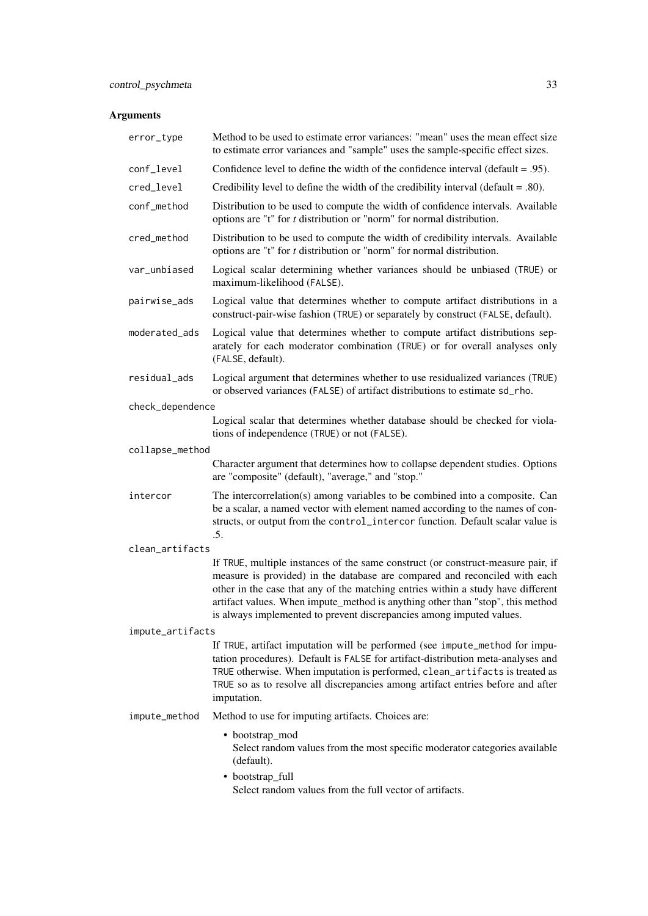## Arguments

`error_type`
: Method to be used to estimate error variances: "mean" uses the mean effect size to estimate error variances and "sample" uses the sample-specific effect sizes.

`conf_level`
: Confidence level to define the width of the confidence interval (default = .95).

`cred_level`
: Credibility level to define the width of the credibility interval (default = .80).

`conf_method`
: Distribution to be used to compute the width of confidence intervals. Available options are "t" for *t* distribution or "norm" for normal distribution.

`cred_method`
: Distribution to be used to compute the width of credibility intervals. Available options are "t" for *t* distribution or "norm" for normal distribution.

`var_unbiased`
: Logical scalar determining whether variances should be unbiased (`TRUE`) or maximum-likelihood (`FALSE`).

`pairwise_ads`
: Logical value that determines whether to compute artifact distributions in a construct-pair-wise fashion (`TRUE`) or separately by construct (`FALSE`, default).

`moderated_ads`
: Logical value that determines whether to compute artifact distributions separately for each moderator combination (`TRUE`) or for overall analyses only (`FALSE`, default).

`residual_ads`
: Logical argument that determines whether to use residualized variances (`TRUE`) or observed variances (`FALSE`) of artifact distributions to estimate `sd_rho`.

`check_dependence`
: Logical scalar that determines whether database should be checked for violations of independence (`TRUE`) or not (`FALSE`).

`collapse_method`
: Character argument that determines how to collapse dependent studies. Options are "composite" (default), "average," and "stop."

`intercor`
: The intercorrelation(s) among variables to be combined into a composite. Can be a scalar, a named vector with element named according to the names of constructs, or output from the `control_intercor` function. Default scalar value is .5.

`clean_artifacts`
: If `TRUE`, multiple instances of the same construct (or construct-measure pair, if measure is provided) in the database are compared and reconciled with each other in the case that any of the matching entries within a study have different artifact values. When impute_method is anything other than "stop", this method is always implemented to prevent discrepancies among imputed values.

`impute_artifacts`
: If `TRUE`, artifact imputation will be performed (see `impute_method` for imputation procedures). Default is `FALSE` for artifact-distribution meta-analyses and `TRUE` otherwise. When imputation is performed, `clean_artifacts` is treated as `TRUE` so as to resolve all discrepancies among artifact entries before and after imputation.

`impute_method`
: Method to use for imputing artifacts. Choices are:

  - bootstrap_mod
    Select random values from the most specific moderator categories available (default).
  - bootstrap_full
    Select random values from the full vector of artifacts.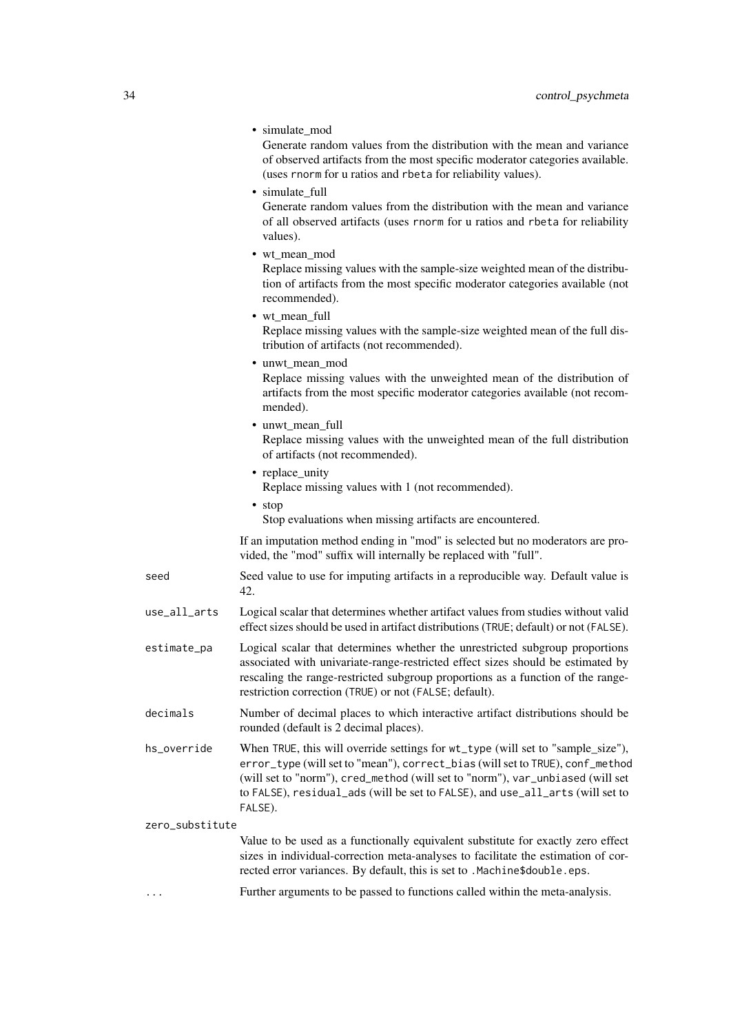- simulate_mod
  Generate random values from the distribution with the mean and variance of observed artifacts from the most specific moderator categories available. (uses `rnorm` for u ratios and `rbeta` for reliability values).
- simulate_full
  Generate random values from the distribution with the mean and variance of all observed artifacts (uses `rnorm` for u ratios and `rbeta` for reliability values).
- wt_mean_mod
  Replace missing values with the sample-size weighted mean of the distribution of artifacts from the most specific moderator categories available (not recommended).
- wt_mean_full
  Replace missing values with the sample-size weighted mean of the full distribution of artifacts (not recommended).
- unwt_mean_mod
  Replace missing values with the unweighted mean of the distribution of artifacts from the most specific moderator categories available (not recommended).
- unwt_mean_full
  Replace missing values with the unweighted mean of the full distribution of artifacts (not recommended).
- replace_unity
  Replace missing values with 1 (not recommended).
- stop
  Stop evaluations when missing artifacts are encountered.

If an imputation method ending in "mod" is selected but no moderators are provided, the "mod" suffix will internally be replaced with "full".

`seed`
: Seed value to use for imputing artifacts in a reproducible way. Default value is 42.

`use_all_arts`
: Logical scalar that determines whether artifact values from studies without valid effect sizes should be used in artifact distributions (`TRUE`; default) or not (`FALSE`).

`estimate_pa`
: Logical scalar that determines whether the unrestricted subgroup proportions associated with univariate-range-restricted effect sizes should be estimated by rescaling the range-restricted subgroup proportions as a function of the range-restriction correction (`TRUE`) or not (`FALSE`; default).

`decimals`
: Number of decimal places to which interactive artifact distributions should be rounded (default is 2 decimal places).

`hs_override`
: When `TRUE`, this will override settings for `wt_type` (will set to "sample_size"), `error_type` (will set to "mean"), `correct_bias` (will set to `TRUE`), `conf_method` (will set to "norm"), `cred_method` (will set to "norm"), `var_unbiased` (will set to `FALSE`), `residual_ads` (will be set to `FALSE`), and `use_all_arts` (will set to `FALSE`).

`zero_substitute`
: Value to be used as a functionally equivalent substitute for exactly zero effect sizes in individual-correction meta-analyses to facilitate the estimation of corrected error variances. By default, this is set to `.Machine$double.eps`.

`...`
: Further arguments to be passed to functions called within the meta-analysis.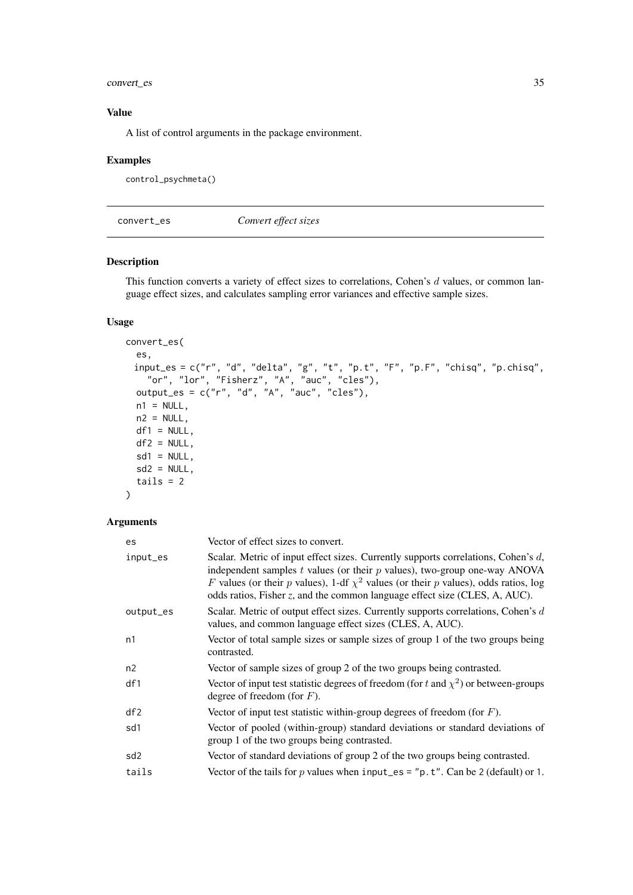## Value

A list of control arguments in the package environment.

## Examples

```
control_psychmeta()
```

---

# convert_es — *Convert effect sizes*

## Description

This function converts a variety of effect sizes to correlations, Cohen's $d$ values, or common language effect sizes, and calculates sampling error variances and effective sample sizes.

## Usage

```
convert_es(
  es,
  input_es = c("r", "d", "delta", "g", "t", "p.t", "F", "p.F", "chisq", "p.chisq",
    "or", "lor", "Fisherz", "A", "auc", "cles"),
  output_es = c("r", "d", "A", "auc", "cles"),
  n1 = NULL,
  n2 = NULL,
  df1 = NULL,
  df2 = NULL,
  sd1 = NULL,
  sd2 = NULL,
  tails = 2
)
```

## Arguments

| | |
|---|---|
| es | Vector of effect sizes to convert. |
| input_es | Scalar. Metric of input effect sizes. Currently supports correlations, Cohen's $d$, independent samples $t$ values (or their $p$ values), two-group one-way ANOVA $F$ values (or their $p$ values), 1-df $\chi^2$ values (or their $p$ values), odds ratios, log odds ratios, Fisher $z$, and the common language effect size (CLES, A, AUC). |
| output_es | Scalar. Metric of output effect sizes. Currently supports correlations, Cohen's $d$ values, and common language effect sizes (CLES, A, AUC). |
| n1 | Vector of total sample sizes or sample sizes of group 1 of the two groups being contrasted. |
| n2 | Vector of sample sizes of group 2 of the two groups being contrasted. |
| df1 | Vector of input test statistic degrees of freedom (for $t$ and $\chi^2$) or between-groups degree of freedom (for $F$). |
| df2 | Vector of input test statistic within-group degrees of freedom (for $F$). |
| sd1 | Vector of pooled (within-group) standard deviations or standard deviations of group 1 of the two groups being contrasted. |
| sd2 | Vector of standard deviations of group 2 of the two groups being contrasted. |
| tails | Vector of the tails for $p$ values when `input_es = "p.t"`. Can be 2 (default) or 1. |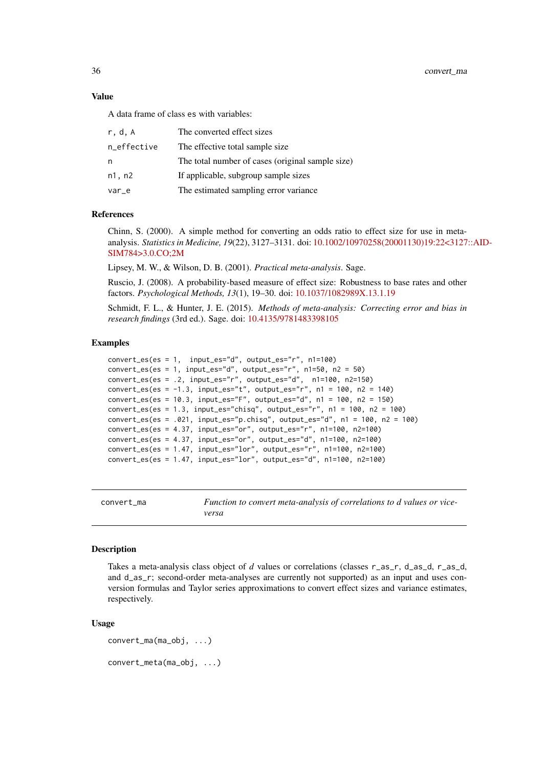### Value

A data frame of class `es` with variables:

| | |
|---|---|
| `r, d, A` | The converted effect sizes |
| `n_effective` | The effective total sample size |
| `n` | The total number of cases (original sample size) |
| `n1, n2` | If applicable, subgroup sample sizes |
| `var_e` | The estimated sampling error variance |

### References

Chinn, S. (2000). A simple method for converting an odds ratio to effect size for use in meta-analysis. *Statistics in Medicine, 19*(22), 3127–3131. doi: 10.1002/10970258(20001130)19:22<3127::AID-SIM784>3.0.CO;2M

Lipsey, M. W., & Wilson, D. B. (2001). *Practical meta-analysis*. Sage.

Ruscio, J. (2008). A probability-based measure of effect size: Robustness to base rates and other factors. *Psychological Methods, 13*(1), 19–30. doi: 10.1037/1082989X.13.1.19

Schmidt, F. L., & Hunter, J. E. (2015). *Methods of meta-analysis: Correcting error and bias in research findings* (3rd ed.). Sage. doi: 10.4135/9781483398105

### Examples

```
convert_es(es = 1,  input_es="d", output_es="r", n1=100)
convert_es(es = 1, input_es="d", output_es="r", n1=50, n2 = 50)
convert_es(es = .2, input_es="r", output_es="d",  n1=100, n2=150)
convert_es(es = -1.3, input_es="t", output_es="r", n1 = 100, n2 = 140)
convert_es(es = 10.3, input_es="F", output_es="d", n1 = 100, n2 = 150)
convert_es(es = 1.3, input_es="chisq", output_es="r", n1 = 100, n2 = 100)
convert_es(es = .021, input_es="p.chisq", output_es="d", n1 = 100, n2 = 100)
convert_es(es = 4.37, input_es="or", output_es="r", n1=100, n2=100)
convert_es(es = 4.37, input_es="or", output_es="d", n1=100, n2=100)
convert_es(es = 1.47, input_es="lor", output_es="r", n1=100, n2=100)
convert_es(es = 1.47, input_es="lor", output_es="d", n1=100, n2=100)
```

---

## `convert_ma` — *Function to convert meta-analysis of correlations to d values or vice-versa*

---

### Description

Takes a meta-analysis class object of *d* values or correlations (classes `r_as_r`, `d_as_d`, `r_as_d`, and `d_as_r`; second-order meta-analyses are currently not supported) as an input and uses conversion formulas and Taylor series approximations to convert effect sizes and variance estimates, respectively.

### Usage

```
convert_ma(ma_obj, ...)

convert_meta(ma_obj, ...)
```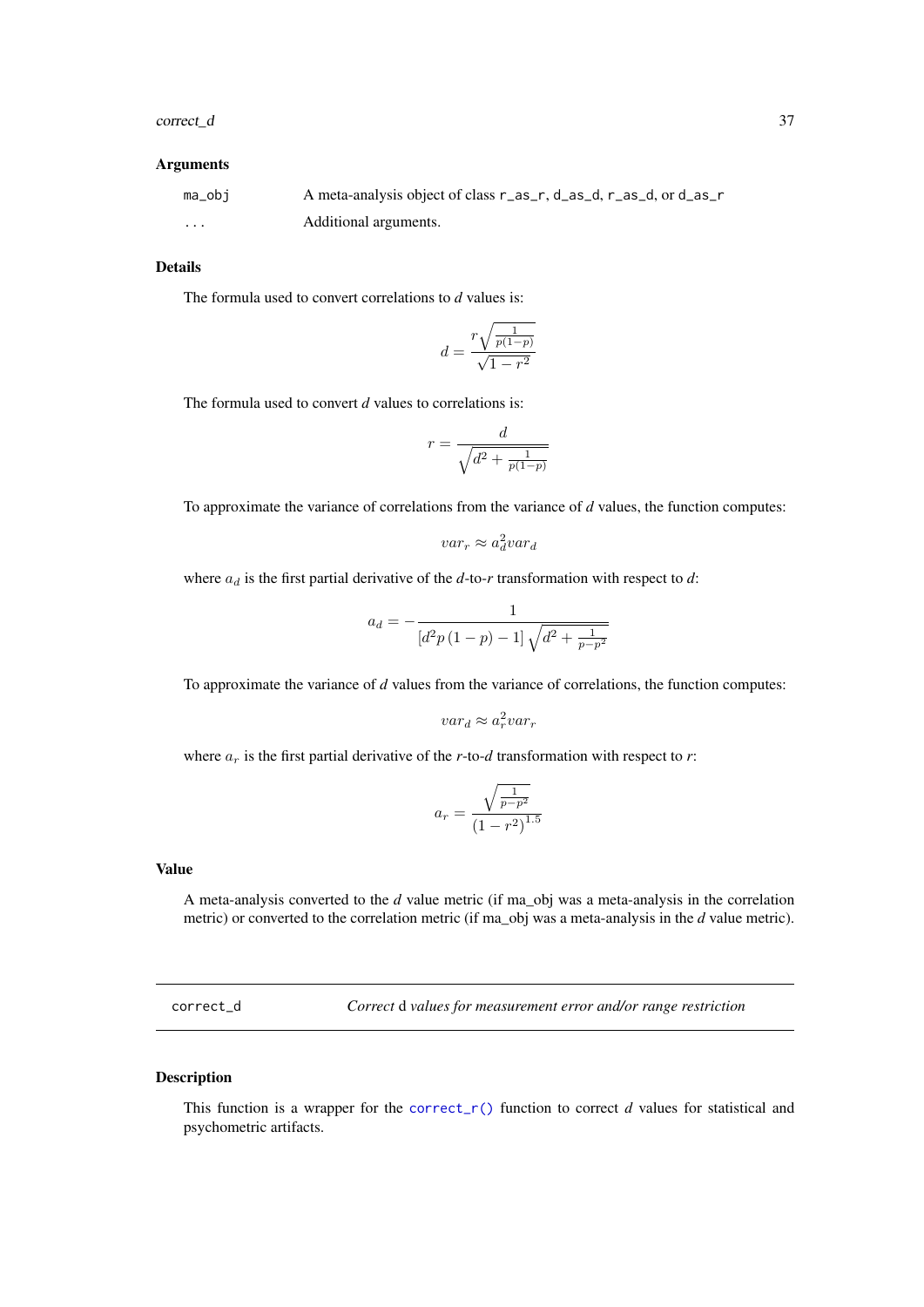### Arguments

| | |
|---|---|
| ma_obj | A meta-analysis object of class r_as_r, d_as_d, r_as_d, or d_as_r |
| ... | Additional arguments. |

### Details

The formula used to convert correlations to *d* values is:

$$d = \frac{r\sqrt{\frac{1}{p(1-p)}}}{\sqrt{1-r^2}}$$

The formula used to convert *d* values to correlations is:

$$r = \frac{d}{\sqrt{d^2 + \frac{1}{p(1-p)}}}$$

To approximate the variance of correlations from the variance of *d* values, the function computes:

$$var_r \approx a_d^2 var_d$$

where $a_d$ is the first partial derivative of the *d*-to-*r* transformation with respect to *d*:

$$a_d = -\frac{1}{\left[d^2 p\left(1-p\right)-1\right]\sqrt{d^2 + \frac{1}{p-p^2}}}$$

To approximate the variance of *d* values from the variance of correlations, the function computes:

$$var_d \approx a_r^2 var_r$$

where $a_r$ is the first partial derivative of the *r*-to-*d* transformation with respect to *r*:

$$a_r = \frac{\sqrt{\frac{1}{p-p^2}}}{\left(1-r^2\right)^{1.5}}$$

### Value

A meta-analysis converted to the *d* value metric (if ma_obj was a meta-analysis in the correlation metric) or converted to the correlation metric (if ma_obj was a meta-analysis in the *d* value metric).

---

## correct_d — *Correct* d *values for measurement error and/or range restriction*

---

### Description

This function is a wrapper for the `correct_r()` function to correct *d* values for statistical and psychometric artifacts.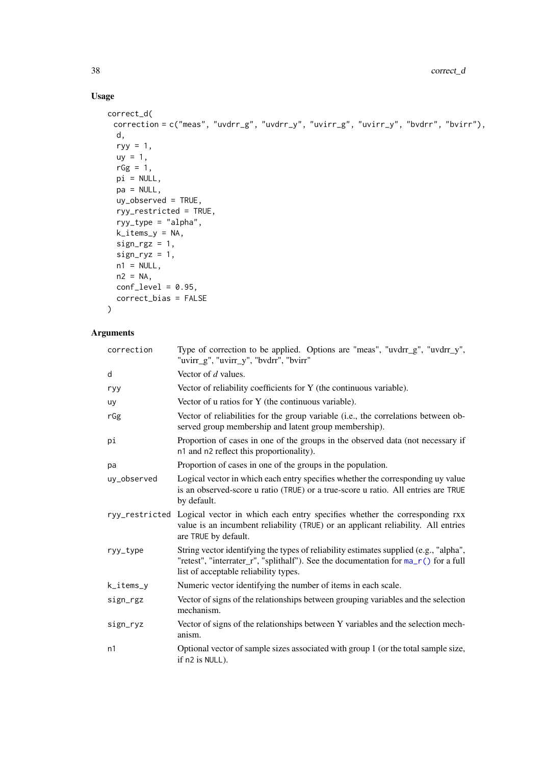### Usage

```
correct_d(
  correction = c("meas", "uvdrr_g", "uvdrr_y", "uvirr_g", "uvirr_y", "bvdrr", "bvirr"),
  d,
  ryy = 1,
  uy = 1,
  rGg = 1,
  pi = NULL,
  pa = NULL,
  uy_observed = TRUE,
  ryy_restricted = TRUE,
  ryy_type = "alpha",
  k_items_y = NA,
  sign_rgz = 1,
  sign_ryz = 1,
  n1 = NULL,
  n2 = NA,
  conf_level = 0.95,
  correct_bias = FALSE
)
```

### Arguments

| | |
|---|---|
| correction | Type of correction to be applied. Options are "meas", "uvdrr_g", "uvdrr_y", "uvirr_g", "uvirr_y", "bvdrr", "bvirr" |
| d | Vector of *d* values. |
| ryy | Vector of reliability coefficients for Y (the continuous variable). |
| uy | Vector of u ratios for Y (the continuous variable). |
| rGg | Vector of reliabilities for the group variable (i.e., the correlations between observed group membership and latent group membership). |
| pi | Proportion of cases in one of the groups in the observed data (not necessary if `n1` and `n2` reflect this proportionality). |
| pa | Proportion of cases in one of the groups in the population. |
| uy_observed | Logical vector in which each entry specifies whether the corresponding uy value is an observed-score u ratio (`TRUE`) or a true-score u ratio. All entries are `TRUE` by default. |
| ryy_restricted | Logical vector in which each entry specifies whether the corresponding rxx value is an incumbent reliability (`TRUE`) or an applicant reliability. All entries are `TRUE` by default. |
| ryy_type | String vector identifying the types of reliability estimates supplied (e.g., "alpha", "retest", "interrater_r", "splithalf"). See the documentation for `ma_r()` for a full list of acceptable reliability types. |
| k_items_y | Numeric vector identifying the number of items in each scale. |
| sign_rgz | Vector of signs of the relationships between grouping variables and the selection mechanism. |
| sign_ryz | Vector of signs of the relationships between Y variables and the selection mechanism. |
| n1 | Optional vector of sample sizes associated with group 1 (or the total sample size, if `n2` is `NULL`). |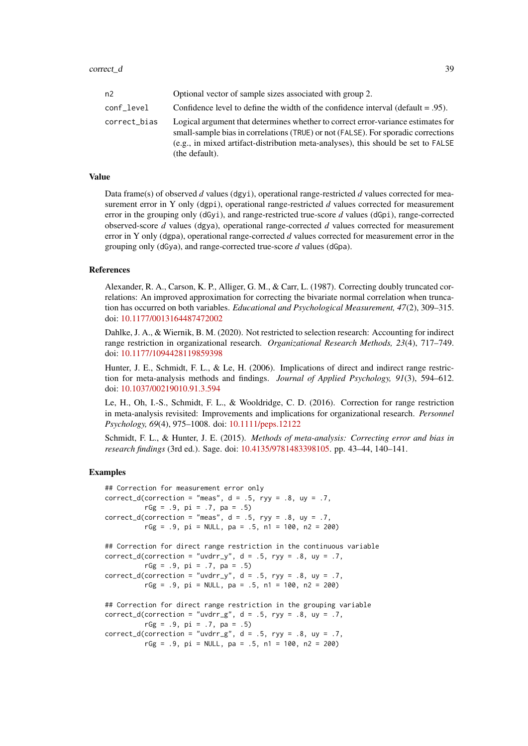| | |
|---|---|
| n2 | Optional vector of sample sizes associated with group 2. |
| conf_level | Confidence level to define the width of the confidence interval (default = .95). |
| correct_bias | Logical argument that determines whether to correct error-variance estimates for small-sample bias in correlations (TRUE) or not (FALSE). For sporadic corrections (e.g., in mixed artifact-distribution meta-analyses), this should be set to FALSE (the default). |

### Value

Data frame(s) of observed *d* values (dgyi), operational range-restricted *d* values corrected for measurement error in Y only (dgpi), operational range-restricted *d* values corrected for measurement error in the grouping only (dGyi), and range-restricted true-score *d* values (dGpi), range-corrected observed-score *d* values (dgya), operational range-corrected *d* values corrected for measurement error in Y only (dgpa), operational range-corrected *d* values corrected for measurement error in the grouping only (dGya), and range-corrected true-score *d* values (dGpa).

### References

Alexander, R. A., Carson, K. P., Alliger, G. M., & Carr, L. (1987). Correcting doubly truncated correlations: An improved approximation for correcting the bivariate normal correlation when truncation has occurred on both variables. *Educational and Psychological Measurement, 47*(2), 309–315. doi: 10.1177/0013164487472002

Dahlke, J. A., & Wiernik, B. M. (2020). Not restricted to selection research: Accounting for indirect range restriction in organizational research. *Organizational Research Methods, 23*(4), 717–749. doi: 10.1177/1094428119859398

Hunter, J. E., Schmidt, F. L., & Le, H. (2006). Implications of direct and indirect range restriction for meta-analysis methods and findings. *Journal of Applied Psychology, 91*(3), 594–612. doi: 10.1037/00219010.91.3.594

Le, H., Oh, I.-S., Schmidt, F. L., & Wooldridge, C. D. (2016). Correction for range restriction in meta-analysis revisited: Improvements and implications for organizational research. *Personnel Psychology, 69*(4), 975–1008. doi: 10.1111/peps.12122

Schmidt, F. L., & Hunter, J. E. (2015). *Methods of meta-analysis: Correcting error and bias in research findings* (3rd ed.). Sage. doi: 10.4135/9781483398105. pp. 43–44, 140–141.

### Examples

```
## Correction for measurement error only
correct_d(correction = "meas", d = .5, ryy = .8, uy = .7,
          rGg = .9, pi = .7, pa = .5)
correct_d(correction = "meas", d = .5, ryy = .8, uy = .7,
          rGg = .9, pi = NULL, pa = .5, n1 = 100, n2 = 200)

## Correction for direct range restriction in the continuous variable
correct_d(correction = "uvdrr_y", d = .5, ryy = .8, uy = .7,
          rGg = .9, pi = .7, pa = .5)
correct_d(correction = "uvdrr_y", d = .5, ryy = .8, uy = .7,
          rGg = .9, pi = NULL, pa = .5, n1 = 100, n2 = 200)

## Correction for direct range restriction in the grouping variable
correct_d(correction = "uvdrr_g", d = .5, ryy = .8, uy = .7,
          rGg = .9, pi = .7, pa = .5)
correct_d(correction = "uvdrr_g", d = .5, ryy = .8, uy = .7,
          rGg = .9, pi = NULL, pa = .5, n1 = 100, n2 = 200)
```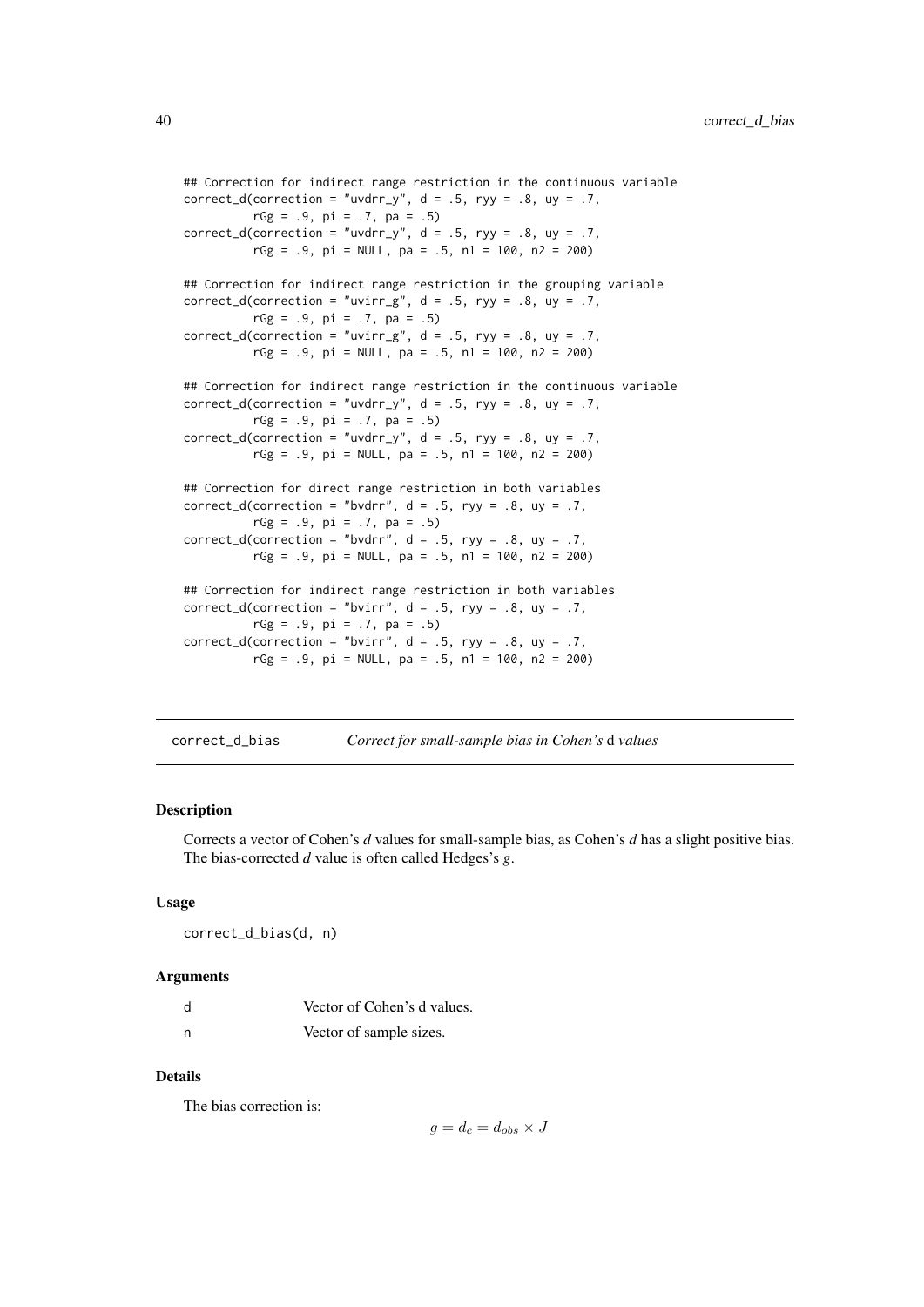```
## Correction for indirect range restriction in the continuous variable
correct_d(correction = "uvdrr_y", d = .5, ryy = .8, uy = .7,
          rGg = .9, pi = .7, pa = .5)
correct_d(correction = "uvdrr_y", d = .5, ryy = .8, uy = .7,
          rGg = .9, pi = NULL, pa = .5, n1 = 100, n2 = 200)

## Correction for indirect range restriction in the grouping variable
correct_d(correction = "uvirr_g", d = .5, ryy = .8, uy = .7,
          rGg = .9, pi = .7, pa = .5)
correct_d(correction = "uvirr_g", d = .5, ryy = .8, uy = .7,
          rGg = .9, pi = NULL, pa = .5, n1 = 100, n2 = 200)

## Correction for indirect range restriction in the continuous variable
correct_d(correction = "uvdrr_y", d = .5, ryy = .8, uy = .7,
          rGg = .9, pi = .7, pa = .5)
correct_d(correction = "uvdrr_y", d = .5, ryy = .8, uy = .7,
          rGg = .9, pi = NULL, pa = .5, n1 = 100, n2 = 200)

## Correction for direct range restriction in both variables
correct_d(correction = "bvdrr", d = .5, ryy = .8, uy = .7,
          rGg = .9, pi = .7, pa = .5)
correct_d(correction = "bvdrr", d = .5, ryy = .8, uy = .7,
          rGg = .9, pi = NULL, pa = .5, n1 = 100, n2 = 200)

## Correction for indirect range restriction in both variables
correct_d(correction = "bvirr", d = .5, ryy = .8, uy = .7,
          rGg = .9, pi = .7, pa = .5)
correct_d(correction = "bvirr", d = .5, ryy = .8, uy = .7,
          rGg = .9, pi = NULL, pa = .5, n1 = 100, n2 = 200)
```

# correct_d_bias — *Correct for small-sample bias in Cohen's* d *values*

## Description

Corrects a vector of Cohen's *d* values for small-sample bias, as Cohen's *d* has a slight positive bias. The bias-corrected *d* value is often called Hedges's *g*.

## Usage

```
correct_d_bias(d, n)
```

## Arguments

| | |
|---|---|
| d | Vector of Cohen's d values. |
| n | Vector of sample sizes. |

## Details

The bias correction is:

$$g = d_c = d_{obs} \times J$$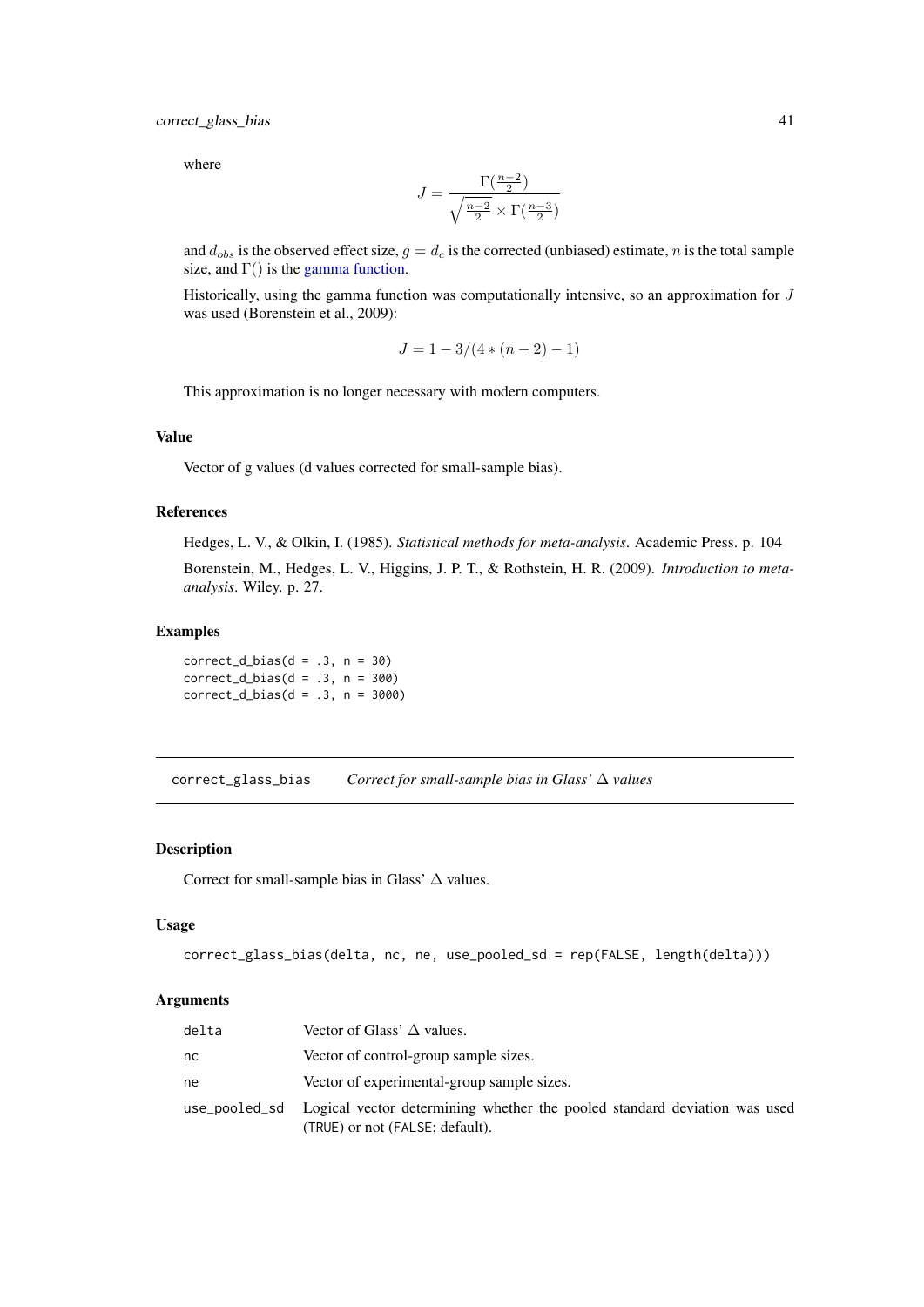where

$$J = \frac{\Gamma(\frac{n-2}{2})}{\sqrt{\frac{n-2}{2}} \times \Gamma(\frac{n-3}{2})}$$

and $d_{obs}$ is the observed effect size, $g = d_c$ is the corrected (unbiased) estimate, $n$ is the total sample size, and $\Gamma()$ is the gamma function.

Historically, using the gamma function was computationally intensive, so an approximation for $J$ was used (Borenstein et al., 2009):

$$J = 1 - 3/(4 * (n - 2) - 1)$$

This approximation is no longer necessary with modern computers.

### Value

Vector of g values (d values corrected for small-sample bias).

### References

Hedges, L. V., & Olkin, I. (1985). *Statistical methods for meta-analysis*. Academic Press. p. 104

Borenstein, M., Hedges, L. V., Higgins, J. P. T., & Rothstein, H. R. (2009). *Introduction to meta-analysis*. Wiley. p. 27.

### Examples

```
correct_d_bias(d = .3, n = 30)
correct_d_bias(d = .3, n = 300)
correct_d_bias(d = .3, n = 3000)
```

---

## correct_glass_bias — *Correct for small-sample bias in Glass' $\Delta$ values*

### Description

Correct for small-sample bias in Glass' $\Delta$ values.

### Usage

```
correct_glass_bias(delta, nc, ne, use_pooled_sd = rep(FALSE, length(delta)))
```

### Arguments

| | |
|---|---|
| delta | Vector of Glass' $\Delta$ values. |
| nc | Vector of control-group sample sizes. |
| ne | Vector of experimental-group sample sizes. |
| use_pooled_sd | Logical vector determining whether the pooled standard deviation was used (TRUE) or not (FALSE; default). |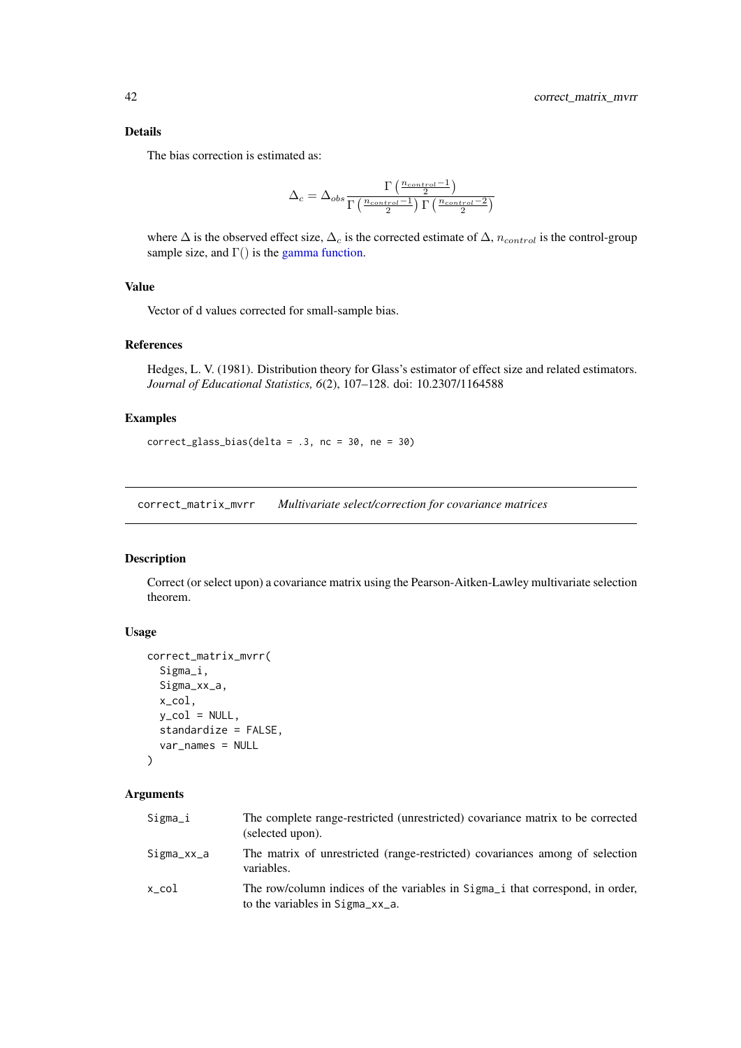### Details

The bias correction is estimated as:

$$\Delta_c = \Delta_{obs} \frac{\Gamma\left(\frac{n_{control}-1}{2}\right)}{\Gamma\left(\frac{n_{control}-1}{2}\right)\Gamma\left(\frac{n_{control}-2}{2}\right)}$$

where $\Delta$ is the observed effect size, $\Delta_c$ is the corrected estimate of $\Delta$, $n_{control}$ is the control-group sample size, and $\Gamma()$ is the gamma function.

### Value

Vector of d values corrected for small-sample bias.

### References

Hedges, L. V. (1981). Distribution theory for Glass's estimator of effect size and related estimators. *Journal of Educational Statistics, 6*(2), 107–128. doi: 10.2307/1164588

### Examples

```
correct_glass_bias(delta = .3, nc = 30, ne = 30)
```

---

## correct_matrix_mvrr — *Multivariate select/correction for covariance matrices*

### Description

Correct (or select upon) a covariance matrix using the Pearson-Aitken-Lawley multivariate selection theorem.

### Usage

```
correct_matrix_mvrr(
  Sigma_i,
  Sigma_xx_a,
  x_col,
  y_col = NULL,
  standardize = FALSE,
  var_names = NULL
)
```

### Arguments

| | |
|---|---|
| `Sigma_i` | The complete range-restricted (unrestricted) covariance matrix to be corrected (selected upon). |
| `Sigma_xx_a` | The matrix of unrestricted (range-restricted) covariances among of selection variables. |
| `x_col` | The row/column indices of the variables in `Sigma_i` that correspond, in order, to the variables in `Sigma_xx_a`. |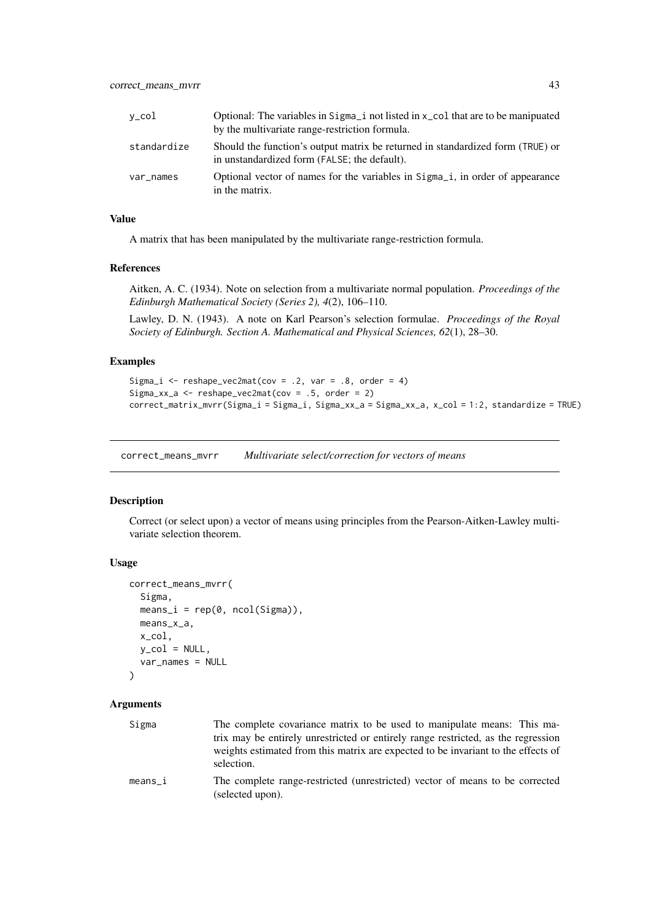| | |
|---|---|
| y_col | Optional: The variables in Sigma_i not listed in x_col that are to be manipuated by the multivariate range-restriction formula. |
| standardize | Should the function's output matrix be returned in standardized form (TRUE) or in unstandardized form (FALSE; the default). |
| var_names | Optional vector of names for the variables in Sigma_i, in order of appearance in the matrix. |

### Value

A matrix that has been manipulated by the multivariate range-restriction formula.

### References

Aitken, A. C. (1934). Note on selection from a multivariate normal population. *Proceedings of the Edinburgh Mathematical Society (Series 2), 4*(2), 106–110.

Lawley, D. N. (1943). A note on Karl Pearson's selection formulae. *Proceedings of the Royal Society of Edinburgh. Section A. Mathematical and Physical Sciences, 62*(1), 28–30.

### Examples

```
Sigma_i <- reshape_vec2mat(cov = .2, var = .8, order = 4)
Sigma_xx_a <- reshape_vec2mat(cov = .5, order = 2)
correct_matrix_mvrr(Sigma_i = Sigma_i, Sigma_xx_a = Sigma_xx_a, x_col = 1:2, standardize = TRUE)
```

---

## correct_means_mvrr    *Multivariate select/correction for vectors of means*

### Description

Correct (or select upon) a vector of means using principles from the Pearson-Aitken-Lawley multivariate selection theorem.

### Usage

```
correct_means_mvrr(
  Sigma,
  means_i = rep(0, ncol(Sigma)),
  means_x_a,
  x_col,
  y_col = NULL,
  var_names = NULL
)
```

### Arguments

| | |
|---|---|
| Sigma | The complete covariance matrix to be used to manipulate means: This matrix may be entirely unrestricted or entirely range restricted, as the regression weights estimated from this matrix are expected to be invariant to the effects of selection. |
| means_i | The complete range-restricted (unrestricted) vector of means to be corrected (selected upon). |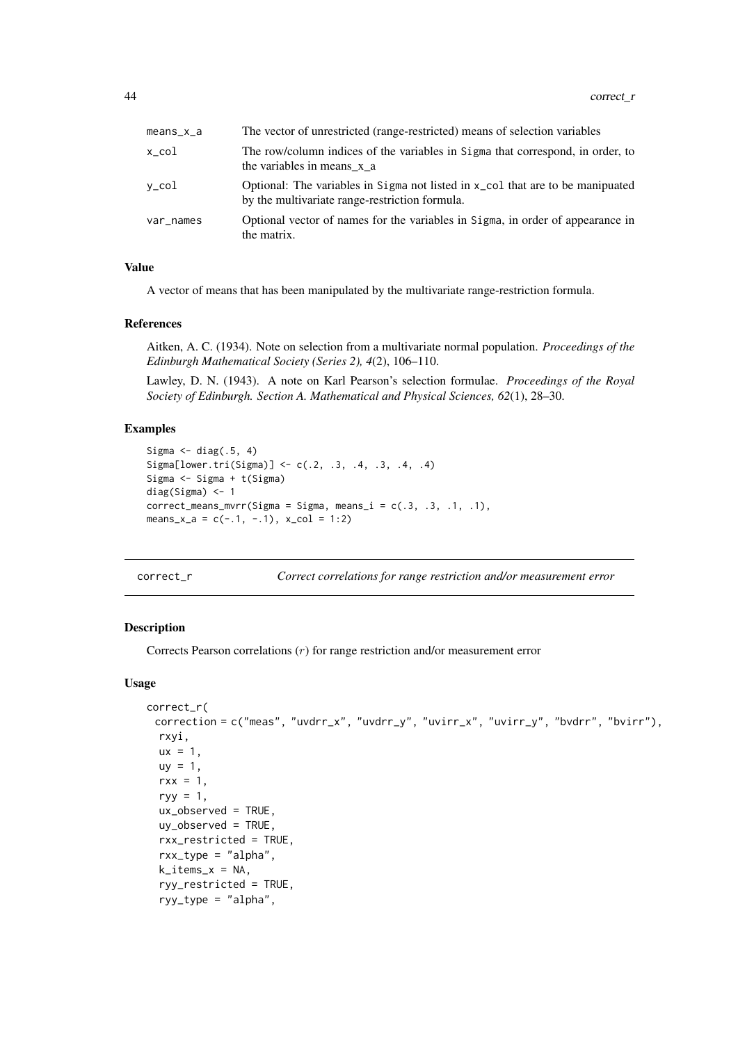| | |
|---|---|
| means_x_a | The vector of unrestricted (range-restricted) means of selection variables |
| x_col | The row/column indices of the variables in Sigma that correspond, in order, to the variables in means_x_a |
| y_col | Optional: The variables in Sigma not listed in x_col that are to be manipuated by the multivariate range-restriction formula. |
| var_names | Optional vector of names for the variables in Sigma, in order of appearance in the matrix. |

### Value

A vector of means that has been manipulated by the multivariate range-restriction formula.

### References

Aitken, A. C. (1934). Note on selection from a multivariate normal population. *Proceedings of the Edinburgh Mathematical Society (Series 2), 4*(2), 106–110.

Lawley, D. N. (1943). A note on Karl Pearson's selection formulae. *Proceedings of the Royal Society of Edinburgh. Section A. Mathematical and Physical Sciences, 62*(1), 28–30.

### Examples

```
Sigma <- diag(.5, 4)
Sigma[lower.tri(Sigma)] <- c(.2, .3, .4, .3, .4, .4)
Sigma <- Sigma + t(Sigma)
diag(Sigma) <- 1
correct_means_mvrr(Sigma = Sigma, means_i = c(.3, .3, .1, .1),
means_x_a = c(-.1, -.1), x_col = 1:2)
```

---

## correct_r — *Correct correlations for range restriction and/or measurement error*

### Description

Corrects Pearson correlations ($r$) for range restriction and/or measurement error

### Usage

```
correct_r(
 correction = c("meas", "uvdrr_x", "uvdrr_y", "uvirr_x", "uvirr_y", "bvdrr", "bvirr"),
  rxyi,
  ux = 1,
  uy = 1,
  rxx = 1,
  ryy = 1,
  ux_observed = TRUE,
  uy_observed = TRUE,
  rxx_restricted = TRUE,
  rxx_type = "alpha",
  k_items_x = NA,
  ryy_restricted = TRUE,
  ryy_type = "alpha",
```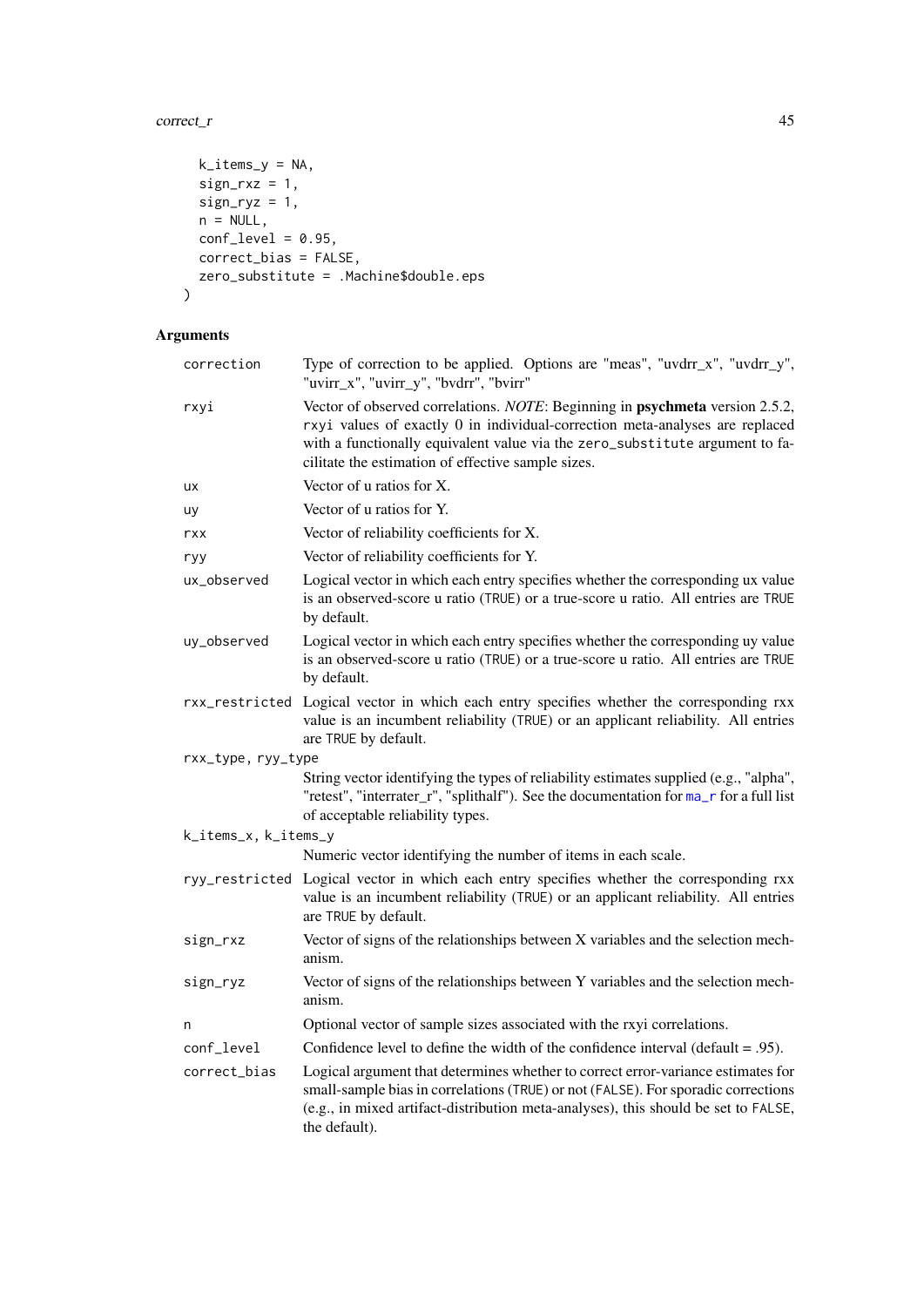```
  k_items_y = NA,
  sign_rxz = 1,
  sign_ryz = 1,
  n = NULL,
  conf_level = 0.95,
  correct_bias = FALSE,
  zero_substitute = .Machine$double.eps
)
```

## Arguments

| Argument | Description |
|---|---|
| correction | Type of correction to be applied. Options are "meas", "uvdrr_x", "uvdrr_y", "uvirr_x", "uvirr_y", "bvdrr", "bvirr" |
| rxyi | Vector of observed correlations. *NOTE*: Beginning in **psychmeta** version 2.5.2, rxyi values of exactly 0 in individual-correction meta-analyses are replaced with a functionally equivalent value via the zero_substitute argument to facilitate the estimation of effective sample sizes. |
| ux | Vector of u ratios for X. |
| uy | Vector of u ratios for Y. |
| rxx | Vector of reliability coefficients for X. |
| ryy | Vector of reliability coefficients for Y. |
| ux_observed | Logical vector in which each entry specifies whether the corresponding ux value is an observed-score u ratio (TRUE) or a true-score u ratio. All entries are TRUE by default. |
| uy_observed | Logical vector in which each entry specifies whether the corresponding uy value is an observed-score u ratio (TRUE) or a true-score u ratio. All entries are TRUE by default. |
| rxx_restricted | Logical vector in which each entry specifies whether the corresponding rxx value is an incumbent reliability (TRUE) or an applicant reliability. All entries are TRUE by default. |
| rxx_type, ryy_type | String vector identifying the types of reliability estimates supplied (e.g., "alpha", "retest", "interrater_r", "splithalf"). See the documentation for ma_r for a full list of acceptable reliability types. |
| k_items_x, k_items_y | Numeric vector identifying the number of items in each scale. |
| ryy_restricted | Logical vector in which each entry specifies whether the corresponding rxx value is an incumbent reliability (TRUE) or an applicant reliability. All entries are TRUE by default. |
| sign_rxz | Vector of signs of the relationships between X variables and the selection mechanism. |
| sign_ryz | Vector of signs of the relationships between Y variables and the selection mechanism. |
| n | Optional vector of sample sizes associated with the rxyi correlations. |
| conf_level | Confidence level to define the width of the confidence interval (default = .95). |
| correct_bias | Logical argument that determines whether to correct error-variance estimates for small-sample bias in correlations (TRUE) or not (FALSE). For sporadic corrections (e.g., in mixed artifact-distribution meta-analyses), this should be set to FALSE, the default). |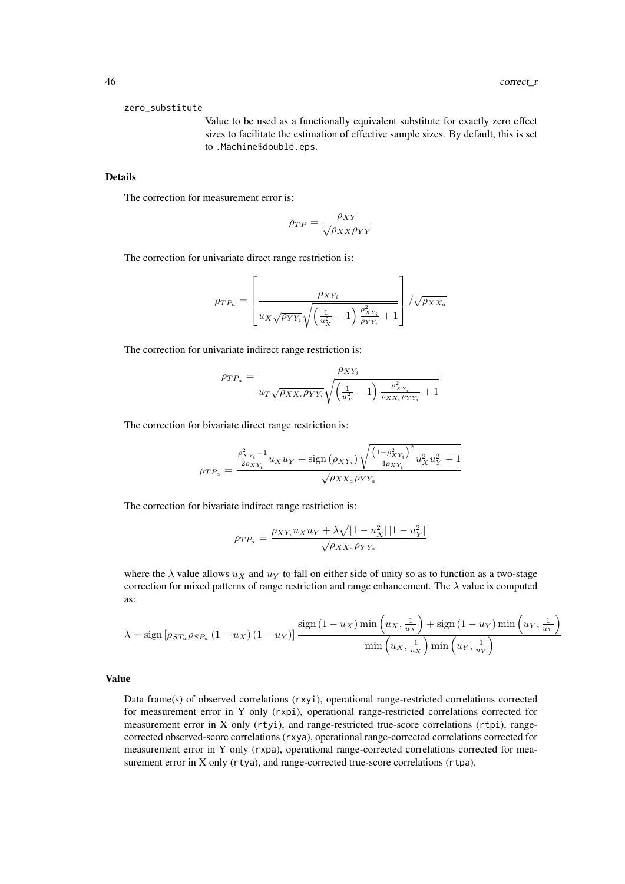zero_substitute

Value to be used as a functionally equivalent substitute for exactly zero effect sizes to facilitate the estimation of effective sample sizes. By default, this is set to .Machine$double.eps.

### Details

The correction for measurement error is:

$$\rho_{TP} = \frac{\rho_{XY}}{\sqrt{\rho_{XX}\rho_{YY}}}$$

The correction for univariate direct range restriction is:

$$\rho_{TP_a} = \left[ \frac{\rho_{XY_i}}{u_X \sqrt{\rho_{YY_i}} \sqrt{\left(\frac{1}{u_X^2} - 1\right) \frac{\rho_{XY_i}^2}{\rho_{YY_i}} + 1}} \right] / \sqrt{\rho_{XX_a}}$$

The correction for univariate indirect range restriction is:

$$\rho_{TP_a} = \frac{\rho_{XY_i}}{u_T \sqrt{\rho_{XX_i}\rho_{YY_i}} \sqrt{\left(\frac{1}{u_T^2} - 1\right) \frac{\rho_{XY_i}^2}{\rho_{XX_i}\rho_{YY_i}} + 1}}$$

The correction for bivariate direct range restriction is:

$$\rho_{TP_a} = \frac{\frac{\rho_{XY_i}^2 - 1}{2\rho_{XY_i}} u_X u_Y + \mathrm{sign}\left(\rho_{XY_i}\right) \sqrt{\frac{\left(1 - \rho_{XY_i}^2\right)^2}{4\rho_{XY_i}} u_X^2 u_Y^2 + 1}}{\sqrt{\rho_{XX_a}\rho_{YY_a}}}$$

The correction for bivariate indirect range restriction is:

$$\rho_{TP_a} = \frac{\rho_{XY_i} u_X u_Y + \lambda \sqrt{|1 - u_X^2||1 - u_Y^2|}}{\sqrt{\rho_{XX_a}\rho_{YY_a}}}$$

where the $\lambda$ value allows $u_X$ and $u_Y$ to fall on either side of unity so as to function as a two-stage correction for mixed patterns of range restriction and range enhancement. The $\lambda$ value is computed as:

$$\lambda = \mathrm{sign}\left[\rho_{ST_a}\rho_{SP_a}\left(1 - u_X\right)\left(1 - u_Y\right)\right] \frac{\mathrm{sign}\left(1 - u_X\right) \min\left(u_X, \frac{1}{u_X}\right) + \mathrm{sign}\left(1 - u_Y\right) \min\left(u_Y, \frac{1}{u_Y}\right)}{\min\left(u_X, \frac{1}{u_X}\right) \min\left(u_Y, \frac{1}{u_Y}\right)}$$

### Value

Data frame(s) of observed correlations (rxyi), operational range-restricted correlations corrected for measurement error in Y only (rxpi), operational range-restricted correlations corrected for measurement error in X only (rtyi), and range-restricted true-score correlations (rtpi), range-corrected observed-score correlations (rxya), operational range-corrected correlations corrected for measurement error in Y only (rxpa), operational range-corrected correlations corrected for measurement error in X only (rtya), and range-corrected true-score correlations (rtpa).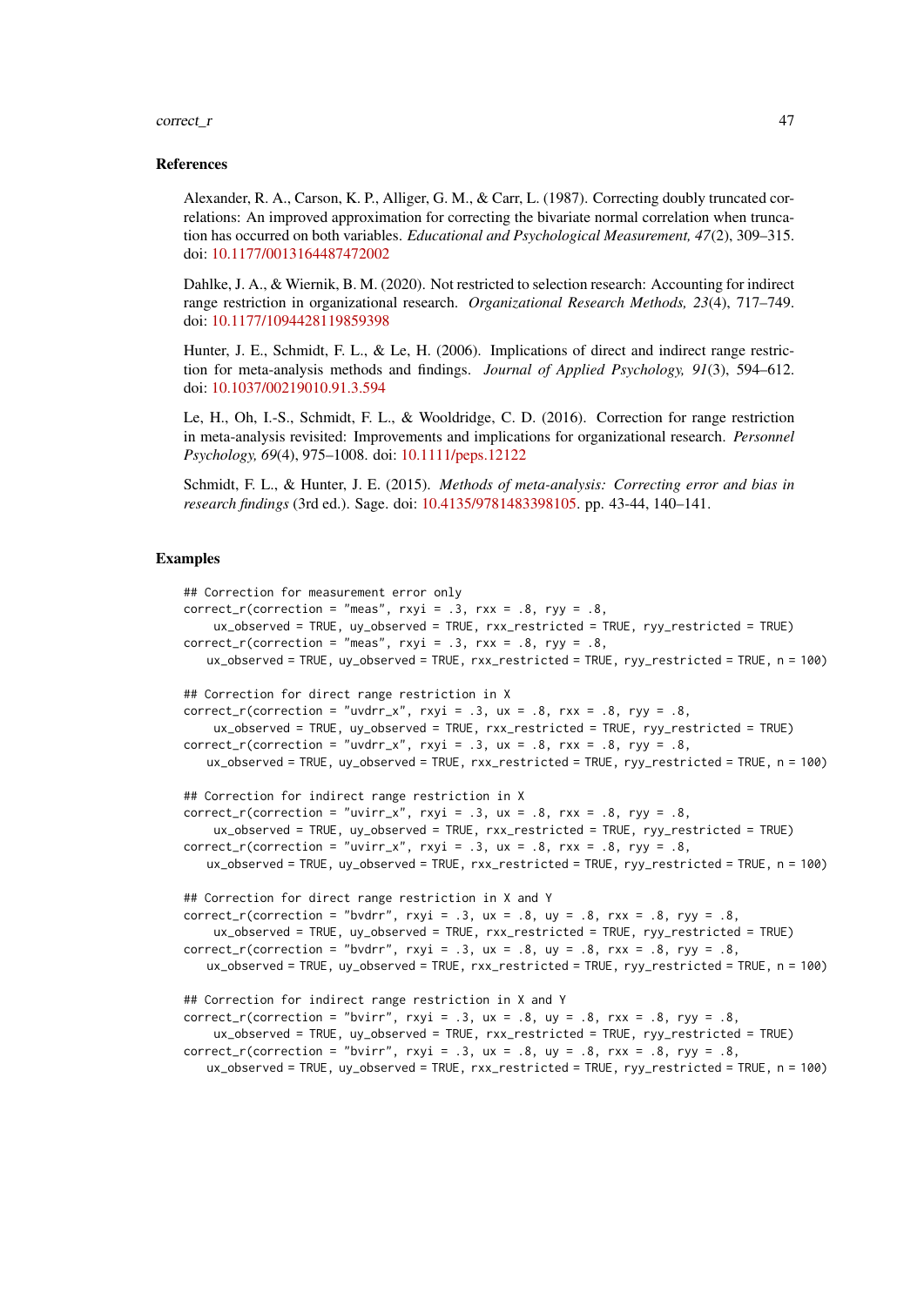### References

Alexander, R. A., Carson, K. P., Alliger, G. M., & Carr, L. (1987). Correcting doubly truncated correlations: An improved approximation for correcting the bivariate normal correlation when truncation has occurred on both variables. *Educational and Psychological Measurement, 47*(2), 309–315. doi: 10.1177/0013164487472002

Dahlke, J. A., & Wiernik, B. M. (2020). Not restricted to selection research: Accounting for indirect range restriction in organizational research. *Organizational Research Methods, 23*(4), 717–749. doi: 10.1177/1094428119859398

Hunter, J. E., Schmidt, F. L., & Le, H. (2006). Implications of direct and indirect range restriction for meta-analysis methods and findings. *Journal of Applied Psychology, 91*(3), 594–612. doi: 10.1037/00219010.91.3.594

Le, H., Oh, I.-S., Schmidt, F. L., & Wooldridge, C. D. (2016). Correction for range restriction in meta-analysis revisited: Improvements and implications for organizational research. *Personnel Psychology, 69*(4), 975–1008. doi: 10.1111/peps.12122

Schmidt, F. L., & Hunter, J. E. (2015). *Methods of meta-analysis: Correcting error and bias in research findings* (3rd ed.). Sage. doi: 10.4135/9781483398105. pp. 43-44, 140–141.

### Examples

```
## Correction for measurement error only
correct_r(correction = "meas", rxyi = .3, rxx = .8, ryy = .8,
     ux_observed = TRUE, uy_observed = TRUE, rxx_restricted = TRUE, ryy_restricted = TRUE)
correct_r(correction = "meas", rxyi = .3, rxx = .8, ryy = .8,
    ux_observed = TRUE, uy_observed = TRUE, rxx_restricted = TRUE, ryy_restricted = TRUE, n = 100)

## Correction for direct range restriction in X
correct_r(correction = "uvdrr_x", rxyi = .3, ux = .8, rxx = .8, ryy = .8,
     ux_observed = TRUE, uy_observed = TRUE, rxx_restricted = TRUE, ryy_restricted = TRUE)
correct_r(correction = "uvdrr_x", rxyi = .3, ux = .8, rxx = .8, ryy = .8,
    ux_observed = TRUE, uy_observed = TRUE, rxx_restricted = TRUE, ryy_restricted = TRUE, n = 100)

## Correction for indirect range restriction in X
correct_r(correction = "uvirr_x", rxyi = .3, ux = .8, rxx = .8, ryy = .8,
     ux_observed = TRUE, uy_observed = TRUE, rxx_restricted = TRUE, ryy_restricted = TRUE)
correct_r(correction = "uvirr_x", rxyi = .3, ux = .8, rxx = .8, ryy = .8,
    ux_observed = TRUE, uy_observed = TRUE, rxx_restricted = TRUE, ryy_restricted = TRUE, n = 100)

## Correction for direct range restriction in X and Y
correct_r(correction = "bvdrr", rxyi = .3, ux = .8, uy = .8, rxx = .8, ryy = .8,
     ux_observed = TRUE, uy_observed = TRUE, rxx_restricted = TRUE, ryy_restricted = TRUE)
correct_r(correction = "bvdrr", rxyi = .3, ux = .8, uy = .8, rxx = .8, ryy = .8,
    ux_observed = TRUE, uy_observed = TRUE, rxx_restricted = TRUE, ryy_restricted = TRUE, n = 100)

## Correction for indirect range restriction in X and Y
correct_r(correction = "bvirr", rxyi = .3, ux = .8, uy = .8, rxx = .8, ryy = .8,
     ux_observed = TRUE, uy_observed = TRUE, rxx_restricted = TRUE, ryy_restricted = TRUE)
correct_r(correction = "bvirr", rxyi = .3, ux = .8, uy = .8, rxx = .8, ryy = .8,
    ux_observed = TRUE, uy_observed = TRUE, rxx_restricted = TRUE, ryy_restricted = TRUE, n = 100)
```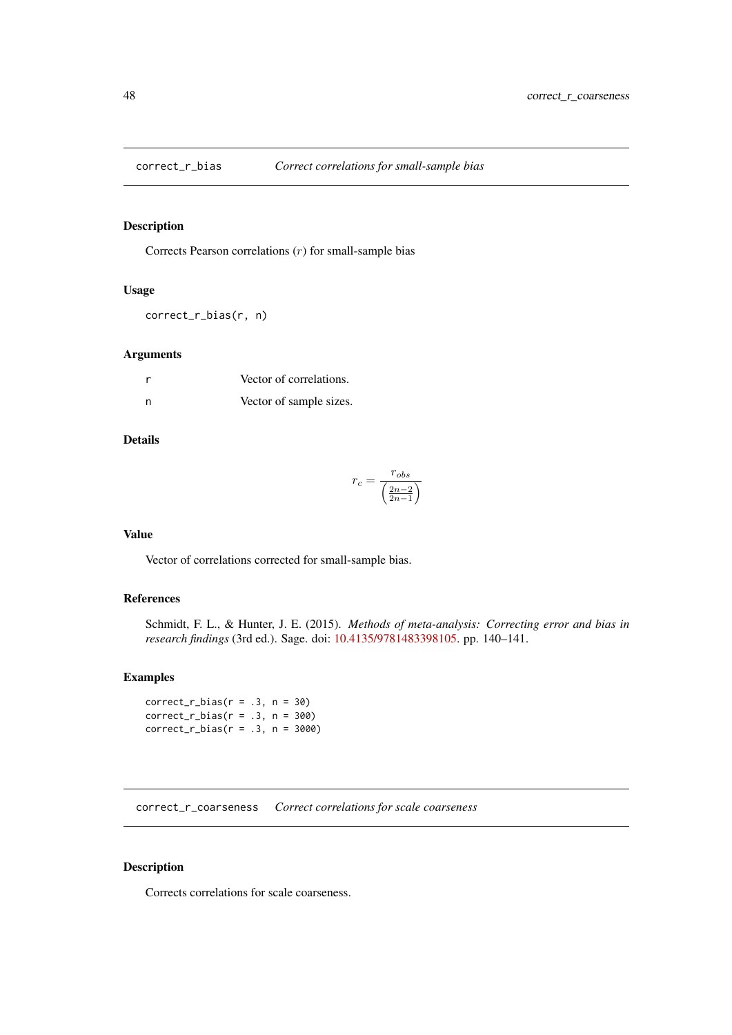## correct_r_bias    *Correct correlations for small-sample bias*

### Description

Corrects Pearson correlations ($r$) for small-sample bias

### Usage

```
correct_r_bias(r, n)
```

### Arguments

| | |
|---|---|
| r | Vector of correlations. |
| n | Vector of sample sizes. |

### Details

$$r_c = \frac{r_{obs}}{\left(\frac{2n-2}{2n-1}\right)}$$

### Value

Vector of correlations corrected for small-sample bias.

### References

Schmidt, F. L., & Hunter, J. E. (2015). *Methods of meta-analysis: Correcting error and bias in research findings* (3rd ed.). Sage. doi: 10.4135/9781483398105. pp. 140–141.

### Examples

```
correct_r_bias(r = .3, n = 30)
correct_r_bias(r = .3, n = 300)
correct_r_bias(r = .3, n = 3000)
```

## correct_r_coarseness    *Correct correlations for scale coarseness*

### Description

Corrects correlations for scale coarseness.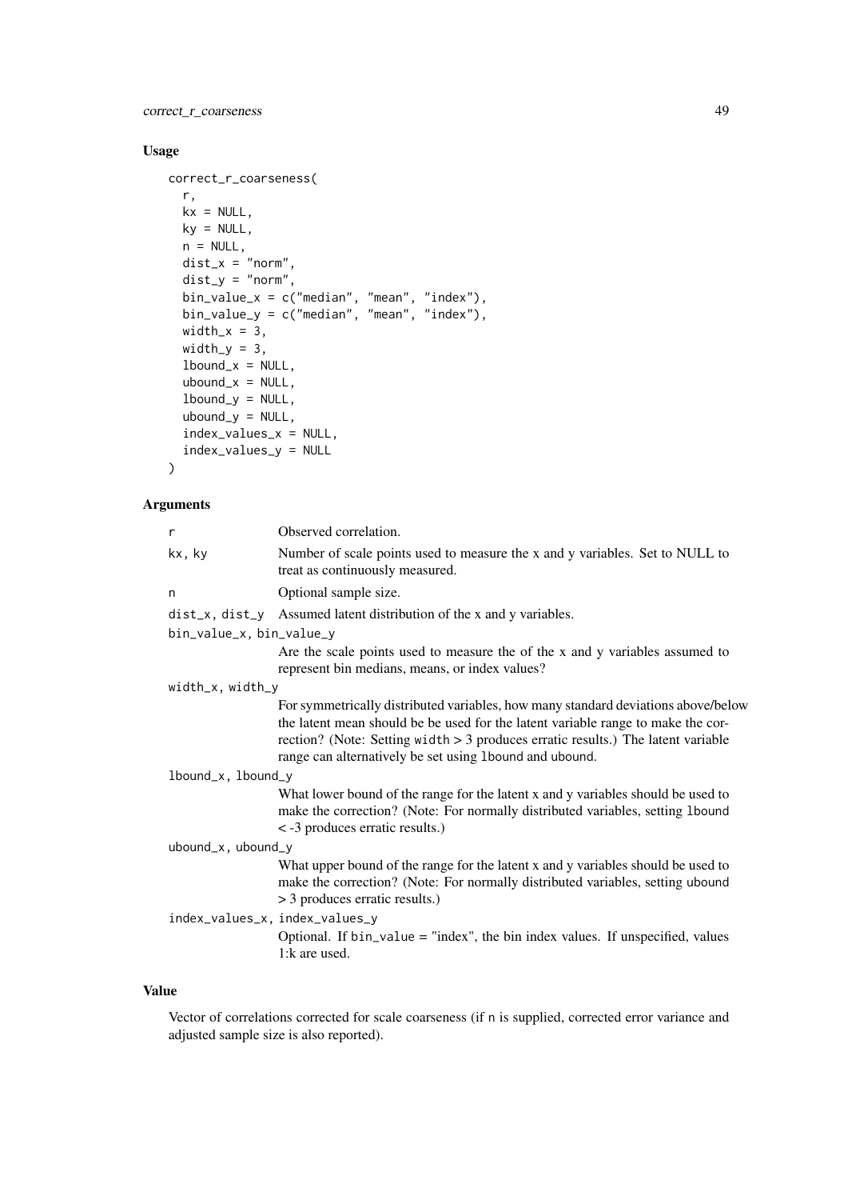## Usage

```
correct_r_coarseness(
  r,
  kx = NULL,
  ky = NULL,
  n = NULL,
  dist_x = "norm",
  dist_y = "norm",
  bin_value_x = c("median", "mean", "index"),
  bin_value_y = c("median", "mean", "index"),
  width_x = 3,
  width_y = 3,
  lbound_x = NULL,
  ubound_x = NULL,
  lbound_y = NULL,
  ubound_y = NULL,
  index_values_x = NULL,
  index_values_y = NULL
)
```

## Arguments

- `r` — Observed correlation.
- `kx, ky` — Number of scale points used to measure the x and y variables. Set to NULL to treat as continuously measured.
- `n` — Optional sample size.
- `dist_x, dist_y` — Assumed latent distribution of the x and y variables.
- `bin_value_x, bin_value_y` — Are the scale points used to measure the of the x and y variables assumed to represent bin medians, means, or index values?
- `width_x, width_y` — For symmetrically distributed variables, how many standard deviations above/below the latent mean should be be used for the latent variable range to make the correction? (Note: Setting `width` > 3 produces erratic results.) The latent variable range can alternatively be set using `lbound` and `ubound`.
- `lbound_x, lbound_y` — What lower bound of the range for the latent x and y variables should be used to make the correction? (Note: For normally distributed variables, setting `lbound` < -3 produces erratic results.)
- `ubound_x, ubound_y` — What upper bound of the range for the latent x and y variables should be used to make the correction? (Note: For normally distributed variables, setting `ubound` > 3 produces erratic results.)
- `index_values_x, index_values_y` — Optional. If `bin_value` = "index", the bin index values. If unspecified, values 1:k are used.

## Value

Vector of correlations corrected for scale coarseness (if `n` is supplied, corrected error variance and adjusted sample size is also reported).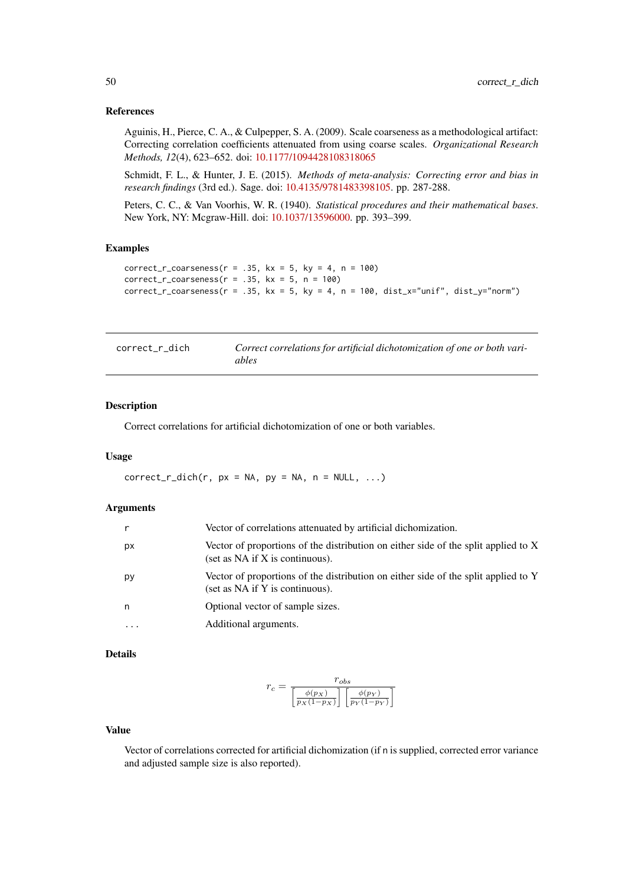### References

Aguinis, H., Pierce, C. A., & Culpepper, S. A. (2009). Scale coarseness as a methodological artifact: Correcting correlation coefficients attenuated from using coarse scales. *Organizational Research Methods, 12*(4), 623–652. doi: 10.1177/1094428108318065

Schmidt, F. L., & Hunter, J. E. (2015). *Methods of meta-analysis: Correcting error and bias in research findings* (3rd ed.). Sage. doi: 10.4135/9781483398105. pp. 287-288.

Peters, C. C., & Van Voorhis, W. R. (1940). *Statistical procedures and their mathematical bases*. New York, NY: Mcgraw-Hill. doi: 10.1037/13596000. pp. 393–399.

### Examples

```
correct_r_coarseness(r = .35, kx = 5, ky = 4, n = 100)
correct_r_coarseness(r = .35, kx = 5, n = 100)
correct_r_coarseness(r = .35, kx = 5, ky = 4, n = 100, dist_x="unif", dist_y="norm")
```

---

## correct_r_dich — *Correct correlations for artificial dichotomization of one or both variables*

---

### Description

Correct correlations for artificial dichotomization of one or both variables.

### Usage

```
correct_r_dich(r, px = NA, py = NA, n = NULL, ...)
```

### Arguments

| | |
|---|---|
| r | Vector of correlations attenuated by artificial dichomization. |
| px | Vector of proportions of the distribution on either side of the split applied to X (set as NA if X is continuous). |
| py | Vector of proportions of the distribution on either side of the split applied to Y (set as NA if Y is continuous). |
| n | Optional vector of sample sizes. |
| ... | Additional arguments. |

### Details

$$r_c = \frac{r_{obs}}{\left[\frac{\phi(p_X)}{p_X(1-p_X)}\right]\left[\frac{\phi(p_Y)}{p_Y(1-p_Y)}\right]}$$

### Value

Vector of correlations corrected for artificial dichomization (if n is supplied, corrected error variance and adjusted sample size is also reported).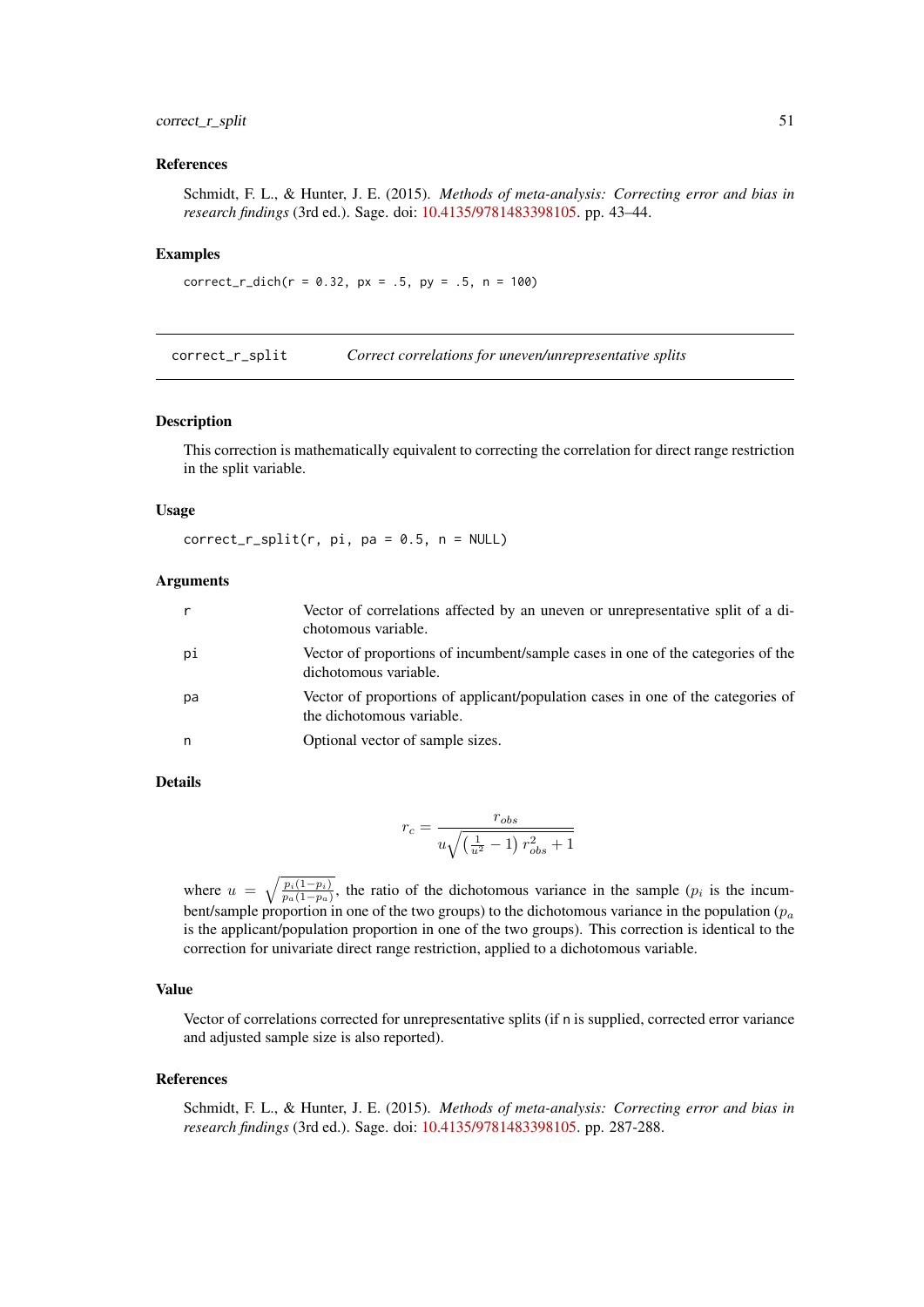### References

Schmidt, F. L., & Hunter, J. E. (2015). *Methods of meta-analysis: Correcting error and bias in research findings* (3rd ed.). Sage. doi: 10.4135/9781483398105. pp. 43–44.

### Examples

```
correct_r_dich(r = 0.32, px = .5, py = .5, n = 100)
```

---

## correct_r_split — *Correct correlations for uneven/unrepresentative splits*

---

### Description

This correction is mathematically equivalent to correcting the correlation for direct range restriction in the split variable.

### Usage

```
correct_r_split(r, pi, pa = 0.5, n = NULL)
```

### Arguments

| | |
|---|---|
| r | Vector of correlations affected by an uneven or unrepresentative split of a dichotomous variable. |
| pi | Vector of proportions of incumbent/sample cases in one of the categories of the dichotomous variable. |
| pa | Vector of proportions of applicant/population cases in one of the categories of the dichotomous variable. |
| n | Optional vector of sample sizes. |

### Details

$$r_c = \frac{r_{obs}}{u\sqrt{\left(\frac{1}{u^2}-1\right)r_{obs}^2+1}}$$

where $u = \sqrt{\frac{p_i(1-p_i)}{p_a(1-p_a)}}$, the ratio of the dichotomous variance in the sample ($p_i$ is the incumbent/sample proportion in one of the two groups) to the dichotomous variance in the population ($p_a$ is the applicant/population proportion in one of the two groups). This correction is identical to the correction for univariate direct range restriction, applied to a dichotomous variable.

### Value

Vector of correlations corrected for unrepresentative splits (if n is supplied, corrected error variance and adjusted sample size is also reported).

### References

Schmidt, F. L., & Hunter, J. E. (2015). *Methods of meta-analysis: Correcting error and bias in research findings* (3rd ed.). Sage. doi: 10.4135/9781483398105. pp. 287-288.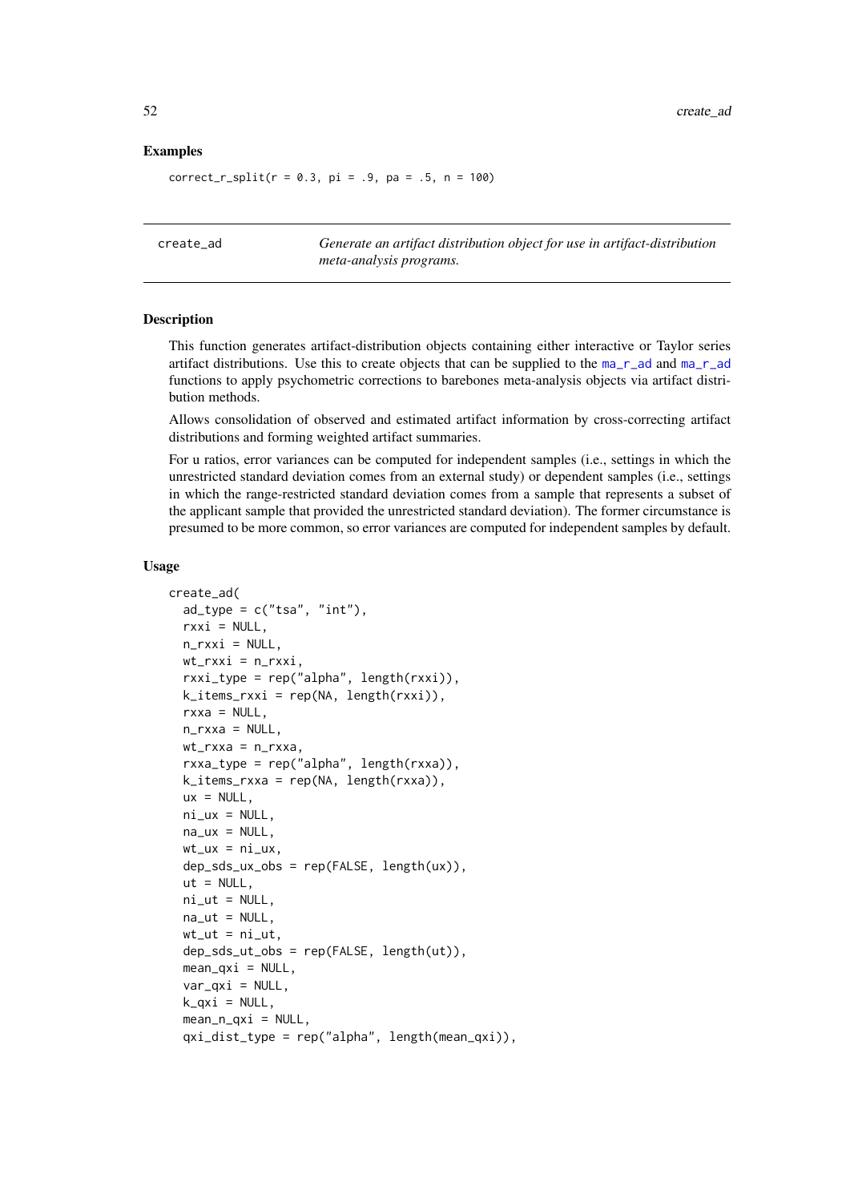### Examples

```
correct_r_split(r = 0.3, pi = .9, pa = .5, n = 100)
```

---

## create_ad — *Generate an artifact distribution object for use in artifact-distribution meta-analysis programs.*

---

### Description

This function generates artifact-distribution objects containing either interactive or Taylor series artifact distributions. Use this to create objects that can be supplied to the ma_r_ad and ma_r_ad functions to apply psychometric corrections to barebones meta-analysis objects via artifact distribution methods.

Allows consolidation of observed and estimated artifact information by cross-correcting artifact distributions and forming weighted artifact summaries.

For u ratios, error variances can be computed for independent samples (i.e., settings in which the unrestricted standard deviation comes from an external study) or dependent samples (i.e., settings in which the range-restricted standard deviation comes from a sample that represents a subset of the applicant sample that provided the unrestricted standard deviation). The former circumstance is presumed to be more common, so error variances are computed for independent samples by default.

### Usage

```
create_ad(
  ad_type = c("tsa", "int"),
  rxxi = NULL,
  n_rxxi = NULL,
  wt_rxxi = n_rxxi,
  rxxi_type = rep("alpha", length(rxxi)),
  k_items_rxxi = rep(NA, length(rxxi)),
  rxxa = NULL,
  n_rxxa = NULL,
  wt_rxxa = n_rxxa,
  rxxa_type = rep("alpha", length(rxxa)),
  k_items_rxxa = rep(NA, length(rxxa)),
  ux = NULL,
  ni_ux = NULL,
  na_ux = NULL,
  wt_ux = ni_ux,
  dep_sds_ux_obs = rep(FALSE, length(ux)),
  ut = NULL,
  ni_ut = NULL,
  na_ut = NULL,
  wt_ut = ni_ut,
  dep_sds_ut_obs = rep(FALSE, length(ut)),
  mean_qxi = NULL,
  var_qxi = NULL,
  k_qxi = NULL,
  mean_n_qxi = NULL,
  qxi_dist_type = rep("alpha", length(mean_qxi)),
```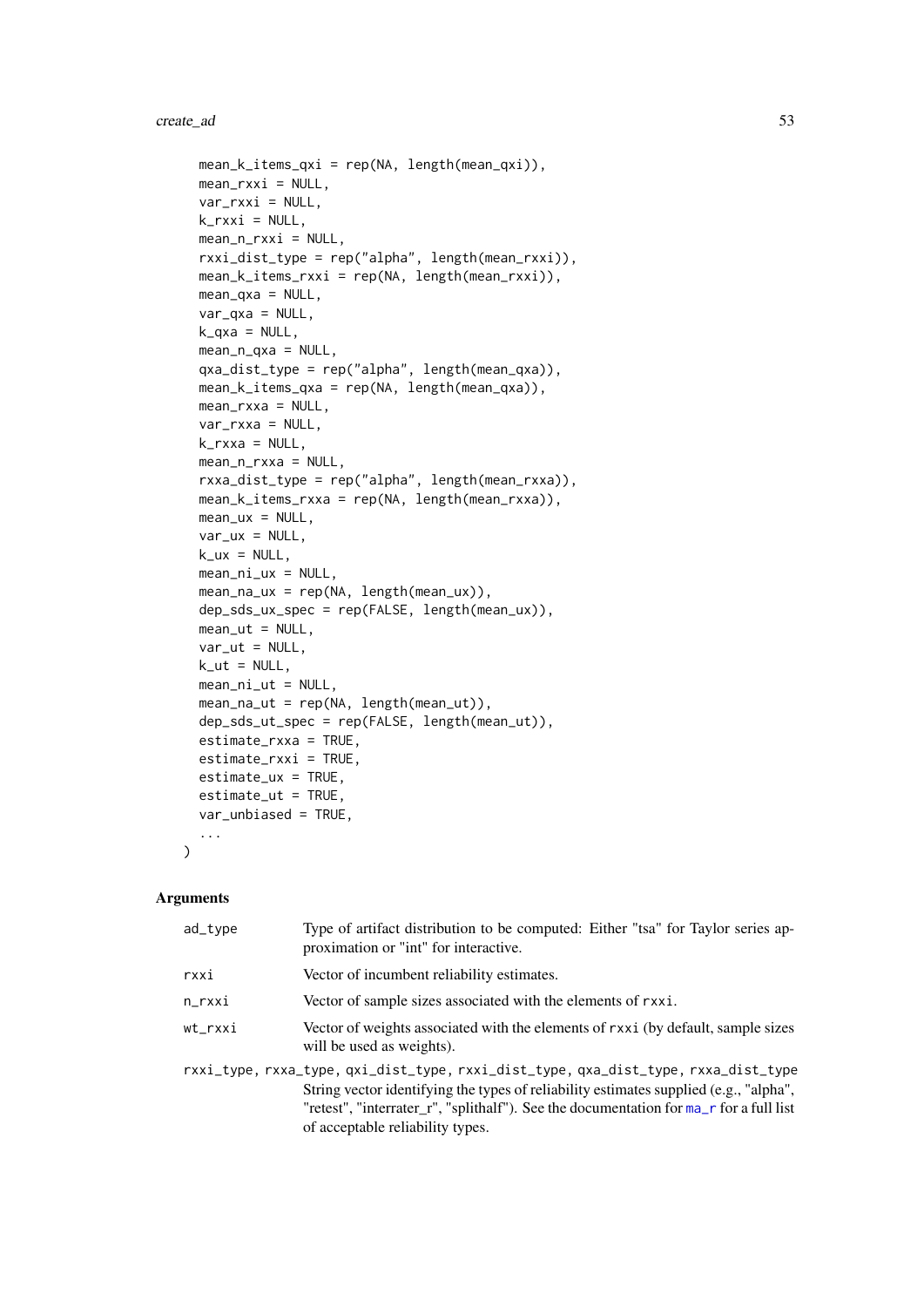```
  mean_k_items_qxi = rep(NA, length(mean_qxi)),
  mean_rxxi = NULL,
  var_rxxi = NULL,
  k_rxxi = NULL,
  mean_n_rxxi = NULL,
  rxxi_dist_type = rep("alpha", length(mean_rxxi)),
  mean_k_items_rxxi = rep(NA, length(mean_rxxi)),
  mean_qxa = NULL,
  var_qxa = NULL,
  k_qxa = NULL,
  mean_n_qxa = NULL,
  qxa_dist_type = rep("alpha", length(mean_qxa)),
  mean_k_items_qxa = rep(NA, length(mean_qxa)),
  mean_rxxa = NULL,
  var_rxxa = NULL,
  k_rxxa = NULL,
  mean_n_rxxa = NULL,
  rxxa_dist_type = rep("alpha", length(mean_rxxa)),
  mean_k_items_rxxa = rep(NA, length(mean_rxxa)),
  mean_ux = NULL,
  var_ux = NULL,
  k_ux = NULL,
  mean_ni_ux = NULL,
  mean_na_ux = rep(NA, length(mean_ux)),
  dep_sds_ux_spec = rep(FALSE, length(mean_ux)),
  mean_ut = NULL,
  var_ut = NULL,
  k_ut = NULL,
  mean_ni_ut = NULL,
  mean_na_ut = rep(NA, length(mean_ut)),
  dep_sds_ut_spec = rep(FALSE, length(mean_ut)),
  estimate_rxxa = TRUE,
  estimate_rxxi = TRUE,
  estimate_ux = TRUE,
  estimate_ut = TRUE,
  var_unbiased = TRUE,
  ...
)
```

## Arguments

| | |
|---|---|
| ad_type | Type of artifact distribution to be computed: Either "tsa" for Taylor series approximation or "int" for interactive. |
| rxxi | Vector of incumbent reliability estimates. |
| n_rxxi | Vector of sample sizes associated with the elements of rxxi. |
| wt_rxxi | Vector of weights associated with the elements of rxxi (by default, sample sizes will be used as weights). |
| rxxi_type, rxxa_type, qxi_dist_type, rxxi_dist_type, qxa_dist_type, rxxa_dist_type | String vector identifying the types of reliability estimates supplied (e.g., "alpha", "retest", "interrater_r", "splithalf"). See the documentation for ma_r for a full list of acceptable reliability types. |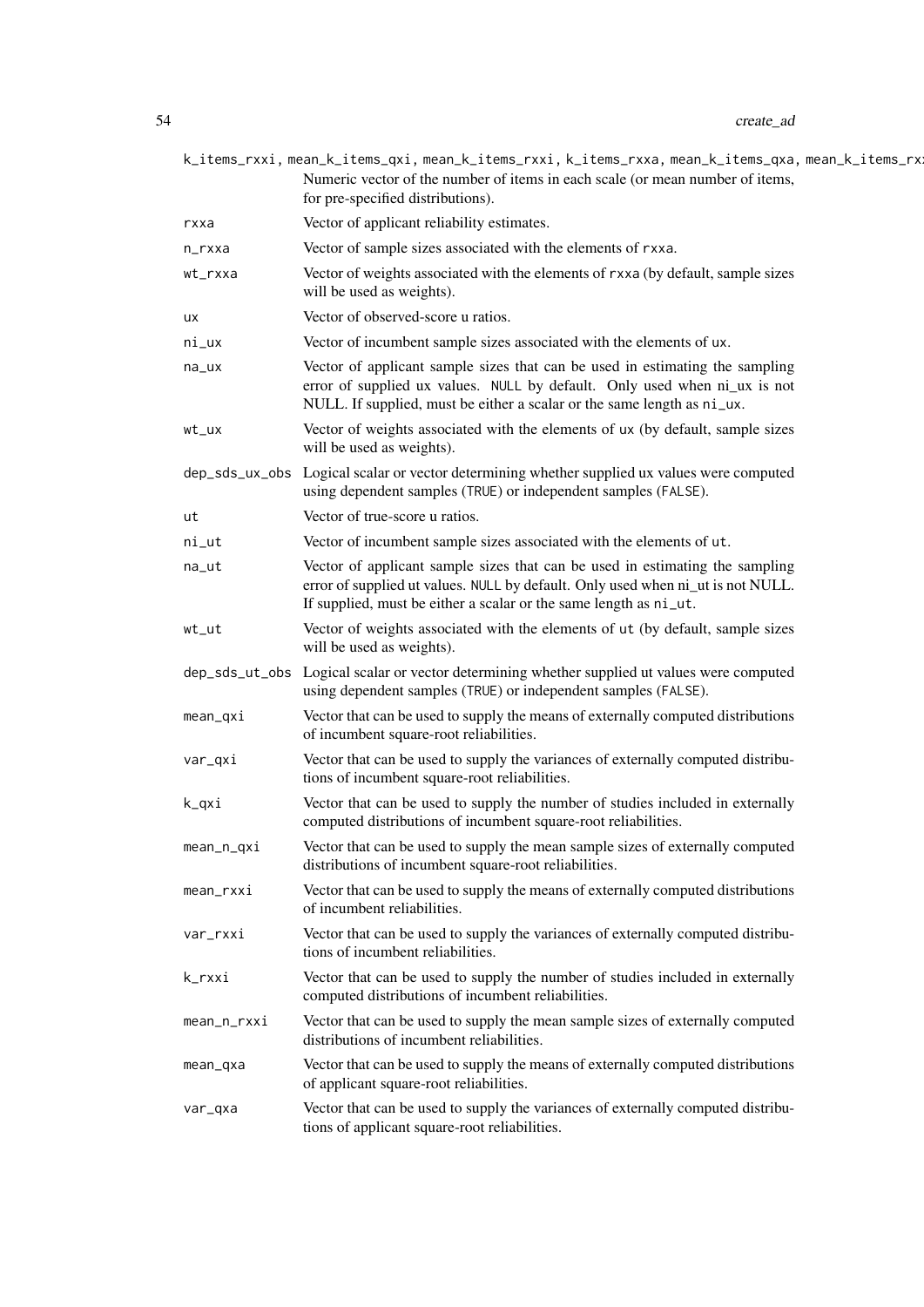k_items_rxxi, mean_k_items_qxi, mean_k_items_rxxi, k_items_rxxa, mean_k_items_qxa, mean_k_items_rx

Numeric vector of the number of items in each scale (or mean number of items, for pre-specified distributions).

| | |
|---|---|
| rxxa | Vector of applicant reliability estimates. |
| n_rxxa | Vector of sample sizes associated with the elements of rxxa. |
| wt_rxxa | Vector of weights associated with the elements of rxxa (by default, sample sizes will be used as weights). |
| ux | Vector of observed-score u ratios. |
| ni_ux | Vector of incumbent sample sizes associated with the elements of ux. |
| na_ux | Vector of applicant sample sizes that can be used in estimating the sampling error of supplied ux values. NULL by default. Only used when ni_ux is not NULL. If supplied, must be either a scalar or the same length as ni_ux. |
| wt_ux | Vector of weights associated with the elements of ux (by default, sample sizes will be used as weights). |
| dep_sds_ux_obs | Logical scalar or vector determining whether supplied ux values were computed using dependent samples (TRUE) or independent samples (FALSE). |
| ut | Vector of true-score u ratios. |
| ni_ut | Vector of incumbent sample sizes associated with the elements of ut. |
| na_ut | Vector of applicant sample sizes that can be used in estimating the sampling error of supplied ut values. NULL by default. Only used when ni_ut is not NULL. If supplied, must be either a scalar or the same length as ni_ut. |
| wt_ut | Vector of weights associated with the elements of ut (by default, sample sizes will be used as weights). |
| dep_sds_ut_obs | Logical scalar or vector determining whether supplied ut values were computed using dependent samples (TRUE) or independent samples (FALSE). |
| mean_qxi | Vector that can be used to supply the means of externally computed distributions of incumbent square-root reliabilities. |
| var_qxi | Vector that can be used to supply the variances of externally computed distributions of incumbent square-root reliabilities. |
| k_qxi | Vector that can be used to supply the number of studies included in externally computed distributions of incumbent square-root reliabilities. |
| mean_n_qxi | Vector that can be used to supply the mean sample sizes of externally computed distributions of incumbent square-root reliabilities. |
| mean_rxxi | Vector that can be used to supply the means of externally computed distributions of incumbent reliabilities. |
| var_rxxi | Vector that can be used to supply the variances of externally computed distributions of incumbent reliabilities. |
| k_rxxi | Vector that can be used to supply the number of studies included in externally computed distributions of incumbent reliabilities. |
| mean_n_rxxi | Vector that can be used to supply the mean sample sizes of externally computed distributions of incumbent reliabilities. |
| mean_qxa | Vector that can be used to supply the means of externally computed distributions of applicant square-root reliabilities. |
| var_qxa | Vector that can be used to supply the variances of externally computed distributions of applicant square-root reliabilities. |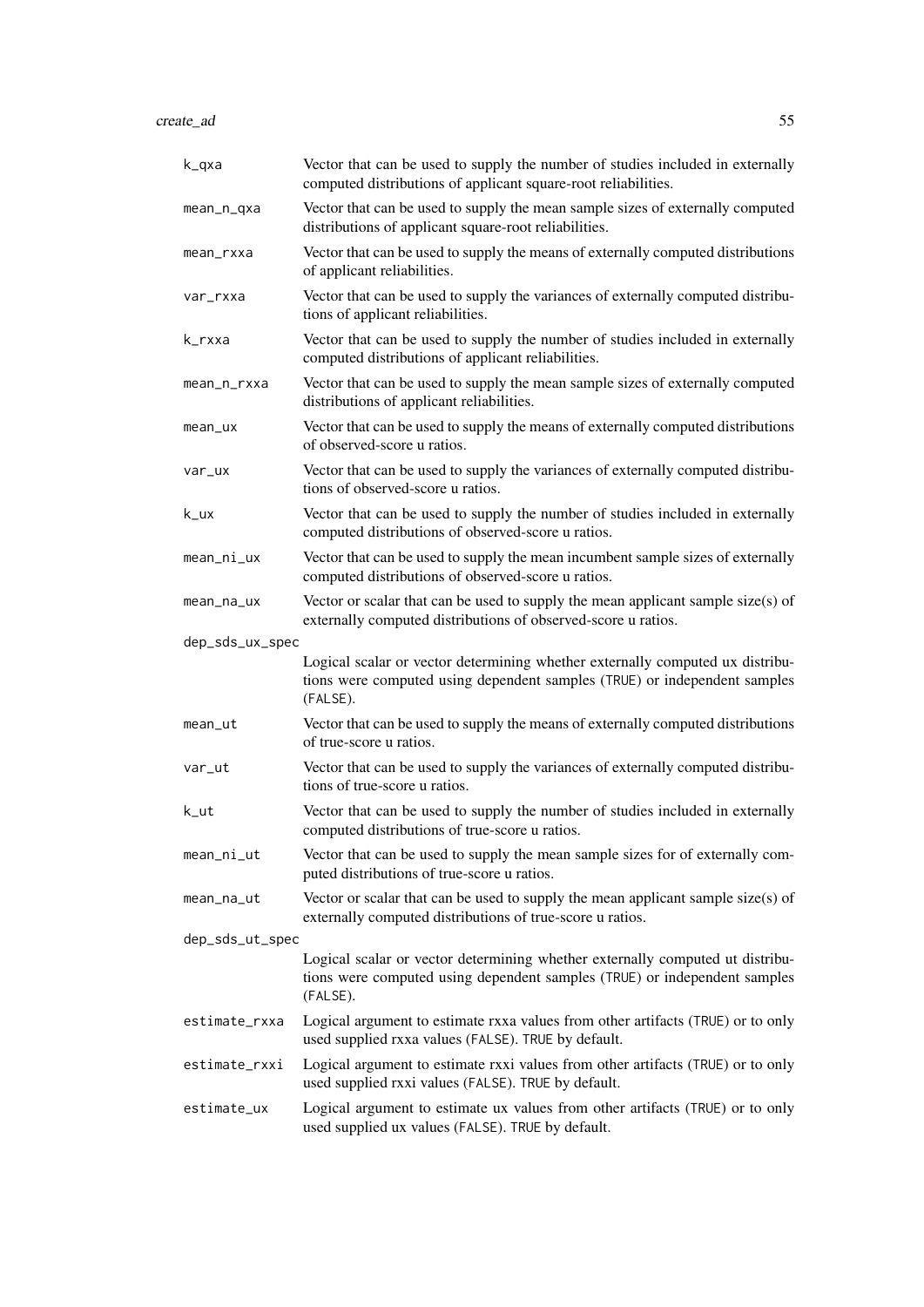| | |
|---|---|
| k_qxa | Vector that can be used to supply the number of studies included in externally computed distributions of applicant square-root reliabilities. |
| mean_n_qxa | Vector that can be used to supply the mean sample sizes of externally computed distributions of applicant square-root reliabilities. |
| mean_rxxa | Vector that can be used to supply the means of externally computed distributions of applicant reliabilities. |
| var_rxxa | Vector that can be used to supply the variances of externally computed distributions of applicant reliabilities. |
| k_rxxa | Vector that can be used to supply the number of studies included in externally computed distributions of applicant reliabilities. |
| mean_n_rxxa | Vector that can be used to supply the mean sample sizes of externally computed distributions of applicant reliabilities. |
| mean_ux | Vector that can be used to supply the means of externally computed distributions of observed-score u ratios. |
| var_ux | Vector that can be used to supply the variances of externally computed distributions of observed-score u ratios. |
| k_ux | Vector that can be used to supply the number of studies included in externally computed distributions of observed-score u ratios. |
| mean_ni_ux | Vector that can be used to supply the mean incumbent sample sizes of externally computed distributions of observed-score u ratios. |
| mean_na_ux | Vector or scalar that can be used to supply the mean applicant sample size(s) of externally computed distributions of observed-score u ratios. |
| dep_sds_ux_spec | Logical scalar or vector determining whether externally computed ux distributions were computed using dependent samples (TRUE) or independent samples (FALSE). |
| mean_ut | Vector that can be used to supply the means of externally computed distributions of true-score u ratios. |
| var_ut | Vector that can be used to supply the variances of externally computed distributions of true-score u ratios. |
| k_ut | Vector that can be used to supply the number of studies included in externally computed distributions of true-score u ratios. |
| mean_ni_ut | Vector that can be used to supply the mean sample sizes for of externally computed distributions of true-score u ratios. |
| mean_na_ut | Vector or scalar that can be used to supply the mean applicant sample size(s) of externally computed distributions of true-score u ratios. |
| dep_sds_ut_spec | Logical scalar or vector determining whether externally computed ut distributions were computed using dependent samples (TRUE) or independent samples (FALSE). |
| estimate_rxxa | Logical argument to estimate rxxa values from other artifacts (TRUE) or to only used supplied rxxa values (FALSE). TRUE by default. |
| estimate_rxxi | Logical argument to estimate rxxi values from other artifacts (TRUE) or to only used supplied rxxi values (FALSE). TRUE by default. |
| estimate_ux | Logical argument to estimate ux values from other artifacts (TRUE) or to only used supplied ux values (FALSE). TRUE by default. |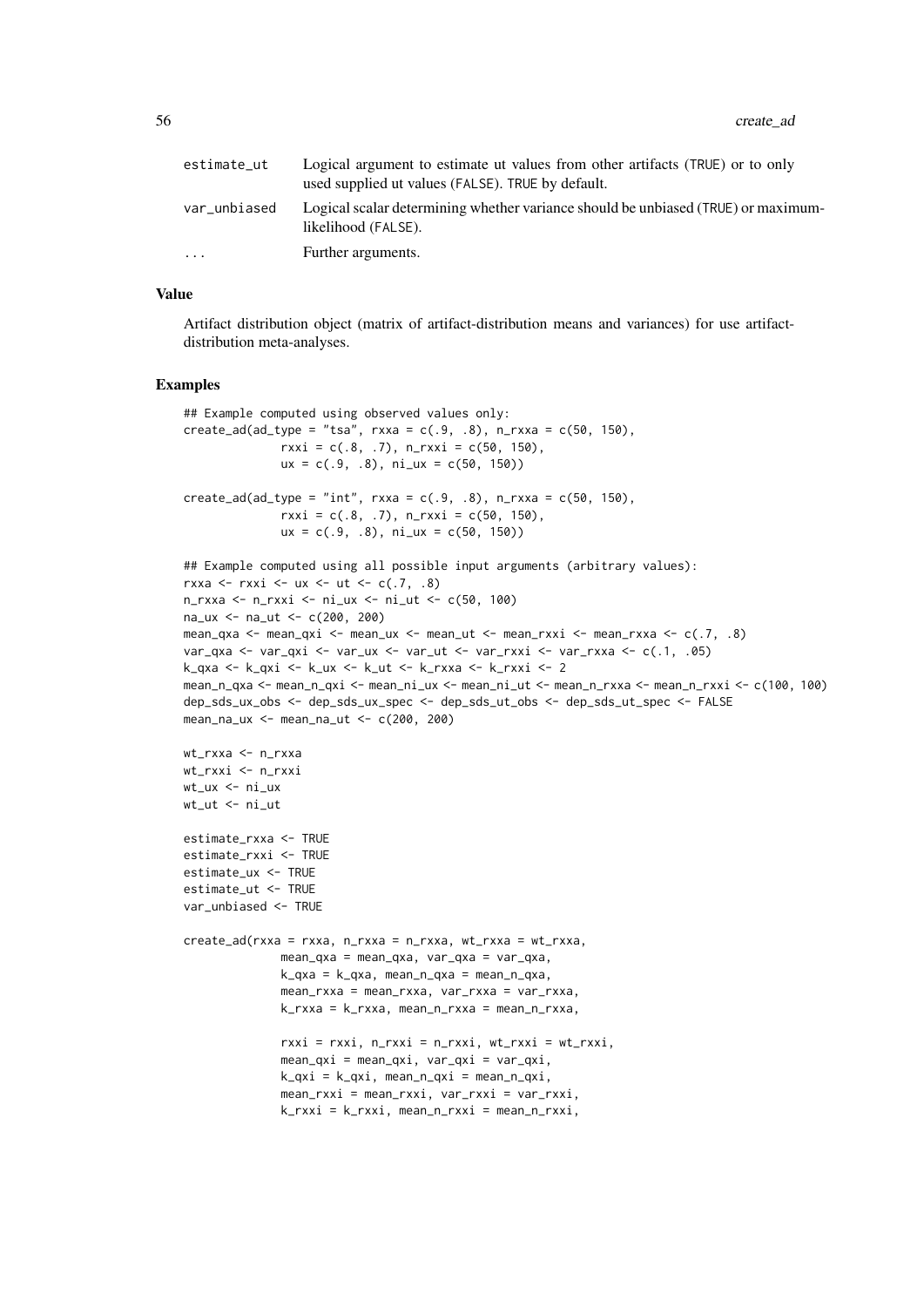| | |
|---|---|
| estimate_ut | Logical argument to estimate ut values from other artifacts (TRUE) or to only used supplied ut values (FALSE). TRUE by default. |
| var_unbiased | Logical scalar determining whether variance should be unbiased (TRUE) or maximum-likelihood (FALSE). |
| ... | Further arguments. |

### Value

Artifact distribution object (matrix of artifact-distribution means and variances) for use artifact-distribution meta-analyses.

### Examples

```
## Example computed using observed values only:
create_ad(ad_type = "tsa", rxxa = c(.9, .8), n_rxxa = c(50, 150),
          rxxi = c(.8, .7), n_rxxi = c(50, 150),
          ux = c(.9, .8), ni_ux = c(50, 150))

create_ad(ad_type = "int", rxxa = c(.9, .8), n_rxxa = c(50, 150),
          rxxi = c(.8, .7), n_rxxi = c(50, 150),
          ux = c(.9, .8), ni_ux = c(50, 150))

## Example computed using all possible input arguments (arbitrary values):
rxxa <- rxxi <- ux <- ut <- c(.7, .8)
n_rxxa <- n_rxxi <- ni_ux <- ni_ut <- c(50, 100)
na_ux <- na_ut <- c(200, 200)
mean_qxa <- mean_qxi <- mean_ux <- mean_ut <- mean_rxxi <- mean_rxxa <- c(.7, .8)
var_qxa <- var_qxi <- var_ux <- var_ut <- var_rxxi <- var_rxxa <- c(.1, .05)
k_qxa <- k_qxi <- k_ux <- k_ut <- k_rxxa <- k_rxxi <- 2
mean_n_qxa <- mean_n_qxi <- mean_ni_ux <- mean_ni_ut <- mean_n_rxxa <- mean_n_rxxi <- c(100, 100)
dep_sds_ux_obs <- dep_sds_ux_spec <- dep_sds_ut_obs <- dep_sds_ut_spec <- FALSE
mean_na_ux <- mean_na_ut <- c(200, 200)

wt_rxxa <- n_rxxa
wt_rxxi <- n_rxxi
wt_ux <- ni_ux
wt_ut <- ni_ut

estimate_rxxa <- TRUE
estimate_rxxi <- TRUE
estimate_ux <- TRUE
estimate_ut <- TRUE
var_unbiased <- TRUE

create_ad(rxxa = rxxa, n_rxxa = n_rxxa, wt_rxxa = wt_rxxa,
          mean_qxa = mean_qxa, var_qxa = var_qxa,
          k_qxa = k_qxa, mean_n_qxa = mean_n_qxa,
          mean_rxxa = mean_rxxa, var_rxxa = var_rxxa,
          k_rxxa = k_rxxa, mean_n_rxxa = mean_n_rxxa,

          rxxi = rxxi, n_rxxi = n_rxxi, wt_rxxi = wt_rxxi,
          mean_qxi = mean_qxi, var_qxi = var_qxi,
          k_qxi = k_qxi, mean_n_qxi = mean_n_qxi,
          mean_rxxi = mean_rxxi, var_rxxi = var_rxxi,
          k_rxxi = k_rxxi, mean_n_rxxi = mean_n_rxxi,
```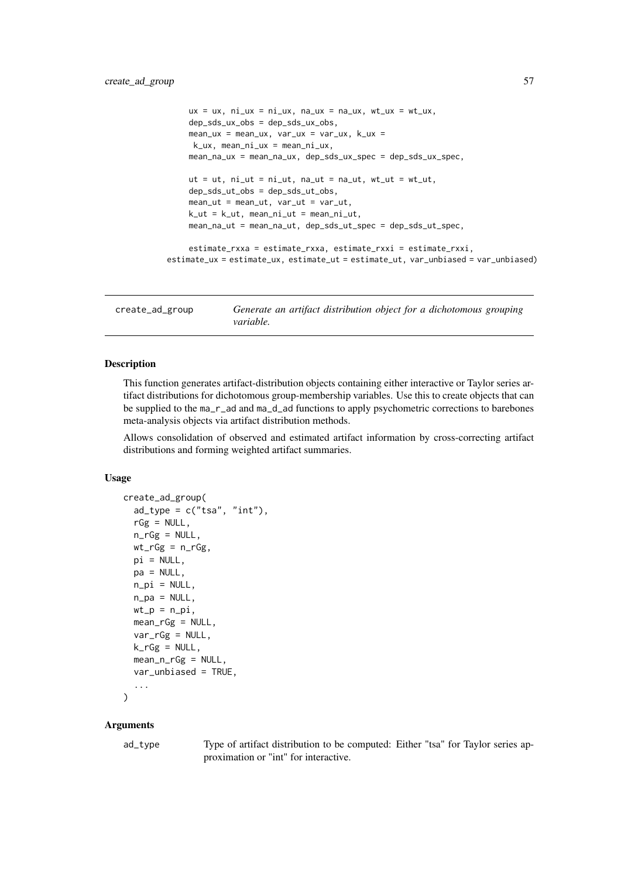```
ux = ux, ni_ux = ni_ux, na_ux = na_ux, wt_ux = wt_ux,
    dep_sds_ux_obs = dep_sds_ux_obs,
    mean_ux = mean_ux, var_ux = var_ux, k_ux =
     k_ux, mean_ni_ux = mean_ni_ux,
    mean_na_ux = mean_na_ux, dep_sds_ux_spec = dep_sds_ux_spec,

    ut = ut, ni_ut = ni_ut, na_ut = na_ut, wt_ut = wt_ut,
    dep_sds_ut_obs = dep_sds_ut_obs,
    mean_ut = mean_ut, var_ut = var_ut,
    k_ut = k_ut, mean_ni_ut = mean_ni_ut,
    mean_na_ut = mean_na_ut, dep_sds_ut_spec = dep_sds_ut_spec,

    estimate_rxxa = estimate_rxxa, estimate_rxxi = estimate_rxxi,
 estimate_ux = estimate_ux, estimate_ut = estimate_ut, var_unbiased = var_unbiased)
```

## create_ad_group — *Generate an artifact distribution object for a dichotomous grouping variable.*

### Description

This function generates artifact-distribution objects containing either interactive or Taylor series artifact distributions for dichotomous group-membership variables. Use this to create objects that can be supplied to the ma_r_ad and ma_d_ad functions to apply psychometric corrections to barebones meta-analysis objects via artifact distribution methods.

Allows consolidation of observed and estimated artifact information by cross-correcting artifact distributions and forming weighted artifact summaries.

### Usage

```
create_ad_group(
  ad_type = c("tsa", "int"),
  rGg = NULL,
  n_rGg = NULL,
  wt_rGg = n_rGg,
  pi = NULL,
  pa = NULL,
  n_pi = NULL,
  n_pa = NULL,
  wt_p = n_pi,
  mean_rGg = NULL,
  var_rGg = NULL,
  k_rGg = NULL,
  mean_n_rGg = NULL,
  var_unbiased = TRUE,
  ...
)
```

### Arguments

| | |
|---|---|
| ad_type | Type of artifact distribution to be computed: Either "tsa" for Taylor series approximation or "int" for interactive. |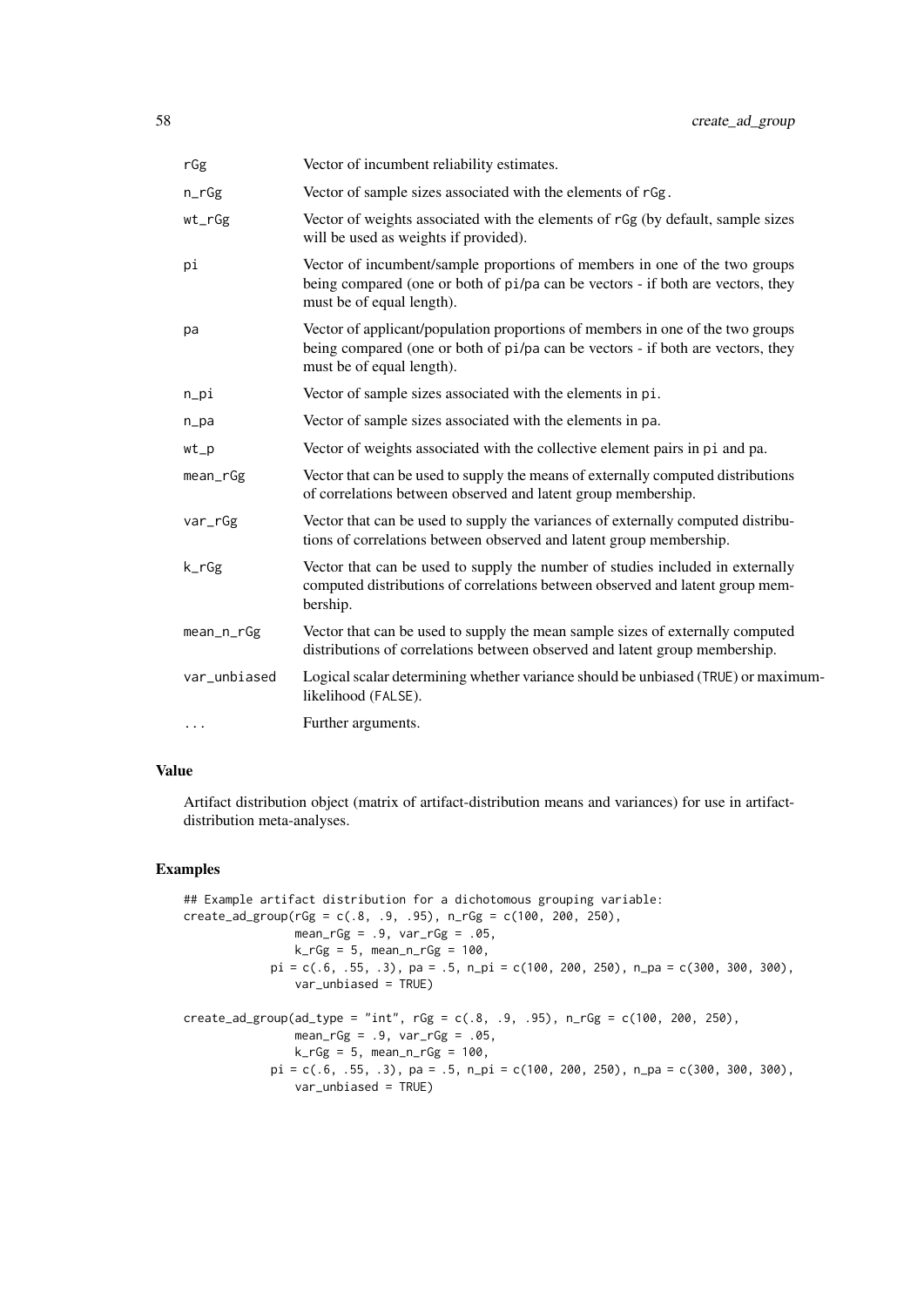| | |
|---|---|
| rGg | Vector of incumbent reliability estimates. |
| n_rGg | Vector of sample sizes associated with the elements of rGg. |
| wt_rGg | Vector of weights associated with the elements of rGg (by default, sample sizes will be used as weights if provided). |
| pi | Vector of incumbent/sample proportions of members in one of the two groups being compared (one or both of pi/pa can be vectors - if both are vectors, they must be of equal length). |
| pa | Vector of applicant/population proportions of members in one of the two groups being compared (one or both of pi/pa can be vectors - if both are vectors, they must be of equal length). |
| n_pi | Vector of sample sizes associated with the elements in pi. |
| n_pa | Vector of sample sizes associated with the elements in pa. |
| wt_p | Vector of weights associated with the collective element pairs in pi and pa. |
| mean_rGg | Vector that can be used to supply the means of externally computed distributions of correlations between observed and latent group membership. |
| var_rGg | Vector that can be used to supply the variances of externally computed distributions of correlations between observed and latent group membership. |
| k_rGg | Vector that can be used to supply the number of studies included in externally computed distributions of correlations between observed and latent group membership. |
| mean_n_rGg | Vector that can be used to supply the mean sample sizes of externally computed distributions of correlations between observed and latent group membership. |
| var_unbiased | Logical scalar determining whether variance should be unbiased (TRUE) or maximum-likelihood (FALSE). |
| ... | Further arguments. |

## Value

Artifact distribution object (matrix of artifact-distribution means and variances) for use in artifact-distribution meta-analyses.

## Examples

```
## Example artifact distribution for a dichotomous grouping variable:
create_ad_group(rGg = c(.8, .9, .95), n_rGg = c(100, 200, 250),
                mean_rGg = .9, var_rGg = .05,
                k_rGg = 5, mean_n_rGg = 100,
             pi = c(.6, .55, .3), pa = .5, n_pi = c(100, 200, 250), n_pa = c(300, 300, 300),
                var_unbiased = TRUE)

create_ad_group(ad_type = "int", rGg = c(.8, .9, .95), n_rGg = c(100, 200, 250),
                mean_rGg = .9, var_rGg = .05,
                k_rGg = 5, mean_n_rGg = 100,
             pi = c(.6, .55, .3), pa = .5, n_pi = c(100, 200, 250), n_pa = c(300, 300, 300),
                var_unbiased = TRUE)
```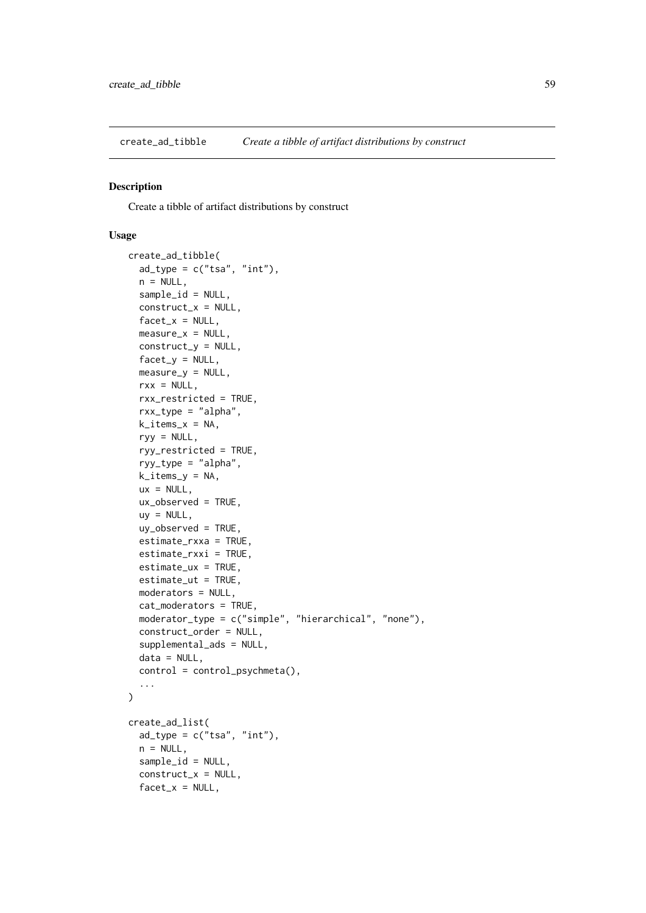## create_ad_tibble *Create a tibble of artifact distributions by construct*

### Description

Create a tibble of artifact distributions by construct

### Usage

```
create_ad_tibble(
  ad_type = c("tsa", "int"),
  n = NULL,
  sample_id = NULL,
  construct_x = NULL,
  facet_x = NULL,
  measure_x = NULL,
  construct_y = NULL,
  facet_y = NULL,
  measure_y = NULL,
  rxx = NULL,
  rxx_restricted = TRUE,
  rxx_type = "alpha",
  k_items_x = NA,
  ryy = NULL,
  ryy_restricted = TRUE,
  ryy_type = "alpha",
  k_items_y = NA,
  ux = NULL,
  ux_observed = TRUE,
  uy = NULL,
  uy_observed = TRUE,
  estimate_rxxa = TRUE,
  estimate_rxxi = TRUE,
  estimate_ux = TRUE,
  estimate_ut = TRUE,
  moderators = NULL,
  cat_moderators = TRUE,
  moderator_type = c("simple", "hierarchical", "none"),
  construct_order = NULL,
  supplemental_ads = NULL,
  data = NULL,
  control = control_psychmeta(),
  ...
)

create_ad_list(
  ad_type = c("tsa", "int"),
  n = NULL,
  sample_id = NULL,
  construct_x = NULL,
  facet_x = NULL,
```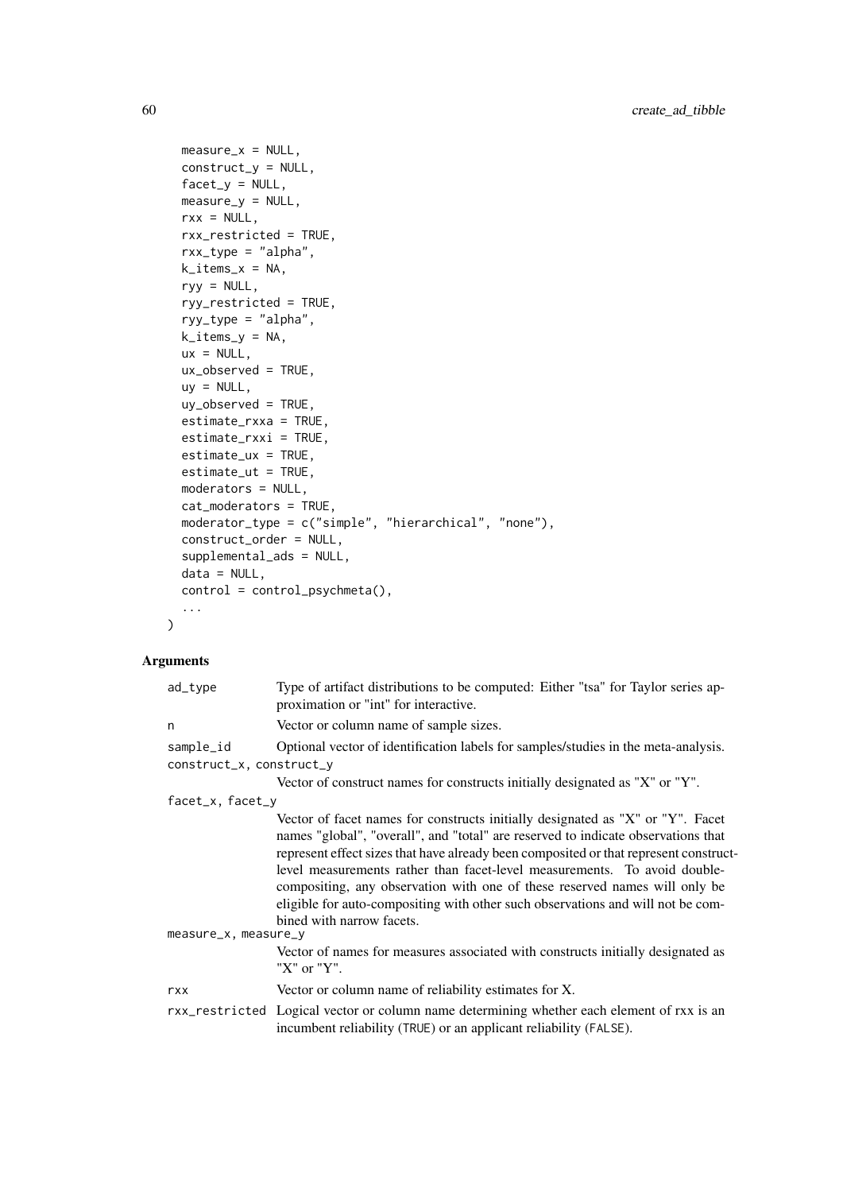```
  measure_x = NULL,
  construct_y = NULL,
  facet_y = NULL,
  measure_y = NULL,
  rxx = NULL,
  rxx_restricted = TRUE,
  rxx_type = "alpha",
  k_items_x = NA,
  ryy = NULL,
  ryy_restricted = TRUE,
  ryy_type = "alpha",
  k_items_y = NA,
  ux = NULL,
  ux_observed = TRUE,
  uy = NULL,
  uy_observed = TRUE,
  estimate_rxxa = TRUE,
  estimate_rxxi = TRUE,
  estimate_ux = TRUE,
  estimate_ut = TRUE,
  moderators = NULL,
  cat_moderators = TRUE,
  moderator_type = c("simple", "hierarchical", "none"),
  construct_order = NULL,
  supplemental_ads = NULL,
  data = NULL,
  control = control_psychmeta(),
  ...
)
```

## Arguments

`ad_type` Type of artifact distributions to be computed: Either "tsa" for Taylor series approximation or "int" for interactive.

`n` Vector or column name of sample sizes.

`sample_id` Optional vector of identification labels for samples/studies in the meta-analysis.

`construct_x, construct_y`
Vector of construct names for constructs initially designated as "X" or "Y".

`facet_x, facet_y`
Vector of facet names for constructs initially designated as "X" or "Y". Facet names "global", "overall", and "total" are reserved to indicate observations that represent effect sizes that have already been composited or that represent construct-level measurements rather than facet-level measurements. To avoid double-compositing, any observation with one of these reserved names will only be eligible for auto-compositing with other such observations and will not be combined with narrow facets.

`measure_x, measure_y`
Vector of names for measures associated with constructs initially designated as "X" or "Y".

`rxx` Vector or column name of reliability estimates for X.

`rxx_restricted` Logical vector or column name determining whether each element of rxx is an incumbent reliability (`TRUE`) or an applicant reliability (`FALSE`).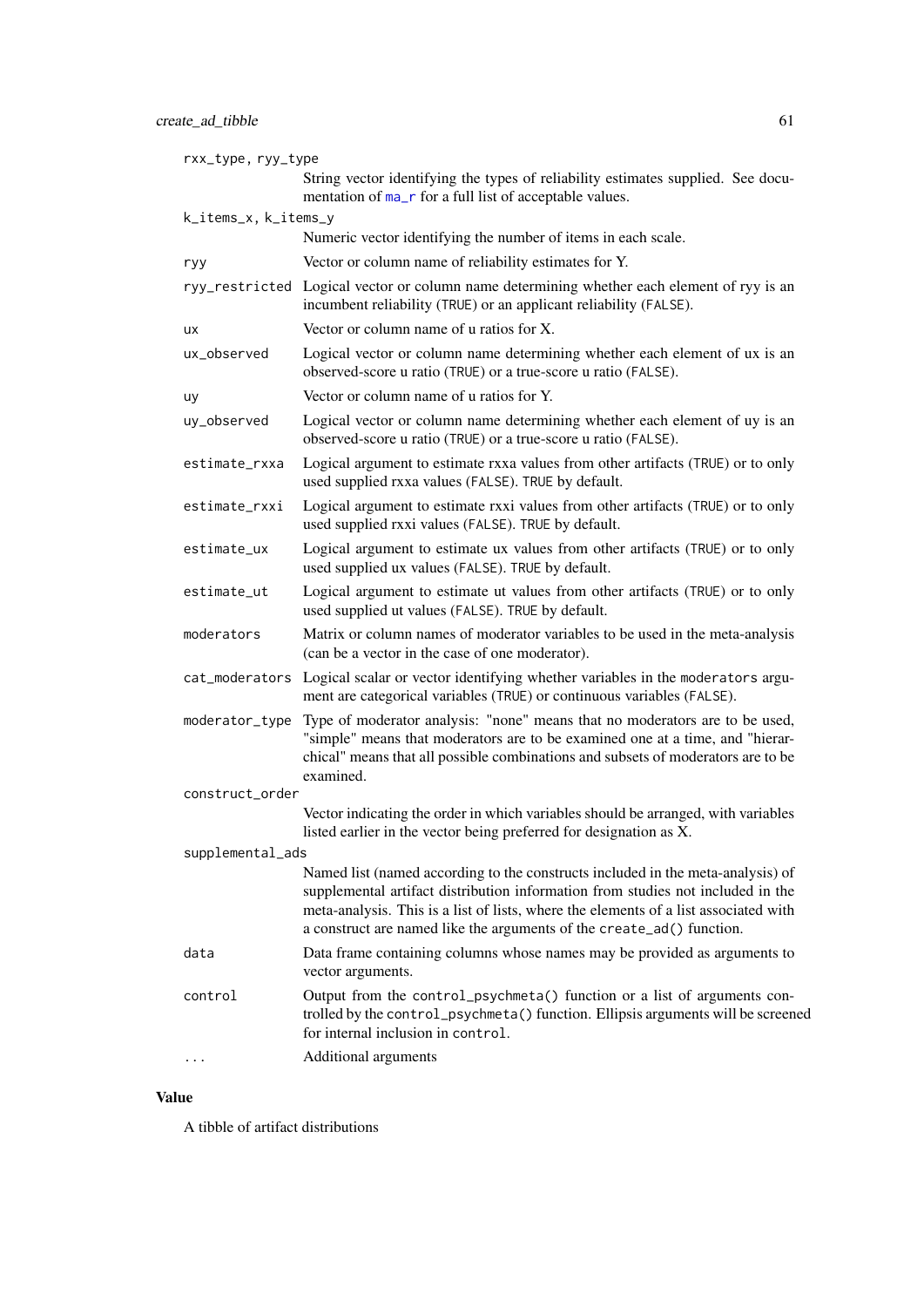`rxx_type, ryy_type`
: String vector identifying the types of reliability estimates supplied. See documentation of ma_r for a full list of acceptable values.

`k_items_x, k_items_y`
: Numeric vector identifying the number of items in each scale.

`ryy`
: Vector or column name of reliability estimates for Y.

`ryy_restricted`
: Logical vector or column name determining whether each element of ryy is an incumbent reliability (TRUE) or an applicant reliability (FALSE).

`ux`
: Vector or column name of u ratios for X.

`ux_observed`
: Logical vector or column name determining whether each element of ux is an observed-score u ratio (TRUE) or a true-score u ratio (FALSE).

`uy`
: Vector or column name of u ratios for Y.

`uy_observed`
: Logical vector or column name determining whether each element of uy is an observed-score u ratio (TRUE) or a true-score u ratio (FALSE).

`estimate_rxxa`
: Logical argument to estimate rxxa values from other artifacts (TRUE) or to only used supplied rxxa values (FALSE). TRUE by default.

`estimate_rxxi`
: Logical argument to estimate rxxi values from other artifacts (TRUE) or to only used supplied rxxi values (FALSE). TRUE by default.

`estimate_ux`
: Logical argument to estimate ux values from other artifacts (TRUE) or to only used supplied ux values (FALSE). TRUE by default.

`estimate_ut`
: Logical argument to estimate ut values from other artifacts (TRUE) or to only used supplied ut values (FALSE). TRUE by default.

`moderators`
: Matrix or column names of moderator variables to be used in the meta-analysis (can be a vector in the case of one moderator).

`cat_moderators`
: Logical scalar or vector identifying whether variables in the moderators argument are categorical variables (TRUE) or continuous variables (FALSE).

`moderator_type`
: Type of moderator analysis: "none" means that no moderators are to be used, "simple" means that moderators are to be examined one at a time, and "hierarchical" means that all possible combinations and subsets of moderators are to be examined.

`construct_order`
: Vector indicating the order in which variables should be arranged, with variables listed earlier in the vector being preferred for designation as X.

`supplemental_ads`
: Named list (named according to the constructs included in the meta-analysis) of supplemental artifact distribution information from studies not included in the meta-analysis. This is a list of lists, where the elements of a list associated with a construct are named like the arguments of the create_ad() function.

`data`
: Data frame containing columns whose names may be provided as arguments to vector arguments.

`control`
: Output from the control_psychmeta() function or a list of arguments controlled by the control_psychmeta() function. Ellipsis arguments will be screened for internal inclusion in control.

`...`
: Additional arguments

## Value

A tibble of artifact distributions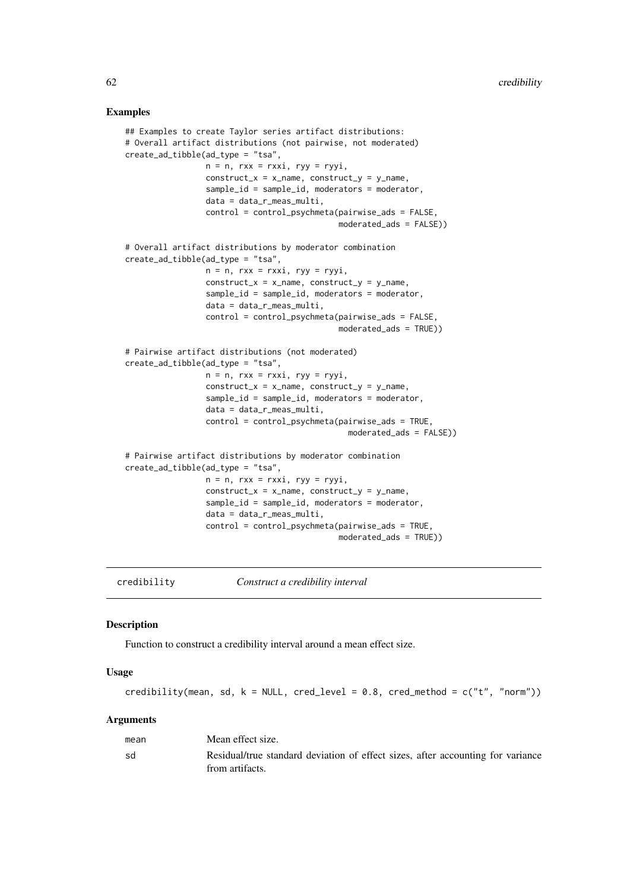### Examples

```
## Examples to create Taylor series artifact distributions:
# Overall artifact distributions (not pairwise, not moderated)
create_ad_tibble(ad_type = "tsa",
                 n = n, rxx = rxxi, ryy = ryyi,
                 construct_x = x_name, construct_y = y_name,
                 sample_id = sample_id, moderators = moderator,
                 data = data_r_meas_multi,
                 control = control_psychmeta(pairwise_ads = FALSE,
                                             moderated_ads = FALSE))

# Overall artifact distributions by moderator combination
create_ad_tibble(ad_type = "tsa",
                 n = n, rxx = rxxi, ryy = ryyi,
                 construct_x = x_name, construct_y = y_name,
                 sample_id = sample_id, moderators = moderator,
                 data = data_r_meas_multi,
                 control = control_psychmeta(pairwise_ads = FALSE,
                                             moderated_ads = TRUE))

# Pairwise artifact distributions (not moderated)
create_ad_tibble(ad_type = "tsa",
                 n = n, rxx = rxxi, ryy = ryyi,
                 construct_x = x_name, construct_y = y_name,
                 sample_id = sample_id, moderators = moderator,
                 data = data_r_meas_multi,
                 control = control_psychmeta(pairwise_ads = TRUE,
                                               moderated_ads = FALSE))

# Pairwise artifact distributions by moderator combination
create_ad_tibble(ad_type = "tsa",
                 n = n, rxx = rxxi, ryy = ryyi,
                 construct_x = x_name, construct_y = y_name,
                 sample_id = sample_id, moderators = moderator,
                 data = data_r_meas_multi,
                 control = control_psychmeta(pairwise_ads = TRUE,
                                             moderated_ads = TRUE))
```

---

## credibility &nbsp;&nbsp;&nbsp;&nbsp; *Construct a credibility interval*

---

### Description

Function to construct a credibility interval around a mean effect size.

### Usage

```
credibility(mean, sd, k = NULL, cred_level = 0.8, cred_method = c("t", "norm"))
```

### Arguments

| | |
|---|---|
| mean | Mean effect size. |
| sd | Residual/true standard deviation of effect sizes, after accounting for variance from artifacts. |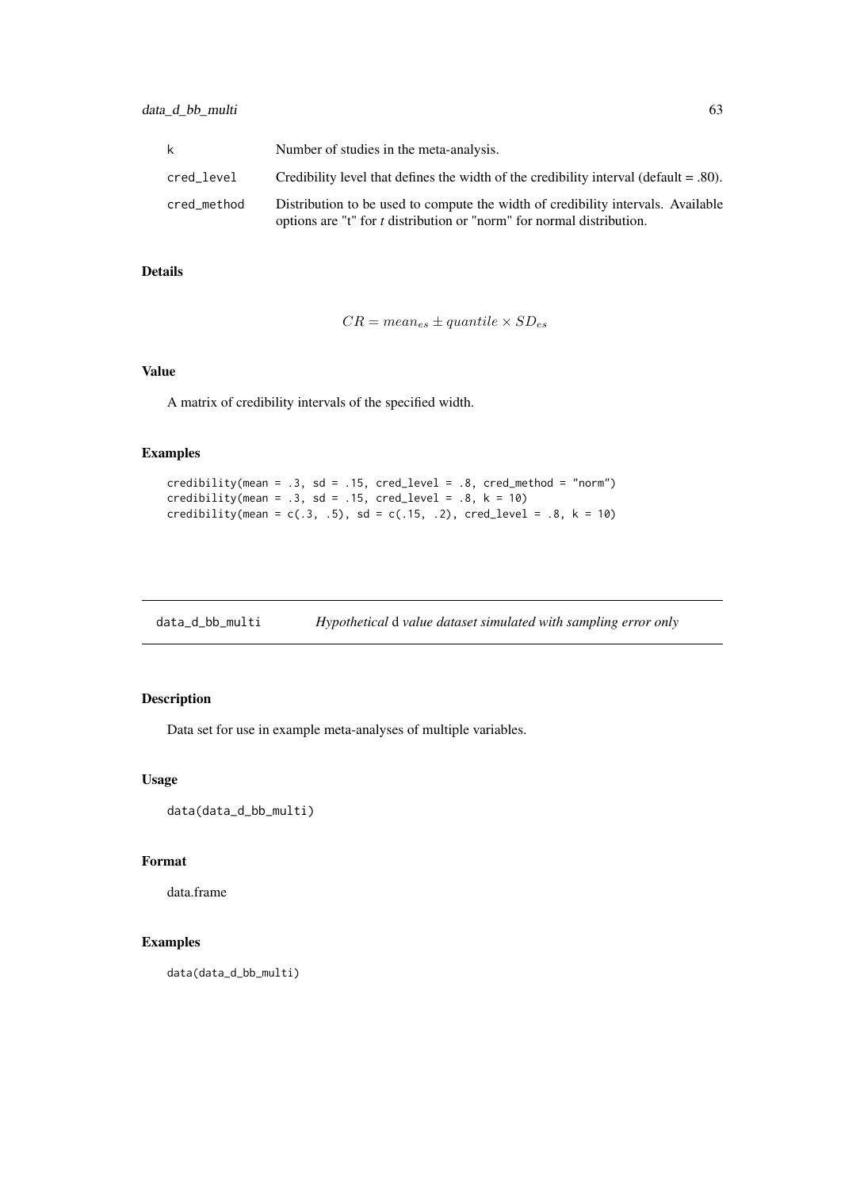| | |
|---|---|
| k | Number of studies in the meta-analysis. |
| cred_level | Credibility level that defines the width of the credibility interval (default = .80). |
| cred_method | Distribution to be used to compute the width of credibility intervals. Available options are "t" for *t* distribution or "norm" for normal distribution. |

### Details

$$CR = mean_{es} \pm quantile \times SD_{es}$$

### Value

A matrix of credibility intervals of the specified width.

### Examples

```
credibility(mean = .3, sd = .15, cred_level = .8, cred_method = "norm")
credibility(mean = .3, sd = .15, cred_level = .8, k = 10)
credibility(mean = c(.3, .5), sd = c(.15, .2), cred_level = .8, k = 10)
```

---

## data_d_bb_multi — *Hypothetical* d *value dataset simulated with sampling error only*

### Description

Data set for use in example meta-analyses of multiple variables.

### Usage

```
data(data_d_bb_multi)
```

### Format

data.frame

### Examples

```
data(data_d_bb_multi)
```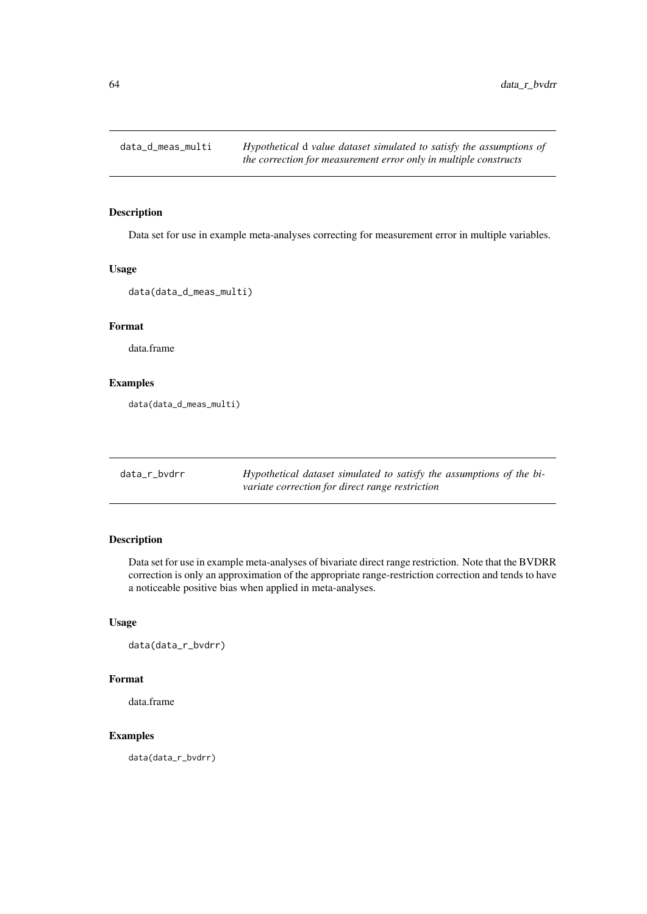## data_d_meas_multi

*Hypothetical d value dataset simulated to satisfy the assumptions of the correction for measurement error only in multiple constructs*

### Description

Data set for use in example meta-analyses correcting for measurement error in multiple variables.

### Usage

```
data(data_d_meas_multi)
```

### Format

data.frame

### Examples

```
data(data_d_meas_multi)
```

## data_r_bvdrr

*Hypothetical dataset simulated to satisfy the assumptions of the bivariate correction for direct range restriction*

### Description

Data set for use in example meta-analyses of bivariate direct range restriction. Note that the BVDRR correction is only an approximation of the appropriate range-restriction correction and tends to have a noticeable positive bias when applied in meta-analyses.

### Usage

```
data(data_r_bvdrr)
```

### Format

data.frame

### Examples

```
data(data_r_bvdrr)
```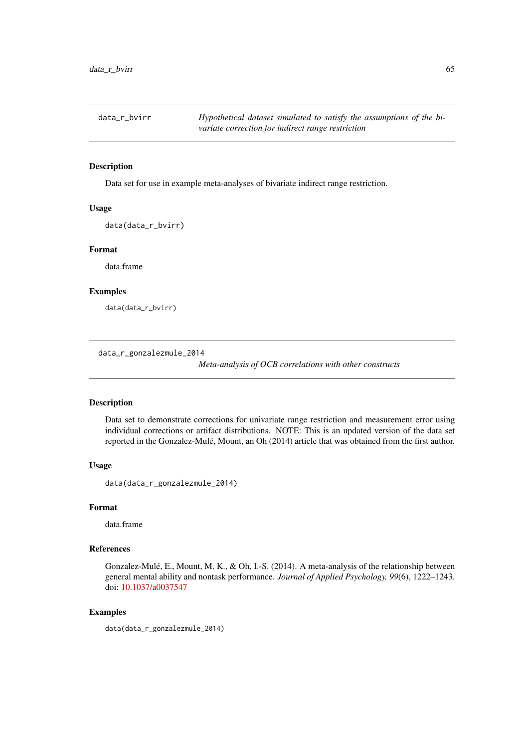## data_r_bvirr — *Hypothetical dataset simulated to satisfy the assumptions of the bivariate correction for indirect range restriction*

### Description

Data set for use in example meta-analyses of bivariate indirect range restriction.

### Usage

```
data(data_r_bvirr)
```

### Format

data.frame

### Examples

```
data(data_r_bvirr)
```

## data_r_gonzalezmule_2014 — *Meta-analysis of OCB correlations with other constructs*

### Description

Data set to demonstrate corrections for univariate range restriction and measurement error using individual corrections or artifact distributions. NOTE: This is an updated version of the data set reported in the Gonzalez-Mulé, Mount, an Oh (2014) article that was obtained from the first author.

### Usage

```
data(data_r_gonzalezmule_2014)
```

### Format

data.frame

### References

Gonzalez-Mulé, E., Mount, M. K., & Oh, I.-S. (2014). A meta-analysis of the relationship between general mental ability and nontask performance. *Journal of Applied Psychology, 99*(6), 1222–1243. doi: 10.1037/a0037547

### Examples

```
data(data_r_gonzalezmule_2014)
```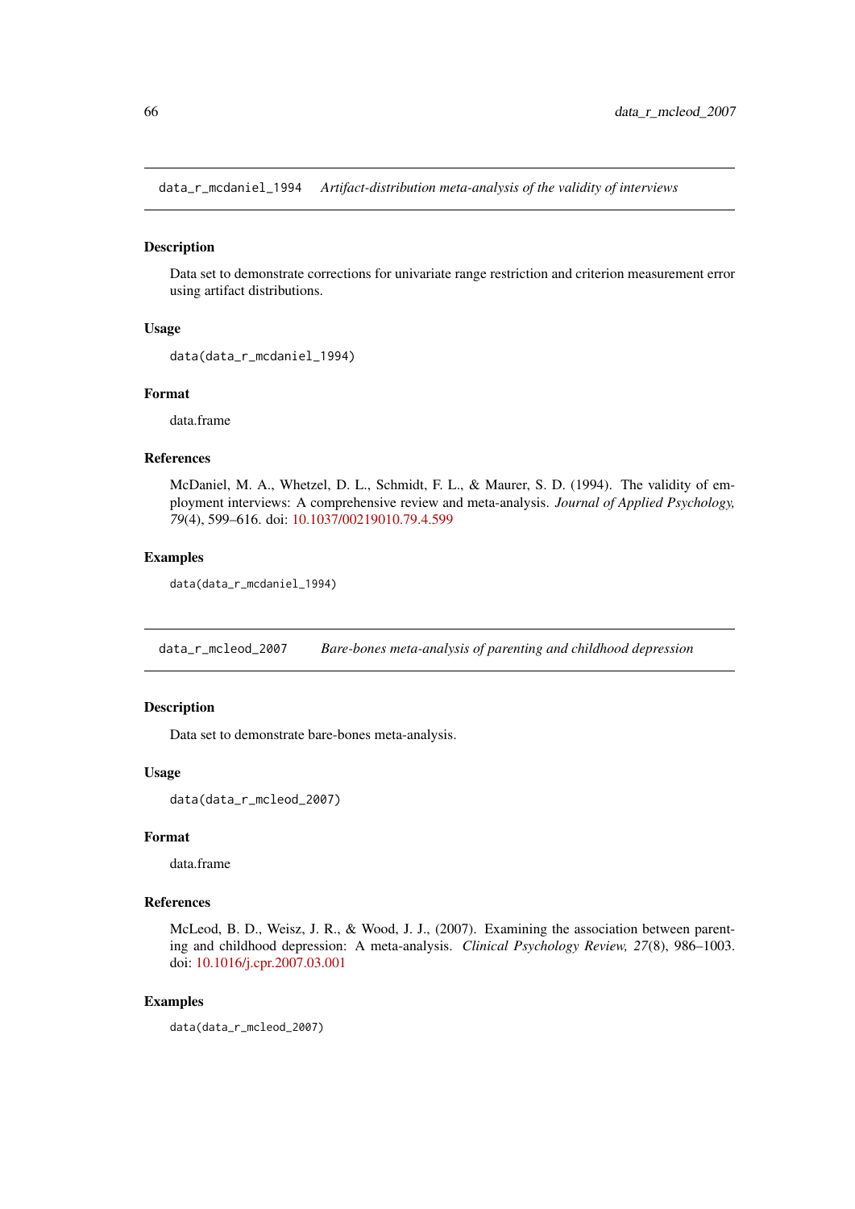## data_r_mcdaniel_1994 *Artifact-distribution meta-analysis of the validity of interviews*

### Description

Data set to demonstrate corrections for univariate range restriction and criterion measurement error using artifact distributions.

### Usage

```
data(data_r_mcdaniel_1994)
```

### Format

data.frame

### References

McDaniel, M. A., Whetzel, D. L., Schmidt, F. L., & Maurer, S. D. (1994). The validity of employment interviews: A comprehensive review and meta-analysis. *Journal of Applied Psychology, 79*(4), 599–616. doi: 10.1037/00219010.79.4.599

### Examples

```
data(data_r_mcdaniel_1994)
```

## data_r_mcleod_2007 *Bare-bones meta-analysis of parenting and childhood depression*

### Description

Data set to demonstrate bare-bones meta-analysis.

### Usage

```
data(data_r_mcleod_2007)
```

### Format

data.frame

### References

McLeod, B. D., Weisz, J. R., & Wood, J. J., (2007). Examining the association between parenting and childhood depression: A meta-analysis. *Clinical Psychology Review, 27*(8), 986–1003. doi: 10.1016/j.cpr.2007.03.001

### Examples

```
data(data_r_mcleod_2007)
```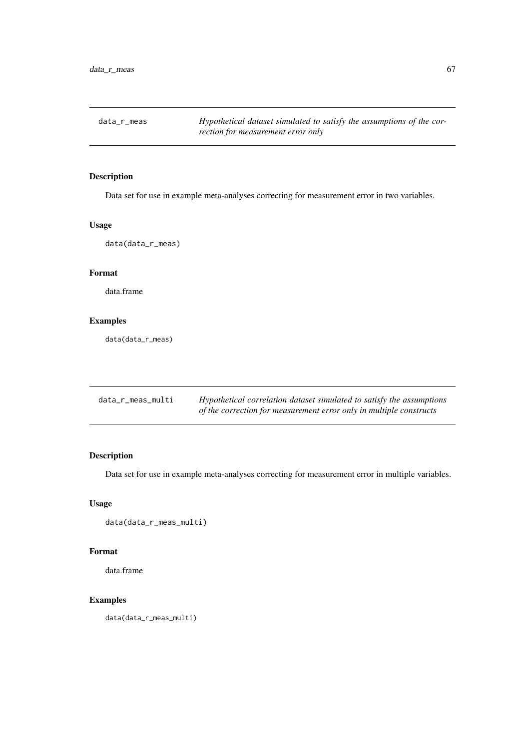## data_r_meas

*Hypothetical dataset simulated to satisfy the assumptions of the correction for measurement error only*

### Description

Data set for use in example meta-analyses correcting for measurement error in two variables.

### Usage

```
data(data_r_meas)
```

### Format

data.frame

### Examples

```
data(data_r_meas)
```

## data_r_meas_multi

*Hypothetical correlation dataset simulated to satisfy the assumptions of the correction for measurement error only in multiple constructs*

### Description

Data set for use in example meta-analyses correcting for measurement error in multiple variables.

### Usage

```
data(data_r_meas_multi)
```

### Format

data.frame

### Examples

```
data(data_r_meas_multi)
```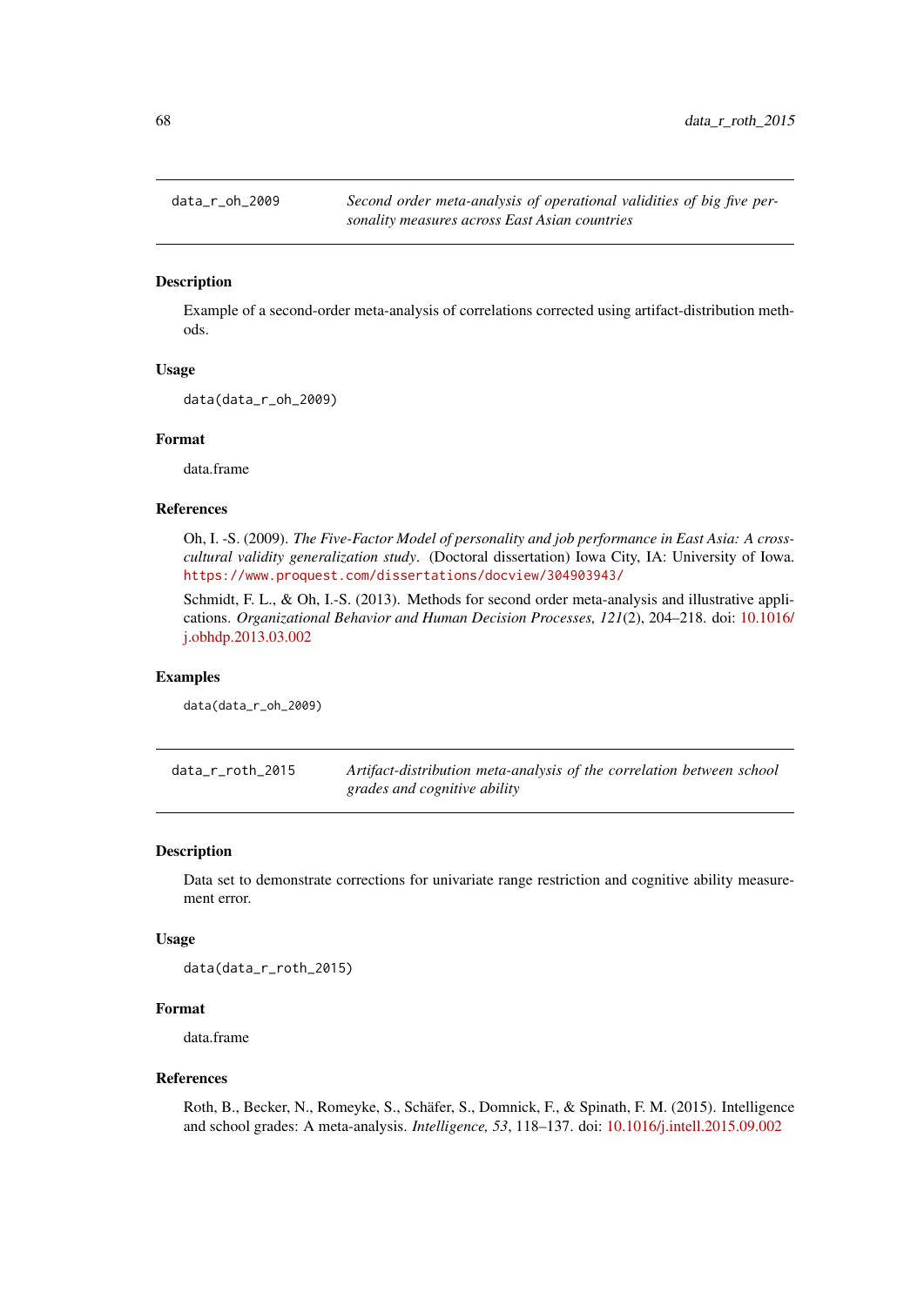## data_r_oh_2009 — *Second order meta-analysis of operational validities of big five personality measures across East Asian countries*

### Description

Example of a second-order meta-analysis of correlations corrected using artifact-distribution methods.

### Usage

```
data(data_r_oh_2009)
```

### Format

data.frame

### References

Oh, I. -S. (2009). *The Five-Factor Model of personality and job performance in East Asia: A cross-cultural validity generalization study*. (Doctoral dissertation) Iowa City, IA: University of Iowa. https://www.proquest.com/dissertations/docview/304903943/

Schmidt, F. L., & Oh, I.-S. (2013). Methods for second order meta-analysis and illustrative applications. *Organizational Behavior and Human Decision Processes, 121*(2), 204–218. doi: 10.1016/j.obhdp.2013.03.002

### Examples

```
data(data_r_oh_2009)
```

## data_r_roth_2015 — *Artifact-distribution meta-analysis of the correlation between school grades and cognitive ability*

### Description

Data set to demonstrate corrections for univariate range restriction and cognitive ability measurement error.

### Usage

```
data(data_r_roth_2015)
```

### Format

data.frame

### References

Roth, B., Becker, N., Romeyke, S., Schäfer, S., Domnick, F., & Spinath, F. M. (2015). Intelligence and school grades: A meta-analysis. *Intelligence, 53*, 118–137. doi: 10.1016/j.intell.2015.09.002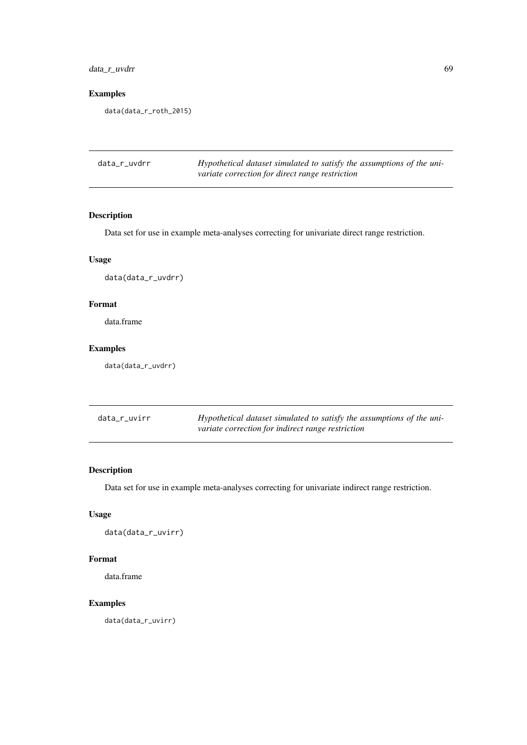## Examples

```
data(data_r_roth_2015)
```

---

`data_r_uvdrr` *Hypothetical dataset simulated to satisfy the assumptions of the univariate correction for direct range restriction*

---

### Description

Data set for use in example meta-analyses correcting for univariate direct range restriction.

### Usage

```
data(data_r_uvdrr)
```

### Format

data.frame

### Examples

```
data(data_r_uvdrr)
```

---

`data_r_uvirr` *Hypothetical dataset simulated to satisfy the assumptions of the univariate correction for indirect range restriction*

---

### Description

Data set for use in example meta-analyses correcting for univariate indirect range restriction.

### Usage

```
data(data_r_uvirr)
```

### Format

data.frame

### Examples

```
data(data_r_uvirr)
```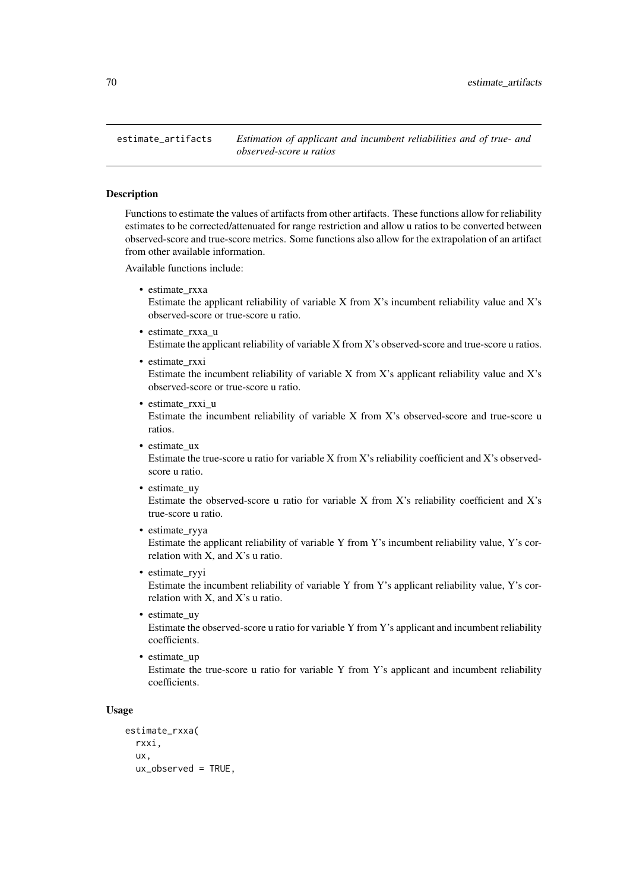## estimate_artifacts — *Estimation of applicant and incumbent reliabilities and of true- and observed-score u ratios*

### Description

Functions to estimate the values of artifacts from other artifacts. These functions allow for reliability estimates to be corrected/attenuated for range restriction and allow u ratios to be converted between observed-score and true-score metrics. Some functions also allow for the extrapolation of an artifact from other available information.

Available functions include:

- estimate_rxxa
  Estimate the applicant reliability of variable X from X's incumbent reliability value and X's observed-score or true-score u ratio.
- estimate_rxxa_u
  Estimate the applicant reliability of variable X from X's observed-score and true-score u ratios.
- estimate_rxxi
  Estimate the incumbent reliability of variable X from X's applicant reliability value and X's observed-score or true-score u ratio.
- estimate_rxxi_u
  Estimate the incumbent reliability of variable X from X's observed-score and true-score u ratios.
- estimate_ux
  Estimate the true-score u ratio for variable X from X's reliability coefficient and X's observed-score u ratio.
- estimate_uy
  Estimate the observed-score u ratio for variable X from X's reliability coefficient and X's true-score u ratio.
- estimate_ryya
  Estimate the applicant reliability of variable Y from Y's incumbent reliability value, Y's correlation with X, and X's u ratio.
- estimate_ryyi
  Estimate the incumbent reliability of variable Y from Y's applicant reliability value, Y's correlation with X, and X's u ratio.
- estimate_uy
  Estimate the observed-score u ratio for variable Y from Y's applicant and incumbent reliability coefficients.
- estimate_up
  Estimate the true-score u ratio for variable Y from Y's applicant and incumbent reliability coefficients.

### Usage

```
estimate_rxxa(
  rxxi,
  ux,
  ux_observed = TRUE,
```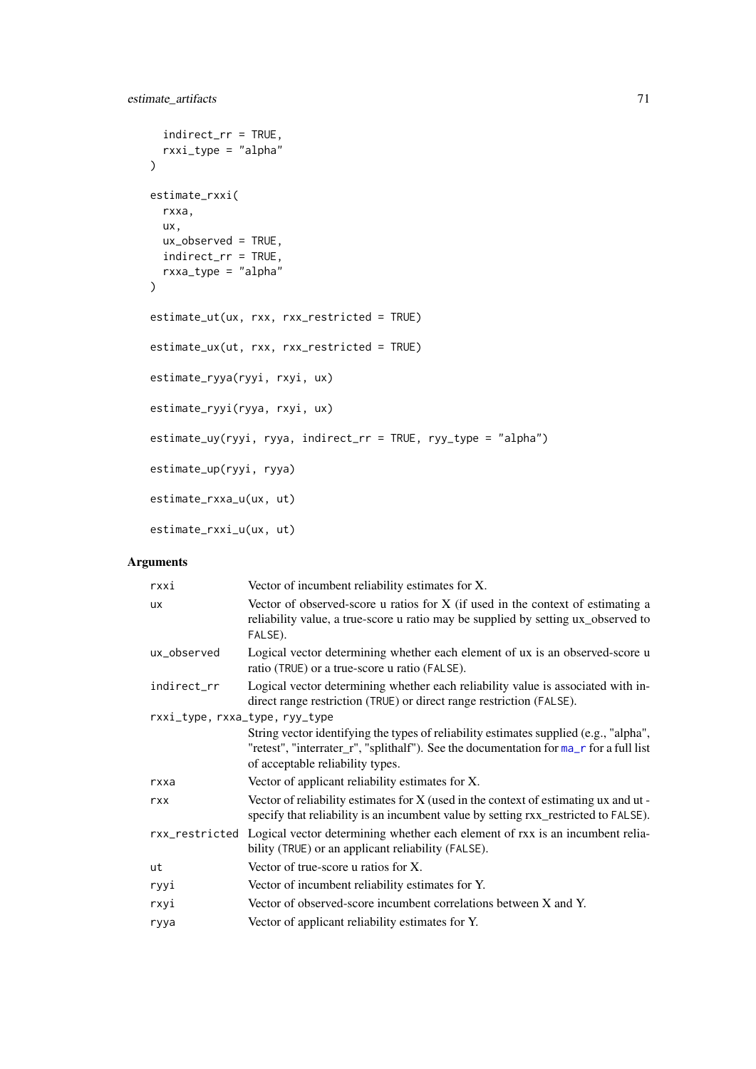```
  indirect_rr = TRUE,
  rxxi_type = "alpha"
)

estimate_rxxi(
  rxxa,
  ux,
  ux_observed = TRUE,
  indirect_rr = TRUE,
  rxxa_type = "alpha"
)

estimate_ut(ux, rxx, rxx_restricted = TRUE)

estimate_ux(ut, rxx, rxx_restricted = TRUE)

estimate_ryya(ryyi, rxyi, ux)

estimate_ryyi(ryya, rxyi, ux)

estimate_uy(ryyi, ryya, indirect_rr = TRUE, ryy_type = "alpha")

estimate_up(ryyi, ryya)

estimate_rxxa_u(ux, ut)

estimate_rxxi_u(ux, ut)
```

## Arguments

| Argument | Description |
| --- | --- |
| rxxi | Vector of incumbent reliability estimates for X. |
| ux | Vector of observed-score u ratios for X (if used in the context of estimating a reliability value, a true-score u ratio may be supplied by setting ux_observed to FALSE). |
| ux_observed | Logical vector determining whether each element of ux is an observed-score u ratio (TRUE) or a true-score u ratio (FALSE). |
| indirect_rr | Logical vector determining whether each reliability value is associated with indirect range restriction (TRUE) or direct range restriction (FALSE). |
| rxxi_type, rxxa_type, ryy_type | String vector identifying the types of reliability estimates supplied (e.g., "alpha", "retest", "interrater_r", "splithalf"). See the documentation for ma_r for a full list of acceptable reliability types. |
| rxxa | Vector of applicant reliability estimates for X. |
| rxx | Vector of reliability estimates for X (used in the context of estimating ux and ut - specify that reliability is an incumbent value by setting rxx_restricted to FALSE). |
| rxx_restricted | Logical vector determining whether each element of rxx is an incumbent reliability (TRUE) or an applicant reliability (FALSE). |
| ut | Vector of true-score u ratios for X. |
| ryyi | Vector of incumbent reliability estimates for Y. |
| rxyi | Vector of observed-score incumbent correlations between X and Y. |
| ryya | Vector of applicant reliability estimates for Y. |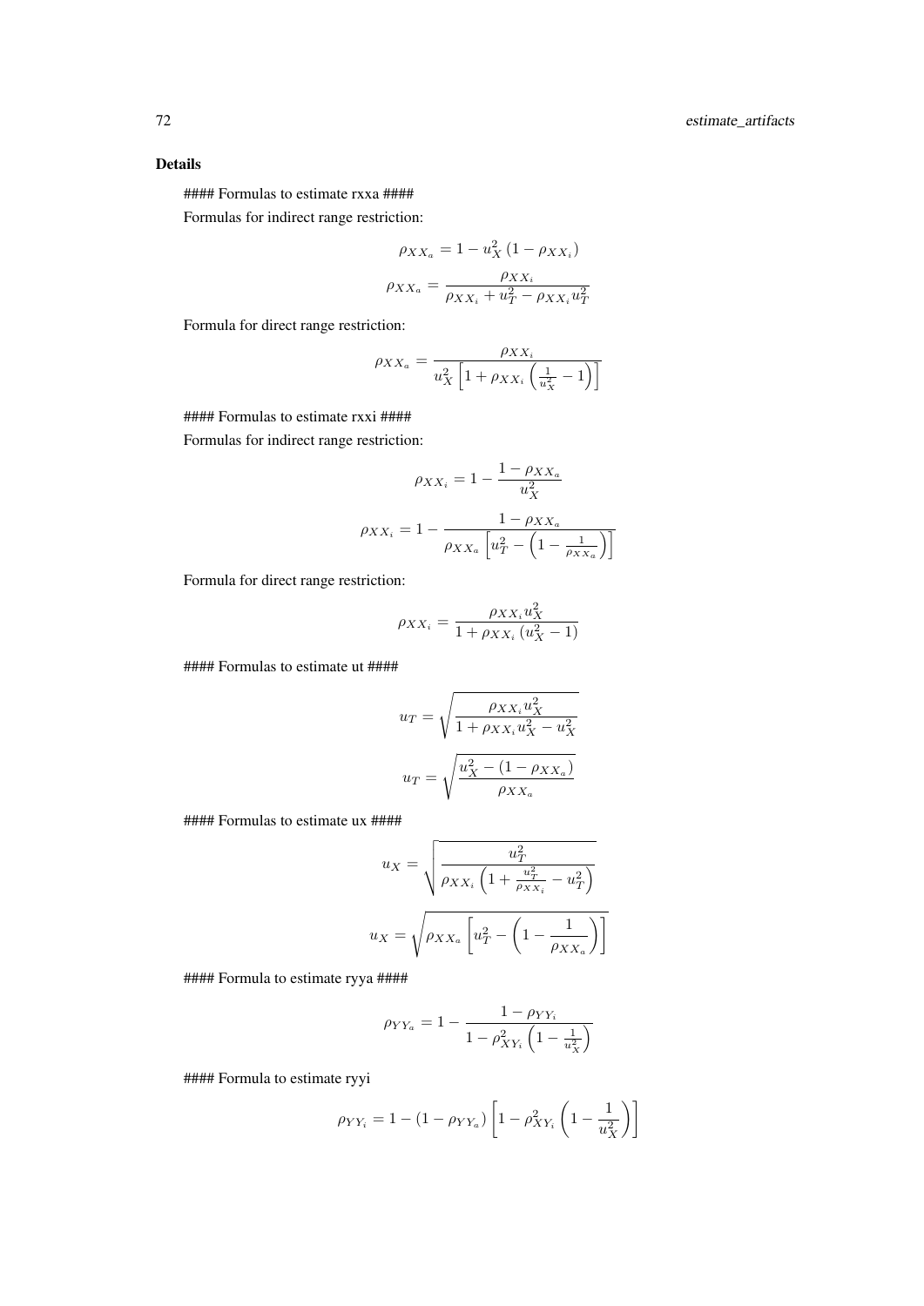### Details

#### Formulas to estimate rxxa ####

Formulas for indirect range restriction:

$$\rho_{XX_a} = 1 - u_X^2 \left(1 - \rho_{XX_i}\right)$$

$$\rho_{XX_a} = \frac{\rho_{XX_i}}{\rho_{XX_i} + u_T^2 - \rho_{XX_i} u_T^2}$$

Formula for direct range restriction:

$$\rho_{XX_a} = \frac{\rho_{XX_i}}{u_X^2 \left[1 + \rho_{XX_i}\left(\frac{1}{u_X^2} - 1\right)\right]}$$

#### Formulas to estimate rxxi ####

Formulas for indirect range restriction:

$$\rho_{XX_i} = 1 - \frac{1 - \rho_{XX_a}}{u_X^2}$$

$$\rho_{XX_i} = 1 - \frac{1 - \rho_{XX_a}}{\rho_{XX_a}\left[u_T^2 - \left(1 - \frac{1}{\rho_{XX_a}}\right)\right]}$$

Formula for direct range restriction:

$$\rho_{XX_i} = \frac{\rho_{XX_i} u_X^2}{1 + \rho_{XX_i}\left(u_X^2 - 1\right)}$$

#### Formulas to estimate ut ####

$$u_T = \sqrt{\frac{\rho_{XX_i} u_X^2}{1 + \rho_{XX_i} u_X^2 - u_X^2}}$$

$$u_T = \sqrt{\frac{u_X^2 - \left(1 - \rho_{XX_a}\right)}{\rho_{XX_a}}}$$

#### Formulas to estimate ux ####

$$u_X = \sqrt{\frac{u_T^2}{\rho_{XX_i}\left(1 + \frac{u_T^2}{\rho_{XX_i}} - u_T^2\right)}}$$

$$u_X = \sqrt{\rho_{XX_a}\left[u_T^2 - \left(1 - \frac{1}{\rho_{XX_a}}\right)\right]}$$

#### Formula to estimate ryya ####

$$\rho_{YY_a} = 1 - \frac{1 - \rho_{YY_i}}{1 - \rho_{XY_i}^2\left(1 - \frac{1}{u_X^2}\right)}$$

#### Formula to estimate ryyi

$$\rho_{YY_i} = 1 - \left(1 - \rho_{YY_a}\right)\left[1 - \rho_{XY_i}^2\left(1 - \frac{1}{u_X^2}\right)\right]$$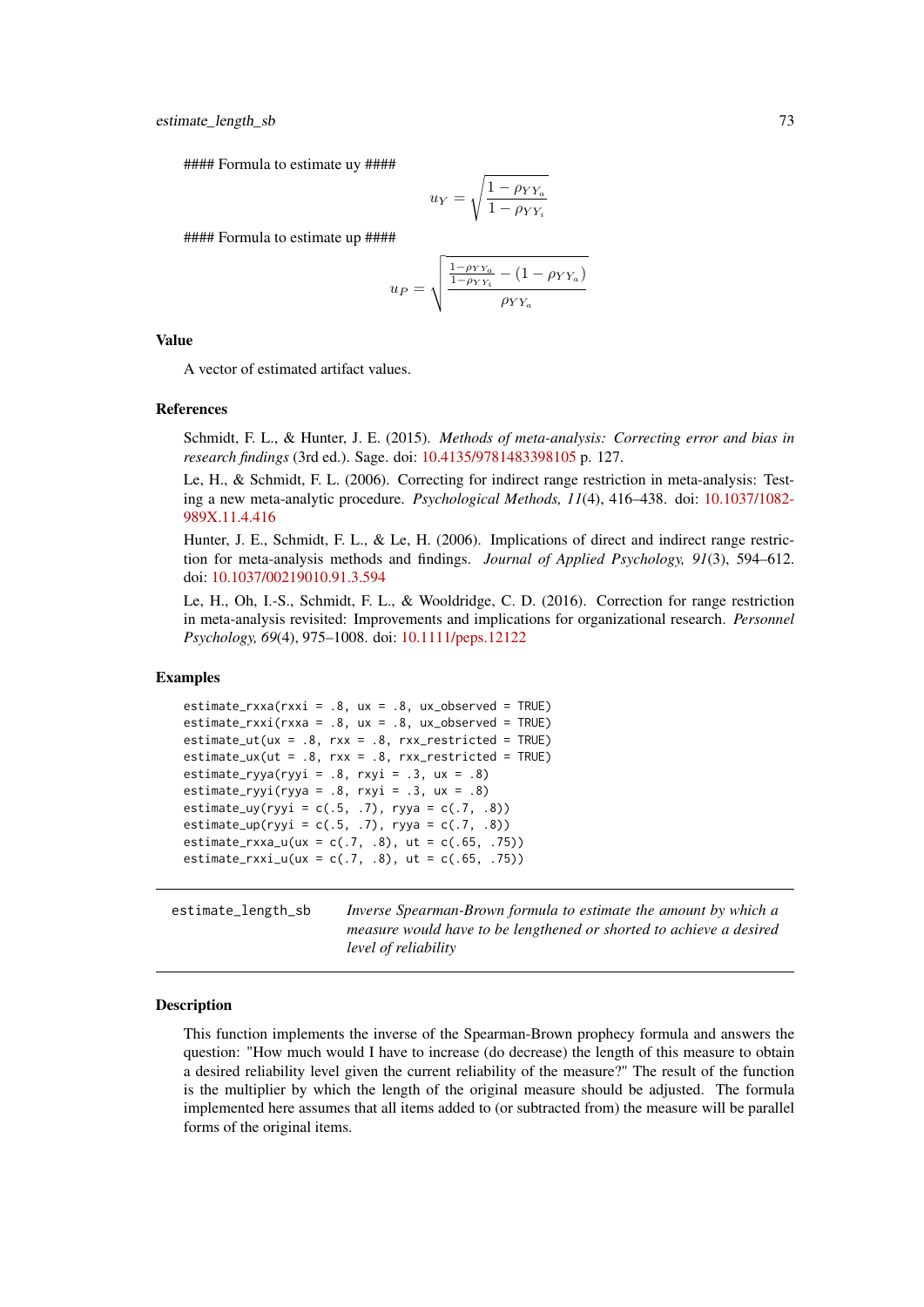#### Formula to estimate uy ####

$$u_Y = \sqrt{\frac{1 - \rho_{YY_a}}{1 - \rho_{YY_i}}}$$

#### Formula to estimate up ####

$$u_P = \sqrt{\frac{\frac{1-\rho_{YY_a}}{1-\rho_{YY_i}} - (1 - \rho_{YY_a})}{\rho_{YY_a}}}$$

### Value

A vector of estimated artifact values.

### References

Schmidt, F. L., & Hunter, J. E. (2015). *Methods of meta-analysis: Correcting error and bias in research findings* (3rd ed.). Sage. doi: 10.4135/9781483398105 p. 127.

Le, H., & Schmidt, F. L. (2006). Correcting for indirect range restriction in meta-analysis: Testing a new meta-analytic procedure. *Psychological Methods, 11*(4), 416–438. doi: 10.1037/1082-989X.11.4.416

Hunter, J. E., Schmidt, F. L., & Le, H. (2006). Implications of direct and indirect range restriction for meta-analysis methods and findings. *Journal of Applied Psychology, 91*(3), 594–612. doi: 10.1037/00219010.91.3.594

Le, H., Oh, I.-S., Schmidt, F. L., & Wooldridge, C. D. (2016). Correction for range restriction in meta-analysis revisited: Improvements and implications for organizational research. *Personnel Psychology, 69*(4), 975–1008. doi: 10.1111/peps.12122

### Examples

```
estimate_rxxa(rxxi = .8, ux = .8, ux_observed = TRUE)
estimate_rxxi(rxxa = .8, ux = .8, ux_observed = TRUE)
estimate_ut(ux = .8, rxx = .8, rxx_restricted = TRUE)
estimate_ux(ut = .8, rxx = .8, rxx_restricted = TRUE)
estimate_ryya(ryyi = .8, rxyi = .3, ux = .8)
estimate_ryyi(ryya = .8, rxyi = .3, ux = .8)
estimate_uy(ryyi = c(.5, .7), ryya = c(.7, .8))
estimate_up(ryyi = c(.5, .7), ryya = c(.7, .8))
estimate_rxxa_u(ux = c(.7, .8), ut = c(.65, .75))
estimate_rxxi_u(ux = c(.7, .8), ut = c(.65, .75))
```

---

## estimate_length_sb — *Inverse Spearman-Brown formula to estimate the amount by which a measure would have to be lengthened or shorted to achieve a desired level of reliability*

### Description

This function implements the inverse of the Spearman-Brown prophecy formula and answers the question: "How much would I have to increase (do decrease) the length of this measure to obtain a desired reliability level given the current reliability of the measure?" The result of the function is the multiplier by which the length of the original measure should be adjusted. The formula implemented here assumes that all items added to (or subtracted from) the measure will be parallel forms of the original items.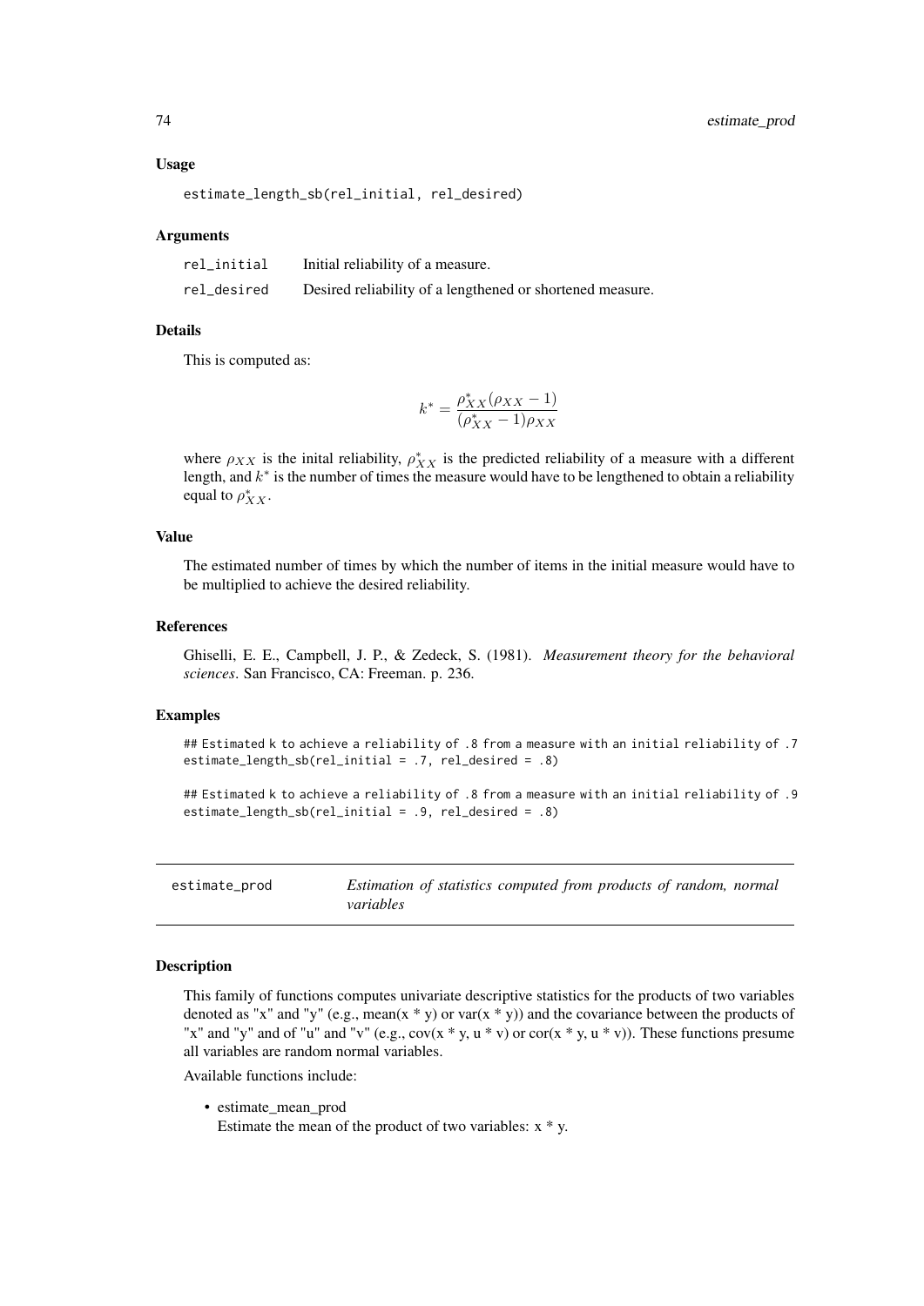### Usage

```
estimate_length_sb(rel_initial, rel_desired)
```

### Arguments

| | |
|---|---|
| rel_initial | Initial reliability of a measure. |
| rel_desired | Desired reliability of a lengthened or shortened measure. |

### Details

This is computed as:

$$k^* = \frac{\rho^*_{XX}(\rho_{XX} - 1)}{(\rho^*_{XX} - 1)\rho_{XX}}$$

where $\rho_{XX}$ is the inital reliability, $\rho^*_{XX}$ is the predicted reliability of a measure with a different length, and $k^*$ is the number of times the measure would have to be lengthened to obtain a reliability equal to $\rho^*_{XX}$.

### Value

The estimated number of times by which the number of items in the initial measure would have to be multiplied to achieve the desired reliability.

### References

Ghiselli, E. E., Campbell, J. P., & Zedeck, S. (1981). *Measurement theory for the behavioral sciences*. San Francisco, CA: Freeman. p. 236.

### Examples

```
## Estimated k to achieve a reliability of .8 from a measure with an initial reliability of .7
estimate_length_sb(rel_initial = .7, rel_desired = .8)

## Estimated k to achieve a reliability of .8 from a measure with an initial reliability of .9
estimate_length_sb(rel_initial = .9, rel_desired = .8)
```

---

## estimate_prod — *Estimation of statistics computed from products of random, normal variables*

### Description

This family of functions computes univariate descriptive statistics for the products of two variables denoted as "x" and "y" (e.g., mean(x * y) or var(x * y)) and the covariance between the products of "x" and "y" and of "u" and "v" (e.g., cov(x * y, u * v) or cor(x * y, u * v)). These functions presume all variables are random normal variables.

Available functions include:

- estimate_mean_prod
  Estimate the mean of the product of two variables: x * y.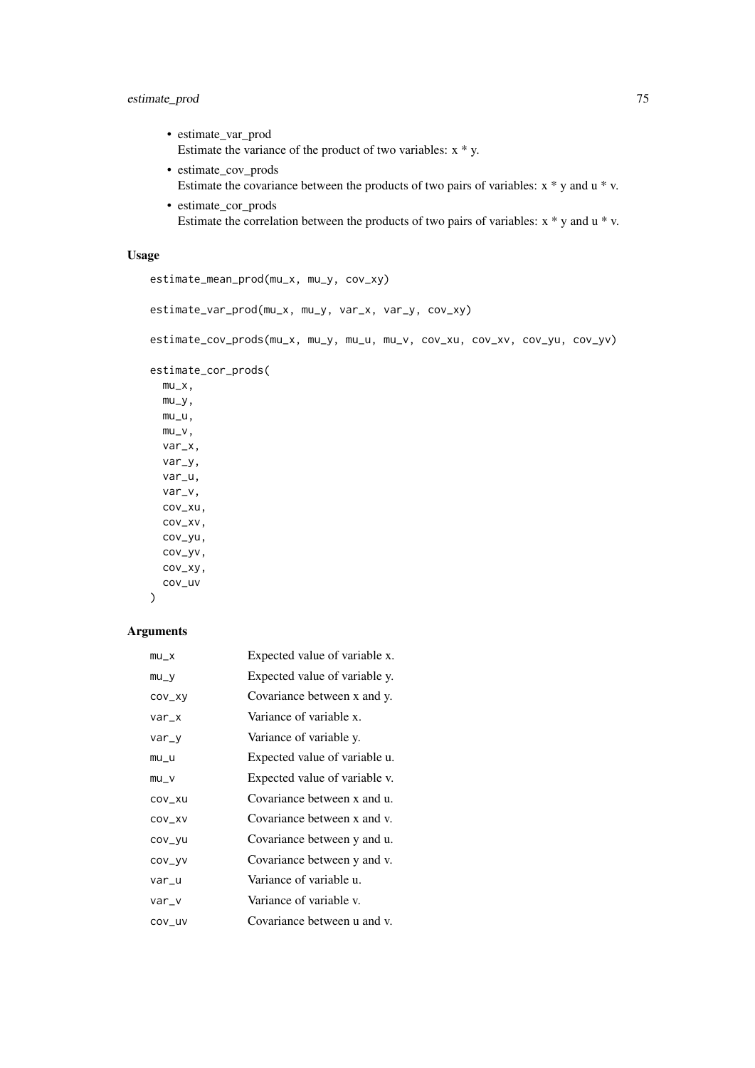- estimate_var_prod
  Estimate the variance of the product of two variables: x * y.
- estimate_cov_prods
  Estimate the covariance between the products of two pairs of variables: x * y and u * v.
- estimate_cor_prods
  Estimate the correlation between the products of two pairs of variables: x * y and u * v.

## Usage

```
estimate_mean_prod(mu_x, mu_y, cov_xy)

estimate_var_prod(mu_x, mu_y, var_x, var_y, cov_xy)

estimate_cov_prods(mu_x, mu_y, mu_u, mu_v, cov_xu, cov_xv, cov_yu, cov_yv)

estimate_cor_prods(
  mu_x,
  mu_y,
  mu_u,
  mu_v,
  var_x,
  var_y,
  var_u,
  var_v,
  cov_xu,
  cov_xv,
  cov_yu,
  cov_yv,
  cov_xy,
  cov_uv
)
```

## Arguments

| | |
|---|---|
| mu_x | Expected value of variable x. |
| mu_y | Expected value of variable y. |
| cov_xy | Covariance between x and y. |
| var_x | Variance of variable x. |
| var_y | Variance of variable y. |
| mu_u | Expected value of variable u. |
| mu_v | Expected value of variable v. |
| cov_xu | Covariance between x and u. |
| cov_xv | Covariance between x and v. |
| cov_yu | Covariance between y and u. |
| cov_yv | Covariance between y and v. |
| var_u | Variance of variable u. |
| var_v | Variance of variable v. |
| cov_uv | Covariance between u and v. |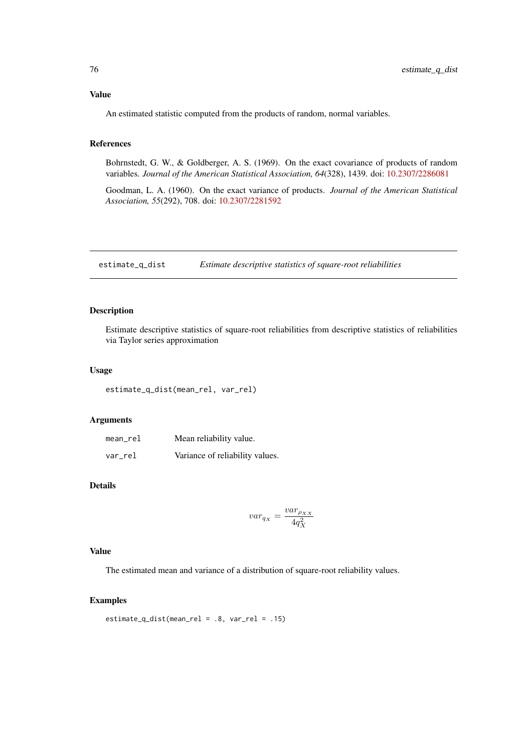### Value

An estimated statistic computed from the products of random, normal variables.

### References

Bohrnstedt, G. W., & Goldberger, A. S. (1969). On the exact covariance of products of random variables. *Journal of the American Statistical Association, 64*(328), 1439. doi: 10.2307/2286081

Goodman, L. A. (1960). On the exact variance of products. *Journal of the American Statistical Association, 55*(292), 708. doi: 10.2307/2281592

---

## estimate_q_dist — *Estimate descriptive statistics of square-root reliabilities*

### Description

Estimate descriptive statistics of square-root reliabilities from descriptive statistics of reliabilities via Taylor series approximation

### Usage

```
estimate_q_dist(mean_rel, var_rel)
```

### Arguments

| | |
|---|---|
| `mean_rel` | Mean reliability value. |
| `var_rel` | Variance of reliability values. |

### Details

$$var_{q_X} = \frac{var_{\rho_{XX}}}{4q_X^2}$$

### Value

The estimated mean and variance of a distribution of square-root reliability values.

### Examples

```
estimate_q_dist(mean_rel = .8, var_rel = .15)
```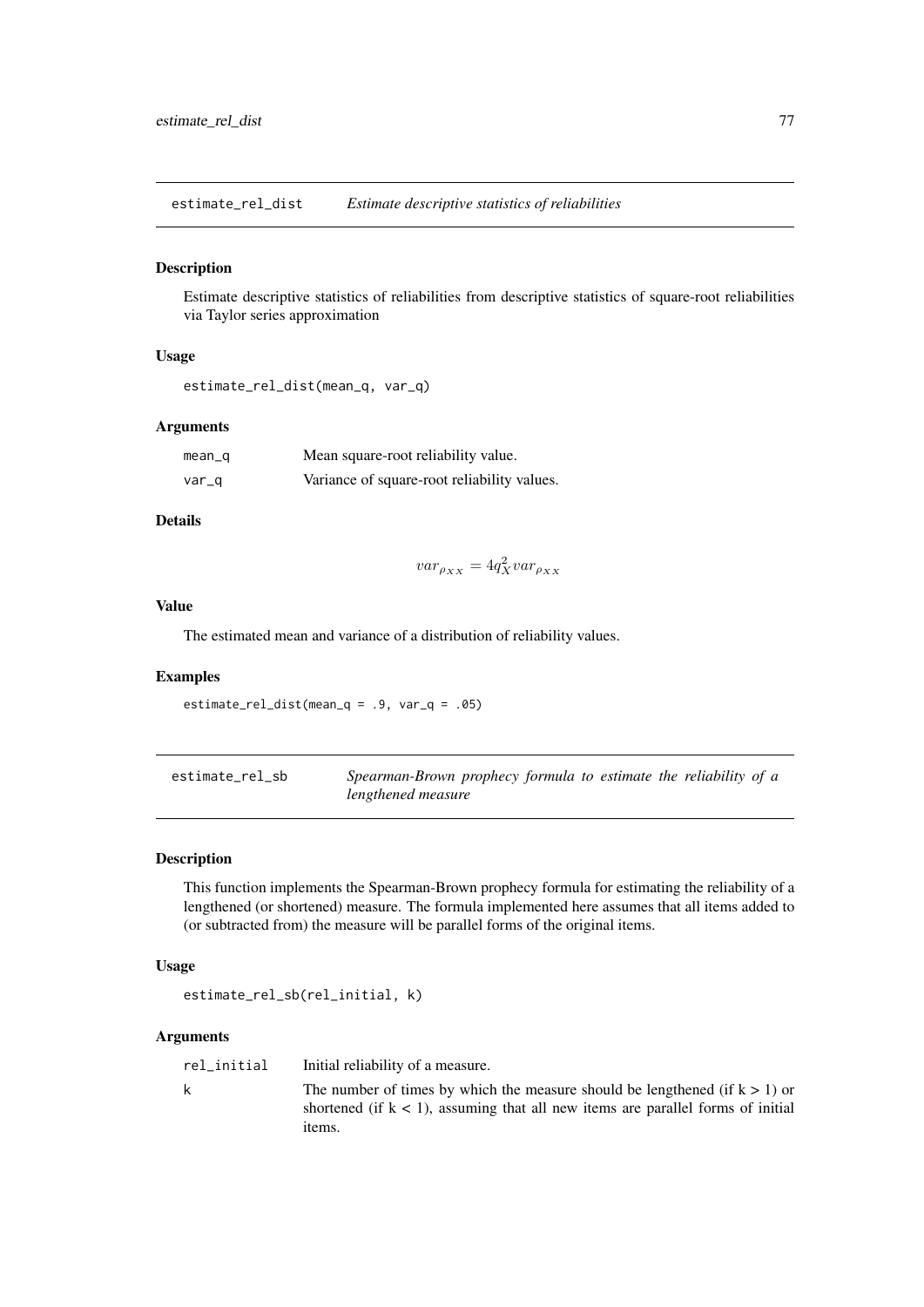## estimate_rel_dist *Estimate descriptive statistics of reliabilities*

### Description

Estimate descriptive statistics of reliabilities from descriptive statistics of square-root reliabilities via Taylor series approximation

### Usage

```
estimate_rel_dist(mean_q, var_q)
```

### Arguments

| | |
|---|---|
| mean_q | Mean square-root reliability value. |
| var_q | Variance of square-root reliability values. |

### Details

$$var_{\rho_{XX}} = 4q_X^2 var_{\rho_{XX}}$$

### Value

The estimated mean and variance of a distribution of reliability values.

### Examples

```
estimate_rel_dist(mean_q = .9, var_q = .05)
```

## estimate_rel_sb *Spearman-Brown prophecy formula to estimate the reliability of a lengthened measure*

### Description

This function implements the Spearman-Brown prophecy formula for estimating the reliability of a lengthened (or shortened) measure. The formula implemented here assumes that all items added to (or subtracted from) the measure will be parallel forms of the original items.

### Usage

```
estimate_rel_sb(rel_initial, k)
```

### Arguments

| | |
|---|---|
| rel_initial | Initial reliability of a measure. |
| k | The number of times by which the measure should be lengthened (if k > 1) or shortened (if k < 1), assuming that all new items are parallel forms of initial items. |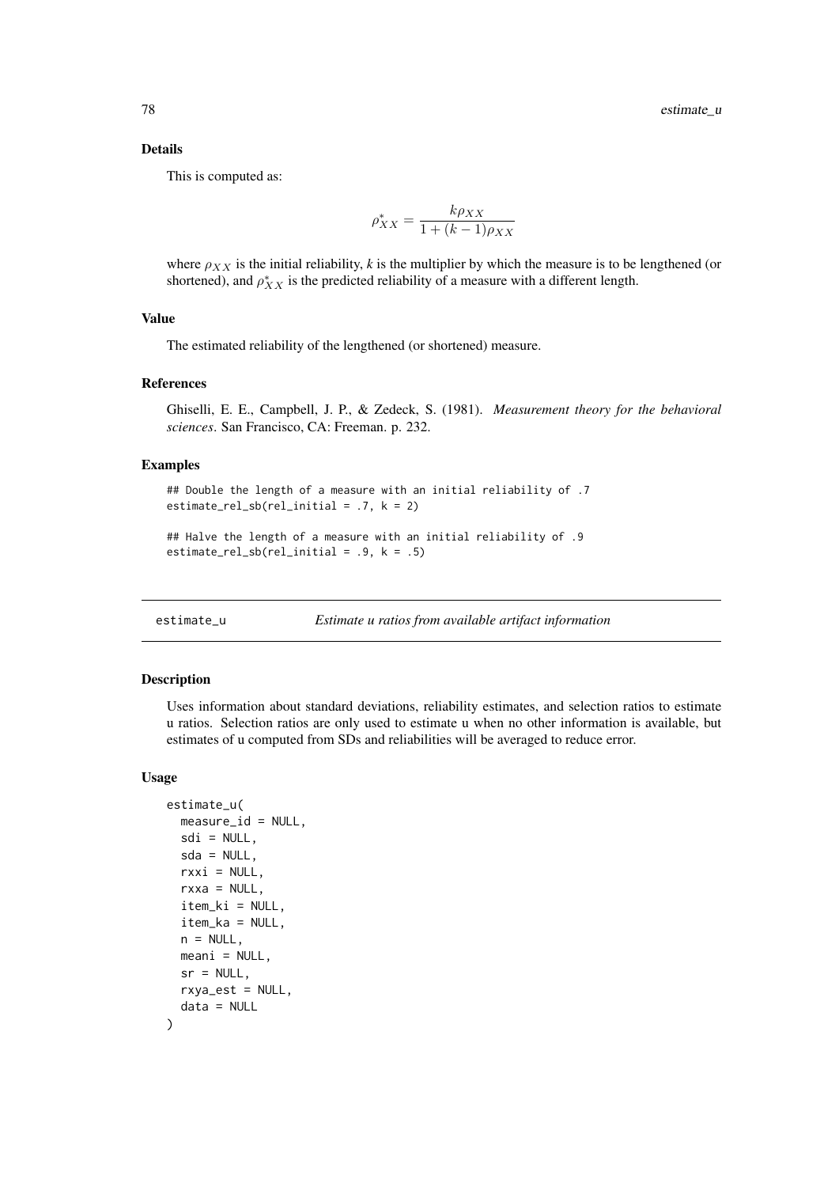### Details

This is computed as:

$$\rho_{XX}^{*} = \frac{k\rho_{XX}}{1 + (k-1)\rho_{XX}}$$

where $\rho_{XX}$ is the initial reliability, $k$ is the multiplier by which the measure is to be lengthened (or shortened), and $\rho_{XX}^{*}$ is the predicted reliability of a measure with a different length.

### Value

The estimated reliability of the lengthened (or shortened) measure.

### References

Ghiselli, E. E., Campbell, J. P., & Zedeck, S. (1981). *Measurement theory for the behavioral sciences*. San Francisco, CA: Freeman. p. 232.

### Examples

```
## Double the length of a measure with an initial reliability of .7
estimate_rel_sb(rel_initial = .7, k = 2)

## Halve the length of a measure with an initial reliability of .9
estimate_rel_sb(rel_initial = .9, k = .5)
```

---

## estimate_u — *Estimate u ratios from available artifact information*

### Description

Uses information about standard deviations, reliability estimates, and selection ratios to estimate u ratios. Selection ratios are only used to estimate u when no other information is available, but estimates of u computed from SDs and reliabilities will be averaged to reduce error.

### Usage

```
estimate_u(
  measure_id = NULL,
  sdi = NULL,
  sda = NULL,
  rxxi = NULL,
  rxxa = NULL,
  item_ki = NULL,
  item_ka = NULL,
  n = NULL,
  meani = NULL,
  sr = NULL,
  rxya_est = NULL,
  data = NULL
)
```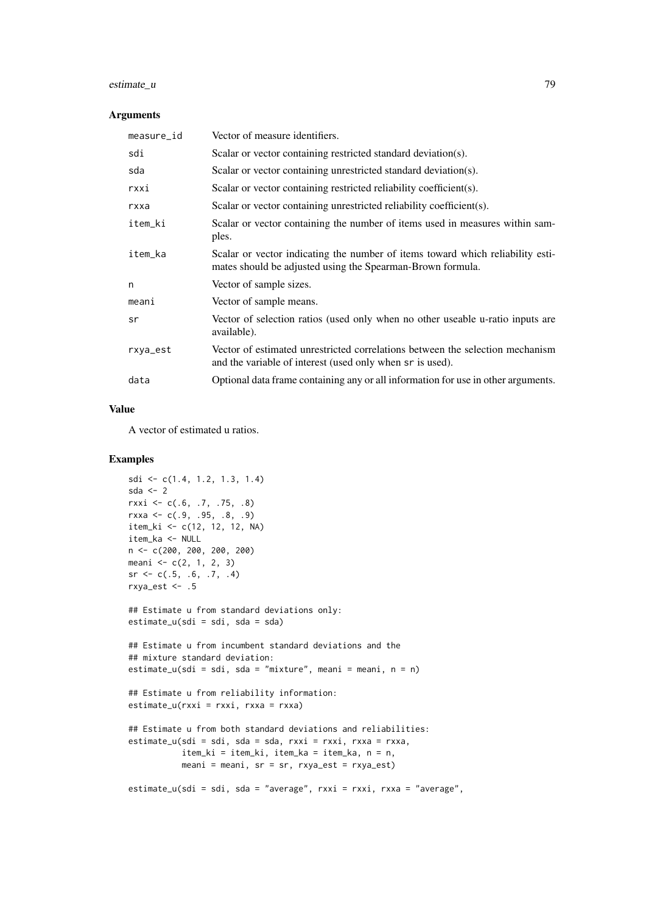### Arguments

| | |
|---|---|
| measure_id | Vector of measure identifiers. |
| sdi | Scalar or vector containing restricted standard deviation(s). |
| sda | Scalar or vector containing unrestricted standard deviation(s). |
| rxxi | Scalar or vector containing restricted reliability coefficient(s). |
| rxxa | Scalar or vector containing unrestricted reliability coefficient(s). |
| item_ki | Scalar or vector containing the number of items used in measures within samples. |
| item_ka | Scalar or vector indicating the number of items toward which reliability estimates should be adjusted using the Spearman-Brown formula. |
| n | Vector of sample sizes. |
| meani | Vector of sample means. |
| sr | Vector of selection ratios (used only when no other useable u-ratio inputs are available). |
| rxya_est | Vector of estimated unrestricted correlations between the selection mechanism and the variable of interest (used only when sr is used). |
| data | Optional data frame containing any or all information for use in other arguments. |

### Value

A vector of estimated u ratios.

### Examples

```
sdi <- c(1.4, 1.2, 1.3, 1.4)
sda <- 2
rxxi <- c(.6, .7, .75, .8)
rxxa <- c(.9, .95, .8, .9)
item_ki <- c(12, 12, 12, NA)
item_ka <- NULL
n <- c(200, 200, 200, 200)
meani <- c(2, 1, 2, 3)
sr <- c(.5, .6, .7, .4)
rxya_est <- .5

## Estimate u from standard deviations only:
estimate_u(sdi = sdi, sda = sda)

## Estimate u from incumbent standard deviations and the
## mixture standard deviation:
estimate_u(sdi = sdi, sda = "mixture", meani = meani, n = n)

## Estimate u from reliability information:
estimate_u(rxxi = rxxi, rxxa = rxxa)

## Estimate u from both standard deviations and reliabilities:
estimate_u(sdi = sdi, sda = sda, rxxi = rxxi, rxxa = rxxa,
           item_ki = item_ki, item_ka = item_ka, n = n,
           meani = meani, sr = sr, rxya_est = rxya_est)

estimate_u(sdi = sdi, sda = "average", rxxi = rxxi, rxxa = "average",
```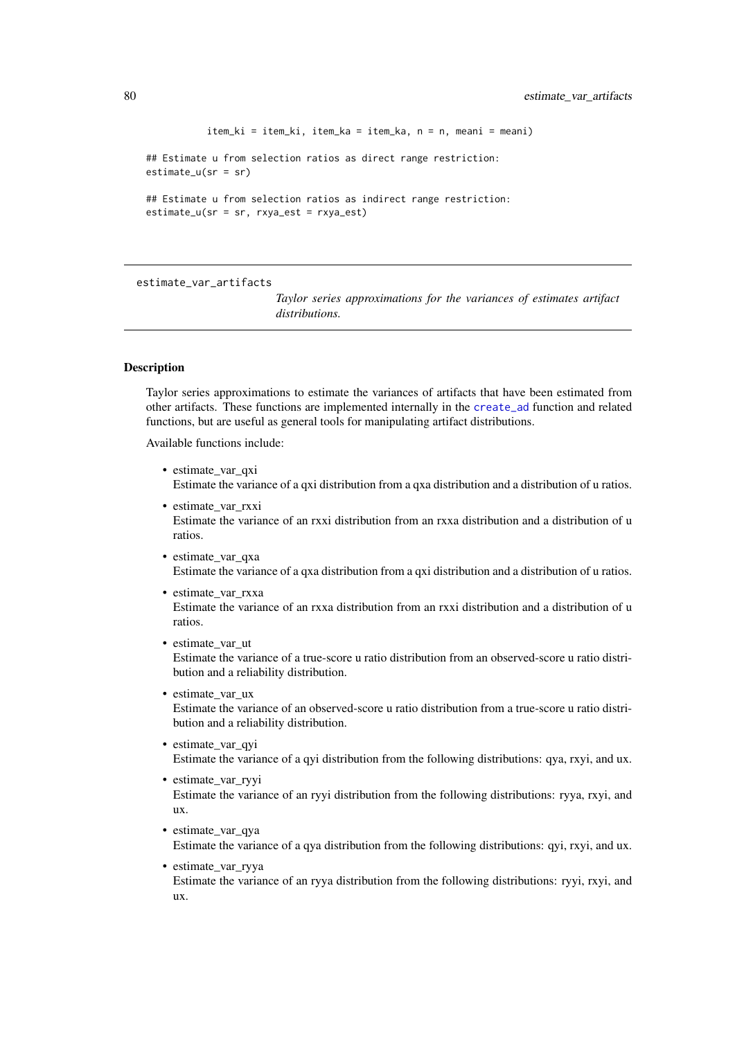```
           item_ki = item_ki, item_ka = item_ka, n = n, meani = meani)

## Estimate u from selection ratios as direct range restriction:
estimate_u(sr = sr)

## Estimate u from selection ratios as indirect range restriction:
estimate_u(sr = sr, rxya_est = rxya_est)
```

---

estimate_var_artifacts    *Taylor series approximations for the variances of estimates artifact distributions.*

---

## Description

Taylor series approximations to estimate the variances of artifacts that have been estimated from other artifacts. These functions are implemented internally in the create_ad function and related functions, but are useful as general tools for manipulating artifact distributions.

Available functions include:

- estimate_var_qxi
  Estimate the variance of a qxi distribution from a qxa distribution and a distribution of u ratios.
- estimate_var_rxxi
  Estimate the variance of an rxxi distribution from an rxxa distribution and a distribution of u ratios.
- estimate_var_qxa
  Estimate the variance of a qxa distribution from a qxi distribution and a distribution of u ratios.
- estimate_var_rxxa
  Estimate the variance of an rxxa distribution from an rxxi distribution and a distribution of u ratios.
- estimate_var_ut
  Estimate the variance of a true-score u ratio distribution from an observed-score u ratio distribution and a reliability distribution.
- estimate_var_ux
  Estimate the variance of an observed-score u ratio distribution from a true-score u ratio distribution and a reliability distribution.
- estimate_var_qyi
  Estimate the variance of a qyi distribution from the following distributions: qya, rxyi, and ux.
- estimate_var_ryyi
  Estimate the variance of an ryyi distribution from the following distributions: ryya, rxyi, and ux.
- estimate_var_qya
  Estimate the variance of a qya distribution from the following distributions: qyi, rxyi, and ux.
- estimate_var_ryya
  Estimate the variance of an ryya distribution from the following distributions: ryyi, rxyi, and ux.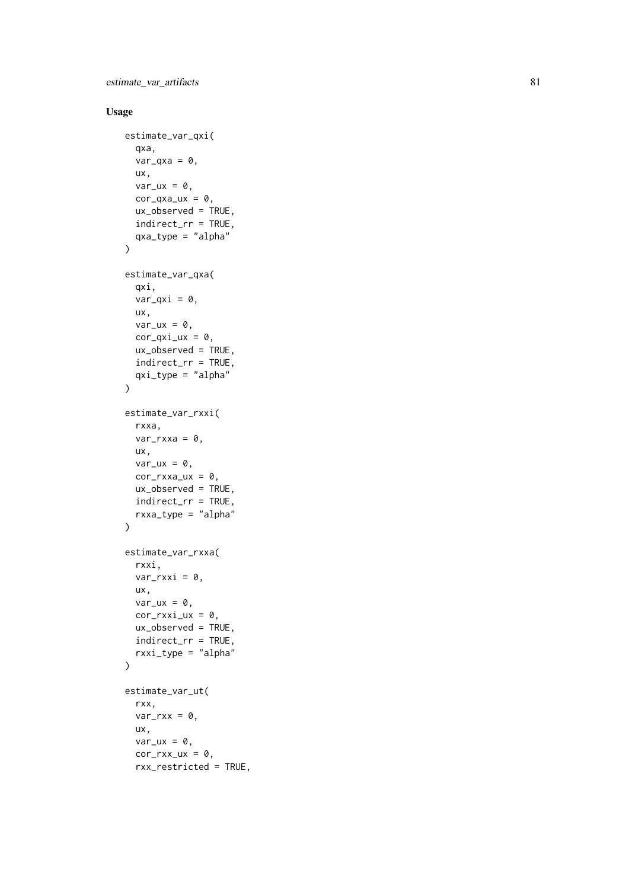### Usage

```
estimate_var_qxi(
  qxa,
  var_qxa = 0,
  ux,
  var_ux = 0,
  cor_qxa_ux = 0,
  ux_observed = TRUE,
  indirect_rr = TRUE,
  qxa_type = "alpha"
)

estimate_var_qxa(
  qxi,
  var_qxi = 0,
  ux,
  var_ux = 0,
  cor_qxi_ux = 0,
  ux_observed = TRUE,
  indirect_rr = TRUE,
  qxi_type = "alpha"
)

estimate_var_rxxi(
  rxxa,
  var_rxxa = 0,
  ux,
  var_ux = 0,
  cor_rxxa_ux = 0,
  ux_observed = TRUE,
  indirect_rr = TRUE,
  rxxa_type = "alpha"
)

estimate_var_rxxa(
  rxxi,
  var_rxxi = 0,
  ux,
  var_ux = 0,
  cor_rxxi_ux = 0,
  ux_observed = TRUE,
  indirect_rr = TRUE,
  rxxi_type = "alpha"
)

estimate_var_ut(
  rxx,
  var_rxx = 0,
  ux,
  var_ux = 0,
  cor_rxx_ux = 0,
  rxx_restricted = TRUE,
```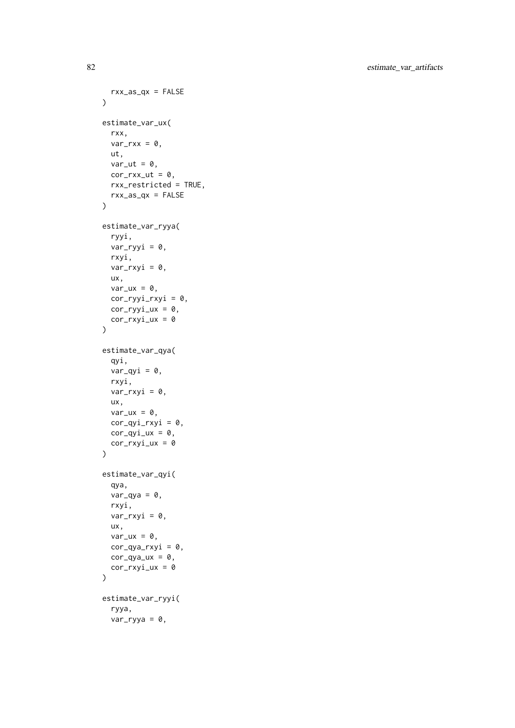```
  rxx_as_qx = FALSE
)

estimate_var_ux(
  rxx,
  var_rxx = 0,
  ut,
  var_ut = 0,
  cor_rxx_ut = 0,
  rxx_restricted = TRUE,
  rxx_as_qx = FALSE
)

estimate_var_ryya(
  ryyi,
  var_ryyi = 0,
  rxyi,
  var_rxyi = 0,
  ux,
  var_ux = 0,
  cor_ryyi_rxyi = 0,
  cor_ryyi_ux = 0,
  cor_rxyi_ux = 0
)

estimate_var_qya(
  qyi,
  var_qyi = 0,
  rxyi,
  var_rxyi = 0,
  ux,
  var_ux = 0,
  cor_qyi_rxyi = 0,
  cor_qyi_ux = 0,
  cor_rxyi_ux = 0
)

estimate_var_qyi(
  qya,
  var_qya = 0,
  rxyi,
  var_rxyi = 0,
  ux,
  var_ux = 0,
  cor_qya_rxyi = 0,
  cor_qya_ux = 0,
  cor_rxyi_ux = 0
)

estimate_var_ryyi(
  ryya,
  var_ryya = 0,
```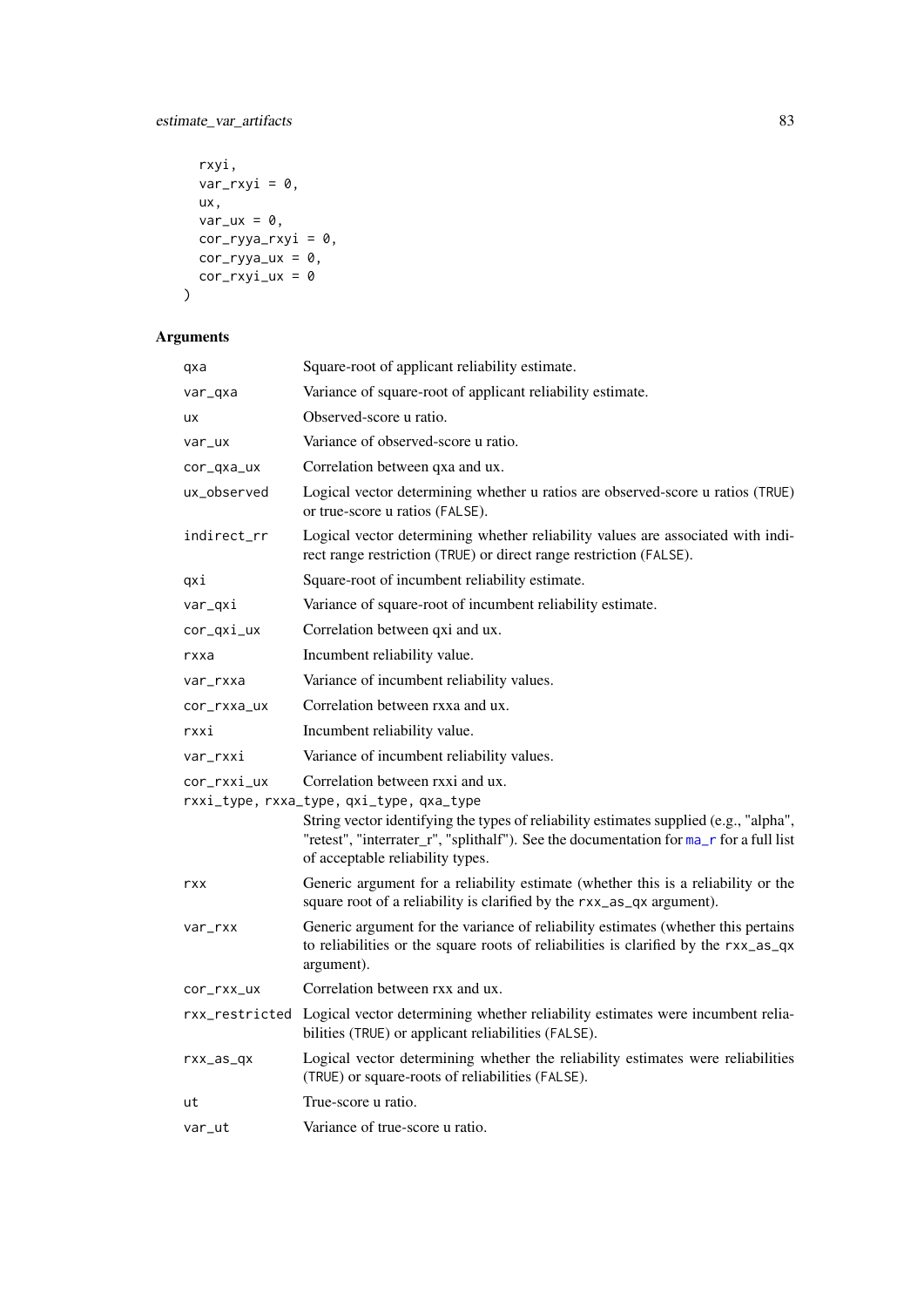```
  rxyi,
  var_rxyi = 0,
  ux,
  var_ux = 0,
  cor_ryya_rxyi = 0,
  cor_ryya_ux = 0,
  cor_rxyi_ux = 0
)
```

### Arguments

| Argument | Description |
|---|---|
| qxa | Square-root of applicant reliability estimate. |
| var_qxa | Variance of square-root of applicant reliability estimate. |
| ux | Observed-score u ratio. |
| var_ux | Variance of observed-score u ratio. |
| cor_qxa_ux | Correlation between qxa and ux. |
| ux_observed | Logical vector determining whether u ratios are observed-score u ratios (TRUE) or true-score u ratios (FALSE). |
| indirect_rr | Logical vector determining whether reliability values are associated with indirect range restriction (TRUE) or direct range restriction (FALSE). |
| qxi | Square-root of incumbent reliability estimate. |
| var_qxi | Variance of square-root of incumbent reliability estimate. |
| cor_qxi_ux | Correlation between qxi and ux. |
| rxxa | Incumbent reliability value. |
| var_rxxa | Variance of incumbent reliability values. |
| cor_rxxa_ux | Correlation between rxxa and ux. |
| rxxi | Incumbent reliability value. |
| var_rxxi | Variance of incumbent reliability values. |
| cor_rxxi_ux | Correlation between rxxi and ux. |
| rxxi_type, rxxa_type, qxi_type, qxa_type | String vector identifying the types of reliability estimates supplied (e.g., "alpha", "retest", "interrater_r", "splithalf"). See the documentation for ma_r for a full list of acceptable reliability types. |
| rxx | Generic argument for a reliability estimate (whether this is a reliability or the square root of a reliability is clarified by the rxx_as_qx argument). |
| var_rxx | Generic argument for the variance of reliability estimates (whether this pertains to reliabilities or the square roots of reliabilities is clarified by the rxx_as_qx argument). |
| cor_rxx_ux | Correlation between rxx and ux. |
| rxx_restricted | Logical vector determining whether reliability estimates were incumbent reliabilities (TRUE) or applicant reliabilities (FALSE). |
| rxx_as_qx | Logical vector determining whether the reliability estimates were reliabilities (TRUE) or square-roots of reliabilities (FALSE). |
| ut | True-score u ratio. |
| var_ut | Variance of true-score u ratio. |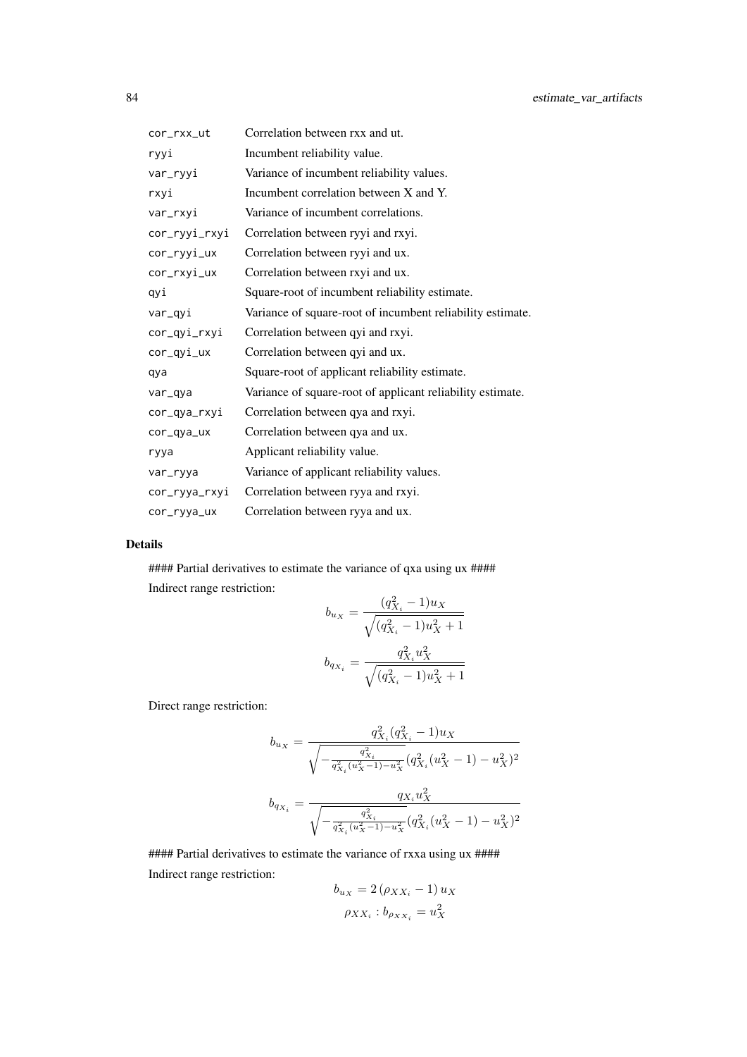| | |
|---|---|
| cor_rxx_ut | Correlation between rxx and ut. |
| ryyi | Incumbent reliability value. |
| var_ryyi | Variance of incumbent reliability values. |
| rxyi | Incumbent correlation between X and Y. |
| var_rxyi | Variance of incumbent correlations. |
| cor_ryyi_rxyi | Correlation between ryyi and rxyi. |
| cor_ryyi_ux | Correlation between ryyi and ux. |
| cor_rxyi_ux | Correlation between rxyi and ux. |
| qyi | Square-root of incumbent reliability estimate. |
| var_qyi | Variance of square-root of incumbent reliability estimate. |
| cor_qyi_rxyi | Correlation between qyi and rxyi. |
| cor_qyi_ux | Correlation between qyi and ux. |
| qya | Square-root of applicant reliability estimate. |
| var_qya | Variance of square-root of applicant reliability estimate. |
| cor_qya_rxyi | Correlation between qya and rxyi. |
| cor_qya_ux | Correlation between qya and ux. |
| ryya | Applicant reliability value. |
| var_ryya | Variance of applicant reliability values. |
| cor_ryya_rxyi | Correlation between ryya and rxyi. |
| cor_ryya_ux | Correlation between ryya and ux. |

## Details

#### Partial derivatives to estimate the variance of qxa using ux ####

Indirect range restriction:

$$b_{u_X} = \frac{(q_{X_i}^2 - 1)u_X}{\sqrt{(q_{X_i}^2 - 1)u_X^2 + 1}}$$

$$b_{q_{X_i}} = \frac{q_{X_i}^2 u_X^2}{\sqrt{(q_{X_i}^2 - 1)u_X^2 + 1}}$$

Direct range restriction:

$$b_{u_X} = \frac{q_{X_i}^2 (q_{X_i}^2 - 1)u_X}{\sqrt{-\frac{q_{X_i}^2}{q_{X_i}^2 (u_X^2 - 1) - u_X^2}} (q_{X_i}^2 (u_X^2 - 1) - u_X^2)^2}$$

$$b_{q_{X_i}} = \frac{q_{X_i} u_X^2}{\sqrt{-\frac{q_{X_i}^2}{q_{X_i}^2 (u_X^2 - 1) - u_X^2}} (q_{X_i}^2 (u_X^2 - 1) - u_X^2)^2}$$

#### Partial derivatives to estimate the variance of rxxa using ux ####

Indirect range restriction:

$$b_{u_X} = 2\left(\rho_{XX_i} - 1\right)u_X$$

$$\rho_{XX_i} : b_{\rho_{XX_i}} = u_X^2$$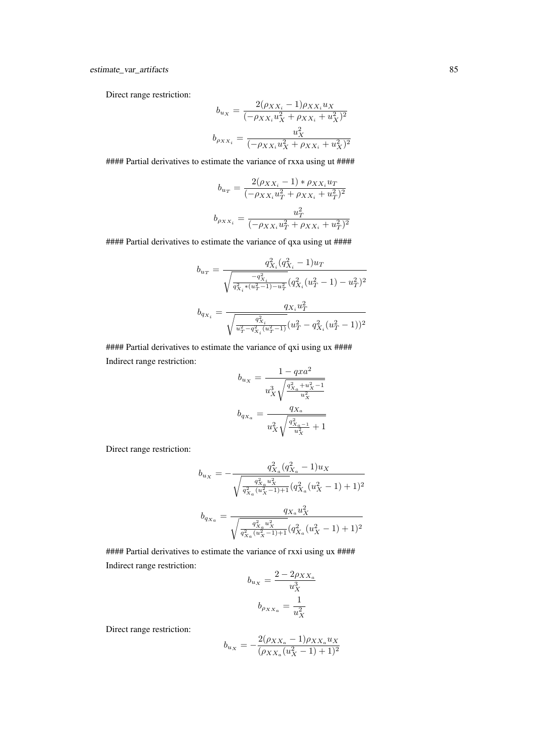Direct range restriction:

$$b_{u_X} = \frac{2(\rho_{XX_i} - 1)\rho_{XX_i} u_X}{(-\rho_{XX_i} u_X^2 + \rho_{XX_i} + u_X^2)^2}$$

$$b_{\rho_{XX_i}} = \frac{u_X^2}{(-\rho_{XX_i} u_X^2 + \rho_{XX_i} + u_X^2)^2}$$

#### Partial derivatives to estimate the variance of rxxa using ut ####

$$b_{u_T} = \frac{2(\rho_{XX_i} - 1) * \rho_{XX_i} u_T}{(-\rho_{XX_i} u_T^2 + \rho_{XX_i} + u_T^2)^2}$$

$$b_{\rho_{XX_i}} = \frac{u_T^2}{(-\rho_{XX_i} u_T^2 + \rho_{XX_i} + u_T^2)^2}$$

#### Partial derivatives to estimate the variance of qxa using ut ####

$$b_{u_T} = \frac{q_{X_i}^2 (q_{X_i}^2 - 1) u_T}{\sqrt{\frac{-q_{X_i}^2}{q_{X_i}^2 * (u_T^2 - 1) - u_T^2}} (q_{X_i}^2 (u_T^2 - 1) - u_T^2)^2}$$

$$b_{q_{X_i}} = \frac{q_{X_i} u_T^2}{\sqrt{\frac{q_{X_i}^2}{u_T^2 - q_{X_i}^2 (u_T^2 - 1)}} (u_T^2 - q_{X_i}^2 (u_T^2 - 1))^2}$$

#### Partial derivatives to estimate the variance of qxi using ux ####

Indirect range restriction:

$$b_{u_X} = \frac{1 - qxa^2}{u_X^3 \sqrt{\frac{q_{X_a}^2 + u_X^2 - 1}{u_X^2}}}$$

$$b_{q_{X_a}} = \frac{q_{X_a}}{u_X^2 \sqrt{\frac{q_{X_a - 1}^2}{u_X^2} + 1}}$$

Direct range restriction:

$$b_{u_X} = -\frac{q_{X_a}^2 (q_{X_a}^2 - 1) u_X}{\sqrt{\frac{q_{X_a}^2 u_X^2}{q_{X_a}^2 (u_X^2 - 1) + 1}} (q_{X_a}^2 (u_X^2 - 1) + 1)^2}$$

$$b_{q_{X_a}} = \frac{q_{X_a} u_X^2}{\sqrt{\frac{q_{X_a}^2 u_X^2}{q_{X_a}^2 (u_X^2 - 1) + 1}} (q_{X_a}^2 (u_X^2 - 1) + 1)^2}$$

#### Partial derivatives to estimate the variance of rxxi using ux ####

Indirect range restriction:

$$b_{u_X} = \frac{2 - 2\rho_{XX_a}}{u_X^3}$$

$$b_{\rho_{XX_a}} = \frac{1}{u_X^2}$$

Direct range restriction:

$$b_{u_X} = -\frac{2(\rho_{XX_a} - 1)\rho_{XX_a} u_X}{(\rho_{XX_a}(u_X^2 - 1) + 1)^2}$$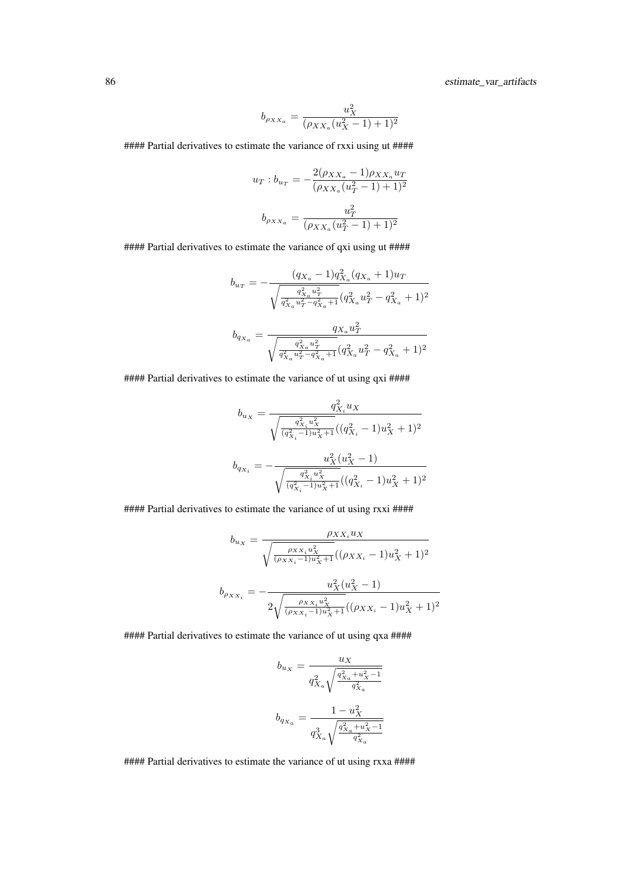$$b_{\rho_{XX_a}} = \frac{u_X^2}{(\rho_{XX_a}(u_X^2 - 1) + 1)^2}$$

#### Partial derivatives to estimate the variance of rxxi using ut ####

$$u_T : b_{u_T} = -\frac{2(\rho_{XX_a} - 1)\rho_{XX_a} u_T}{(\rho_{XX_a}(u_T^2 - 1) + 1)^2}$$

$$b_{\rho_{XX_a}} = \frac{u_T^2}{(\rho_{XX_a}(u_T^2 - 1) + 1)^2}$$

#### Partial derivatives to estimate the variance of qxi using ut ####

$$b_{u_T} = -\frac{(q_{X_a} - 1)q_{X_a}^2(q_{X_a} + 1)u_T}{\sqrt{\frac{q_{X_a}^2 u_T^2}{q_{X_a}^2 u_T^2 - q_{X_a}^2 + 1}}(q_{X_a}^2 u_T^2 - q_{X_a}^2 + 1)^2}$$

$$b_{q_{X_a}} = \frac{q_{X_a} u_T^2}{\sqrt{\frac{q_{X_a}^2 u_T^2}{q_{X_a}^2 u_T^2 - q_{X_a}^2 + 1}}(q_{X_a}^2 u_T^2 - q_{X_a}^2 + 1)^2}$$

#### Partial derivatives to estimate the variance of ut using qxi ####

$$b_{u_X} = \frac{q_{X_i}^2 u_X}{\sqrt{\frac{q_{X_i}^2 u_X^2}{(q_{X_i}^2 - 1)u_X^2 + 1}}((q_{X_i}^2 - 1)u_X^2 + 1)^2}$$

$$b_{q_{X_i}} = -\frac{u_X^2(u_X^2 - 1)}{\sqrt{\frac{q_{X_i}^2 u_X^2}{(q_{X_i}^2 - 1)u_X^2 + 1}}((q_{X_i}^2 - 1)u_X^2 + 1)^2}$$

#### Partial derivatives to estimate the variance of ut using rxxi ####

$$b_{u_X} = \frac{\rho_{XX_i} u_X}{\sqrt{\frac{\rho_{XX_i} u_X^2}{(\rho_{XX_i} - 1)u_X^2 + 1}}((\rho_{XX_i} - 1)u_X^2 + 1)^2}$$

$$b_{\rho_{XX_i}} = -\frac{u_X^2(u_X^2 - 1)}{2\sqrt{\frac{\rho_{XX_i} u_X^2}{(\rho_{XX_i} - 1)u_X^2 + 1}}((\rho_{XX_i} - 1)u_X^2 + 1)^2}$$

#### Partial derivatives to estimate the variance of ut using qxa ####

$$b_{u_X} = \frac{u_X}{q_{X_a}^2 \sqrt{\frac{q_{X_a}^2 + u_X^2 - 1}{q_{X_a}^2}}}$$

$$b_{q_{X_a}} = \frac{1 - u_X^2}{q_{X_a}^3 \sqrt{\frac{q_{X_a}^2 + u_X^2 - 1}{q_{X_a}^2}}}$$

#### Partial derivatives to estimate the variance of ut using rxxa ####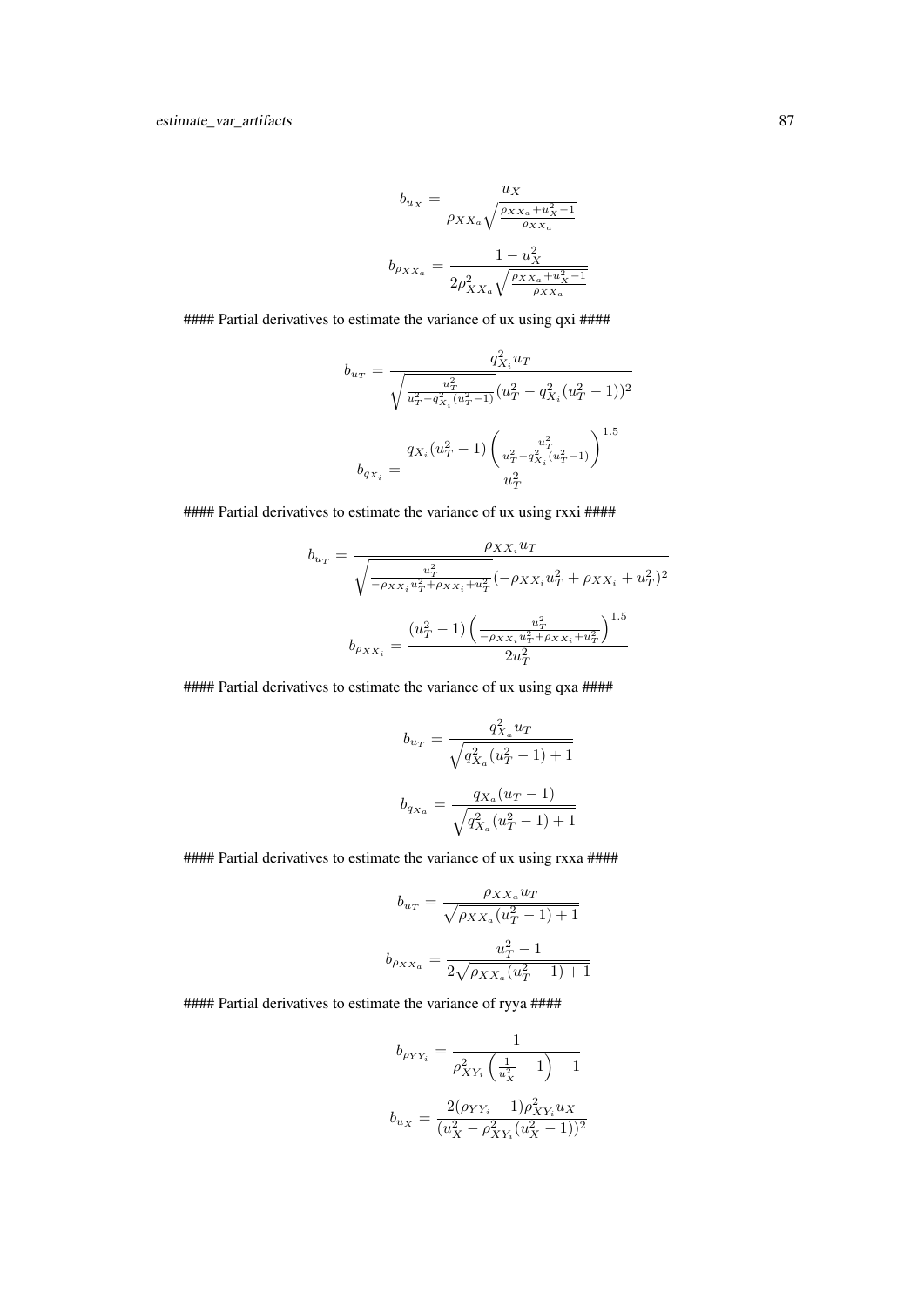$$b_{u_X} = \frac{u_X}{\rho_{XX_a}\sqrt{\frac{\rho_{XX_a}+u_X^2-1}{\rho_{XX_a}}}}$$

$$b_{\rho_{XX_a}} = \frac{1-u_X^2}{2\rho_{XX_a}^2\sqrt{\frac{\rho_{XX_a}+u_X^2-1}{\rho_{XX_a}}}}$$

#### Partial derivatives to estimate the variance of ux using qxi ####

$$b_{u_T} = \frac{q_{X_i}^2 u_T}{\sqrt{\frac{u_T^2}{u_T^2-q_{X_i}^2(u_T^2-1)}}(u_T^2-q_{X_i}^2(u_T^2-1))^2}$$

$$b_{q_{X_i}} = \frac{q_{X_i}(u_T^2-1)\left(\frac{u_T^2}{u_T^2-q_{X_i}^2(u_T^2-1)}\right)^{1.5}}{u_T^2}$$

#### Partial derivatives to estimate the variance of ux using rxxi ####

$$b_{u_T} = \frac{\rho_{XX_i}u_T}{\sqrt{\frac{u_T^2}{-\rho_{XX_i}u_T^2+\rho_{XX_i}+u_T^2}}(-\rho_{XX_i}u_T^2+\rho_{XX_i}+u_T^2)^2}$$

$$b_{\rho_{XX_i}} = \frac{(u_T^2-1)\left(\frac{u_T^2}{-\rho_{XX_i}u_T^2+\rho_{XX_i}+u_T^2}\right)^{1.5}}{2u_T^2}$$

#### Partial derivatives to estimate the variance of ux using qxa ####

$$b_{u_T} = \frac{q_{X_a}^2 u_T}{\sqrt{q_{X_a}^2(u_T^2-1)+1}}$$

$$b_{q_{X_a}} = \frac{q_{X_a}(u_T-1)}{\sqrt{q_{X_a}^2(u_T^2-1)+1}}$$

#### Partial derivatives to estimate the variance of ux using rxxa ####

$$b_{u_T} = \frac{\rho_{XX_a}u_T}{\sqrt{\rho_{XX_a}(u_T^2-1)+1}}$$

$$b_{\rho_{XX_a}} = \frac{u_T^2-1}{2\sqrt{\rho_{XX_a}(u_T^2-1)+1}}$$

#### Partial derivatives to estimate the variance of ryya ####

$$b_{\rho_{YY_i}} = \frac{1}{\rho_{XY_i}^2\left(\frac{1}{u_X^2}-1\right)+1}$$

$$b_{u_X} = \frac{2(\rho_{YY_i}-1)\rho_{XY_i}^2 u_X}{(u_X^2-\rho_{XY_i}^2(u_X^2-1))^2}$$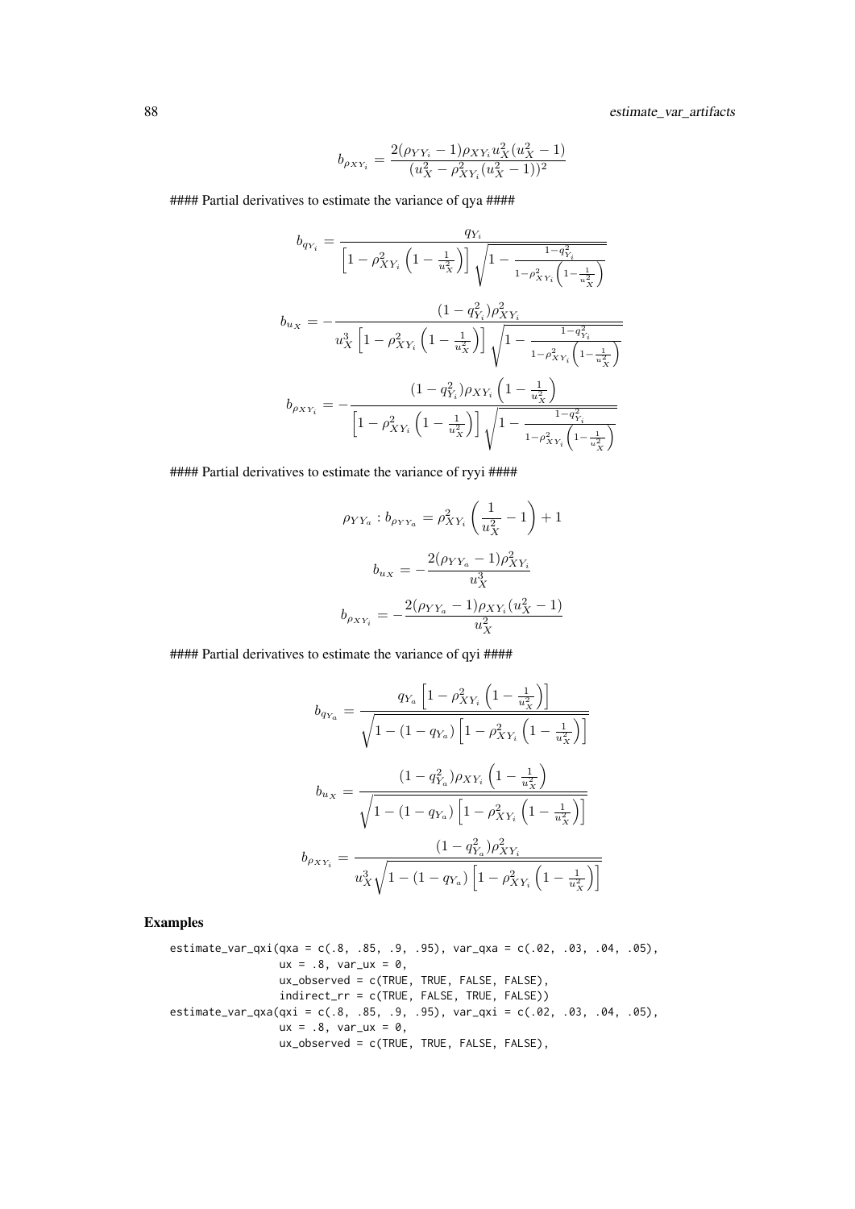$$b_{\rho_{XY_i}} = \frac{2(\rho_{YY_i} - 1)\rho_{XY_i} u_X^2 (u_X^2 - 1)}{(u_X^2 - \rho_{XY_i}^2 (u_X^2 - 1))^2}$$

#### Partial derivatives to estimate the variance of qya ####

$$b_{q_{Y_i}} = \frac{q_{Y_i}}{\left[1 - \rho_{XY_i}^2 \left(1 - \frac{1}{u_X^2}\right)\right] \sqrt{1 - \frac{1 - q_{Y_i}^2}{1 - \rho_{XY_i}^2 \left(1 - \frac{1}{u_X^2}\right)}}}$$

$$b_{u_X} = -\frac{(1 - q_{Y_i}^2)\rho_{XY_i}^2}{u_X^3 \left[1 - \rho_{XY_i}^2 \left(1 - \frac{1}{u_X^2}\right)\right] \sqrt{1 - \frac{1 - q_{Y_i}^2}{1 - \rho_{XY_i}^2 \left(1 - \frac{1}{u_X^2}\right)}}}$$

$$b_{\rho_{XY_i}} = -\frac{(1 - q_{Y_i}^2)\rho_{XY_i} \left(1 - \frac{1}{u_X^2}\right)}{\left[1 - \rho_{XY_i}^2 \left(1 - \frac{1}{u_X^2}\right)\right] \sqrt{1 - \frac{1 - q_{Y_i}^2}{1 - \rho_{XY_i}^2 \left(1 - \frac{1}{u_X^2}\right)}}}$$

#### Partial derivatives to estimate the variance of ryyi ####

$$\rho_{YY_a} : b_{\rho_{YY_a}} = \rho_{XY_i}^2 \left(\frac{1}{u_X^2} - 1\right) + 1$$

$$b_{u_X} = -\frac{2(\rho_{YY_a} - 1)\rho_{XY_i}^2}{u_X^3}$$

$$b_{\rho_{XY_i}} = -\frac{2(\rho_{YY_a} - 1)\rho_{XY_i}(u_X^2 - 1)}{u_X^2}$$

#### Partial derivatives to estimate the variance of qyi ####

$$b_{q_{Y_a}} = \frac{q_{Y_a} \left[1 - \rho_{XY_i}^2 \left(1 - \frac{1}{u_X^2}\right)\right]}{\sqrt{1 - (1 - q_{Y_a}) \left[1 - \rho_{XY_i}^2 \left(1 - \frac{1}{u_X^2}\right)\right]}}$$

$$b_{u_X} = \frac{(1 - q_{Y_a}^2)\rho_{XY_i} \left(1 - \frac{1}{u_X^2}\right)}{\sqrt{1 - (1 - q_{Y_a}) \left[1 - \rho_{XY_i}^2 \left(1 - \frac{1}{u_X^2}\right)\right]}}$$

$$b_{\rho_{XY_i}} = \frac{(1 - q_{Y_a}^2)\rho_{XY_i}^2}{u_X^3 \sqrt{1 - (1 - q_{Y_a}) \left[1 - \rho_{XY_i}^2 \left(1 - \frac{1}{u_X^2}\right)\right]}}$$

## Examples

```
estimate_var_qxi(qxa = c(.8, .85, .9, .95), var_qxa = c(.02, .03, .04, .05),
                 ux = .8, var_ux = 0,
                 ux_observed = c(TRUE, TRUE, FALSE, FALSE),
                 indirect_rr = c(TRUE, FALSE, TRUE, FALSE))
estimate_var_qxa(qxi = c(.8, .85, .9, .95), var_qxi = c(.02, .03, .04, .05),
                 ux = .8, var_ux = 0,
                 ux_observed = c(TRUE, TRUE, FALSE, FALSE),
```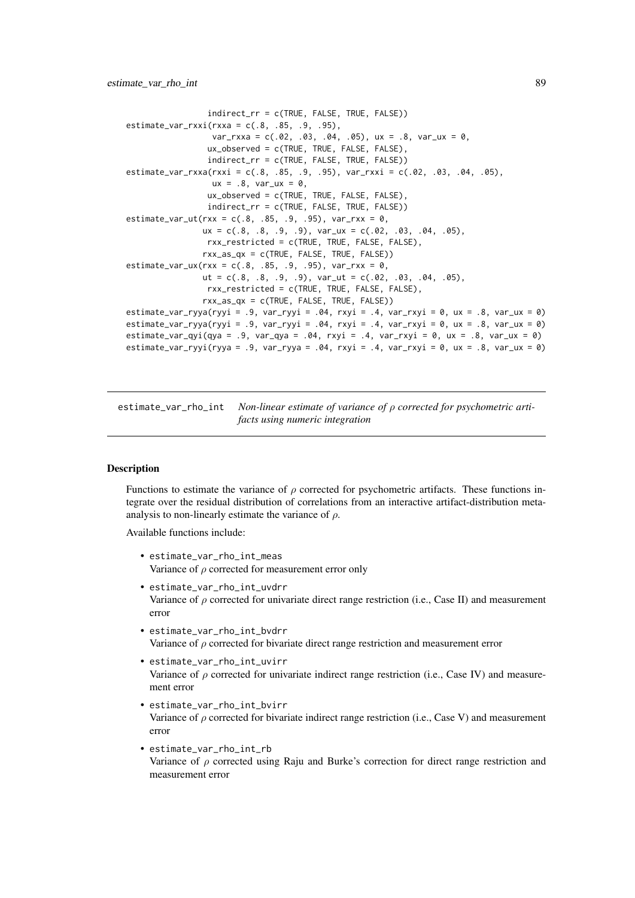```
                 indirect_rr = c(TRUE, FALSE, TRUE, FALSE))
estimate_var_rxxi(rxxa = c(.8, .85, .9, .95),
                  var_rxxa = c(.02, .03, .04, .05), ux = .8, var_ux = 0,
                 ux_observed = c(TRUE, TRUE, FALSE, FALSE),
                 indirect_rr = c(TRUE, FALSE, TRUE, FALSE))
estimate_var_rxxa(rxxi = c(.8, .85, .9, .95), var_rxxi = c(.02, .03, .04, .05),
                  ux = .8, var_ux = 0,
                 ux_observed = c(TRUE, TRUE, FALSE, FALSE),
                 indirect_rr = c(TRUE, FALSE, TRUE, FALSE))
estimate_var_ut(rxx = c(.8, .85, .9, .95), var_rxx = 0,
               ux = c(.8, .8, .9, .9), var_ux = c(.02, .03, .04, .05),
                rxx_restricted = c(TRUE, TRUE, FALSE, FALSE),
               rxx_as_qx = c(TRUE, FALSE, TRUE, FALSE))
estimate_var_ux(rxx = c(.8, .85, .9, .95), var_rxx = 0,
               ut = c(.8, .8, .9, .9), var_ut = c(.02, .03, .04, .05),
                rxx_restricted = c(TRUE, TRUE, FALSE, FALSE),
               rxx_as_qx = c(TRUE, FALSE, TRUE, FALSE))
estimate_var_ryya(ryyi = .9, var_ryyi = .04, rxyi = .4, var_rxyi = 0, ux = .8, var_ux = 0)
estimate_var_ryya(ryyi = .9, var_ryyi = .04, rxyi = .4, var_rxyi = 0, ux = .8, var_ux = 0)
estimate_var_qyi(qya = .9, var_qya = .04, rxyi = .4, var_rxyi = 0, ux = .8, var_ux = 0)
estimate_var_ryyi(ryya = .9, var_ryya = .04, rxyi = .4, var_rxyi = 0, ux = .8, var_ux = 0)
```

---

## estimate_var_rho_int — *Non-linear estimate of variance of $\rho$ corrected for psychometric artifacts using numeric integration*

---

### Description

Functions to estimate the variance of $\rho$ corrected for psychometric artifacts. These functions integrate over the residual distribution of correlations from an interactive artifact-distribution meta-analysis to non-linearly estimate the variance of $\rho$.

Available functions include:

- `estimate_var_rho_int_meas`
  Variance of $\rho$ corrected for measurement error only
- `estimate_var_rho_int_uvdrr`
  Variance of $\rho$ corrected for univariate direct range restriction (i.e., Case II) and measurement error
- `estimate_var_rho_int_bvdrr`
  Variance of $\rho$ corrected for bivariate direct range restriction and measurement error
- `estimate_var_rho_int_uvirr`
  Variance of $\rho$ corrected for univariate indirect range restriction (i.e., Case IV) and measurement error
- `estimate_var_rho_int_bvirr`
  Variance of $\rho$ corrected for bivariate indirect range restriction (i.e., Case V) and measurement error
- `estimate_var_rho_int_rb`
  Variance of $\rho$ corrected using Raju and Burke's correction for direct range restriction and measurement error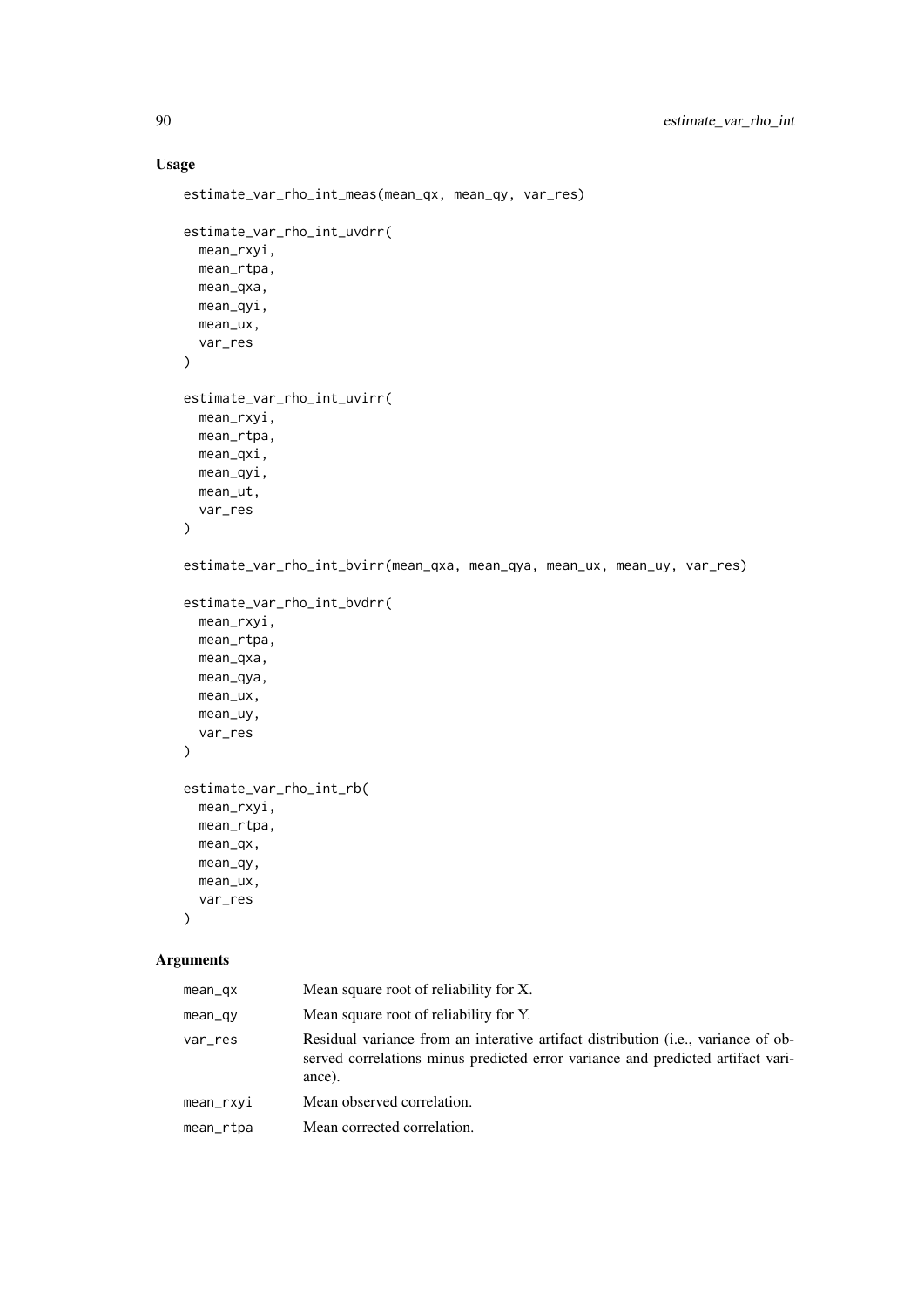## Usage

```
estimate_var_rho_int_meas(mean_qx, mean_qy, var_res)

estimate_var_rho_int_uvdrr(
  mean_rxyi,
  mean_rtpa,
  mean_qxa,
  mean_qyi,
  mean_ux,
  var_res
)

estimate_var_rho_int_uvirr(
  mean_rxyi,
  mean_rtpa,
  mean_qxi,
  mean_qyi,
  mean_ut,
  var_res
)

estimate_var_rho_int_bvirr(mean_qxa, mean_qya, mean_ux, mean_uy, var_res)

estimate_var_rho_int_bvdrr(
  mean_rxyi,
  mean_rtpa,
  mean_qxa,
  mean_qya,
  mean_ux,
  mean_uy,
  var_res
)

estimate_var_rho_int_rb(
  mean_rxyi,
  mean_rtpa,
  mean_qx,
  mean_qy,
  mean_ux,
  var_res
)
```

## Arguments

| | |
|---|---|
| mean_qx | Mean square root of reliability for X. |
| mean_qy | Mean square root of reliability for Y. |
| var_res | Residual variance from an interative artifact distribution (i.e., variance of observed correlations minus predicted error variance and predicted artifact variance). |
| mean_rxyi | Mean observed correlation. |
| mean_rtpa | Mean corrected correlation. |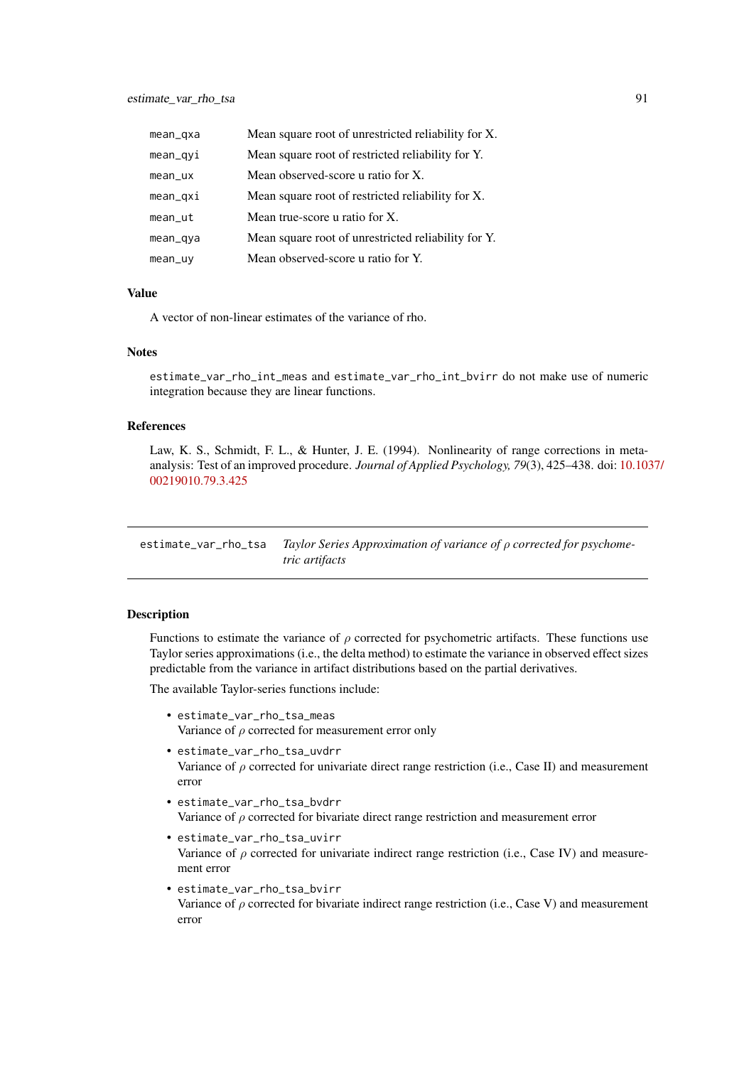| | |
|---|---|
| mean_qxa | Mean square root of unrestricted reliability for X. |
| mean_qyi | Mean square root of restricted reliability for Y. |
| mean_ux | Mean observed-score u ratio for X. |
| mean_qxi | Mean square root of restricted reliability for X. |
| mean_ut | Mean true-score u ratio for X. |
| mean_qya | Mean square root of unrestricted reliability for Y. |
| mean_uy | Mean observed-score u ratio for Y. |

### Value

A vector of non-linear estimates of the variance of rho.

### Notes

`estimate_var_rho_int_meas` and `estimate_var_rho_int_bvirr` do not make use of numeric integration because they are linear functions.

### References

Law, K. S., Schmidt, F. L., & Hunter, J. E. (1994). Nonlinearity of range corrections in meta-analysis: Test of an improved procedure. *Journal of Applied Psychology, 79*(3), 425–438. doi: 10.1037/00219010.79.3.425

---

## estimate_var_rho_tsa — *Taylor Series Approximation of variance of $\rho$ corrected for psychometric artifacts*

### Description

Functions to estimate the variance of $\rho$ corrected for psychometric artifacts. These functions use Taylor series approximations (i.e., the delta method) to estimate the variance in observed effect sizes predictable from the variance in artifact distributions based on the partial derivatives.

The available Taylor-series functions include:

- `estimate_var_rho_tsa_meas`
  Variance of $\rho$ corrected for measurement error only
- `estimate_var_rho_tsa_uvdrr`
  Variance of $\rho$ corrected for univariate direct range restriction (i.e., Case II) and measurement error
- `estimate_var_rho_tsa_bvdrr`
  Variance of $\rho$ corrected for bivariate direct range restriction and measurement error
- `estimate_var_rho_tsa_uvirr`
  Variance of $\rho$ corrected for univariate indirect range restriction (i.e., Case IV) and measurement error
- `estimate_var_rho_tsa_bvirr`
  Variance of $\rho$ corrected for bivariate indirect range restriction (i.e., Case V) and measurement error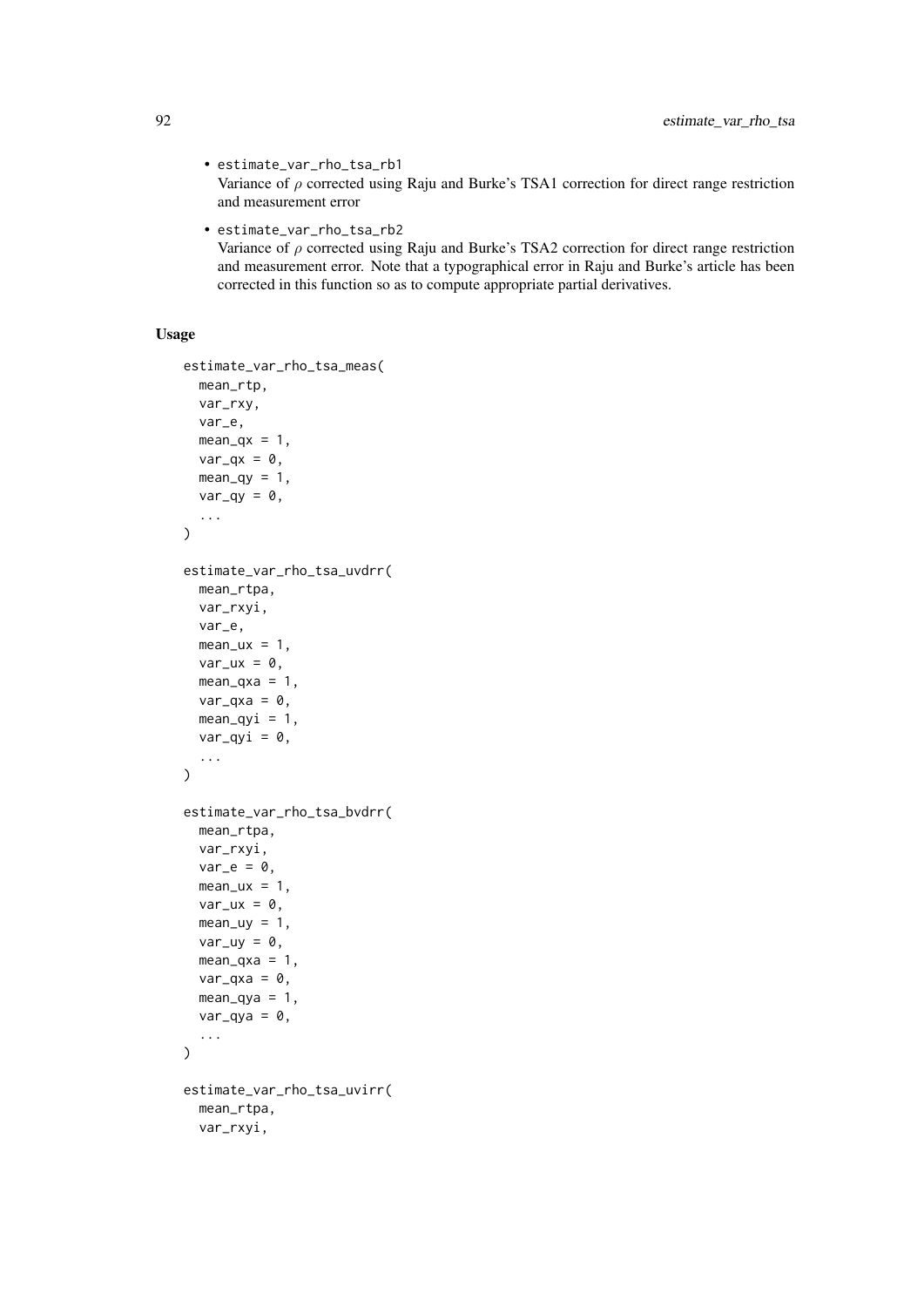- `estimate_var_rho_tsa_rb1`
  Variance of $\rho$ corrected using Raju and Burke's TSA1 correction for direct range restriction and measurement error
- `estimate_var_rho_tsa_rb2`
  Variance of $\rho$ corrected using Raju and Burke's TSA2 correction for direct range restriction and measurement error. Note that a typographical error in Raju and Burke's article has been corrected in this function so as to compute appropriate partial derivatives.

## Usage

```
estimate_var_rho_tsa_meas(
  mean_rtp,
  var_rxy,
  var_e,
  mean_qx = 1,
  var_qx = 0,
  mean_qy = 1,
  var_qy = 0,
  ...
)

estimate_var_rho_tsa_uvdrr(
  mean_rtpa,
  var_rxyi,
  var_e,
  mean_ux = 1,
  var_ux = 0,
  mean_qxa = 1,
  var_qxa = 0,
  mean_qyi = 1,
  var_qyi = 0,
  ...
)

estimate_var_rho_tsa_bvdrr(
  mean_rtpa,
  var_rxyi,
  var_e = 0,
  mean_ux = 1,
  var_ux = 0,
  mean_uy = 1,
  var_uy = 0,
  mean_qxa = 1,
  var_qxa = 0,
  mean_qya = 1,
  var_qya = 0,
  ...
)

estimate_var_rho_tsa_uvirr(
  mean_rtpa,
  var_rxyi,
```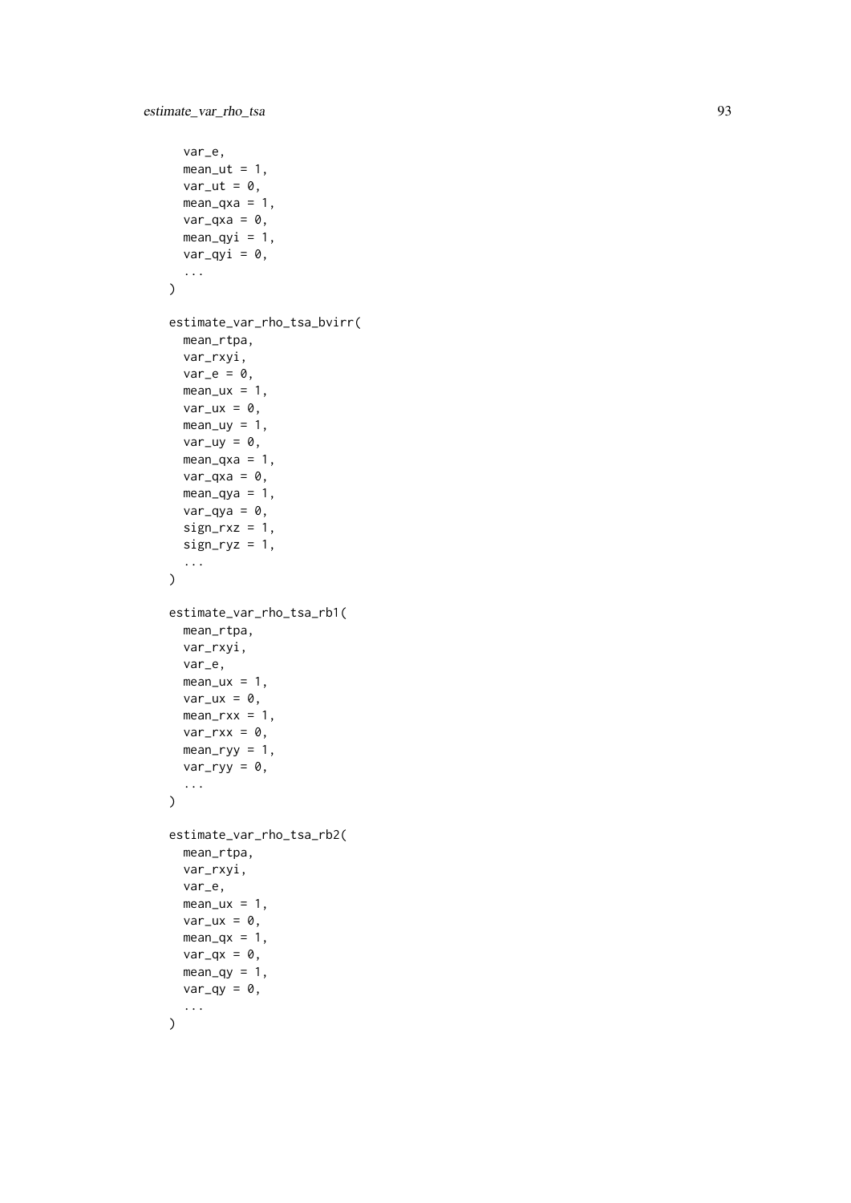```
  var_e,
  mean_ut = 1,
  var_ut = 0,
  mean_qxa = 1,
  var_qxa = 0,
  mean_qyi = 1,
  var_qyi = 0,
  ...
)

estimate_var_rho_tsa_bvirr(
  mean_rtpa,
  var_rxyi,
  var_e = 0,
  mean_ux = 1,
  var_ux = 0,
  mean_uy = 1,
  var_uy = 0,
  mean_qxa = 1,
  var_qxa = 0,
  mean_qya = 1,
  var_qya = 0,
  sign_rxz = 1,
  sign_ryz = 1,
  ...
)

estimate_var_rho_tsa_rb1(
  mean_rtpa,
  var_rxyi,
  var_e,
  mean_ux = 1,
  var_ux = 0,
  mean_rxx = 1,
  var_rxx = 0,
  mean_ryy = 1,
  var_ryy = 0,
  ...
)

estimate_var_rho_tsa_rb2(
  mean_rtpa,
  var_rxyi,
  var_e,
  mean_ux = 1,
  var_ux = 0,
  mean_qx = 1,
  var_qx = 0,
  mean_qy = 1,
  var_qy = 0,
  ...
)
```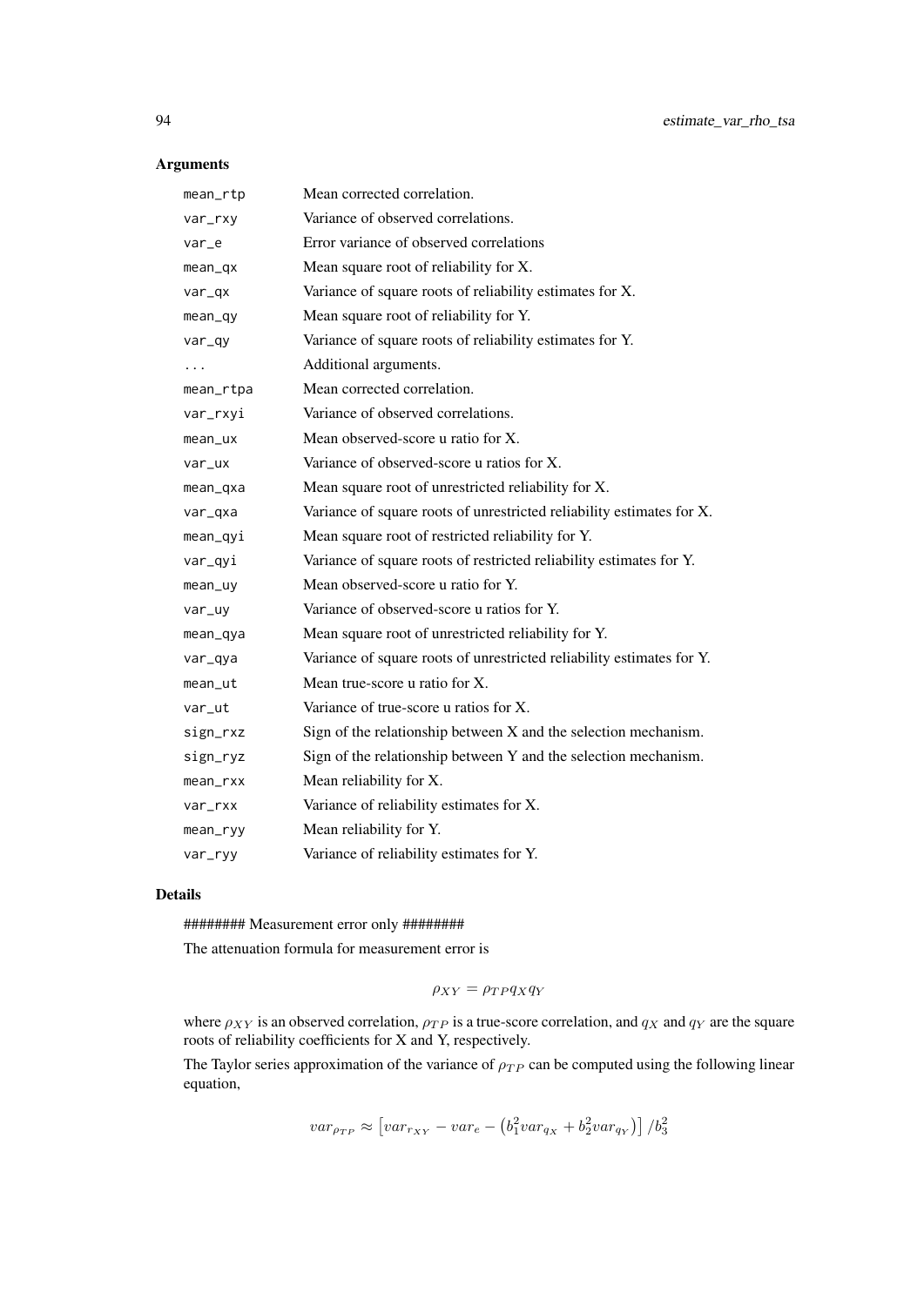## Arguments

| | |
|---|---|
| mean_rtp | Mean corrected correlation. |
| var_rxy | Variance of observed correlations. |
| var_e | Error variance of observed correlations |
| mean_qx | Mean square root of reliability for X. |
| var_qx | Variance of square roots of reliability estimates for X. |
| mean_qy | Mean square root of reliability for Y. |
| var_qy | Variance of square roots of reliability estimates for Y. |
| ... | Additional arguments. |
| mean_rtpa | Mean corrected correlation. |
| var_rxyi | Variance of observed correlations. |
| mean_ux | Mean observed-score u ratio for X. |
| var_ux | Variance of observed-score u ratios for X. |
| mean_qxa | Mean square root of unrestricted reliability for X. |
| var_qxa | Variance of square roots of unrestricted reliability estimates for X. |
| mean_qyi | Mean square root of restricted reliability for Y. |
| var_qyi | Variance of square roots of restricted reliability estimates for Y. |
| mean_uy | Mean observed-score u ratio for Y. |
| var_uy | Variance of observed-score u ratios for Y. |
| mean_qya | Mean square root of unrestricted reliability for Y. |
| var_qya | Variance of square roots of unrestricted reliability estimates for Y. |
| mean_ut | Mean true-score u ratio for X. |
| var_ut | Variance of true-score u ratios for X. |
| sign_rxz | Sign of the relationship between X and the selection mechanism. |
| sign_ryz | Sign of the relationship between Y and the selection mechanism. |
| mean_rxx | Mean reliability for X. |
| var_rxx | Variance of reliability estimates for X. |
| mean_ryy | Mean reliability for Y. |
| var_ryy | Variance of reliability estimates for Y. |

## Details

######## Measurement error only ########

The attenuation formula for measurement error is

$$\rho_{XY} = \rho_{TP} q_X q_Y$$

where $\rho_{XY}$ is an observed correlation, $\rho_{TP}$ is a true-score correlation, and $q_X$ and $q_Y$ are the square roots of reliability coefficients for X and Y, respectively.

The Taylor series approximation of the variance of $\rho_{TP}$ can be computed using the following linear equation,

$$var_{\rho_{TP}} \approx \left[ var_{r_{XY}} - var_e - \left( b_1^2 var_{q_X} + b_2^2 var_{q_Y} \right) \right] / b_3^2$$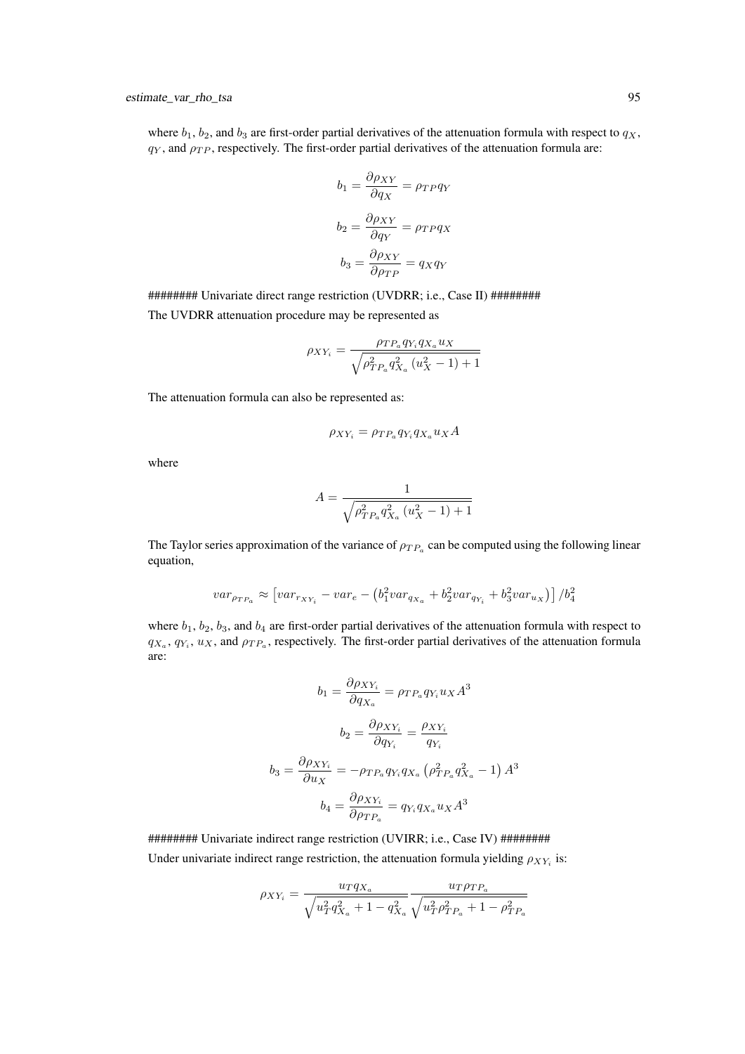where $b_1$, $b_2$, and $b_3$ are first-order partial derivatives of the attenuation formula with respect to $q_X$, $q_Y$, and $\rho_{TP}$, respectively. The first-order partial derivatives of the attenuation formula are:

$$b_1 = \frac{\partial \rho_{XY}}{\partial q_X} = \rho_{TP} q_Y$$

$$b_2 = \frac{\partial \rho_{XY}}{\partial q_Y} = \rho_{TP} q_X$$

$$b_3 = \frac{\partial \rho_{XY}}{\partial \rho_{TP}} = q_X q_Y$$

######## Univariate direct range restriction (UVDRR; i.e., Case II) ########

The UVDRR attenuation procedure may be represented as

$$\rho_{XY_i} = \frac{\rho_{TP_a} q_{Y_i} q_{X_a} u_X}{\sqrt{\rho_{TP_a}^2 q_{X_a}^2 \left(u_X^2 - 1\right) + 1}}$$

The attenuation formula can also be represented as:

$$\rho_{XY_i} = \rho_{TP_a} q_{Y_i} q_{X_a} u_X A$$

where

$$A = \frac{1}{\sqrt{\rho_{TP_a}^2 q_{X_a}^2 \left(u_X^2 - 1\right) + 1}}$$

The Taylor series approximation of the variance of $\rho_{TP_a}$ can be computed using the following linear equation,

$$var_{\rho_{TP_a}} \approx \left[var_{r_{XY_i}} - var_e - \left(b_1^2 var_{q_{X_a}} + b_2^2 var_{q_{Y_i}} + b_3^2 var_{u_X}\right)\right] / b_4^2$$

where $b_1$, $b_2$, $b_3$, and $b_4$ are first-order partial derivatives of the attenuation formula with respect to $q_{X_a}$, $q_{Y_i}$, $u_X$, and $\rho_{TP_a}$, respectively. The first-order partial derivatives of the attenuation formula are:

$$b_1 = \frac{\partial \rho_{XY_i}}{\partial q_{X_a}} = \rho_{TP_a} q_{Y_i} u_X A^3$$

$$b_2 = \frac{\partial \rho_{XY_i}}{\partial q_{Y_i}} = \frac{\rho_{XY_i}}{q_{Y_i}}$$

$$b_3 = \frac{\partial \rho_{XY_i}}{\partial u_X} = -\rho_{TP_a} q_{Y_i} q_{X_a} \left(\rho_{TP_a}^2 q_{X_a}^2 - 1\right) A^3$$

$$b_4 = \frac{\partial \rho_{XY_i}}{\partial \rho_{TP_a}} = q_{Y_i} q_{X_a} u_X A^3$$

######## Univariate indirect range restriction (UVIRR; i.e., Case IV) ########

Under univariate indirect range restriction, the attenuation formula yielding $\rho_{XY_i}$ is:

$$\rho_{XY_i} = \frac{u_T q_{X_a}}{\sqrt{u_T^2 q_{X_a}^2 + 1 - q_{X_a}^2}} \frac{u_T \rho_{TP_a}}{\sqrt{u_T^2 \rho_{TP_a}^2 + 1 - \rho_{TP_a}^2}}$$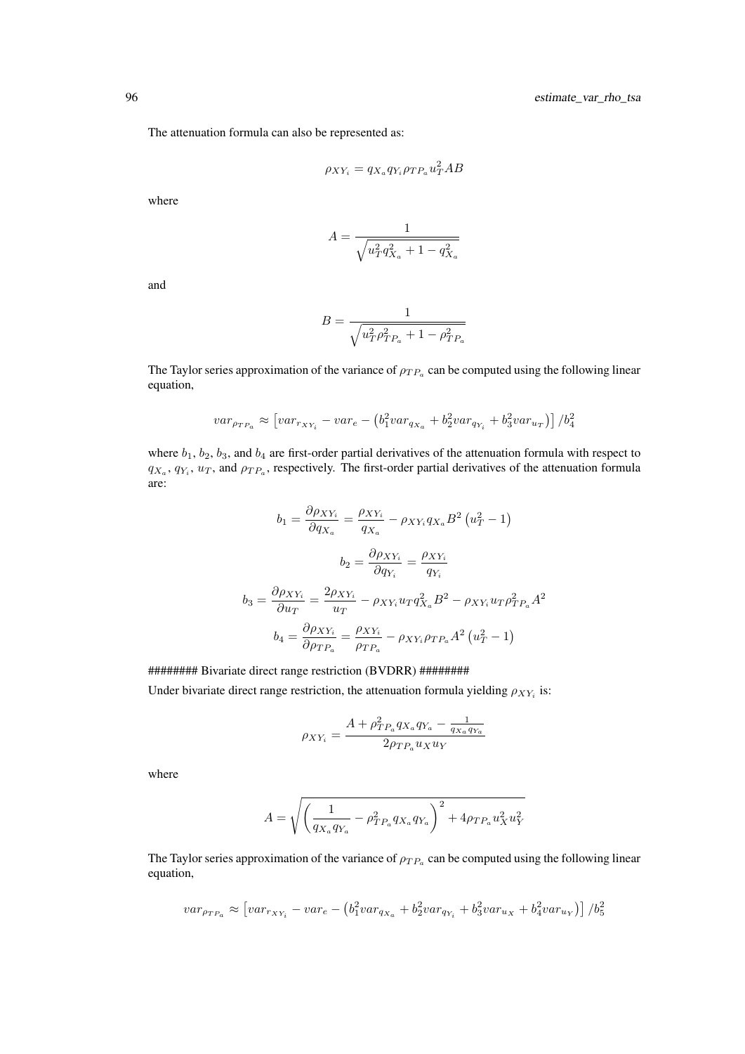The attenuation formula can also be represented as:

$$\rho_{XY_i} = q_{X_a} q_{Y_i} \rho_{TP_a} u_T^2 AB$$

where

$$A = \frac{1}{\sqrt{u_T^2 q_{X_a}^2 + 1 - q_{X_a}^2}}$$

and

$$B = \frac{1}{\sqrt{u_T^2 \rho_{TP_a}^2 + 1 - \rho_{TP_a}^2}}$$

The Taylor series approximation of the variance of $\rho_{TP_a}$ can be computed using the following linear equation,

$$var_{\rho_{TP_a}} \approx \left[ var_{r_{XY_i}} - var_e - \left( b_1^2 var_{q_{X_a}} + b_2^2 var_{q_{Y_i}} + b_3^2 var_{u_T} \right) \right] / b_4^2$$

where $b_1$, $b_2$, $b_3$, and $b_4$ are first-order partial derivatives of the attenuation formula with respect to $q_{X_a}$, $q_{Y_i}$, $u_T$, and $\rho_{TP_a}$, respectively. The first-order partial derivatives of the attenuation formula are:

$$b_1 = \frac{\partial \rho_{XY_i}}{\partial q_{X_a}} = \frac{\rho_{XY_i}}{q_{X_a}} - \rho_{XY_i} q_{X_a} B^2 \left( u_T^2 - 1 \right)$$

$$b_2 = \frac{\partial \rho_{XY_i}}{\partial q_{Y_i}} = \frac{\rho_{XY_i}}{q_{Y_i}}$$

$$b_3 = \frac{\partial \rho_{XY_i}}{\partial u_T} = \frac{2\rho_{XY_i}}{u_T} - \rho_{XY_i} u_T q_{X_a}^2 B^2 - \rho_{XY_i} u_T \rho_{TP_a}^2 A^2$$

$$b_4 = \frac{\partial \rho_{XY_i}}{\partial \rho_{TP_a}} = \frac{\rho_{XY_i}}{\rho_{TP_a}} - \rho_{XY_i} \rho_{TP_a} A^2 \left( u_T^2 - 1 \right)$$

######## Bivariate direct range restriction (BVDRR) ########

Under bivariate direct range restriction, the attenuation formula yielding $\rho_{XY_i}$ is:

$$\rho_{XY_i} = \frac{A + \rho_{TP_a}^2 q_{X_a} q_{Y_a} - \frac{1}{q_{X_a} q_{Y_a}}}{2 \rho_{TP_a} u_X u_Y}$$

where

$$A = \sqrt{\left( \frac{1}{q_{X_a} q_{Y_a}} - \rho_{TP_a}^2 q_{X_a} q_{Y_a} \right)^2 + 4 \rho_{TP_a} u_X^2 u_Y^2}$$

The Taylor series approximation of the variance of $\rho_{TP_a}$ can be computed using the following linear equation,

$$var_{\rho_{TP_a}} \approx \left[ var_{r_{XY_i}} - var_e - \left( b_1^2 var_{q_{X_a}} + b_2^2 var_{q_{Y_i}} + b_3^2 var_{u_X} + b_4^2 var_{u_Y} \right) \right] / b_5^2$$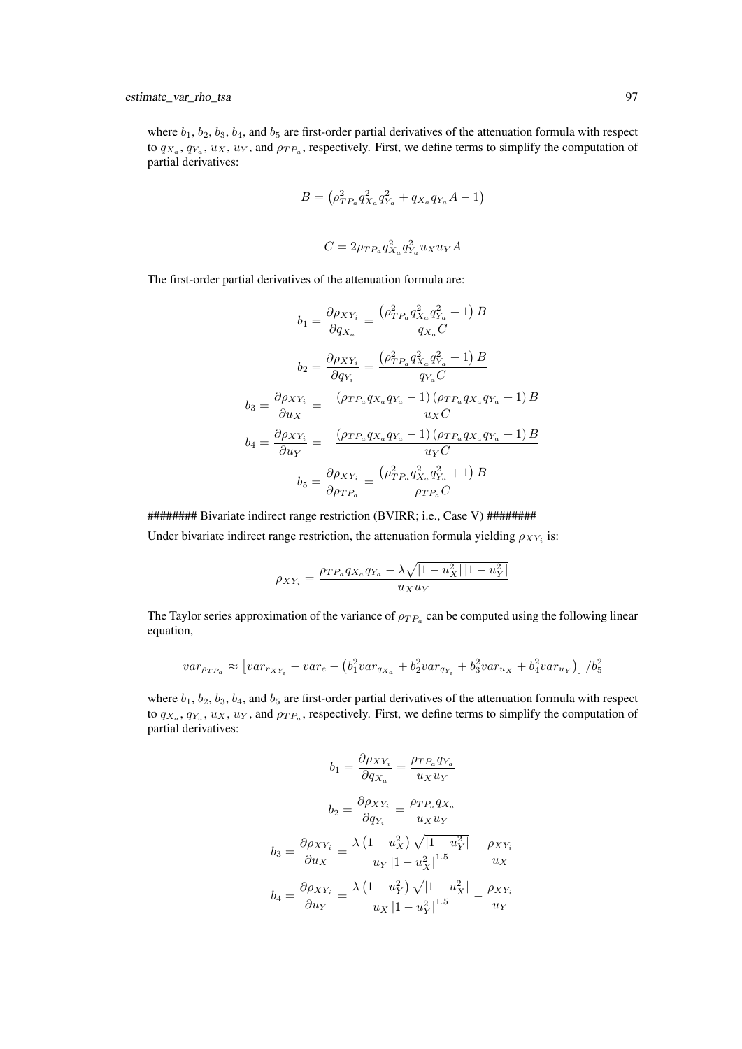where $b_1$, $b_2$, $b_3$, $b_4$, and $b_5$ are first-order partial derivatives of the attenuation formula with respect to $q_{X_a}$, $q_{Y_a}$, $u_X$, $u_Y$, and $\rho_{TP_a}$, respectively. First, we define terms to simplify the computation of partial derivatives:

$$B = \left(\rho_{TP_a}^2 q_{X_a}^2 q_{Y_a}^2 + q_{X_a} q_{Y_a} A - 1\right)$$

$$C = 2\rho_{TP_a} q_{X_a}^2 q_{Y_a}^2 u_X u_Y A$$

The first-order partial derivatives of the attenuation formula are:

$$b_1 = \frac{\partial \rho_{XY_i}}{\partial q_{X_a}} = \frac{\left(\rho_{TP_a}^2 q_{X_a}^2 q_{Y_a}^2 + 1\right) B}{q_{X_a} C}$$

$$b_2 = \frac{\partial \rho_{XY_i}}{\partial q_{Y_i}} = \frac{\left(\rho_{TP_a}^2 q_{X_a}^2 q_{Y_a}^2 + 1\right) B}{q_{Y_a} C}$$

$$b_3 = \frac{\partial \rho_{XY_i}}{\partial u_X} = -\frac{\left(\rho_{TP_a} q_{X_a} q_{Y_a} - 1\right)\left(\rho_{TP_a} q_{X_a} q_{Y_a} + 1\right) B}{u_X C}$$

$$b_4 = \frac{\partial \rho_{XY_i}}{\partial u_Y} = -\frac{\left(\rho_{TP_a} q_{X_a} q_{Y_a} - 1\right)\left(\rho_{TP_a} q_{X_a} q_{Y_a} + 1\right) B}{u_Y C}$$

$$b_5 = \frac{\partial \rho_{XY_i}}{\partial \rho_{TP_a}} = \frac{\left(\rho_{TP_a}^2 q_{X_a}^2 q_{Y_a}^2 + 1\right) B}{\rho_{TP_a} C}$$

######## Bivariate indirect range restriction (BVIRR; i.e., Case V) ########

Under bivariate indirect range restriction, the attenuation formula yielding $\rho_{XY_i}$ is:

$$\rho_{XY_i} = \frac{\rho_{TP_a} q_{X_a} q_{Y_a} - \lambda\sqrt{\left|1 - u_X^2\right|\left|1 - u_Y^2\right|}}{u_X u_Y}$$

The Taylor series approximation of the variance of $\rho_{TP_a}$ can be computed using the following linear equation,

$$var_{\rho_{TP_a}} \approx \left[var_{r_{XY_i}} - var_e - \left(b_1^2 var_{q_{X_a}} + b_2^2 var_{q_{Y_i}} + b_3^2 var_{u_X} + b_4^2 var_{u_Y}\right)\right] / b_5^2$$

where $b_1$, $b_2$, $b_3$, $b_4$, and $b_5$ are first-order partial derivatives of the attenuation formula with respect to $q_{X_a}$, $q_{Y_a}$, $u_X$, $u_Y$, and $\rho_{TP_a}$, respectively. First, we define terms to simplify the computation of partial derivatives:

$$b_1 = \frac{\partial \rho_{XY_i}}{\partial q_{X_a}} = \frac{\rho_{TP_a} q_{Y_a}}{u_X u_Y}$$

$$b_2 = \frac{\partial \rho_{XY_i}}{\partial q_{Y_i}} = \frac{\rho_{TP_a} q_{X_a}}{u_X u_Y}$$

$$b_3 = \frac{\partial \rho_{XY_i}}{\partial u_X} = \frac{\lambda\left(1 - u_X^2\right)\sqrt{\left|1 - u_Y^2\right|}}{u_Y \left|1 - u_X^2\right|^{1.5}} - \frac{\rho_{XY_i}}{u_X}$$

$$b_4 = \frac{\partial \rho_{XY_i}}{\partial u_Y} = \frac{\lambda\left(1 - u_Y^2\right)\sqrt{\left|1 - u_X^2\right|}}{u_X \left|1 - u_Y^2\right|^{1.5}} - \frac{\rho_{XY_i}}{u_Y}$$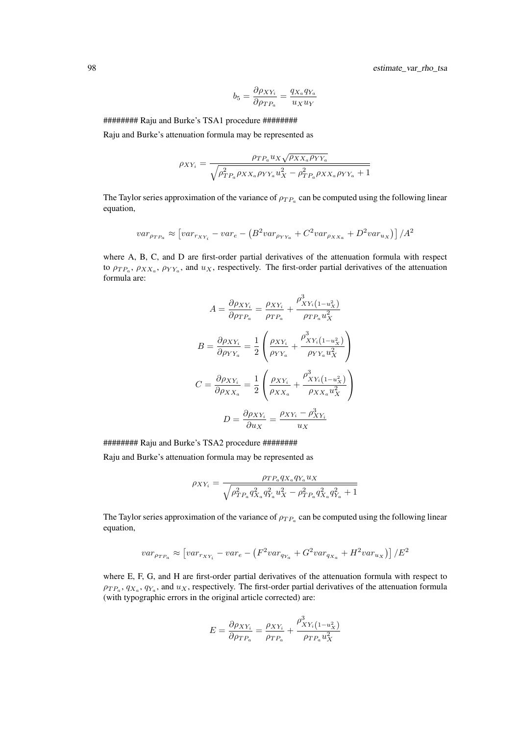$$b_5 = \frac{\partial \rho_{XY_i}}{\partial \rho_{TP_a}} = \frac{q_{X_a} q_{Y_a}}{u_X u_Y}$$

######## Raju and Burke's TSA1 procedure ########

Raju and Burke's attenuation formula may be represented as

$$\rho_{XY_i} = \frac{\rho_{TP_a} u_X \sqrt{\rho_{XX_a} \rho_{YY_a}}}{\sqrt{\rho_{TP_a}^2 \rho_{XX_a} \rho_{YY_a} u_X^2 - \rho_{TP_a}^2 \rho_{XX_a} \rho_{YY_a} + 1}}$$

The Taylor series approximation of the variance of $\rho_{TP_a}$ can be computed using the following linear equation,

$$var_{\rho_{TP_a}} \approx \left[ var_{r_{XY_i}} - var_e - \left( B^2 var_{\rho_{YY_a}} + C^2 var_{\rho_{XX_a}} + D^2 var_{u_X} \right) \right] / A^2$$

where A, B, C, and D are first-order partial derivatives of the attenuation formula with respect to $\rho_{TP_a}$, $\rho_{XX_a}$, $\rho_{YY_a}$, and $u_X$, respectively. The first-order partial derivatives of the attenuation formula are:

$$A = \frac{\partial \rho_{XY_i}}{\partial \rho_{TP_a}} = \frac{\rho_{XY_i}}{\rho_{TP_a}} + \frac{\rho_{XY_i \left(1 - u_X^2\right)}^3}{\rho_{TP_a} u_X^2}$$

$$B = \frac{\partial \rho_{XY_i}}{\partial \rho_{YY_a}} = \frac{1}{2} \left( \frac{\rho_{XY_i}}{\rho_{YY_a}} + \frac{\rho_{XY_i \left(1 - u_X^2\right)}^3}{\rho_{YY_a} u_X^2} \right)$$

$$C = \frac{\partial \rho_{XY_i}}{\partial \rho_{XX_a}} = \frac{1}{2} \left( \frac{\rho_{XY_i}}{\rho_{XX_a}} + \frac{\rho_{XY_i \left(1 - u_X^2\right)}^3}{\rho_{XX_a} u_X^2} \right)$$

$$D = \frac{\partial \rho_{XY_i}}{\partial u_X} = \frac{\rho_{XY_i} - \rho_{XY_i}^3}{u_X}$$

######## Raju and Burke's TSA2 procedure ########

Raju and Burke's attenuation formula may be represented as

$$\rho_{XY_i} = \frac{\rho_{TP_a} q_{X_a} q_{Y_a} u_X}{\sqrt{\rho_{TP_a}^2 q_{X_a}^2 q_{Y_a}^2 u_X^2 - \rho_{TP_a}^2 q_{X_a}^2 q_{Y_a}^2 + 1}}$$

The Taylor series approximation of the variance of $\rho_{TP_a}$ can be computed using the following linear equation,

$$var_{\rho_{TP_a}} \approx \left[ var_{r_{XY_i}} - var_e - \left( F^2 var_{q_{Y_a}} + G^2 var_{q_{X_a}} + H^2 var_{u_X} \right) \right] / E^2$$

where E, F, G, and H are first-order partial derivatives of the attenuation formula with respect to $\rho_{TP_a}$, $q_{X_a}$, $q_{Y_a}$, and $u_X$, respectively. The first-order partial derivatives of the attenuation formula (with typographic errors in the original article corrected) are:

$$E = \frac{\partial \rho_{XY_i}}{\partial \rho_{TP_a}} = \frac{\rho_{XY_i}}{\rho_{TP_a}} + \frac{\rho_{XY_i \left(1 - u_X^2\right)}^3}{\rho_{TP_a} u_X^2}$$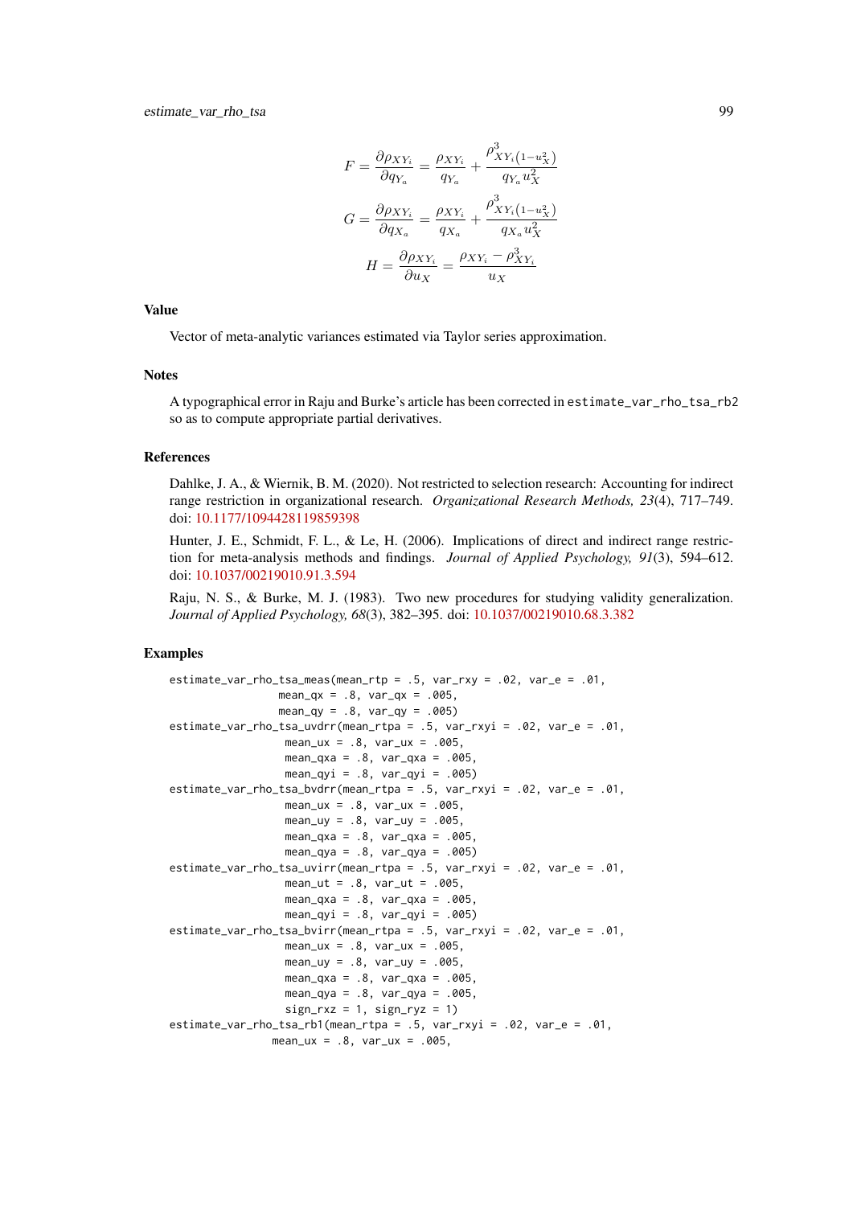$$F = \frac{\partial \rho_{XY_i}}{\partial q_{Y_a}} = \frac{\rho_{XY_i}}{q_{Y_a}} + \frac{\rho^3_{XY_i(1-u_X^2)}}{q_{Y_a} u_X^2}$$

$$G = \frac{\partial \rho_{XY_i}}{\partial q_{X_a}} = \frac{\rho_{XY_i}}{q_{X_a}} + \frac{\rho^3_{XY_i(1-u_X^2)}}{q_{X_a} u_X^2}$$

$$H = \frac{\partial \rho_{XY_i}}{\partial u_X} = \frac{\rho_{XY_i} - \rho^3_{XY_i}}{u_X}$$

## Value

Vector of meta-analytic variances estimated via Taylor series approximation.

## Notes

A typographical error in Raju and Burke's article has been corrected in `estimate_var_rho_tsa_rb2` so as to compute appropriate partial derivatives.

## References

Dahlke, J. A., & Wiernik, B. M. (2020). Not restricted to selection research: Accounting for indirect range restriction in organizational research. *Organizational Research Methods, 23*(4), 717–749. doi: 10.1177/1094428119859398

Hunter, J. E., Schmidt, F. L., & Le, H. (2006). Implications of direct and indirect range restriction for meta-analysis methods and findings. *Journal of Applied Psychology, 91*(3), 594–612. doi: 10.1037/00219010.91.3.594

Raju, N. S., & Burke, M. J. (1983). Two new procedures for studying validity generalization. *Journal of Applied Psychology, 68*(3), 382–395. doi: 10.1037/00219010.68.3.382

## Examples

```
estimate_var_rho_tsa_meas(mean_rtp = .5, var_rxy = .02, var_e = .01,
                 mean_qx = .8, var_qx = .005,
                 mean_qy = .8, var_qy = .005)
estimate_var_rho_tsa_uvdrr(mean_rtpa = .5, var_rxyi = .02, var_e = .01,
                  mean_ux = .8, var_ux = .005,
                  mean_qxa = .8, var_qxa = .005,
                  mean_qyi = .8, var_qyi = .005)
estimate_var_rho_tsa_bvdrr(mean_rtpa = .5, var_rxyi = .02, var_e = .01,
                  mean_ux = .8, var_ux = .005,
                  mean_uy = .8, var_uy = .005,
                  mean_qxa = .8, var_qxa = .005,
                  mean_qya = .8, var_qya = .005)
estimate_var_rho_tsa_uvirr(mean_rtpa = .5, var_rxyi = .02, var_e = .01,
                  mean_ut = .8, var_ut = .005,
                  mean_qxa = .8, var_qxa = .005,
                  mean_qyi = .8, var_qyi = .005)
estimate_var_rho_tsa_bvirr(mean_rtpa = .5, var_rxyi = .02, var_e = .01,
                  mean_ux = .8, var_ux = .005,
                  mean_uy = .8, var_uy = .005,
                  mean_qxa = .8, var_qxa = .005,
                  mean_qya = .8, var_qya = .005,
                  sign_rxz = 1, sign_ryz = 1)
estimate_var_rho_tsa_rb1(mean_rtpa = .5, var_rxyi = .02, var_e = .01,
                mean_ux = .8, var_ux = .005,
```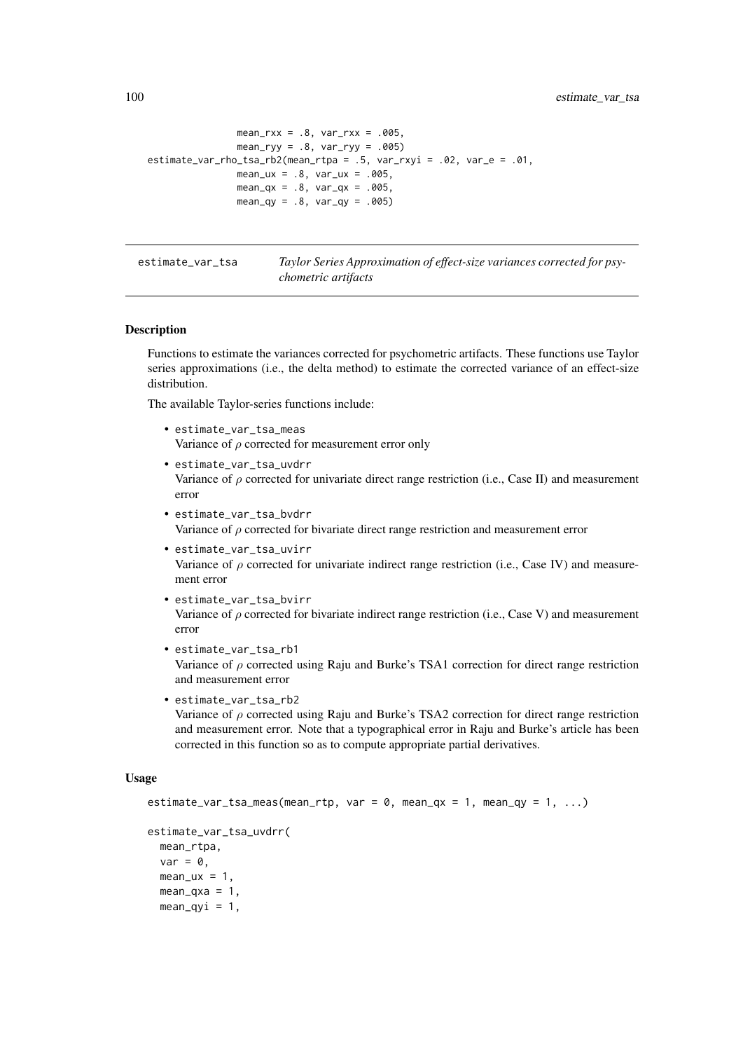```
                mean_rxx = .8, var_rxx = .005,
                mean_ryy = .8, var_ryy = .005)
estimate_var_rho_tsa_rb2(mean_rtpa = .5, var_rxyi = .02, var_e = .01,
                mean_ux = .8, var_ux = .005,
                mean_qx = .8, var_qx = .005,
                mean_qy = .8, var_qy = .005)
```

---

## estimate_var_tsa — *Taylor Series Approximation of effect-size variances corrected for psychometric artifacts*

---

### Description

Functions to estimate the variances corrected for psychometric artifacts. These functions use Taylor series approximations (i.e., the delta method) to estimate the corrected variance of an effect-size distribution.

The available Taylor-series functions include:

- `estimate_var_tsa_meas`
  Variance of $\rho$ corrected for measurement error only
- `estimate_var_tsa_uvdrr`
  Variance of $\rho$ corrected for univariate direct range restriction (i.e., Case II) and measurement error
- `estimate_var_tsa_bvdrr`
  Variance of $\rho$ corrected for bivariate direct range restriction and measurement error
- `estimate_var_tsa_uvirr`
  Variance of $\rho$ corrected for univariate indirect range restriction (i.e., Case IV) and measurement error
- `estimate_var_tsa_bvirr`
  Variance of $\rho$ corrected for bivariate indirect range restriction (i.e., Case V) and measurement error
- `estimate_var_tsa_rb1`
  Variance of $\rho$ corrected using Raju and Burke's TSA1 correction for direct range restriction and measurement error
- `estimate_var_tsa_rb2`
  Variance of $\rho$ corrected using Raju and Burke's TSA2 correction for direct range restriction and measurement error. Note that a typographical error in Raju and Burke's article has been corrected in this function so as to compute appropriate partial derivatives.

### Usage

```
estimate_var_tsa_meas(mean_rtp, var = 0, mean_qx = 1, mean_qy = 1, ...)

estimate_var_tsa_uvdrr(
  mean_rtpa,
  var = 0,
  mean_ux = 1,
  mean_qxa = 1,
  mean_qyi = 1,
```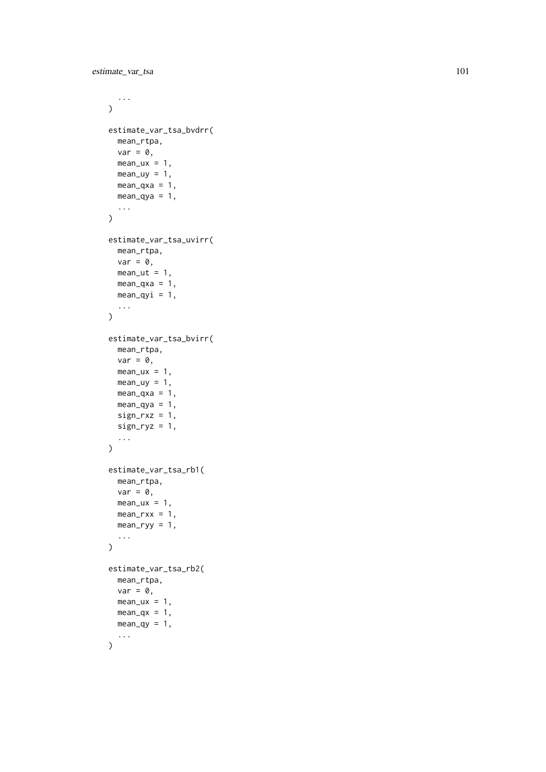```
  ...
)

estimate_var_tsa_bvdrr(
  mean_rtpa,
  var = 0,
  mean_ux = 1,
  mean_uy = 1,
  mean_qxa = 1,
  mean_qya = 1,
  ...
)

estimate_var_tsa_uvirr(
  mean_rtpa,
  var = 0,
  mean_ut = 1,
  mean_qxa = 1,
  mean_qyi = 1,
  ...
)

estimate_var_tsa_bvirr(
  mean_rtpa,
  var = 0,
  mean_ux = 1,
  mean_uy = 1,
  mean_qxa = 1,
  mean_qya = 1,
  sign_rxz = 1,
  sign_ryz = 1,
  ...
)

estimate_var_tsa_rb1(
  mean_rtpa,
  var = 0,
  mean_ux = 1,
  mean_rxx = 1,
  mean_ryy = 1,
  ...
)

estimate_var_tsa_rb2(
  mean_rtpa,
  var = 0,
  mean_ux = 1,
  mean_qx = 1,
  mean_qy = 1,
  ...
)
```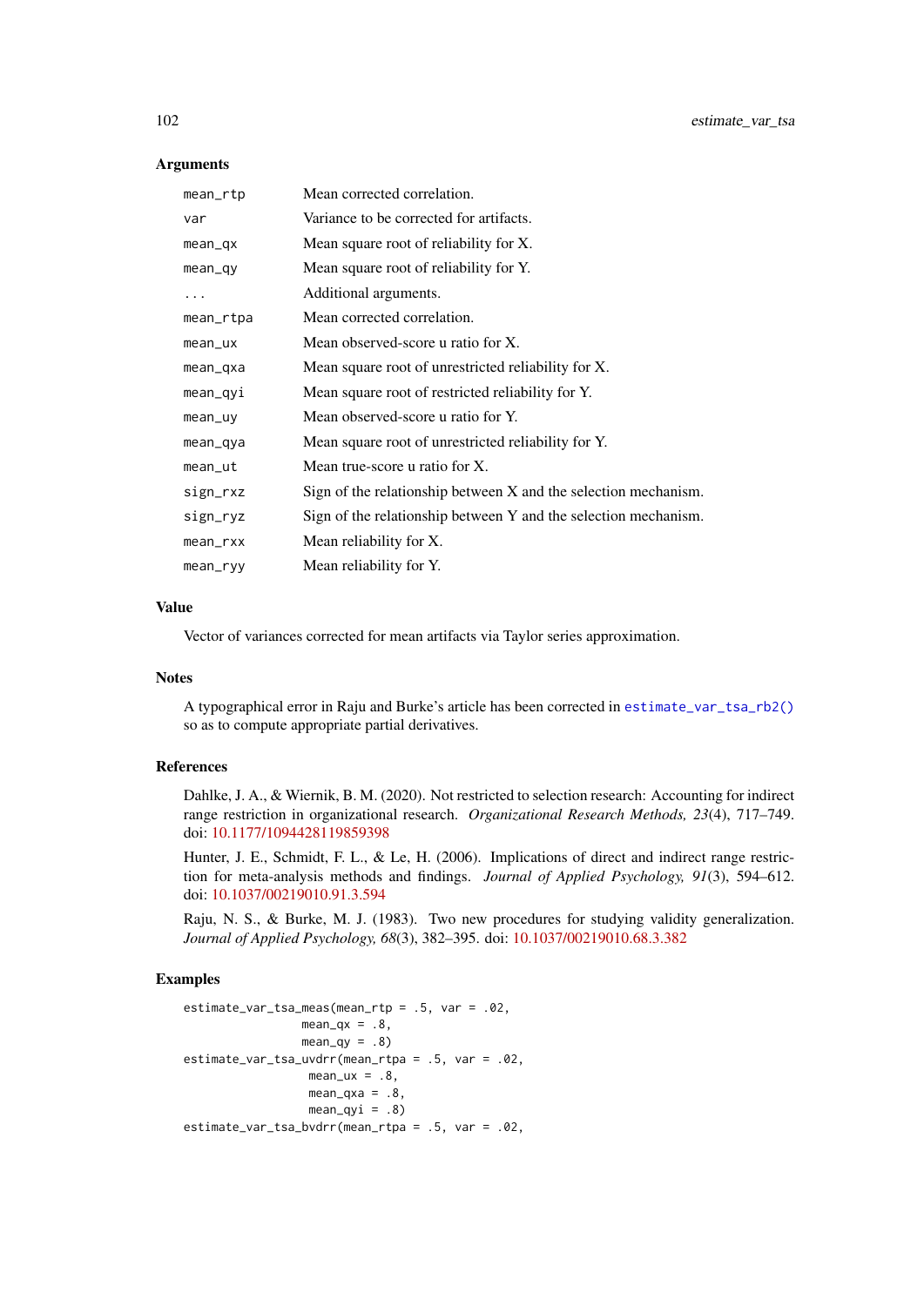### Arguments

| | |
|---|---|
| `mean_rtp` | Mean corrected correlation. |
| `var` | Variance to be corrected for artifacts. |
| `mean_qx` | Mean square root of reliability for X. |
| `mean_qy` | Mean square root of reliability for Y. |
| `...` | Additional arguments. |
| `mean_rtpa` | Mean corrected correlation. |
| `mean_ux` | Mean observed-score u ratio for X. |
| `mean_qxa` | Mean square root of unrestricted reliability for X. |
| `mean_qyi` | Mean square root of restricted reliability for Y. |
| `mean_uy` | Mean observed-score u ratio for Y. |
| `mean_qya` | Mean square root of unrestricted reliability for Y. |
| `mean_ut` | Mean true-score u ratio for X. |
| `sign_rxz` | Sign of the relationship between X and the selection mechanism. |
| `sign_ryz` | Sign of the relationship between Y and the selection mechanism. |
| `mean_rxx` | Mean reliability for X. |
| `mean_ryy` | Mean reliability for Y. |

### Value

Vector of variances corrected for mean artifacts via Taylor series approximation.

### Notes

A typographical error in Raju and Burke's article has been corrected in `estimate_var_tsa_rb2()` so as to compute appropriate partial derivatives.

### References

Dahlke, J. A., & Wiernik, B. M. (2020). Not restricted to selection research: Accounting for indirect range restriction in organizational research. *Organizational Research Methods, 23*(4), 717–749. doi: 10.1177/1094428119859398

Hunter, J. E., Schmidt, F. L., & Le, H. (2006). Implications of direct and indirect range restriction for meta-analysis methods and findings. *Journal of Applied Psychology, 91*(3), 594–612. doi: 10.1037/00219010.91.3.594

Raju, N. S., & Burke, M. J. (1983). Two new procedures for studying validity generalization. *Journal of Applied Psychology, 68*(3), 382–395. doi: 10.1037/00219010.68.3.382

### Examples

```
estimate_var_tsa_meas(mean_rtp = .5, var = .02,
                 mean_qx = .8,
                 mean_qy = .8)
estimate_var_tsa_uvdrr(mean_rtpa = .5, var = .02,
                  mean_ux = .8,
                  mean_qxa = .8,
                  mean_qyi = .8)
estimate_var_tsa_bvdrr(mean_rtpa = .5, var = .02,
```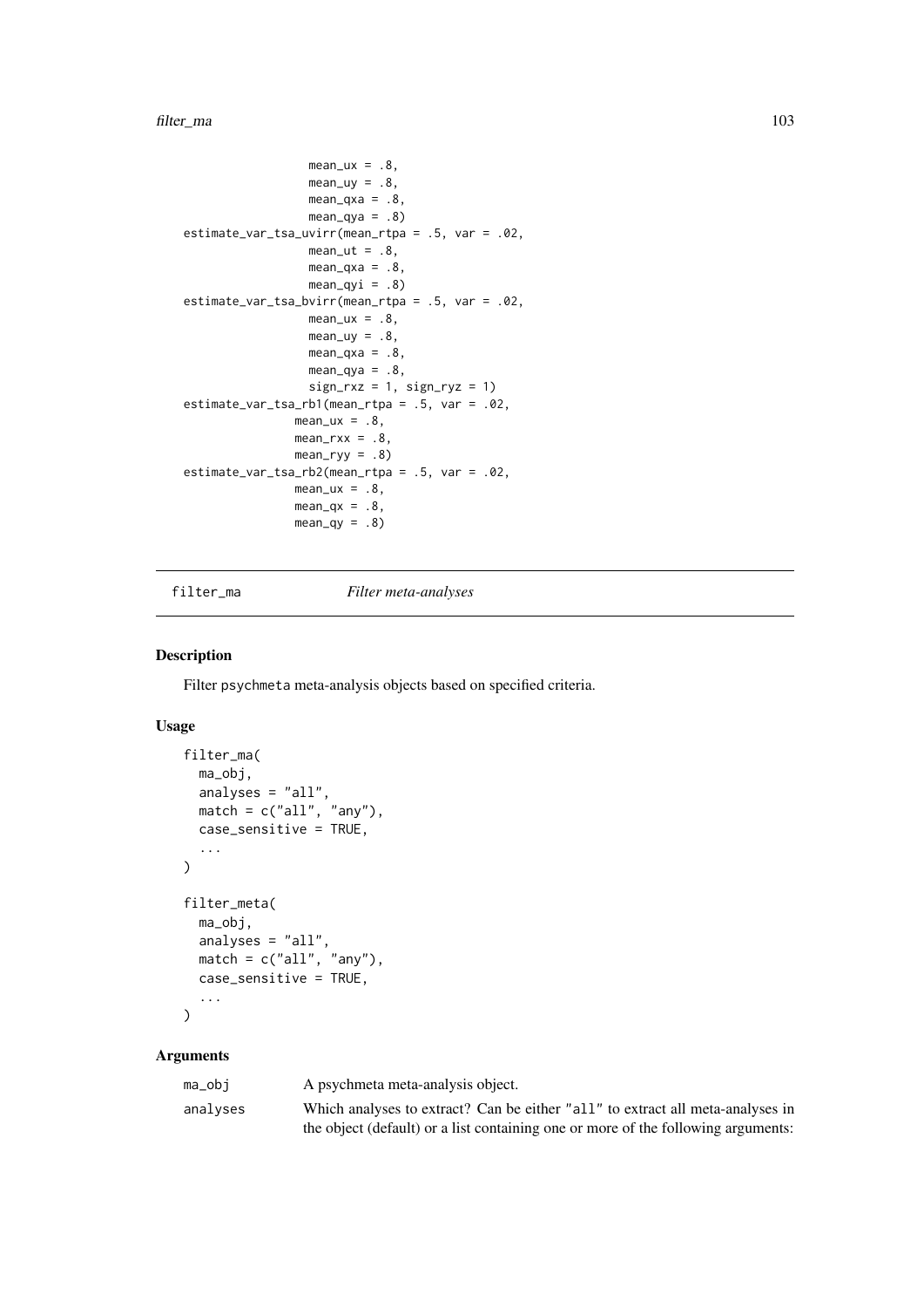```
                 mean_ux = .8,
                 mean_uy = .8,
                 mean_qxa = .8,
                 mean_qya = .8)
estimate_var_tsa_uvirr(mean_rtpa = .5, var = .02,
                 mean_ut = .8,
                 mean_qxa = .8,
                 mean_qyi = .8)
estimate_var_tsa_bvirr(mean_rtpa = .5, var = .02,
                 mean_ux = .8,
                 mean_uy = .8,
                 mean_qxa = .8,
                 mean_qya = .8,
                 sign_rxz = 1, sign_ryz = 1)
estimate_var_tsa_rb1(mean_rtpa = .5, var = .02,
               mean_ux = .8,
               mean_rxx = .8,
               mean_ryy = .8)
estimate_var_tsa_rb2(mean_rtpa = .5, var = .02,
               mean_ux = .8,
               mean_qx = .8,
               mean_qy = .8)
```

## filter_ma *Filter meta-analyses*

### Description

Filter psychmeta meta-analysis objects based on specified criteria.

### Usage

```
filter_ma(
  ma_obj,
  analyses = "all",
  match = c("all", "any"),
  case_sensitive = TRUE,
  ...
)

filter_meta(
  ma_obj,
  analyses = "all",
  match = c("all", "any"),
  case_sensitive = TRUE,
  ...
)
```

### Arguments

| | |
|---|---|
| ma_obj | A psychmeta meta-analysis object. |
| analyses | Which analyses to extract? Can be either "all" to extract all meta-analyses in the object (default) or a list containing one or more of the following arguments: |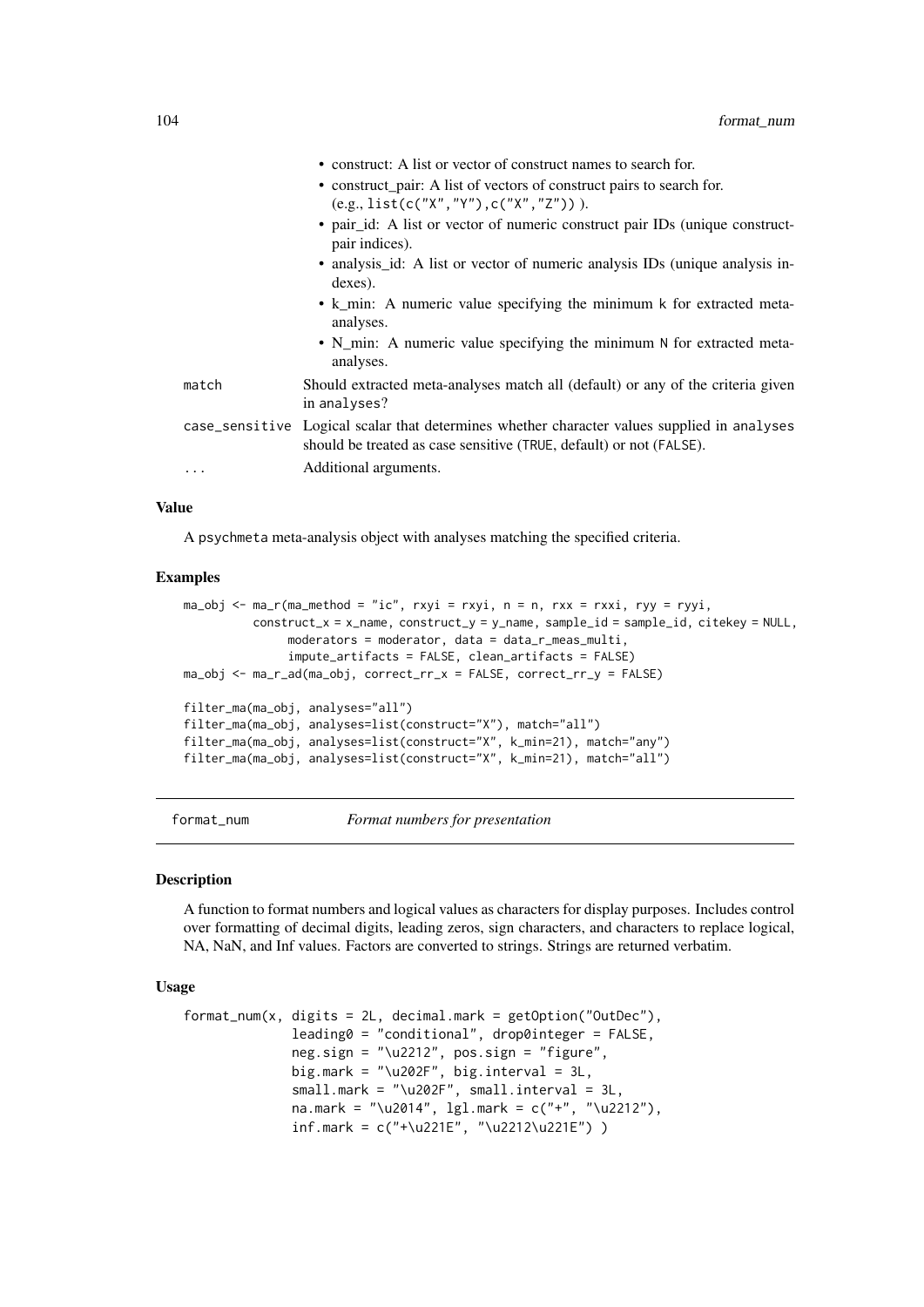- construct: A list or vector of construct names to search for.
- construct_pair: A list of vectors of construct pairs to search for. (e.g., `list(c("X","Y"),c("X","Z"))` ).
- pair_id: A list or vector of numeric construct pair IDs (unique construct-pair indices).
- analysis_id: A list or vector of numeric analysis IDs (unique analysis indexes).
- k_min: A numeric value specifying the minimum k for extracted meta-analyses.
- N_min: A numeric value specifying the minimum N for extracted meta-analyses.

| | |
|---|---|
| `match` | Should extracted meta-analyses match all (default) or any of the criteria given in `analyses`? |
| `case_sensitive` | Logical scalar that determines whether character values supplied in `analyses` should be treated as case sensitive (`TRUE`, default) or not (`FALSE`). |
| `...` | Additional arguments. |

### Value

A psychmeta meta-analysis object with analyses matching the specified criteria.

### Examples

```
ma_obj <- ma_r(ma_method = "ic", rxyi = rxyi, n = n, rxx = rxxi, ryy = ryyi,
          construct_x = x_name, construct_y = y_name, sample_id = sample_id, citekey = NULL,
               moderators = moderator, data = data_r_meas_multi,
               impute_artifacts = FALSE, clean_artifacts = FALSE)
ma_obj <- ma_r_ad(ma_obj, correct_rr_x = FALSE, correct_rr_y = FALSE)

filter_ma(ma_obj, analyses="all")
filter_ma(ma_obj, analyses=list(construct="X"), match="all")
filter_ma(ma_obj, analyses=list(construct="X", k_min=21), match="any")
filter_ma(ma_obj, analyses=list(construct="X", k_min=21), match="all")
```

## format_num — *Format numbers for presentation*

### Description

A function to format numbers and logical values as characters for display purposes. Includes control over formatting of decimal digits, leading zeros, sign characters, and characters to replace logical, NA, NaN, and Inf values. Factors are converted to strings. Strings are returned verbatim.

### Usage

```
format_num(x, digits = 2L, decimal.mark = getOption("OutDec"),
              leading0 = "conditional", drop0integer = FALSE,
              neg.sign = "\u2212", pos.sign = "figure",
              big.mark = "\u202F", big.interval = 3L,
              small.mark = "\u202F", small.interval = 3L,
              na.mark = "\u2014", lgl.mark = c("+", "\u2212"),
              inf.mark = c("+\u221E", "\u2212\u221E") )
```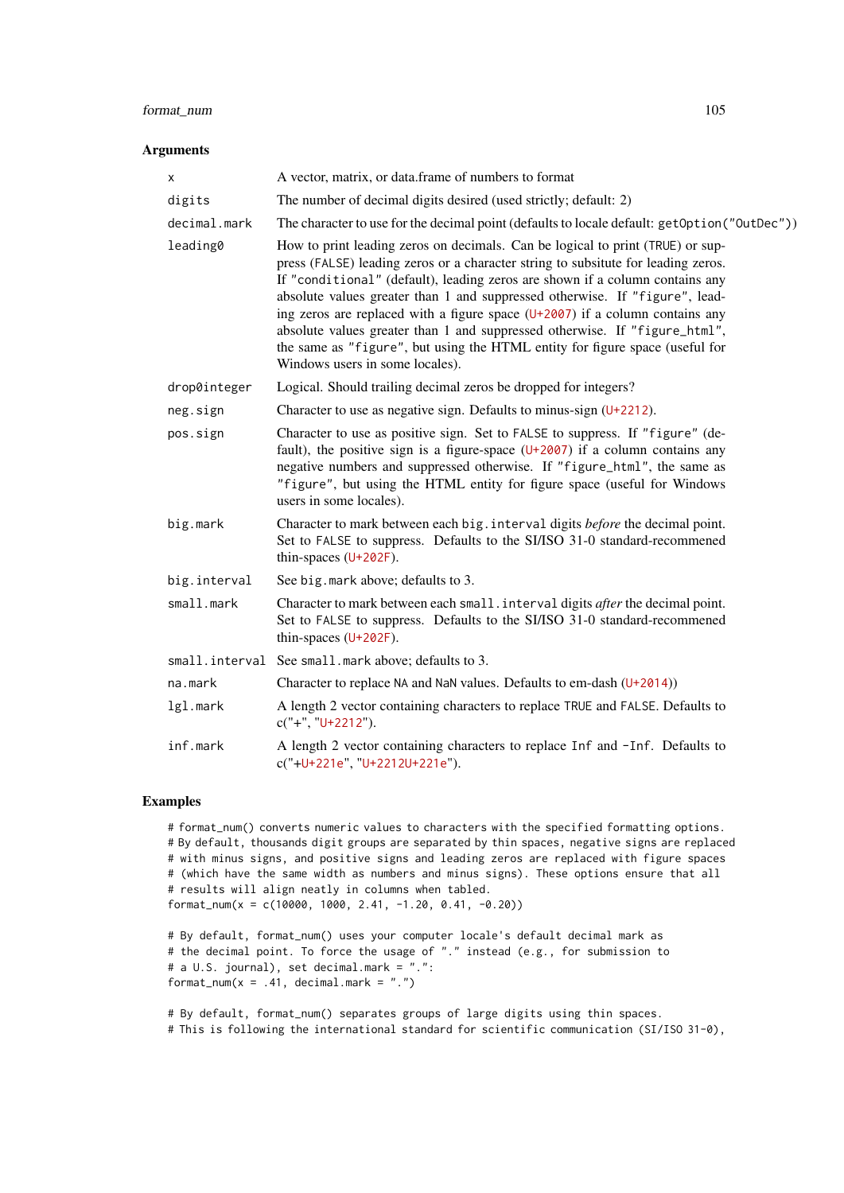## Arguments

| | |
|---|---|
| x | A vector, matrix, or data.frame of numbers to format |
| digits | The number of decimal digits desired (used strictly; default: 2) |
| decimal.mark | The character to use for the decimal point (defaults to locale default: `getOption("OutDec")`) |
| leading0 | How to print leading zeros on decimals. Can be logical to print (`TRUE`) or suppress (`FALSE`) leading zeros or a character string to subsitute for leading zeros. If `"conditional"` (default), leading zeros are shown if a column contains any absolute values greater than 1 and suppressed otherwise. If `"figure"`, leading zeros are replaced with a figure space (U+2007) if a column contains any absolute values greater than 1 and suppressed otherwise. If `"figure_html"`, the same as `"figure"`, but using the HTML entity for figure space (useful for Windows users in some locales). |
| drop0integer | Logical. Should trailing decimal zeros be dropped for integers? |
| neg.sign | Character to use as negative sign. Defaults to minus-sign (U+2212). |
| pos.sign | Character to use as positive sign. Set to `FALSE` to suppress. If `"figure"` (default), the positive sign is a figure-space (U+2007) if a column contains any negative numbers and suppressed otherwise. If `"figure_html"`, the same as `"figure"`, but using the HTML entity for figure space (useful for Windows users in some locales). |
| big.mark | Character to mark between each `big.interval` digits *before* the decimal point. Set to `FALSE` to suppress. Defaults to the SI/ISO 31-0 standard-recommened thin-spaces (U+202F). |
| big.interval | See `big.mark` above; defaults to 3. |
| small.mark | Character to mark between each `small.interval` digits *after* the decimal point. Set to `FALSE` to suppress. Defaults to the SI/ISO 31-0 standard-recommened thin-spaces (U+202F). |
| small.interval | See `small.mark` above; defaults to 3. |
| na.mark | Character to replace `NA` and `NaN` values. Defaults to em-dash (U+2014)) |
| lgl.mark | A length 2 vector containing characters to replace `TRUE` and `FALSE`. Defaults to c("+", "U+2212"). |
| inf.mark | A length 2 vector containing characters to replace `Inf` and `-Inf`. Defaults to c("+U+221e", "U+2212U+221e"). |

## Examples

```
# format_num() converts numeric values to characters with the specified formatting options.
# By default, thousands digit groups are separated by thin spaces, negative signs are replaced
# with minus signs, and positive signs and leading zeros are replaced with figure spaces
# (which have the same width as numbers and minus signs). These options ensure that all
# results will align neatly in columns when tabled.
format_num(x = c(10000, 1000, 2.41, -1.20, 0.41, -0.20))

# By default, format_num() uses your computer locale's default decimal mark as
# the decimal point. To force the usage of "." instead (e.g., for submission to
# a U.S. journal), set decimal.mark = ".":
format_num(x = .41, decimal.mark = ".")

# By default, format_num() separates groups of large digits using thin spaces.
# This is following the international standard for scientific communication (SI/ISO 31-0),
```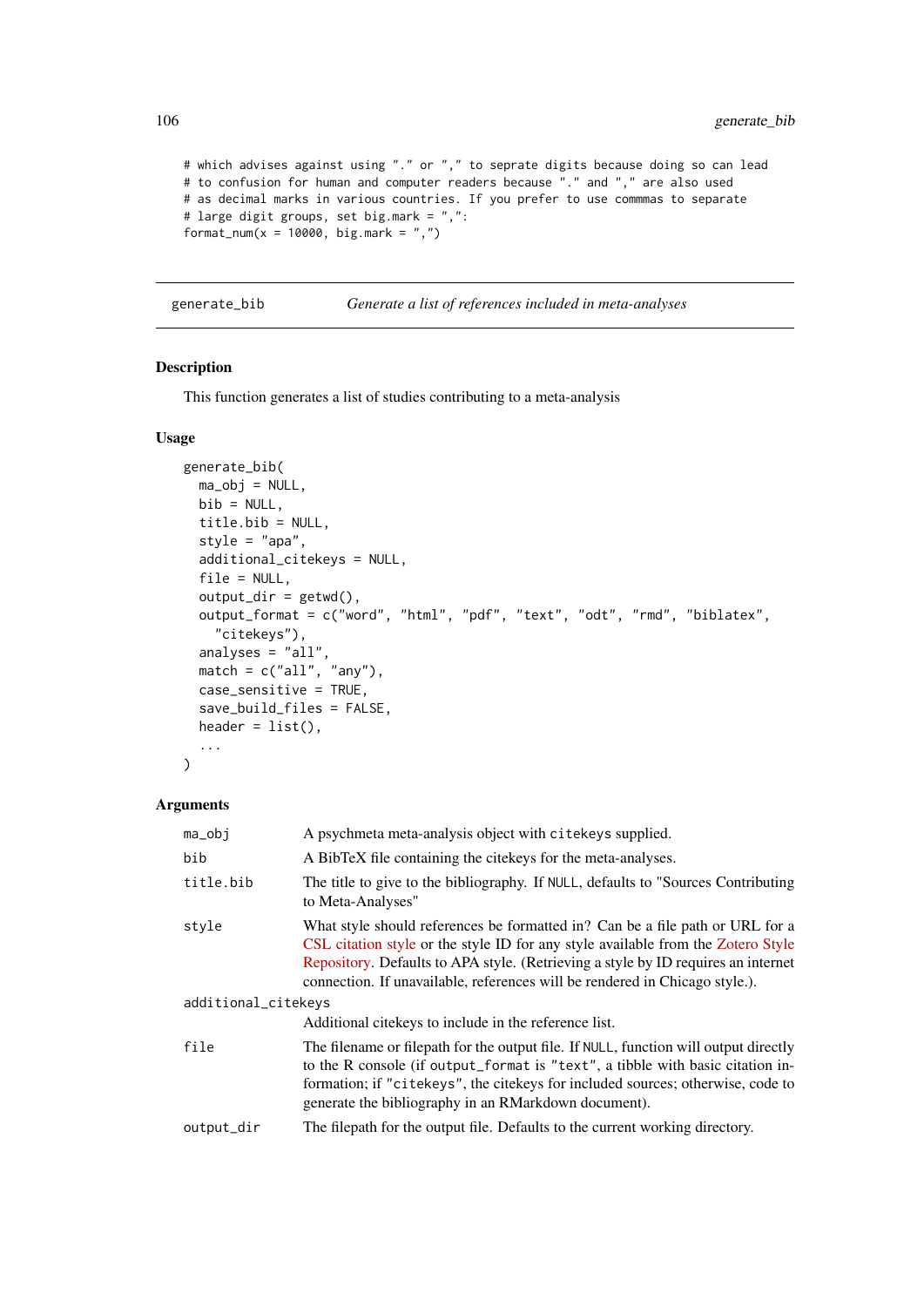```
# which advises against using "." or "," to seprate digits because doing so can lead
# to confusion for human and computer readers because "." and "," are also used
# as decimal marks in various countries. If you prefer to use commmas to separate
# large digit groups, set big.mark = ",":
format_num(x = 10000, big.mark = ",")
```

---

## generate_bib — *Generate a list of references included in meta-analyses*

### Description

This function generates a list of studies contributing to a meta-analysis

### Usage

```
generate_bib(
  ma_obj = NULL,
  bib = NULL,
  title.bib = NULL,
  style = "apa",
  additional_citekeys = NULL,
  file = NULL,
  output_dir = getwd(),
  output_format = c("word", "html", "pdf", "text", "odt", "rmd", "biblatex",
    "citekeys"),
  analyses = "all",
  match = c("all", "any"),
  case_sensitive = TRUE,
  save_build_files = FALSE,
  header = list(),
  ...
)
```

### Arguments

| | |
|---|---|
| `ma_obj` | A psychmeta meta-analysis object with `citekeys` supplied. |
| `bib` | A BibTeX file containing the citekeys for the meta-analyses. |
| `title.bib` | The title to give to the bibliography. If `NULL`, defaults to "Sources Contributing to Meta-Analyses" |
| `style` | What style should references be formatted in? Can be a file path or URL for a CSL citation style or the style ID for any style available from the Zotero Style Repository. Defaults to APA style. (Retrieving a style by ID requires an internet connection. If unavailable, references will be rendered in Chicago style.). |
| `additional_citekeys` | Additional citekeys to include in the reference list. |
| `file` | The filename or filepath for the output file. If `NULL`, function will output directly to the R console (if `output_format` is `"text"`, a tibble with basic citation information; if `"citekeys"`, the citekeys for included sources; otherwise, code to generate the bibliography in an RMarkdown document). |
| `output_dir` | The filepath for the output file. Defaults to the current working directory. |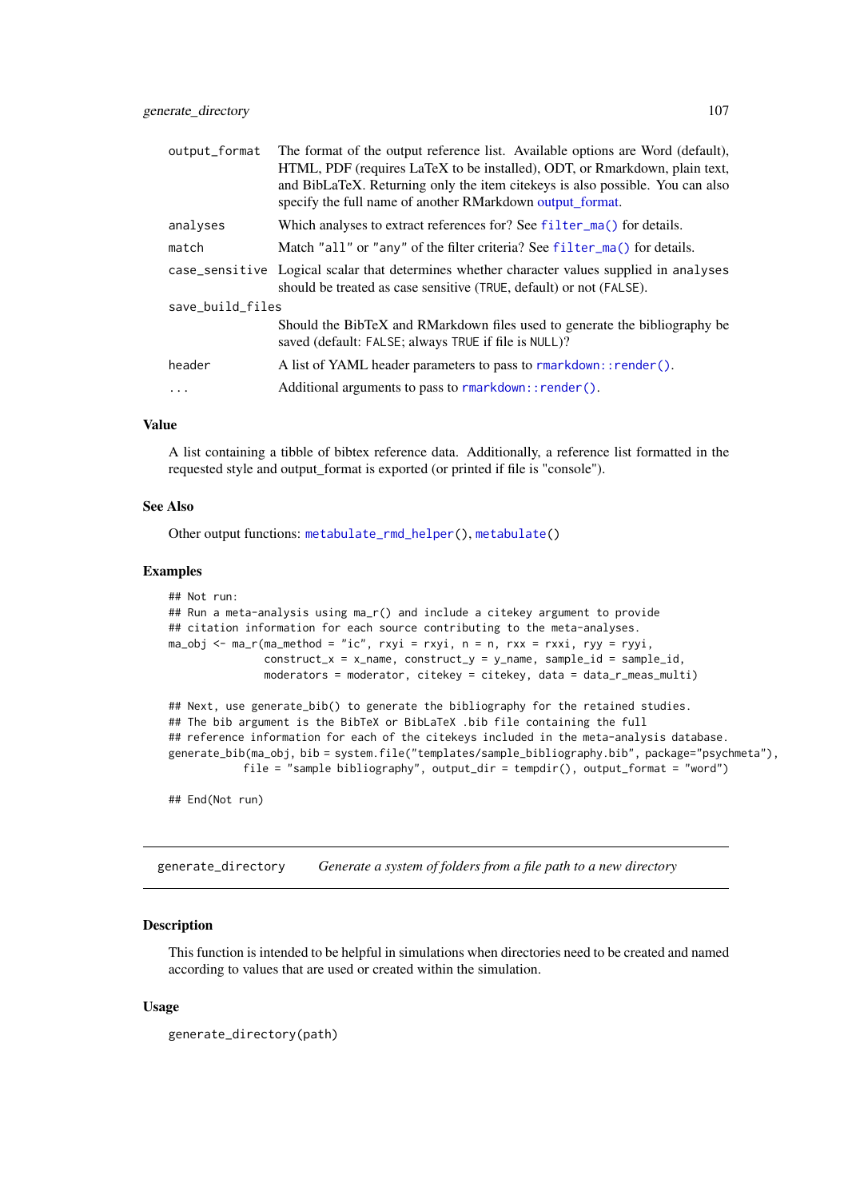| | |
|---|---|
| `output_format` | The format of the output reference list. Available options are Word (default), HTML, PDF (requires LaTeX to be installed), ODT, or Rmarkdown, plain text, and BibLaTeX. Returning only the item citekeys is also possible. You can also specify the full name of another RMarkdown output_format. |
| `analyses` | Which analyses to extract references for? See `filter_ma()` for details. |
| `match` | Match `"all"` or `"any"` of the filter criteria? See `filter_ma()` for details. |
| `case_sensitive` | Logical scalar that determines whether character values supplied in `analyses` should be treated as case sensitive (`TRUE`, default) or not (`FALSE`). |
| `save_build_files` | Should the BibTeX and RMarkdown files used to generate the bibliography be saved (default: `FALSE`; always `TRUE` if file is `NULL`)? |
| `header` | A list of YAML header parameters to pass to `rmarkdown::render()`. |
| `...` | Additional arguments to pass to `rmarkdown::render()`. |

### Value

A list containing a tibble of bibtex reference data. Additionally, a reference list formatted in the requested style and output_format is exported (or printed if file is "console").

### See Also

Other output functions: `metabulate_rmd_helper()`, `metabulate()`

### Examples

```
## Not run:
## Run a meta-analysis using ma_r() and include a citekey argument to provide
## citation information for each source contributing to the meta-analyses.
ma_obj <- ma_r(ma_method = "ic", rxyi = rxyi, n = n, rxx = rxxi, ryy = ryyi,
               construct_x = x_name, construct_y = y_name, sample_id = sample_id,
               moderators = moderator, citekey = citekey, data = data_r_meas_multi)

## Next, use generate_bib() to generate the bibliography for the retained studies.
## The bib argument is the BibTeX or BibLaTeX .bib file containing the full
## reference information for each of the citekeys included in the meta-analysis database.
generate_bib(ma_obj, bib = system.file("templates/sample_bibliography.bib", package="psychmeta"),
            file = "sample bibliography", output_dir = tempdir(), output_format = "word")

## End(Not run)
```

---

## generate_directory    *Generate a system of folders from a file path to a new directory*

---

### Description

This function is intended to be helpful in simulations when directories need to be created and named according to values that are used or created within the simulation.

### Usage

```
generate_directory(path)
```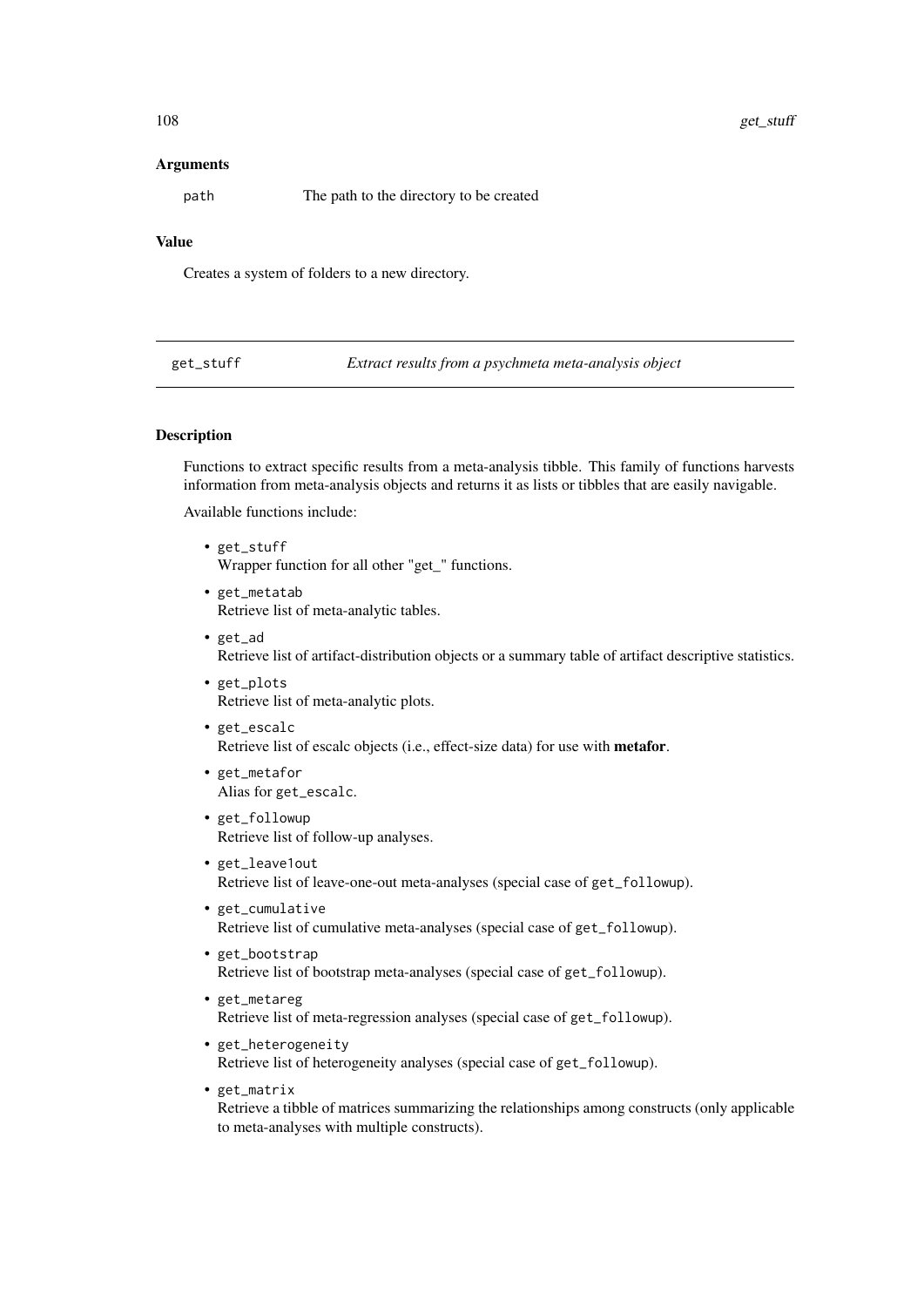### Arguments

| | |
|---|---|
| `path` | The path to the directory to be created |

### Value

Creates a system of folders to a new directory.

---

## get_stuff — *Extract results from a psychmeta meta-analysis object*

---

### Description

Functions to extract specific results from a meta-analysis tibble. This family of functions harvests information from meta-analysis objects and returns it as lists or tibbles that are easily navigable.

Available functions include:

- `get_stuff`
  Wrapper function for all other "get_" functions.
- `get_metatab`
  Retrieve list of meta-analytic tables.
- `get_ad`
  Retrieve list of artifact-distribution objects or a summary table of artifact descriptive statistics.
- `get_plots`
  Retrieve list of meta-analytic plots.
- `get_escalc`
  Retrieve list of escalc objects (i.e., effect-size data) for use with **metafor**.
- `get_metafor`
  Alias for `get_escalc`.
- `get_followup`
  Retrieve list of follow-up analyses.
- `get_leave1out`
  Retrieve list of leave-one-out meta-analyses (special case of `get_followup`).
- `get_cumulative`
  Retrieve list of cumulative meta-analyses (special case of `get_followup`).
- `get_bootstrap`
  Retrieve list of bootstrap meta-analyses (special case of `get_followup`).
- `get_metareg`
  Retrieve list of meta-regression analyses (special case of `get_followup`).
- `get_heterogeneity`
  Retrieve list of heterogeneity analyses (special case of `get_followup`).
- `get_matrix`
  Retrieve a tibble of matrices summarizing the relationships among constructs (only applicable to meta-analyses with multiple constructs).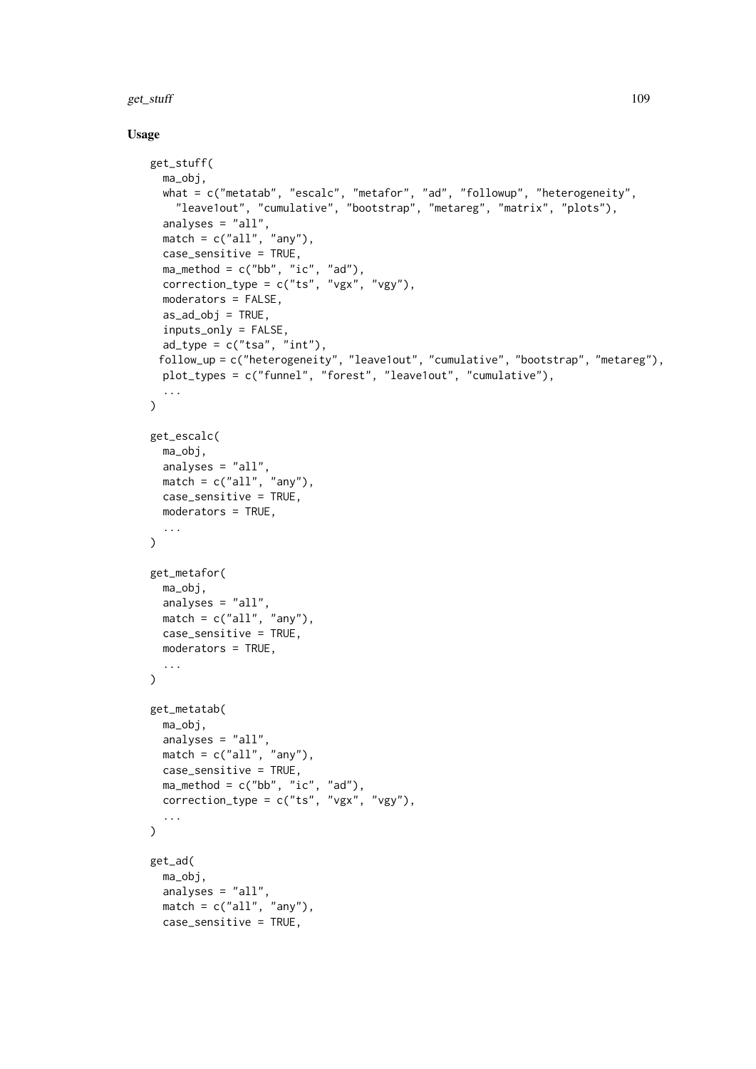## Usage

```
get_stuff(
  ma_obj,
  what = c("metatab", "escalc", "metafor", "ad", "followup", "heterogeneity",
    "leave1out", "cumulative", "bootstrap", "metareg", "matrix", "plots"),
  analyses = "all",
  match = c("all", "any"),
  case_sensitive = TRUE,
  ma_method = c("bb", "ic", "ad"),
  correction_type = c("ts", "vgx", "vgy"),
  moderators = FALSE,
  as_ad_obj = TRUE,
  inputs_only = FALSE,
  ad_type = c("tsa", "int"),
 follow_up = c("heterogeneity", "leave1out", "cumulative", "bootstrap", "metareg"),
  plot_types = c("funnel", "forest", "leave1out", "cumulative"),
  ...
)

get_escalc(
  ma_obj,
  analyses = "all",
  match = c("all", "any"),
  case_sensitive = TRUE,
  moderators = TRUE,
  ...
)

get_metafor(
  ma_obj,
  analyses = "all",
  match = c("all", "any"),
  case_sensitive = TRUE,
  moderators = TRUE,
  ...
)

get_metatab(
  ma_obj,
  analyses = "all",
  match = c("all", "any"),
  case_sensitive = TRUE,
  ma_method = c("bb", "ic", "ad"),
  correction_type = c("ts", "vgx", "vgy"),
  ...
)

get_ad(
  ma_obj,
  analyses = "all",
  match = c("all", "any"),
  case_sensitive = TRUE,
```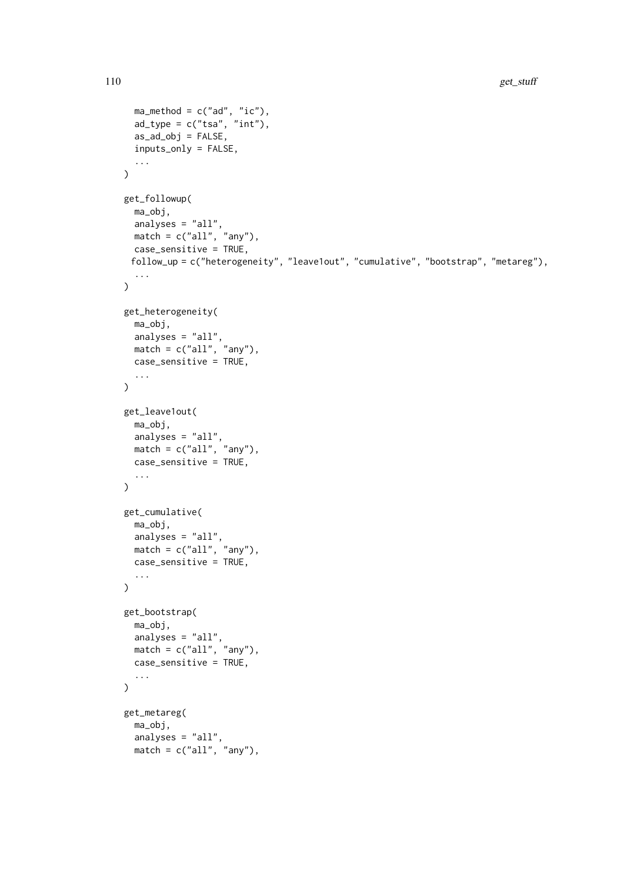```
  ma_method = c("ad", "ic"),
  ad_type = c("tsa", "int"),
  as_ad_obj = FALSE,
  inputs_only = FALSE,
  ...
)

get_followup(
  ma_obj,
  analyses = "all",
  match = c("all", "any"),
  case_sensitive = TRUE,
 follow_up = c("heterogeneity", "leave1out", "cumulative", "bootstrap", "metareg"),
  ...
)

get_heterogeneity(
  ma_obj,
  analyses = "all",
  match = c("all", "any"),
  case_sensitive = TRUE,
  ...
)

get_leave1out(
  ma_obj,
  analyses = "all",
  match = c("all", "any"),
  case_sensitive = TRUE,
  ...
)

get_cumulative(
  ma_obj,
  analyses = "all",
  match = c("all", "any"),
  case_sensitive = TRUE,
  ...
)

get_bootstrap(
  ma_obj,
  analyses = "all",
  match = c("all", "any"),
  case_sensitive = TRUE,
  ...
)

get_metareg(
  ma_obj,
  analyses = "all",
  match = c("all", "any"),
```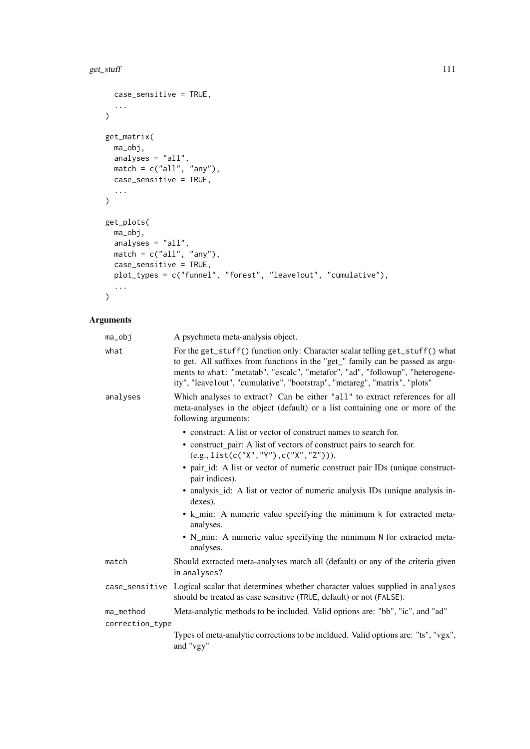```
  case_sensitive = TRUE,
  ...
)

get_matrix(
  ma_obj,
  analyses = "all",
  match = c("all", "any"),
  case_sensitive = TRUE,
  ...
)

get_plots(
  ma_obj,
  analyses = "all",
  match = c("all", "any"),
  case_sensitive = TRUE,
  plot_types = c("funnel", "forest", "leave1out", "cumulative"),
  ...
)
```

## Arguments

**ma_obj** A psychmeta meta-analysis object.

**what** For the `get_stuff()` function only: Character scalar telling `get_stuff()` what to get. All suffixes from functions in the "get_" family can be passed as arguments to `what`: "metatab", "escalc", "metafor", "ad", "followup", "heterogeneity", "leave1out", "cumulative", "bootstrap", "metareg", "matrix", "plots"

**analyses** Which analyses to extract? Can be either `"all"` to extract references for all meta-analyses in the object (default) or a list containing one or more of the following arguments:

- construct: A list or vector of construct names to search for.
- construct_pair: A list of vectors of construct pairs to search for. (e.g., `list(c("X","Y"),c("X","Z"))`).
- pair_id: A list or vector of numeric construct pair IDs (unique construct-pair indices).
- analysis_id: A list or vector of numeric analysis IDs (unique analysis indexes).
- k_min: A numeric value specifying the minimum `k` for extracted meta-analyses.
- N_min: A numeric value specifying the minimum `N` for extracted meta-analyses.

**match** Should extracted meta-analyses match all (default) or any of the criteria given in `analyses`?

**case_sensitive** Logical scalar that determines whether character values supplied in `analyses` should be treated as case sensitive (`TRUE`, default) or not (`FALSE`).

**ma_method** Meta-analytic methods to be included. Valid options are: "bb", "ic", and "ad"

**correction_type** Types of meta-analytic corrections to be incldued. Valid options are: "ts", "vgx", and "vgy"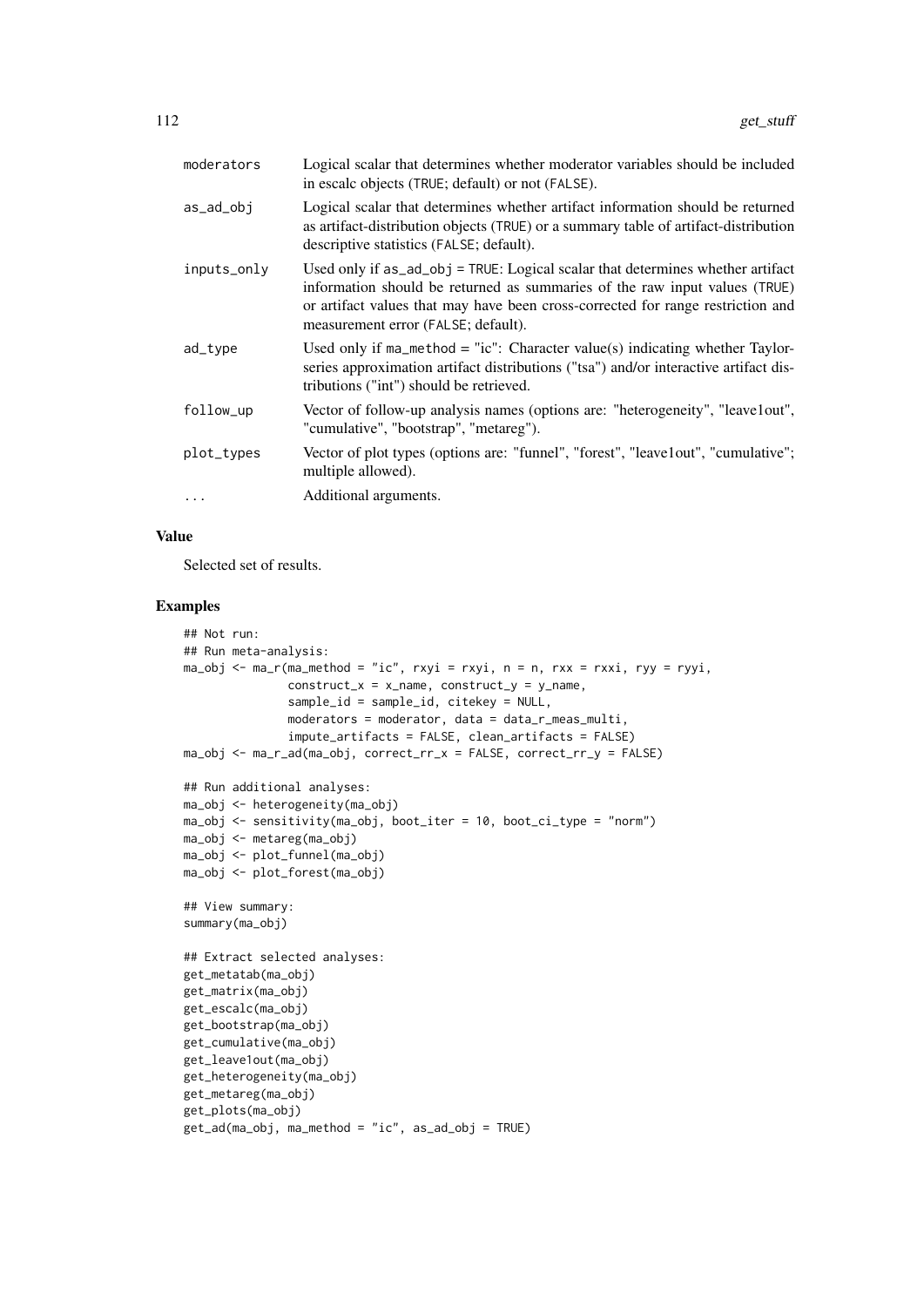| | |
|---|---|
| moderators | Logical scalar that determines whether moderator variables should be included in escalc objects (TRUE; default) or not (FALSE). |
| as_ad_obj | Logical scalar that determines whether artifact information should be returned as artifact-distribution objects (TRUE) or a summary table of artifact-distribution descriptive statistics (FALSE; default). |
| inputs_only | Used only if as_ad_obj = TRUE: Logical scalar that determines whether artifact information should be returned as summaries of the raw input values (TRUE) or artifact values that may have been cross-corrected for range restriction and measurement error (FALSE; default). |
| ad_type | Used only if ma_method = "ic": Character value(s) indicating whether Taylor-series approximation artifact distributions ("tsa") and/or interactive artifact distributions ("int") should be retrieved. |
| follow_up | Vector of follow-up analysis names (options are: "heterogeneity", "leave1out", "cumulative", "bootstrap", "metareg"). |
| plot_types | Vector of plot types (options are: "funnel", "forest", "leave1out", "cumulative"; multiple allowed). |
| ... | Additional arguments. |

## Value

Selected set of results.

## Examples

```
## Not run:
## Run meta-analysis:
ma_obj <- ma_r(ma_method = "ic", rxyi = rxyi, n = n, rxx = rxxi, ryy = ryyi,
               construct_x = x_name, construct_y = y_name,
               sample_id = sample_id, citekey = NULL,
               moderators = moderator, data = data_r_meas_multi,
               impute_artifacts = FALSE, clean_artifacts = FALSE)
ma_obj <- ma_r_ad(ma_obj, correct_rr_x = FALSE, correct_rr_y = FALSE)

## Run additional analyses:
ma_obj <- heterogeneity(ma_obj)
ma_obj <- sensitivity(ma_obj, boot_iter = 10, boot_ci_type = "norm")
ma_obj <- metareg(ma_obj)
ma_obj <- plot_funnel(ma_obj)
ma_obj <- plot_forest(ma_obj)

## View summary:
summary(ma_obj)

## Extract selected analyses:
get_metatab(ma_obj)
get_matrix(ma_obj)
get_escalc(ma_obj)
get_bootstrap(ma_obj)
get_cumulative(ma_obj)
get_leave1out(ma_obj)
get_heterogeneity(ma_obj)
get_metareg(ma_obj)
get_plots(ma_obj)
get_ad(ma_obj, ma_method = "ic", as_ad_obj = TRUE)
```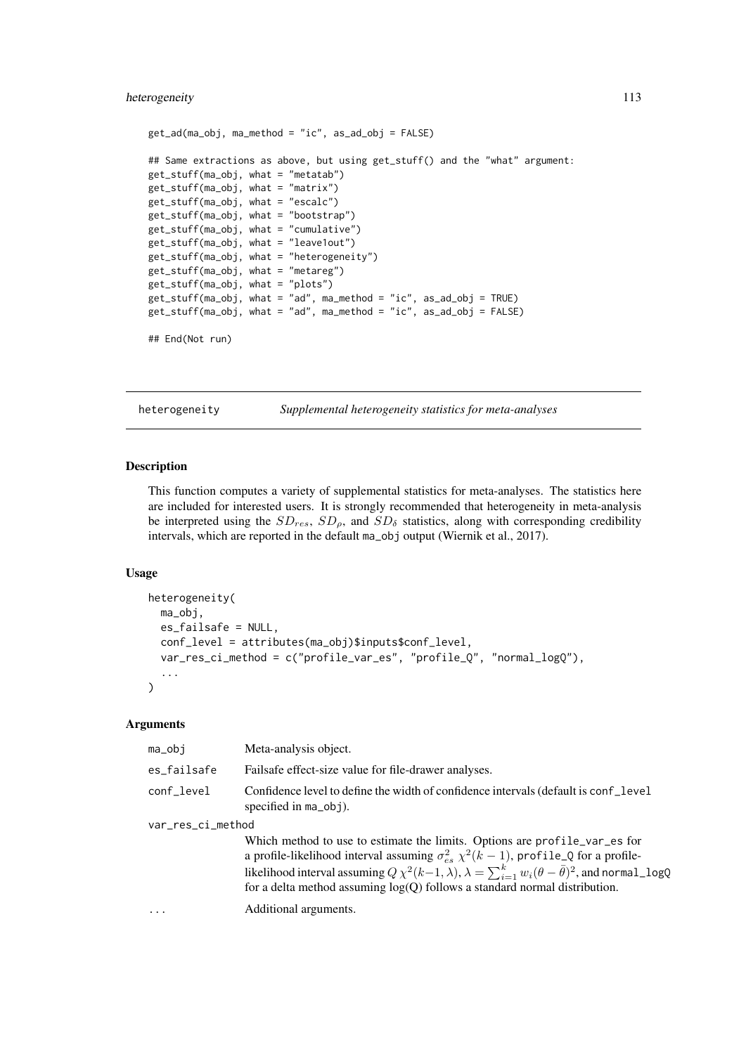```
get_ad(ma_obj, ma_method = "ic", as_ad_obj = FALSE)

## Same extractions as above, but using get_stuff() and the "what" argument:
get_stuff(ma_obj, what = "metatab")
get_stuff(ma_obj, what = "matrix")
get_stuff(ma_obj, what = "escalc")
get_stuff(ma_obj, what = "bootstrap")
get_stuff(ma_obj, what = "cumulative")
get_stuff(ma_obj, what = "leave1out")
get_stuff(ma_obj, what = "heterogeneity")
get_stuff(ma_obj, what = "metareg")
get_stuff(ma_obj, what = "plots")
get_stuff(ma_obj, what = "ad", ma_method = "ic", as_ad_obj = TRUE)
get_stuff(ma_obj, what = "ad", ma_method = "ic", as_ad_obj = FALSE)

## End(Not run)
```

---

heterogeneity *Supplemental heterogeneity statistics for meta-analyses*

---

## Description

This function computes a variety of supplemental statistics for meta-analyses. The statistics here are included for interested users. It is strongly recommended that heterogeneity in meta-analysis be interpreted using the $SD_{res}$, $SD_{\rho}$, and $SD_{\delta}$ statistics, along with corresponding credibility intervals, which are reported in the default ma_obj output (Wiernik et al., 2017).

## Usage

```
heterogeneity(
  ma_obj,
  es_failsafe = NULL,
  conf_level = attributes(ma_obj)$inputs$conf_level,
  var_res_ci_method = c("profile_var_es", "profile_Q", "normal_logQ"),
  ...
)
```

## Arguments

| | |
|---|---|
| ma_obj | Meta-analysis object. |
| es_failsafe | Failsafe effect-size value for file-drawer analyses. |
| conf_level | Confidence level to define the width of confidence intervals (default is conf_level specified in ma_obj). |
| var_res_ci_method | Which method to use to estimate the limits. Options are profile_var_es for a profile-likelihood interval assuming $\sigma^2_{es}\ \chi^2(k-1)$, profile_Q for a profile-likelihood interval assuming $Q\ \chi^2(k-1, \lambda)$, $\lambda = \sum_{i=1}^{k} w_i(\theta - \bar{\theta})^2$, and normal_logQ for a delta method assuming log(Q) follows a standard normal distribution. |
| ... | Additional arguments. |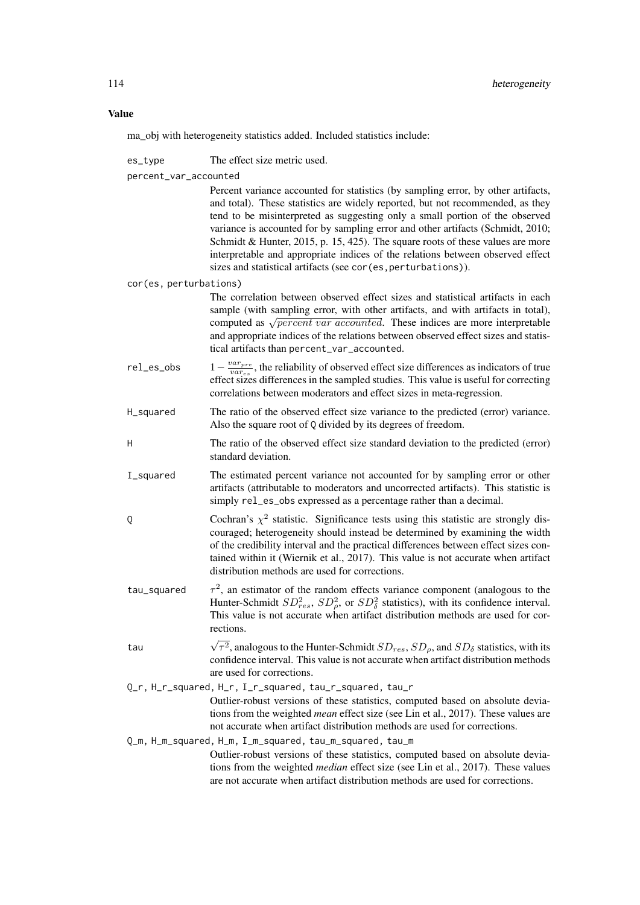### Value

ma_obj with heterogeneity statistics added. Included statistics include:

- `es_type` The effect size metric used.
- `percent_var_accounted`
  Percent variance accounted for statistics (by sampling error, by other artifacts, and total). These statistics are widely reported, but not recommended, as they tend to be misinterpreted as suggesting only a small portion of the observed variance is accounted for by sampling error and other artifacts (Schmidt, 2010; Schmidt & Hunter, 2015, p. 15, 425). The square roots of these values are more interpretable and appropriate indices of the relations between observed effect sizes and statistical artifacts (see `cor(es,perturbations)`).
- `cor(es, perturbations)`
  The correlation between observed effect sizes and statistical artifacts in each sample (with sampling error, with other artifacts, and with artifacts in total), computed as $\sqrt{percent\ var\ accounted}$. These indices are more interpretable and appropriate indices of the relations between observed effect sizes and statistical artifacts than `percent_var_accounted`.
- `rel_es_obs` $1 - \frac{var_{pre}}{var_{es}}$, the reliability of observed effect size differences as indicators of true effect sizes differences in the sampled studies. This value is useful for correcting correlations between moderators and effect sizes in meta-regression.
- `H_squared` The ratio of the observed effect size variance to the predicted (error) variance. Also the square root of `Q` divided by its degrees of freedom.
- `H` The ratio of the observed effect size standard deviation to the predicted (error) standard deviation.
- `I_squared` The estimated percent variance not accounted for by sampling error or other artifacts (attributable to moderators and uncorrected artifacts). This statistic is simply `rel_es_obs` expressed as a percentage rather than a decimal.
- `Q` Cochran's $\chi^2$ statistic. Significance tests using this statistic are strongly discouraged; heterogeneity should instead be determined by examining the width of the credibility interval and the practical differences between effect sizes contained within it (Wiernik et al., 2017). This value is not accurate when artifact distribution methods are used for corrections.
- `tau_squared` $\tau^2$, an estimator of the random effects variance component (analogous to the Hunter-Schmidt $SD^2_{res}$, $SD^2_{\rho}$, or $SD^2_{\delta}$ statistics), with its confidence interval. This value is not accurate when artifact distribution methods are used for corrections.
- `tau` $\sqrt{\tau^2}$, analogous to the Hunter-Schmidt $SD_{res}$, $SD_{\rho}$, and $SD_{\delta}$ statistics, with its confidence interval. This value is not accurate when artifact distribution methods are used for corrections.
- `Q_r, H_r_squared, H_r, I_r_squared, tau_r_squared, tau_r`
  Outlier-robust versions of these statistics, computed based on absolute deviations from the weighted *mean* effect size (see Lin et al., 2017). These values are not accurate when artifact distribution methods are used for corrections.
- `Q_m, H_m_squared, H_m, I_m_squared, tau_m_squared, tau_m`
  Outlier-robust versions of these statistics, computed based on absolute deviations from the weighted *median* effect size (see Lin et al., 2017). These values are not accurate when artifact distribution methods are used for corrections.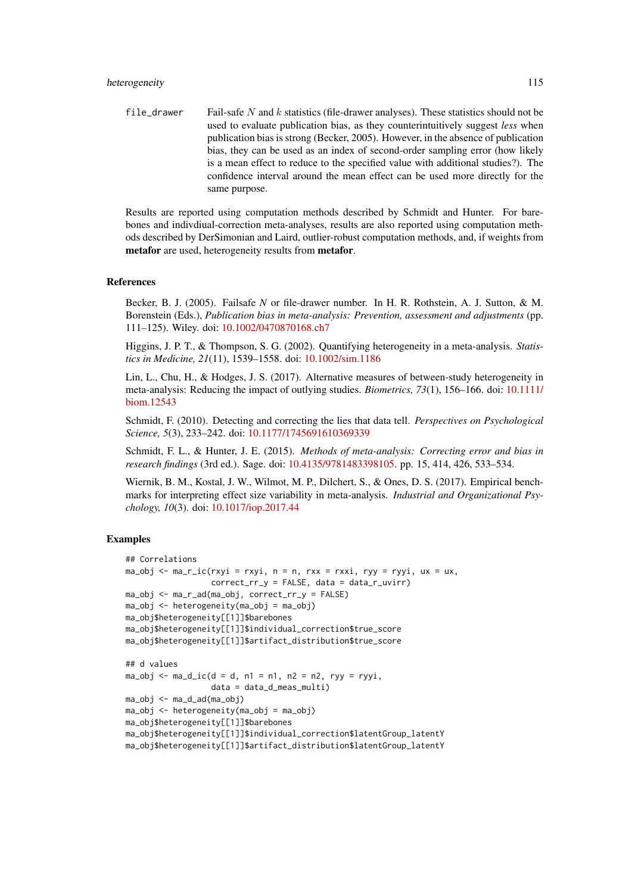`file_drawer` Fail-safe $N$ and $k$ statistics (file-drawer analyses). These statistics should not be used to evaluate publication bias, as they counterintuitively suggest *less* when publication bias is strong (Becker, 2005). However, in the absence of publication bias, they can be used as an index of second-order sampling error (how likely is a mean effect to reduce to the specified value with additional studies?). The confidence interval around the mean effect can be used more directly for the same purpose.

Results are reported using computation methods described by Schmidt and Hunter. For bare-bones and indivdiual-correction meta-analyses, results are also reported using computation methods described by DerSimonian and Laird, outlier-robust computation methods, and, if weights from **metafor** are used, heterogeneity results from **metafor**.

## References

Becker, B. J. (2005). Failsafe *N* or file-drawer number. In H. R. Rothstein, A. J. Sutton, & M. Borenstein (Eds.), *Publication bias in meta-analysis: Prevention, assessment and adjustments* (pp. 111–125). Wiley. doi: 10.1002/0470870168.ch7

Higgins, J. P. T., & Thompson, S. G. (2002). Quantifying heterogeneity in a meta-analysis. *Statistics in Medicine, 21*(11), 1539–1558. doi: 10.1002/sim.1186

Lin, L., Chu, H., & Hodges, J. S. (2017). Alternative measures of between-study heterogeneity in meta-analysis: Reducing the impact of outlying studies. *Biometrics, 73*(1), 156–166. doi: 10.1111/biom.12543

Schmidt, F. (2010). Detecting and correcting the lies that data tell. *Perspectives on Psychological Science, 5*(3), 233–242. doi: 10.1177/1745691610369339

Schmidt, F. L., & Hunter, J. E. (2015). *Methods of meta-analysis: Correcting error and bias in research findings* (3rd ed.). Sage. doi: 10.4135/9781483398105. pp. 15, 414, 426, 533–534.

Wiernik, B. M., Kostal, J. W., Wilmot, M. P., Dilchert, S., & Ones, D. S. (2017). Empirical benchmarks for interpreting effect size variability in meta-analysis. *Industrial and Organizational Psychology, 10*(3). doi: 10.1017/iop.2017.44

## Examples

```
## Correlations
ma_obj <- ma_r_ic(rxyi = rxyi, n = n, rxx = rxxi, ryy = ryyi, ux = ux,
                  correct_rr_y = FALSE, data = data_r_uvirr)
ma_obj <- ma_r_ad(ma_obj, correct_rr_y = FALSE)
ma_obj <- heterogeneity(ma_obj = ma_obj)
ma_obj$heterogeneity[[1]]$barebones
ma_obj$heterogeneity[[1]]$individual_correction$true_score
ma_obj$heterogeneity[[1]]$artifact_distribution$true_score

## d values
ma_obj <- ma_d_ic(d = d, n1 = n1, n2 = n2, ryy = ryyi,
                  data = data_d_meas_multi)
ma_obj <- ma_d_ad(ma_obj)
ma_obj <- heterogeneity(ma_obj = ma_obj)
ma_obj$heterogeneity[[1]]$barebones
ma_obj$heterogeneity[[1]]$individual_correction$latentGroup_latentY
ma_obj$heterogeneity[[1]]$artifact_distribution$latentGroup_latentY
```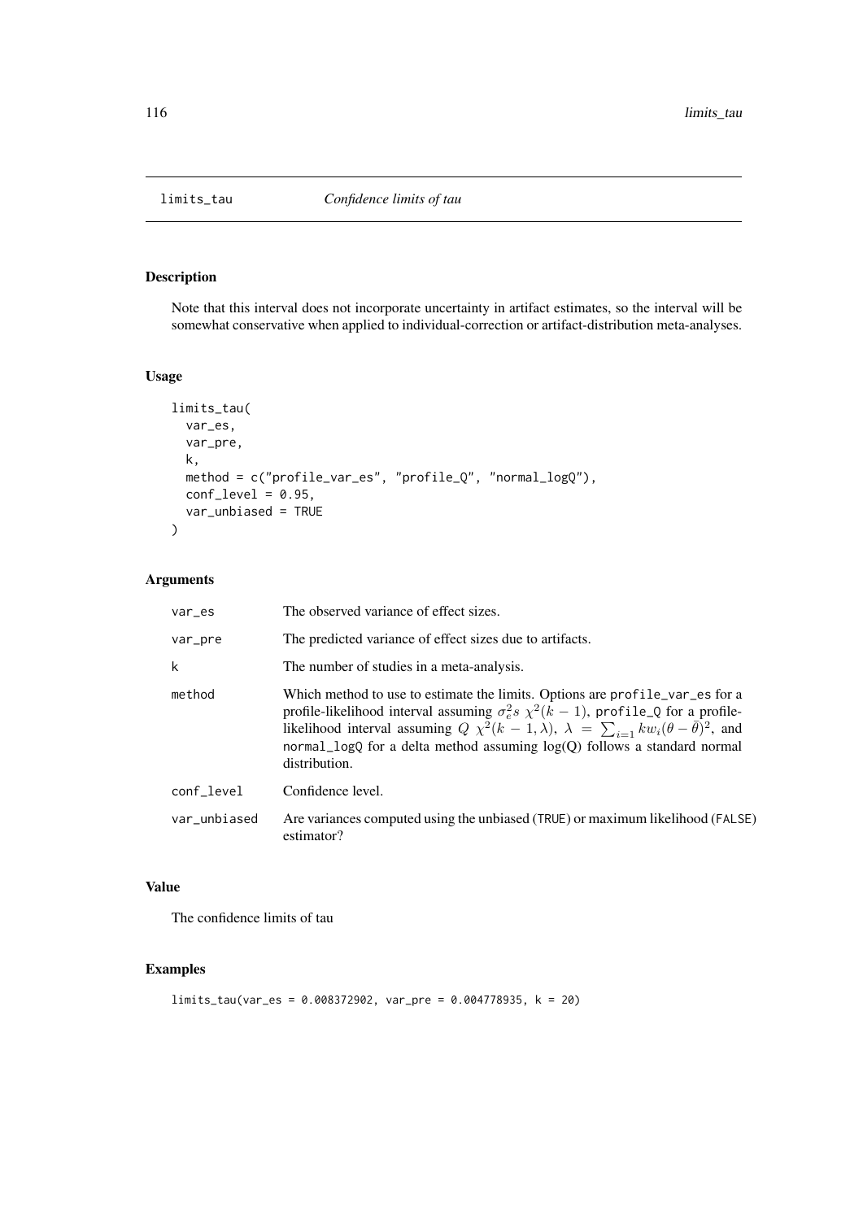## limits_tau — *Confidence limits of tau*

### Description

Note that this interval does not incorporate uncertainty in artifact estimates, so the interval will be somewhat conservative when applied to individual-correction or artifact-distribution meta-analyses.

### Usage

```
limits_tau(
  var_es,
  var_pre,
  k,
  method = c("profile_var_es", "profile_Q", "normal_logQ"),
  conf_level = 0.95,
  var_unbiased = TRUE
)
```

### Arguments

| | |
|---|---|
| var_es | The observed variance of effect sizes. |
| var_pre | The predicted variance of effect sizes due to artifacts. |
| k | The number of studies in a meta-analysis. |
| method | Which method to use to estimate the limits. Options are profile_var_es for a profile-likelihood interval assuming $\sigma_e^2 s \ \chi^2(k-1)$, profile_Q for a profile-likelihood interval assuming $Q \ \chi^2(k-1, \lambda)$, $\lambda = \sum_{i=1} k w_i (\theta - \bar{\theta})^2$, and normal_logQ for a delta method assuming log(Q) follows a standard normal distribution. |
| conf_level | Confidence level. |
| var_unbiased | Are variances computed using the unbiased (TRUE) or maximum likelihood (FALSE) estimator? |

### Value

The confidence limits of tau

### Examples

```
limits_tau(var_es = 0.008372902, var_pre = 0.004778935, k = 20)
```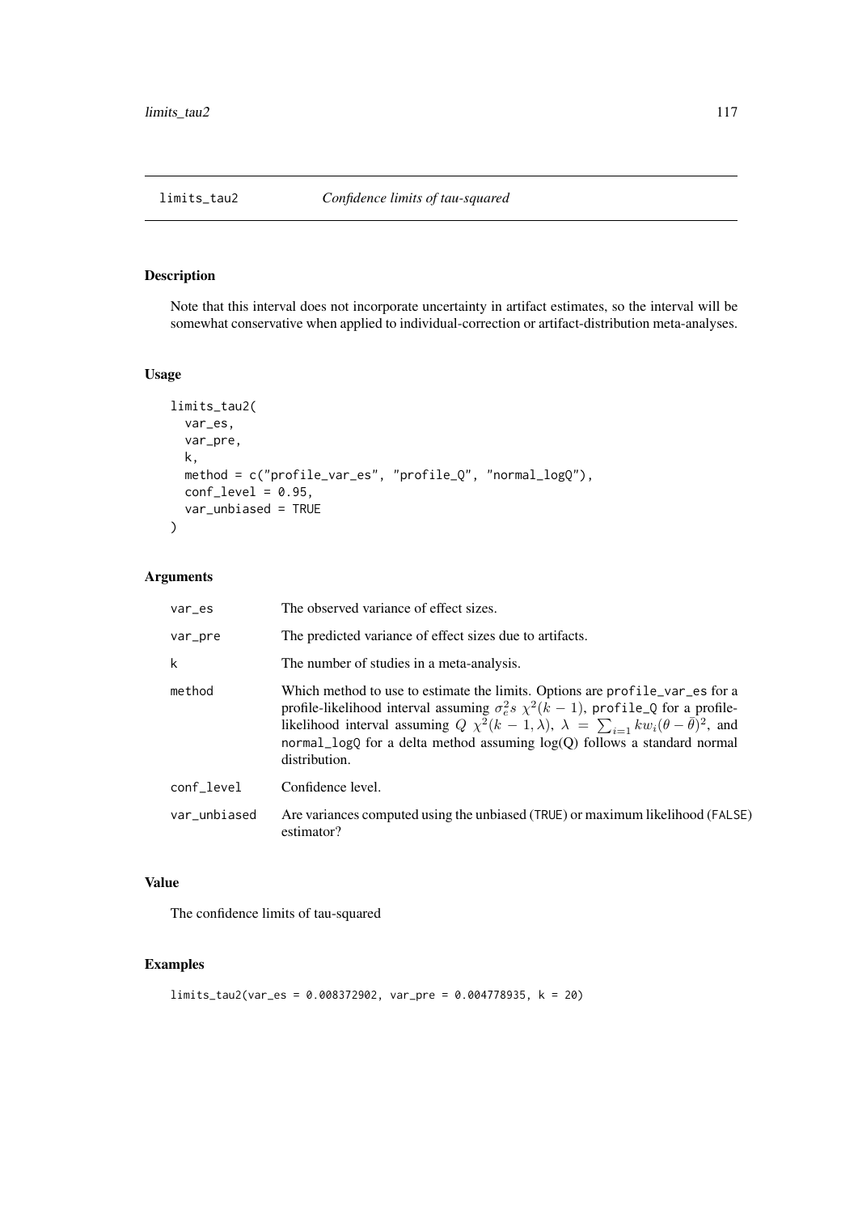limits_tau2 *Confidence limits of tau-squared*

## Description

Note that this interval does not incorporate uncertainty in artifact estimates, so the interval will be somewhat conservative when applied to individual-correction or artifact-distribution meta-analyses.

## Usage

```
limits_tau2(
  var_es,
  var_pre,
  k,
  method = c("profile_var_es", "profile_Q", "normal_logQ"),
  conf_level = 0.95,
  var_unbiased = TRUE
)
```

## Arguments

| | |
|---|---|
| var_es | The observed variance of effect sizes. |
| var_pre | The predicted variance of effect sizes due to artifacts. |
| k | The number of studies in a meta-analysis. |
| method | Which method to use to estimate the limits. Options are profile_var_es for a profile-likelihood interval assuming $\sigma_e^2 s$ $\chi^2(k-1)$, profile_Q for a profile-likelihood interval assuming $Q$ $\chi^2(k-1, \lambda)$, $\lambda = \sum_{i=1} k w_i (\theta - \bar{\theta})^2$, and normal_logQ for a delta method assuming log(Q) follows a standard normal distribution. |
| conf_level | Confidence level. |
| var_unbiased | Are variances computed using the unbiased (TRUE) or maximum likelihood (FALSE) estimator? |

## Value

The confidence limits of tau-squared

## Examples

```
limits_tau2(var_es = 0.008372902, var_pre = 0.004778935, k = 20)
```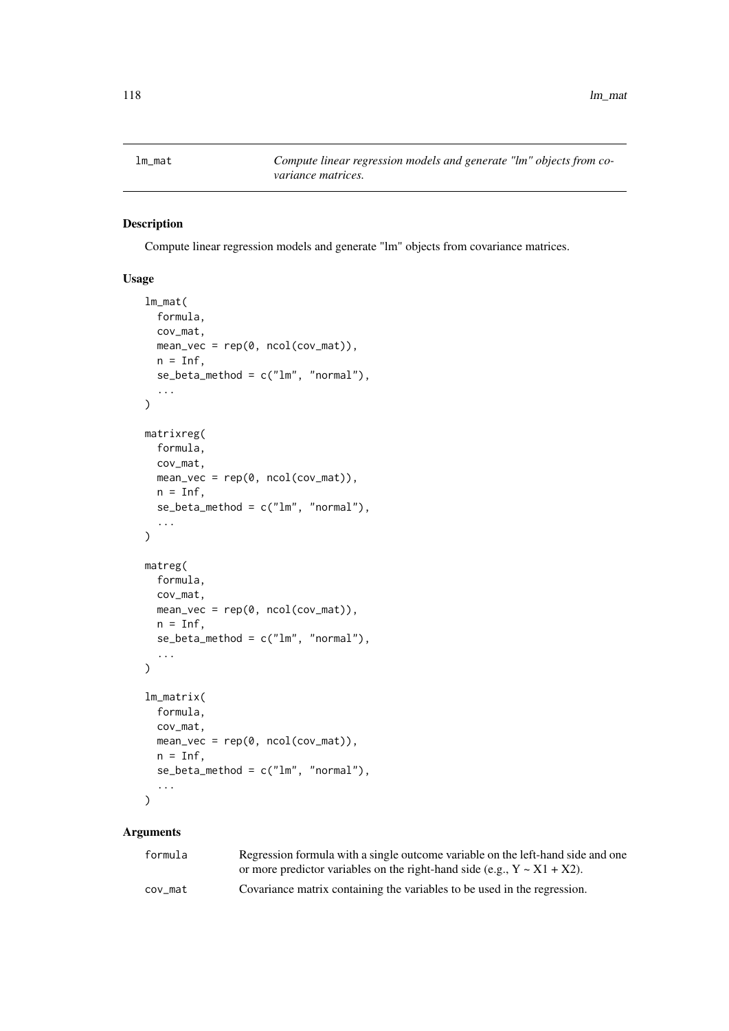lm_mat *Compute linear regression models and generate "lm" objects from covariance matrices.*

## Description

Compute linear regression models and generate "lm" objects from covariance matrices.

## Usage

```
lm_mat(
  formula,
  cov_mat,
  mean_vec = rep(0, ncol(cov_mat)),
  n = Inf,
  se_beta_method = c("lm", "normal"),
  ...
)

matrixreg(
  formula,
  cov_mat,
  mean_vec = rep(0, ncol(cov_mat)),
  n = Inf,
  se_beta_method = c("lm", "normal"),
  ...
)

matreg(
  formula,
  cov_mat,
  mean_vec = rep(0, ncol(cov_mat)),
  n = Inf,
  se_beta_method = c("lm", "normal"),
  ...
)

lm_matrix(
  formula,
  cov_mat,
  mean_vec = rep(0, ncol(cov_mat)),
  n = Inf,
  se_beta_method = c("lm", "normal"),
  ...
)
```

## Arguments

| | |
|---|---|
| formula | Regression formula with a single outcome variable on the left-hand side and one or more predictor variables on the right-hand side (e.g., Y ~ X1 + X2). |
| cov_mat | Covariance matrix containing the variables to be used in the regression. |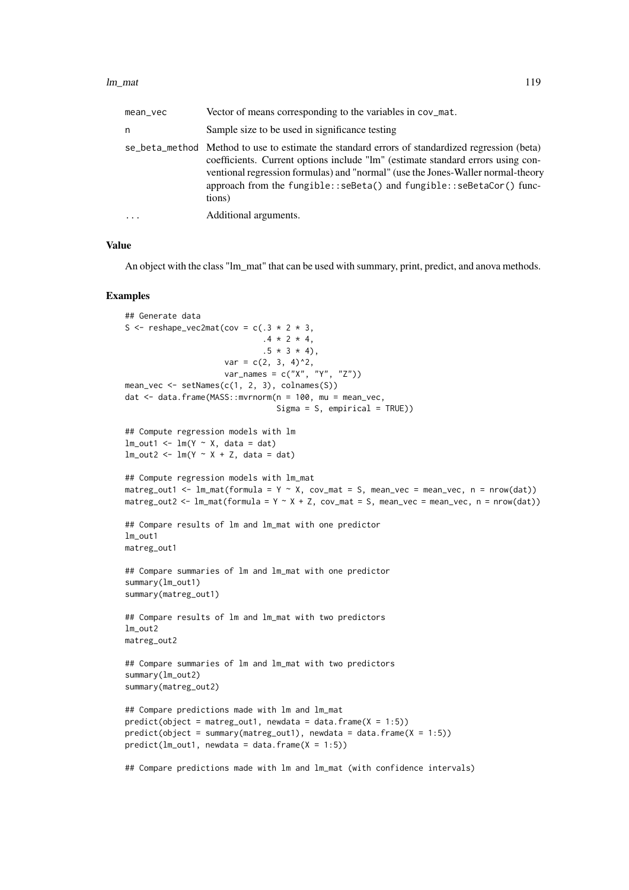| | |
|---|---|
| mean_vec | Vector of means corresponding to the variables in cov_mat. |
| n | Sample size to be used in significance testing |
| se_beta_method | Method to use to estimate the standard errors of standardized regression (beta) coefficients. Current options include "lm" (estimate standard errors using conventional regression formulas) and "normal" (use the Jones-Waller normal-theory approach from the fungible::seBeta() and fungible::seBetaCor() functions) |
| ... | Additional arguments. |

## Value

An object with the class "lm_mat" that can be used with summary, print, predict, and anova methods.

## Examples

```
## Generate data
S <- reshape_vec2mat(cov = c(.3 * 2 * 3,
                             .4 * 2 * 4,
                             .5 * 3 * 4),
                     var = c(2, 3, 4)^2,
                     var_names = c("X", "Y", "Z"))
mean_vec <- setNames(c(1, 2, 3), colnames(S))
dat <- data.frame(MASS::mvrnorm(n = 100, mu = mean_vec,
                                Sigma = S, empirical = TRUE))

## Compute regression models with lm
lm_out1 <- lm(Y ~ X, data = dat)
lm_out2 <- lm(Y ~ X + Z, data = dat)

## Compute regression models with lm_mat
matreg_out1 <- lm_mat(formula = Y ~ X, cov_mat = S, mean_vec = mean_vec, n = nrow(dat))
matreg_out2 <- lm_mat(formula = Y ~ X + Z, cov_mat = S, mean_vec = mean_vec, n = nrow(dat))

## Compare results of lm and lm_mat with one predictor
lm_out1
matreg_out1

## Compare summaries of lm and lm_mat with one predictor
summary(lm_out1)
summary(matreg_out1)

## Compare results of lm and lm_mat with two predictors
lm_out2
matreg_out2

## Compare summaries of lm and lm_mat with two predictors
summary(lm_out2)
summary(matreg_out2)

## Compare predictions made with lm and lm_mat
predict(object = matreg_out1, newdata = data.frame(X = 1:5))
predict(object = summary(matreg_out1), newdata = data.frame(X = 1:5))
predict(lm_out1, newdata = data.frame(X = 1:5))

## Compare predictions made with lm and lm_mat (with confidence intervals)
```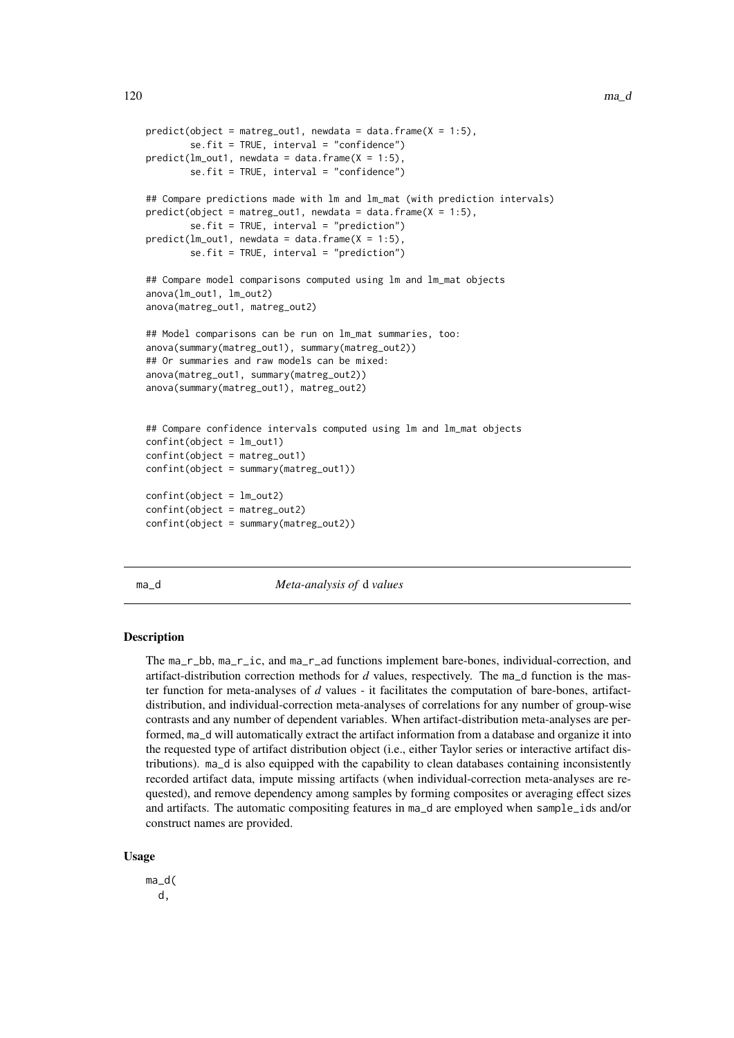```
predict(object = matreg_out1, newdata = data.frame(X = 1:5),
        se.fit = TRUE, interval = "confidence")
predict(lm_out1, newdata = data.frame(X = 1:5),
        se.fit = TRUE, interval = "confidence")

## Compare predictions made with lm and lm_mat (with prediction intervals)
predict(object = matreg_out1, newdata = data.frame(X = 1:5),
        se.fit = TRUE, interval = "prediction")
predict(lm_out1, newdata = data.frame(X = 1:5),
        se.fit = TRUE, interval = "prediction")

## Compare model comparisons computed using lm and lm_mat objects
anova(lm_out1, lm_out2)
anova(matreg_out1, matreg_out2)

## Model comparisons can be run on lm_mat summaries, too:
anova(summary(matreg_out1), summary(matreg_out2))
## Or summaries and raw models can be mixed:
anova(matreg_out1, summary(matreg_out2))
anova(summary(matreg_out1), matreg_out2)


## Compare confidence intervals computed using lm and lm_mat objects
confint(object = lm_out1)
confint(object = matreg_out1)
confint(object = summary(matreg_out1))

confint(object = lm_out2)
confint(object = matreg_out2)
confint(object = summary(matreg_out2))
```

## ma_d — *Meta-analysis of* d *values*

### Description

The ma_r_bb, ma_r_ic, and ma_r_ad functions implement bare-bones, individual-correction, and artifact-distribution correction methods for *d* values, respectively. The ma_d function is the master function for meta-analyses of *d* values - it facilitates the computation of bare-bones, artifact-distribution, and individual-correction meta-analyses of correlations for any number of group-wise contrasts and any number of dependent variables. When artifact-distribution meta-analyses are performed, ma_d will automatically extract the artifact information from a database and organize it into the requested type of artifact distribution object (i.e., either Taylor series or interactive artifact distributions). ma_d is also equipped with the capability to clean databases containing inconsistently recorded artifact data, impute missing artifacts (when individual-correction meta-analyses are requested), and remove dependency among samples by forming composites or averaging effect sizes and artifacts. The automatic compositing features in ma_d are employed when sample_ids and/or construct names are provided.

### Usage

```
ma_d(
  d,
```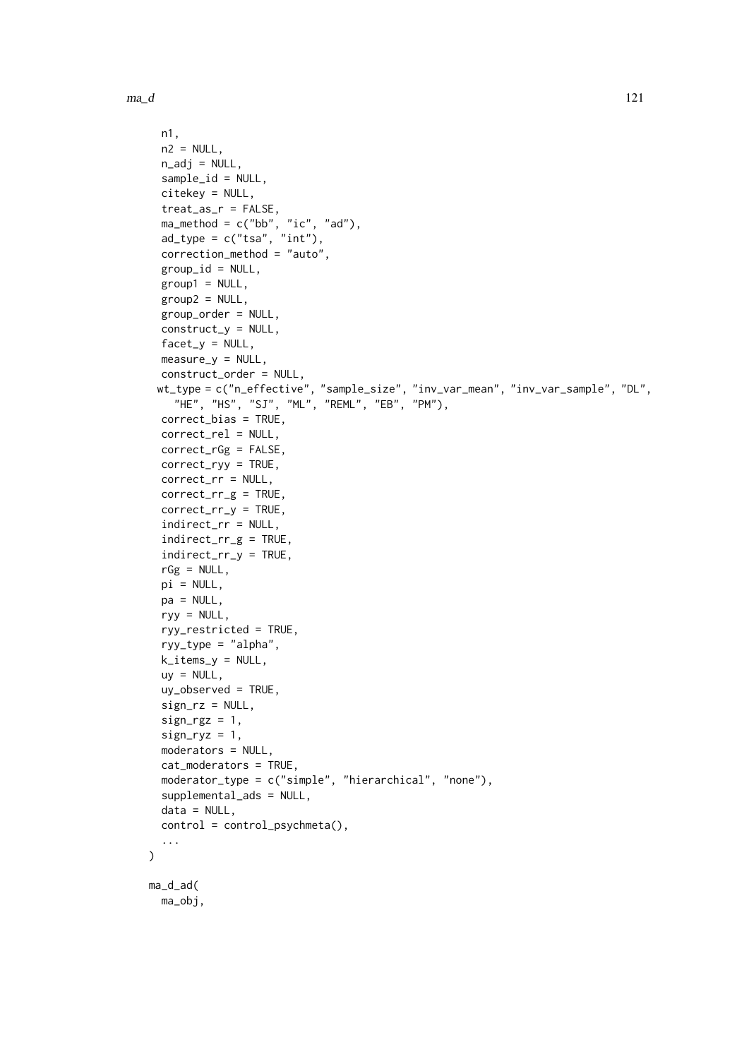```
  n1,
  n2 = NULL,
  n_adj = NULL,
  sample_id = NULL,
  citekey = NULL,
  treat_as_r = FALSE,
  ma_method = c("bb", "ic", "ad"),
  ad_type = c("tsa", "int"),
  correction_method = "auto",
  group_id = NULL,
  group1 = NULL,
  group2 = NULL,
  group_order = NULL,
  construct_y = NULL,
  facet_y = NULL,
  measure_y = NULL,
  construct_order = NULL,
 wt_type = c("n_effective", "sample_size", "inv_var_mean", "inv_var_sample", "DL",
    "HE", "HS", "SJ", "ML", "REML", "EB", "PM"),
  correct_bias = TRUE,
  correct_rel = NULL,
  correct_rGg = FALSE,
  correct_ryy = TRUE,
  correct_rr = NULL,
  correct_rr_g = TRUE,
  correct_rr_y = TRUE,
  indirect_rr = NULL,
  indirect_rr_g = TRUE,
  indirect_rr_y = TRUE,
  rGg = NULL,
  pi = NULL,
  pa = NULL,
  ryy = NULL,
  ryy_restricted = TRUE,
  ryy_type = "alpha",
  k_items_y = NULL,
  uy = NULL,
  uy_observed = TRUE,
  sign_rz = NULL,
  sign_rgz = 1,
  sign_ryz = 1,
  moderators = NULL,
  cat_moderators = TRUE,
  moderator_type = c("simple", "hierarchical", "none"),
  supplemental_ads = NULL,
  data = NULL,
  control = control_psychmeta(),
  ...
)

ma_d_ad(
  ma_obj,
```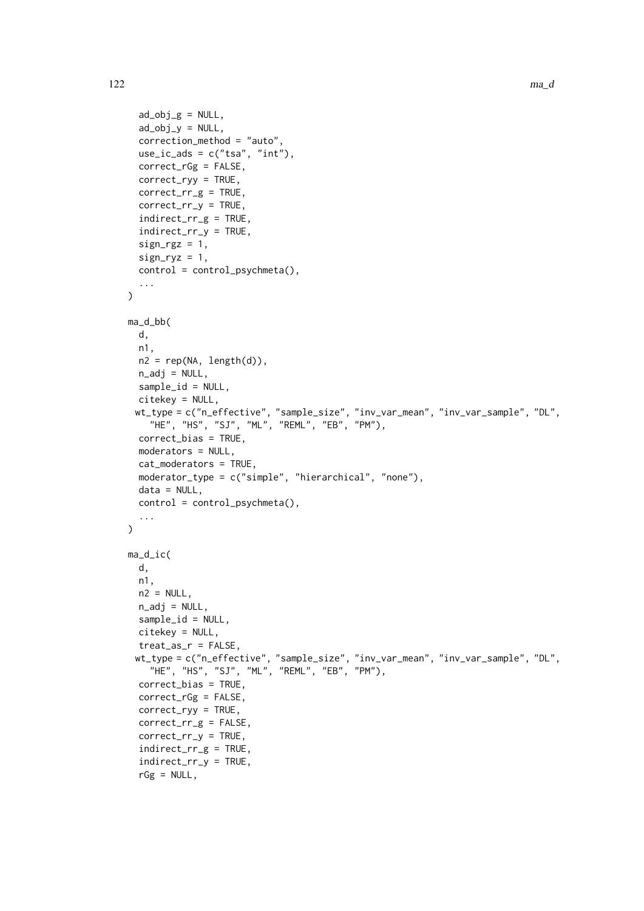```
  ad_obj_g = NULL,
  ad_obj_y = NULL,
  correction_method = "auto",
  use_ic_ads = c("tsa", "int"),
  correct_rGg = FALSE,
  correct_ryy = TRUE,
  correct_rr_g = TRUE,
  correct_rr_y = TRUE,
  indirect_rr_g = TRUE,
  indirect_rr_y = TRUE,
  sign_rgz = 1,
  sign_ryz = 1,
  control = control_psychmeta(),
  ...
)

ma_d_bb(
  d,
  n1,
  n2 = rep(NA, length(d)),
  n_adj = NULL,
  sample_id = NULL,
  citekey = NULL,
  wt_type = c("n_effective", "sample_size", "inv_var_mean", "inv_var_sample", "DL",
    "HE", "HS", "SJ", "ML", "REML", "EB", "PM"),
  correct_bias = TRUE,
  moderators = NULL,
  cat_moderators = TRUE,
  moderator_type = c("simple", "hierarchical", "none"),
  data = NULL,
  control = control_psychmeta(),
  ...
)

ma_d_ic(
  d,
  n1,
  n2 = NULL,
  n_adj = NULL,
  sample_id = NULL,
  citekey = NULL,
  treat_as_r = FALSE,
  wt_type = c("n_effective", "sample_size", "inv_var_mean", "inv_var_sample", "DL",
    "HE", "HS", "SJ", "ML", "REML", "EB", "PM"),
  correct_bias = TRUE,
  correct_rGg = FALSE,
  correct_ryy = TRUE,
  correct_rr_g = FALSE,
  correct_rr_y = TRUE,
  indirect_rr_g = TRUE,
  indirect_rr_y = TRUE,
  rGg = NULL,
```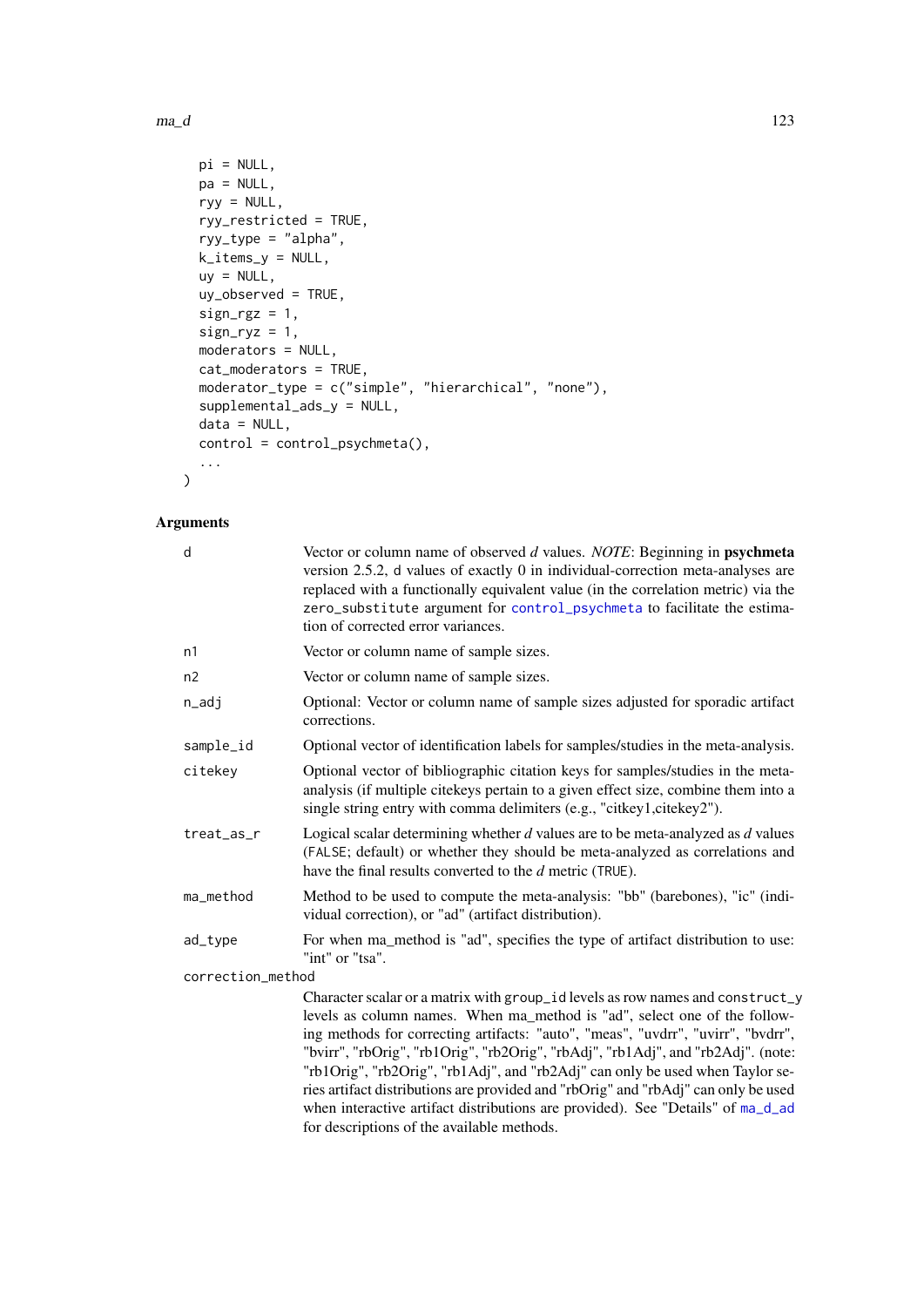```
  pi = NULL,
  pa = NULL,
  ryy = NULL,
  ryy_restricted = TRUE,
  ryy_type = "alpha",
  k_items_y = NULL,
  uy = NULL,
  uy_observed = TRUE,
  sign_rgz = 1,
  sign_ryz = 1,
  moderators = NULL,
  cat_moderators = TRUE,
  moderator_type = c("simple", "hierarchical", "none"),
  supplemental_ads_y = NULL,
  data = NULL,
  control = control_psychmeta(),
  ...
)
```

### Arguments

`d`
: Vector or column name of observed *d* values. *NOTE*: Beginning in **psychmeta** version 2.5.2, `d` values of exactly 0 in individual-correction meta-analyses are replaced with a functionally equivalent value (in the correlation metric) via the `zero_substitute` argument for `control_psychmeta` to facilitate the estimation of corrected error variances.

`n1`
: Vector or column name of sample sizes.

`n2`
: Vector or column name of sample sizes.

`n_adj`
: Optional: Vector or column name of sample sizes adjusted for sporadic artifact corrections.

`sample_id`
: Optional vector of identification labels for samples/studies in the meta-analysis.

`citekey`
: Optional vector of bibliographic citation keys for samples/studies in the meta-analysis (if multiple citekeys pertain to a given effect size, combine them into a single string entry with comma delimiters (e.g., "citkey1,citekey2").

`treat_as_r`
: Logical scalar determining whether *d* values are to be meta-analyzed as *d* values (`FALSE`; default) or whether they should be meta-analyzed as correlations and have the final results converted to the *d* metric (`TRUE`).

`ma_method`
: Method to be used to compute the meta-analysis: "bb" (barebones), "ic" (individual correction), or "ad" (artifact distribution).

`ad_type`
: For when ma_method is "ad", specifies the type of artifact distribution to use: "int" or "tsa".

`correction_method`
: Character scalar or a matrix with `group_id` levels as row names and `construct_y` levels as column names. When ma_method is "ad", select one of the following methods for correcting artifacts: "auto", "meas", "uvdrr", "uvirr", "bvdrr", "bvirr", "rbOrig", "rb1Orig", "rb2Orig", "rbAdj", "rb1Adj", and "rb2Adj". (note: "rb1Orig", "rb2Orig", "rb1Adj", and "rb2Adj" can only be used when Taylor series artifact distributions are provided and "rbOrig" and "rbAdj" can only be used when interactive artifact distributions are provided). See "Details" of `ma_d_ad` for descriptions of the available methods.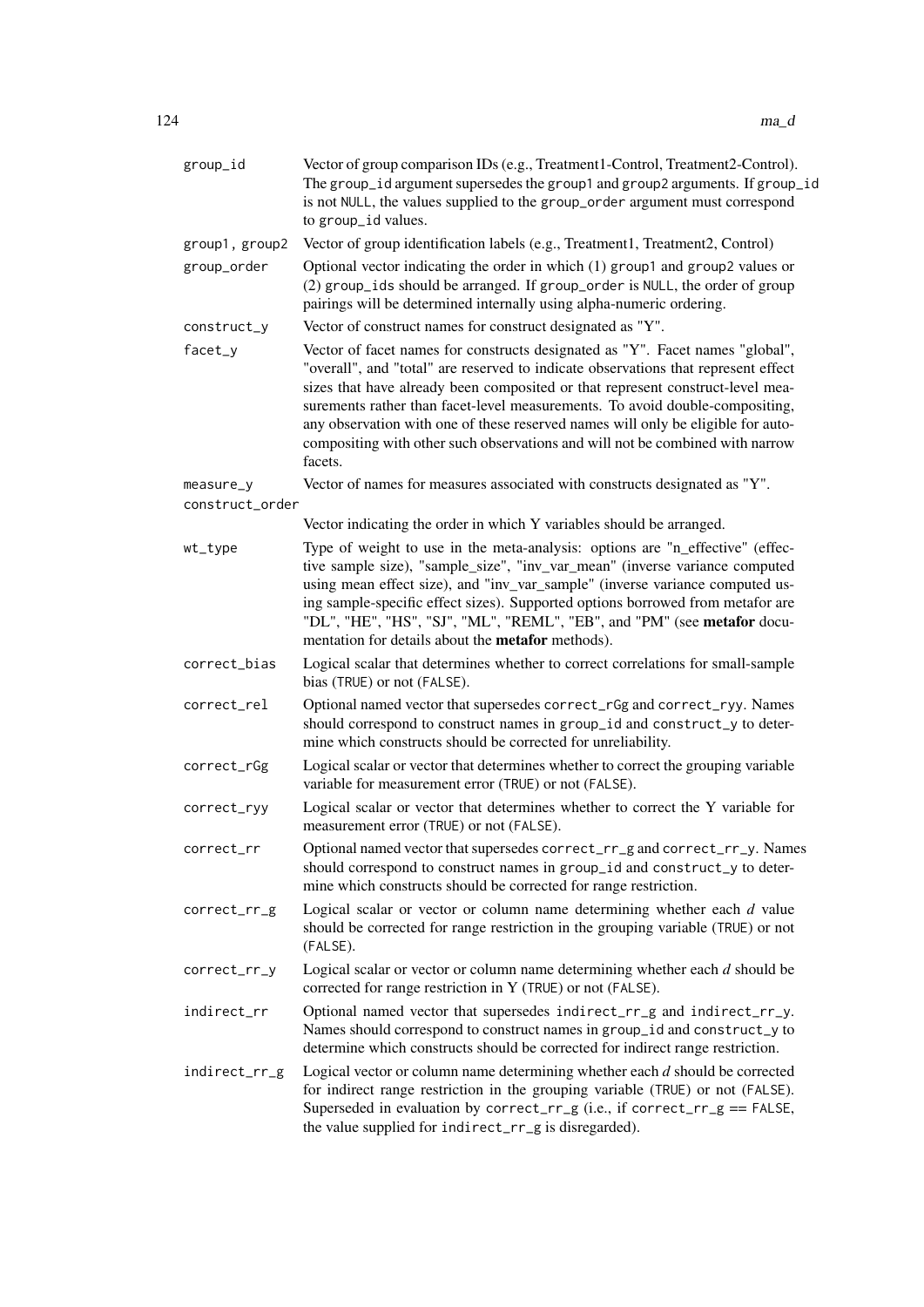| Argument | Description |
|---|---|
| `group_id` | Vector of group comparison IDs (e.g., Treatment1-Control, Treatment2-Control). The `group_id` argument supersedes the `group1` and `group2` arguments. If `group_id` is not `NULL`, the values supplied to the `group_order` argument must correspond to `group_id` values. |
| `group1, group2` | Vector of group identification labels (e.g., Treatment1, Treatment2, Control) |
| `group_order` | Optional vector indicating the order in which (1) `group1` and `group2` values or (2) `group_id`s should be arranged. If `group_order` is `NULL`, the order of group pairings will be determined internally using alpha-numeric ordering. |
| `construct_y` | Vector of construct names for construct designated as "Y". |
| `facet_y` | Vector of facet names for constructs designated as "Y". Facet names "global", "overall", and "total" are reserved to indicate observations that represent effect sizes that have already been composited or that represent construct-level measurements rather than facet-level measurements. To avoid double-compositing, any observation with one of these reserved names will only be eligible for auto-compositing with other such observations and will not be combined with narrow facets. |
| `measure_y` | Vector of names for measures associated with constructs designated as "Y". |
| `construct_order` | Vector indicating the order in which Y variables should be arranged. |
| `wt_type` | Type of weight to use in the meta-analysis: options are "n_effective" (effective sample size), "sample_size", "inv_var_mean" (inverse variance computed using mean effect size), and "inv_var_sample" (inverse variance computed using sample-specific effect sizes). Supported options borrowed from metafor are "DL", "HE", "HS", "SJ", "ML", "REML", "EB", and "PM" (see **metafor** documentation for details about the **metafor** methods). |
| `correct_bias` | Logical scalar that determines whether to correct correlations for small-sample bias (`TRUE`) or not (`FALSE`). |
| `correct_rel` | Optional named vector that supersedes `correct_rGg` and `correct_ryy`. Names should correspond to construct names in `group_id` and `construct_y` to determine which constructs should be corrected for unreliability. |
| `correct_rGg` | Logical scalar or vector that determines whether to correct the grouping variable variable for measurement error (`TRUE`) or not (`FALSE`). |
| `correct_ryy` | Logical scalar or vector that determines whether to correct the Y variable for measurement error (`TRUE`) or not (`FALSE`). |
| `correct_rr` | Optional named vector that supersedes `correct_rr_g` and `correct_rr_y`. Names should correspond to construct names in `group_id` and `construct_y` to determine which constructs should be corrected for range restriction. |
| `correct_rr_g` | Logical scalar or vector or column name determining whether each $d$ value should be corrected for range restriction in the grouping variable (`TRUE`) or not (`FALSE`). |
| `correct_rr_y` | Logical scalar or vector or column name determining whether each $d$ should be corrected for range restriction in Y (`TRUE`) or not (`FALSE`). |
| `indirect_rr` | Optional named vector that supersedes `indirect_rr_g` and `indirect_rr_y`. Names should correspond to construct names in `group_id` and `construct_y` to determine which constructs should be corrected for indirect range restriction. |
| `indirect_rr_g` | Logical vector or column name determining whether each $d$ should be corrected for indirect range restriction in the grouping variable (`TRUE`) or not (`FALSE`). Superseded in evaluation by `correct_rr_g` (i.e., if `correct_rr_g == FALSE`, the value supplied for `indirect_rr_g` is disregarded). |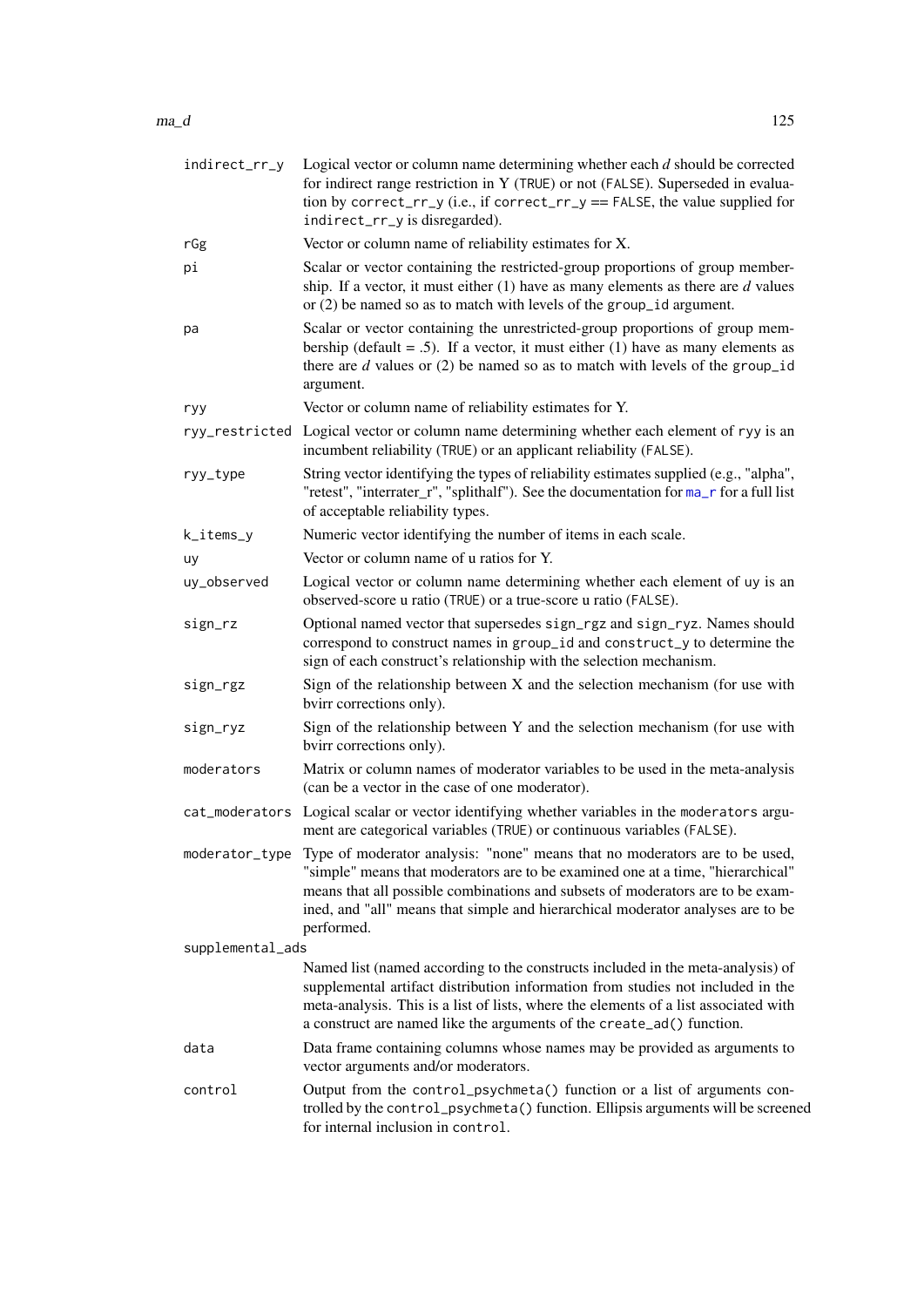| | |
|---|---|
| `indirect_rr_y` | Logical vector or column name determining whether each *d* should be corrected for indirect range restriction in Y (`TRUE`) or not (`FALSE`). Superseded in evaluation by `correct_rr_y` (i.e., if `correct_rr_y == FALSE`, the value supplied for `indirect_rr_y` is disregarded). |
| `rGg` | Vector or column name of reliability estimates for X. |
| `pi` | Scalar or vector containing the restricted-group proportions of group membership. If a vector, it must either (1) have as many elements as there are *d* values or (2) be named so as to match with levels of the `group_id` argument. |
| `pa` | Scalar or vector containing the unrestricted-group proportions of group membership (default = .5). If a vector, it must either (1) have as many elements as there are *d* values or (2) be named so as to match with levels of the `group_id` argument. |
| `ryy` | Vector or column name of reliability estimates for Y. |
| `ryy_restricted` | Logical vector or column name determining whether each element of `ryy` is an incumbent reliability (`TRUE`) or an applicant reliability (`FALSE`). |
| `ryy_type` | String vector identifying the types of reliability estimates supplied (e.g., "alpha", "retest", "interrater_r", "splithalf"). See the documentation for `ma_r` for a full list of acceptable reliability types. |
| `k_items_y` | Numeric vector identifying the number of items in each scale. |
| `uy` | Vector or column name of u ratios for Y. |
| `uy_observed` | Logical vector or column name determining whether each element of `uy` is an observed-score u ratio (`TRUE`) or a true-score u ratio (`FALSE`). |
| `sign_rz` | Optional named vector that supersedes `sign_rgz` and `sign_ryz`. Names should correspond to construct names in `group_id` and `construct_y` to determine the sign of each construct's relationship with the selection mechanism. |
| `sign_rgz` | Sign of the relationship between X and the selection mechanism (for use with bvirr corrections only). |
| `sign_ryz` | Sign of the relationship between Y and the selection mechanism (for use with bvirr corrections only). |
| `moderators` | Matrix or column names of moderator variables to be used in the meta-analysis (can be a vector in the case of one moderator). |
| `cat_moderators` | Logical scalar or vector identifying whether variables in the `moderators` argument are categorical variables (`TRUE`) or continuous variables (`FALSE`). |
| `moderator_type` | Type of moderator analysis: "none" means that no moderators are to be used, "simple" means that moderators are to be examined one at a time, "hierarchical" means that all possible combinations and subsets of moderators are to be examined, and "all" means that simple and hierarchical moderator analyses are to be performed. |
| `supplemental_ads` | Named list (named according to the constructs included in the meta-analysis) of supplemental artifact distribution information from studies not included in the meta-analysis. This is a list of lists, where the elements of a list associated with a construct are named like the arguments of the `create_ad()` function. |
| `data` | Data frame containing columns whose names may be provided as arguments to vector arguments and/or moderators. |
| `control` | Output from the `control_psychmeta()` function or a list of arguments controlled by the `control_psychmeta()` function. Ellipsis arguments will be screened for internal inclusion in `control`. |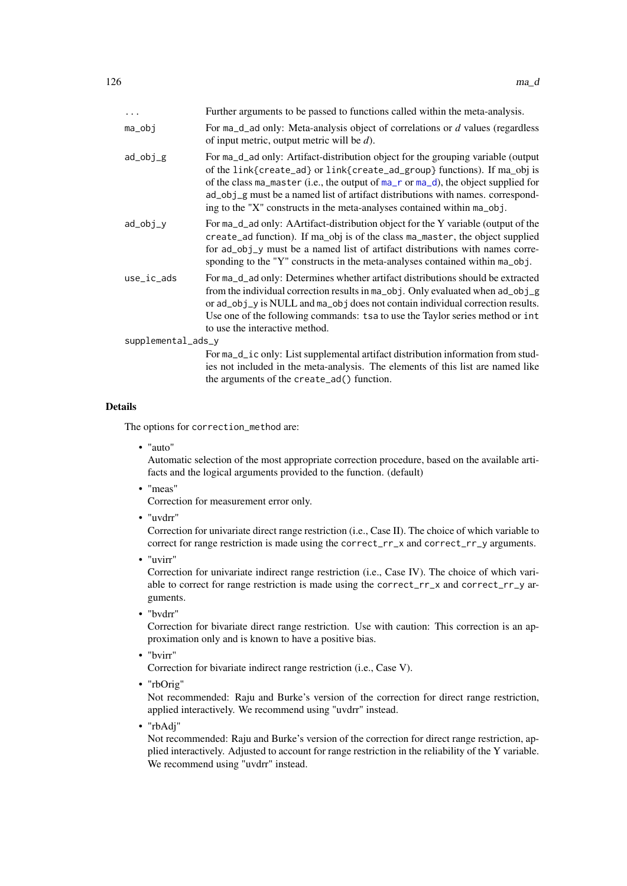`...` Further arguments to be passed to functions called within the meta-analysis.

`ma_obj` For `ma_d_ad` only: Meta-analysis object of correlations or *d* values (regardless of input metric, output metric will be *d*).

`ad_obj_g` For `ma_d_ad` only: Artifact-distribution object for the grouping variable (output of the `link{create_ad}` or `link{create_ad_group}` functions). If ma_obj is of the class `ma_master` (i.e., the output of `ma_r` or `ma_d`), the object supplied for `ad_obj_g` must be a named list of artifact distributions with names. corresponding to the "X" constructs in the meta-analyses contained within `ma_obj`.

`ad_obj_y` For `ma_d_ad` only: AArtifact-distribution object for the Y variable (output of the `create_ad` function). If ma_obj is of the class `ma_master`, the object supplied for `ad_obj_y` must be a named list of artifact distributions with names corresponding to the "Y" constructs in the meta-analyses contained within `ma_obj`.

`use_ic_ads` For `ma_d_ad` only: Determines whether artifact distributions should be extracted from the individual correction results in `ma_obj`. Only evaluated when `ad_obj_g` or `ad_obj_y` is NULL and `ma_obj` does not contain individual correction results. Use one of the following commands: `tsa` to use the Taylor series method or `int` to use the interactive method.

`supplemental_ads_y` For `ma_d_ic` only: List supplemental artifact distribution information from studies not included in the meta-analysis. The elements of this list are named like the arguments of the `create_ad()` function.

## Details

The options for `correction_method` are:

- "auto"
  Automatic selection of the most appropriate correction procedure, based on the available artifacts and the logical arguments provided to the function. (default)
- "meas"
  Correction for measurement error only.
- "uvdrr"
  Correction for univariate direct range restriction (i.e., Case II). The choice of which variable to correct for range restriction is made using the `correct_rr_x` and `correct_rr_y` arguments.
- "uvirr"
  Correction for univariate indirect range restriction (i.e., Case IV). The choice of which variable to correct for range restriction is made using the `correct_rr_x` and `correct_rr_y` arguments.
- "bvdrr"
  Correction for bivariate direct range restriction. Use with caution: This correction is an approximation only and is known to have a positive bias.
- "bvirr"
  Correction for bivariate indirect range restriction (i.e., Case V).
- "rbOrig"
  Not recommended: Raju and Burke's version of the correction for direct range restriction, applied interactively. We recommend using "uvdrr" instead.
- "rbAdj"
  Not recommended: Raju and Burke's version of the correction for direct range restriction, applied interactively. Adjusted to account for range restriction in the reliability of the Y variable. We recommend using "uvdrr" instead.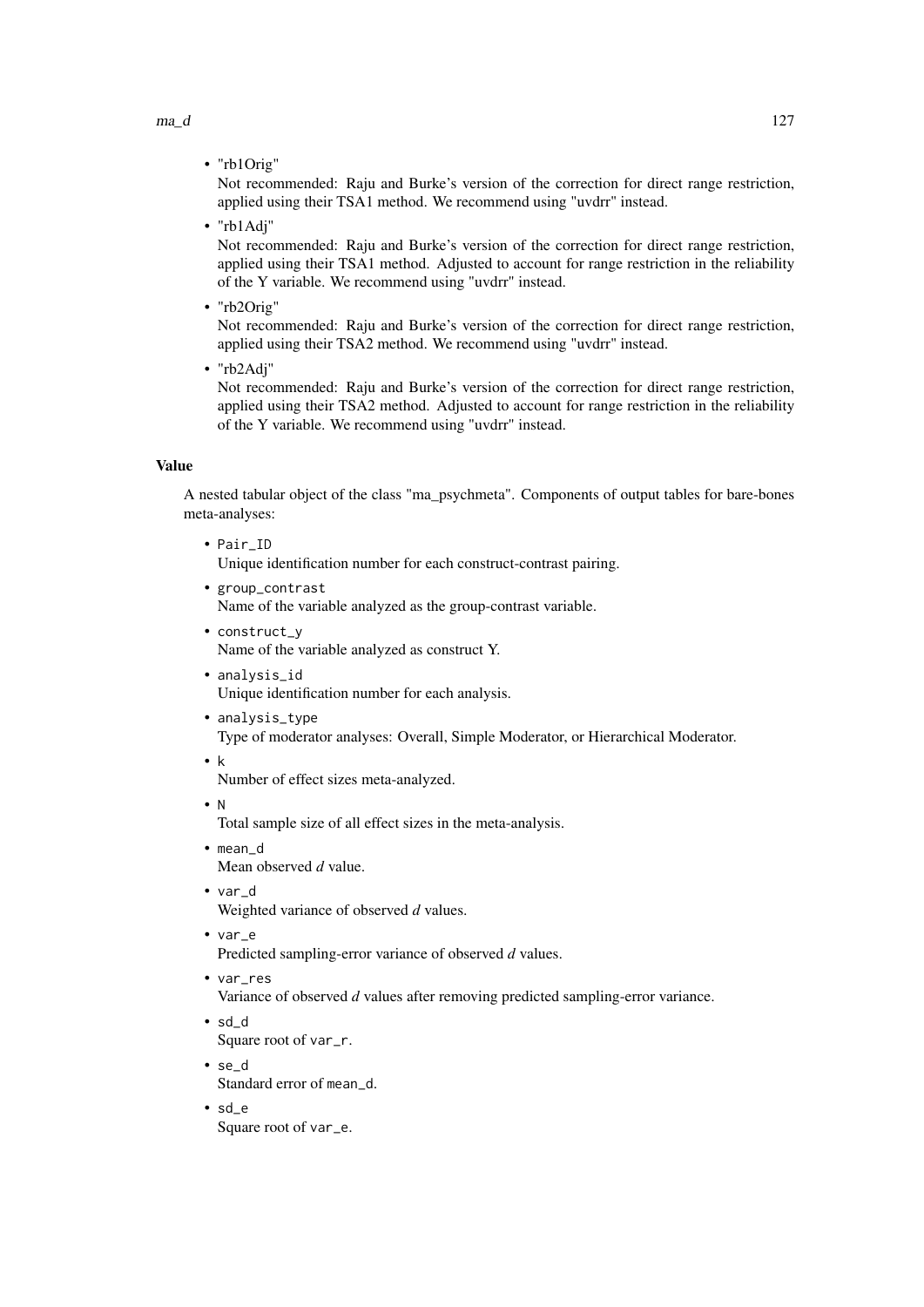- "rb1Orig"
  Not recommended: Raju and Burke's version of the correction for direct range restriction, applied using their TSA1 method. We recommend using "uvdrr" instead.
- "rb1Adj"
  Not recommended: Raju and Burke's version of the correction for direct range restriction, applied using their TSA1 method. Adjusted to account for range restriction in the reliability of the Y variable. We recommend using "uvdrr" instead.
- "rb2Orig"
  Not recommended: Raju and Burke's version of the correction for direct range restriction, applied using their TSA2 method. We recommend using "uvdrr" instead.
- "rb2Adj"
  Not recommended: Raju and Burke's version of the correction for direct range restriction, applied using their TSA2 method. Adjusted to account for range restriction in the reliability of the Y variable. We recommend using "uvdrr" instead.

### Value

A nested tabular object of the class "ma_psychmeta". Components of output tables for bare-bones meta-analyses:

- `Pair_ID`
  Unique identification number for each construct-contrast pairing.
- `group_contrast`
  Name of the variable analyzed as the group-contrast variable.
- `construct_y`
  Name of the variable analyzed as construct Y.
- `analysis_id`
  Unique identification number for each analysis.
- `analysis_type`
  Type of moderator analyses: Overall, Simple Moderator, or Hierarchical Moderator.
- `k`
  Number of effect sizes meta-analyzed.
- `N`
  Total sample size of all effect sizes in the meta-analysis.
- `mean_d`
  Mean observed *d* value.
- `var_d`
  Weighted variance of observed *d* values.
- `var_e`
  Predicted sampling-error variance of observed *d* values.
- `var_res`
  Variance of observed *d* values after removing predicted sampling-error variance.
- `sd_d`
  Square root of `var_r`.
- `se_d`
  Standard error of `mean_d`.
- `sd_e`
  Square root of `var_e`.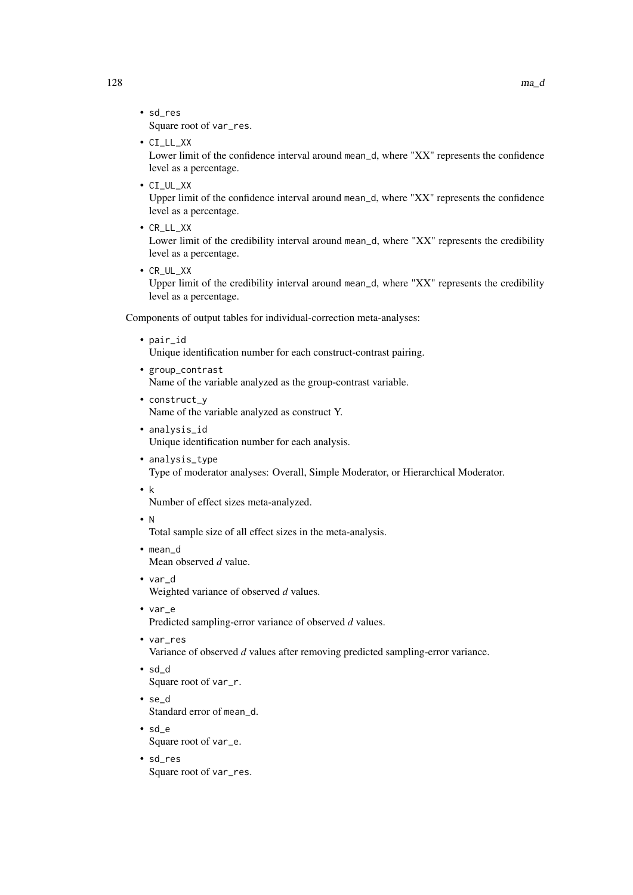- sd_res
  Square root of var_res.
- CI_LL_XX
  Lower limit of the confidence interval around mean_d, where "XX" represents the confidence level as a percentage.
- CI_UL_XX
  Upper limit of the confidence interval around mean_d, where "XX" represents the confidence level as a percentage.
- CR_LL_XX
  Lower limit of the credibility interval around mean_d, where "XX" represents the credibility level as a percentage.
- CR_UL_XX
  Upper limit of the credibility interval around mean_d, where "XX" represents the credibility level as a percentage.

Components of output tables for individual-correction meta-analyses:

- pair_id
  Unique identification number for each construct-contrast pairing.
- group_contrast
  Name of the variable analyzed as the group-contrast variable.
- construct_y
  Name of the variable analyzed as construct Y.
- analysis_id
  Unique identification number for each analysis.
- analysis_type
  Type of moderator analyses: Overall, Simple Moderator, or Hierarchical Moderator.
- k
  Number of effect sizes meta-analyzed.
- N
  Total sample size of all effect sizes in the meta-analysis.
- mean_d
  Mean observed *d* value.
- var_d
  Weighted variance of observed *d* values.
- var_e
  Predicted sampling-error variance of observed *d* values.
- var_res
  Variance of observed *d* values after removing predicted sampling-error variance.
- sd_d
  Square root of var_r.
- se_d
  Standard error of mean_d.
- sd_e
  Square root of var_e.
- sd_res
  Square root of var_res.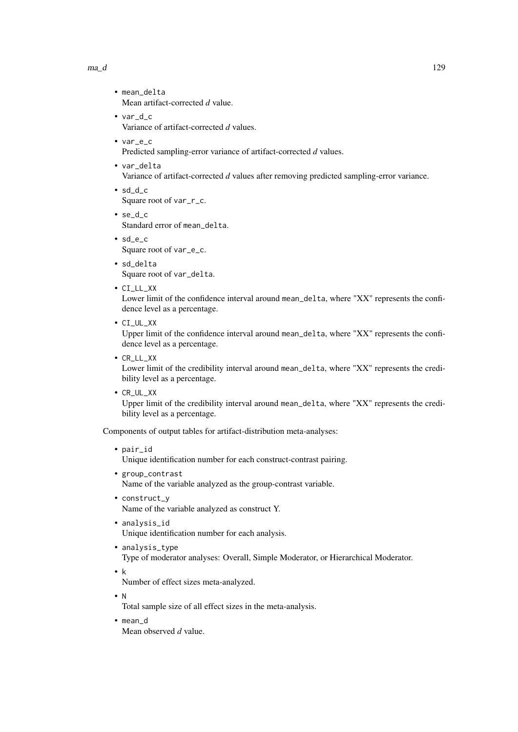- `mean_delta`
  Mean artifact-corrected *d* value.
- `var_d_c`
  Variance of artifact-corrected *d* values.
- `var_e_c`
  Predicted sampling-error variance of artifact-corrected *d* values.
- `var_delta`
  Variance of artifact-corrected *d* values after removing predicted sampling-error variance.
- `sd_d_c`
  Square root of `var_r_c`.
- `se_d_c`
  Standard error of `mean_delta`.
- `sd_e_c`
  Square root of `var_e_c`.
- `sd_delta`
  Square root of `var_delta`.
- `CI_LL_XX`
  Lower limit of the confidence interval around `mean_delta`, where "XX" represents the confidence level as a percentage.
- `CI_UL_XX`
  Upper limit of the confidence interval around `mean_delta`, where "XX" represents the confidence level as a percentage.
- `CR_LL_XX`
  Lower limit of the credibility interval around `mean_delta`, where "XX" represents the credibility level as a percentage.
- `CR_UL_XX`
  Upper limit of the credibility interval around `mean_delta`, where "XX" represents the credibility level as a percentage.

Components of output tables for artifact-distribution meta-analyses:

- `pair_id`
  Unique identification number for each construct-contrast pairing.
- `group_contrast`
  Name of the variable analyzed as the group-contrast variable.
- `construct_y`
  Name of the variable analyzed as construct Y.
- `analysis_id`
  Unique identification number for each analysis.
- `analysis_type`
  Type of moderator analyses: Overall, Simple Moderator, or Hierarchical Moderator.
- `k`
  Number of effect sizes meta-analyzed.
- `N`
  Total sample size of all effect sizes in the meta-analysis.
- `mean_d`
  Mean observed *d* value.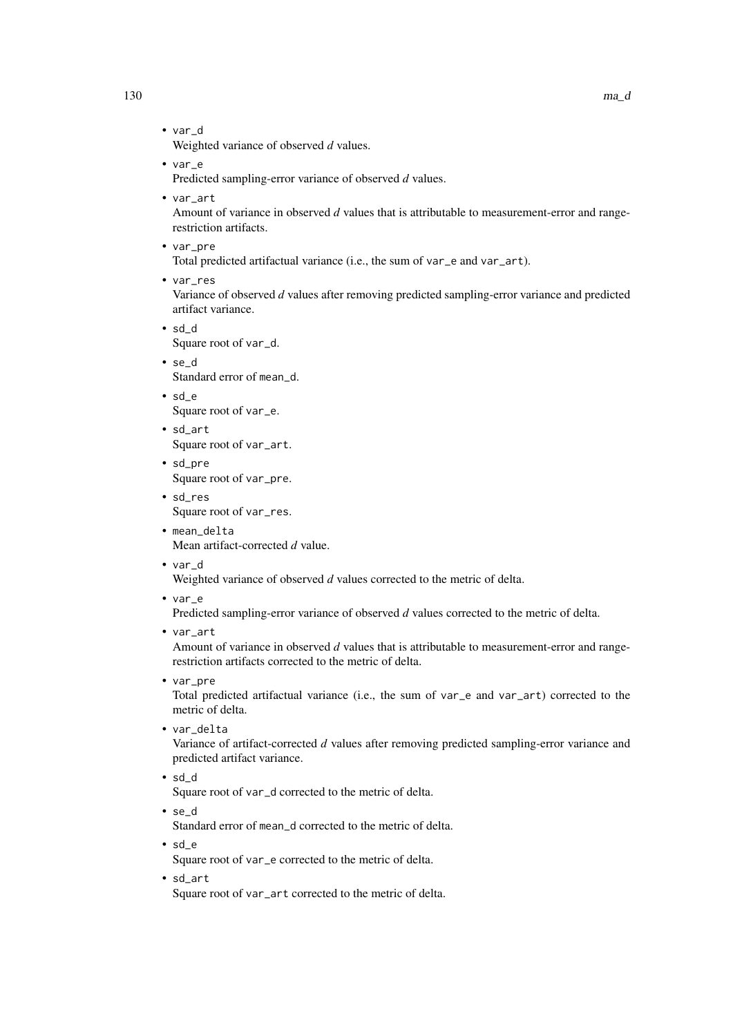- `var_d`
  Weighted variance of observed *d* values.
- `var_e`
  Predicted sampling-error variance of observed *d* values.
- `var_art`
  Amount of variance in observed *d* values that is attributable to measurement-error and range-restriction artifacts.
- `var_pre`
  Total predicted artifactual variance (i.e., the sum of `var_e` and `var_art`).
- `var_res`
  Variance of observed *d* values after removing predicted sampling-error variance and predicted artifact variance.
- `sd_d`
  Square root of `var_d`.
- `se_d`
  Standard error of `mean_d`.
- `sd_e`
  Square root of `var_e`.
- `sd_art`
  Square root of `var_art`.
- `sd_pre`
  Square root of `var_pre`.
- `sd_res`
  Square root of `var_res`.
- `mean_delta`
  Mean artifact-corrected *d* value.
- `var_d`
  Weighted variance of observed *d* values corrected to the metric of delta.
- `var_e`
  Predicted sampling-error variance of observed *d* values corrected to the metric of delta.
- `var_art`
  Amount of variance in observed *d* values that is attributable to measurement-error and range-restriction artifacts corrected to the metric of delta.
- `var_pre`
  Total predicted artifactual variance (i.e., the sum of `var_e` and `var_art`) corrected to the metric of delta.
- `var_delta`
  Variance of artifact-corrected *d* values after removing predicted sampling-error variance and predicted artifact variance.
- `sd_d`
  Square root of `var_d` corrected to the metric of delta.
- `se_d`
  Standard error of `mean_d` corrected to the metric of delta.
- `sd_e`
  Square root of `var_e` corrected to the metric of delta.
- `sd_art`
  Square root of `var_art` corrected to the metric of delta.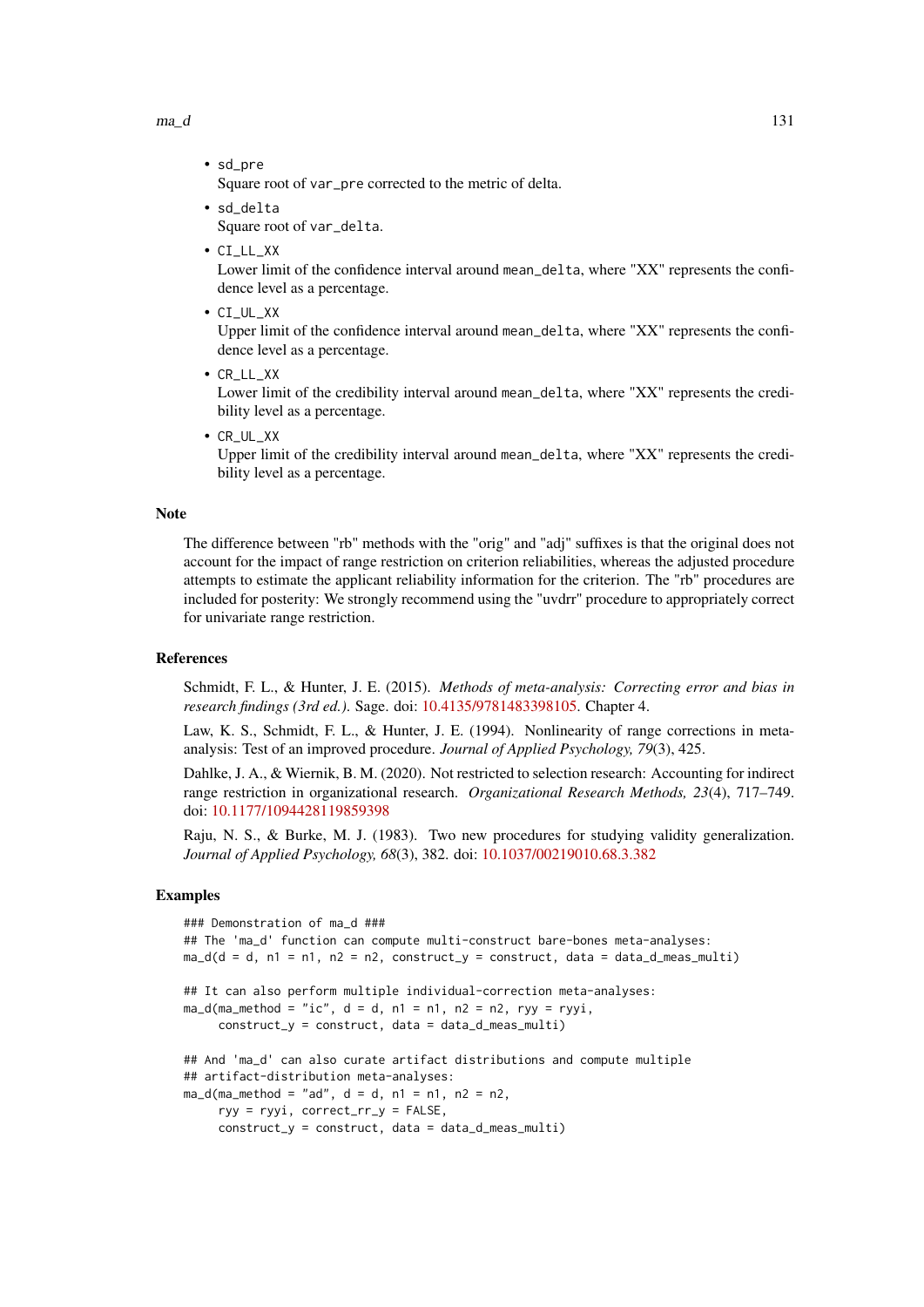- `sd_pre`
  Square root of `var_pre` corrected to the metric of delta.
- `sd_delta`
  Square root of `var_delta`.
- `CI_LL_XX`
  Lower limit of the confidence interval around `mean_delta`, where "XX" represents the confidence level as a percentage.
- `CI_UL_XX`
  Upper limit of the confidence interval around `mean_delta`, where "XX" represents the confidence level as a percentage.
- `CR_LL_XX`
  Lower limit of the credibility interval around `mean_delta`, where "XX" represents the credibility level as a percentage.
- `CR_UL_XX`
  Upper limit of the credibility interval around `mean_delta`, where "XX" represents the credibility level as a percentage.

## Note

The difference between "rb" methods with the "orig" and "adj" suffixes is that the original does not account for the impact of range restriction on criterion reliabilities, whereas the adjusted procedure attempts to estimate the applicant reliability information for the criterion. The "rb" procedures are included for posterity: We strongly recommend using the "uvdrr" procedure to appropriately correct for univariate range restriction.

## References

Schmidt, F. L., & Hunter, J. E. (2015). *Methods of meta-analysis: Correcting error and bias in research findings (3rd ed.).* Sage. doi: 10.4135/9781483398105. Chapter 4.

Law, K. S., Schmidt, F. L., & Hunter, J. E. (1994). Nonlinearity of range corrections in meta-analysis: Test of an improved procedure. *Journal of Applied Psychology, 79*(3), 425.

Dahlke, J. A., & Wiernik, B. M. (2020). Not restricted to selection research: Accounting for indirect range restriction in organizational research. *Organizational Research Methods, 23*(4), 717–749. doi: 10.1177/1094428119859398

Raju, N. S., & Burke, M. J. (1983). Two new procedures for studying validity generalization. *Journal of Applied Psychology, 68*(3), 382. doi: 10.1037/00219010.68.3.382

## Examples

```
### Demonstration of ma_d ###
## The 'ma_d' function can compute multi-construct bare-bones meta-analyses:
ma_d(d = d, n1 = n1, n2 = n2, construct_y = construct, data = data_d_meas_multi)

## It can also perform multiple individual-correction meta-analyses:
ma_d(ma_method = "ic", d = d, n1 = n1, n2 = n2, ryy = ryyi,
     construct_y = construct, data = data_d_meas_multi)

## And 'ma_d' can also curate artifact distributions and compute multiple
## artifact-distribution meta-analyses:
ma_d(ma_method = "ad", d = d, n1 = n1, n2 = n2,
     ryy = ryyi, correct_rr_y = FALSE,
     construct_y = construct, data = data_d_meas_multi)
```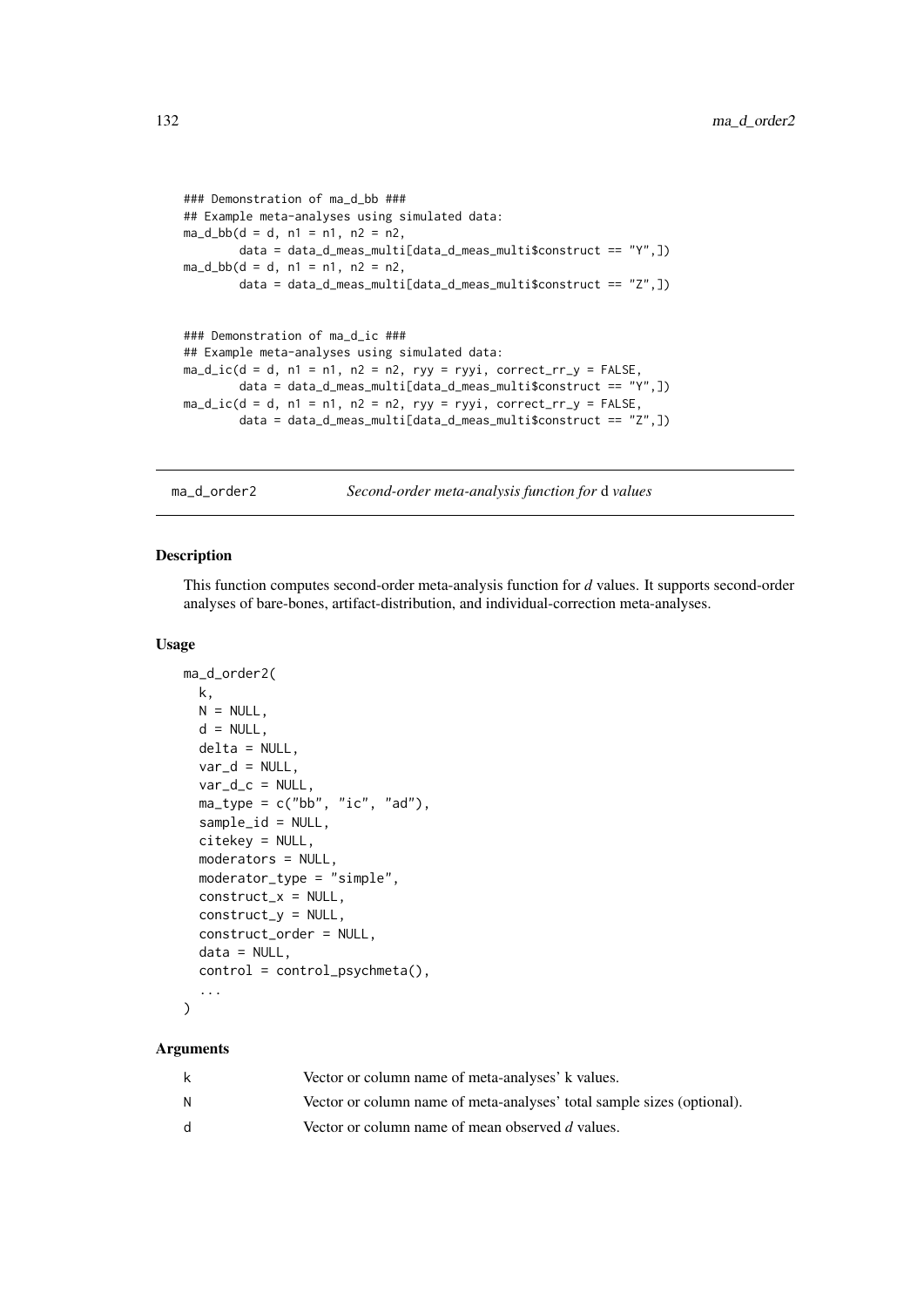```
### Demonstration of ma_d_bb ###
## Example meta-analyses using simulated data:
ma_d_bb(d = d, n1 = n1, n2 = n2,
        data = data_d_meas_multi[data_d_meas_multi$construct == "Y",])
ma_d_bb(d = d, n1 = n1, n2 = n2,
        data = data_d_meas_multi[data_d_meas_multi$construct == "Z",])


### Demonstration of ma_d_ic ###
## Example meta-analyses using simulated data:
ma_d_ic(d = d, n1 = n1, n2 = n2, ryy = ryyi, correct_rr_y = FALSE,
        data = data_d_meas_multi[data_d_meas_multi$construct == "Y",])
ma_d_ic(d = d, n1 = n1, n2 = n2, ryy = ryyi, correct_rr_y = FALSE,
        data = data_d_meas_multi[data_d_meas_multi$construct == "Z",])
```

## ma_d_order2 — *Second-order meta-analysis function for* d *values*

### Description

This function computes second-order meta-analysis function for *d* values. It supports second-order analyses of bare-bones, artifact-distribution, and individual-correction meta-analyses.

### Usage

```
ma_d_order2(
  k,
  N = NULL,
  d = NULL,
  delta = NULL,
  var_d = NULL,
  var_d_c = NULL,
  ma_type = c("bb", "ic", "ad"),
  sample_id = NULL,
  citekey = NULL,
  moderators = NULL,
  moderator_type = "simple",
  construct_x = NULL,
  construct_y = NULL,
  construct_order = NULL,
  data = NULL,
  control = control_psychmeta(),
  ...
)
```

### Arguments

| | |
|---|---|
| k | Vector or column name of meta-analyses' k values. |
| N | Vector or column name of meta-analyses' total sample sizes (optional). |
| d | Vector or column name of mean observed *d* values. |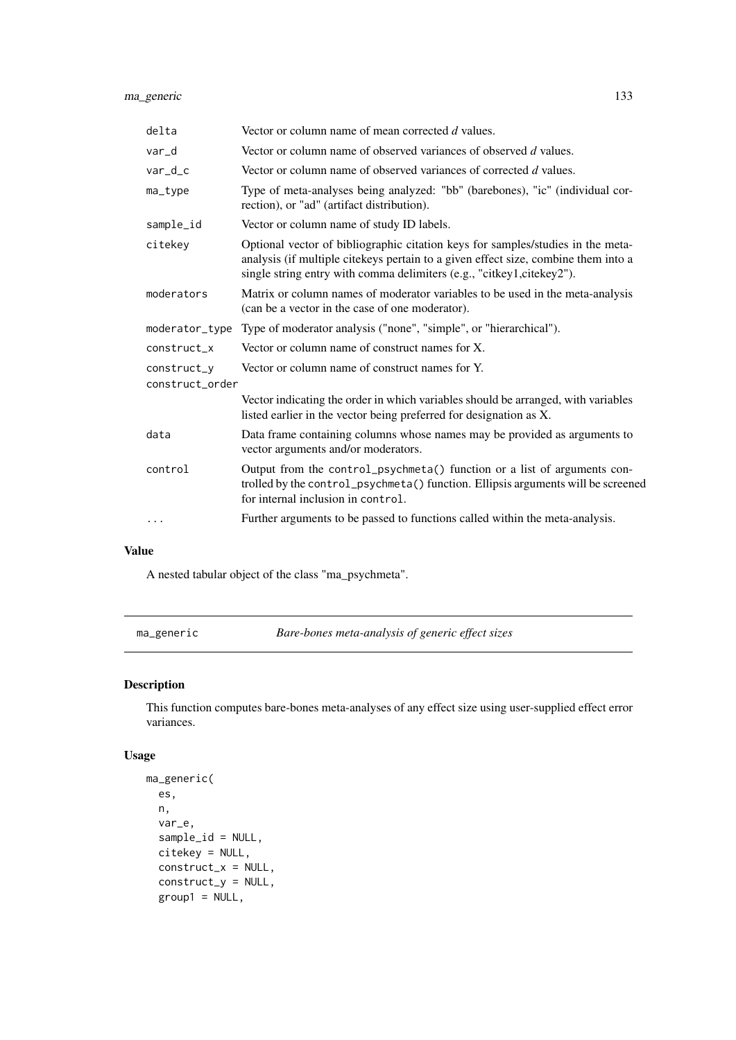| | |
|---|---|
| delta | Vector or column name of mean corrected *d* values. |
| var_d | Vector or column name of observed variances of observed *d* values. |
| var_d_c | Vector or column name of observed variances of corrected *d* values. |
| ma_type | Type of meta-analyses being analyzed: "bb" (barebones), "ic" (individual correction), or "ad" (artifact distribution). |
| sample_id | Vector or column name of study ID labels. |
| citekey | Optional vector of bibliographic citation keys for samples/studies in the meta-analysis (if multiple citekeys pertain to a given effect size, combine them into a single string entry with comma delimiters (e.g., "citkey1,citekey2"). |
| moderators | Matrix or column names of moderator variables to be used in the meta-analysis (can be a vector in the case of one moderator). |
| moderator_type | Type of moderator analysis ("none", "simple", or "hierarchical"). |
| construct_x | Vector or column name of construct names for X. |
| construct_y | Vector or column name of construct names for Y. |
| construct_order | Vector indicating the order in which variables should be arranged, with variables listed earlier in the vector being preferred for designation as X. |
| data | Data frame containing columns whose names may be provided as arguments to vector arguments and/or moderators. |
| control | Output from the `control_psychmeta()` function or a list of arguments controlled by the `control_psychmeta()` function. Ellipsis arguments will be screened for internal inclusion in `control`. |
| ... | Further arguments to be passed to functions called within the meta-analysis. |

## Value

A nested tabular object of the class "ma_psychmeta".

---

## ma_generic — *Bare-bones meta-analysis of generic effect sizes*

---

### Description

This function computes bare-bones meta-analyses of any effect size using user-supplied effect error variances.

### Usage

```
ma_generic(
  es,
  n,
  var_e,
  sample_id = NULL,
  citekey = NULL,
  construct_x = NULL,
  construct_y = NULL,
  group1 = NULL,
```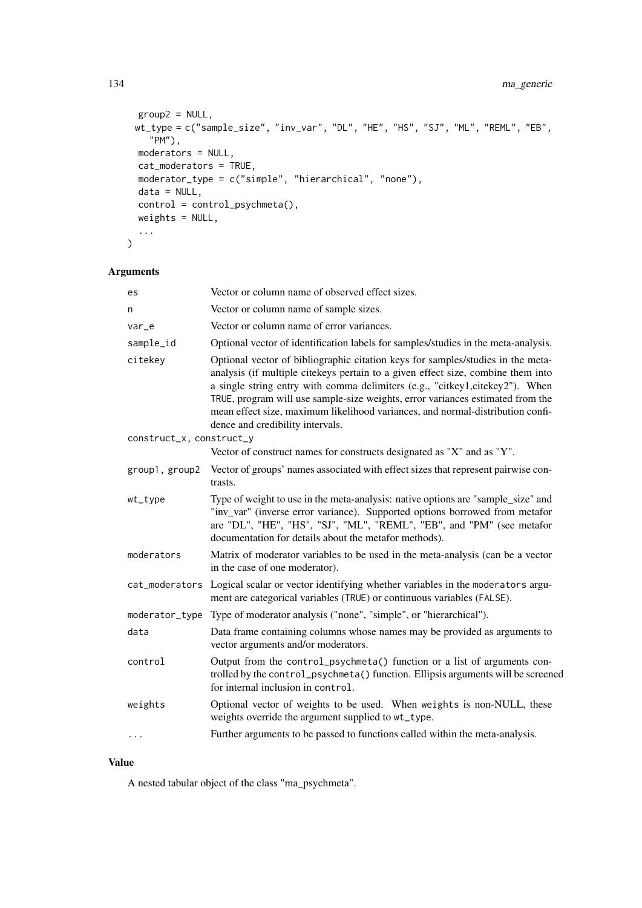```
  group2 = NULL,
  wt_type = c("sample_size", "inv_var", "DL", "HE", "HS", "SJ", "ML", "REML", "EB",
    "PM"),
  moderators = NULL,
  cat_moderators = TRUE,
  moderator_type = c("simple", "hierarchical", "none"),
  data = NULL,
  control = control_psychmeta(),
  weights = NULL,
  ...
)
```

## Arguments

| Argument | Description |
|---|---|
| es | Vector or column name of observed effect sizes. |
| n | Vector or column name of sample sizes. |
| var_e | Vector or column name of error variances. |
| sample_id | Optional vector of identification labels for samples/studies in the meta-analysis. |
| citekey | Optional vector of bibliographic citation keys for samples/studies in the meta-analysis (if multiple citekeys pertain to a given effect size, combine them into a single string entry with comma delimiters (e.g., "citkey1,citekey2"). When TRUE, program will use sample-size weights, error variances estimated from the mean effect size, maximum likelihood variances, and normal-distribution confidence and credibility intervals. |
| construct_x, construct_y | Vector of construct names for constructs designated as "X" and as "Y". |
| group1, group2 | Vector of groups' names associated with effect sizes that represent pairwise contrasts. |
| wt_type | Type of weight to use in the meta-analysis: native options are "sample_size" and "inv_var" (inverse error variance). Supported options borrowed from metafor are "DL", "HE", "HS", "SJ", "ML", "REML", "EB", and "PM" (see metafor documentation for details about the metafor methods). |
| moderators | Matrix of moderator variables to be used in the meta-analysis (can be a vector in the case of one moderator). |
| cat_moderators | Logical scalar or vector identifying whether variables in the moderators argument are categorical variables (TRUE) or continuous variables (FALSE). |
| moderator_type | Type of moderator analysis ("none", "simple", or "hierarchical"). |
| data | Data frame containing columns whose names may be provided as arguments to vector arguments and/or moderators. |
| control | Output from the control_psychmeta() function or a list of arguments controlled by the control_psychmeta() function. Ellipsis arguments will be screened for internal inclusion in control. |
| weights | Optional vector of weights to be used. When weights is non-NULL, these weights override the argument supplied to wt_type. |
| ... | Further arguments to be passed to functions called within the meta-analysis. |

## Value

A nested tabular object of the class "ma_psychmeta".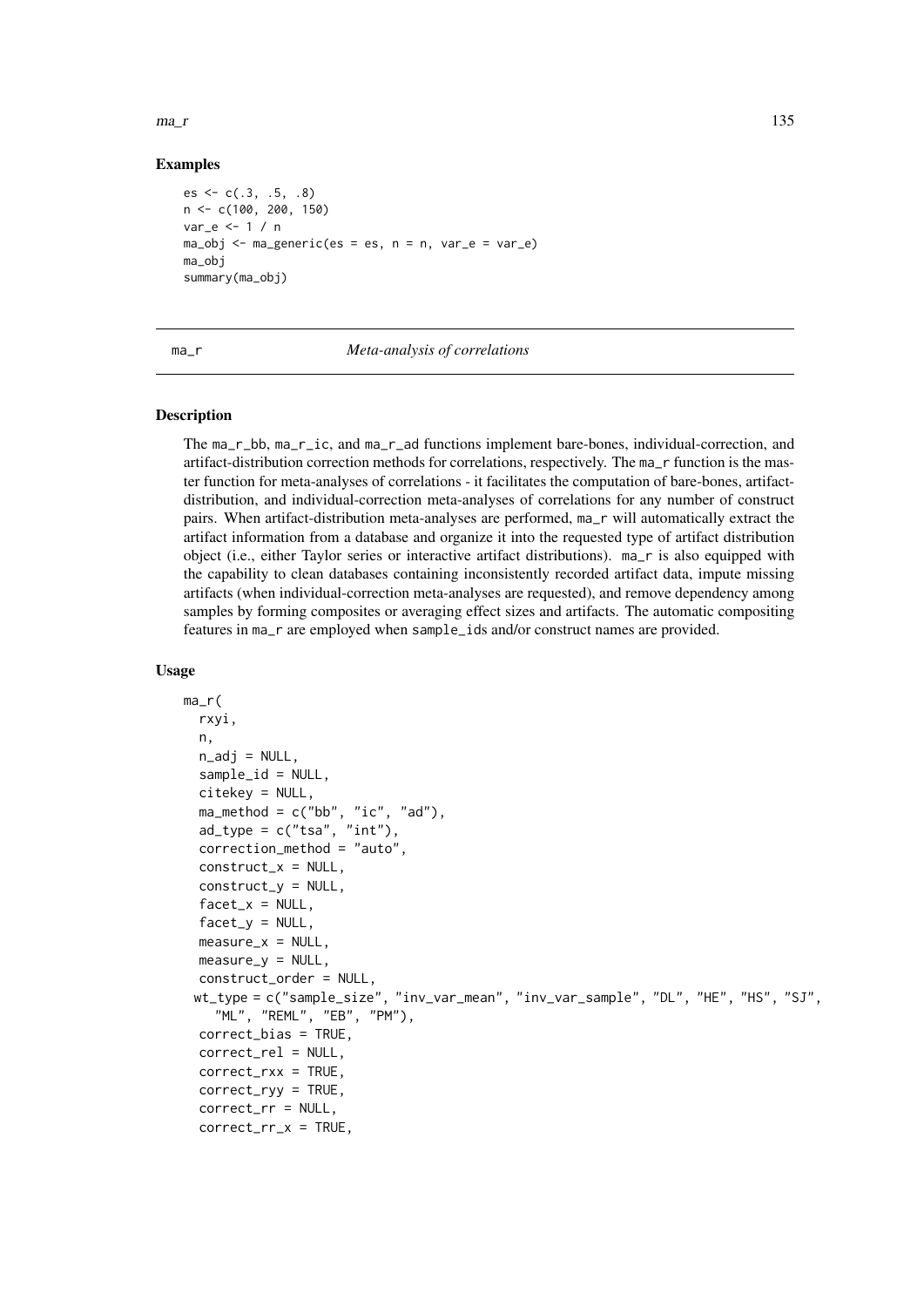## Examples

```
es <- c(.3, .5, .8)
n <- c(100, 200, 150)
var_e <- 1 / n
ma_obj <- ma_generic(es = es, n = n, var_e = var_e)
ma_obj
summary(ma_obj)
```

---

# ma_r *Meta-analysis of correlations*

---

## Description

The ma_r_bb, ma_r_ic, and ma_r_ad functions implement bare-bones, individual-correction, and artifact-distribution correction methods for correlations, respectively. The ma_r function is the master function for meta-analyses of correlations - it facilitates the computation of bare-bones, artifact-distribution, and individual-correction meta-analyses of correlations for any number of construct pairs. When artifact-distribution meta-analyses are performed, ma_r will automatically extract the artifact information from a database and organize it into the requested type of artifact distribution object (i.e., either Taylor series or interactive artifact distributions). ma_r is also equipped with the capability to clean databases containing inconsistently recorded artifact data, impute missing artifacts (when individual-correction meta-analyses are requested), and remove dependency among samples by forming composites or averaging effect sizes and artifacts. The automatic compositing features in ma_r are employed when sample_ids and/or construct names are provided.

## Usage

```
ma_r(
  rxyi,
  n,
  n_adj = NULL,
  sample_id = NULL,
  citekey = NULL,
  ma_method = c("bb", "ic", "ad"),
  ad_type = c("tsa", "int"),
  correction_method = "auto",
  construct_x = NULL,
  construct_y = NULL,
  facet_x = NULL,
  facet_y = NULL,
  measure_x = NULL,
  measure_y = NULL,
  construct_order = NULL,
 wt_type = c("sample_size", "inv_var_mean", "inv_var_sample", "DL", "HE", "HS", "SJ",
    "ML", "REML", "EB", "PM"),
  correct_bias = TRUE,
  correct_rel = NULL,
  correct_rxx = TRUE,
  correct_ryy = TRUE,
  correct_rr = NULL,
  correct_rr_x = TRUE,
```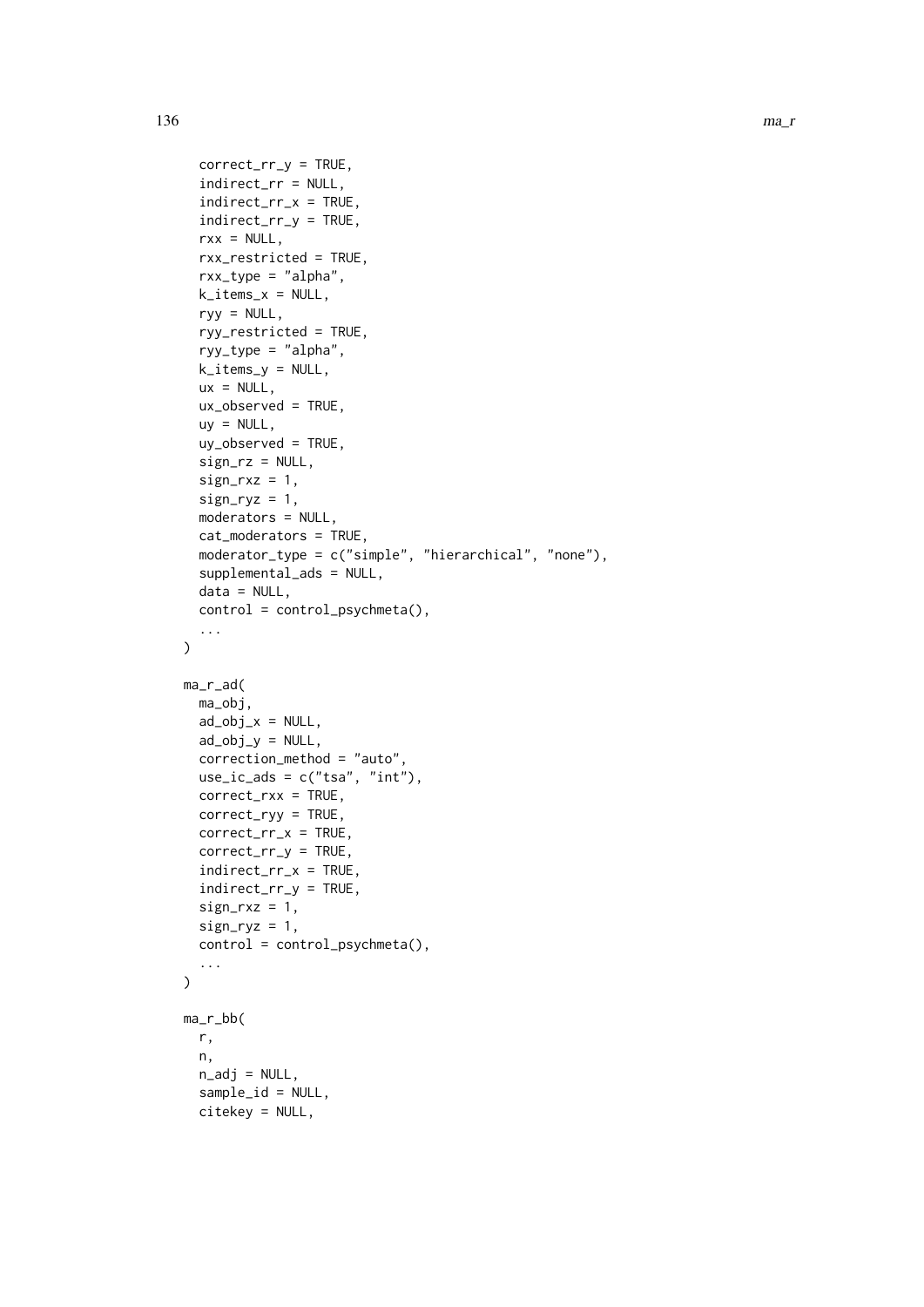```
  correct_rr_y = TRUE,
  indirect_rr = NULL,
  indirect_rr_x = TRUE,
  indirect_rr_y = TRUE,
  rxx = NULL,
  rxx_restricted = TRUE,
  rxx_type = "alpha",
  k_items_x = NULL,
  ryy = NULL,
  ryy_restricted = TRUE,
  ryy_type = "alpha",
  k_items_y = NULL,
  ux = NULL,
  ux_observed = TRUE,
  uy = NULL,
  uy_observed = TRUE,
  sign_rz = NULL,
  sign_rxz = 1,
  sign_ryz = 1,
  moderators = NULL,
  cat_moderators = TRUE,
  moderator_type = c("simple", "hierarchical", "none"),
  supplemental_ads = NULL,
  data = NULL,
  control = control_psychmeta(),
  ...
)

ma_r_ad(
  ma_obj,
  ad_obj_x = NULL,
  ad_obj_y = NULL,
  correction_method = "auto",
  use_ic_ads = c("tsa", "int"),
  correct_rxx = TRUE,
  correct_ryy = TRUE,
  correct_rr_x = TRUE,
  correct_rr_y = TRUE,
  indirect_rr_x = TRUE,
  indirect_rr_y = TRUE,
  sign_rxz = 1,
  sign_ryz = 1,
  control = control_psychmeta(),
  ...
)

ma_r_bb(
  r,
  n,
  n_adj = NULL,
  sample_id = NULL,
  citekey = NULL,
```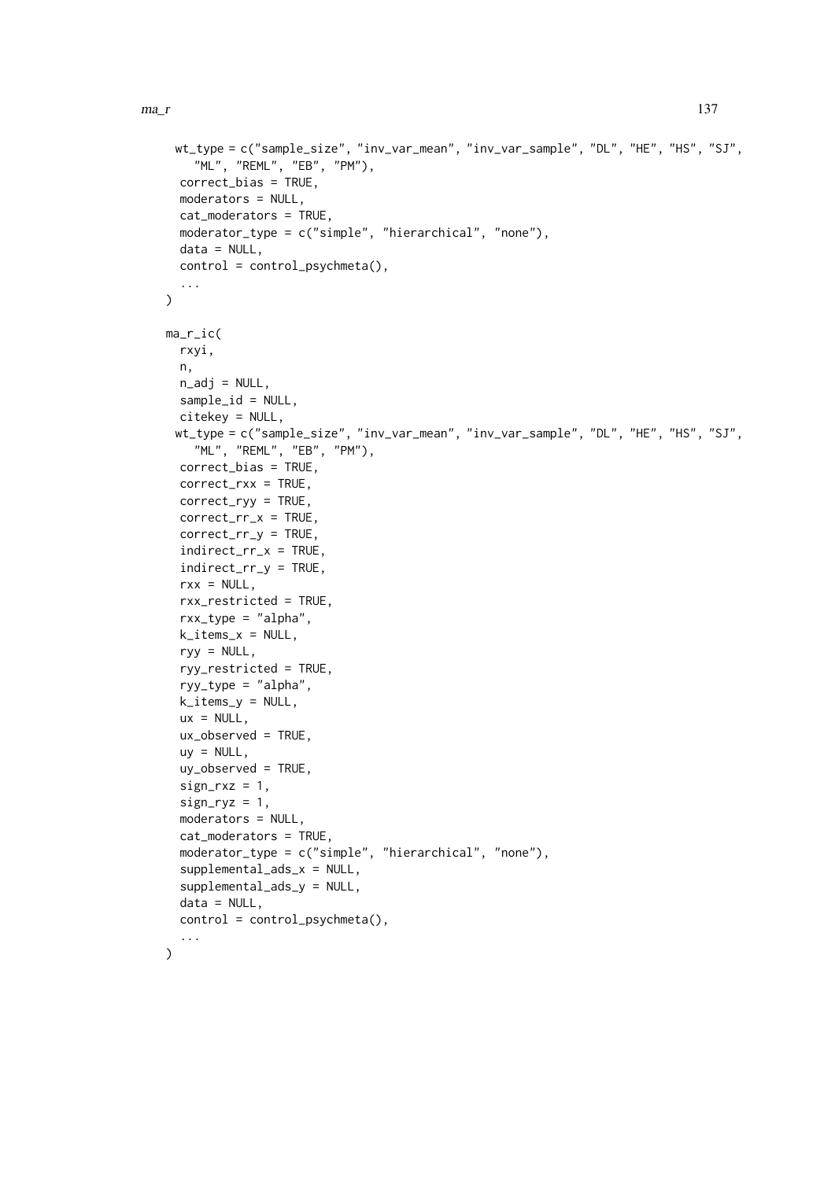```
  wt_type = c("sample_size", "inv_var_mean", "inv_var_sample", "DL", "HE", "HS", "SJ",
    "ML", "REML", "EB", "PM"),
  correct_bias = TRUE,
  moderators = NULL,
  cat_moderators = TRUE,
  moderator_type = c("simple", "hierarchical", "none"),
  data = NULL,
  control = control_psychmeta(),
  ...
)

ma_r_ic(
  rxyi,
  n,
  n_adj = NULL,
  sample_id = NULL,
  citekey = NULL,
  wt_type = c("sample_size", "inv_var_mean", "inv_var_sample", "DL", "HE", "HS", "SJ",
    "ML", "REML", "EB", "PM"),
  correct_bias = TRUE,
  correct_rxx = TRUE,
  correct_ryy = TRUE,
  correct_rr_x = TRUE,
  correct_rr_y = TRUE,
  indirect_rr_x = TRUE,
  indirect_rr_y = TRUE,
  rxx = NULL,
  rxx_restricted = TRUE,
  rxx_type = "alpha",
  k_items_x = NULL,
  ryy = NULL,
  ryy_restricted = TRUE,
  ryy_type = "alpha",
  k_items_y = NULL,
  ux = NULL,
  ux_observed = TRUE,
  uy = NULL,
  uy_observed = TRUE,
  sign_rxz = 1,
  sign_ryz = 1,
  moderators = NULL,
  cat_moderators = TRUE,
  moderator_type = c("simple", "hierarchical", "none"),
  supplemental_ads_x = NULL,
  supplemental_ads_y = NULL,
  data = NULL,
  control = control_psychmeta(),
  ...
)
```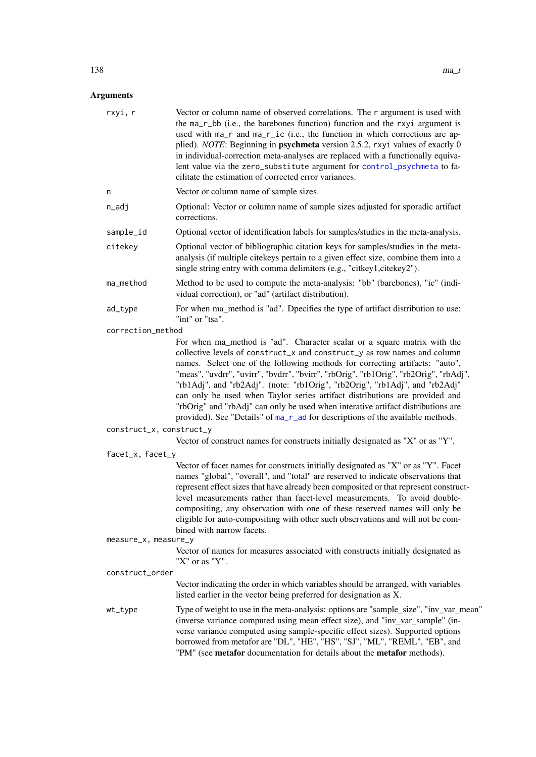## Arguments

**rxyi, r** Vector or column name of observed correlations. The r argument is used with the ma_r_bb (i.e., the barebones function) function and the rxyi argument is used with ma_r and ma_r_ic (i.e., the function in which corrections are applied). *NOTE*: Beginning in **psychmeta** version 2.5.2, rxyi values of exactly 0 in individual-correction meta-analyses are replaced with a functionally equivalent value via the zero_substitute argument for control_psychmeta to facilitate the estimation of corrected error variances.

**n** Vector or column name of sample sizes.

**n_adj** Optional: Vector or column name of sample sizes adjusted for sporadic artifact corrections.

**sample_id** Optional vector of identification labels for samples/studies in the meta-analysis.

**citekey** Optional vector of bibliographic citation keys for samples/studies in the meta-analysis (if multiple citekeys pertain to a given effect size, combine them into a single string entry with comma delimiters (e.g., "citkey1,citekey2").

**ma_method** Method to be used to compute the meta-analysis: "bb" (barebones), "ic" (individual correction), or "ad" (artifact distribution).

**ad_type** For when ma_method is "ad". Dpecifies the type of artifact distribution to use: "int" or "tsa".

**correction_method** For when ma_method is "ad". Character scalar or a square matrix with the collective levels of construct_x and construct_y as row names and column names. Select one of the following methods for correcting artifacts: "auto", "meas", "uvdrr", "uvirr", "bvdrr", "bvirr", "rbOrig", "rb1Orig", "rb2Orig", "rbAdj", "rb1Adj", and "rb2Adj". (note: "rb1Orig", "rb2Orig", "rb1Adj", and "rb2Adj" can only be used when Taylor series artifact distributions are provided and "rbOrig" and "rbAdj" can only be used when interative artifact distributions are provided). See "Details" of ma_r_ad for descriptions of the available methods.

**construct_x, construct_y** Vector of construct names for constructs initially designated as "X" or as "Y".

**facet_x, facet_y** Vector of facet names for constructs initially designated as "X" or as "Y". Facet names "global", "overall", and "total" are reserved to indicate observations that represent effect sizes that have already been composited or that represent construct-level measurements rather than facet-level measurements. To avoid double-compositing, any observation with one of these reserved names will only be eligible for auto-compositing with other such observations and will not be combined with narrow facets.

**measure_x, measure_y** Vector of names for measures associated with constructs initially designated as "X" or as "Y".

**construct_order** Vector indicating the order in which variables should be arranged, with variables listed earlier in the vector being preferred for designation as X.

**wt_type** Type of weight to use in the meta-analysis: options are "sample_size", "inv_var_mean" (inverse variance computed using mean effect size), and "inv_var_sample" (inverse variance computed using sample-specific effect sizes). Supported options borrowed from metafor are "DL", "HE", "HS", "SJ", "ML", "REML", "EB", and "PM" (see **metafor** documentation for details about the **metafor** methods).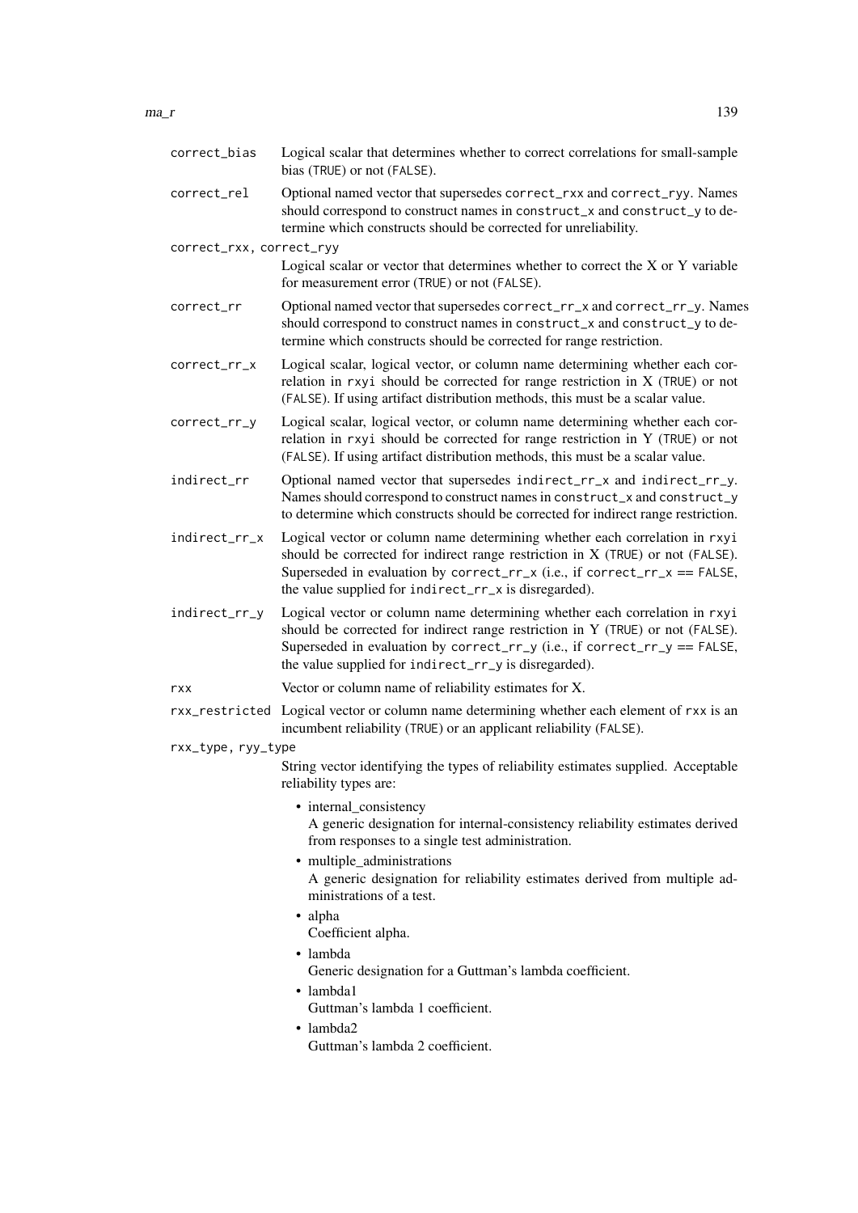`correct_bias`
: Logical scalar that determines whether to correct correlations for small-sample bias (TRUE) or not (FALSE).

`correct_rel`
: Optional named vector that supersedes `correct_rxx` and `correct_ryy`. Names should correspond to construct names in `construct_x` and `construct_y` to determine which constructs should be corrected for unreliability.

`correct_rxx, correct_ryy`
: Logical scalar or vector that determines whether to correct the X or Y variable for measurement error (TRUE) or not (FALSE).

`correct_rr`
: Optional named vector that supersedes `correct_rr_x` and `correct_rr_y`. Names should correspond to construct names in `construct_x` and `construct_y` to determine which constructs should be corrected for range restriction.

`correct_rr_x`
: Logical scalar, logical vector, or column name determining whether each correlation in `rxyi` should be corrected for range restriction in X (TRUE) or not (FALSE). If using artifact distribution methods, this must be a scalar value.

`correct_rr_y`
: Logical scalar, logical vector, or column name determining whether each correlation in `rxyi` should be corrected for range restriction in Y (TRUE) or not (FALSE). If using artifact distribution methods, this must be a scalar value.

`indirect_rr`
: Optional named vector that supersedes `indirect_rr_x` and `indirect_rr_y`. Names should correspond to construct names in `construct_x` and `construct_y` to determine which constructs should be corrected for indirect range restriction.

`indirect_rr_x`
: Logical vector or column name determining whether each correlation in `rxyi` should be corrected for indirect range restriction in X (TRUE) or not (FALSE). Superseded in evaluation by `correct_rr_x` (i.e., if `correct_rr_x == FALSE`, the value supplied for `indirect_rr_x` is disregarded).

`indirect_rr_y`
: Logical vector or column name determining whether each correlation in `rxyi` should be corrected for indirect range restriction in Y (TRUE) or not (FALSE). Superseded in evaluation by `correct_rr_y` (i.e., if `correct_rr_y == FALSE`, the value supplied for `indirect_rr_y` is disregarded).

`rxx`
: Vector or column name of reliability estimates for X.

`rxx_restricted`
: Logical vector or column name determining whether each element of `rxx` is an incumbent reliability (TRUE) or an applicant reliability (FALSE).

`rxx_type, ryy_type`
: String vector identifying the types of reliability estimates supplied. Acceptable reliability types are:

  - internal_consistency
    A generic designation for internal-consistency reliability estimates derived from responses to a single test administration.
  - multiple_administrations
    A generic designation for reliability estimates derived from multiple administrations of a test.
  - alpha
    Coefficient alpha.
  - lambda
    Generic designation for a Guttman's lambda coefficient.
  - lambda1
    Guttman's lambda 1 coefficient.
  - lambda2
    Guttman's lambda 2 coefficient.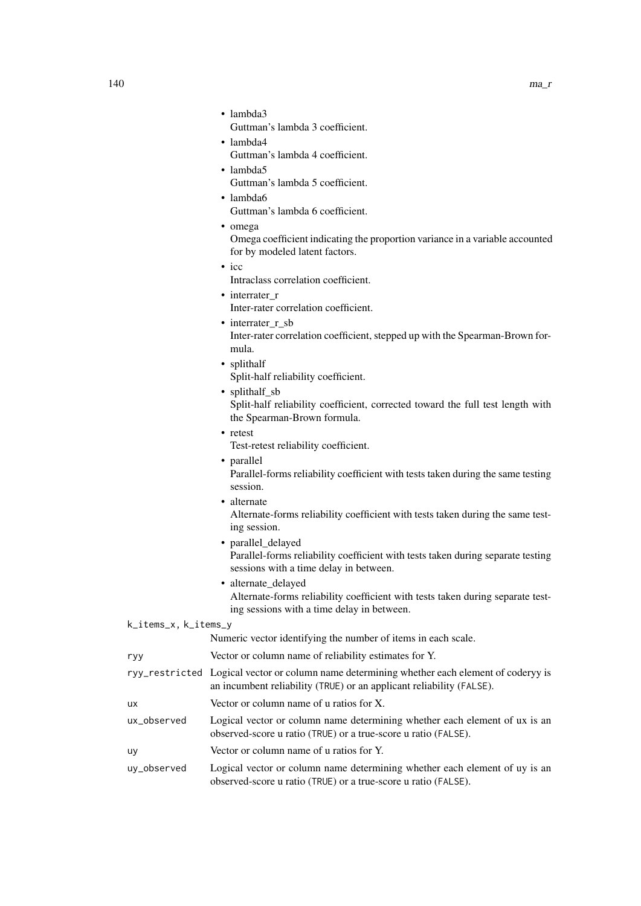- lambda3
  Guttman's lambda 3 coefficient.
- lambda4
  Guttman's lambda 4 coefficient.
- lambda5
  Guttman's lambda 5 coefficient.
- lambda6
  Guttman's lambda 6 coefficient.
- omega
  Omega coefficient indicating the proportion variance in a variable accounted for by modeled latent factors.
- icc
  Intraclass correlation coefficient.
- interrater_r
  Inter-rater correlation coefficient.
- interrater_r_sb
  Inter-rater correlation coefficient, stepped up with the Spearman-Brown formula.
- splithalf
  Split-half reliability coefficient.
- splithalf_sb
  Split-half reliability coefficient, corrected toward the full test length with the Spearman-Brown formula.
- retest
  Test-retest reliability coefficient.
- parallel
  Parallel-forms reliability coefficient with tests taken during the same testing session.
- alternate
  Alternate-forms reliability coefficient with tests taken during the same testing session.
- parallel_delayed
  Parallel-forms reliability coefficient with tests taken during separate testing sessions with a time delay in between.
- alternate_delayed
  Alternate-forms reliability coefficient with tests taken during separate testing sessions with a time delay in between.

`k_items_x, k_items_y`
: Numeric vector identifying the number of items in each scale.

`ryy`
: Vector or column name of reliability estimates for Y.

`ryy_restricted`
: Logical vector or column name determining whether each element of coderyy is an incumbent reliability (`TRUE`) or an applicant reliability (`FALSE`).

`ux`
: Vector or column name of u ratios for X.

`ux_observed`
: Logical vector or column name determining whether each element of ux is an observed-score u ratio (`TRUE`) or a true-score u ratio (`FALSE`).

`uy`
: Vector or column name of u ratios for Y.

`uy_observed`
: Logical vector or column name determining whether each element of uy is an observed-score u ratio (`TRUE`) or a true-score u ratio (`FALSE`).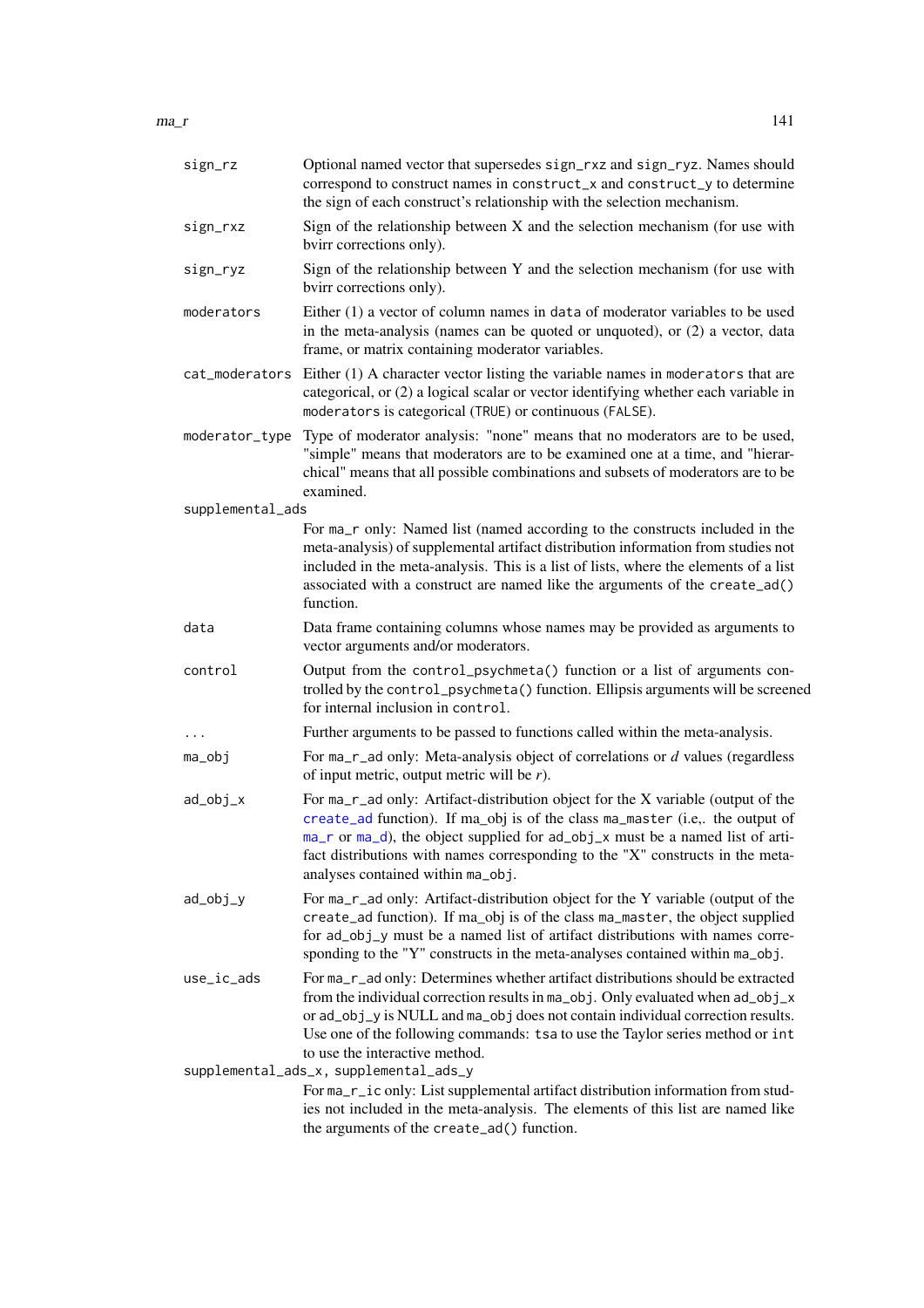| | |
|---|---|
| `sign_rz` | Optional named vector that supersedes `sign_rxz` and `sign_ryz`. Names should correspond to construct names in `construct_x` and `construct_y` to determine the sign of each construct's relationship with the selection mechanism. |
| `sign_rxz` | Sign of the relationship between X and the selection mechanism (for use with bvirr corrections only). |
| `sign_ryz` | Sign of the relationship between Y and the selection mechanism (for use with bvirr corrections only). |
| `moderators` | Either (1) a vector of column names in `data` of moderator variables to be used in the meta-analysis (names can be quoted or unquoted), or (2) a vector, data frame, or matrix containing moderator variables. |
| `cat_moderators` | Either (1) A character vector listing the variable names in `moderators` that are categorical, or (2) a logical scalar or vector identifying whether each variable in `moderators` is categorical (`TRUE`) or continuous (`FALSE`). |
| `moderator_type` | Type of moderator analysis: "none" means that no moderators are to be used, "simple" means that moderators are to be examined one at a time, and "hierarchical" means that all possible combinations and subsets of moderators are to be examined. |
| `supplemental_ads` | For `ma_r` only: Named list (named according to the constructs included in the meta-analysis) of supplemental artifact distribution information from studies not included in the meta-analysis. This is a list of lists, where the elements of a list associated with a construct are named like the arguments of the `create_ad()` function. |
| `data` | Data frame containing columns whose names may be provided as arguments to vector arguments and/or moderators. |
| `control` | Output from the `control_psychmeta()` function or a list of arguments controlled by the `control_psychmeta()` function. Ellipsis arguments will be screened for internal inclusion in `control`. |
| `...` | Further arguments to be passed to functions called within the meta-analysis. |
| `ma_obj` | For `ma_r_ad` only: Meta-analysis object of correlations or *d* values (regardless of input metric, output metric will be *r*). |
| `ad_obj_x` | For `ma_r_ad` only: Artifact-distribution object for the X variable (output of the `create_ad` function). If ma_obj is of the class `ma_master` (i.e,. the output of `ma_r` or `ma_d`), the object supplied for `ad_obj_x` must be a named list of artifact distributions with names corresponding to the "X" constructs in the meta-analyses contained within `ma_obj`. |
| `ad_obj_y` | For `ma_r_ad` only: Artifact-distribution object for the Y variable (output of the `create_ad` function). If ma_obj is of the class `ma_master`, the object supplied for `ad_obj_y` must be a named list of artifact distributions with names corresponding to the "Y" constructs in the meta-analyses contained within `ma_obj`. |
| `use_ic_ads` | For `ma_r_ad` only: Determines whether artifact distributions should be extracted from the individual correction results in `ma_obj`. Only evaluated when `ad_obj_x` or `ad_obj_y` is NULL and `ma_obj` does not contain individual correction results. Use one of the following commands: `tsa` to use the Taylor series method or `int` to use the interactive method. |
| `supplemental_ads_x, supplemental_ads_y` | For `ma_r_ic` only: List supplemental artifact distribution information from studies not included in the meta-analysis. The elements of this list are named like the arguments of the `create_ad()` function. |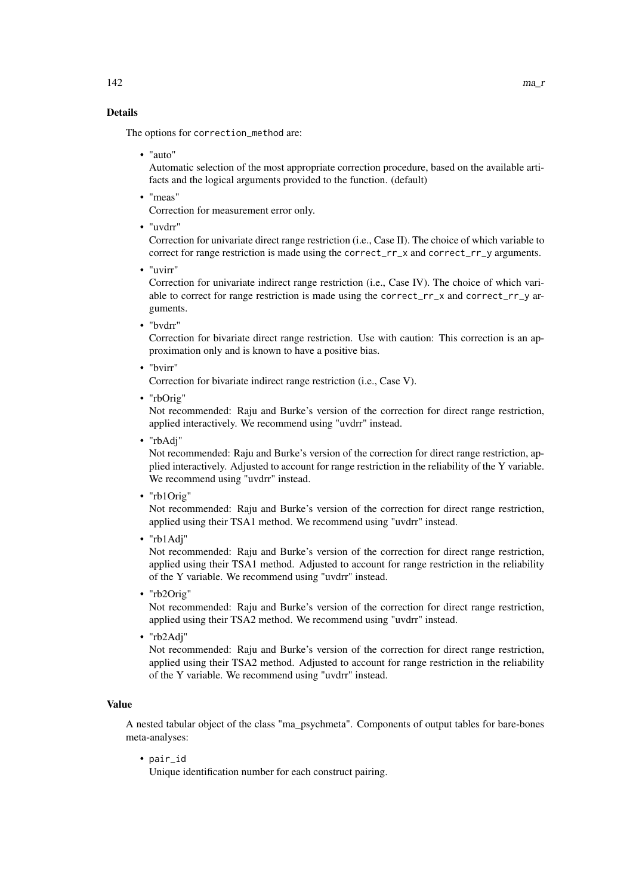## Details

The options for `correction_method` are:

- "auto"
  Automatic selection of the most appropriate correction procedure, based on the available artifacts and the logical arguments provided to the function. (default)
- "meas"
  Correction for measurement error only.
- "uvdrr"
  Correction for univariate direct range restriction (i.e., Case II). The choice of which variable to correct for range restriction is made using the `correct_rr_x` and `correct_rr_y` arguments.
- "uvirr"
  Correction for univariate indirect range restriction (i.e., Case IV). The choice of which variable to correct for range restriction is made using the `correct_rr_x` and `correct_rr_y` arguments.
- "bvdrr"
  Correction for bivariate direct range restriction. Use with caution: This correction is an approximation only and is known to have a positive bias.
- "bvirr"
  Correction for bivariate indirect range restriction (i.e., Case V).
- "rbOrig"
  Not recommended: Raju and Burke's version of the correction for direct range restriction, applied interactively. We recommend using "uvdrr" instead.
- "rbAdj"
  Not recommended: Raju and Burke's version of the correction for direct range restriction, applied interactively. Adjusted to account for range restriction in the reliability of the Y variable. We recommend using "uvdrr" instead.
- "rb1Orig"
  Not recommended: Raju and Burke's version of the correction for direct range restriction, applied using their TSA1 method. We recommend using "uvdrr" instead.
- "rb1Adj"
  Not recommended: Raju and Burke's version of the correction for direct range restriction, applied using their TSA1 method. Adjusted to account for range restriction in the reliability of the Y variable. We recommend using "uvdrr" instead.
- "rb2Orig"
  Not recommended: Raju and Burke's version of the correction for direct range restriction, applied using their TSA2 method. We recommend using "uvdrr" instead.
- "rb2Adj"
  Not recommended: Raju and Burke's version of the correction for direct range restriction, applied using their TSA2 method. Adjusted to account for range restriction in the reliability of the Y variable. We recommend using "uvdrr" instead.

## Value

A nested tabular object of the class "ma_psychmeta". Components of output tables for bare-bones meta-analyses:

- `pair_id`
  Unique identification number for each construct pairing.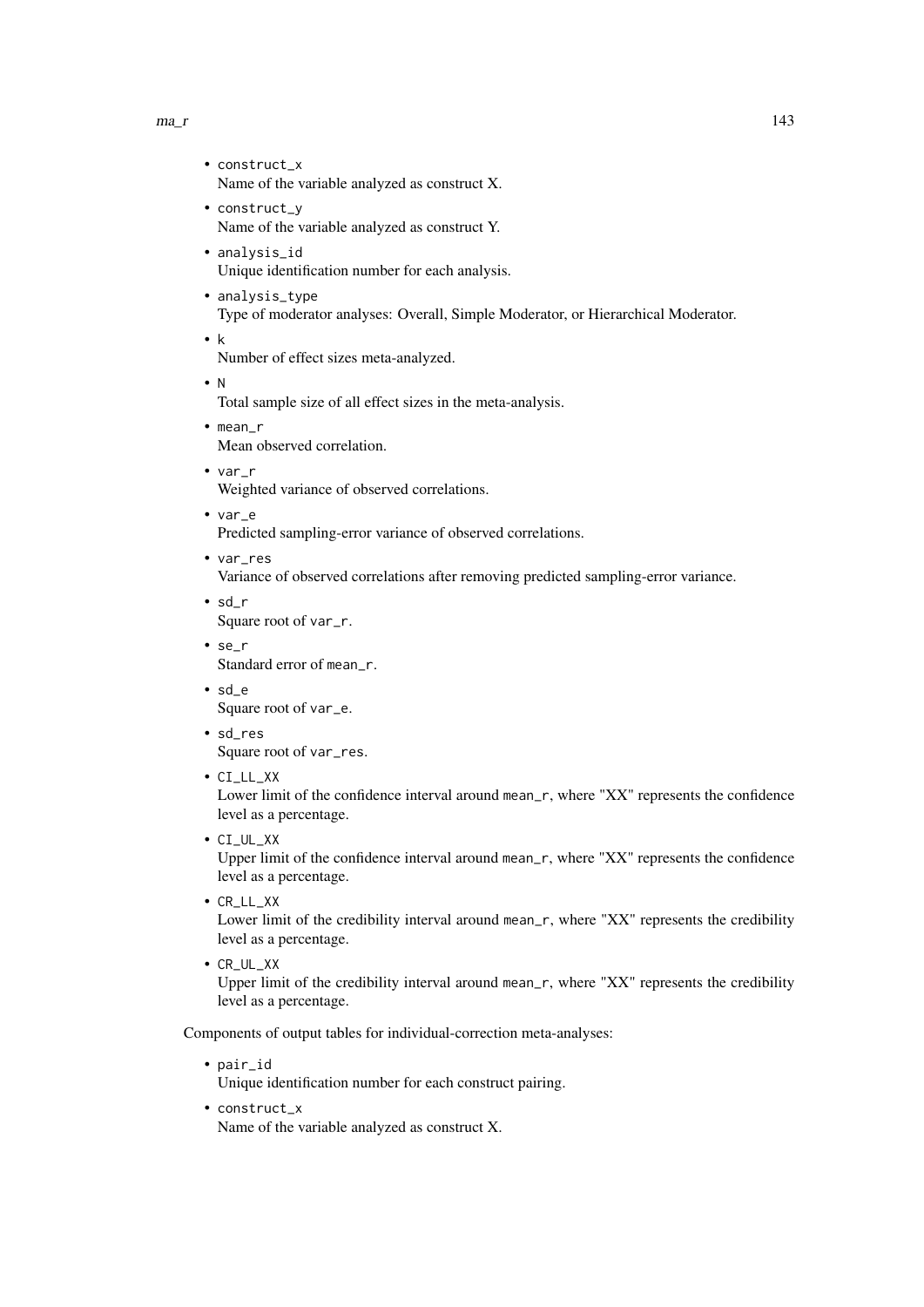- `construct_x`
  Name of the variable analyzed as construct X.
- `construct_y`
  Name of the variable analyzed as construct Y.
- `analysis_id`
  Unique identification number for each analysis.
- `analysis_type`
  Type of moderator analyses: Overall, Simple Moderator, or Hierarchical Moderator.
- `k`
  Number of effect sizes meta-analyzed.
- `N`
  Total sample size of all effect sizes in the meta-analysis.
- `mean_r`
  Mean observed correlation.
- `var_r`
  Weighted variance of observed correlations.
- `var_e`
  Predicted sampling-error variance of observed correlations.
- `var_res`
  Variance of observed correlations after removing predicted sampling-error variance.
- `sd_r`
  Square root of `var_r`.
- `se_r`
  Standard error of `mean_r`.
- `sd_e`
  Square root of `var_e`.
- `sd_res`
  Square root of `var_res`.
- `CI_LL_XX`
  Lower limit of the confidence interval around `mean_r`, where "XX" represents the confidence level as a percentage.
- `CI_UL_XX`
  Upper limit of the confidence interval around `mean_r`, where "XX" represents the confidence level as a percentage.
- `CR_LL_XX`
  Lower limit of the credibility interval around `mean_r`, where "XX" represents the credibility level as a percentage.
- `CR_UL_XX`
  Upper limit of the credibility interval around `mean_r`, where "XX" represents the credibility level as a percentage.

Components of output tables for individual-correction meta-analyses:

- `pair_id`
  Unique identification number for each construct pairing.
- `construct_x`
  Name of the variable analyzed as construct X.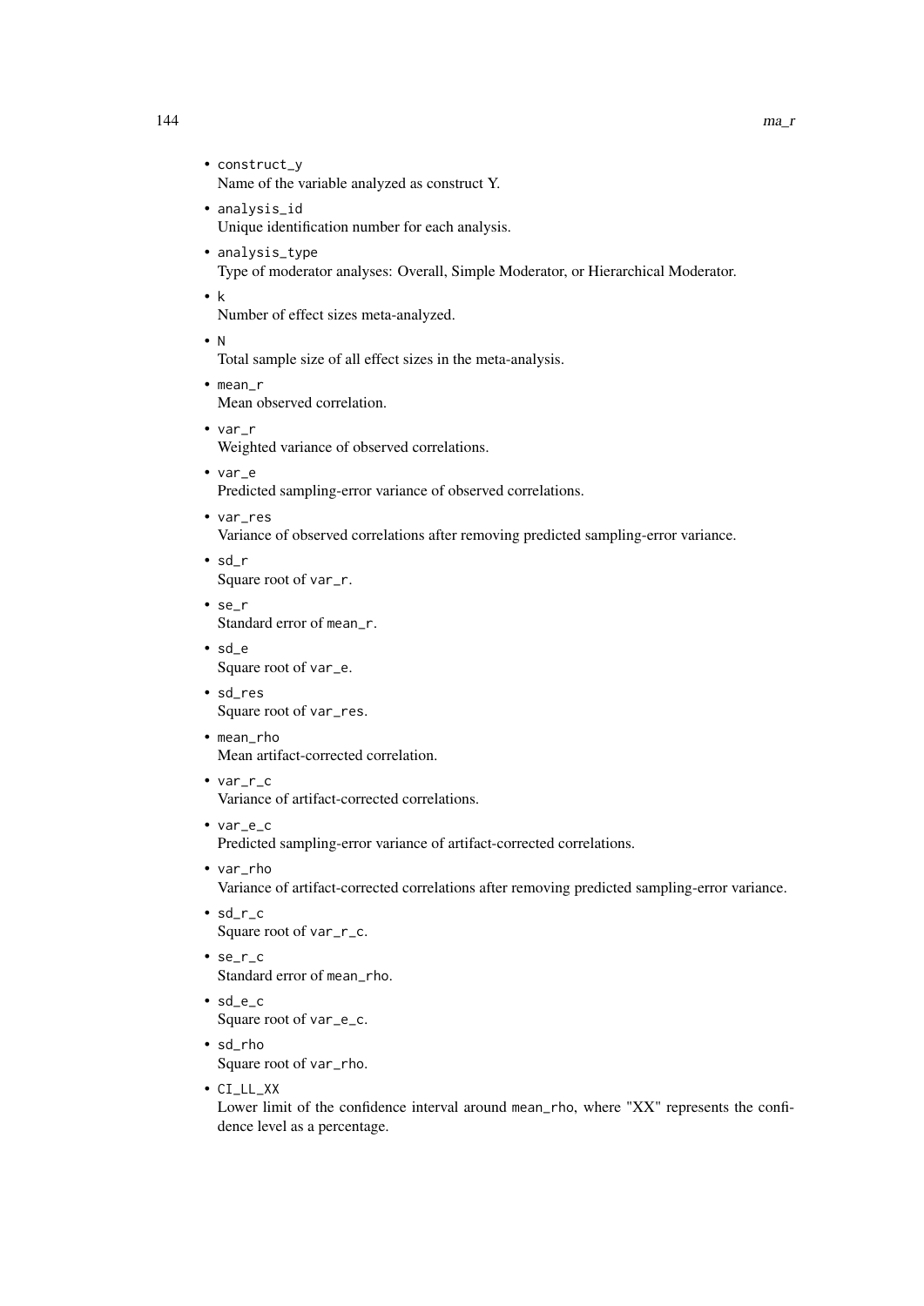- `construct_y`
  Name of the variable analyzed as construct Y.
- `analysis_id`
  Unique identification number for each analysis.
- `analysis_type`
  Type of moderator analyses: Overall, Simple Moderator, or Hierarchical Moderator.
- `k`
  Number of effect sizes meta-analyzed.
- `N`
  Total sample size of all effect sizes in the meta-analysis.
- `mean_r`
  Mean observed correlation.
- `var_r`
  Weighted variance of observed correlations.
- `var_e`
  Predicted sampling-error variance of observed correlations.
- `var_res`
  Variance of observed correlations after removing predicted sampling-error variance.
- `sd_r`
  Square root of `var_r`.
- `se_r`
  Standard error of `mean_r`.
- `sd_e`
  Square root of `var_e`.
- `sd_res`
  Square root of `var_res`.
- `mean_rho`
  Mean artifact-corrected correlation.
- `var_r_c`
  Variance of artifact-corrected correlations.
- `var_e_c`
  Predicted sampling-error variance of artifact-corrected correlations.
- `var_rho`
  Variance of artifact-corrected correlations after removing predicted sampling-error variance.
- `sd_r_c`
  Square root of `var_r_c`.
- `se_r_c`
  Standard error of `mean_rho`.
- `sd_e_c`
  Square root of `var_e_c`.
- `sd_rho`
  Square root of `var_rho`.
- `CI_LL_XX`
  Lower limit of the confidence interval around `mean_rho`, where "XX" represents the confidence level as a percentage.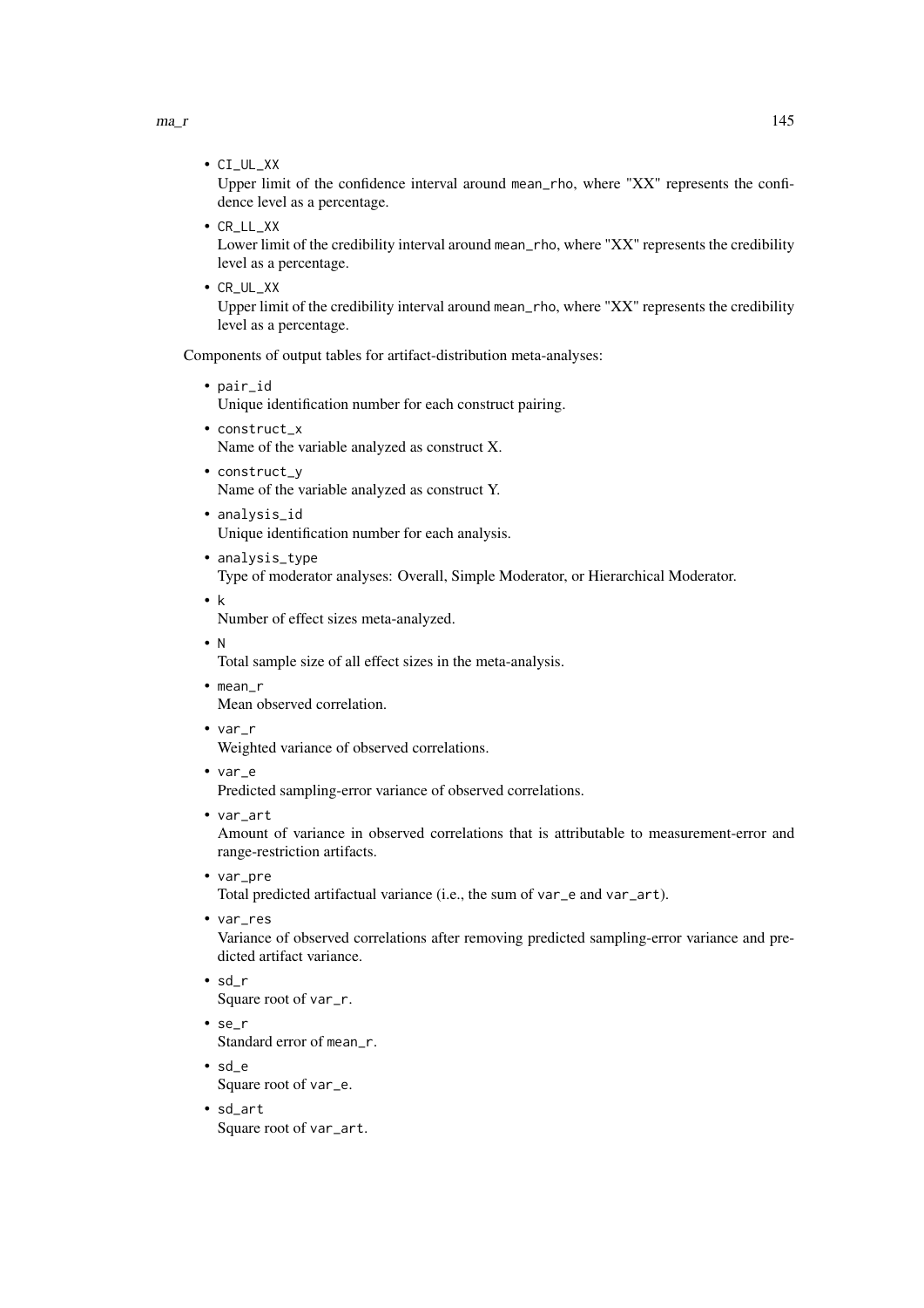- `CI_UL_XX`
  Upper limit of the confidence interval around `mean_rho`, where "XX" represents the confidence level as a percentage.
- `CR_LL_XX`
  Lower limit of the credibility interval around `mean_rho`, where "XX" represents the credibility level as a percentage.
- `CR_UL_XX`
  Upper limit of the credibility interval around `mean_rho`, where "XX" represents the credibility level as a percentage.

Components of output tables for artifact-distribution meta-analyses:

- `pair_id`
  Unique identification number for each construct pairing.
- `construct_x`
  Name of the variable analyzed as construct X.
- `construct_y`
  Name of the variable analyzed as construct Y.
- `analysis_id`
  Unique identification number for each analysis.
- `analysis_type`
  Type of moderator analyses: Overall, Simple Moderator, or Hierarchical Moderator.
- `k`
  Number of effect sizes meta-analyzed.
- `N`
  Total sample size of all effect sizes in the meta-analysis.
- `mean_r`
  Mean observed correlation.
- `var_r`
  Weighted variance of observed correlations.
- `var_e`
  Predicted sampling-error variance of observed correlations.
- `var_art`
  Amount of variance in observed correlations that is attributable to measurement-error and range-restriction artifacts.
- `var_pre`
  Total predicted artifactual variance (i.e., the sum of `var_e` and `var_art`).
- `var_res`
  Variance of observed correlations after removing predicted sampling-error variance and predicted artifact variance.
- `sd_r`
  Square root of `var_r`.
- `se_r`
  Standard error of `mean_r`.
- `sd_e`
  Square root of `var_e`.
- `sd_art`
  Square root of `var_art`.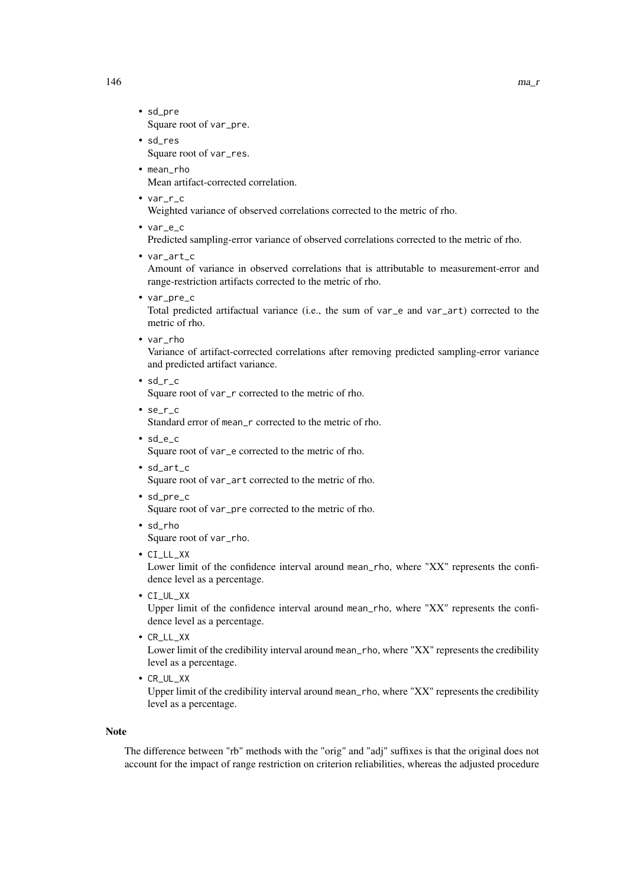- `sd_pre`
  Square root of `var_pre`.
- `sd_res`
  Square root of `var_res`.
- `mean_rho`
  Mean artifact-corrected correlation.
- `var_r_c`
  Weighted variance of observed correlations corrected to the metric of rho.
- `var_e_c`
  Predicted sampling-error variance of observed correlations corrected to the metric of rho.
- `var_art_c`
  Amount of variance in observed correlations that is attributable to measurement-error and range-restriction artifacts corrected to the metric of rho.
- `var_pre_c`
  Total predicted artifactual variance (i.e., the sum of `var_e` and `var_art`) corrected to the metric of rho.
- `var_rho`
  Variance of artifact-corrected correlations after removing predicted sampling-error variance and predicted artifact variance.
- `sd_r_c`
  Square root of `var_r` corrected to the metric of rho.
- `se_r_c`
  Standard error of `mean_r` corrected to the metric of rho.
- `sd_e_c`
  Square root of `var_e` corrected to the metric of rho.
- `sd_art_c`
  Square root of `var_art` corrected to the metric of rho.
- `sd_pre_c`
  Square root of `var_pre` corrected to the metric of rho.
- `sd_rho`
  Square root of `var_rho`.
- `CI_LL_XX`
  Lower limit of the confidence interval around `mean_rho`, where "XX" represents the confidence level as a percentage.
- `CI_UL_XX`
  Upper limit of the confidence interval around `mean_rho`, where "XX" represents the confidence level as a percentage.
- `CR_LL_XX`
  Lower limit of the credibility interval around `mean_rho`, where "XX" represents the credibility level as a percentage.
- `CR_UL_XX`
  Upper limit of the credibility interval around `mean_rho`, where "XX" represents the credibility level as a percentage.

## Note

The difference between "rb" methods with the "orig" and "adj" suffixes is that the original does not account for the impact of range restriction on criterion reliabilities, whereas the adjusted procedure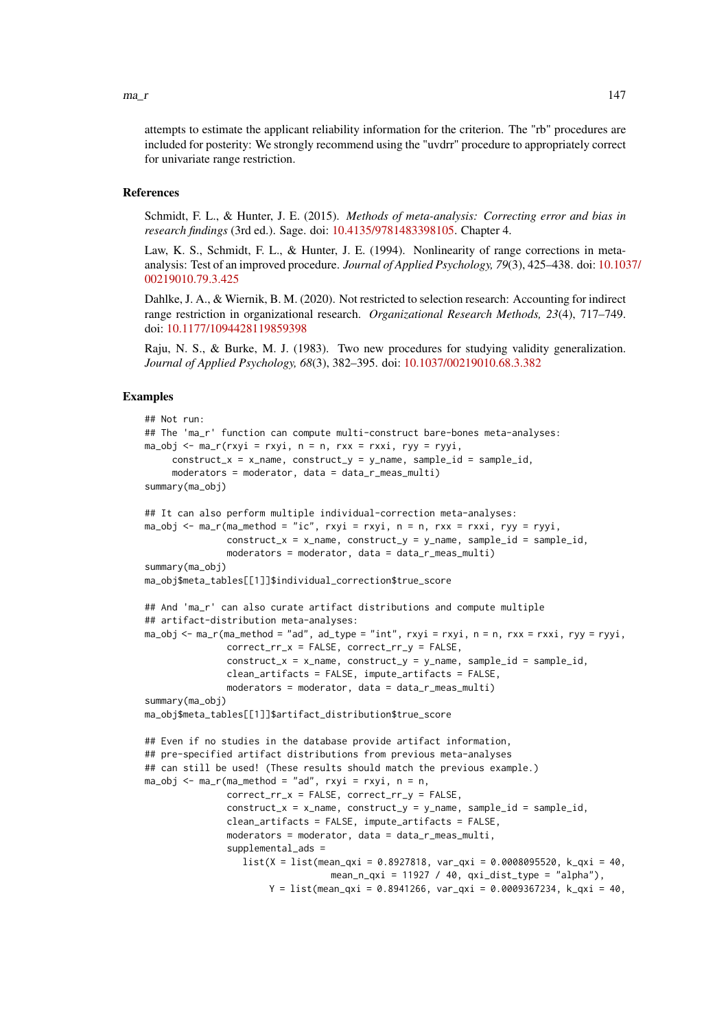attempts to estimate the applicant reliability information for the criterion. The "rb" procedures are included for posterity: We strongly recommend using the "uvdrr" procedure to appropriately correct for univariate range restriction.

## References

Schmidt, F. L., & Hunter, J. E. (2015). *Methods of meta-analysis: Correcting error and bias in research findings* (3rd ed.). Sage. doi: 10.4135/9781483398105. Chapter 4.

Law, K. S., Schmidt, F. L., & Hunter, J. E. (1994). Nonlinearity of range corrections in meta-analysis: Test of an improved procedure. *Journal of Applied Psychology, 79*(3), 425–438. doi: 10.1037/00219010.79.3.425

Dahlke, J. A., & Wiernik, B. M. (2020). Not restricted to selection research: Accounting for indirect range restriction in organizational research. *Organizational Research Methods, 23*(4), 717–749. doi: 10.1177/1094428119859398

Raju, N. S., & Burke, M. J. (1983). Two new procedures for studying validity generalization. *Journal of Applied Psychology, 68*(3), 382–395. doi: 10.1037/00219010.68.3.382

## Examples

```
## Not run:
## The 'ma_r' function can compute multi-construct bare-bones meta-analyses:
ma_obj <- ma_r(rxyi = rxyi, n = n, rxx = rxxi, ryy = ryyi,
     construct_x = x_name, construct_y = y_name, sample_id = sample_id,
     moderators = moderator, data = data_r_meas_multi)
summary(ma_obj)

## It can also perform multiple individual-correction meta-analyses:
ma_obj <- ma_r(ma_method = "ic", rxyi = rxyi, n = n, rxx = rxxi, ryy = ryyi,
               construct_x = x_name, construct_y = y_name, sample_id = sample_id,
               moderators = moderator, data = data_r_meas_multi)
summary(ma_obj)
ma_obj$meta_tables[[1]]$individual_correction$true_score

## And 'ma_r' can also curate artifact distributions and compute multiple
## artifact-distribution meta-analyses:
ma_obj <- ma_r(ma_method = "ad", ad_type = "int", rxyi = rxyi, n = n, rxx = rxxi, ryy = ryyi,
               correct_rr_x = FALSE, correct_rr_y = FALSE,
               construct_x = x_name, construct_y = y_name, sample_id = sample_id,
               clean_artifacts = FALSE, impute_artifacts = FALSE,
               moderators = moderator, data = data_r_meas_multi)
summary(ma_obj)
ma_obj$meta_tables[[1]]$artifact_distribution$true_score

## Even if no studies in the database provide artifact information,
## pre-specified artifact distributions from previous meta-analyses
## can still be used! (These results should match the previous example.)
ma_obj <- ma_r(ma_method = "ad", rxyi = rxyi, n = n,
               correct_rr_x = FALSE, correct_rr_y = FALSE,
               construct_x = x_name, construct_y = y_name, sample_id = sample_id,
               clean_artifacts = FALSE, impute_artifacts = FALSE,
               moderators = moderator, data = data_r_meas_multi,
               supplemental_ads =
                  list(X = list(mean_qxi = 0.8927818, var_qxi = 0.0008095520, k_qxi = 40,
                                mean_n_qxi = 11927 / 40, qxi_dist_type = "alpha"),
                       Y = list(mean_qxi = 0.8941266, var_qxi = 0.0009367234, k_qxi = 40,
```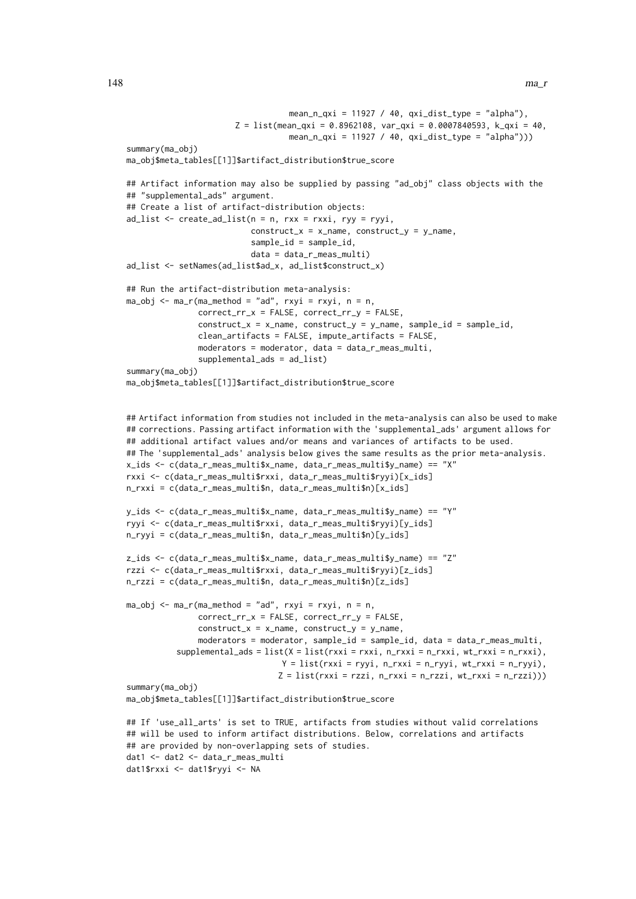```
                                  mean_n_qxi = 11927 / 40, qxi_dist_type = "alpha"),
                       Z = list(mean_qxi = 0.8962108, var_qxi = 0.0007840593, k_qxi = 40,
                                  mean_n_qxi = 11927 / 40, qxi_dist_type = "alpha")))
summary(ma_obj)
ma_obj$meta_tables[[1]]$artifact_distribution$true_score

## Artifact information may also be supplied by passing "ad_obj" class objects with the
## "supplemental_ads" argument.
## Create a list of artifact-distribution objects:
ad_list <- create_ad_list(n = n, rxx = rxxi, ryy = ryyi,
                          construct_x = x_name, construct_y = y_name,
                          sample_id = sample_id,
                          data = data_r_meas_multi)
ad_list <- setNames(ad_list$ad_x, ad_list$construct_x)

## Run the artifact-distribution meta-analysis:
ma_obj <- ma_r(ma_method = "ad", rxyi = rxyi, n = n,
               correct_rr_x = FALSE, correct_rr_y = FALSE,
               construct_x = x_name, construct_y = y_name, sample_id = sample_id,
               clean_artifacts = FALSE, impute_artifacts = FALSE,
               moderators = moderator, data = data_r_meas_multi,
               supplemental_ads = ad_list)
summary(ma_obj)
ma_obj$meta_tables[[1]]$artifact_distribution$true_score


## Artifact information from studies not included in the meta-analysis can also be used to make
## corrections. Passing artifact information with the 'supplemental_ads' argument allows for
## additional artifact values and/or means and variances of artifacts to be used.
## The 'supplemental_ads' analysis below gives the same results as the prior meta-analysis.
x_ids <- c(data_r_meas_multi$x_name, data_r_meas_multi$y_name) == "X"
rxxi <- c(data_r_meas_multi$rxxi, data_r_meas_multi$ryyi)[x_ids]
n_rxxi = c(data_r_meas_multi$n, data_r_meas_multi$n)[x_ids]

y_ids <- c(data_r_meas_multi$x_name, data_r_meas_multi$y_name) == "Y"
ryyi <- c(data_r_meas_multi$rxxi, data_r_meas_multi$ryyi)[y_ids]
n_ryyi = c(data_r_meas_multi$n, data_r_meas_multi$n)[y_ids]

z_ids <- c(data_r_meas_multi$x_name, data_r_meas_multi$y_name) == "Z"
rzzi <- c(data_r_meas_multi$rxxi, data_r_meas_multi$ryyi)[z_ids]
n_rzzi = c(data_r_meas_multi$n, data_r_meas_multi$n)[z_ids]

ma_obj <- ma_r(ma_method = "ad", rxyi = rxyi, n = n,
               correct_rr_x = FALSE, correct_rr_y = FALSE,
               construct_x = x_name, construct_y = y_name,
               moderators = moderator, sample_id = sample_id, data = data_r_meas_multi,
          supplemental_ads = list(X = list(rxxi = rxxi, n_rxxi = n_rxxi, wt_rxxi = n_rxxi),
                                  Y = list(rxxi = ryyi, n_rxxi = n_ryyi, wt_rxxi = n_ryyi),
                                  Z = list(rxxi = rzzi, n_rxxi = n_rzzi, wt_rxxi = n_rzzi)))
summary(ma_obj)
ma_obj$meta_tables[[1]]$artifact_distribution$true_score

## If 'use_all_arts' is set to TRUE, artifacts from studies without valid correlations
## will be used to inform artifact distributions. Below, correlations and artifacts
## are provided by non-overlapping sets of studies.
dat1 <- dat2 <- data_r_meas_multi
dat1$rxxi <- dat1$ryyi <- NA
```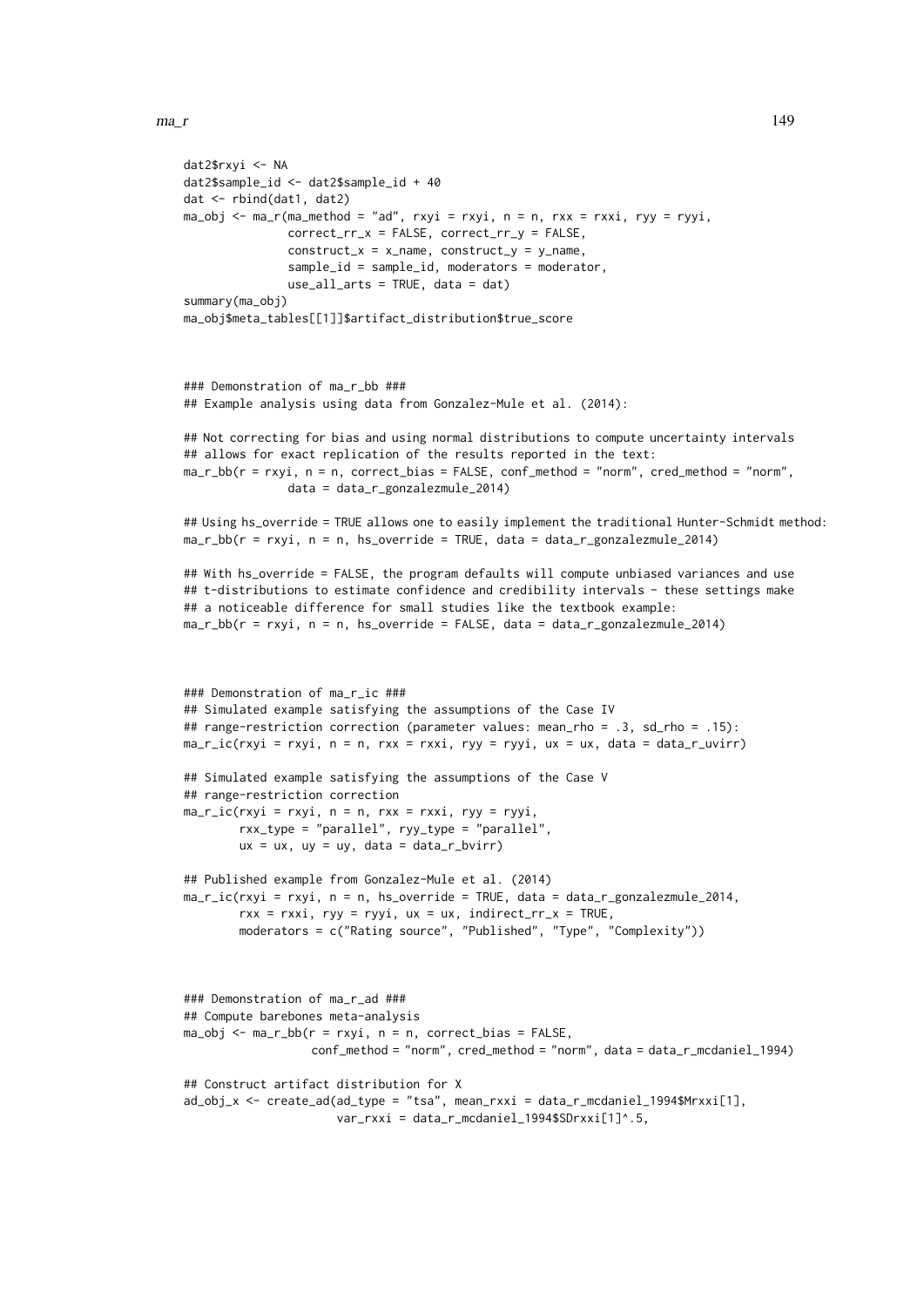```
dat2$rxyi <- NA
dat2$sample_id <- dat2$sample_id + 40
dat <- rbind(dat1, dat2)
ma_obj <- ma_r(ma_method = "ad", rxyi = rxyi, n = n, rxx = rxxi, ryy = ryyi,
               correct_rr_x = FALSE, correct_rr_y = FALSE,
               construct_x = x_name, construct_y = y_name,
               sample_id = sample_id, moderators = moderator,
               use_all_arts = TRUE, data = dat)
summary(ma_obj)
ma_obj$meta_tables[[1]]$artifact_distribution$true_score



### Demonstration of ma_r_bb ###
## Example analysis using data from Gonzalez-Mule et al. (2014):

## Not correcting for bias and using normal distributions to compute uncertainty intervals
## allows for exact replication of the results reported in the text:
ma_r_bb(r = rxyi, n = n, correct_bias = FALSE, conf_method = "norm", cred_method = "norm",
               data = data_r_gonzalezmule_2014)

## Using hs_override = TRUE allows one to easily implement the traditional Hunter-Schmidt method:
ma_r_bb(r = rxyi, n = n, hs_override = TRUE, data = data_r_gonzalezmule_2014)

## With hs_override = FALSE, the program defaults will compute unbiased variances and use
## t-distributions to estimate confidence and credibility intervals - these settings make
## a noticeable difference for small studies like the textbook example:
ma_r_bb(r = rxyi, n = n, hs_override = FALSE, data = data_r_gonzalezmule_2014)



### Demonstration of ma_r_ic ###
## Simulated example satisfying the assumptions of the Case IV
## range-restriction correction (parameter values: mean_rho = .3, sd_rho = .15):
ma_r_ic(rxyi = rxyi, n = n, rxx = rxxi, ryy = ryyi, ux = ux, data = data_r_uvirr)

## Simulated example satisfying the assumptions of the Case V
## range-restriction correction
ma_r_ic(rxyi = rxyi, n = n, rxx = rxxi, ryy = ryyi,
        rxx_type = "parallel", ryy_type = "parallel",
        ux = ux, uy = uy, data = data_r_bvirr)

## Published example from Gonzalez-Mule et al. (2014)
ma_r_ic(rxyi = rxyi, n = n, hs_override = TRUE, data = data_r_gonzalezmule_2014,
        rxx = rxxi, ryy = ryyi, ux = ux, indirect_rr_x = TRUE,
        moderators = c("Rating source", "Published", "Type", "Complexity"))



### Demonstration of ma_r_ad ###
## Compute barebones meta-analysis
ma_obj <- ma_r_bb(r = rxyi, n = n, correct_bias = FALSE,
                  conf_method = "norm", cred_method = "norm", data = data_r_mcdaniel_1994)

## Construct artifact distribution for X
ad_obj_x <- create_ad(ad_type = "tsa", mean_rxxi = data_r_mcdaniel_1994$Mrxxi[1],
                      var_rxxi = data_r_mcdaniel_1994$SDrxxi[1]^.5,
```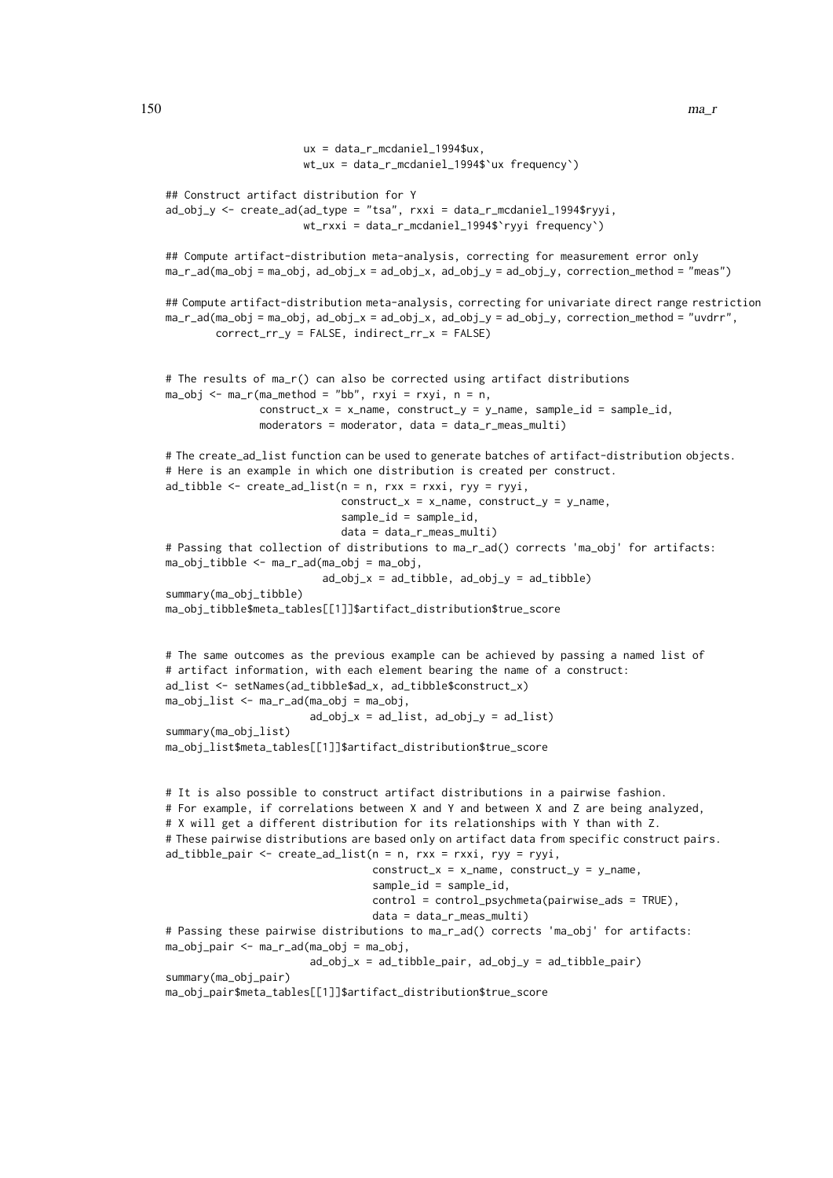```
                      ux = data_r_mcdaniel_1994$ux,
                      wt_ux = data_r_mcdaniel_1994$`ux frequency`)

## Construct artifact distribution for Y
ad_obj_y <- create_ad(ad_type = "tsa", rxxi = data_r_mcdaniel_1994$ryyi,
                      wt_rxxi = data_r_mcdaniel_1994$`ryyi frequency`)

## Compute artifact-distribution meta-analysis, correcting for measurement error only
ma_r_ad(ma_obj = ma_obj, ad_obj_x = ad_obj_x, ad_obj_y = ad_obj_y, correction_method = "meas")

## Compute artifact-distribution meta-analysis, correcting for univariate direct range restriction
ma_r_ad(ma_obj = ma_obj, ad_obj_x = ad_obj_x, ad_obj_y = ad_obj_y, correction_method = "uvdrr",
        correct_rr_y = FALSE, indirect_rr_x = FALSE)


# The results of ma_r() can also be corrected using artifact distributions
ma_obj <- ma_r(ma_method = "bb", rxyi = rxyi, n = n,
               construct_x = x_name, construct_y = y_name, sample_id = sample_id,
               moderators = moderator, data = data_r_meas_multi)

# The create_ad_list function can be used to generate batches of artifact-distribution objects.
# Here is an example in which one distribution is created per construct.
ad_tibble <- create_ad_list(n = n, rxx = rxxi, ryy = ryyi,
                            construct_x = x_name, construct_y = y_name,
                            sample_id = sample_id,
                            data = data_r_meas_multi)
# Passing that collection of distributions to ma_r_ad() corrects 'ma_obj' for artifacts:
ma_obj_tibble <- ma_r_ad(ma_obj = ma_obj,
                         ad_obj_x = ad_tibble, ad_obj_y = ad_tibble)
summary(ma_obj_tibble)
ma_obj_tibble$meta_tables[[1]]$artifact_distribution$true_score


# The same outcomes as the previous example can be achieved by passing a named list of
# artifact information, with each element bearing the name of a construct:
ad_list <- setNames(ad_tibble$ad_x, ad_tibble$construct_x)
ma_obj_list <- ma_r_ad(ma_obj = ma_obj,
                       ad_obj_x = ad_list, ad_obj_y = ad_list)
summary(ma_obj_list)
ma_obj_list$meta_tables[[1]]$artifact_distribution$true_score


# It is also possible to construct artifact distributions in a pairwise fashion.
# For example, if correlations between X and Y and between X and Z are being analyzed,
# X will get a different distribution for its relationships with Y than with Z.
# These pairwise distributions are based only on artifact data from specific construct pairs.
ad_tibble_pair <- create_ad_list(n = n, rxx = rxxi, ryy = ryyi,
                                 construct_x = x_name, construct_y = y_name,
                                 sample_id = sample_id,
                                 control = control_psychmeta(pairwise_ads = TRUE),
                                 data = data_r_meas_multi)
# Passing these pairwise distributions to ma_r_ad() corrects 'ma_obj' for artifacts:
ma_obj_pair <- ma_r_ad(ma_obj = ma_obj,
                       ad_obj_x = ad_tibble_pair, ad_obj_y = ad_tibble_pair)
summary(ma_obj_pair)
ma_obj_pair$meta_tables[[1]]$artifact_distribution$true_score
```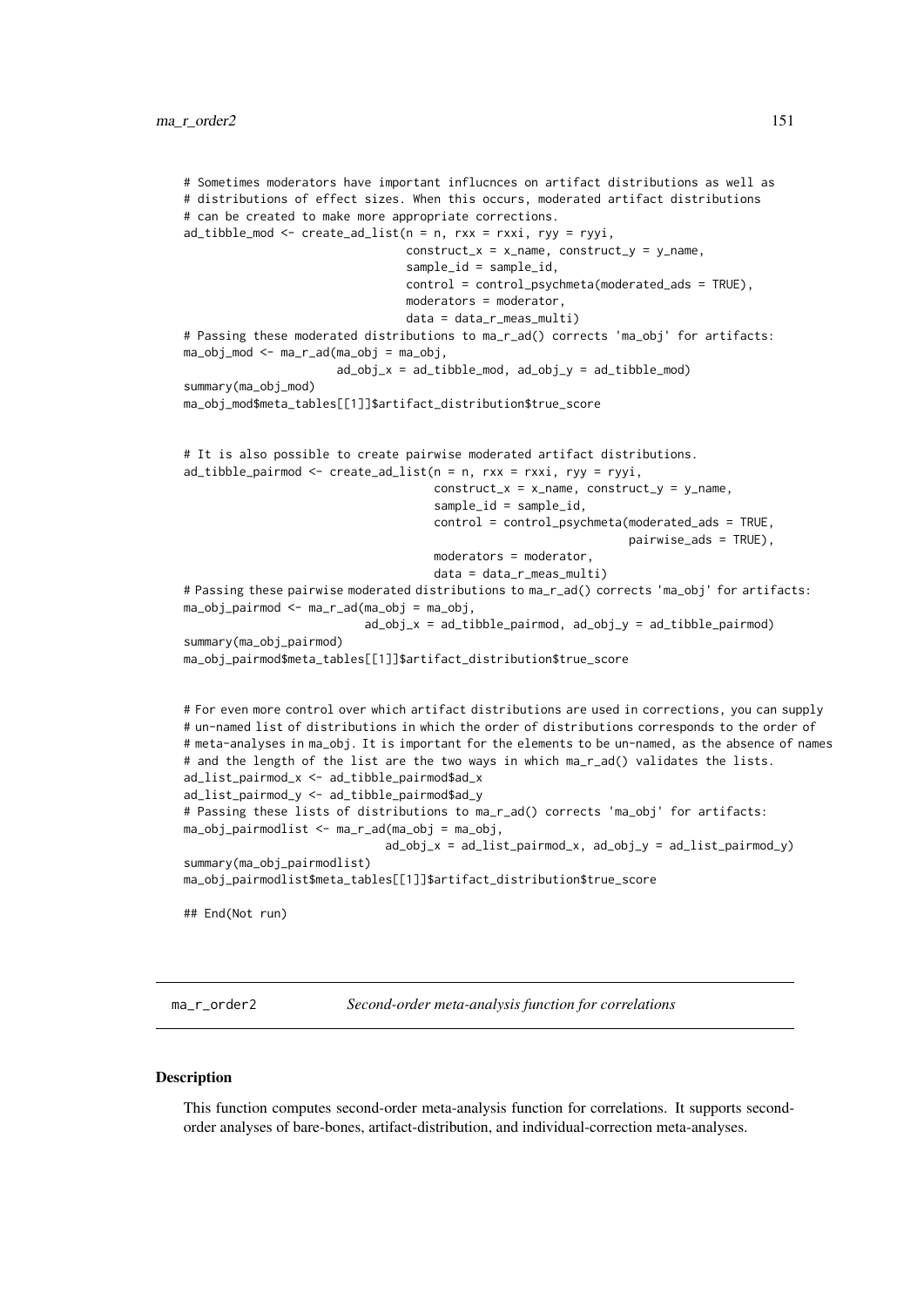```
# Sometimes moderators have important influcnces on artifact distributions as well as
# distributions of effect sizes. When this occurs, moderated artifact distributions
# can be created to make more appropriate corrections.
ad_tibble_mod <- create_ad_list(n = n, rxx = rxxi, ryy = ryyi,
                                construct_x = x_name, construct_y = y_name,
                                sample_id = sample_id,
                                control = control_psychmeta(moderated_ads = TRUE),
                                moderators = moderator,
                                data = data_r_meas_multi)
# Passing these moderated distributions to ma_r_ad() corrects 'ma_obj' for artifacts:
ma_obj_mod <- ma_r_ad(ma_obj = ma_obj,
                      ad_obj_x = ad_tibble_mod, ad_obj_y = ad_tibble_mod)
summary(ma_obj_mod)
ma_obj_mod$meta_tables[[1]]$artifact_distribution$true_score


# It is also possible to create pairwise moderated artifact distributions.
ad_tibble_pairmod <- create_ad_list(n = n, rxx = rxxi, ryy = ryyi,
                                    construct_x = x_name, construct_y = y_name,
                                    sample_id = sample_id,
                                    control = control_psychmeta(moderated_ads = TRUE,
                                                                pairwise_ads = TRUE),
                                    moderators = moderator,
                                    data = data_r_meas_multi)
# Passing these pairwise moderated distributions to ma_r_ad() corrects 'ma_obj' for artifacts:
ma_obj_pairmod <- ma_r_ad(ma_obj = ma_obj,
                          ad_obj_x = ad_tibble_pairmod, ad_obj_y = ad_tibble_pairmod)
summary(ma_obj_pairmod)
ma_obj_pairmod$meta_tables[[1]]$artifact_distribution$true_score


# For even more control over which artifact distributions are used in corrections, you can supply
# un-named list of distributions in which the order of distributions corresponds to the order of
# meta-analyses in ma_obj. It is important for the elements to be un-named, as the absence of names
# and the length of the list are the two ways in which ma_r_ad() validates the lists.
ad_list_pairmod_x <- ad_tibble_pairmod$ad_x
ad_list_pairmod_y <- ad_tibble_pairmod$ad_y
# Passing these lists of distributions to ma_r_ad() corrects 'ma_obj' for artifacts:
ma_obj_pairmodlist <- ma_r_ad(ma_obj = ma_obj,
                              ad_obj_x = ad_list_pairmod_x, ad_obj_y = ad_list_pairmod_y)
summary(ma_obj_pairmodlist)
ma_obj_pairmodlist$meta_tables[[1]]$artifact_distribution$true_score

## End(Not run)
```

---

## ma_r_order2 — *Second-order meta-analysis function for correlations*

---

### Description

This function computes second-order meta-analysis function for correlations. It supports second-order analyses of bare-bones, artifact-distribution, and individual-correction meta-analyses.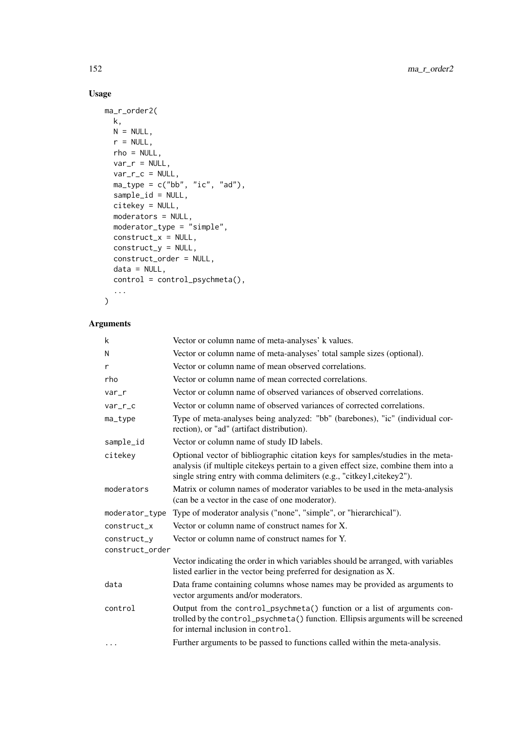## Usage

```
ma_r_order2(
  k,
  N = NULL,
  r = NULL,
  rho = NULL,
  var_r = NULL,
  var_r_c = NULL,
  ma_type = c("bb", "ic", "ad"),
  sample_id = NULL,
  citekey = NULL,
  moderators = NULL,
  moderator_type = "simple",
  construct_x = NULL,
  construct_y = NULL,
  construct_order = NULL,
  data = NULL,
  control = control_psychmeta(),
  ...
)
```

## Arguments

| | |
|---|---|
| k | Vector or column name of meta-analyses' k values. |
| N | Vector or column name of meta-analyses' total sample sizes (optional). |
| r | Vector or column name of mean observed correlations. |
| rho | Vector or column name of mean corrected correlations. |
| var_r | Vector or column name of observed variances of observed correlations. |
| var_r_c | Vector or column name of observed variances of corrected correlations. |
| ma_type | Type of meta-analyses being analyzed: "bb" (barebones), "ic" (individual correction), or "ad" (artifact distribution). |
| sample_id | Vector or column name of study ID labels. |
| citekey | Optional vector of bibliographic citation keys for samples/studies in the meta-analysis (if multiple citekeys pertain to a given effect size, combine them into a single string entry with comma delimiters (e.g., "citkey1,citekey2"). |
| moderators | Matrix or column names of moderator variables to be used in the meta-analysis (can be a vector in the case of one moderator). |
| moderator_type | Type of moderator analysis ("none", "simple", or "hierarchical"). |
| construct_x | Vector or column name of construct names for X. |
| construct_y | Vector or column name of construct names for Y. |
| construct_order | Vector indicating the order in which variables should be arranged, with variables listed earlier in the vector being preferred for designation as X. |
| data | Data frame containing columns whose names may be provided as arguments to vector arguments and/or moderators. |
| control | Output from the control_psychmeta() function or a list of arguments controlled by the control_psychmeta() function. Ellipsis arguments will be screened for internal inclusion in control. |
| ... | Further arguments to be passed to functions called within the meta-analysis. |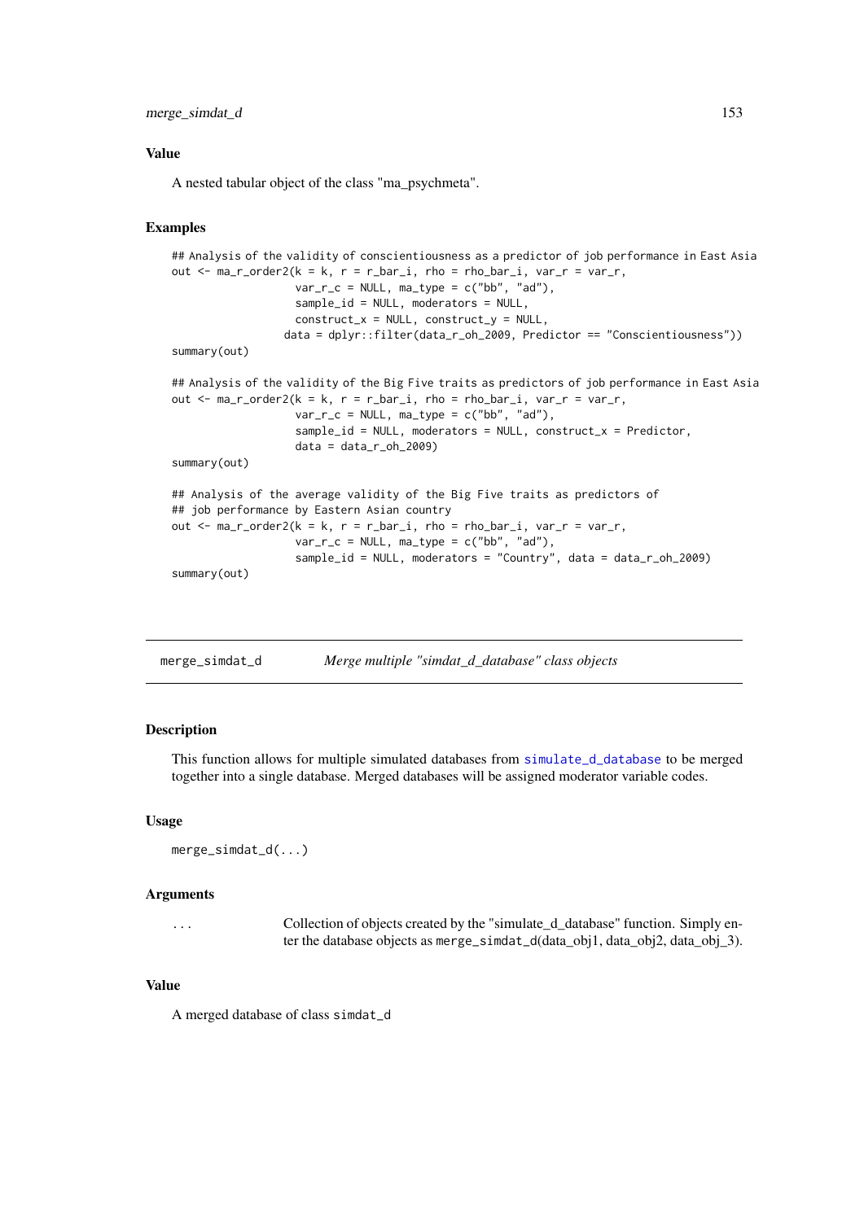### Value

A nested tabular object of the class "ma_psychmeta".

### Examples

```
## Analysis of the validity of conscientiousness as a predictor of job performance in East Asia
out <- ma_r_order2(k = k, r = r_bar_i, rho = rho_bar_i, var_r = var_r,
                   var_r_c = NULL, ma_type = c("bb", "ad"),
                   sample_id = NULL, moderators = NULL,
                   construct_x = NULL, construct_y = NULL,
                 data = dplyr::filter(data_r_oh_2009, Predictor == "Conscientiousness"))
summary(out)

## Analysis of the validity of the Big Five traits as predictors of job performance in East Asia
out <- ma_r_order2(k = k, r = r_bar_i, rho = rho_bar_i, var_r = var_r,
                   var_r_c = NULL, ma_type = c("bb", "ad"),
                   sample_id = NULL, moderators = NULL, construct_x = Predictor,
                   data = data_r_oh_2009)
summary(out)

## Analysis of the average validity of the Big Five traits as predictors of
## job performance by Eastern Asian country
out <- ma_r_order2(k = k, r = r_bar_i, rho = rho_bar_i, var_r = var_r,
                   var_r_c = NULL, ma_type = c("bb", "ad"),
                   sample_id = NULL, moderators = "Country", data = data_r_oh_2009)
summary(out)
```

---

## merge_simdat_d — *Merge multiple "simdat_d_database" class objects*

### Description

This function allows for multiple simulated databases from simulate_d_database to be merged together into a single database. Merged databases will be assigned moderator variable codes.

### Usage

```
merge_simdat_d(...)
```

### Arguments

| | |
|---|---|
| ... | Collection of objects created by the "simulate_d_database" function. Simply enter the database objects as merge_simdat_d(data_obj1, data_obj2, data_obj_3). |

### Value

A merged database of class simdat_d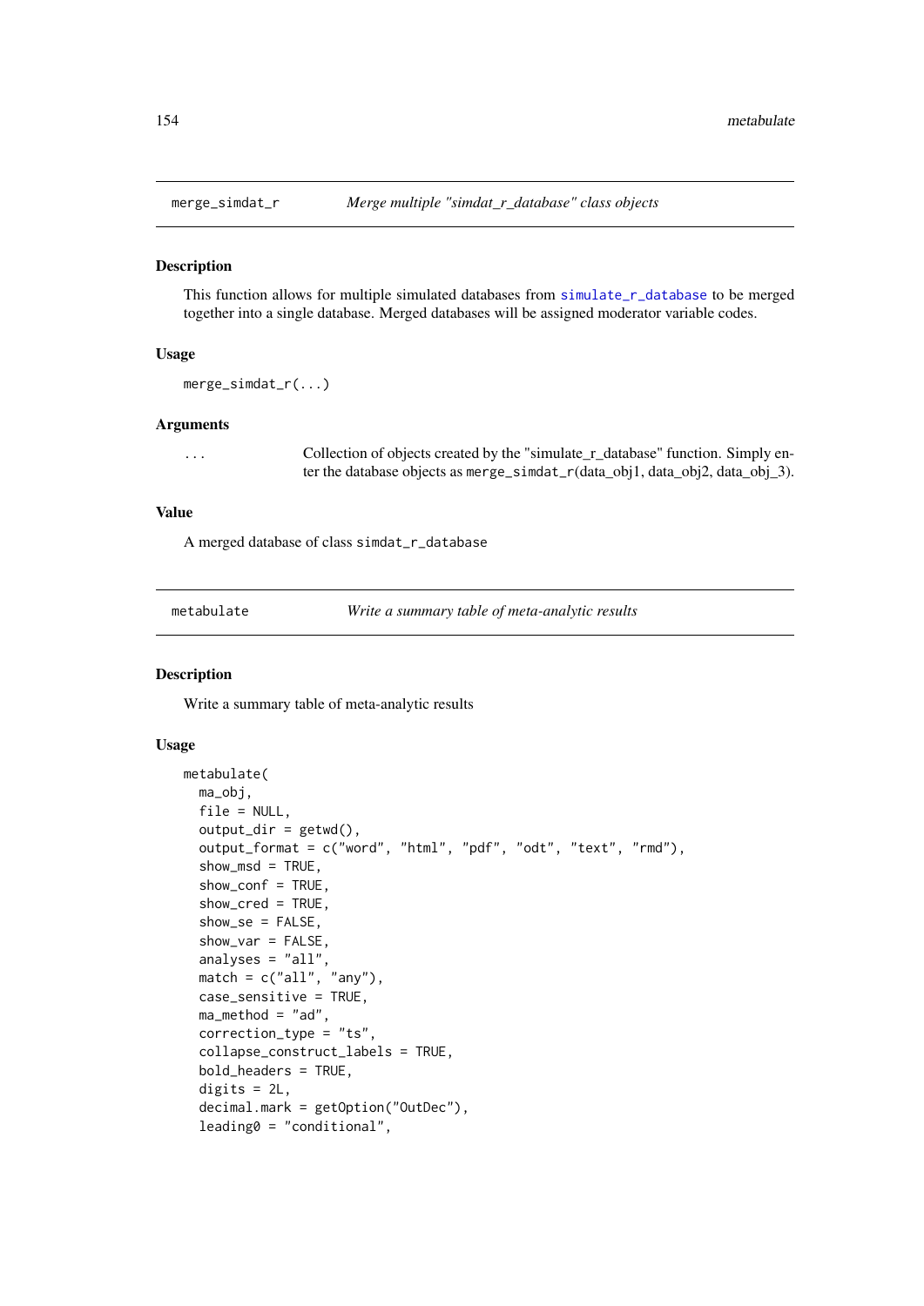## merge_simdat_r — *Merge multiple "simdat_r_database" class objects*

### Description

This function allows for multiple simulated databases from simulate_r_database to be merged together into a single database. Merged databases will be assigned moderator variable codes.

### Usage

```
merge_simdat_r(...)
```

### Arguments

| | |
|---|---|
| ... | Collection of objects created by the "simulate_r_database" function. Simply enter the database objects as merge_simdat_r(data_obj1, data_obj2, data_obj_3). |

### Value

A merged database of class simdat_r_database

## metabulate — *Write a summary table of meta-analytic results*

### Description

Write a summary table of meta-analytic results

### Usage

```
metabulate(
  ma_obj,
  file = NULL,
  output_dir = getwd(),
  output_format = c("word", "html", "pdf", "odt", "text", "rmd"),
  show_msd = TRUE,
  show_conf = TRUE,
  show_cred = TRUE,
  show_se = FALSE,
  show_var = FALSE,
  analyses = "all",
  match = c("all", "any"),
  case_sensitive = TRUE,
  ma_method = "ad",
  correction_type = "ts",
  collapse_construct_labels = TRUE,
  bold_headers = TRUE,
  digits = 2L,
  decimal.mark = getOption("OutDec"),
  leading0 = "conditional",
```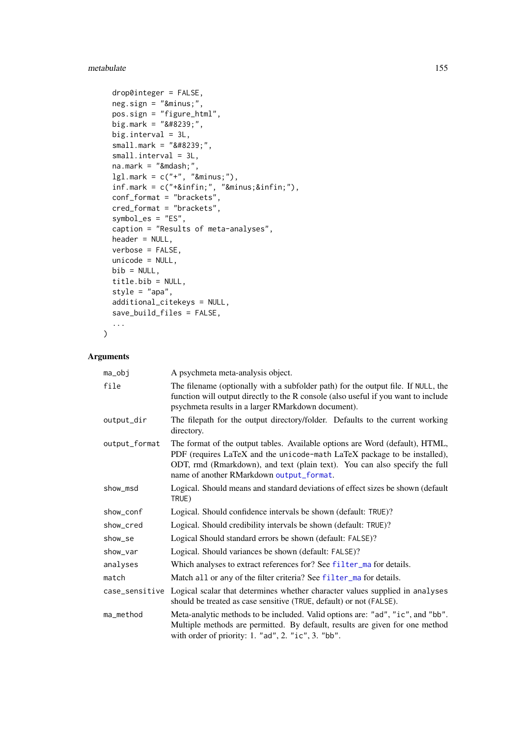```
  drop0integer = FALSE,
  neg.sign = "&minus;",
  pos.sign = "figure_html",
  big.mark = "&#8239;",
  big.interval = 3L,
  small.mark = "&#8239;",
  small.interval = 3L,
  na.mark = "&mdash;",
  lgl.mark = c("+", "&minus;"),
  inf.mark = c("+&infin;", "&minus;&infin;"),
  conf_format = "brackets",
  cred_format = "brackets",
  symbol_es = "ES",
  caption = "Results of meta-analyses",
  header = NULL,
  verbose = FALSE,
  unicode = NULL,
  bib = NULL,
  title.bib = NULL,
  style = "apa",
  additional_citekeys = NULL,
  save_build_files = FALSE,
  ...
)
```

## Arguments

| | |
|---|---|
| ma_obj | A psychmeta meta-analysis object. |
| file | The filename (optionally with a subfolder path) for the output file. If NULL, the function will output directly to the R console (also useful if you want to include psychmeta results in a larger RMarkdown document). |
| output_dir | The filepath for the output directory/folder. Defaults to the current working directory. |
| output_format | The format of the output tables. Available options are Word (default), HTML, PDF (requires LaTeX and the unicode-math LaTeX package to be installed), ODT, rmd (Rmarkdown), and text (plain text). You can also specify the full name of another RMarkdown output_format. |
| show_msd | Logical. Should means and standard deviations of effect sizes be shown (default TRUE) |
| show_conf | Logical. Should confidence intervals be shown (default: TRUE)? |
| show_cred | Logical. Should credibility intervals be shown (default: TRUE)? |
| show_se | Logical Should standard errors be shown (default: FALSE)? |
| show_var | Logical. Should variances be shown (default: FALSE)? |
| analyses | Which analyses to extract references for? See filter_ma for details. |
| match | Match all or any of the filter criteria? See filter_ma for details. |
| case_sensitive | Logical scalar that determines whether character values supplied in analyses should be treated as case sensitive (TRUE, default) or not (FALSE). |
| ma_method | Meta-analytic methods to be included. Valid options are: "ad", "ic", and "bb". Multiple methods are permitted. By default, results are given for one method with order of priority: 1. "ad", 2. "ic", 3. "bb". |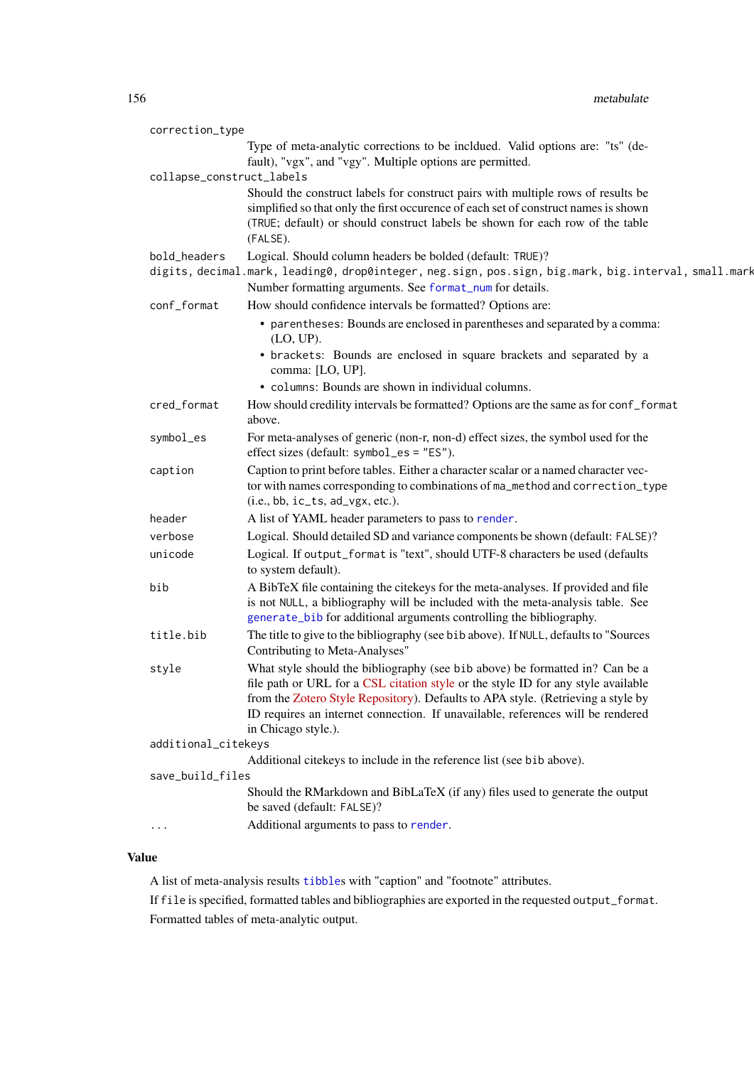`correction_type`
: Type of meta-analytic corrections to be incldued. Valid options are: "ts" (default), "vgx", and "vgy". Multiple options are permitted.

`collapse_construct_labels`
: Should the construct labels for construct pairs with multiple rows of results be simplified so that only the first occurence of each set of construct names is shown (`TRUE`; default) or should construct labels be shown for each row of the table (`FALSE`).

`bold_headers`
: Logical. Should column headers be bolded (default: `TRUE`)?

`digits, decimal.mark, leading0, drop0integer, neg.sign, pos.sign, big.mark, big.interval, small.mark`
: Number formatting arguments. See `format_num` for details.

`conf_format`
: How should confidence intervals be formatted? Options are:
  - `parentheses`: Bounds are enclosed in parentheses and separated by a comma: (LO, UP).
  - `brackets`: Bounds are enclosed in square brackets and separated by a comma: [LO, UP].
  - `columns`: Bounds are shown in individual columns.

`cred_format`
: How should credility intervals be formatted? Options are the same as for `conf_format` above.

`symbol_es`
: For meta-analyses of generic (non-r, non-d) effect sizes, the symbol used for the effect sizes (default: `symbol_es = "ES"`).

`caption`
: Caption to print before tables. Either a character scalar or a named character vector with names corresponding to combinations of `ma_method` and `correction_type` (i.e., bb, `ic_ts`, `ad_vgx`, etc.).

`header`
: A list of YAML header parameters to pass to `render`.

`verbose`
: Logical. Should detailed SD and variance components be shown (default: `FALSE`)?

`unicode`
: Logical. If `output_format` is "text", should UTF-8 characters be used (defaults to system default).

`bib`
: A BibTeX file containing the citekeys for the meta-analyses. If provided and file is not `NULL`, a bibliography will be included with the meta-analysis table. See `generate_bib` for additional arguments controlling the bibliography.

`title.bib`
: The title to give to the bibliography (see `bib` above). If `NULL`, defaults to "Sources Contributing to Meta-Analyses"

`style`
: What style should the bibliography (see `bib` above) be formatted in? Can be a file path or URL for a CSL citation style or the style ID for any style available from the Zotero Style Repository). Defaults to APA style. (Retrieving a style by ID requires an internet connection. If unavailable, references will be rendered in Chicago style.).

`additional_citekeys`
: Additional citekeys to include in the reference list (see `bib` above).

`save_build_files`
: Should the RMarkdown and BibLaTeX (if any) files used to generate the output be saved (default: `FALSE`)?

`...`
: Additional arguments to pass to `render`.

## Value

A list of meta-analysis results `tibble`s with "caption" and "footnote" attributes.

If `file` is specified, formatted tables and bibliographies are exported in the requested `output_format`.

Formatted tables of meta-analytic output.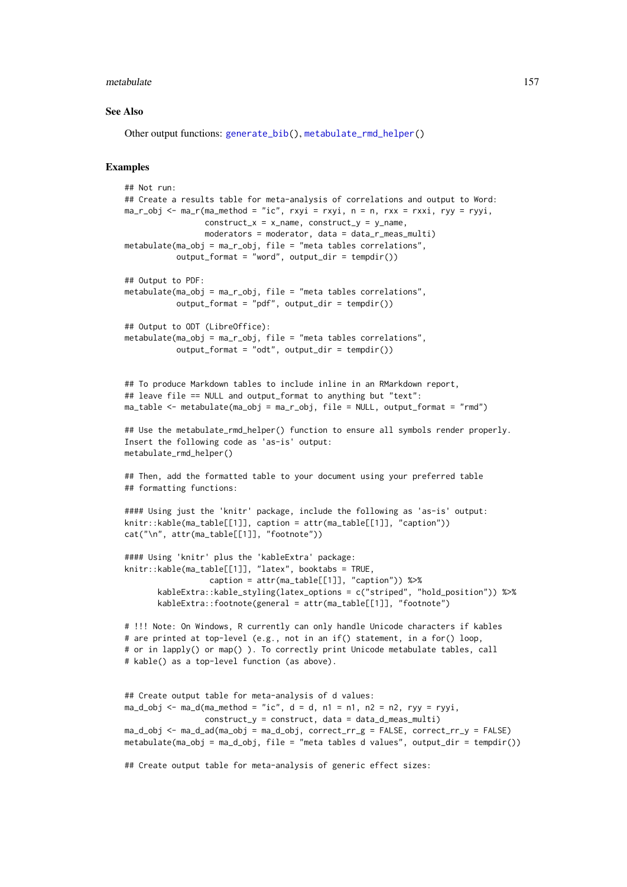### See Also

Other output functions: generate_bib(), metabulate_rmd_helper()

### Examples

```
## Not run:
## Create a results table for meta-analysis of correlations and output to Word:
ma_r_obj <- ma_r(ma_method = "ic", rxyi = rxyi, n = n, rxx = rxxi, ryy = ryyi,
                 construct_x = x_name, construct_y = y_name,
                 moderators = moderator, data = data_r_meas_multi)
metabulate(ma_obj = ma_r_obj, file = "meta tables correlations",
           output_format = "word", output_dir = tempdir())

## Output to PDF:
metabulate(ma_obj = ma_r_obj, file = "meta tables correlations",
           output_format = "pdf", output_dir = tempdir())

## Output to ODT (LibreOffice):
metabulate(ma_obj = ma_r_obj, file = "meta tables correlations",
           output_format = "odt", output_dir = tempdir())


## To produce Markdown tables to include inline in an RMarkdown report,
## leave file == NULL and output_format to anything but "text":
ma_table <- metabulate(ma_obj = ma_r_obj, file = NULL, output_format = "rmd")

## Use the metabulate_rmd_helper() function to ensure all symbols render properly.
Insert the following code as 'as-is' output:
metabulate_rmd_helper()

## Then, add the formatted table to your document using your preferred table
## formatting functions:

#### Using just the 'knitr' package, include the following as 'as-is' output:
knitr::kable(ma_table[[1]], caption = attr(ma_table[[1]], "caption"))
cat("\n", attr(ma_table[[1]], "footnote"))

#### Using 'knitr' plus the 'kableExtra' package:
knitr::kable(ma_table[[1]], "latex", booktabs = TRUE,
                caption = attr(ma_table[[1]], "caption")) %>%
       kableExtra::kable_styling(latex_options = c("striped", "hold_position")) %>%
       kableExtra::footnote(general = attr(ma_table[[1]], "footnote")

# !!! Note: On Windows, R currently can only handle Unicode characters if kables
# are printed at top-level (e.g., not in an if() statement, in a for() loop,
# or in lapply() or map() ). To correctly print Unicode metabulate tables, call
# kable() as a top-level function (as above).


## Create output table for meta-analysis of d values:
ma_d_obj <- ma_d(ma_method = "ic", d = d, n1 = n1, n2 = n2, ryy = ryyi,
                 construct_y = construct, data = data_d_meas_multi)
ma_d_obj <- ma_d_ad(ma_obj = ma_d_obj, correct_rr_g = FALSE, correct_rr_y = FALSE)
metabulate(ma_obj = ma_d_obj, file = "meta tables d values", output_dir = tempdir())

## Create output table for meta-analysis of generic effect sizes:
```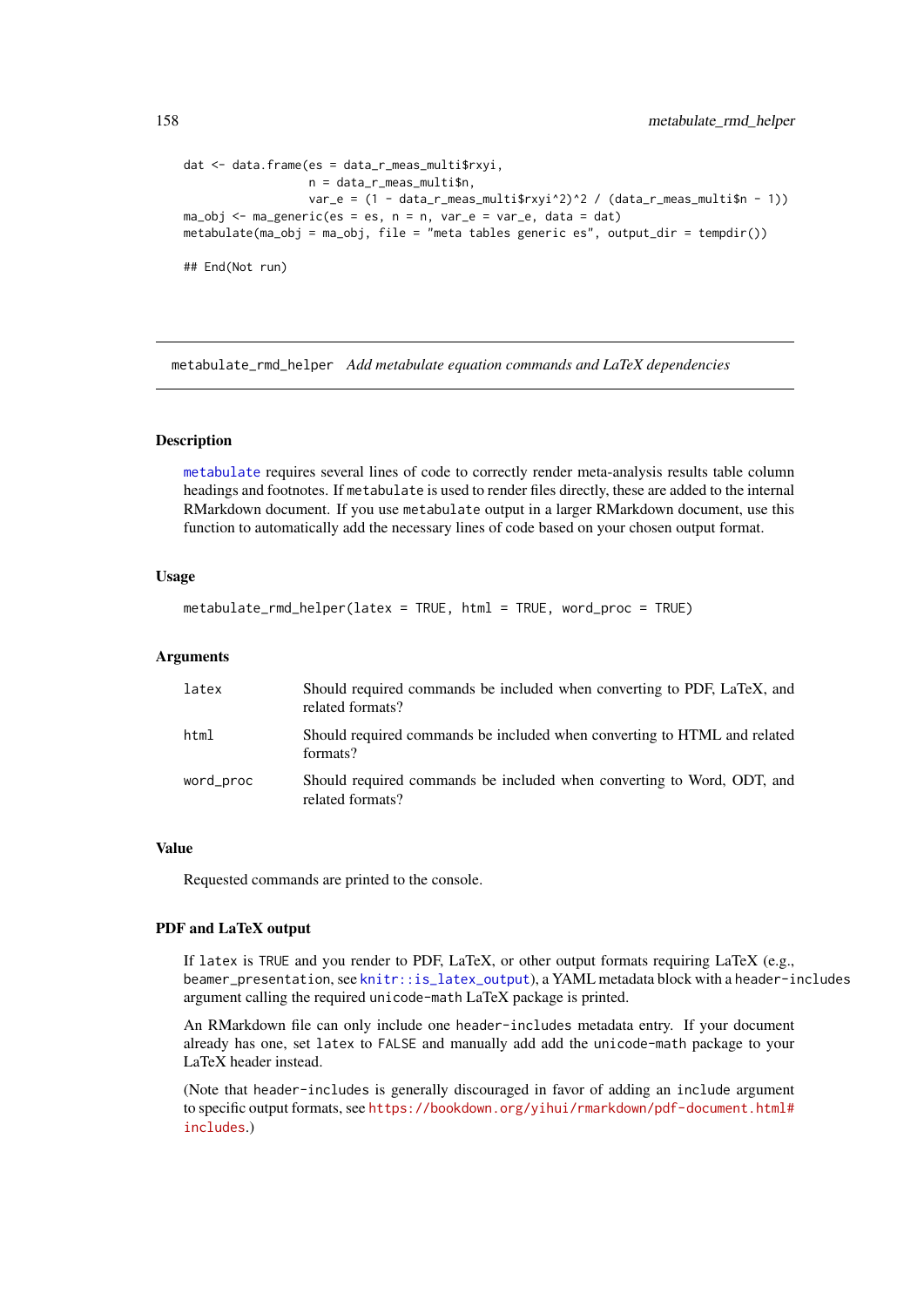```
dat <- data.frame(es = data_r_meas_multi$rxyi,
                  n = data_r_meas_multi$n,
                  var_e = (1 - data_r_meas_multi$rxyi^2)^2 / (data_r_meas_multi$n - 1))
ma_obj <- ma_generic(es = es, n = n, var_e = var_e, data = dat)
metabulate(ma_obj = ma_obj, file = "meta tables generic es", output_dir = tempdir())

## End(Not run)
```

---

## metabulate_rmd_helper   *Add metabulate equation commands and LaTeX dependencies*

---

### Description

metabulate requires several lines of code to correctly render meta-analysis results table column headings and footnotes. If metabulate is used to render files directly, these are added to the internal RMarkdown document. If you use metabulate output in a larger RMarkdown document, use this function to automatically add the necessary lines of code based on your chosen output format.

### Usage

```
metabulate_rmd_helper(latex = TRUE, html = TRUE, word_proc = TRUE)
```

### Arguments

| | |
|---|---|
| latex | Should required commands be included when converting to PDF, LaTeX, and related formats? |
| html | Should required commands be included when converting to HTML and related formats? |
| word_proc | Should required commands be included when converting to Word, ODT, and related formats? |

### Value

Requested commands are printed to the console.

### PDF and LaTeX output

If latex is TRUE and you render to PDF, LaTeX, or other output formats requiring LaTeX (e.g., beamer_presentation, see knitr::is_latex_output), a YAML metadata block with a header-includes argument calling the required unicode-math LaTeX package is printed.

An RMarkdown file can only include one header-includes metadata entry. If your document already has one, set latex to FALSE and manually add add the unicode-math package to your LaTeX header instead.

(Note that header-includes is generally discouraged in favor of adding an include argument to specific output formats, see https://bookdown.org/yihui/rmarkdown/pdf-document.html#includes.)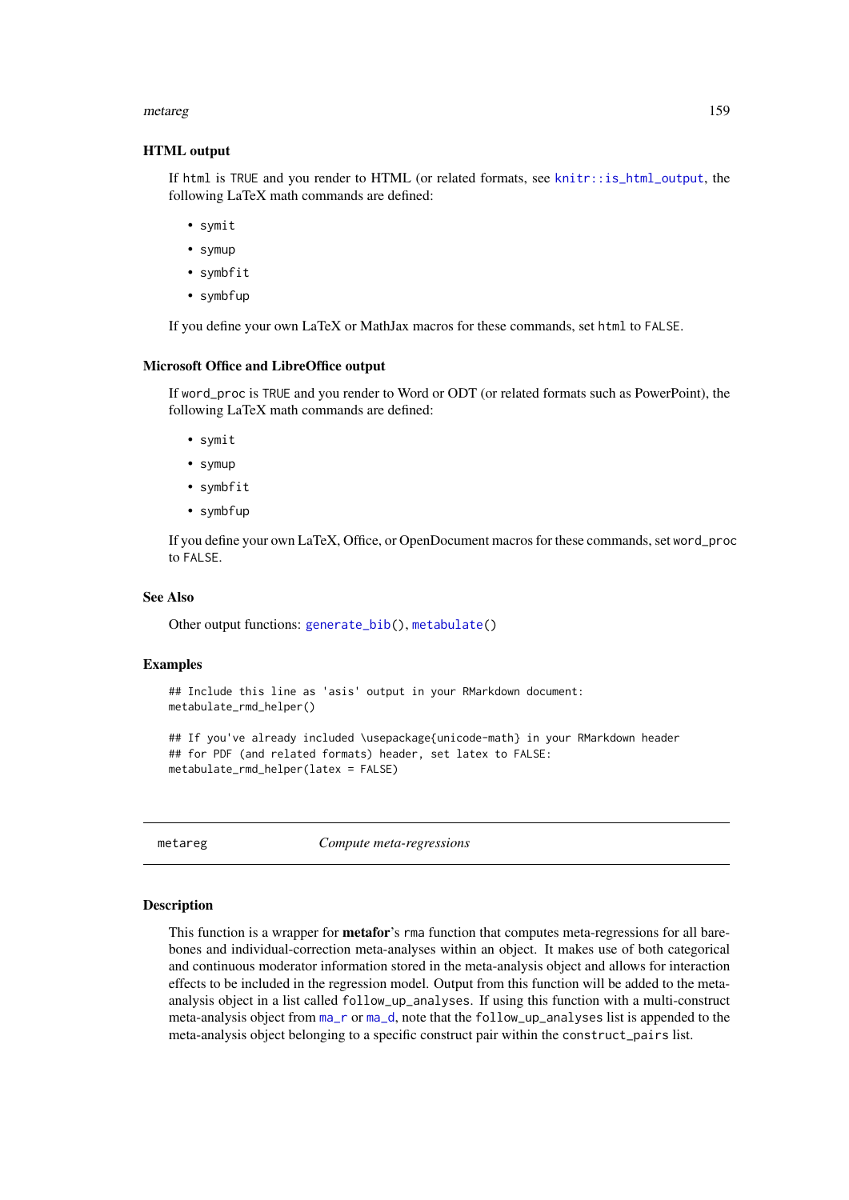### HTML output

If `html` is `TRUE` and you render to HTML (or related formats, see `knitr::is_html_output`, the following LaTeX math commands are defined:

- `symit`
- `symup`
- `symbfit`
- `symbfup`

If you define your own LaTeX or MathJax macros for these commands, set `html` to `FALSE`.

### Microsoft Office and LibreOffice output

If `word_proc` is `TRUE` and you render to Word or ODT (or related formats such as PowerPoint), the following LaTeX math commands are defined:

- `symit`
- `symup`
- `symbfit`
- `symbfup`

If you define your own LaTeX, Office, or OpenDocument macros for these commands, set `word_proc` to `FALSE`.

### See Also

Other output functions: `generate_bib()`, `metabulate()`

### Examples

```
## Include this line as 'asis' output in your RMarkdown document:
metabulate_rmd_helper()

## If you've already included \usepackage{unicode-math} in your RMarkdown header
## for PDF (and related formats) header, set latex to FALSE:
metabulate_rmd_helper(latex = FALSE)
```

---

## metareg — *Compute meta-regressions*

---

### Description

This function is a wrapper for **metafor**'s `rma` function that computes meta-regressions for all bare-bones and individual-correction meta-analyses within an object. It makes use of both categorical and continuous moderator information stored in the meta-analysis object and allows for interaction effects to be included in the regression model. Output from this function will be added to the meta-analysis object in a list called `follow_up_analyses`. If using this function with a multi-construct meta-analysis object from `ma_r` or `ma_d`, note that the `follow_up_analyses` list is appended to the meta-analysis object belonging to a specific construct pair within the `construct_pairs` list.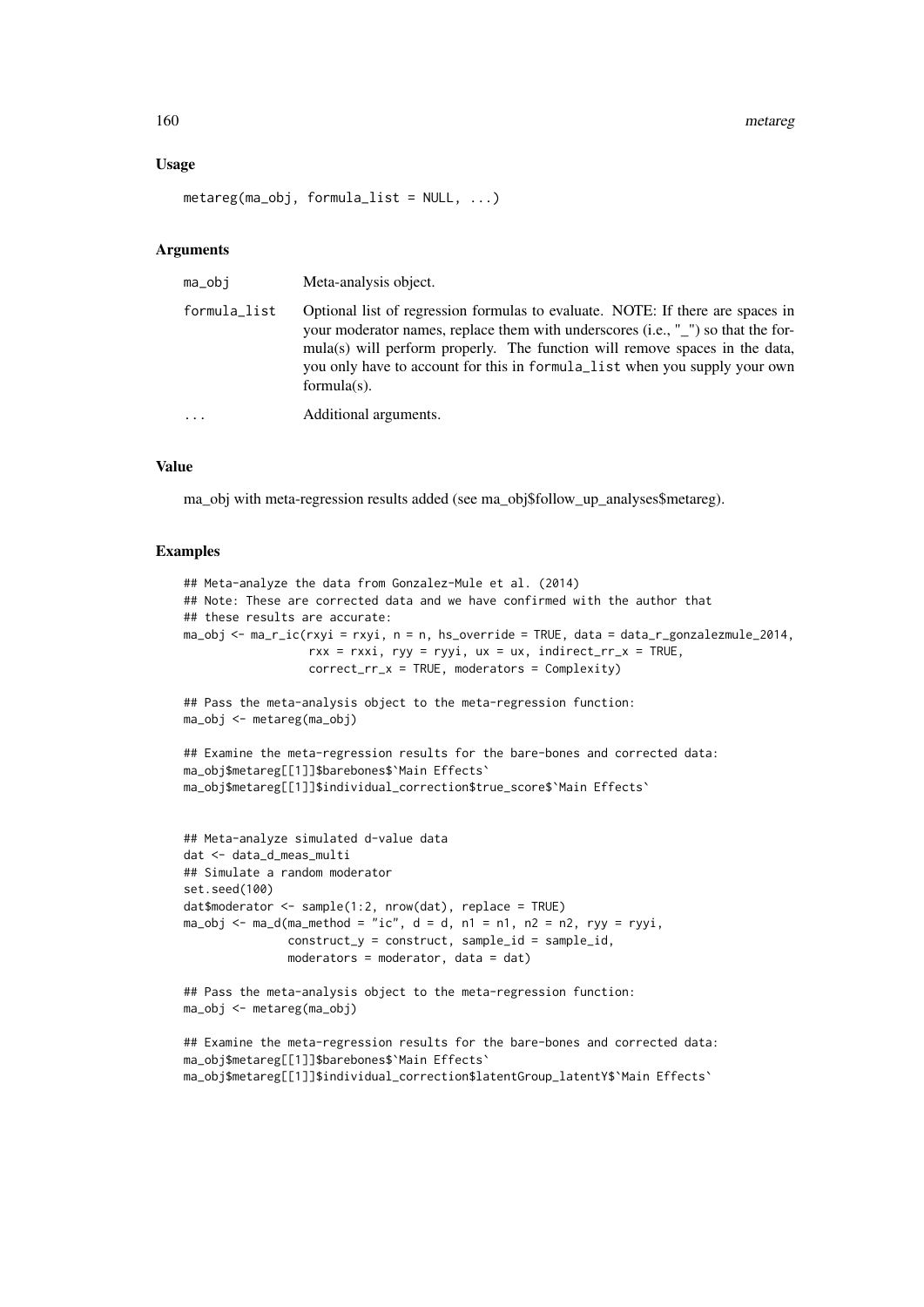### Usage

```
metareg(ma_obj, formula_list = NULL, ...)
```

### Arguments

| | |
|---|---|
| ma_obj | Meta-analysis object. |
| formula_list | Optional list of regression formulas to evaluate. NOTE: If there are spaces in your moderator names, replace them with underscores (i.e., "_") so that the formula(s) will perform properly. The function will remove spaces in the data, you only have to account for this in formula_list when you supply your own formula(s). |
| ... | Additional arguments. |

### Value

ma_obj with meta-regression results added (see ma_obj$follow_up_analyses$metareg).

### Examples

```
## Meta-analyze the data from Gonzalez-Mule et al. (2014)
## Note: These are corrected data and we have confirmed with the author that
## these results are accurate:
ma_obj <- ma_r_ic(rxyi = rxyi, n = n, hs_override = TRUE, data = data_r_gonzalezmule_2014,
                  rxx = rxxi, ryy = ryyi, ux = ux, indirect_rr_x = TRUE,
                  correct_rr_x = TRUE, moderators = Complexity)

## Pass the meta-analysis object to the meta-regression function:
ma_obj <- metareg(ma_obj)

## Examine the meta-regression results for the bare-bones and corrected data:
ma_obj$metareg[[1]]$barebones$`Main Effects`
ma_obj$metareg[[1]]$individual_correction$true_score$`Main Effects`


## Meta-analyze simulated d-value data
dat <- data_d_meas_multi
## Simulate a random moderator
set.seed(100)
dat$moderator <- sample(1:2, nrow(dat), replace = TRUE)
ma_obj <- ma_d(ma_method = "ic", d = d, n1 = n1, n2 = n2, ryy = ryyi,
               construct_y = construct, sample_id = sample_id,
               moderators = moderator, data = dat)

## Pass the meta-analysis object to the meta-regression function:
ma_obj <- metareg(ma_obj)

## Examine the meta-regression results for the bare-bones and corrected data:
ma_obj$metareg[[1]]$barebones$`Main Effects`
ma_obj$metareg[[1]]$individual_correction$latentGroup_latentY$`Main Effects`
```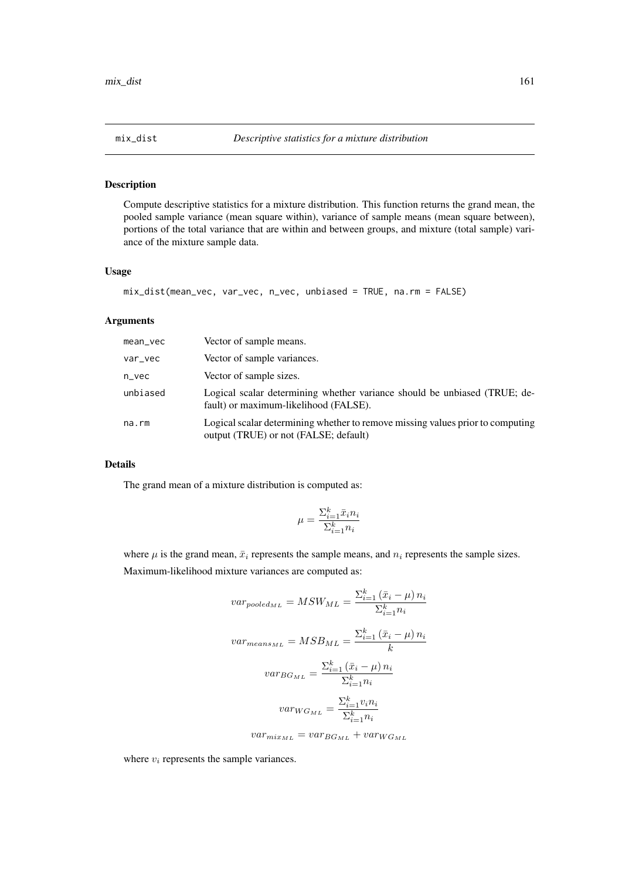## mix_dist *Descriptive statistics for a mixture distribution*

### Description

Compute descriptive statistics for a mixture distribution. This function returns the grand mean, the pooled sample variance (mean square within), variance of sample means (mean square between), portions of the total variance that are within and between groups, and mixture (total sample) variance of the mixture sample data.

### Usage

```
mix_dist(mean_vec, var_vec, n_vec, unbiased = TRUE, na.rm = FALSE)
```

### Arguments

| | |
|---|---|
| mean_vec | Vector of sample means. |
| var_vec | Vector of sample variances. |
| n_vec | Vector of sample sizes. |
| unbiased | Logical scalar determining whether variance should be unbiased (TRUE; default) or maximum-likelihood (FALSE). |
| na.rm | Logical scalar determining whether to remove missing values prior to computing output (TRUE) or not (FALSE; default) |

### Details

The grand mean of a mixture distribution is computed as:

$$\mu = \frac{\Sigma_{i=1}^{k} \bar{x}_i n_i}{\Sigma_{i=1}^{k} n_i}$$

where $\mu$ is the grand mean, $\bar{x}_i$ represents the sample means, and $n_i$ represents the sample sizes.

Maximum-likelihood mixture variances are computed as:

$$var_{pooled_{ML}} = MSW_{ML} = \frac{\Sigma_{i=1}^{k} \left(\bar{x}_i - \mu\right) n_i}{\Sigma_{i=1}^{k} n_i}$$

$$var_{means_{ML}} = MSB_{ML} = \frac{\Sigma_{i=1}^{k} \left(\bar{x}_i - \mu\right) n_i}{k}$$

$$var_{BG_{ML}} = \frac{\Sigma_{i=1}^{k} \left(\bar{x}_i - \mu\right) n_i}{\Sigma_{i=1}^{k} n_i}$$

$$var_{WG_{ML}} = \frac{\Sigma_{i=1}^{k} v_i n_i}{\Sigma_{i=1}^{k} n_i}$$

$$var_{mix_{ML}} = var_{BG_{ML}} + var_{WG_{ML}}$$

where $v_i$ represents the sample variances.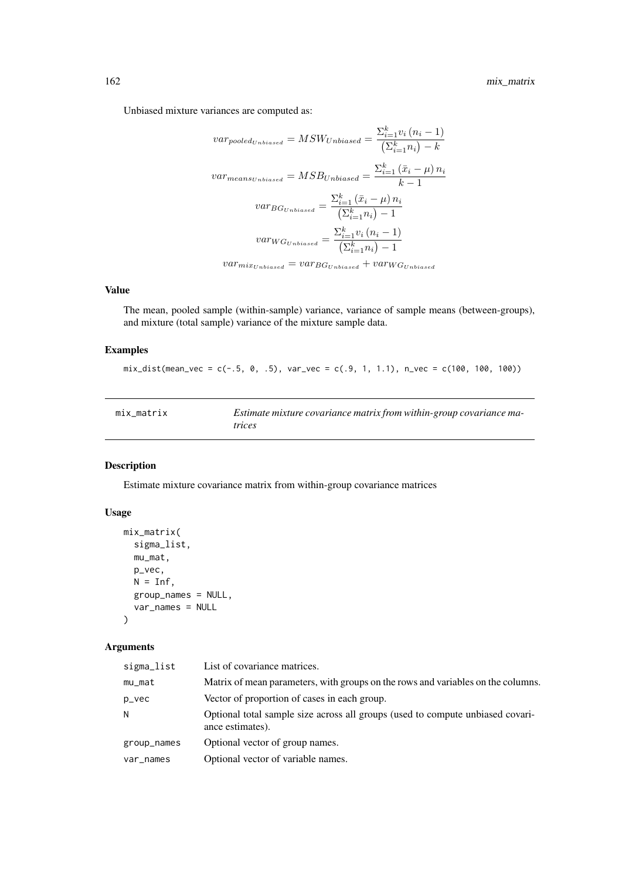Unbiased mixture variances are computed as:

$$var_{pooled_{Unbiased}} = MSW_{Unbiased} = \frac{\Sigma_{i=1}^{k} v_i \left(n_i - 1\right)}{\left(\Sigma_{i=1}^{k} n_i\right) - k}$$

$$var_{means_{Unbiased}} = MSB_{Unbiased} = \frac{\Sigma_{i=1}^{k} \left(\bar{x}_i - \mu\right) n_i}{k - 1}$$

$$var_{BG_{Unbiased}} = \frac{\Sigma_{i=1}^{k} \left(\bar{x}_i - \mu\right) n_i}{\left(\Sigma_{i=1}^{k} n_i\right) - 1}$$

$$var_{WG_{Unbiased}} = \frac{\Sigma_{i=1}^{k} v_i \left(n_i - 1\right)}{\left(\Sigma_{i=1}^{k} n_i\right) - 1}$$

$$var_{mix_{Unbiased}} = var_{BG_{Unbiased}} + var_{WG_{Unbiased}}$$

### Value

The mean, pooled sample (within-sample) variance, variance of sample means (between-groups), and mixture (total sample) variance of the mixture sample data.

### Examples

```
mix_dist(mean_vec = c(-.5, 0, .5), var_vec = c(.9, 1, 1.1), n_vec = c(100, 100, 100))
```

---

## mix_matrix — *Estimate mixture covariance matrix from within-group covariance matrices*

### Description

Estimate mixture covariance matrix from within-group covariance matrices

### Usage

```
mix_matrix(
  sigma_list,
  mu_mat,
  p_vec,
  N = Inf,
  group_names = NULL,
  var_names = NULL
)
```

### Arguments

| | |
|---|---|
| sigma_list | List of covariance matrices. |
| mu_mat | Matrix of mean parameters, with groups on the rows and variables on the columns. |
| p_vec | Vector of proportion of cases in each group. |
| N | Optional total sample size across all groups (used to compute unbiased covariance estimates). |
| group_names | Optional vector of group names. |
| var_names | Optional vector of variable names. |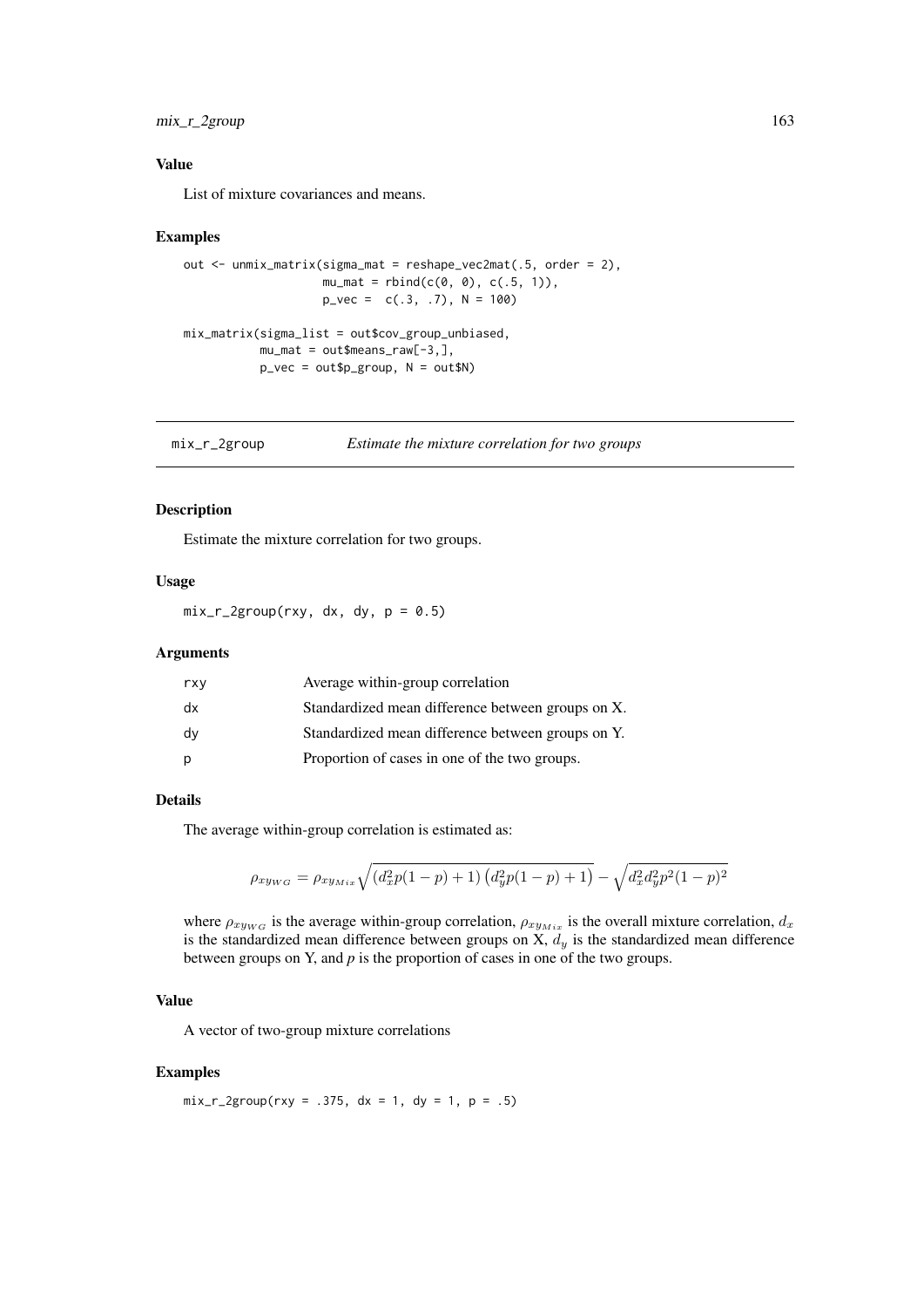### Value

List of mixture covariances and means.

### Examples

```
out <- unmix_matrix(sigma_mat = reshape_vec2mat(.5, order = 2),
                    mu_mat = rbind(c(0, 0), c(.5, 1)),
                    p_vec =  c(.3, .7), N = 100)

mix_matrix(sigma_list = out$cov_group_unbiased,
           mu_mat = out$means_raw[-3,],
           p_vec = out$p_group, N = out$N)
```

---

## mix_r_2group &nbsp;&nbsp;&nbsp;&nbsp; *Estimate the mixture correlation for two groups*

---

### Description

Estimate the mixture correlation for two groups.

### Usage

```
mix_r_2group(rxy, dx, dy, p = 0.5)
```

### Arguments

| | |
|---|---|
| rxy | Average within-group correlation |
| dx | Standardized mean difference between groups on X. |
| dy | Standardized mean difference between groups on Y. |
| p | Proportion of cases in one of the two groups. |

### Details

The average within-group correlation is estimated as:

$$\rho_{xy_{WG}} = \rho_{xy_{Mix}} \sqrt{\left(d_x^2 p(1-p) + 1\right)\left(d_y^2 p(1-p) + 1\right)} - \sqrt{d_x^2 d_y^2 p^2 (1-p)^2}$$

where $\rho_{xy_{WG}}$ is the average within-group correlation, $\rho_{xy_{Mix}}$ is the overall mixture correlation, $d_x$ is the standardized mean difference between groups on X, $d_y$ is the standardized mean difference between groups on Y, and *p* is the proportion of cases in one of the two groups.

### Value

A vector of two-group mixture correlations

### Examples

```
mix_r_2group(rxy = .375, dx = 1, dy = 1, p = .5)
```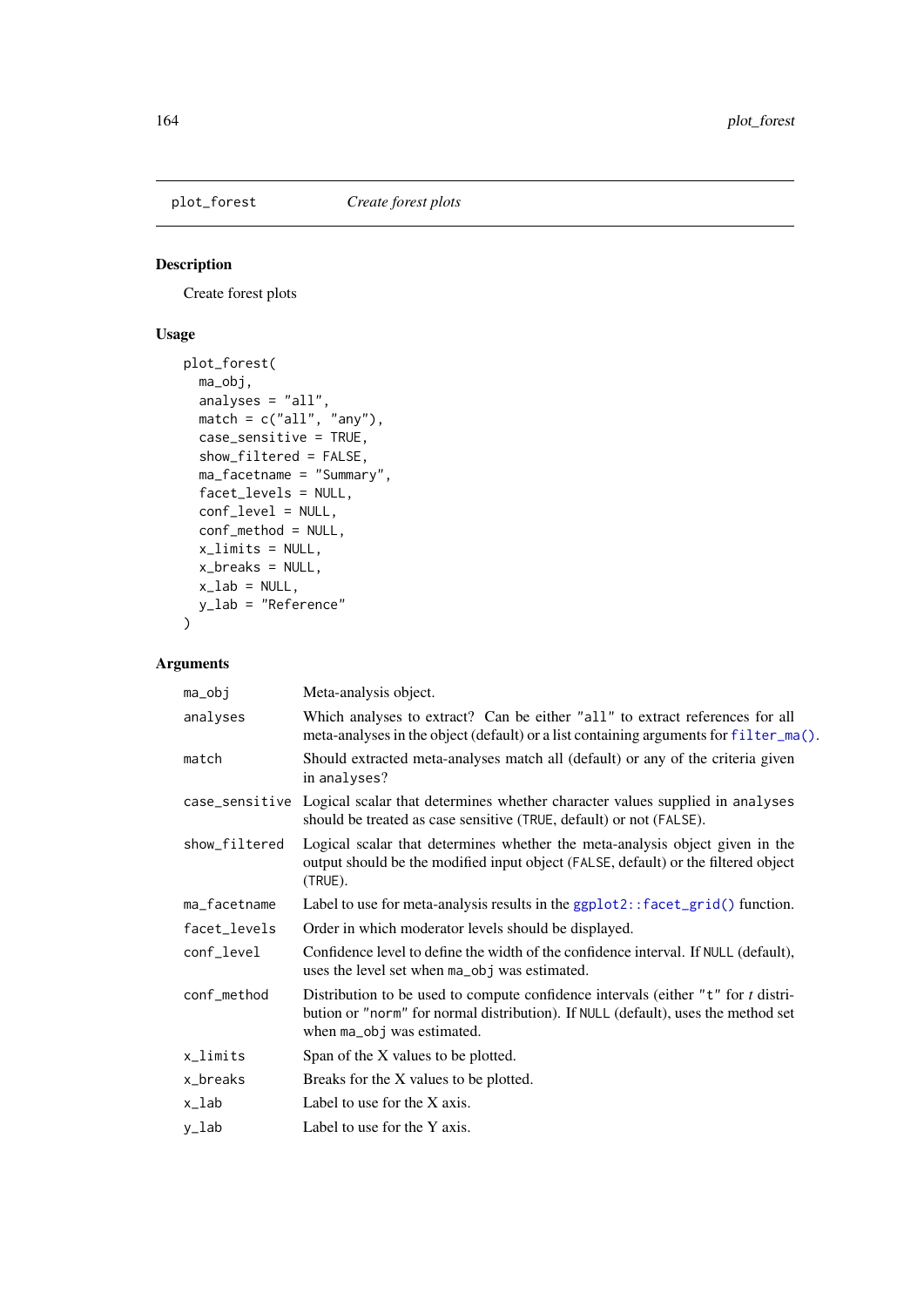## plot_forest *Create forest plots*

### Description

Create forest plots

### Usage

```
plot_forest(
  ma_obj,
  analyses = "all",
  match = c("all", "any"),
  case_sensitive = TRUE,
  show_filtered = FALSE,
  ma_facetname = "Summary",
  facet_levels = NULL,
  conf_level = NULL,
  conf_method = NULL,
  x_limits = NULL,
  x_breaks = NULL,
  x_lab = NULL,
  y_lab = "Reference"
)
```

### Arguments

| | |
|---|---|
| `ma_obj` | Meta-analysis object. |
| `analyses` | Which analyses to extract? Can be either "all" to extract references for all meta-analyses in the object (default) or a list containing arguments for `filter_ma()`. |
| `match` | Should extracted meta-analyses match all (default) or any of the criteria given in `analyses`? |
| `case_sensitive` | Logical scalar that determines whether character values supplied in `analyses` should be treated as case sensitive (`TRUE`, default) or not (`FALSE`). |
| `show_filtered` | Logical scalar that determines whether the meta-analysis object given in the output should be the modified input object (`FALSE`, default) or the filtered object (`TRUE`). |
| `ma_facetname` | Label to use for meta-analysis results in the `ggplot2::facet_grid()` function. |
| `facet_levels` | Order in which moderator levels should be displayed. |
| `conf_level` | Confidence level to define the width of the confidence interval. If `NULL` (default), uses the level set when `ma_obj` was estimated. |
| `conf_method` | Distribution to be used to compute confidence intervals (either "t" for *t* distribution or "norm" for normal distribution). If `NULL` (default), uses the method set when `ma_obj` was estimated. |
| `x_limits` | Span of the X values to be plotted. |
| `x_breaks` | Breaks for the X values to be plotted. |
| `x_lab` | Label to use for the X axis. |
| `y_lab` | Label to use for the Y axis. |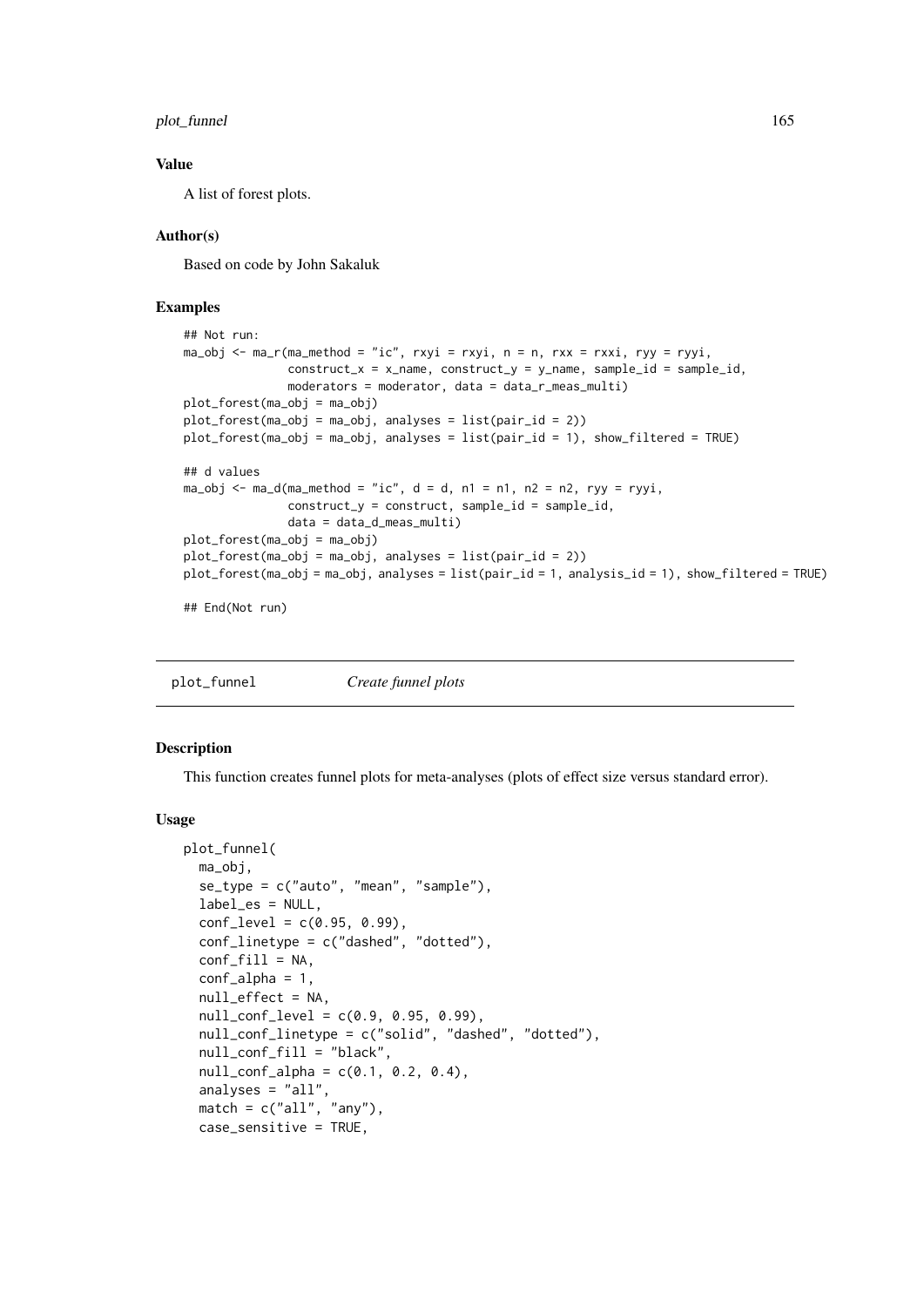### Value

A list of forest plots.

### Author(s)

Based on code by John Sakaluk

### Examples

```
## Not run:
ma_obj <- ma_r(ma_method = "ic", rxyi = rxyi, n = n, rxx = rxxi, ryy = ryyi,
               construct_x = x_name, construct_y = y_name, sample_id = sample_id,
               moderators = moderator, data = data_r_meas_multi)
plot_forest(ma_obj = ma_obj)
plot_forest(ma_obj = ma_obj, analyses = list(pair_id = 2))
plot_forest(ma_obj = ma_obj, analyses = list(pair_id = 1), show_filtered = TRUE)

## d values
ma_obj <- ma_d(ma_method = "ic", d = d, n1 = n1, n2 = n2, ryy = ryyi,
               construct_y = construct, sample_id = sample_id,
               data = data_d_meas_multi)
plot_forest(ma_obj = ma_obj)
plot_forest(ma_obj = ma_obj, analyses = list(pair_id = 2))
plot_forest(ma_obj = ma_obj, analyses = list(pair_id = 1, analysis_id = 1), show_filtered = TRUE)

## End(Not run)
```

## plot_funnel *Create funnel plots*

### Description

This function creates funnel plots for meta-analyses (plots of effect size versus standard error).

### Usage

```
plot_funnel(
  ma_obj,
  se_type = c("auto", "mean", "sample"),
  label_es = NULL,
  conf_level = c(0.95, 0.99),
  conf_linetype = c("dashed", "dotted"),
  conf_fill = NA,
  conf_alpha = 1,
  null_effect = NA,
  null_conf_level = c(0.9, 0.95, 0.99),
  null_conf_linetype = c("solid", "dashed", "dotted"),
  null_conf_fill = "black",
  null_conf_alpha = c(0.1, 0.2, 0.4),
  analyses = "all",
  match = c("all", "any"),
  case_sensitive = TRUE,
```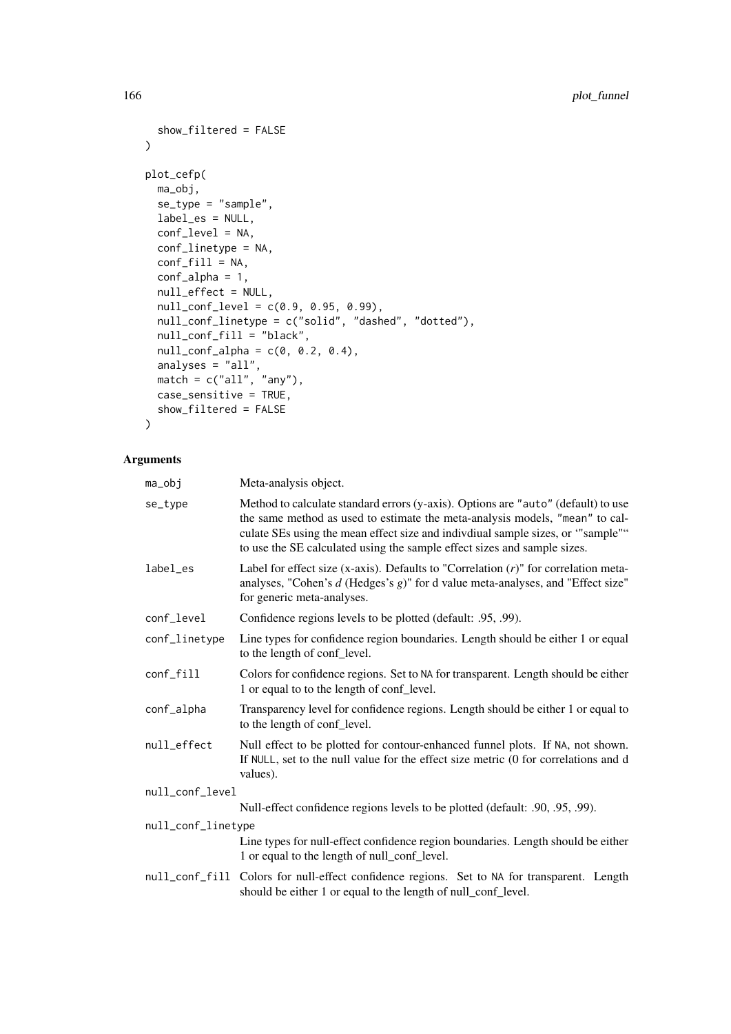```
  show_filtered = FALSE
)

plot_cefp(
  ma_obj,
  se_type = "sample",
  label_es = NULL,
  conf_level = NA,
  conf_linetype = NA,
  conf_fill = NA,
  conf_alpha = 1,
  null_effect = NULL,
  null_conf_level = c(0.9, 0.95, 0.99),
  null_conf_linetype = c("solid", "dashed", "dotted"),
  null_conf_fill = "black",
  null_conf_alpha = c(0, 0.2, 0.4),
  analyses = "all",
  match = c("all", "any"),
  case_sensitive = TRUE,
  show_filtered = FALSE
)
```

## Arguments

| | |
|---|---|
| ma_obj | Meta-analysis object. |
| se_type | Method to calculate standard errors (y-axis). Options are "auto" (default) to use the same method as used to estimate the meta-analysis models, "mean" to calculate SEs using the mean effect size and indivdiual sample sizes, or '"sample"' to use the SE calculated using the sample effect sizes and sample sizes. |
| label_es | Label for effect size (x-axis). Defaults to "Correlation (*r*)" for correlation meta-analyses, "Cohen's *d* (Hedges's *g*)" for d value meta-analyses, and "Effect size" for generic meta-analyses. |
| conf_level | Confidence regions levels to be plotted (default: .95, .99). |
| conf_linetype | Line types for confidence region boundaries. Length should be either 1 or equal to the length of conf_level. |
| conf_fill | Colors for confidence regions. Set to NA for transparent. Length should be either 1 or equal to to the length of conf_level. |
| conf_alpha | Transparency level for confidence regions. Length should be either 1 or equal to to the length of conf_level. |
| null_effect | Null effect to be plotted for contour-enhanced funnel plots. If NA, not shown. If NULL, set to the null value for the effect size metric (0 for correlations and d values). |
| null_conf_level | Null-effect confidence regions levels to be plotted (default: .90, .95, .99). |
| null_conf_linetype | Line types for null-effect confidence region boundaries. Length should be either 1 or equal to the length of null_conf_level. |
| null_conf_fill | Colors for null-effect confidence regions. Set to NA for transparent. Length should be either 1 or equal to the length of null_conf_level. |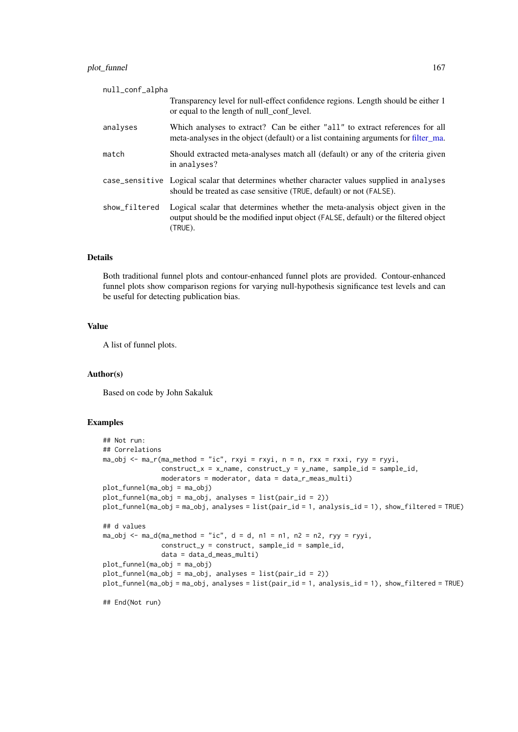null_conf_alpha
: Transparency level for null-effect confidence regions. Length should be either 1 or equal to the length of null_conf_level.

analyses
: Which analyses to extract? Can be either "all" to extract references for all meta-analyses in the object (default) or a list containing arguments for filter_ma.

match
: Should extracted meta-analyses match all (default) or any of the criteria given in analyses?

case_sensitive
: Logical scalar that determines whether character values supplied in analyses should be treated as case sensitive (TRUE, default) or not (FALSE).

show_filtered
: Logical scalar that determines whether the meta-analysis object given in the output should be the modified input object (FALSE, default) or the filtered object (TRUE).

### Details

Both traditional funnel plots and contour-enhanced funnel plots are provided. Contour-enhanced funnel plots show comparison regions for varying null-hypothesis significance test levels and can be useful for detecting publication bias.

### Value

A list of funnel plots.

### Author(s)

Based on code by John Sakaluk

### Examples

```
## Not run:
## Correlations
ma_obj <- ma_r(ma_method = "ic", rxyi = rxyi, n = n, rxx = rxxi, ryy = ryyi,
               construct_x = x_name, construct_y = y_name, sample_id = sample_id,
               moderators = moderator, data = data_r_meas_multi)
plot_funnel(ma_obj = ma_obj)
plot_funnel(ma_obj = ma_obj, analyses = list(pair_id = 2))
plot_funnel(ma_obj = ma_obj, analyses = list(pair_id = 1, analysis_id = 1), show_filtered = TRUE)

## d values
ma_obj <- ma_d(ma_method = "ic", d = d, n1 = n1, n2 = n2, ryy = ryyi,
               construct_y = construct, sample_id = sample_id,
               data = data_d_meas_multi)
plot_funnel(ma_obj = ma_obj)
plot_funnel(ma_obj = ma_obj, analyses = list(pair_id = 2))
plot_funnel(ma_obj = ma_obj, analyses = list(pair_id = 1, analysis_id = 1), show_filtered = TRUE)

## End(Not run)
```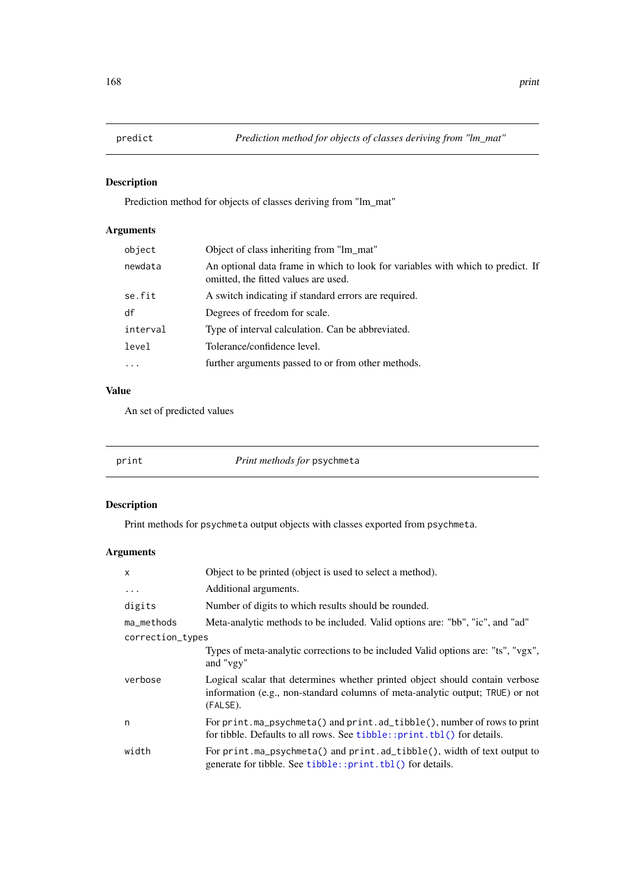## predict — *Prediction method for objects of classes deriving from "lm_mat"*

### Description

Prediction method for objects of classes deriving from "lm_mat"

### Arguments

| | |
|---|---|
| `object` | Object of class inheriting from "lm_mat" |
| `newdata` | An optional data frame in which to look for variables with which to predict. If omitted, the fitted values are used. |
| `se.fit` | A switch indicating if standard errors are required. |
| `df` | Degrees of freedom for scale. |
| `interval` | Type of interval calculation. Can be abbreviated. |
| `level` | Tolerance/confidence level. |
| `...` | further arguments passed to or from other methods. |

### Value

An set of predicted values

## print — *Print methods for* `psychmeta`

### Description

Print methods for `psychmeta` output objects with classes exported from `psychmeta`.

### Arguments

| | |
|---|---|
| `x` | Object to be printed (object is used to select a method). |
| `...` | Additional arguments. |
| `digits` | Number of digits to which results should be rounded. |
| `ma_methods` | Meta-analytic methods to be included. Valid options are: "bb", "ic", and "ad" |
| `correction_types` | Types of meta-analytic corrections to be included Valid options are: "ts", "vgx", and "vgy" |
| `verbose` | Logical scalar that determines whether printed object should contain verbose information (e.g., non-standard columns of meta-analytic output; `TRUE`) or not (`FALSE`). |
| `n` | For `print.ma_psychmeta()` and `print.ad_tibble()`, number of rows to print for tibble. Defaults to all rows. See `tibble::print.tbl()` for details. |
| `width` | For `print.ma_psychmeta()` and `print.ad_tibble()`, width of text output to generate for tibble. See `tibble::print.tbl()` for details. |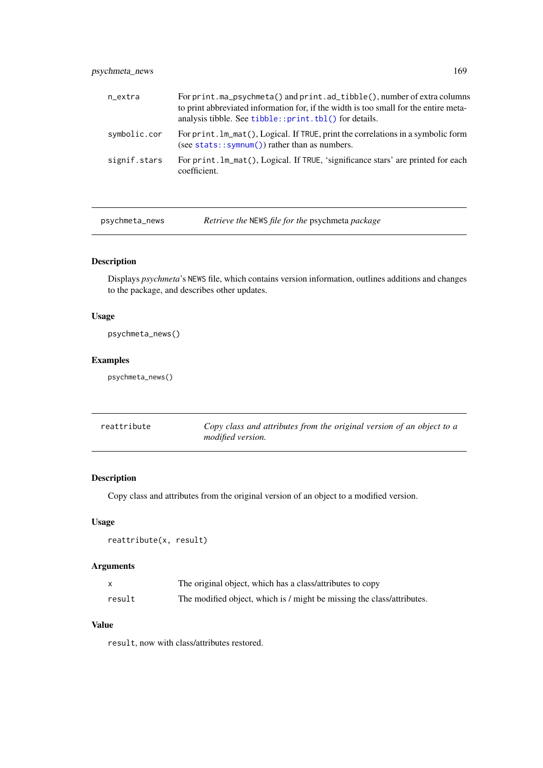| | |
|---|---|
| n_extra | For print.ma_psychmeta() and print.ad_tibble(), number of extra columns to print abbreviated information for, if the width is too small for the entire meta-analysis tibble. See tibble::print.tbl() for details. |
| symbolic.cor | For print.lm_mat(), Logical. If TRUE, print the correlations in a symbolic form (see stats::symnum()) rather than as numbers. |
| signif.stars | For print.lm_mat(), Logical. If TRUE, 'significance stars' are printed for each coefficient. |

## psychmeta_news — *Retrieve the NEWS file for the psychmeta package*

### Description

Displays *psychmeta*'s NEWS file, which contains version information, outlines additions and changes to the package, and describes other updates.

### Usage

```
psychmeta_news()
```

### Examples

```
psychmeta_news()
```

## reattribute — *Copy class and attributes from the original version of an object to a modified version.*

### Description

Copy class and attributes from the original version of an object to a modified version.

### Usage

```
reattribute(x, result)
```

### Arguments

| | |
|---|---|
| x | The original object, which has a class/attributes to copy |
| result | The modified object, which is / might be missing the class/attributes. |

### Value

result, now with class/attributes restored.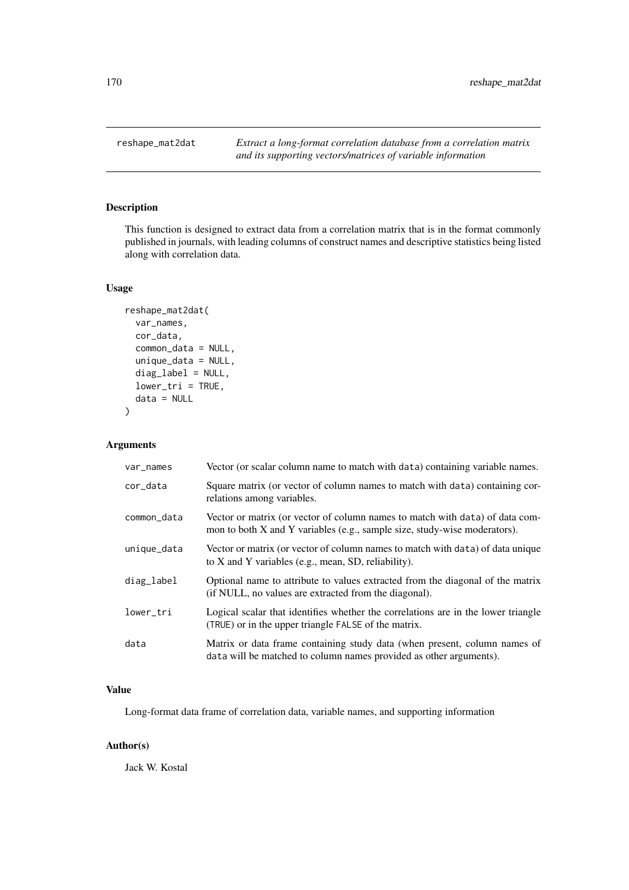# reshape_mat2dat

*Extract a long-format correlation database from a correlation matrix and its supporting vectors/matrices of variable information*

## Description

This function is designed to extract data from a correlation matrix that is in the format commonly published in journals, with leading columns of construct names and descriptive statistics being listed along with correlation data.

## Usage

```
reshape_mat2dat(
  var_names,
  cor_data,
  common_data = NULL,
  unique_data = NULL,
  diag_label = NULL,
  lower_tri = TRUE,
  data = NULL
)
```

## Arguments

| | |
|---|---|
| var_names | Vector (or scalar column name to match with data) containing variable names. |
| cor_data | Square matrix (or vector of column names to match with data) containing correlations among variables. |
| common_data | Vector or matrix (or vector of column names to match with data) of data common to both X and Y variables (e.g., sample size, study-wise moderators). |
| unique_data | Vector or matrix (or vector of column names to match with data) of data unique to X and Y variables (e.g., mean, SD, reliability). |
| diag_label | Optional name to attribute to values extracted from the diagonal of the matrix (if NULL, no values are extracted from the diagonal). |
| lower_tri | Logical scalar that identifies whether the correlations are in the lower triangle (TRUE) or in the upper triangle FALSE of the matrix. |
| data | Matrix or data frame containing study data (when present, column names of data will be matched to column names provided as other arguments). |

## Value

Long-format data frame of correlation data, variable names, and supporting information

## Author(s)

Jack W. Kostal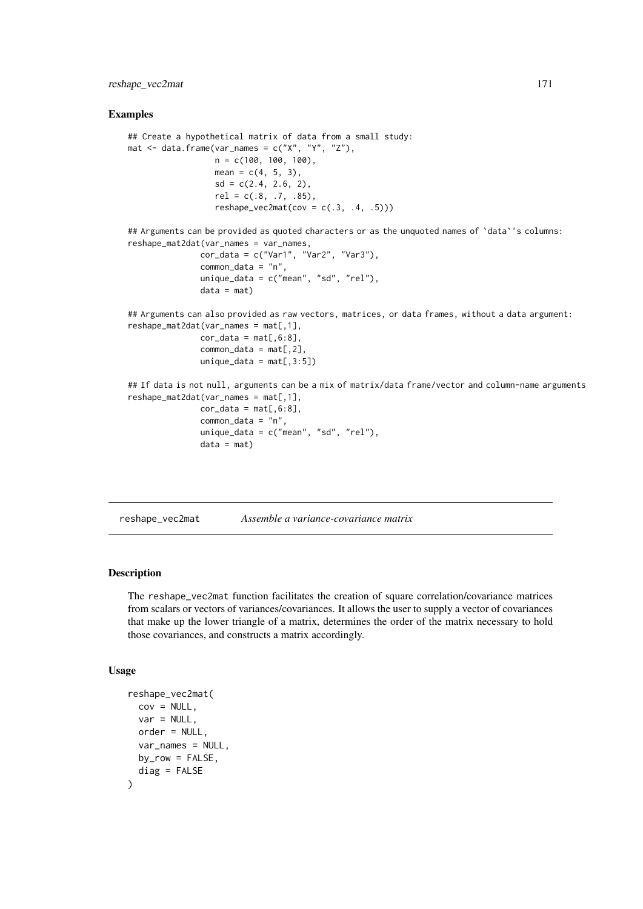## Examples

```
## Create a hypothetical matrix of data from a small study:
mat <- data.frame(var_names = c("X", "Y", "Z"),
                  n = c(100, 100, 100),
                  mean = c(4, 5, 3),
                  sd = c(2.4, 2.6, 2),
                  rel = c(.8, .7, .85),
                  reshape_vec2mat(cov = c(.3, .4, .5)))

## Arguments can be provided as quoted characters or as the unquoted names of `data`'s columns:
reshape_mat2dat(var_names = var_names,
               cor_data = c("Var1", "Var2", "Var3"),
               common_data = "n",
               unique_data = c("mean", "sd", "rel"),
               data = mat)

## Arguments can also provided as raw vectors, matrices, or data frames, without a data argument:
reshape_mat2dat(var_names = mat[,1],
               cor_data = mat[,6:8],
               common_data = mat[,2],
               unique_data = mat[,3:5])

## If data is not null, arguments can be a mix of matrix/data frame/vector and column-name arguments
reshape_mat2dat(var_names = mat[,1],
               cor_data = mat[,6:8],
               common_data = "n",
               unique_data = c("mean", "sd", "rel"),
               data = mat)
```

---

# reshape_vec2mat *Assemble a variance-covariance matrix*

---

## Description

The reshape_vec2mat function facilitates the creation of square correlation/covariance matrices from scalars or vectors of variances/covariances. It allows the user to supply a vector of covariances that make up the lower triangle of a matrix, determines the order of the matrix necessary to hold those covariances, and constructs a matrix accordingly.

## Usage

```
reshape_vec2mat(
  cov = NULL,
  var = NULL,
  order = NULL,
  var_names = NULL,
  by_row = FALSE,
  diag = FALSE
)
```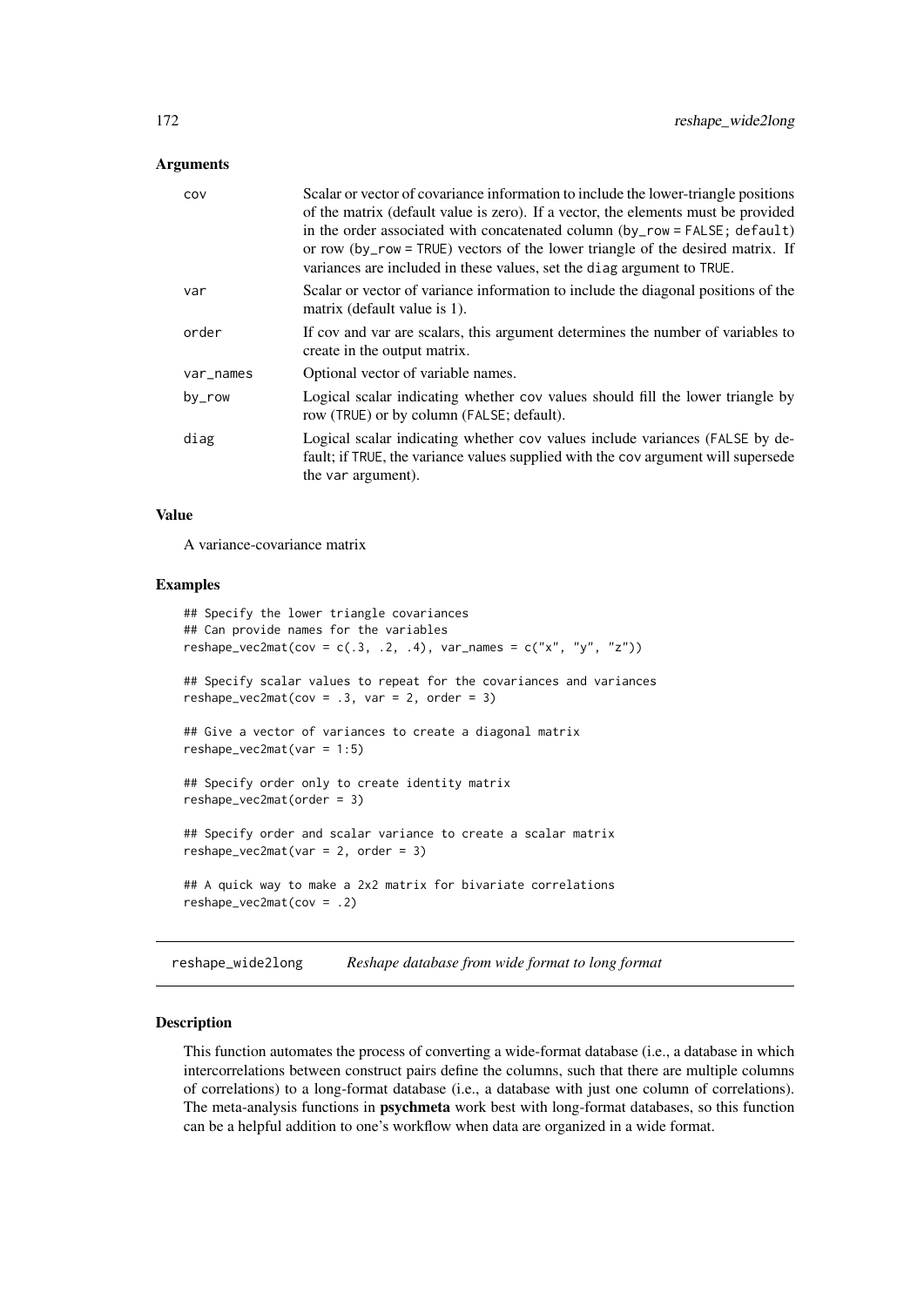### Arguments

| | |
|---|---|
| cov | Scalar or vector of covariance information to include the lower-triangle positions of the matrix (default value is zero). If a vector, the elements must be provided in the order associated with concatenated column (by_row = FALSE; default) or row (by_row = TRUE) vectors of the lower triangle of the desired matrix. If variances are included in these values, set the diag argument to TRUE. |
| var | Scalar or vector of variance information to include the diagonal positions of the matrix (default value is 1). |
| order | If cov and var are scalars, this argument determines the number of variables to create in the output matrix. |
| var_names | Optional vector of variable names. |
| by_row | Logical scalar indicating whether cov values should fill the lower triangle by row (TRUE) or by column (FALSE; default). |
| diag | Logical scalar indicating whether cov values include variances (FALSE by default; if TRUE, the variance values supplied with the cov argument will supersede the var argument). |

### Value

A variance-covariance matrix

### Examples

```
## Specify the lower triangle covariances
## Can provide names for the variables
reshape_vec2mat(cov = c(.3, .2, .4), var_names = c("x", "y", "z"))

## Specify scalar values to repeat for the covariances and variances
reshape_vec2mat(cov = .3, var = 2, order = 3)

## Give a vector of variances to create a diagonal matrix
reshape_vec2mat(var = 1:5)

## Specify order only to create identity matrix
reshape_vec2mat(order = 3)

## Specify order and scalar variance to create a scalar matrix
reshape_vec2mat(var = 2, order = 3)

## A quick way to make a 2x2 matrix for bivariate correlations
reshape_vec2mat(cov = .2)
```

---

## reshape_wide2long    *Reshape database from wide format to long format*

### Description

This function automates the process of converting a wide-format database (i.e., a database in which intercorrelations between construct pairs define the columns, such that there are multiple columns of correlations) to a long-format database (i.e., a database with just one column of correlations). The meta-analysis functions in **psychmeta** work best with long-format databases, so this function can be a helpful addition to one's workflow when data are organized in a wide format.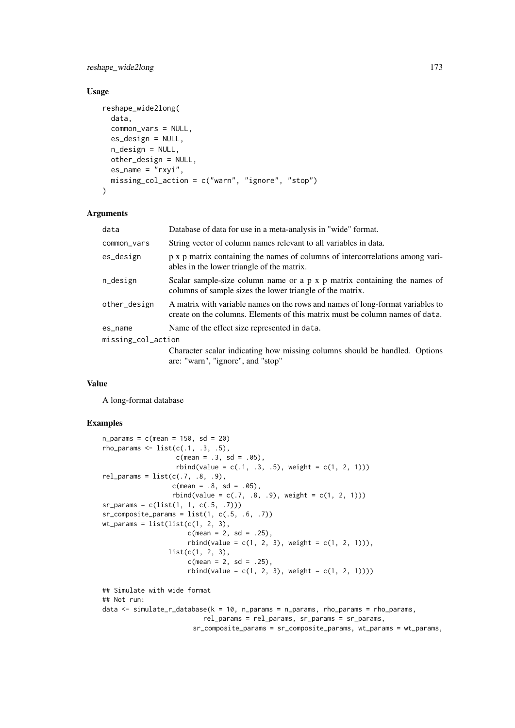### Usage

```
reshape_wide2long(
  data,
  common_vars = NULL,
  es_design = NULL,
  n_design = NULL,
  other_design = NULL,
  es_name = "rxyi",
  missing_col_action = c("warn", "ignore", "stop")
)
```

### Arguments

| | |
|---|---|
| data | Database of data for use in a meta-analysis in "wide" format. |
| common_vars | String vector of column names relevant to all variables in data. |
| es_design | p x p matrix containing the names of columns of intercorrelations among variables in the lower triangle of the matrix. |
| n_design | Scalar sample-size column name or a p x p matrix containing the names of columns of sample sizes the lower triangle of the matrix. |
| other_design | A matrix with variable names on the rows and names of long-format variables to create on the columns. Elements of this matrix must be column names of data. |
| es_name | Name of the effect size represented in data. |
| missing_col_action | Character scalar indicating how missing columns should be handled. Options are: "warn", "ignore", and "stop" |

### Value

A long-format database

### Examples

```
n_params = c(mean = 150, sd = 20)
rho_params <- list(c(.1, .3, .5),
                   c(mean = .3, sd = .05),
                   rbind(value = c(.1, .3, .5), weight = c(1, 2, 1)))
rel_params = list(c(.7, .8, .9),
                  c(mean = .8, sd = .05),
                  rbind(value = c(.7, .8, .9), weight = c(1, 2, 1)))
sr_params = c(list(1, 1, c(.5, .7)))
sr_composite_params = list(1, c(.5, .6, .7))
wt_params = list(list(c(1, 2, 3),
                      c(mean = 2, sd = .25),
                      rbind(value = c(1, 2, 3), weight = c(1, 2, 1))),
                 list(c(1, 2, 3),
                      c(mean = 2, sd = .25),
                      rbind(value = c(1, 2, 3), weight = c(1, 2, 1))))

## Simulate with wide format
## Not run:
data <- simulate_r_database(k = 10, n_params = n_params, rho_params = rho_params,
                          rel_params = rel_params, sr_params = sr_params,
                       sr_composite_params = sr_composite_params, wt_params = wt_params,
```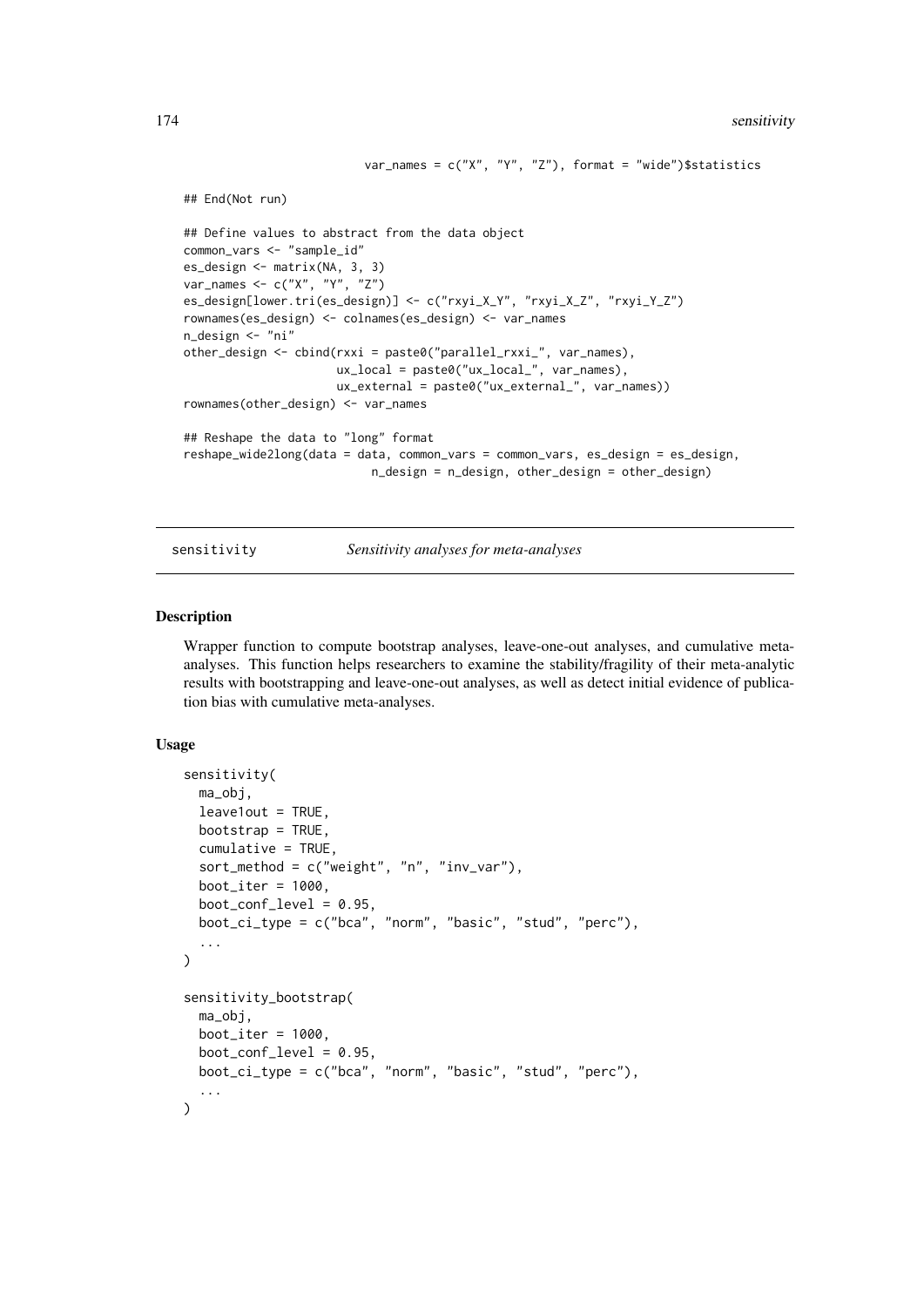```
                         var_names = c("X", "Y", "Z"), format = "wide")$statistics

## End(Not run)

## Define values to abstract from the data object
common_vars <- "sample_id"
es_design <- matrix(NA, 3, 3)
var_names <- c("X", "Y", "Z")
es_design[lower.tri(es_design)] <- c("rxyi_X_Y", "rxyi_X_Z", "rxyi_Y_Z")
rownames(es_design) <- colnames(es_design) <- var_names
n_design <- "ni"
other_design <- cbind(rxxi = paste0("parallel_rxxi_", var_names),
                      ux_local = paste0("ux_local_", var_names),
                      ux_external = paste0("ux_external_", var_names))
rownames(other_design) <- var_names

## Reshape the data to "long" format
reshape_wide2long(data = data, common_vars = common_vars, es_design = es_design,
                          n_design = n_design, other_design = other_design)
```

---

sensitivity *Sensitivity analyses for meta-analyses*

---

## Description

Wrapper function to compute bootstrap analyses, leave-one-out analyses, and cumulative meta-analyses. This function helps researchers to examine the stability/fragility of their meta-analytic results with bootstrapping and leave-one-out analyses, as well as detect initial evidence of publication bias with cumulative meta-analyses.

## Usage

```
sensitivity(
  ma_obj,
  leave1out = TRUE,
  bootstrap = TRUE,
  cumulative = TRUE,
  sort_method = c("weight", "n", "inv_var"),
  boot_iter = 1000,
  boot_conf_level = 0.95,
  boot_ci_type = c("bca", "norm", "basic", "stud", "perc"),
  ...
)

sensitivity_bootstrap(
  ma_obj,
  boot_iter = 1000,
  boot_conf_level = 0.95,
  boot_ci_type = c("bca", "norm", "basic", "stud", "perc"),
  ...
)
```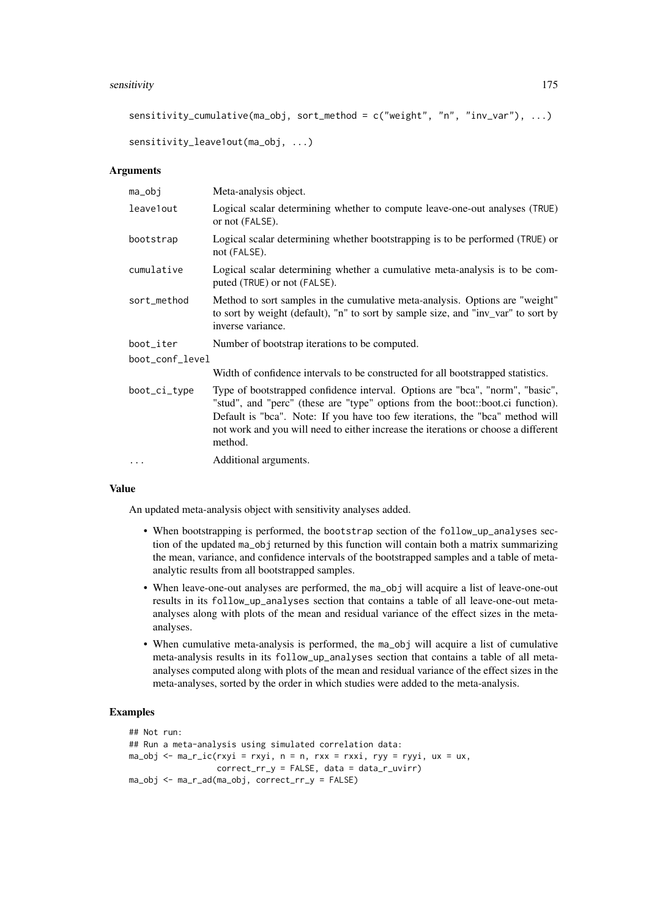```
sensitivity_cumulative(ma_obj, sort_method = c("weight", "n", "inv_var"), ...)

sensitivity_leave1out(ma_obj, ...)
```

### Arguments

| | |
|---|---|
| ma_obj | Meta-analysis object. |
| leave1out | Logical scalar determining whether to compute leave-one-out analyses (TRUE) or not (FALSE). |
| bootstrap | Logical scalar determining whether bootstrapping is to be performed (TRUE) or not (FALSE). |
| cumulative | Logical scalar determining whether a cumulative meta-analysis is to be computed (TRUE) or not (FALSE). |
| sort_method | Method to sort samples in the cumulative meta-analysis. Options are "weight" to sort by weight (default), "n" to sort by sample size, and "inv_var" to sort by inverse variance. |
| boot_iter | Number of bootstrap iterations to be computed. |
| boot_conf_level | Width of confidence intervals to be constructed for all bootstrapped statistics. |
| boot_ci_type | Type of bootstrapped confidence interval. Options are "bca", "norm", "basic", "stud", and "perc" (these are "type" options from the boot::boot.ci function). Default is "bca". Note: If you have too few iterations, the "bca" method will not work and you will need to either increase the iterations or choose a different method. |
| ... | Additional arguments. |

### Value

An updated meta-analysis object with sensitivity analyses added.

- When bootstrapping is performed, the bootstrap section of the follow_up_analyses section of the updated ma_obj returned by this function will contain both a matrix summarizing the mean, variance, and confidence intervals of the bootstrapped samples and a table of meta-analytic results from all bootstrapped samples.
- When leave-one-out analyses are performed, the ma_obj will acquire a list of leave-one-out results in its follow_up_analyses section that contains a table of all leave-one-out meta-analyses along with plots of the mean and residual variance of the effect sizes in the meta-analyses.
- When cumulative meta-analysis is performed, the ma_obj will acquire a list of cumulative meta-analysis results in its follow_up_analyses section that contains a table of all meta-analyses computed along with plots of the mean and residual variance of the effect sizes in the meta-analyses, sorted by the order in which studies were added to the meta-analysis.

### Examples

```
## Not run:
## Run a meta-analysis using simulated correlation data:
ma_obj <- ma_r_ic(rxyi = rxyi, n = n, rxx = rxxi, ryy = ryyi, ux = ux,
                 correct_rr_y = FALSE, data = data_r_uvirr)
ma_obj <- ma_r_ad(ma_obj, correct_rr_y = FALSE)
```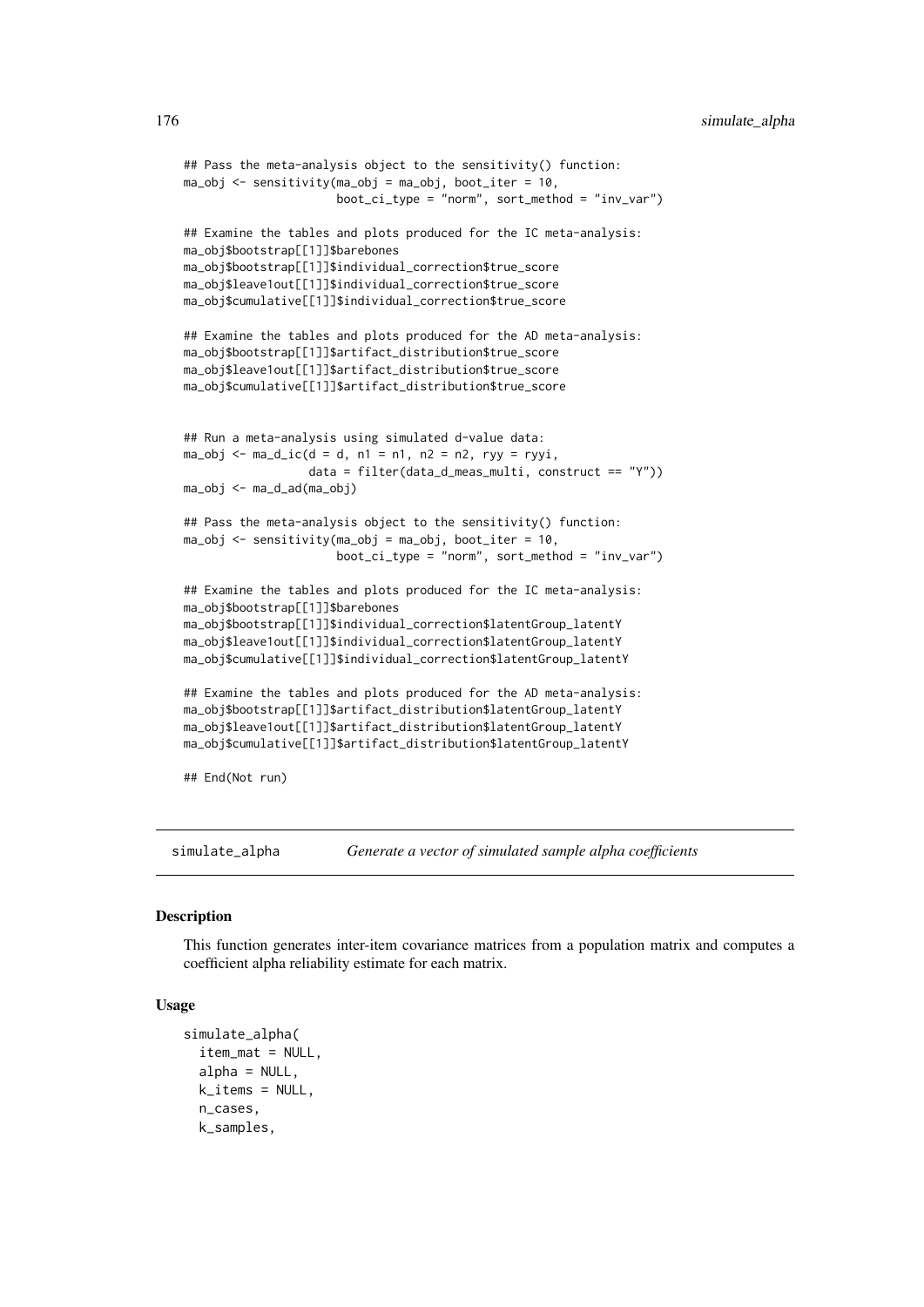```
## Pass the meta-analysis object to the sensitivity() function:
ma_obj <- sensitivity(ma_obj = ma_obj, boot_iter = 10,
                      boot_ci_type = "norm", sort_method = "inv_var")

## Examine the tables and plots produced for the IC meta-analysis:
ma_obj$bootstrap[[1]]$barebones
ma_obj$bootstrap[[1]]$individual_correction$true_score
ma_obj$leave1out[[1]]$individual_correction$true_score
ma_obj$cumulative[[1]]$individual_correction$true_score

## Examine the tables and plots produced for the AD meta-analysis:
ma_obj$bootstrap[[1]]$artifact_distribution$true_score
ma_obj$leave1out[[1]]$artifact_distribution$true_score
ma_obj$cumulative[[1]]$artifact_distribution$true_score


## Run a meta-analysis using simulated d-value data:
ma_obj <- ma_d_ic(d = d, n1 = n1, n2 = n2, ryy = ryyi,
                  data = filter(data_d_meas_multi, construct == "Y"))
ma_obj <- ma_d_ad(ma_obj)

## Pass the meta-analysis object to the sensitivity() function:
ma_obj <- sensitivity(ma_obj = ma_obj, boot_iter = 10,
                      boot_ci_type = "norm", sort_method = "inv_var")

## Examine the tables and plots produced for the IC meta-analysis:
ma_obj$bootstrap[[1]]$barebones
ma_obj$bootstrap[[1]]$individual_correction$latentGroup_latentY
ma_obj$leave1out[[1]]$individual_correction$latentGroup_latentY
ma_obj$cumulative[[1]]$individual_correction$latentGroup_latentY

## Examine the tables and plots produced for the AD meta-analysis:
ma_obj$bootstrap[[1]]$artifact_distribution$latentGroup_latentY
ma_obj$leave1out[[1]]$artifact_distribution$latentGroup_latentY
ma_obj$cumulative[[1]]$artifact_distribution$latentGroup_latentY

## End(Not run)
```

---

# simulate_alpha — *Generate a vector of simulated sample alpha coefficients*

## Description

This function generates inter-item covariance matrices from a population matrix and computes a coefficient alpha reliability estimate for each matrix.

## Usage

```
simulate_alpha(
  item_mat = NULL,
  alpha = NULL,
  k_items = NULL,
  n_cases,
  k_samples,
```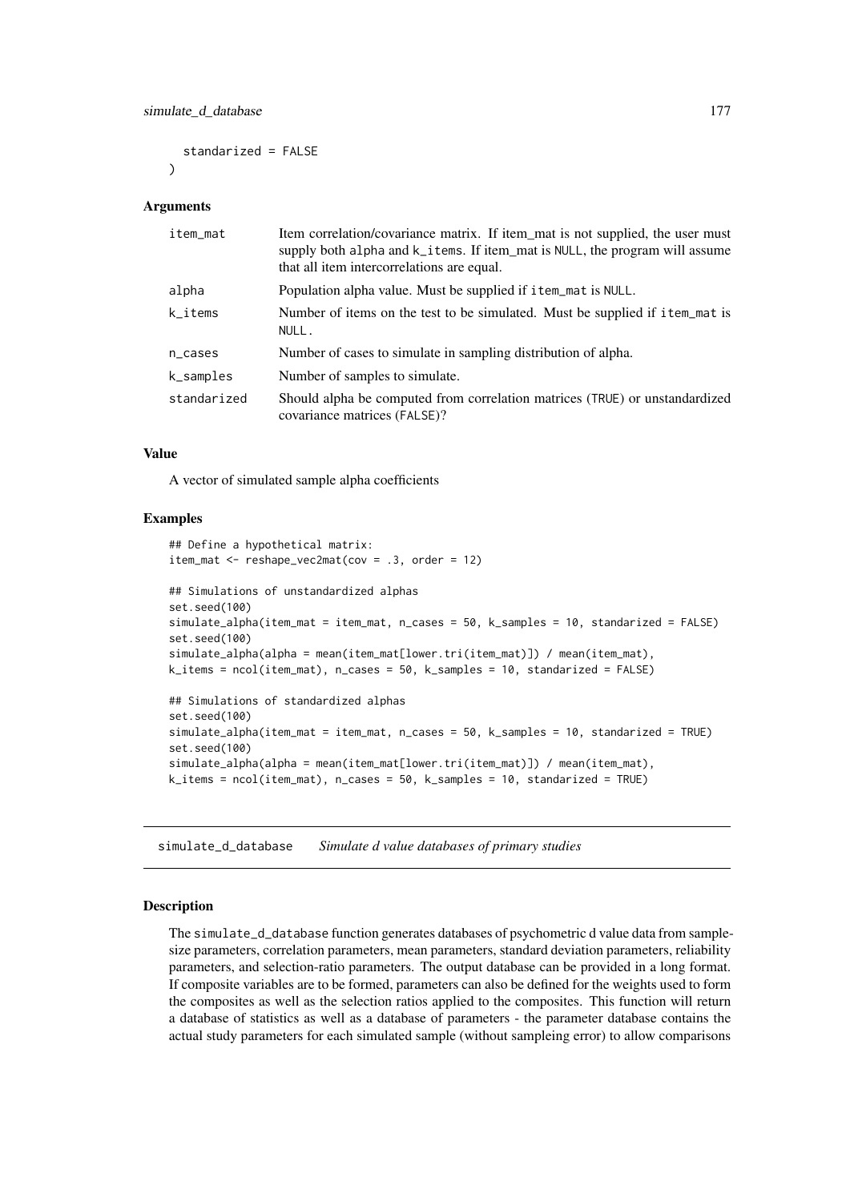```
  standardized = FALSE
)
```

## Arguments

| | |
|---|---|
| item_mat | Item correlation/covariance matrix. If item_mat is not supplied, the user must supply both alpha and k_items. If item_mat is NULL, the program will assume that all item intercorrelations are equal. |
| alpha | Population alpha value. Must be supplied if item_mat is NULL. |
| k_items | Number of items on the test to be simulated. Must be supplied if item_mat is NULL. |
| n_cases | Number of cases to simulate in sampling distribution of alpha. |
| k_samples | Number of samples to simulate. |
| standardized | Should alpha be computed from correlation matrices (TRUE) or unstandardized covariance matrices (FALSE)? |

## Value

A vector of simulated sample alpha coefficients

## Examples

```
## Define a hypothetical matrix:
item_mat <- reshape_vec2mat(cov = .3, order = 12)

## Simulations of unstandardized alphas
set.seed(100)
simulate_alpha(item_mat = item_mat, n_cases = 50, k_samples = 10, standardized = FALSE)
set.seed(100)
simulate_alpha(alpha = mean(item_mat[lower.tri(item_mat)]) / mean(item_mat),
k_items = ncol(item_mat), n_cases = 50, k_samples = 10, standardized = FALSE)

## Simulations of standardized alphas
set.seed(100)
simulate_alpha(item_mat = item_mat, n_cases = 50, k_samples = 10, standardized = TRUE)
set.seed(100)
simulate_alpha(alpha = mean(item_mat[lower.tri(item_mat)]) / mean(item_mat),
k_items = ncol(item_mat), n_cases = 50, k_samples = 10, standardized = TRUE)
```

---

# simulate_d_database *Simulate d value databases of primary studies*

## Description

The simulate_d_database function generates databases of psychometric d value data from sample-size parameters, correlation parameters, mean parameters, standard deviation parameters, reliability parameters, and selection-ratio parameters. The output database can be provided in a long format. If composite variables are to be formed, parameters can also be defined for the weights used to form the composites as well as the selection ratios applied to the composites. This function will return a database of statistics as well as a database of parameters - the parameter database contains the actual study parameters for each simulated sample (without sampleing error) to allow comparisons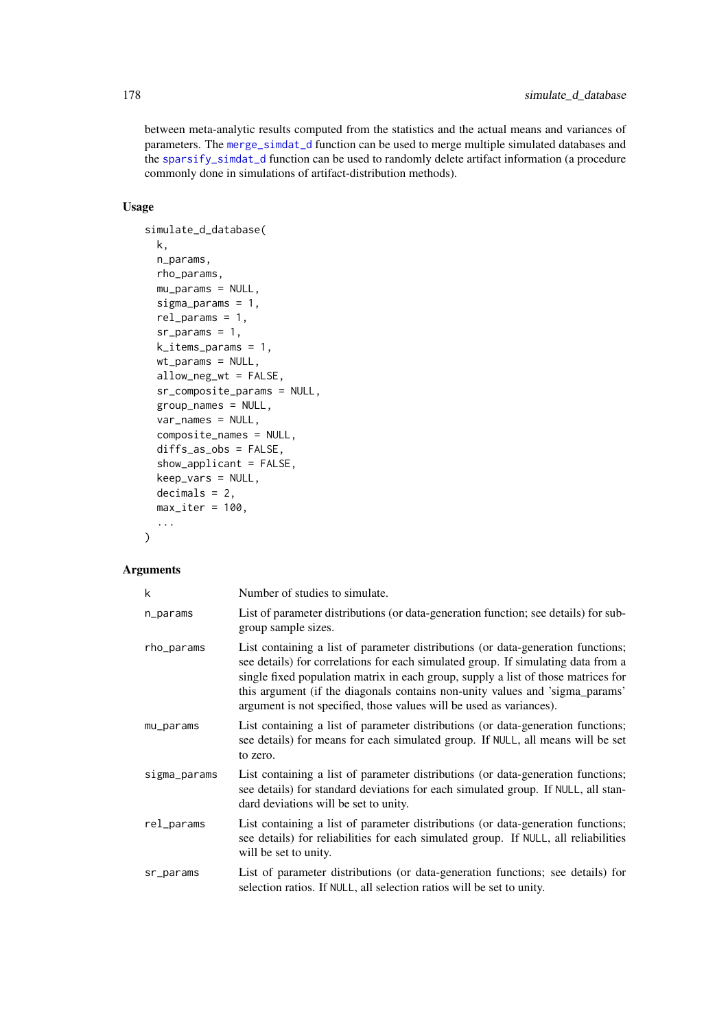between meta-analytic results computed from the statistics and the actual means and variances of parameters. The merge_simdat_d function can be used to merge multiple simulated databases and the sparsify_simdat_d function can be used to randomly delete artifact information (a procedure commonly done in simulations of artifact-distribution methods).

## Usage

```
simulate_d_database(
  k,
  n_params,
  rho_params,
  mu_params = NULL,
  sigma_params = 1,
  rel_params = 1,
  sr_params = 1,
  k_items_params = 1,
  wt_params = NULL,
  allow_neg_wt = FALSE,
  sr_composite_params = NULL,
  group_names = NULL,
  var_names = NULL,
  composite_names = NULL,
  diffs_as_obs = FALSE,
  show_applicant = FALSE,
  keep_vars = NULL,
  decimals = 2,
  max_iter = 100,
  ...
)
```

## Arguments

| | |
|---|---|
| k | Number of studies to simulate. |
| n_params | List of parameter distributions (or data-generation function; see details) for subgroup sample sizes. |
| rho_params | List containing a list of parameter distributions (or data-generation functions; see details) for correlations for each simulated group. If simulating data from a single fixed population matrix in each group, supply a list of those matrices for this argument (if the diagonals contains non-unity values and 'sigma_params' argument is not specified, those values will be used as variances). |
| mu_params | List containing a list of parameter distributions (or data-generation functions; see details) for means for each simulated group. If NULL, all means will be set to zero. |
| sigma_params | List containing a list of parameter distributions (or data-generation functions; see details) for standard deviations for each simulated group. If NULL, all standard deviations will be set to unity. |
| rel_params | List containing a list of parameter distributions (or data-generation functions; see details) for reliabilities for each simulated group. If NULL, all reliabilities will be set to unity. |
| sr_params | List of parameter distributions (or data-generation functions; see details) for selection ratios. If NULL, all selection ratios will be set to unity. |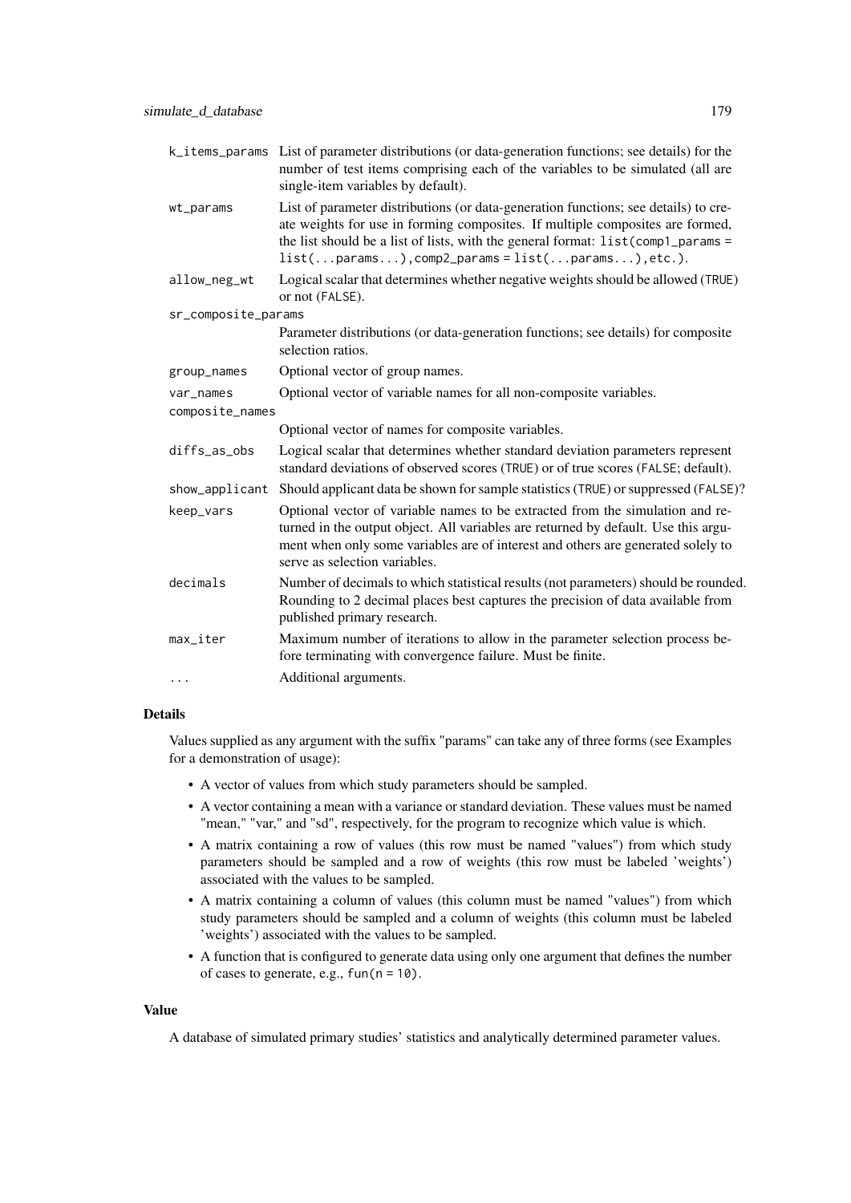| | |
|---|---|
| `k_items_params` | List of parameter distributions (or data-generation functions; see details) for the number of test items comprising each of the variables to be simulated (all are single-item variables by default). |
| `wt_params` | List of parameter distributions (or data-generation functions; see details) to create weights for use in forming composites. If multiple composites are formed, the list should be a list of lists, with the general format: `list(comp1_params = list(...params...),comp2_params = list(...params...),etc.)`. |
| `allow_neg_wt` | Logical scalar that determines whether negative weights should be allowed (`TRUE`) or not (`FALSE`). |
| `sr_composite_params` | Parameter distributions (or data-generation functions; see details) for composite selection ratios. |
| `group_names` | Optional vector of group names. |
| `var_names` | Optional vector of variable names for all non-composite variables. |
| `composite_names` | Optional vector of names for composite variables. |
| `diffs_as_obs` | Logical scalar that determines whether standard deviation parameters represent standard deviations of observed scores (`TRUE`) or of true scores (`FALSE`; default). |
| `show_applicant` | Should applicant data be shown for sample statistics (`TRUE`) or suppressed (`FALSE`)? |
| `keep_vars` | Optional vector of variable names to be extracted from the simulation and returned in the output object. All variables are returned by default. Use this argument when only some variables are of interest and others are generated solely to serve as selection variables. |
| `decimals` | Number of decimals to which statistical results (not parameters) should be rounded. Rounding to 2 decimal places best captures the precision of data available from published primary research. |
| `max_iter` | Maximum number of iterations to allow in the parameter selection process before terminating with convergence failure. Must be finite. |
| `...` | Additional arguments. |

## Details

Values supplied as any argument with the suffix "params" can take any of three forms (see Examples for a demonstration of usage):

- A vector of values from which study parameters should be sampled.
- A vector containing a mean with a variance or standard deviation. These values must be named "mean," "var," and "sd", respectively, for the program to recognize which value is which.
- A matrix containing a row of values (this row must be named "values") from which study parameters should be sampled and a row of weights (this row must be labeled 'weights') associated with the values to be sampled.
- A matrix containing a column of values (this column must be named "values") from which study parameters should be sampled and a column of weights (this column must be labeled 'weights') associated with the values to be sampled.
- A function that is configured to generate data using only one argument that defines the number of cases to generate, e.g., `fun(n = 10)`.

## Value

A database of simulated primary studies' statistics and analytically determined parameter values.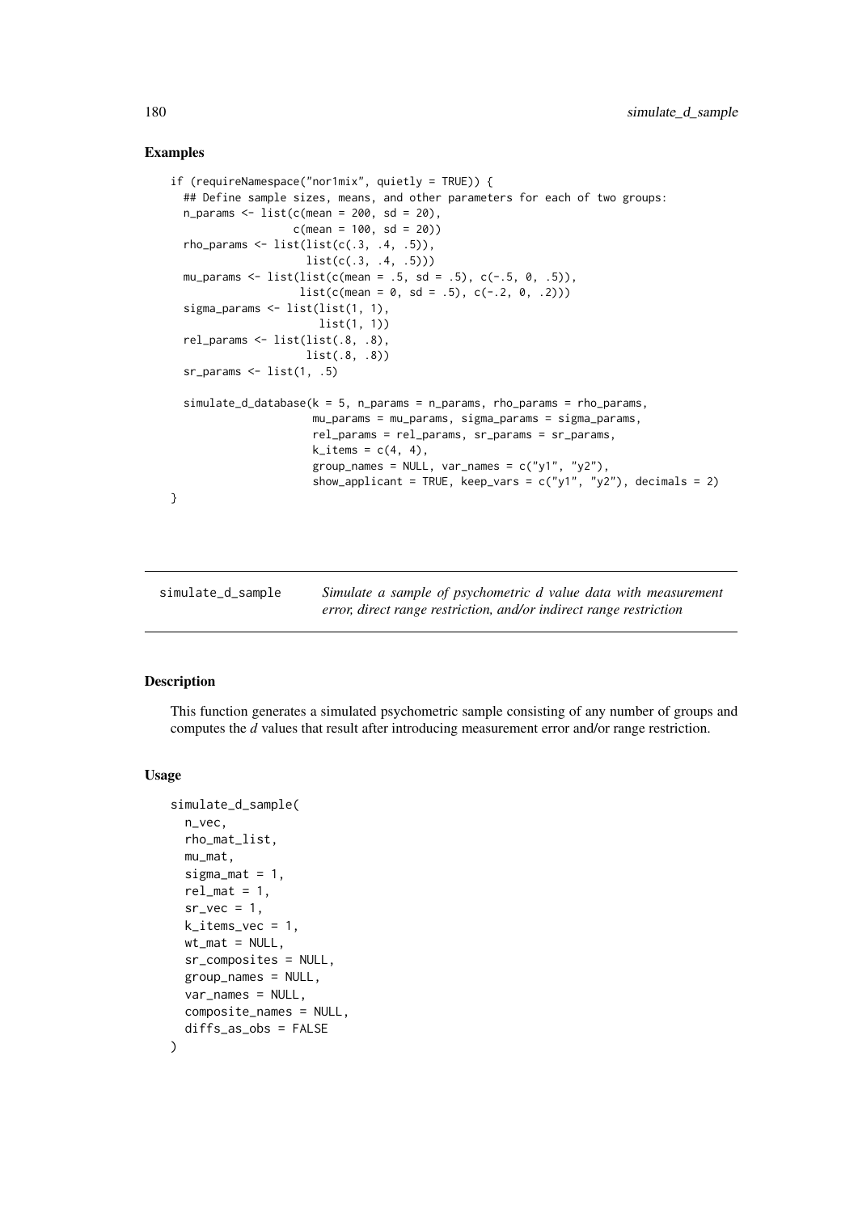### Examples

```
if (requireNamespace("nor1mix", quietly = TRUE)) {
  ## Define sample sizes, means, and other parameters for each of two groups:
  n_params <- list(c(mean = 200, sd = 20),
                   c(mean = 100, sd = 20))
  rho_params <- list(list(c(.3, .4, .5)),
                     list(c(.3, .4, .5)))
  mu_params <- list(list(c(mean = .5, sd = .5), c(-.5, 0, .5)),
                    list(c(mean = 0, sd = .5), c(-.2, 0, .2)))
  sigma_params <- list(list(1, 1),
                       list(1, 1))
  rel_params <- list(list(.8, .8),
                     list(.8, .8))
  sr_params <- list(1, .5)

  simulate_d_database(k = 5, n_params = n_params, rho_params = rho_params,
                      mu_params = mu_params, sigma_params = sigma_params,
                      rel_params = rel_params, sr_params = sr_params,
                      k_items = c(4, 4),
                      group_names = NULL, var_names = c("y1", "y2"),
                      show_applicant = TRUE, keep_vars = c("y1", "y2"), decimals = 2)
}
```

---

## simulate_d_sample

*Simulate a sample of psychometric d value data with measurement error, direct range restriction, and/or indirect range restriction*

---

### Description

This function generates a simulated psychometric sample consisting of any number of groups and computes the *d* values that result after introducing measurement error and/or range restriction.

### Usage

```
simulate_d_sample(
  n_vec,
  rho_mat_list,
  mu_mat,
  sigma_mat = 1,
  rel_mat = 1,
  sr_vec = 1,
  k_items_vec = 1,
  wt_mat = NULL,
  sr_composites = NULL,
  group_names = NULL,
  var_names = NULL,
  composite_names = NULL,
  diffs_as_obs = FALSE
)
```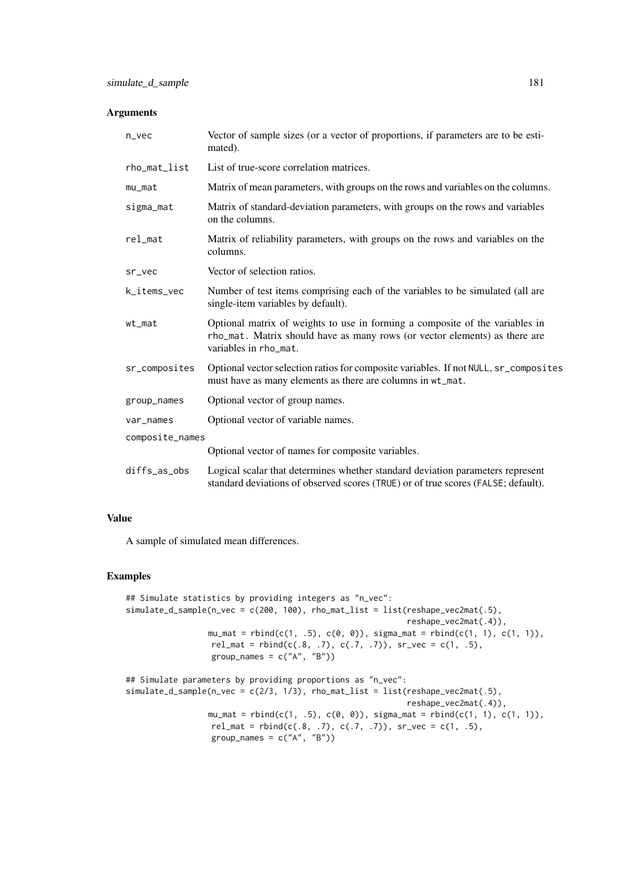## Arguments

| | |
|---|---|
| n_vec | Vector of sample sizes (or a vector of proportions, if parameters are to be estimated). |
| rho_mat_list | List of true-score correlation matrices. |
| mu_mat | Matrix of mean parameters, with groups on the rows and variables on the columns. |
| sigma_mat | Matrix of standard-deviation parameters, with groups on the rows and variables on the columns. |
| rel_mat | Matrix of reliability parameters, with groups on the rows and variables on the columns. |
| sr_vec | Vector of selection ratios. |
| k_items_vec | Number of test items comprising each of the variables to be simulated (all are single-item variables by default). |
| wt_mat | Optional matrix of weights to use in forming a composite of the variables in rho_mat. Matrix should have as many rows (or vector elements) as there are variables in rho_mat. |
| sr_composites | Optional vector selection ratios for composite variables. If not NULL, sr_composites must have as many elements as there are columns in wt_mat. |
| group_names | Optional vector of group names. |
| var_names | Optional vector of variable names. |
| composite_names | Optional vector of names for composite variables. |
| diffs_as_obs | Logical scalar that determines whether standard deviation parameters represent standard deviations of observed scores (TRUE) or of true scores (FALSE; default). |

## Value

A sample of simulated mean differences.

## Examples

```
## Simulate statistics by providing integers as "n_vec":
simulate_d_sample(n_vec = c(200, 100), rho_mat_list = list(reshape_vec2mat(.5),
                                                           reshape_vec2mat(.4)),
                  mu_mat = rbind(c(1, .5), c(0, 0)), sigma_mat = rbind(c(1, 1), c(1, 1)),
                   rel_mat = rbind(c(.8, .7), c(.7, .7)), sr_vec = c(1, .5),
                   group_names = c("A", "B"))

## Simulate parameters by providing proportions as "n_vec":
simulate_d_sample(n_vec = c(2/3, 1/3), rho_mat_list = list(reshape_vec2mat(.5),
                                                           reshape_vec2mat(.4)),
                  mu_mat = rbind(c(1, .5), c(0, 0)), sigma_mat = rbind(c(1, 1), c(1, 1)),
                   rel_mat = rbind(c(.8, .7), c(.7, .7)), sr_vec = c(1, .5),
                   group_names = c("A", "B"))
```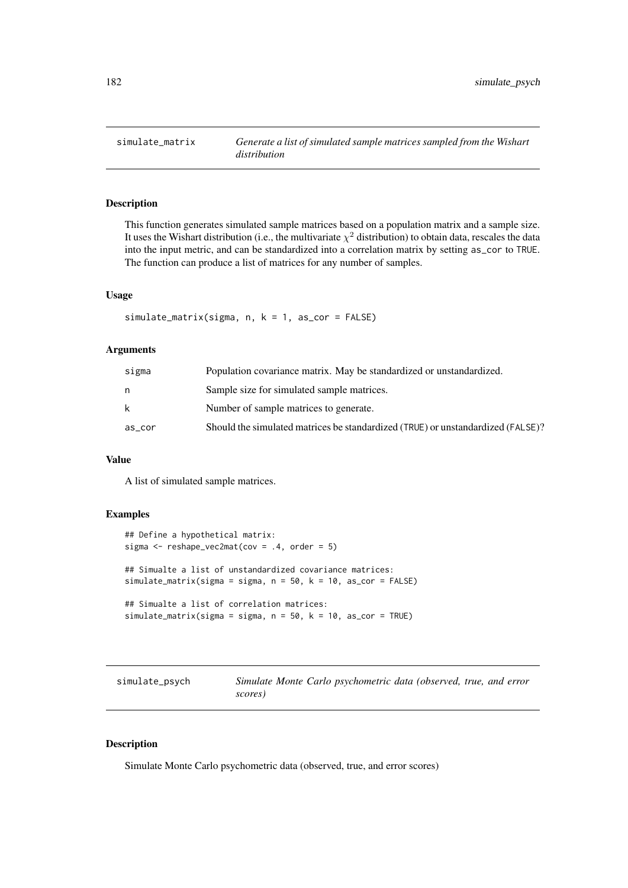## simulate_matrix — *Generate a list of simulated sample matrices sampled from the Wishart distribution*

### Description

This function generates simulated sample matrices based on a population matrix and a sample size. It uses the Wishart distribution (i.e., the multivariate $\chi^2$ distribution) to obtain data, rescales the data into the input metric, and can be standardized into a correlation matrix by setting `as_cor` to `TRUE`. The function can produce a list of matrices for any number of samples.

### Usage

```
simulate_matrix(sigma, n, k = 1, as_cor = FALSE)
```

### Arguments

| Argument | Description |
|---|---|
| `sigma` | Population covariance matrix. May be standardized or unstandardized. |
| `n` | Sample size for simulated sample matrices. |
| `k` | Number of sample matrices to generate. |
| `as_cor` | Should the simulated matrices be standardized (`TRUE`) or unstandardized (`FALSE`)? |

### Value

A list of simulated sample matrices.

### Examples

```
## Define a hypothetical matrix:
sigma <- reshape_vec2mat(cov = .4, order = 5)

## Simualte a list of unstandardized covariance matrices:
simulate_matrix(sigma = sigma, n = 50, k = 10, as_cor = FALSE)

## Simualte a list of correlation matrices:
simulate_matrix(sigma = sigma, n = 50, k = 10, as_cor = TRUE)
```

## simulate_psych — *Simulate Monte Carlo psychometric data (observed, true, and error scores)*

### Description

Simulate Monte Carlo psychometric data (observed, true, and error scores)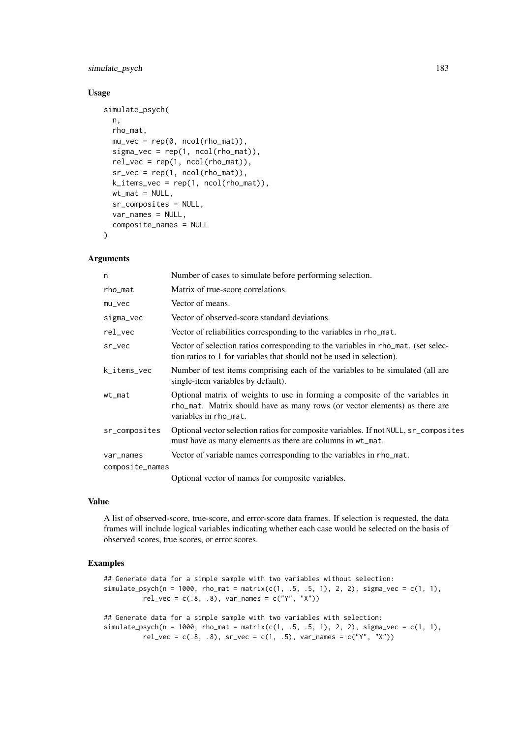### Usage

```
simulate_psych(
  n,
  rho_mat,
  mu_vec = rep(0, ncol(rho_mat)),
  sigma_vec = rep(1, ncol(rho_mat)),
  rel_vec = rep(1, ncol(rho_mat)),
  sr_vec = rep(1, ncol(rho_mat)),
  k_items_vec = rep(1, ncol(rho_mat)),
  wt_mat = NULL,
  sr_composites = NULL,
  var_names = NULL,
  composite_names = NULL
)
```

### Arguments

| | |
|---|---|
| `n` | Number of cases to simulate before performing selection. |
| `rho_mat` | Matrix of true-score correlations. |
| `mu_vec` | Vector of means. |
| `sigma_vec` | Vector of observed-score standard deviations. |
| `rel_vec` | Vector of reliabilities corresponding to the variables in `rho_mat`. |
| `sr_vec` | Vector of selection ratios corresponding to the variables in `rho_mat`. (set selection ratios to 1 for variables that should not be used in selection). |
| `k_items_vec` | Number of test items comprising each of the variables to be simulated (all are single-item variables by default). |
| `wt_mat` | Optional matrix of weights to use in forming a composite of the variables in `rho_mat`. Matrix should have as many rows (or vector elements) as there are variables in `rho_mat`. |
| `sr_composites` | Optional vector selection ratios for composite variables. If not `NULL`, `sr_composites` must have as many elements as there are columns in `wt_mat`. |
| `var_names` | Vector of variable names corresponding to the variables in `rho_mat`. |
| `composite_names` | Optional vector of names for composite variables. |

### Value

A list of observed-score, true-score, and error-score data frames. If selection is requested, the data frames will include logical variables indicating whether each case would be selected on the basis of observed scores, true scores, or error scores.

### Examples

```
## Generate data for a simple sample with two variables without selection:
simulate_psych(n = 1000, rho_mat = matrix(c(1, .5, .5, 1), 2, 2), sigma_vec = c(1, 1),
         rel_vec = c(.8, .8), var_names = c("Y", "X"))

## Generate data for a simple sample with two variables with selection:
simulate_psych(n = 1000, rho_mat = matrix(c(1, .5, .5, 1), 2, 2), sigma_vec = c(1, 1),
         rel_vec = c(.8, .8), sr_vec = c(1, .5), var_names = c("Y", "X"))
```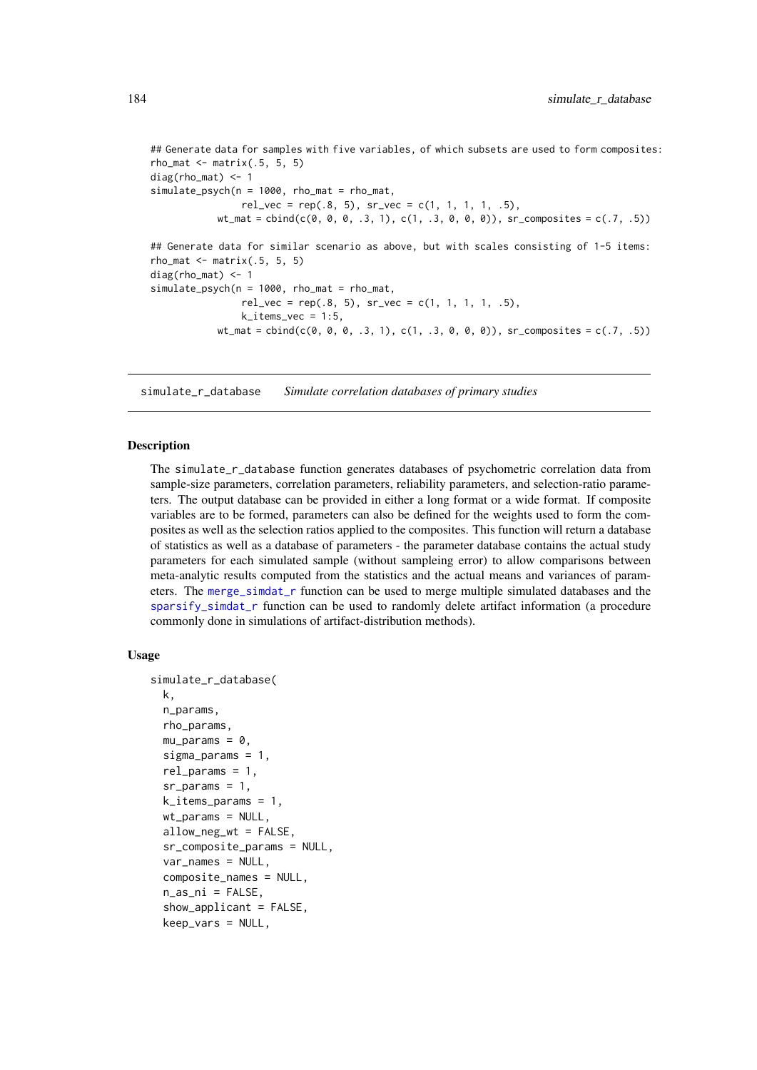```
## Generate data for samples with five variables, of which subsets are used to form composites:
rho_mat <- matrix(.5, 5, 5)
diag(rho_mat) <- 1
simulate_psych(n = 1000, rho_mat = rho_mat,
               rel_vec = rep(.8, 5), sr_vec = c(1, 1, 1, 1, .5),
           wt_mat = cbind(c(0, 0, 0, .3, 1), c(1, .3, 0, 0, 0)), sr_composites = c(.7, .5))

## Generate data for similar scenario as above, but with scales consisting of 1-5 items:
rho_mat <- matrix(.5, 5, 5)
diag(rho_mat) <- 1
simulate_psych(n = 1000, rho_mat = rho_mat,
               rel_vec = rep(.8, 5), sr_vec = c(1, 1, 1, 1, .5),
               k_items_vec = 1:5,
           wt_mat = cbind(c(0, 0, 0, .3, 1), c(1, .3, 0, 0, 0)), sr_composites = c(.7, .5))
```

---

simulate_r_database &nbsp;&nbsp;&nbsp; *Simulate correlation databases of primary studies*

---

### Description

The simulate_r_database function generates databases of psychometric correlation data from sample-size parameters, correlation parameters, reliability parameters, and selection-ratio parameters. The output database can be provided in either a long format or a wide format. If composite variables are to be formed, parameters can also be defined for the weights used to form the composites as well as the selection ratios applied to the composites. This function will return a database of statistics as well as a database of parameters - the parameter database contains the actual study parameters for each simulated sample (without sampleing error) to allow comparisons between meta-analytic results computed from the statistics and the actual means and variances of parameters. The merge_simdat_r function can be used to merge multiple simulated databases and the sparsify_simdat_r function can be used to randomly delete artifact information (a procedure commonly done in simulations of artifact-distribution methods).

### Usage

```
simulate_r_database(
  k,
  n_params,
  rho_params,
  mu_params = 0,
  sigma_params = 1,
  rel_params = 1,
  sr_params = 1,
  k_items_params = 1,
  wt_params = NULL,
  allow_neg_wt = FALSE,
  sr_composite_params = NULL,
  var_names = NULL,
  composite_names = NULL,
  n_as_ni = FALSE,
  show_applicant = FALSE,
  keep_vars = NULL,
```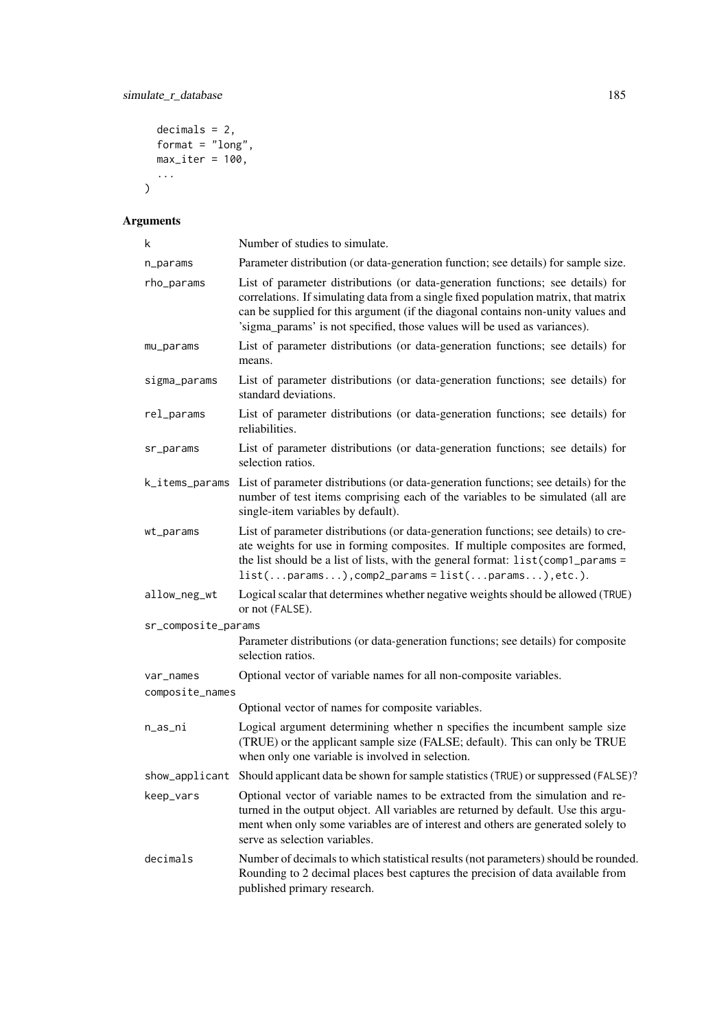```
  decimals = 2,
  format = "long",
  max_iter = 100,
  ...
)
```

## Arguments

| | |
|---|---|
| k | Number of studies to simulate. |
| n_params | Parameter distribution (or data-generation function; see details) for sample size. |
| rho_params | List of parameter distributions (or data-generation functions; see details) for correlations. If simulating data from a single fixed population matrix, that matrix can be supplied for this argument (if the diagonal contains non-unity values and 'sigma_params' is not specified, those values will be used as variances). |
| mu_params | List of parameter distributions (or data-generation functions; see details) for means. |
| sigma_params | List of parameter distributions (or data-generation functions; see details) for standard deviations. |
| rel_params | List of parameter distributions (or data-generation functions; see details) for reliabilities. |
| sr_params | List of parameter distributions (or data-generation functions; see details) for selection ratios. |
| k_items_params | List of parameter distributions (or data-generation functions; see details) for the number of test items comprising each of the variables to be simulated (all are single-item variables by default). |
| wt_params | List of parameter distributions (or data-generation functions; see details) to create weights for use in forming composites. If multiple composites are formed, the list should be a list of lists, with the general format: `list(comp1_params = list(...params...),comp2_params = list(...params...),etc.)`. |
| allow_neg_wt | Logical scalar that determines whether negative weights should be allowed (`TRUE`) or not (`FALSE`). |
| sr_composite_params | Parameter distributions (or data-generation functions; see details) for composite selection ratios. |
| var_names | Optional vector of variable names for all non-composite variables. |
| composite_names | Optional vector of names for composite variables. |
| n_as_ni | Logical argument determining whether n specifies the incumbent sample size (TRUE) or the applicant sample size (FALSE; default). This can only be TRUE when only one variable is involved in selection. |
| show_applicant | Should applicant data be shown for sample statistics (`TRUE`) or suppressed (`FALSE`)? |
| keep_vars | Optional vector of variable names to be extracted from the simulation and returned in the output object. All variables are returned by default. Use this argument when only some variables are of interest and others are generated solely to serve as selection variables. |
| decimals | Number of decimals to which statistical results (not parameters) should be rounded. Rounding to 2 decimal places best captures the precision of data available from published primary research. |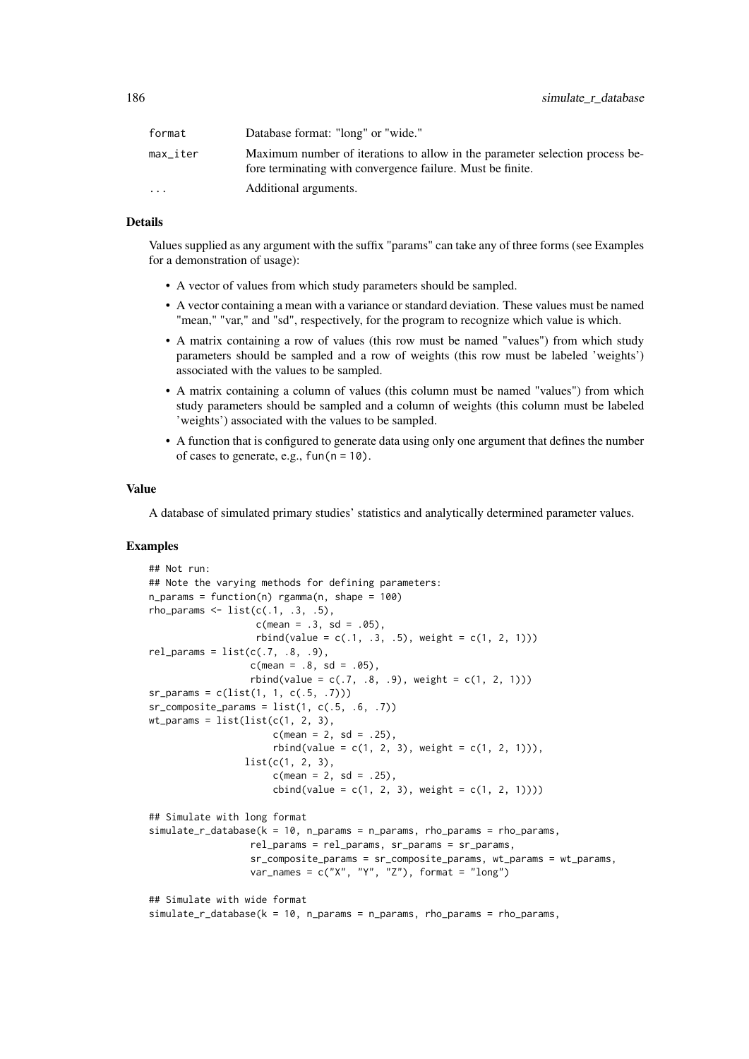| | |
|---|---|
| format | Database format: "long" or "wide." |
| max_iter | Maximum number of iterations to allow in the parameter selection process before terminating with convergence failure. Must be finite. |
| ... | Additional arguments. |

### Details

Values supplied as any argument with the suffix "params" can take any of three forms (see Examples for a demonstration of usage):

- A vector of values from which study parameters should be sampled.
- A vector containing a mean with a variance or standard deviation. These values must be named "mean," "var," and "sd", respectively, for the program to recognize which value is which.
- A matrix containing a row of values (this row must be named "values") from which study parameters should be sampled and a row of weights (this row must be labeled 'weights') associated with the values to be sampled.
- A matrix containing a column of values (this column must be named "values") from which study parameters should be sampled and a column of weights (this column must be labeled 'weights') associated with the values to be sampled.
- A function that is configured to generate data using only one argument that defines the number of cases to generate, e.g., `fun(n = 10)`.

### Value

A database of simulated primary studies' statistics and analytically determined parameter values.

### Examples

```
## Not run:
## Note the varying methods for defining parameters:
n_params = function(n) rgamma(n, shape = 100)
rho_params <- list(c(.1, .3, .5),
                   c(mean = .3, sd = .05),
                   rbind(value = c(.1, .3, .5), weight = c(1, 2, 1)))
rel_params = list(c(.7, .8, .9),
                  c(mean = .8, sd = .05),
                  rbind(value = c(.7, .8, .9), weight = c(1, 2, 1)))
sr_params = c(list(1, 1, c(.5, .7)))
sr_composite_params = list(1, c(.5, .6, .7))
wt_params = list(list(c(1, 2, 3),
                      c(mean = 2, sd = .25),
                      rbind(value = c(1, 2, 3), weight = c(1, 2, 1))),
                 list(c(1, 2, 3),
                      c(mean = 2, sd = .25),
                      cbind(value = c(1, 2, 3), weight = c(1, 2, 1))))

## Simulate with long format
simulate_r_database(k = 10, n_params = n_params, rho_params = rho_params,
                  rel_params = rel_params, sr_params = sr_params,
                  sr_composite_params = sr_composite_params, wt_params = wt_params,
                  var_names = c("X", "Y", "Z"), format = "long")

## Simulate with wide format
simulate_r_database(k = 10, n_params = n_params, rho_params = rho_params,
```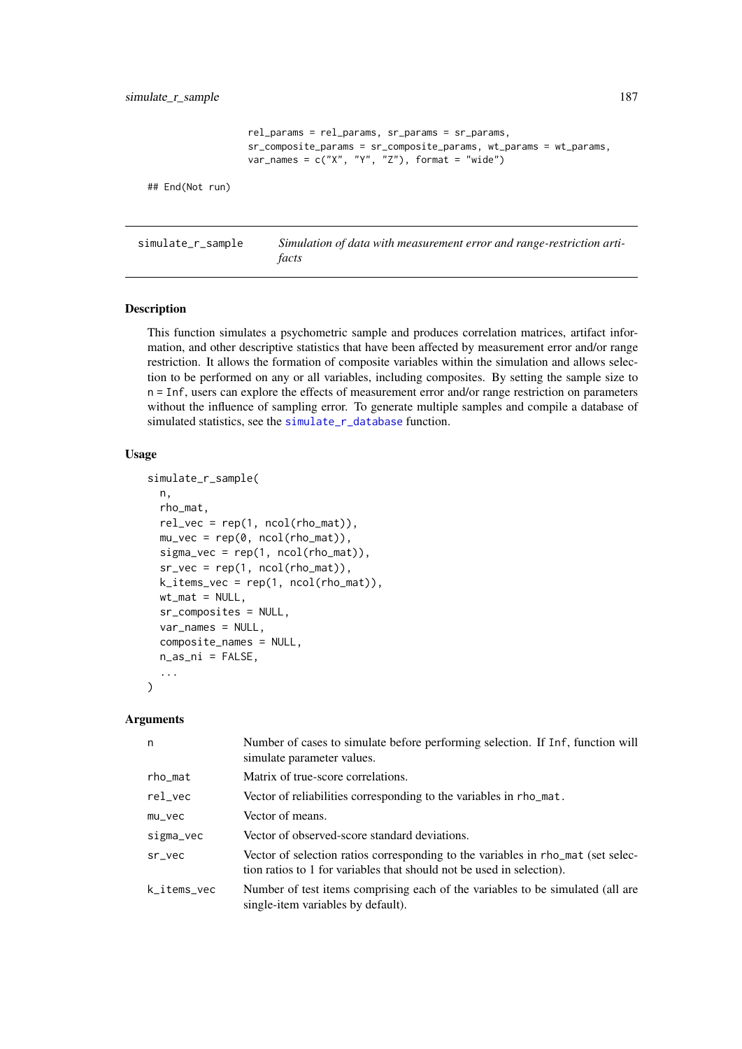```
                  rel_params = rel_params, sr_params = sr_params,
                  sr_composite_params = sr_composite_params, wt_params = wt_params,
                  var_names = c("X", "Y", "Z"), format = "wide")

## End(Not run)
```

---

## simulate_r_sample — *Simulation of data with measurement error and range-restriction artifacts*

### Description

This function simulates a psychometric sample and produces correlation matrices, artifact information, and other descriptive statistics that have been affected by measurement error and/or range restriction. It allows the formation of composite variables within the simulation and allows selection to be performed on any or all variables, including composites. By setting the sample size to n = Inf, users can explore the effects of measurement error and/or range restriction on parameters without the influence of sampling error. To generate multiple samples and compile a database of simulated statistics, see the simulate_r_database function.

### Usage

```
simulate_r_sample(
  n,
  rho_mat,
  rel_vec = rep(1, ncol(rho_mat)),
  mu_vec = rep(0, ncol(rho_mat)),
  sigma_vec = rep(1, ncol(rho_mat)),
  sr_vec = rep(1, ncol(rho_mat)),
  k_items_vec = rep(1, ncol(rho_mat)),
  wt_mat = NULL,
  sr_composites = NULL,
  var_names = NULL,
  composite_names = NULL,
  n_as_ni = FALSE,
  ...
)
```

### Arguments

| | |
|---|---|
| n | Number of cases to simulate before performing selection. If Inf, function will simulate parameter values. |
| rho_mat | Matrix of true-score correlations. |
| rel_vec | Vector of reliabilities corresponding to the variables in rho_mat. |
| mu_vec | Vector of means. |
| sigma_vec | Vector of observed-score standard deviations. |
| sr_vec | Vector of selection ratios corresponding to the variables in rho_mat (set selection ratios to 1 for variables that should not be used in selection). |
| k_items_vec | Number of test items comprising each of the variables to be simulated (all are single-item variables by default). |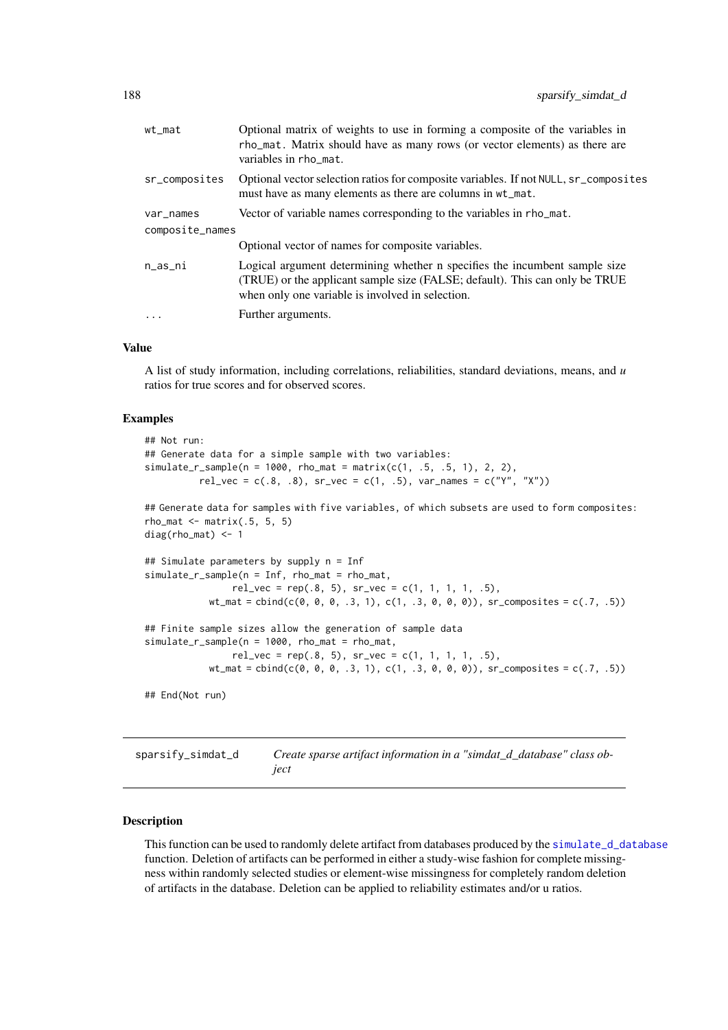| | |
|---|---|
| wt_mat | Optional matrix of weights to use in forming a composite of the variables in rho_mat. Matrix should have as many rows (or vector elements) as there are variables in rho_mat. |
| sr_composites | Optional vector selection ratios for composite variables. If not NULL, sr_composites must have as many elements as there are columns in wt_mat. |
| var_names | Vector of variable names corresponding to the variables in rho_mat. |
| composite_names | Optional vector of names for composite variables. |
| n_as_ni | Logical argument determining whether n specifies the incumbent sample size (TRUE) or the applicant sample size (FALSE; default). This can only be TRUE when only one variable is involved in selection. |
| ... | Further arguments. |

### Value

A list of study information, including correlations, reliabilities, standard deviations, means, and *u* ratios for true scores and for observed scores.

### Examples

```
## Not run:
## Generate data for a simple sample with two variables:
simulate_r_sample(n = 1000, rho_mat = matrix(c(1, .5, .5, 1), 2, 2),
          rel_vec = c(.8, .8), sr_vec = c(1, .5), var_names = c("Y", "X"))

## Generate data for samples with five variables, of which subsets are used to form composites:
rho_mat <- matrix(.5, 5, 5)
diag(rho_mat) <- 1

## Simulate parameters by supply n = Inf
simulate_r_sample(n = Inf, rho_mat = rho_mat,
                rel_vec = rep(.8, 5), sr_vec = c(1, 1, 1, 1, .5),
            wt_mat = cbind(c(0, 0, 0, .3, 1), c(1, .3, 0, 0, 0)), sr_composites = c(.7, .5))

## Finite sample sizes allow the generation of sample data
simulate_r_sample(n = 1000, rho_mat = rho_mat,
                rel_vec = rep(.8, 5), sr_vec = c(1, 1, 1, 1, .5),
            wt_mat = cbind(c(0, 0, 0, .3, 1), c(1, .3, 0, 0, 0)), sr_composites = c(.7, .5))

## End(Not run)
```

---

## sparsify_simdat_d — *Create sparse artifact information in a "simdat_d_database" class object*

### Description

This function can be used to randomly delete artifact from databases produced by the simulate_d_database function. Deletion of artifacts can be performed in either a study-wise fashion for complete missingness within randomly selected studies or element-wise missingness for completely random deletion of artifacts in the database. Deletion can be applied to reliability estimates and/or u ratios.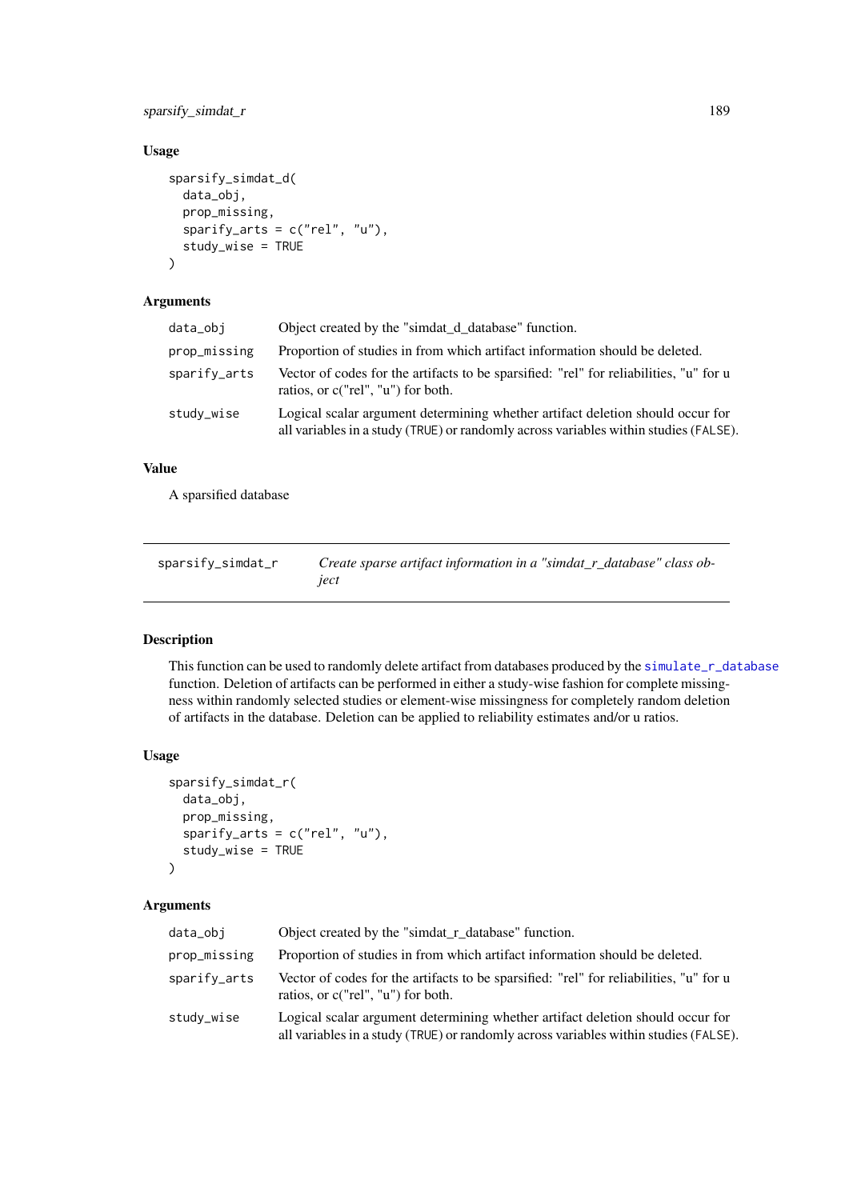## Usage

```
sparsify_simdat_d(
  data_obj,
  prop_missing,
  sparify_arts = c("rel", "u"),
  study_wise = TRUE
)
```

## Arguments

| | |
|---|---|
| data_obj | Object created by the "simdat_d_database" function. |
| prop_missing | Proportion of studies in from which artifact information should be deleted. |
| sparify_arts | Vector of codes for the artifacts to be sparsified: "rel" for reliabilities, "u" for u ratios, or c("rel", "u") for both. |
| study_wise | Logical scalar argument determining whether artifact deletion should occur for all variables in a study (TRUE) or randomly across variables within studies (FALSE). |

## Value

A sparsified database

---

# sparsify_simdat_r — *Create sparse artifact information in a "simdat_r_database" class object*

## Description

This function can be used to randomly delete artifact from databases produced by the simulate_r_database function. Deletion of artifacts can be performed in either a study-wise fashion for complete missingness within randomly selected studies or element-wise missingness for completely random deletion of artifacts in the database. Deletion can be applied to reliability estimates and/or u ratios.

## Usage

```
sparsify_simdat_r(
  data_obj,
  prop_missing,
  sparify_arts = c("rel", "u"),
  study_wise = TRUE
)
```

## Arguments

| | |
|---|---|
| data_obj | Object created by the "simdat_r_database" function. |
| prop_missing | Proportion of studies in from which artifact information should be deleted. |
| sparify_arts | Vector of codes for the artifacts to be sparsified: "rel" for reliabilities, "u" for u ratios, or c("rel", "u") for both. |
| study_wise | Logical scalar argument determining whether artifact deletion should occur for all variables in a study (TRUE) or randomly across variables within studies (FALSE). |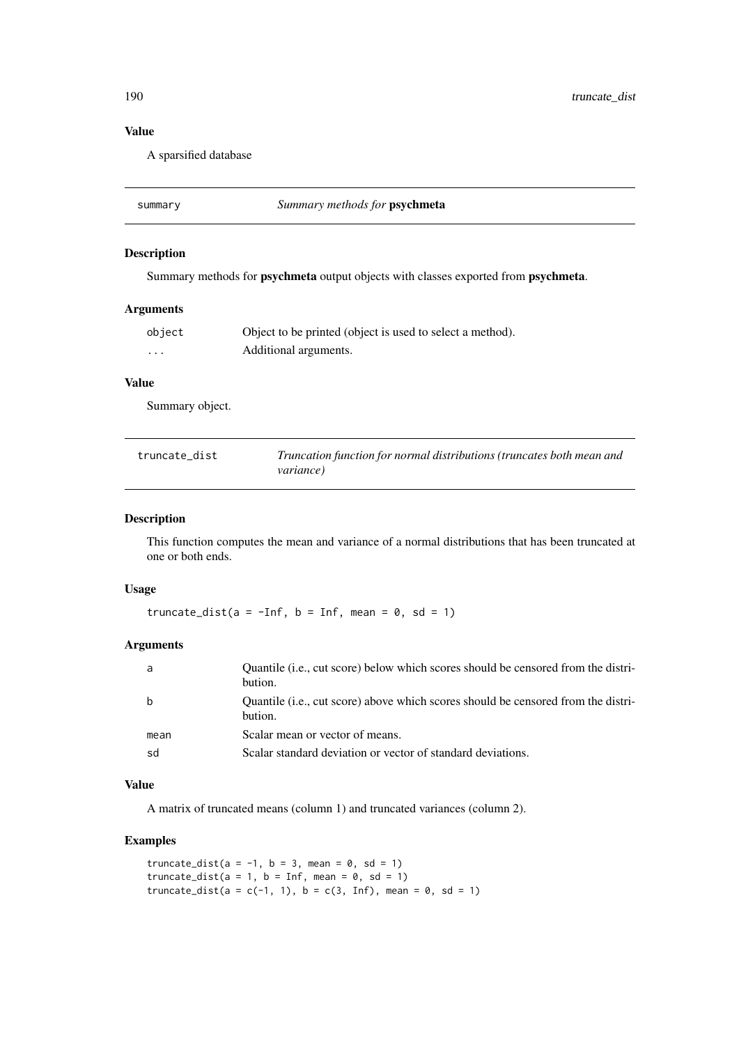### Value

A sparsified database

## summary — *Summary methods for* **psychmeta**

### Description

Summary methods for **psychmeta** output objects with classes exported from **psychmeta**.

### Arguments

| | |
|---|---|
| `object` | Object to be printed (object is used to select a method). |
| `...` | Additional arguments. |

### Value

Summary object.

## truncate_dist — *Truncation function for normal distributions (truncates both mean and variance)*

### Description

This function computes the mean and variance of a normal distributions that has been truncated at one or both ends.

### Usage

```
truncate_dist(a = -Inf, b = Inf, mean = 0, sd = 1)
```

### Arguments

| | |
|---|---|
| `a` | Quantile (i.e., cut score) below which scores should be censored from the distribution. |
| `b` | Quantile (i.e., cut score) above which scores should be censored from the distribution. |
| `mean` | Scalar mean or vector of means. |
| `sd` | Scalar standard deviation or vector of standard deviations. |

### Value

A matrix of truncated means (column 1) and truncated variances (column 2).

### Examples

```
truncate_dist(a = -1, b = 3, mean = 0, sd = 1)
truncate_dist(a = 1, b = Inf, mean = 0, sd = 1)
truncate_dist(a = c(-1, 1), b = c(3, Inf), mean = 0, sd = 1)
```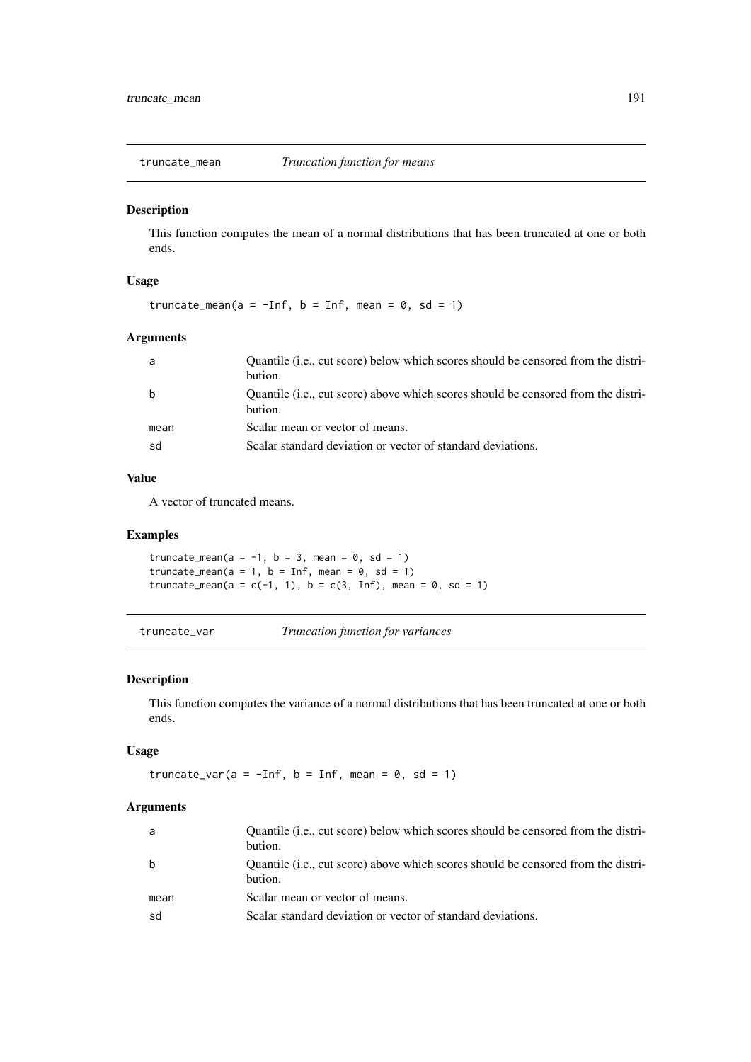## truncate_mean — *Truncation function for means*

### Description

This function computes the mean of a normal distributions that has been truncated at one or both ends.

### Usage

```
truncate_mean(a = -Inf, b = Inf, mean = 0, sd = 1)
```

### Arguments

| | |
|---|---|
| a | Quantile (i.e., cut score) below which scores should be censored from the distribution. |
| b | Quantile (i.e., cut score) above which scores should be censored from the distribution. |
| mean | Scalar mean or vector of means. |
| sd | Scalar standard deviation or vector of standard deviations. |

### Value

A vector of truncated means.

### Examples

```
truncate_mean(a = -1, b = 3, mean = 0, sd = 1)
truncate_mean(a = 1, b = Inf, mean = 0, sd = 1)
truncate_mean(a = c(-1, 1), b = c(3, Inf), mean = 0, sd = 1)
```

## truncate_var — *Truncation function for variances*

### Description

This function computes the variance of a normal distributions that has been truncated at one or both ends.

### Usage

```
truncate_var(a = -Inf, b = Inf, mean = 0, sd = 1)
```

### Arguments

| | |
|---|---|
| a | Quantile (i.e., cut score) below which scores should be censored from the distribution. |
| b | Quantile (i.e., cut score) above which scores should be censored from the distribution. |
| mean | Scalar mean or vector of means. |
| sd | Scalar standard deviation or vector of standard deviations. |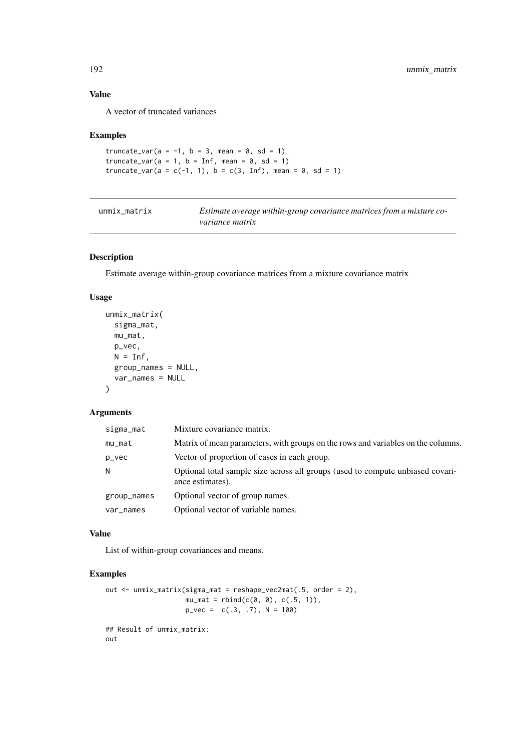### Value

A vector of truncated variances

### Examples

```
truncate_var(a = -1, b = 3, mean = 0, sd = 1)
truncate_var(a = 1, b = Inf, mean = 0, sd = 1)
truncate_var(a = c(-1, 1), b = c(3, Inf), mean = 0, sd = 1)
```

## unmix_matrix — *Estimate average within-group covariance matrices from a mixture covariance matrix*

### Description

Estimate average within-group covariance matrices from a mixture covariance matrix

### Usage

```
unmix_matrix(
  sigma_mat,
  mu_mat,
  p_vec,
  N = Inf,
  group_names = NULL,
  var_names = NULL
)
```

### Arguments

| Argument | Description |
|---|---|
| sigma_mat | Mixture covariance matrix. |
| mu_mat | Matrix of mean parameters, with groups on the rows and variables on the columns. |
| p_vec | Vector of proportion of cases in each group. |
| N | Optional total sample size across all groups (used to compute unbiased covariance estimates). |
| group_names | Optional vector of group names. |
| var_names | Optional vector of variable names. |

### Value

List of within-group covariances and means.

### Examples

```
out <- unmix_matrix(sigma_mat = reshape_vec2mat(.5, order = 2),
                    mu_mat = rbind(c(0, 0), c(.5, 1)),
                    p_vec =  c(.3, .7), N = 100)

## Result of unmix_matrix:
out
```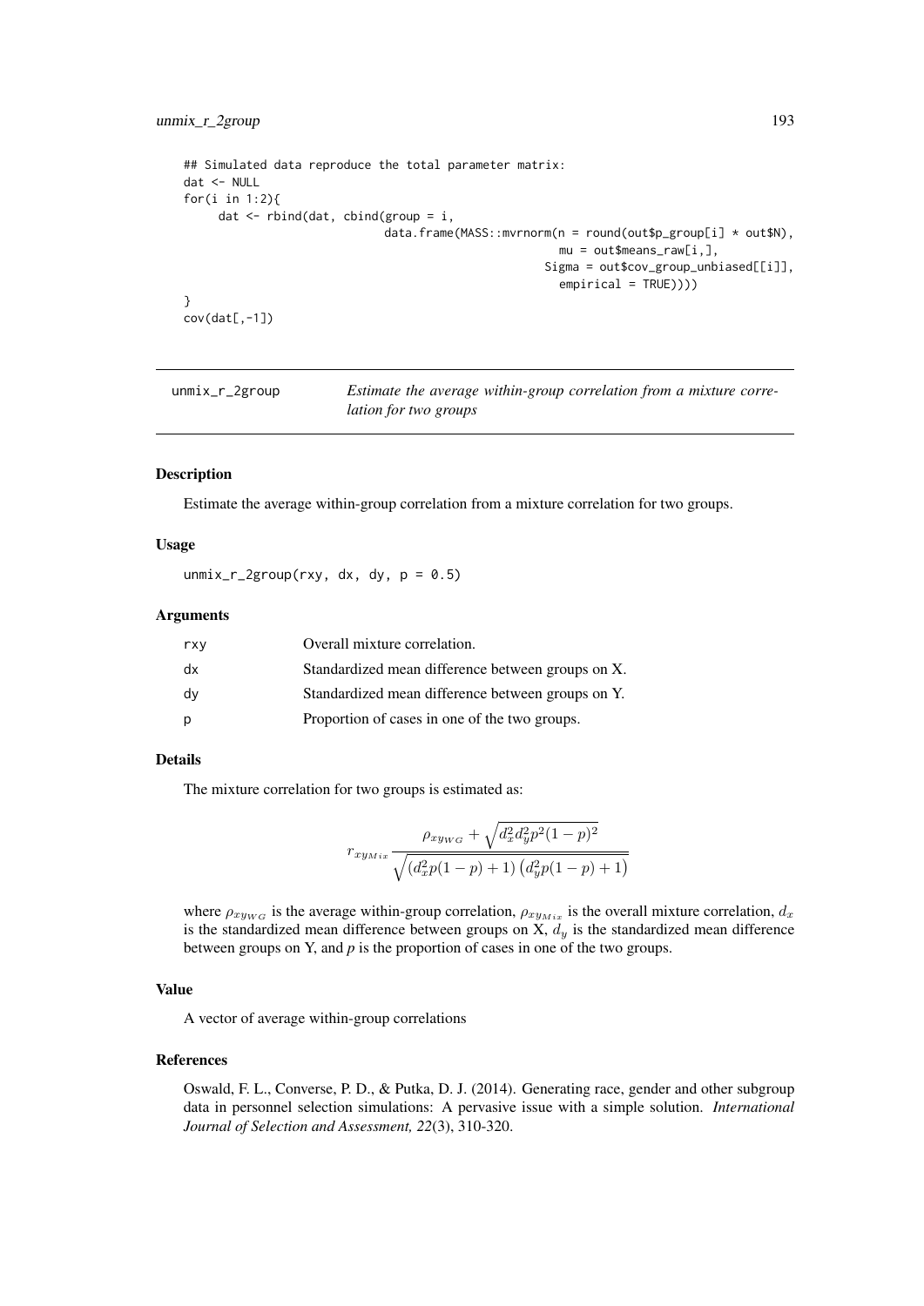```
## Simulated data reproduce the total parameter matrix:
dat <- NULL
for(i in 1:2){
     dat <- rbind(dat, cbind(group = i,
                             data.frame(MASS::mvrnorm(n = round(out$p_group[i] * out$N),
                                                      mu = out$means_raw[i,],
                                                    Sigma = out$cov_group_unbiased[[i]],
                                                      empirical = TRUE))))
}
cov(dat[,-1])
```

---

## unmix_r_2group — *Estimate the average within-group correlation from a mixture correlation for two groups*

### Description

Estimate the average within-group correlation from a mixture correlation for two groups.

### Usage

```
unmix_r_2group(rxy, dx, dy, p = 0.5)
```

### Arguments

| | |
|---|---|
| rxy | Overall mixture correlation. |
| dx | Standardized mean difference between groups on X. |
| dy | Standardized mean difference between groups on Y. |
| p | Proportion of cases in one of the two groups. |

### Details

The mixture correlation for two groups is estimated as:

$$r_{xy_{Mix}} \frac{\rho_{xy_{WG}} + \sqrt{d_x^2 d_y^2 p^2 (1-p)^2}}{\sqrt{\left(d_x^2 p(1-p) + 1\right)\left(d_y^2 p(1-p) + 1\right)}}$$

where $\rho_{xy_{WG}}$ is the average within-group correlation, $\rho_{xy_{Mix}}$ is the overall mixture correlation, $d_x$ is the standardized mean difference between groups on X, $d_y$ is the standardized mean difference between groups on Y, and *p* is the proportion of cases in one of the two groups.

### Value

A vector of average within-group correlations

### References

Oswald, F. L., Converse, P. D., & Putka, D. J. (2014). Generating race, gender and other subgroup data in personnel selection simulations: A pervasive issue with a simple solution. *International Journal of Selection and Assessment, 22*(3), 310-320.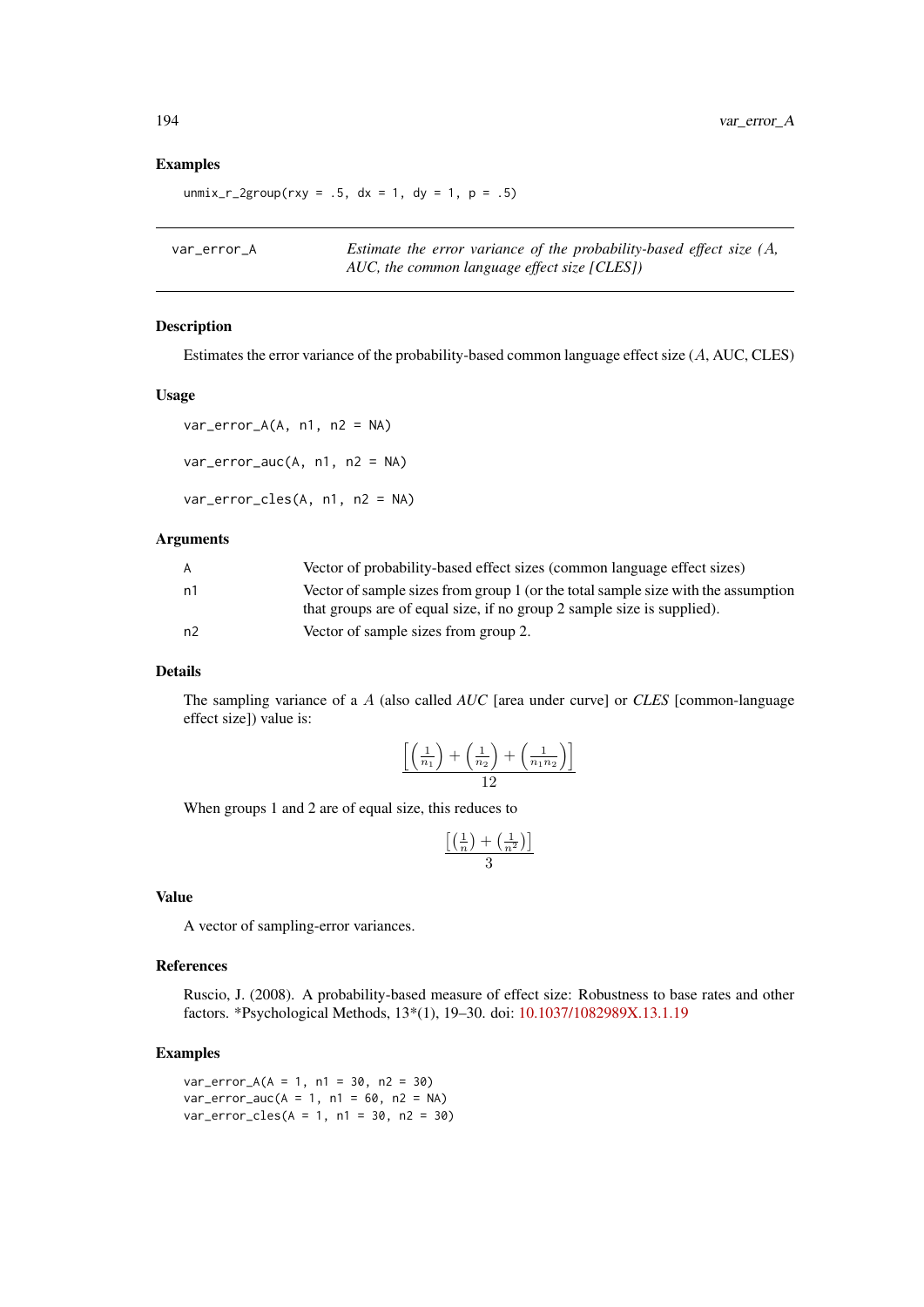## Examples

```
unmix_r_2group(rxy = .5, dx = 1, dy = 1, p = .5)
```

---

# var_error_A

*Estimate the error variance of the probability-based effect size ($A$, AUC, the common language effect size [CLES])*

---

### Description

Estimates the error variance of the probability-based common language effect size ($A$, AUC, CLES)

### Usage

```
var_error_A(A, n1, n2 = NA)

var_error_auc(A, n1, n2 = NA)

var_error_cles(A, n1, n2 = NA)
```

### Arguments

| | |
|---|---|
| A | Vector of probability-based effect sizes (common language effect sizes) |
| n1 | Vector of sample sizes from group 1 (or the total sample size with the assumption that groups are of equal size, if no group 2 sample size is supplied). |
| n2 | Vector of sample sizes from group 2. |

### Details

The sampling variance of a $A$ (also called *AUC* [area under curve] or *CLES* [common-language effect size]) value is:

$$\frac{\left[\left(\frac{1}{n_1}\right) + \left(\frac{1}{n_2}\right) + \left(\frac{1}{n_1 n_2}\right)\right]}{12}$$

When groups 1 and 2 are of equal size, this reduces to

$$\frac{\left[\left(\frac{1}{n}\right) + \left(\frac{1}{n^2}\right)\right]}{3}$$

### Value

A vector of sampling-error variances.

### References

Ruscio, J. (2008). A probability-based measure of effect size: Robustness to base rates and other factors. *Psychological Methods, 13*(1), 19–30. doi: 10.1037/1082989X.13.1.19

### Examples

```
var_error_A(A = 1, n1 = 30, n2 = 30)
var_error_auc(A = 1, n1 = 60, n2 = NA)
var_error_cles(A = 1, n1 = 30, n2 = 30)
```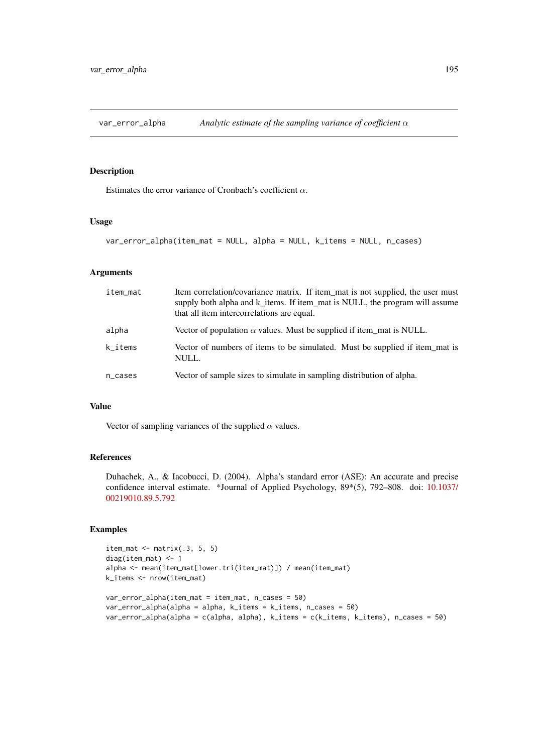## var_error_alpha — *Analytic estimate of the sampling variance of coefficient $\alpha$*

### Description

Estimates the error variance of Cronbach's coefficient $\alpha$.

### Usage

```
var_error_alpha(item_mat = NULL, alpha = NULL, k_items = NULL, n_cases)
```

### Arguments

| | |
|---|---|
| item_mat | Item correlation/covariance matrix. If item_mat is not supplied, the user must supply both alpha and k_items. If item_mat is NULL, the program will assume that all item intercorrelations are equal. |
| alpha | Vector of population $\alpha$ values. Must be supplied if item_mat is NULL. |
| k_items | Vector of numbers of items to be simulated. Must be supplied if item_mat is NULL. |
| n_cases | Vector of sample sizes to simulate in sampling distribution of alpha. |

### Value

Vector of sampling variances of the supplied $\alpha$ values.

### References

Duhachek, A., & Iacobucci, D. (2004). Alpha's standard error (ASE): An accurate and precise confidence interval estimate. *Journal of Applied Psychology, 89*(5), 792–808. doi: 10.1037/00219010.89.5.792

### Examples

```
item_mat <- matrix(.3, 5, 5)
diag(item_mat) <- 1
alpha <- mean(item_mat[lower.tri(item_mat)]) / mean(item_mat)
k_items <- nrow(item_mat)

var_error_alpha(item_mat = item_mat, n_cases = 50)
var_error_alpha(alpha = alpha, k_items = k_items, n_cases = 50)
var_error_alpha(alpha = c(alpha, alpha), k_items = c(k_items, k_items), n_cases = 50)
```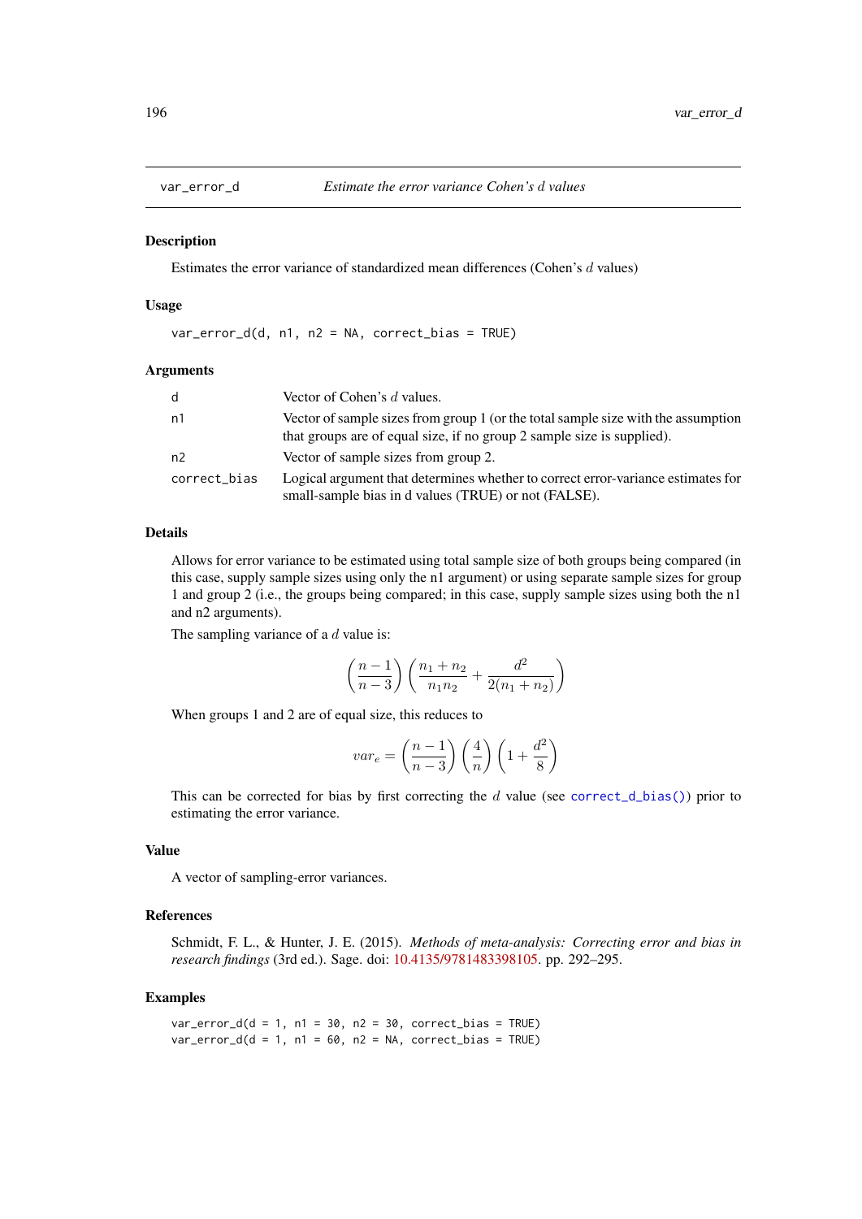## var_error_d — *Estimate the error variance Cohen's $d$ values*

### Description

Estimates the error variance of standardized mean differences (Cohen's $d$ values)

### Usage

```
var_error_d(d, n1, n2 = NA, correct_bias = TRUE)
```

### Arguments

| | |
|---|---|
| d | Vector of Cohen's $d$ values. |
| n1 | Vector of sample sizes from group 1 (or the total sample size with the assumption that groups are of equal size, if no group 2 sample size is supplied). |
| n2 | Vector of sample sizes from group 2. |
| correct_bias | Logical argument that determines whether to correct error-variance estimates for small-sample bias in d values (TRUE) or not (FALSE). |

### Details

Allows for error variance to be estimated using total sample size of both groups being compared (in this case, supply sample sizes using only the n1 argument) or using separate sample sizes for group 1 and group 2 (i.e., the groups being compared; in this case, supply sample sizes using both the n1 and n2 arguments).

The sampling variance of a $d$ value is:

$$\left(\frac{n-1}{n-3}\right)\left(\frac{n_1+n_2}{n_1 n_2}+\frac{d^2}{2(n_1+n_2)}\right)$$

When groups 1 and 2 are of equal size, this reduces to

$$var_e=\left(\frac{n-1}{n-3}\right)\left(\frac{4}{n}\right)\left(1+\frac{d^2}{8}\right)$$

This can be corrected for bias by first correcting the $d$ value (see correct_d_bias()) prior to estimating the error variance.

### Value

A vector of sampling-error variances.

### References

Schmidt, F. L., & Hunter, J. E. (2015). *Methods of meta-analysis: Correcting error and bias in research findings* (3rd ed.). Sage. doi: 10.4135/9781483398105. pp. 292–295.

### Examples

```
var_error_d(d = 1, n1 = 30, n2 = 30, correct_bias = TRUE)
var_error_d(d = 1, n1 = 60, n2 = NA, correct_bias = TRUE)
```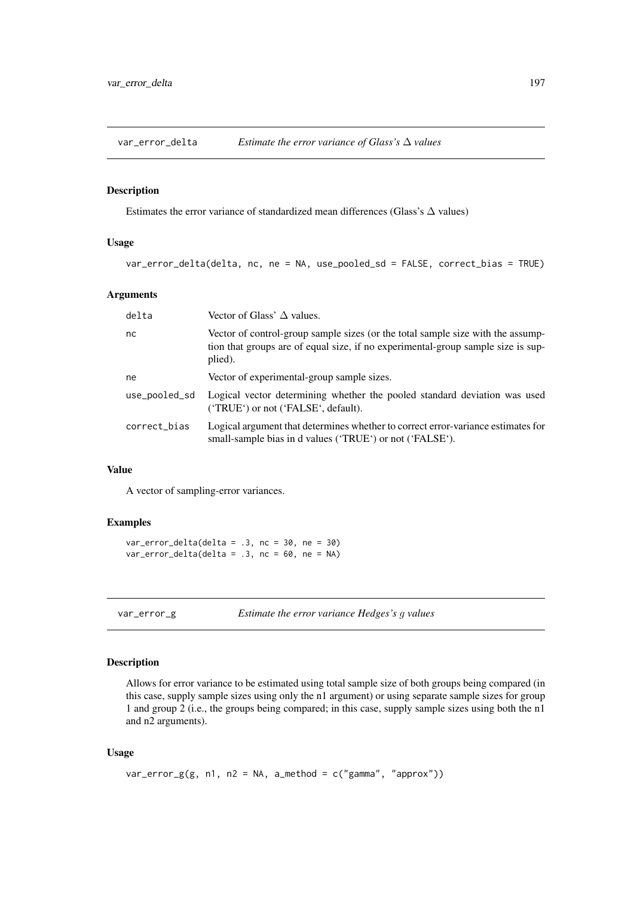## var_error_delta *Estimate the error variance of Glass's $\Delta$ values*

### Description

Estimates the error variance of standardized mean differences (Glass's $\Delta$ values)

### Usage

```
var_error_delta(delta, nc, ne = NA, use_pooled_sd = FALSE, correct_bias = TRUE)
```

### Arguments

| | |
|---|---|
| delta | Vector of Glass' $\Delta$ values. |
| nc | Vector of control-group sample sizes (or the total sample size with the assumption that groups are of equal size, if no experimental-group sample size is supplied). |
| ne | Vector of experimental-group sample sizes. |
| use_pooled_sd | Logical vector determining whether the pooled standard deviation was used ('TRUE') or not ('FALSE', default). |
| correct_bias | Logical argument that determines whether to correct error-variance estimates for small-sample bias in d values ('TRUE') or not ('FALSE'). |

### Value

A vector of sampling-error variances.

### Examples

```
var_error_delta(delta = .3, nc = 30, ne = 30)
var_error_delta(delta = .3, nc = 60, ne = NA)
```

## var_error_g *Estimate the error variance Hedges's g values*

### Description

Allows for error variance to be estimated using total sample size of both groups being compared (in this case, supply sample sizes using only the n1 argument) or using separate sample sizes for group 1 and group 2 (i.e., the groups being compared; in this case, supply sample sizes using both the n1 and n2 arguments).

### Usage

```
var_error_g(g, n1, n2 = NA, a_method = c("gamma", "approx"))
```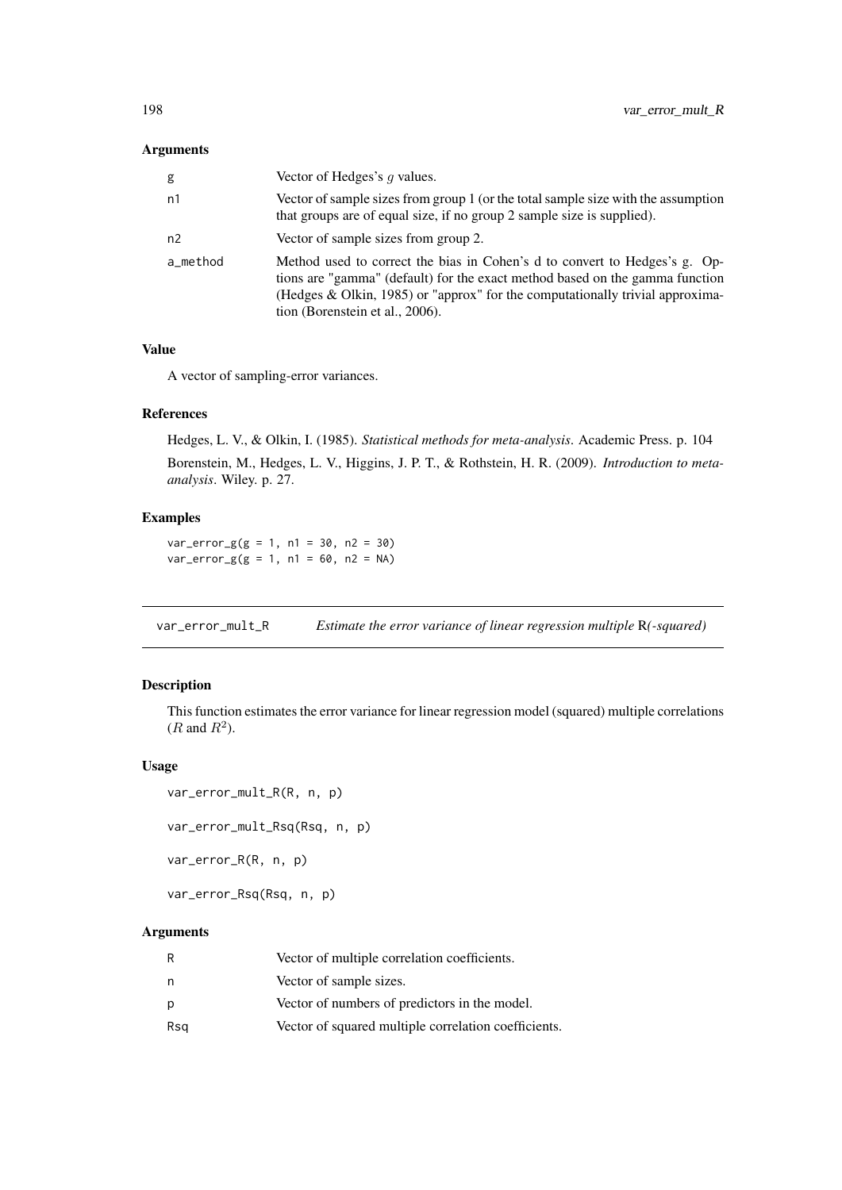### Arguments

| | |
|---|---|
| g | Vector of Hedges's $g$ values. |
| n1 | Vector of sample sizes from group 1 (or the total sample size with the assumption that groups are of equal size, if no group 2 sample size is supplied). |
| n2 | Vector of sample sizes from group 2. |
| a_method | Method used to correct the bias in Cohen's d to convert to Hedges's g. Options are "gamma" (default) for the exact method based on the gamma function (Hedges & Olkin, 1985) or "approx" for the computationally trivial approximation (Borenstein et al., 2006). |

### Value

A vector of sampling-error variances.

### References

Hedges, L. V., & Olkin, I. (1985). *Statistical methods for meta-analysis*. Academic Press. p. 104

Borenstein, M., Hedges, L. V., Higgins, J. P. T., & Rothstein, H. R. (2009). *Introduction to meta-analysis*. Wiley. p. 27.

### Examples

```
var_error_g(g = 1, n1 = 30, n2 = 30)
var_error_g(g = 1, n1 = 60, n2 = NA)
```

---

## var_error_mult_R — *Estimate the error variance of linear regression multiple* R*(-squared)*

### Description

This function estimates the error variance for linear regression model (squared) multiple correlations ($R$ and $R^2$).

### Usage

```
var_error_mult_R(R, n, p)

var_error_mult_Rsq(Rsq, n, p)

var_error_R(R, n, p)

var_error_Rsq(Rsq, n, p)
```

### Arguments

| | |
|---|---|
| R | Vector of multiple correlation coefficients. |
| n | Vector of sample sizes. |
| p | Vector of numbers of predictors in the model. |
| Rsq | Vector of squared multiple correlation coefficients. |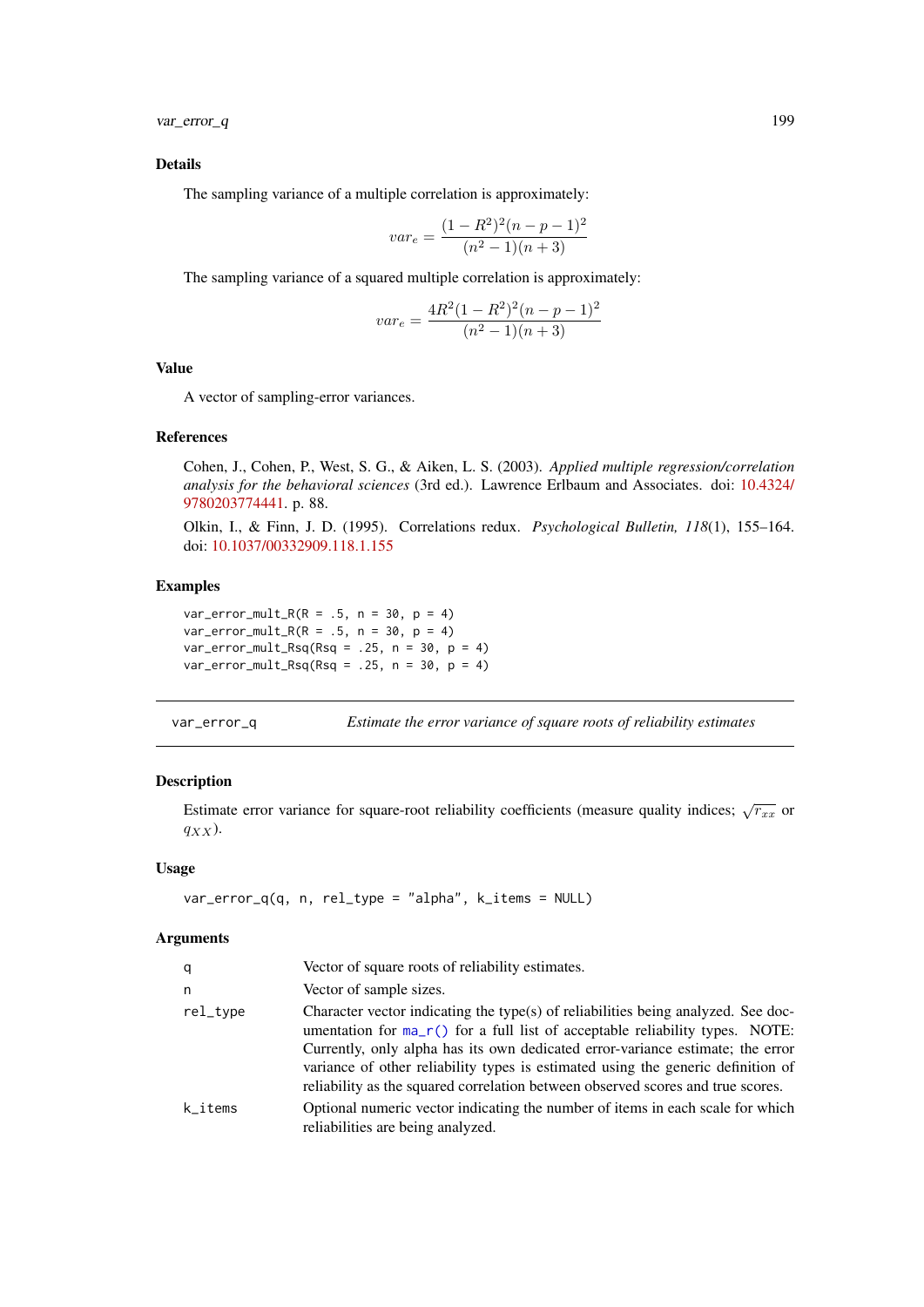## Details

The sampling variance of a multiple correlation is approximately:

$$var_e = \frac{(1 - R^2)^2 (n - p - 1)^2}{(n^2 - 1)(n + 3)}$$

The sampling variance of a squared multiple correlation is approximately:

$$var_e = \frac{4R^2 (1 - R^2)^2 (n - p - 1)^2}{(n^2 - 1)(n + 3)}$$

## Value

A vector of sampling-error variances.

## References

Cohen, J., Cohen, P., West, S. G., & Aiken, L. S. (2003). *Applied multiple regression/correlation analysis for the behavioral sciences* (3rd ed.). Lawrence Erlbaum and Associates. doi: 10.4324/9780203774441. p. 88.

Olkin, I., & Finn, J. D. (1995). Correlations redux. *Psychological Bulletin, 118*(1), 155–164. doi: 10.1037/00332909.118.1.155

## Examples

```
var_error_mult_R(R = .5, n = 30, p = 4)
var_error_mult_R(R = .5, n = 30, p = 4)
var_error_mult_Rsq(Rsq = .25, n = 30, p = 4)
var_error_mult_Rsq(Rsq = .25, n = 30, p = 4)
```

---

# var_error_q — *Estimate the error variance of square roots of reliability estimates*

## Description

Estimate error variance for square-root reliability coefficients (measure quality indices; $\sqrt{r_{xx}}$ or $q_{XX}$).

## Usage

```
var_error_q(q, n, rel_type = "alpha", k_items = NULL)
```

## Arguments

| Argument | Description |
|---|---|
| q | Vector of square roots of reliability estimates. |
| n | Vector of sample sizes. |
| rel_type | Character vector indicating the type(s) of reliabilities being analyzed. See documentation for ma_r() for a full list of acceptable reliability types. NOTE: Currently, only alpha has its own dedicated error-variance estimate; the error variance of other reliability types is estimated using the generic definition of reliability as the squared correlation between observed scores and true scores. |
| k_items | Optional numeric vector indicating the number of items in each scale for which reliabilities are being analyzed. |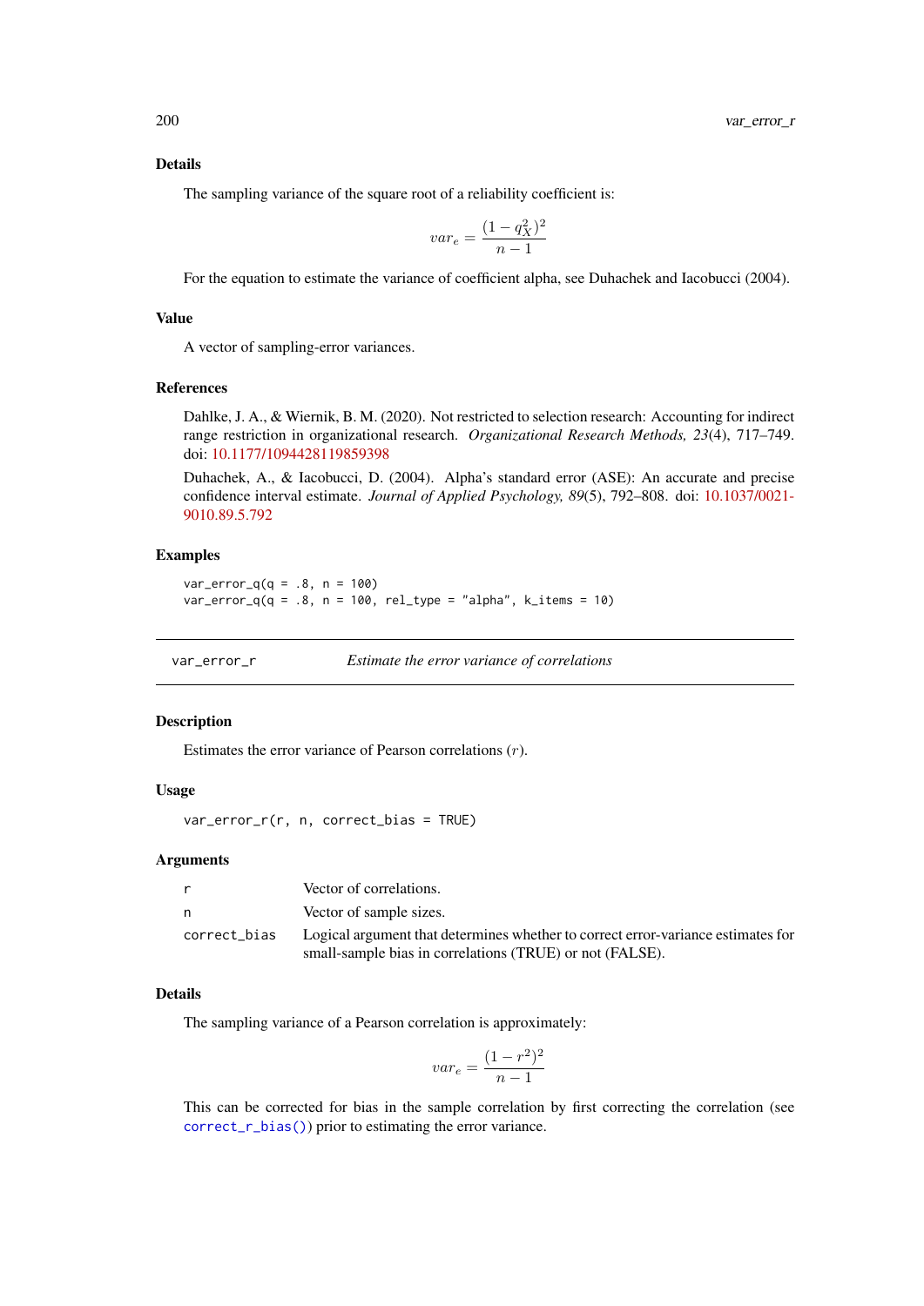### Details

The sampling variance of the square root of a reliability coefficient is:

$$var_e = \frac{(1 - q_X^2)^2}{n - 1}$$

For the equation to estimate the variance of coefficient alpha, see Duhachek and Iacobucci (2004).

### Value

A vector of sampling-error variances.

### References

Dahlke, J. A., & Wiernik, B. M. (2020). Not restricted to selection research: Accounting for indirect range restriction in organizational research. *Organizational Research Methods, 23*(4), 717–749. doi: 10.1177/1094428119859398

Duhachek, A., & Iacobucci, D. (2004). Alpha's standard error (ASE): An accurate and precise confidence interval estimate. *Journal of Applied Psychology, 89*(5), 792–808. doi: 10.1037/0021-9010.89.5.792

### Examples

```
var_error_q(q = .8, n = 100)
var_error_q(q = .8, n = 100, rel_type = "alpha", k_items = 10)
```

---

## var_error_r — *Estimate the error variance of correlations*

### Description

Estimates the error variance of Pearson correlations ($r$).

### Usage

```
var_error_r(r, n, correct_bias = TRUE)
```

### Arguments

| | |
|---|---|
| r | Vector of correlations. |
| n | Vector of sample sizes. |
| correct_bias | Logical argument that determines whether to correct error-variance estimates for small-sample bias in correlations (TRUE) or not (FALSE). |

### Details

The sampling variance of a Pearson correlation is approximately:

$$var_e = \frac{(1 - r^2)^2}{n - 1}$$

This can be corrected for bias in the sample correlation by first correcting the correlation (see `correct_r_bias()`) prior to estimating the error variance.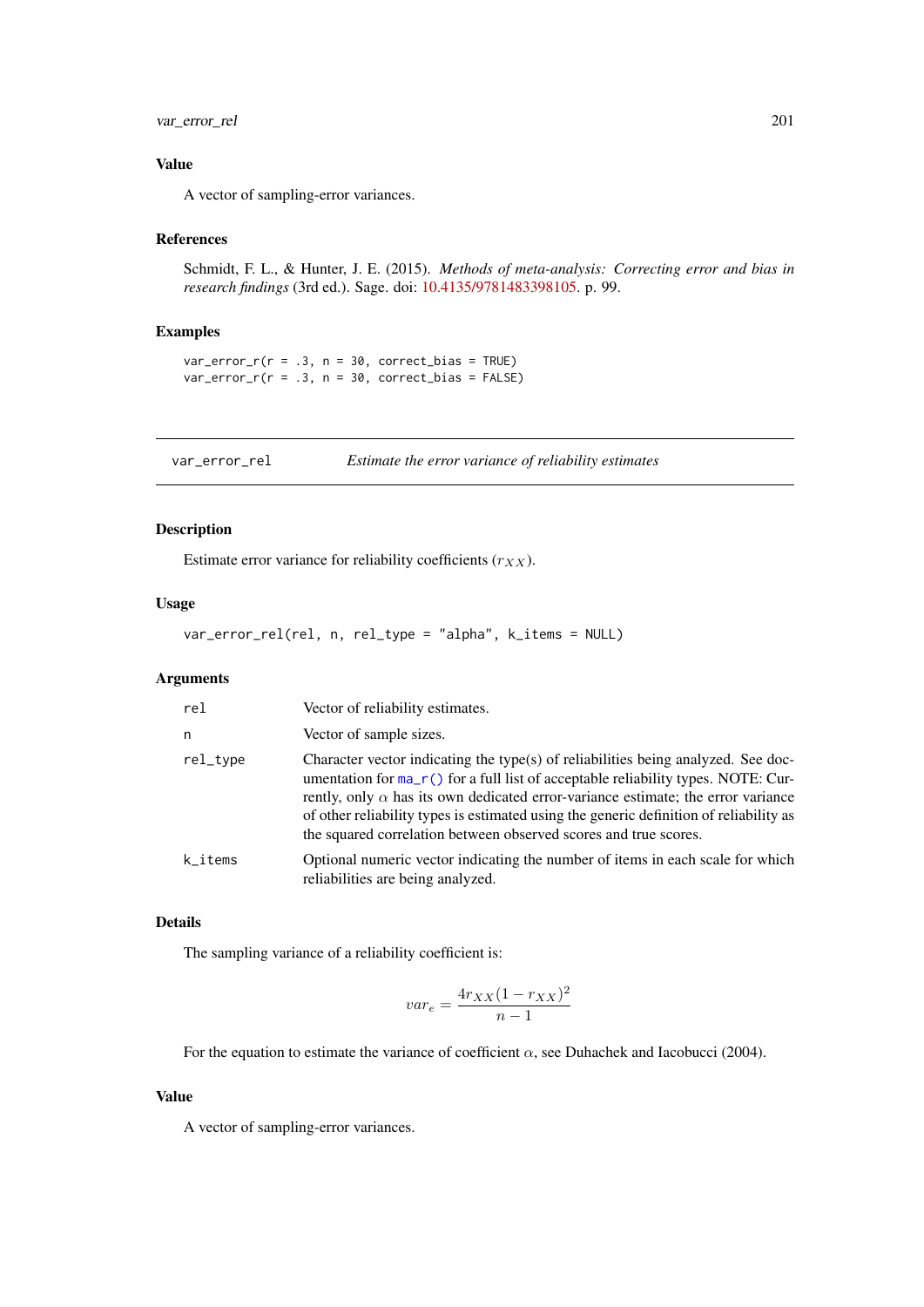### Value

A vector of sampling-error variances.

### References

Schmidt, F. L., & Hunter, J. E. (2015). *Methods of meta-analysis: Correcting error and bias in research findings* (3rd ed.). Sage. doi: 10.4135/9781483398105. p. 99.

### Examples

```
var_error_r(r = .3, n = 30, correct_bias = TRUE)
var_error_r(r = .3, n = 30, correct_bias = FALSE)
```

---

## var_error_rel — *Estimate the error variance of reliability estimates*

### Description

Estimate error variance for reliability coefficients ($r_{XX}$).

### Usage

```
var_error_rel(rel, n, rel_type = "alpha", k_items = NULL)
```

### Arguments

| | |
|---|---|
| rel | Vector of reliability estimates. |
| n | Vector of sample sizes. |
| rel_type | Character vector indicating the type(s) of reliabilities being analyzed. See documentation for ma_r() for a full list of acceptable reliability types. NOTE: Currently, only $\alpha$ has its own dedicated error-variance estimate; the error variance of other reliability types is estimated using the generic definition of reliability as the squared correlation between observed scores and true scores. |
| k_items | Optional numeric vector indicating the number of items in each scale for which reliabilities are being analyzed. |

### Details

The sampling variance of a reliability coefficient is:

$$var_e = \frac{4r_{XX}(1 - r_{XX})^2}{n - 1}$$

For the equation to estimate the variance of coefficient $\alpha$, see Duhachek and Iacobucci (2004).

### Value

A vector of sampling-error variances.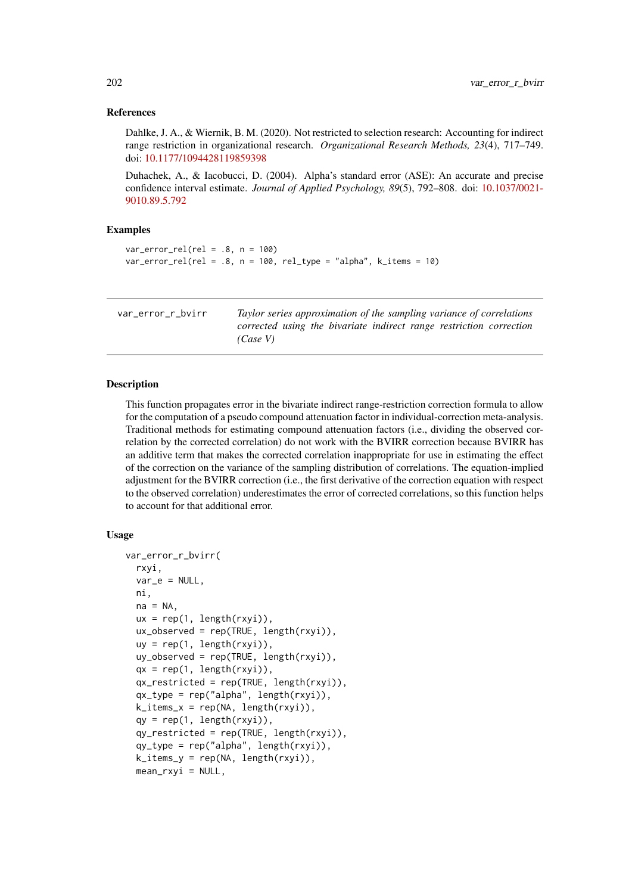## References

Dahlke, J. A., & Wiernik, B. M. (2020). Not restricted to selection research: Accounting for indirect range restriction in organizational research. *Organizational Research Methods, 23*(4), 717–749. doi: 10.1177/1094428119859398

Duhachek, A., & Iacobucci, D. (2004). Alpha's standard error (ASE): An accurate and precise confidence interval estimate. *Journal of Applied Psychology, 89*(5), 792–808. doi: 10.1037/0021-9010.89.5.792

## Examples

```
var_error_rel(rel = .8, n = 100)
var_error_rel(rel = .8, n = 100, rel_type = "alpha", k_items = 10)
```

---

# var_error_r_bvirr — *Taylor series approximation of the sampling variance of correlations corrected using the bivariate indirect range restriction correction (Case V)*

---

## Description

This function propagates error in the bivariate indirect range-restriction correction formula to allow for the computation of a pseudo compound attenuation factor in individual-correction meta-analysis. Traditional methods for estimating compound attenuation factors (i.e., dividing the observed correlation by the corrected correlation) do not work with the BVIRR correction because BVIRR has an additive term that makes the corrected correlation inappropriate for use in estimating the effect of the correction on the variance of the sampling distribution of correlations. The equation-implied adjustment for the BVIRR correction (i.e., the first derivative of the correction equation with respect to the observed correlation) underestimates the error of corrected correlations, so this function helps to account for that additional error.

## Usage

```
var_error_r_bvirr(
  rxyi,
  var_e = NULL,
  ni,
  na = NA,
  ux = rep(1, length(rxyi)),
  ux_observed = rep(TRUE, length(rxyi)),
  uy = rep(1, length(rxyi)),
  uy_observed = rep(TRUE, length(rxyi)),
  qx = rep(1, length(rxyi)),
  qx_restricted = rep(TRUE, length(rxyi)),
  qx_type = rep("alpha", length(rxyi)),
  k_items_x = rep(NA, length(rxyi)),
  qy = rep(1, length(rxyi)),
  qy_restricted = rep(TRUE, length(rxyi)),
  qy_type = rep("alpha", length(rxyi)),
  k_items_y = rep(NA, length(rxyi)),
  mean_rxyi = NULL,
```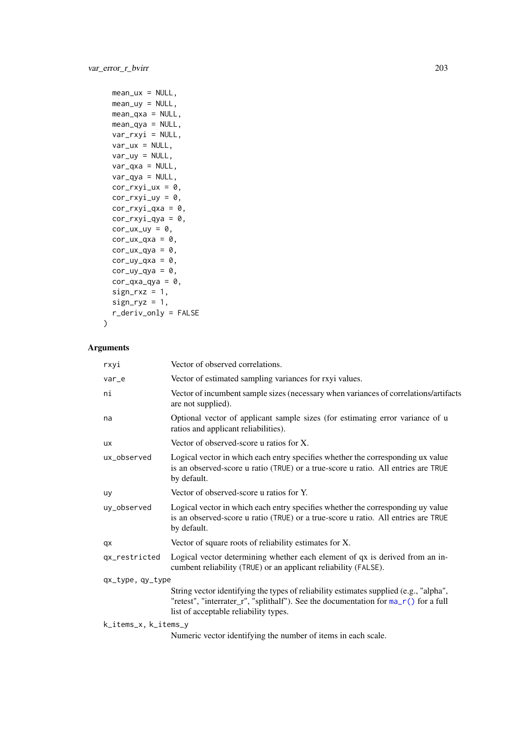```
  mean_ux = NULL,
  mean_uy = NULL,
  mean_qxa = NULL,
  mean_qya = NULL,
  var_rxyi = NULL,
  var_ux = NULL,
  var_uy = NULL,
  var_qxa = NULL,
  var_qya = NULL,
  cor_rxyi_ux = 0,
  cor_rxyi_uy = 0,
  cor_rxyi_qxa = 0,
  cor_rxyi_qya = 0,
  cor_ux_uy = 0,
  cor_ux_qxa = 0,
  cor_ux_qya = 0,
  cor_uy_qxa = 0,
  cor_uy_qya = 0,
  cor_qxa_qya = 0,
  sign_rxz = 1,
  sign_ryz = 1,
  r_deriv_only = FALSE
)
```

### Arguments

| | |
|---|---|
| rxyi | Vector of observed correlations. |
| var_e | Vector of estimated sampling variances for rxyi values. |
| ni | Vector of incumbent sample sizes (necessary when variances of correlations/artifacts are not supplied). |
| na | Optional vector of applicant sample sizes (for estimating error variance of u ratios and applicant reliabilities). |
| ux | Vector of observed-score u ratios for X. |
| ux_observed | Logical vector in which each entry specifies whether the corresponding ux value is an observed-score u ratio (TRUE) or a true-score u ratio. All entries are TRUE by default. |
| uy | Vector of observed-score u ratios for Y. |
| uy_observed | Logical vector in which each entry specifies whether the corresponding uy value is an observed-score u ratio (TRUE) or a true-score u ratio. All entries are TRUE by default. |
| qx | Vector of square roots of reliability estimates for X. |
| qx_restricted | Logical vector determining whether each element of qx is derived from an incumbent reliability (TRUE) or an applicant reliability (FALSE). |
| qx_type, qy_type | String vector identifying the types of reliability estimates supplied (e.g., "alpha", "retest", "interrater_r", "splithalf"). See the documentation for ma_r() for a full list of acceptable reliability types. |
| k_items_x, k_items_y | Numeric vector identifying the number of items in each scale. |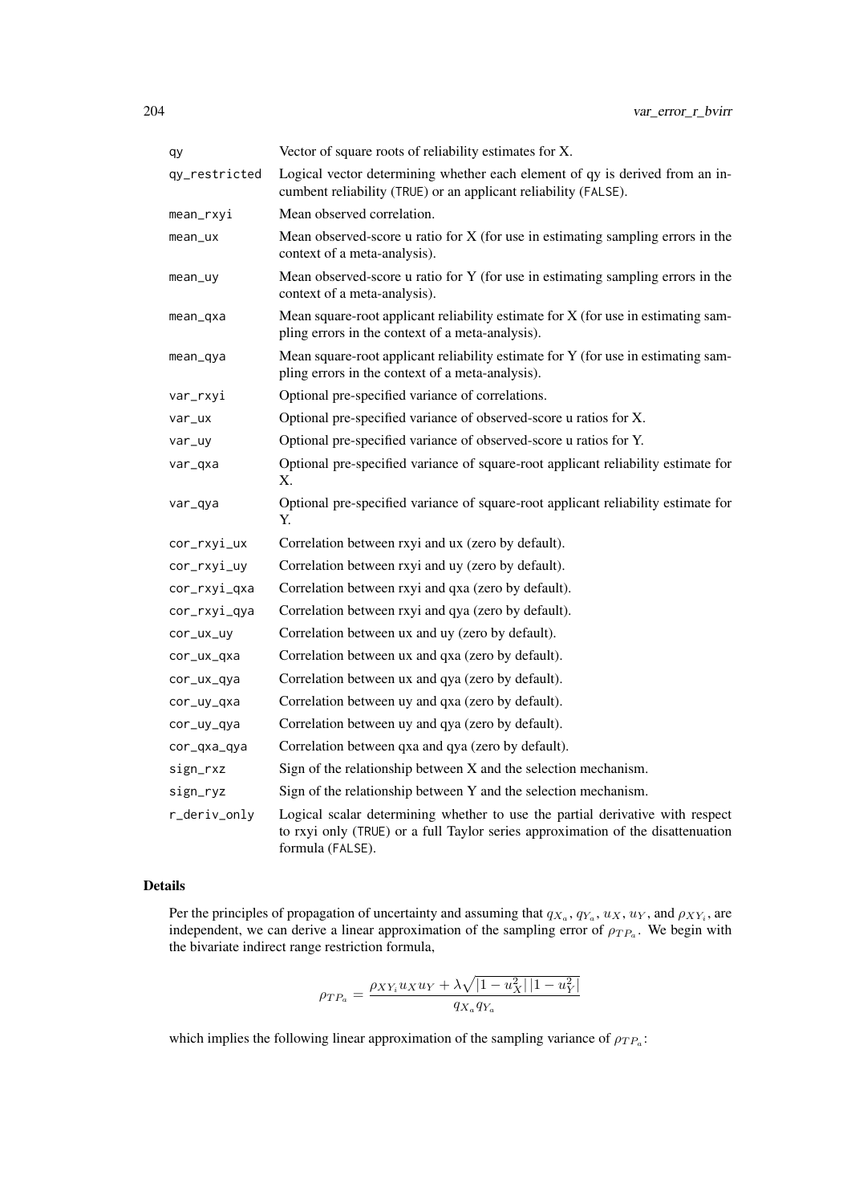| | |
|---|---|
| qy | Vector of square roots of reliability estimates for X. |
| qy_restricted | Logical vector determining whether each element of qy is derived from an incumbent reliability (TRUE) or an applicant reliability (FALSE). |
| mean_rxyi | Mean observed correlation. |
| mean_ux | Mean observed-score u ratio for X (for use in estimating sampling errors in the context of a meta-analysis). |
| mean_uy | Mean observed-score u ratio for Y (for use in estimating sampling errors in the context of a meta-analysis). |
| mean_qxa | Mean square-root applicant reliability estimate for X (for use in estimating sampling errors in the context of a meta-analysis). |
| mean_qya | Mean square-root applicant reliability estimate for Y (for use in estimating sampling errors in the context of a meta-analysis). |
| var_rxyi | Optional pre-specified variance of correlations. |
| var_ux | Optional pre-specified variance of observed-score u ratios for X. |
| var_uy | Optional pre-specified variance of observed-score u ratios for Y. |
| var_qxa | Optional pre-specified variance of square-root applicant reliability estimate for X. |
| var_qya | Optional pre-specified variance of square-root applicant reliability estimate for Y. |
| cor_rxyi_ux | Correlation between rxyi and ux (zero by default). |
| cor_rxyi_uy | Correlation between rxyi and uy (zero by default). |
| cor_rxyi_qxa | Correlation between rxyi and qxa (zero by default). |
| cor_rxyi_qya | Correlation between rxyi and qya (zero by default). |
| cor_ux_uy | Correlation between ux and uy (zero by default). |
| cor_ux_qxa | Correlation between ux and qxa (zero by default). |
| cor_ux_qya | Correlation between ux and qya (zero by default). |
| cor_uy_qxa | Correlation between uy and qxa (zero by default). |
| cor_uy_qya | Correlation between uy and qya (zero by default). |
| cor_qxa_qya | Correlation between qxa and qya (zero by default). |
| sign_rxz | Sign of the relationship between X and the selection mechanism. |
| sign_ryz | Sign of the relationship between Y and the selection mechanism. |
| r_deriv_only | Logical scalar determining whether to use the partial derivative with respect to rxyi only (TRUE) or a full Taylor series approximation of the disattenuation formula (FALSE). |

## Details

Per the principles of propagation of uncertainty and assuming that $q_{X_a}$, $q_{Y_a}$, $u_X$, $u_Y$, and $\rho_{XY_i}$, are independent, we can derive a linear approximation of the sampling error of $\rho_{TP_a}$. We begin with the bivariate indirect range restriction formula,

$$\rho_{TP_a} = \frac{\rho_{XY_i} u_X u_Y + \lambda \sqrt{|1 - u_X^2| \, |1 - u_Y^2|}}{q_{X_a} q_{Y_a}}$$

which implies the following linear approximation of the sampling variance of $\rho_{TP_a}$: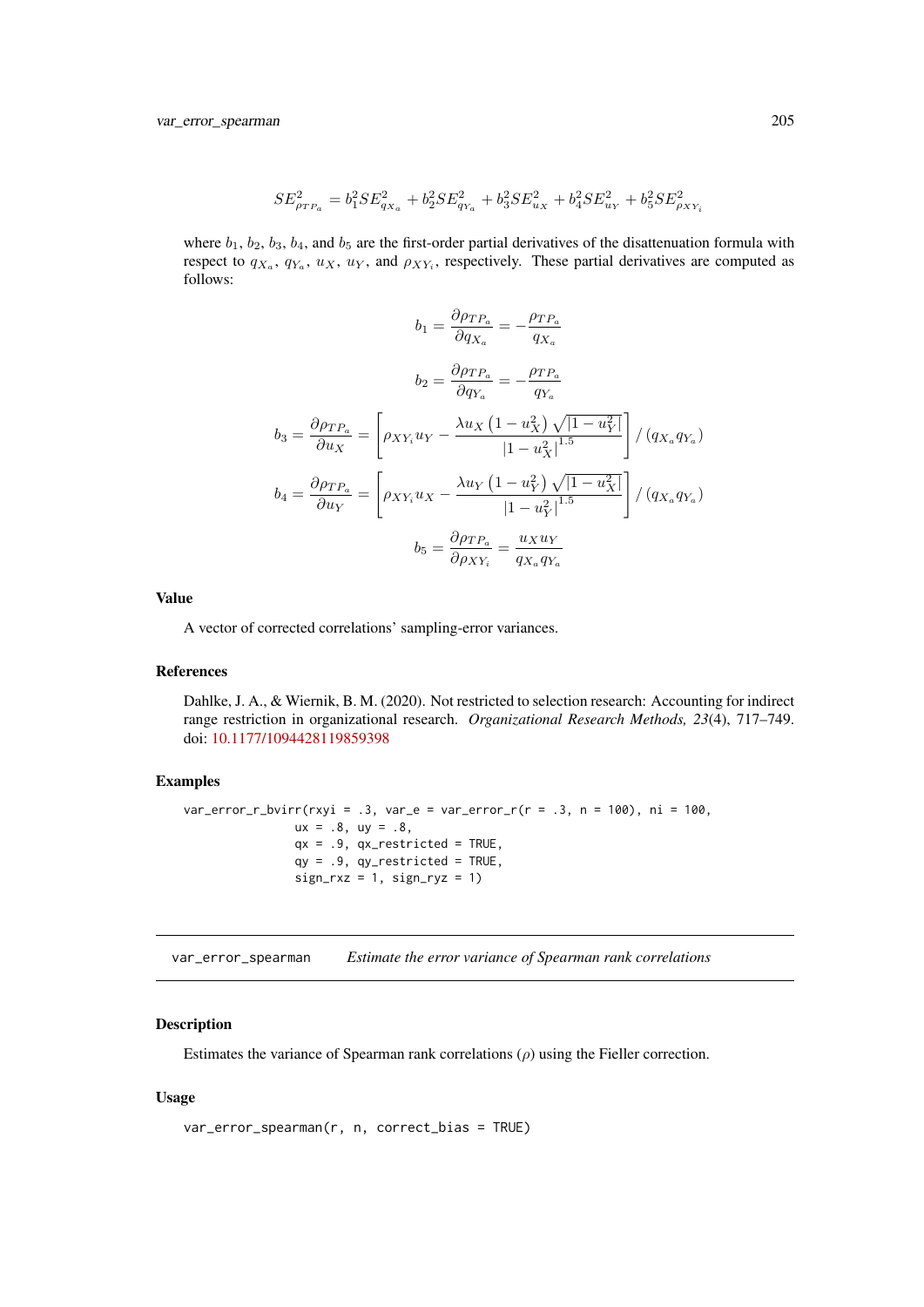$$SE^2_{\rho_{TP_a}} = b_1^2 SE^2_{q_{X_a}} + b_2^2 SE^2_{q_{Y_a}} + b_3^2 SE^2_{u_X} + b_4^2 SE^2_{u_Y} + b_5^2 SE^2_{\rho_{XY_i}}$$

where $b_1$, $b_2$, $b_3$, $b_4$, and $b_5$ are the first-order partial derivatives of the disattenuation formula with respect to $q_{X_a}$, $q_{Y_a}$, $u_X$, $u_Y$, and $\rho_{XY_i}$, respectively. These partial derivatives are computed as follows:

$$b_1 = \frac{\partial \rho_{TP_a}}{\partial q_{X_a}} = -\frac{\rho_{TP_a}}{q_{X_a}}$$

$$b_2 = \frac{\partial \rho_{TP_a}}{\partial q_{Y_a}} = -\frac{\rho_{TP_a}}{q_{Y_a}}$$

$$b_3 = \frac{\partial \rho_{TP_a}}{\partial u_X} = \left[ \rho_{XY_i} u_Y - \frac{\lambda u_X \left(1 - u_X^2\right) \sqrt{\left|1 - u_Y^2\right|}}{\left|1 - u_X^2\right|^{1.5}} \right] / \left(q_{X_a} q_{Y_a}\right)$$

$$b_4 = \frac{\partial \rho_{TP_a}}{\partial u_Y} = \left[ \rho_{XY_i} u_X - \frac{\lambda u_Y \left(1 - u_Y^2\right) \sqrt{\left|1 - u_X^2\right|}}{\left|1 - u_Y^2\right|^{1.5}} \right] / \left(q_{X_a} q_{Y_a}\right)$$

$$b_5 = \frac{\partial \rho_{TP_a}}{\partial \rho_{XY_i}} = \frac{u_X u_Y}{q_{X_a} q_{Y_a}}$$

### Value

A vector of corrected correlations' sampling-error variances.

### References

Dahlke, J. A., & Wiernik, B. M. (2020). Not restricted to selection research: Accounting for indirect range restriction in organizational research. *Organizational Research Methods, 23*(4), 717–749. doi: 10.1177/1094428119859398

### Examples

```
var_error_r_bvirr(rxyi = .3, var_e = var_error_r(r = .3, n = 100), ni = 100,
                  ux = .8, uy = .8,
                  qx = .9, qx_restricted = TRUE,
                  qy = .9, qy_restricted = TRUE,
                  sign_rxz = 1, sign_ryz = 1)
```

---

## var_error_spearman — *Estimate the error variance of Spearman rank correlations*

### Description

Estimates the variance of Spearman rank correlations ($\rho$) using the Fieller correction.

### Usage

```
var_error_spearman(r, n, correct_bias = TRUE)
```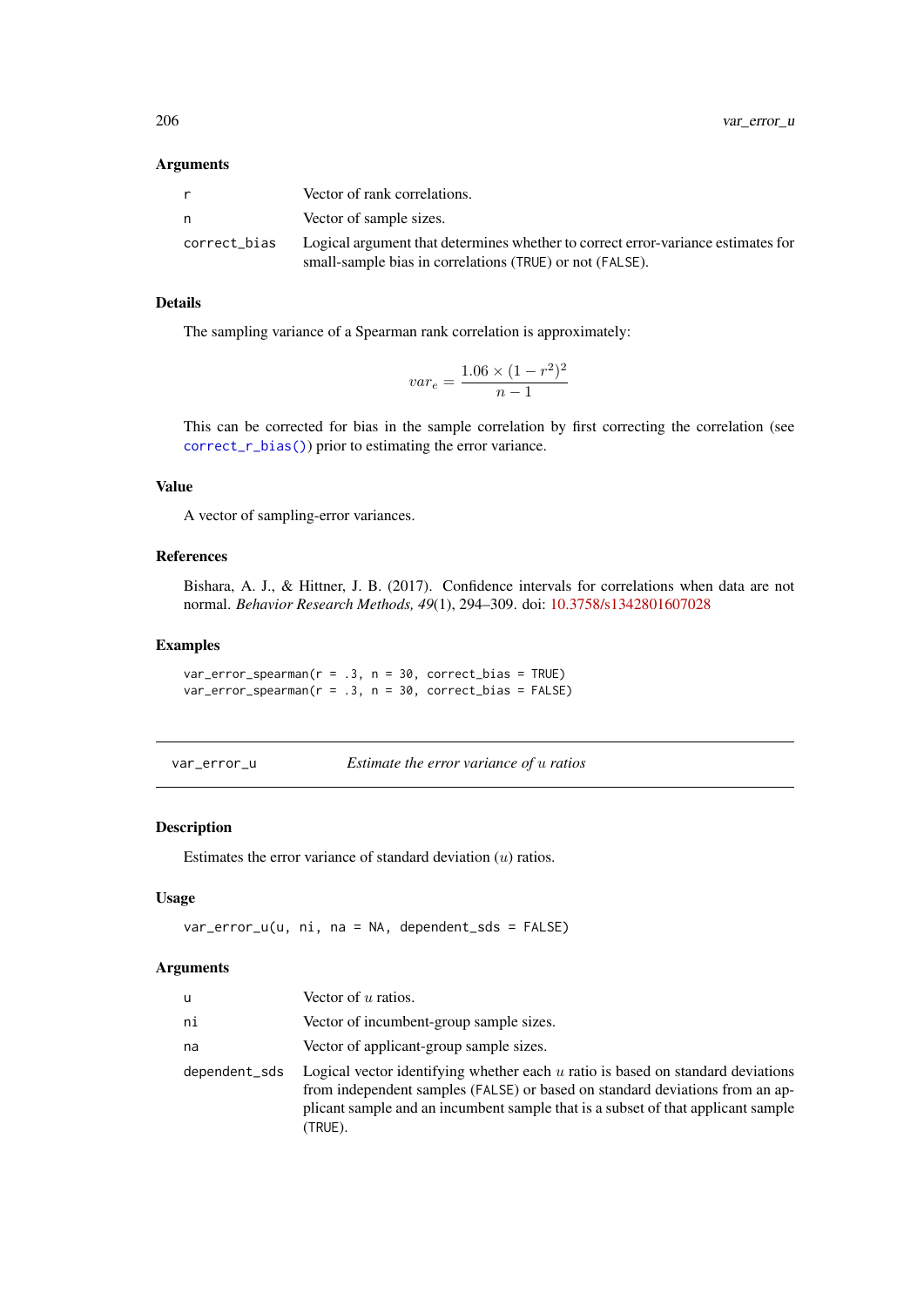### Arguments

| | |
|---|---|
| r | Vector of rank correlations. |
| n | Vector of sample sizes. |
| correct_bias | Logical argument that determines whether to correct error-variance estimates for small-sample bias in correlations (TRUE) or not (FALSE). |

### Details

The sampling variance of a Spearman rank correlation is approximately:

$$var_e = \frac{1.06 \times (1 - r^2)^2}{n - 1}$$

This can be corrected for bias in the sample correlation by first correcting the correlation (see correct_r_bias()) prior to estimating the error variance.

### Value

A vector of sampling-error variances.

### References

Bishara, A. J., & Hittner, J. B. (2017). Confidence intervals for correlations when data are not normal. *Behavior Research Methods, 49*(1), 294–309. doi: 10.3758/s1342801607028

### Examples

```
var_error_spearman(r = .3, n = 30, correct_bias = TRUE)
var_error_spearman(r = .3, n = 30, correct_bias = FALSE)
```

---

## var_error_u — *Estimate the error variance of $u$ ratios*

### Description

Estimates the error variance of standard deviation ($u$) ratios.

### Usage

```
var_error_u(u, ni, na = NA, dependent_sds = FALSE)
```

### Arguments

| | |
|---|---|
| u | Vector of $u$ ratios. |
| ni | Vector of incumbent-group sample sizes. |
| na | Vector of applicant-group sample sizes. |
| dependent_sds | Logical vector identifying whether each $u$ ratio is based on standard deviations from independent samples (FALSE) or based on standard deviations from an applicant sample and an incumbent sample that is a subset of that applicant sample (TRUE). |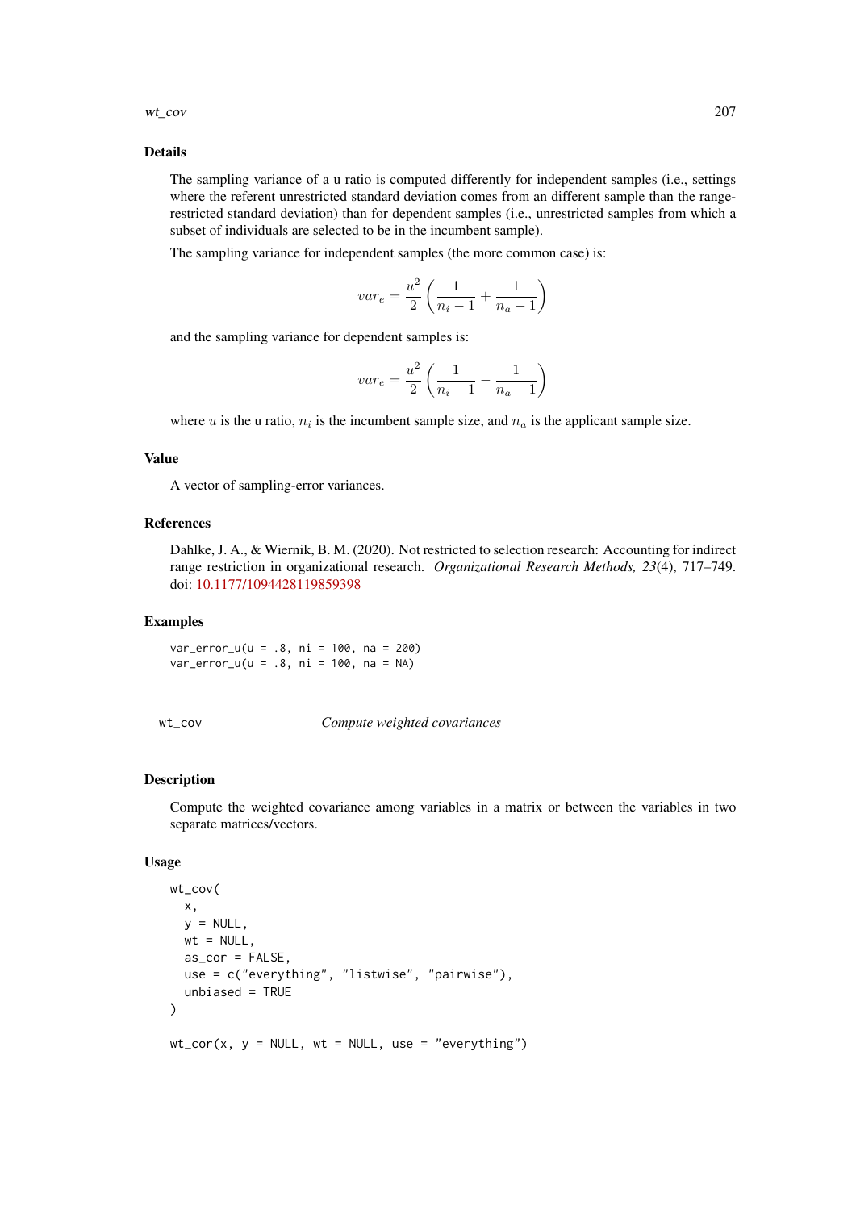### Details

The sampling variance of a u ratio is computed differently for independent samples (i.e., settings where the referent unrestricted standard deviation comes from an different sample than the range-restricted standard deviation) than for dependent samples (i.e., unrestricted samples from which a subset of individuals are selected to be in the incumbent sample).

The sampling variance for independent samples (the more common case) is:

$$var_e = \frac{u^2}{2}\left(\frac{1}{n_i - 1} + \frac{1}{n_a - 1}\right)$$

and the sampling variance for dependent samples is:

$$var_e = \frac{u^2}{2}\left(\frac{1}{n_i - 1} - \frac{1}{n_a - 1}\right)$$

where $u$ is the u ratio, $n_i$ is the incumbent sample size, and $n_a$ is the applicant sample size.

### Value

A vector of sampling-error variances.

### References

Dahlke, J. A., & Wiernik, B. M. (2020). Not restricted to selection research: Accounting for indirect range restriction in organizational research. *Organizational Research Methods, 23*(4), 717–749. doi: 10.1177/1094428119859398

### Examples

```
var_error_u(u = .8, ni = 100, na = 200)
var_error_u(u = .8, ni = 100, na = NA)
```

---

## wt_cov — *Compute weighted covariances*

### Description

Compute the weighted covariance among variables in a matrix or between the variables in two separate matrices/vectors.

### Usage

```
wt_cov(
  x,
  y = NULL,
  wt = NULL,
  as_cor = FALSE,
  use = c("everything", "listwise", "pairwise"),
  unbiased = TRUE
)

wt_cor(x, y = NULL, wt = NULL, use = "everything")
```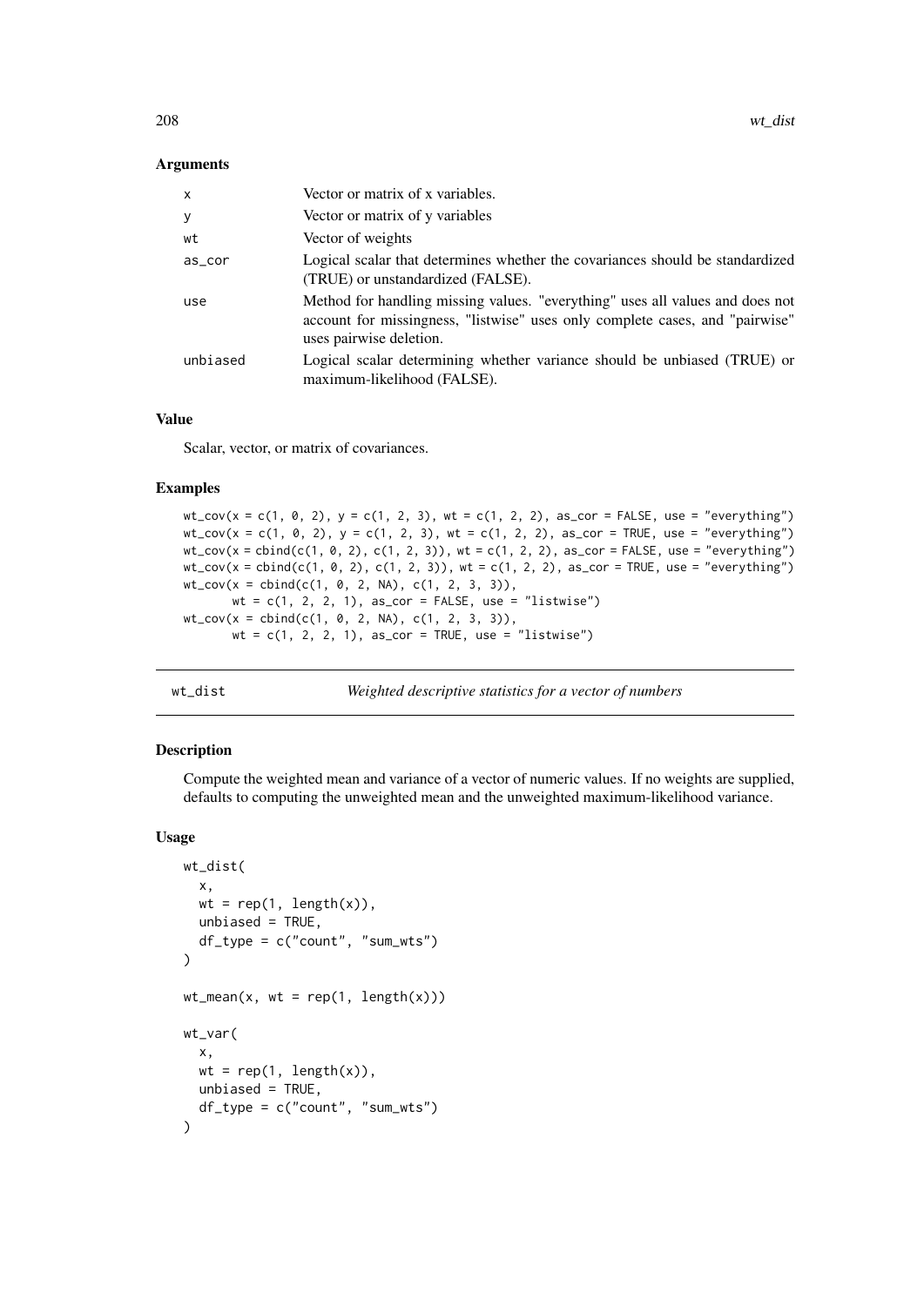### Arguments

| | |
|---|---|
| x | Vector or matrix of x variables. |
| y | Vector or matrix of y variables |
| wt | Vector of weights |
| as_cor | Logical scalar that determines whether the covariances should be standardized (TRUE) or unstandardized (FALSE). |
| use | Method for handling missing values. "everything" uses all values and does not account for missingness, "listwise" uses only complete cases, and "pairwise" uses pairwise deletion. |
| unbiased | Logical scalar determining whether variance should be unbiased (TRUE) or maximum-likelihood (FALSE). |

### Value

Scalar, vector, or matrix of covariances.

### Examples

```
wt_cov(x = c(1, 0, 2), y = c(1, 2, 3), wt = c(1, 2, 2), as_cor = FALSE, use = "everything")
wt_cov(x = c(1, 0, 2), y = c(1, 2, 3), wt = c(1, 2, 2), as_cor = TRUE, use = "everything")
wt_cov(x = cbind(c(1, 0, 2), c(1, 2, 3)), wt = c(1, 2, 2), as_cor = FALSE, use = "everything")
wt_cov(x = cbind(c(1, 0, 2), c(1, 2, 3)), wt = c(1, 2, 2), as_cor = TRUE, use = "everything")
wt_cov(x = cbind(c(1, 0, 2, NA), c(1, 2, 3, 3)),
       wt = c(1, 2, 2, 1), as_cor = FALSE, use = "listwise")
wt_cov(x = cbind(c(1, 0, 2, NA), c(1, 2, 3, 3)),
       wt = c(1, 2, 2, 1), as_cor = TRUE, use = "listwise")
```

---

## wt_dist    *Weighted descriptive statistics for a vector of numbers*

---

### Description

Compute the weighted mean and variance of a vector of numeric values. If no weights are supplied, defaults to computing the unweighted mean and the unweighted maximum-likelihood variance.

### Usage

```
wt_dist(
  x,
  wt = rep(1, length(x)),
  unbiased = TRUE,
  df_type = c("count", "sum_wts")
)

wt_mean(x, wt = rep(1, length(x)))

wt_var(
  x,
  wt = rep(1, length(x)),
  unbiased = TRUE,
  df_type = c("count", "sum_wts")
)
```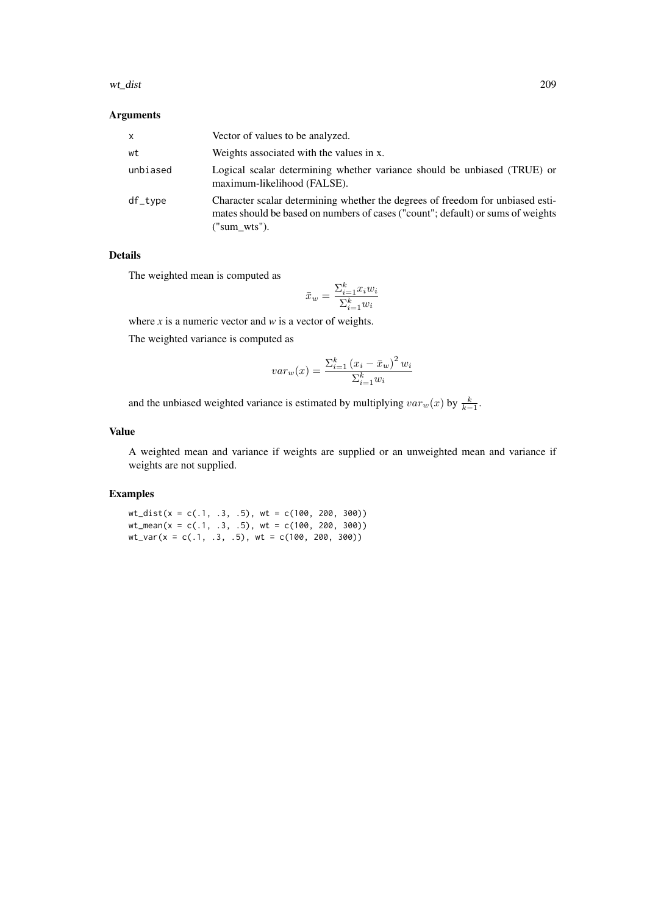## Arguments

| | |
|---|---|
| x | Vector of values to be analyzed. |
| wt | Weights associated with the values in x. |
| unbiased | Logical scalar determining whether variance should be unbiased (TRUE) or maximum-likelihood (FALSE). |
| df_type | Character scalar determining whether the degrees of freedom for unbiased estimates should be based on numbers of cases ("count"; default) or sums of weights ("sum_wts"). |

## Details

The weighted mean is computed as

$$\bar{x}_w = \frac{\Sigma_{i=1}^{k} x_i w_i}{\Sigma_{i=1}^{k} w_i}$$

where *x* is a numeric vector and *w* is a vector of weights.

The weighted variance is computed as

$$var_w(x) = \frac{\Sigma_{i=1}^{k} \left(x_i - \bar{x}_w\right)^2 w_i}{\Sigma_{i=1}^{k} w_i}$$

and the unbiased weighted variance is estimated by multiplying $var_w(x)$ by $\frac{k}{k-1}$.

## Value

A weighted mean and variance if weights are supplied or an unweighted mean and variance if weights are not supplied.

## Examples

```
wt_dist(x = c(.1, .3, .5), wt = c(100, 200, 300))
wt_mean(x = c(.1, .3, .5), wt = c(100, 200, 300))
wt_var(x = c(.1, .3, .5), wt = c(100, 200, 300))
```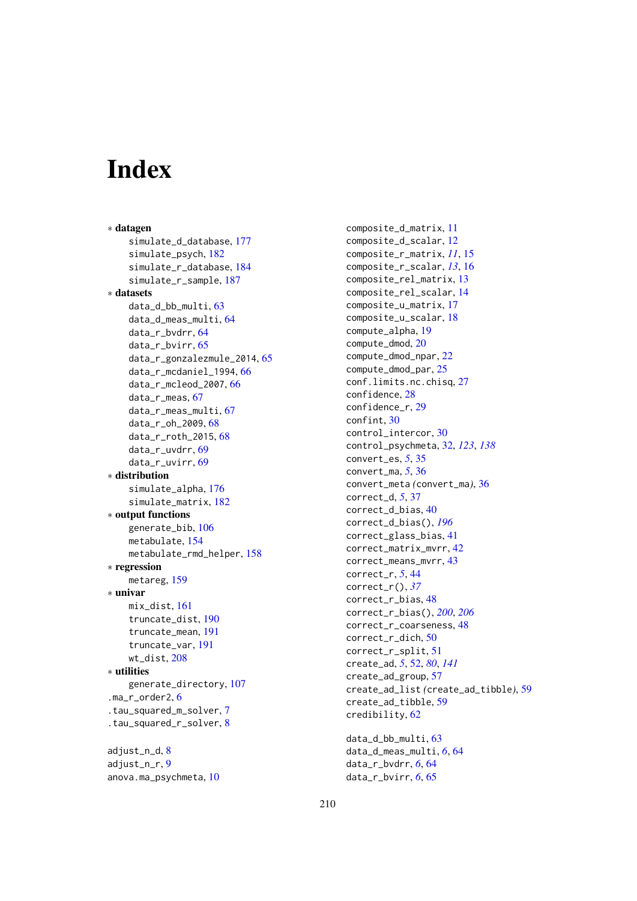# Index

∗ **datagen**
  simulate_d_database, 177
  simulate_psych, 182
  simulate_r_database, 184
  simulate_r_sample, 187
∗ **datasets**
  data_d_bb_multi, 63
  data_d_meas_multi, 64
  data_r_bvdrr, 64
  data_r_bvirr, 65
  data_r_gonzalezmule_2014, 65
  data_r_mcdaniel_1994, 66
  data_r_mcleod_2007, 66
  data_r_meas, 67
  data_r_meas_multi, 67
  data_r_oh_2009, 68
  data_r_roth_2015, 68
  data_r_uvdrr, 69
  data_r_uvirr, 69
∗ **distribution**
  simulate_alpha, 176
  simulate_matrix, 182
∗ **output functions**
  generate_bib, 106
  metabulate, 154
  metabulate_rmd_helper, 158
∗ **regression**
  metareg, 159
∗ **univar**
  mix_dist, 161
  truncate_dist, 190
  truncate_mean, 191
  truncate_var, 191
  wt_dist, 208
∗ **utilities**
  generate_directory, 107
.ma_r_order2, 6
.tau_squared_m_solver, 7
.tau_squared_r_solver, 8

adjust_n_d, 8
adjust_n_r, 9
anova.ma_psychmeta, 10

composite_d_matrix, 11
composite_d_scalar, 12
composite_r_matrix, *11*, 15
composite_r_scalar, *13*, 16
composite_rel_matrix, 13
composite_rel_scalar, 14
composite_u_matrix, 17
composite_u_scalar, 18
compute_alpha, 19
compute_dmod, 20
compute_dmod_npar, 22
compute_dmod_par, 25
conf.limits.nc.chisq, 27
confidence, 28
confidence_r, 29
confint, 30
control_intercor, 30
control_psychmeta, 32, *123*, *138*
convert_es, *5*, 35
convert_ma, *5*, 36
convert_meta (convert_ma), 36
correct_d, *5*, 37
correct_d_bias, 40
correct_d_bias(), *196*
correct_glass_bias, 41
correct_matrix_mvrr, 42
correct_means_mvrr, 43
correct_r, *5*, 44
correct_r(), *37*
correct_r_bias, 48
correct_r_bias(), *200*, *206*
correct_r_coarseness, 48
correct_r_dich, 50
correct_r_split, 51
create_ad, *5*, 52, *80*, *141*
create_ad_group, 57
create_ad_list (create_ad_tibble), 59
create_ad_tibble, 59
credibility, 62

data_d_bb_multi, 63
data_d_meas_multi, *6*, 64
data_r_bvdrr, *6*, 64
data_r_bvirr, *6*, 65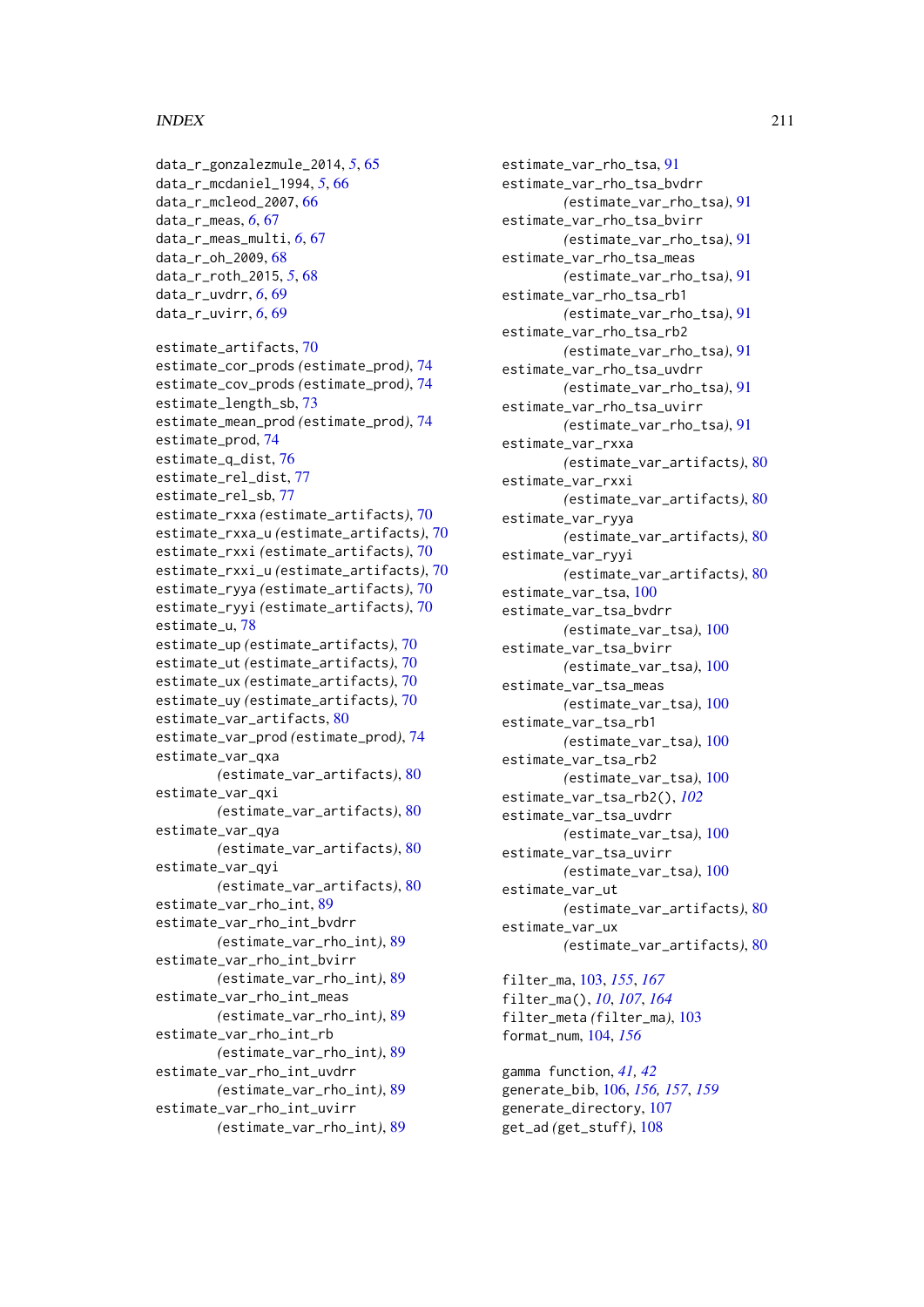data_r_gonzalezmule_2014, *5*, 65
data_r_mcdaniel_1994, *5*, 66
data_r_mcleod_2007, 66
data_r_meas, *6*, 67
data_r_meas_multi, *6*, 67
data_r_oh_2009, 68
data_r_roth_2015, *5*, 68
data_r_uvdrr, *6*, 69
data_r_uvirr, *6*, 69

estimate_artifacts, 70
estimate_cor_prods *(estimate_prod)*, 74
estimate_cov_prods *(estimate_prod)*, 74
estimate_length_sb, 73
estimate_mean_prod *(estimate_prod)*, 74
estimate_prod, 74
estimate_q_dist, 76
estimate_rel_dist, 77
estimate_rel_sb, 77
estimate_rxxa *(estimate_artifacts)*, 70
estimate_rxxa_u *(estimate_artifacts)*, 70
estimate_rxxi *(estimate_artifacts)*, 70
estimate_rxxi_u *(estimate_artifacts)*, 70
estimate_ryya *(estimate_artifacts)*, 70
estimate_ryyi *(estimate_artifacts)*, 70
estimate_u, 78
estimate_up *(estimate_artifacts)*, 70
estimate_ut *(estimate_artifacts)*, 70
estimate_ux *(estimate_artifacts)*, 70
estimate_uy *(estimate_artifacts)*, 70
estimate_var_artifacts, 80
estimate_var_prod *(estimate_prod)*, 74
estimate_var_qxa *(estimate_var_artifacts)*, 80
estimate_var_qxi *(estimate_var_artifacts)*, 80
estimate_var_qya *(estimate_var_artifacts)*, 80
estimate_var_qyi *(estimate_var_artifacts)*, 80
estimate_var_rho_int, 89
estimate_var_rho_int_bvdrr *(estimate_var_rho_int)*, 89
estimate_var_rho_int_bvirr *(estimate_var_rho_int)*, 89
estimate_var_rho_int_meas *(estimate_var_rho_int)*, 89
estimate_var_rho_int_rb *(estimate_var_rho_int)*, 89
estimate_var_rho_int_uvdrr *(estimate_var_rho_int)*, 89
estimate_var_rho_int_uvirr *(estimate_var_rho_int)*, 89
estimate_var_rho_tsa, 91
estimate_var_rho_tsa_bvdrr *(estimate_var_rho_tsa)*, 91
estimate_var_rho_tsa_bvirr *(estimate_var_rho_tsa)*, 91
estimate_var_rho_tsa_meas *(estimate_var_rho_tsa)*, 91
estimate_var_rho_tsa_rb1 *(estimate_var_rho_tsa)*, 91
estimate_var_rho_tsa_rb2 *(estimate_var_rho_tsa)*, 91
estimate_var_rho_tsa_uvdrr *(estimate_var_rho_tsa)*, 91
estimate_var_rho_tsa_uvirr *(estimate_var_rho_tsa)*, 91
estimate_var_rxxa *(estimate_var_artifacts)*, 80
estimate_var_rxxi *(estimate_var_artifacts)*, 80
estimate_var_ryya *(estimate_var_artifacts)*, 80
estimate_var_ryyi *(estimate_var_artifacts)*, 80
estimate_var_tsa, 100
estimate_var_tsa_bvdrr *(estimate_var_tsa)*, 100
estimate_var_tsa_bvirr *(estimate_var_tsa)*, 100
estimate_var_tsa_meas *(estimate_var_tsa)*, 100
estimate_var_tsa_rb1 *(estimate_var_tsa)*, 100
estimate_var_tsa_rb2 *(estimate_var_tsa)*, 100
estimate_var_tsa_rb2(), *102*
estimate_var_tsa_uvdrr *(estimate_var_tsa)*, 100
estimate_var_tsa_uvirr *(estimate_var_tsa)*, 100
estimate_var_ut *(estimate_var_artifacts)*, 80
estimate_var_ux *(estimate_var_artifacts)*, 80

filter_ma, 103, *155*, *167*
filter_ma(), *10*, *107*, *164*
filter_meta *(filter_ma)*, 103
format_num, 104, *156*

gamma function, *41, 42*
generate_bib, 106, *156*, *157*, *159*
generate_directory, 107
get_ad *(get_stuff)*, 108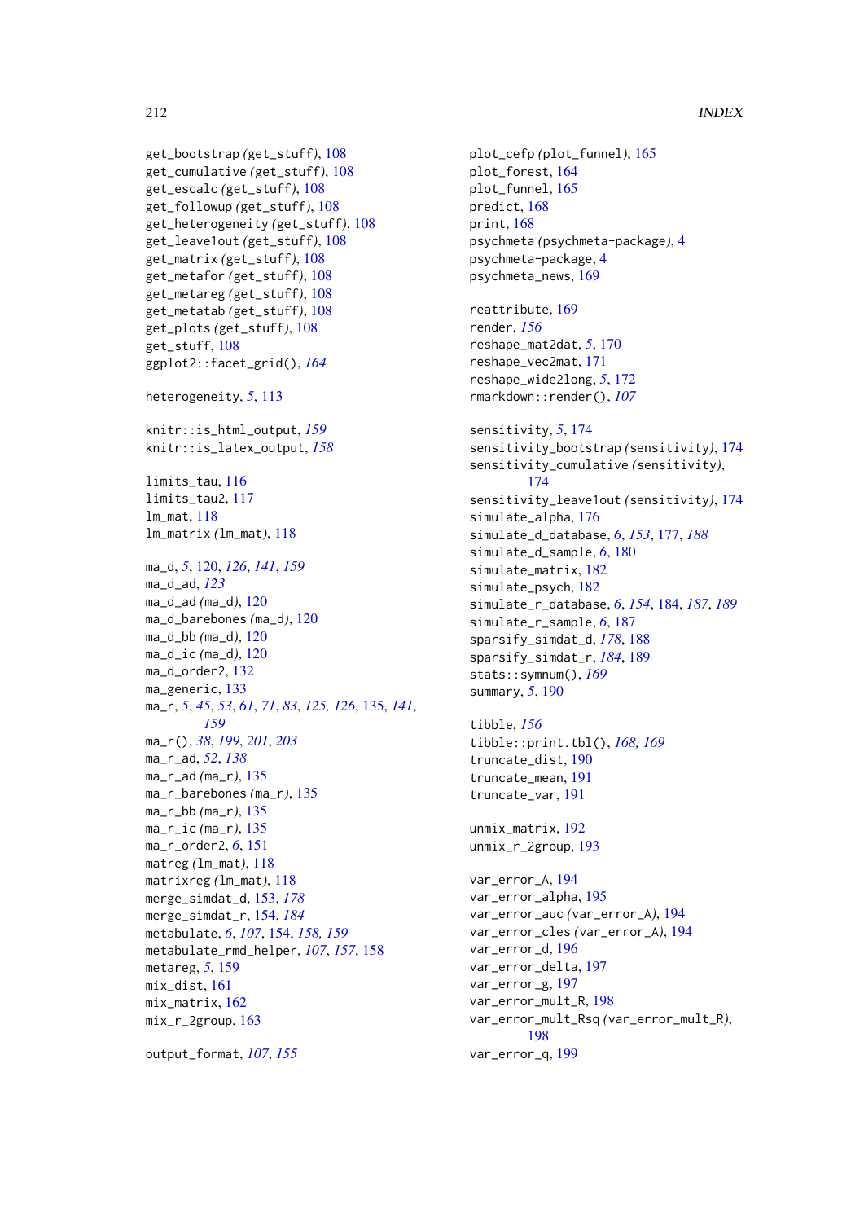get_bootstrap (get_stuff), 108
get_cumulative (get_stuff), 108
get_escalc (get_stuff), 108
get_followup (get_stuff), 108
get_heterogeneity (get_stuff), 108
get_leave1out (get_stuff), 108
get_matrix (get_stuff), 108
get_metafor (get_stuff), 108
get_metareg (get_stuff), 108
get_metatab (get_stuff), 108
get_plots (get_stuff), 108
get_stuff, 108
ggplot2::facet_grid(), *164*

heterogeneity, *5*, 113

knitr::is_html_output, *159*
knitr::is_latex_output, *158*

limits_tau, 116
limits_tau2, 117
lm_mat, 118
lm_matrix (lm_mat), 118

ma_d, *5*, 120, *126*, *141*, *159*
ma_d_ad, *123*
ma_d_ad (ma_d), 120
ma_d_barebones (ma_d), 120
ma_d_bb (ma_d), 120
ma_d_ic (ma_d), 120
ma_d_order2, 132
ma_generic, 133
ma_r, *5*, *45*, *53*, *61*, *71*, *83*, *125*, *126*, 135, *141*, *159*
ma_r(), *38*, *199*, *201*, *203*
ma_r_ad, *52*, *138*
ma_r_ad (ma_r), 135
ma_r_barebones (ma_r), 135
ma_r_bb (ma_r), 135
ma_r_ic (ma_r), 135
ma_r_order2, *6*, 151
matreg (lm_mat), 118
matrixreg (lm_mat), 118
merge_simdat_d, 153, *178*
merge_simdat_r, 154, *184*
metabulate, *6*, *107*, 154, *158*, *159*
metabulate_rmd_helper, *107*, *157*, 158
metareg, *5*, 159
mix_dist, 161
mix_matrix, 162
mix_r_2group, 163

output_format, *107*, *155*

plot_cefp (plot_funnel), 165
plot_forest, 164
plot_funnel, 165
predict, 168
print, 168
psychmeta (psychmeta-package), 4
psychmeta-package, 4
psychmeta_news, 169

reattribute, 169
render, *156*
reshape_mat2dat, *5*, 170
reshape_vec2mat, 171
reshape_wide2long, *5*, 172
rmarkdown::render(), *107*

sensitivity, *5*, 174
sensitivity_bootstrap (sensitivity), 174
sensitivity_cumulative (sensitivity), 174
sensitivity_leave1out (sensitivity), 174
simulate_alpha, 176
simulate_d_database, *6*, *153*, 177, *188*
simulate_d_sample, *6*, 180
simulate_matrix, 182
simulate_psych, 182
simulate_r_database, *6*, *154*, 184, *187*, *189*
simulate_r_sample, *6*, 187
sparsify_simdat_d, *178*, 188
sparsify_simdat_r, *184*, 189
stats::symnum(), *169*
summary, *5*, 190

tibble, *156*
tibble::print.tbl(), *168*, *169*
truncate_dist, 190
truncate_mean, 191
truncate_var, 191

unmix_matrix, 192
unmix_r_2group, 193

var_error_A, 194
var_error_alpha, 195
var_error_auc (var_error_A), 194
var_error_cles (var_error_A), 194
var_error_d, 196
var_error_delta, 197
var_error_g, 197
var_error_mult_R, 198
var_error_mult_Rsq (var_error_mult_R), 198
var_error_q, 199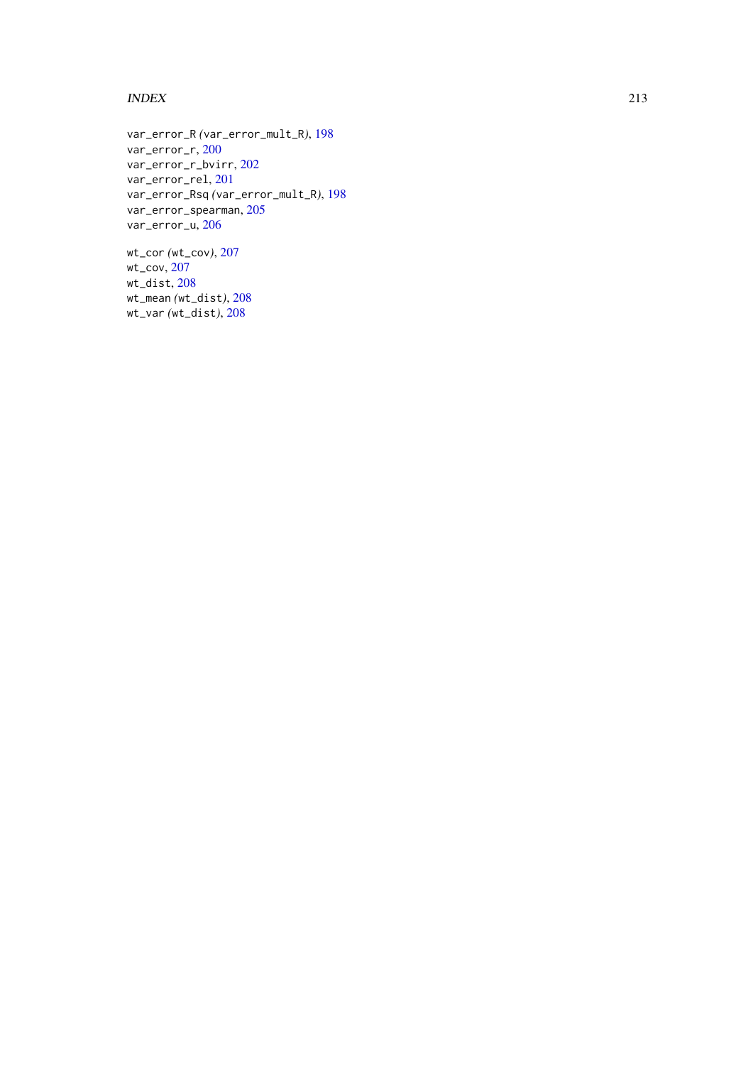var_error_R (var_error_mult_R), 198
var_error_r, 200
var_error_r_bvirr, 202
var_error_rel, 201
var_error_Rsq (var_error_mult_R), 198
var_error_spearman, 205
var_error_u, 206

wt_cor (wt_cov), 207
wt_cov, 207
wt_dist, 208
wt_mean (wt_dist), 208
wt_var (wt_dist), 208